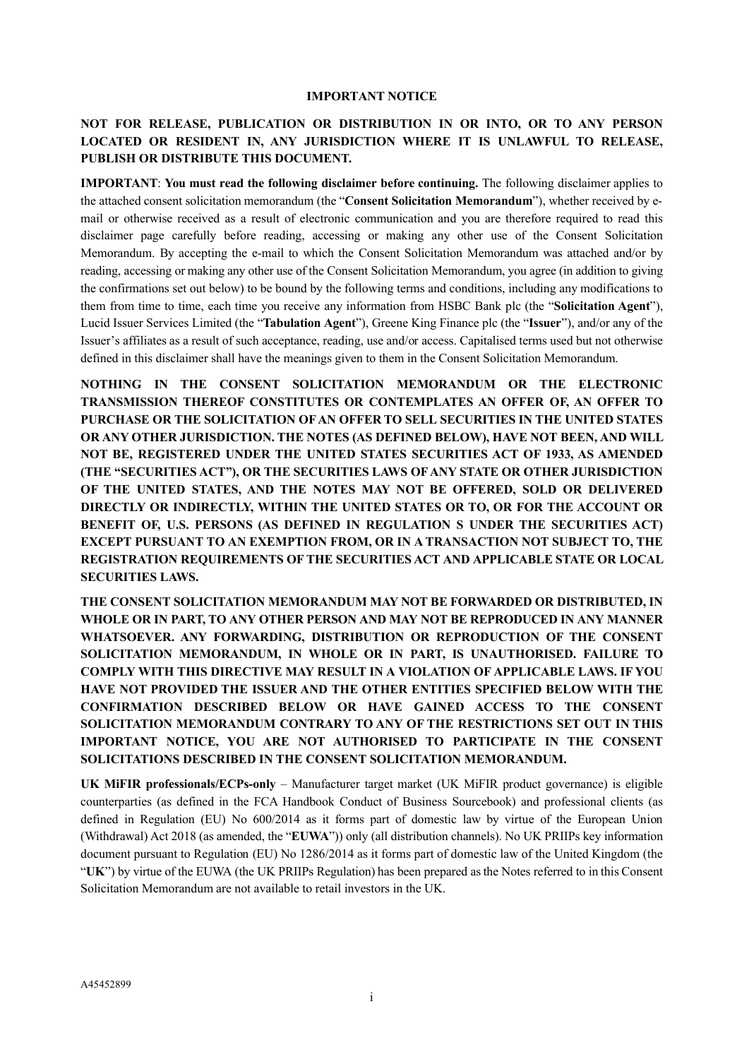**IMPORTANT NOTICE**

**NOT FOR RELEASE, PUBLICATION OR DISTRIBUTION IN OR INTO, OR TO ANY PERSON LOCATED OR RESIDENT IN, ANY JURISDICTION WHERE IT IS UNLAWFUL TO RELEASE, PUBLISH OR DISTRIBUTE THIS DOCUMENT.**

**IMPORTANT**: **You must read the following disclaimer before continuing.** The following disclaimer applies to the attached consent solicitation memorandum (the "**Consent Solicitation Memorandum**"), whether received by e-mail or otherwise received as a result of electronic communication and you are therefore required to read this disclaimer page carefully before reading, accessing or making any other use of the Consent Solicitation Memorandum. By accepting the e-mail to which the Consent Solicitation Memorandum was attached and/or by reading, accessing or making any other use of the Consent Solicitation Memorandum, you agree (in addition to giving the confirmations set out below) to be bound by the following terms and conditions, including any modifications to them from time to time, each time you receive any information from HSBC Bank plc (the "**Solicitation Agent**"), Lucid Issuer Services Limited (the "**Tabulation Agent**"), Greene King Finance plc (the "**Issuer**"), and/or any of the Issuer's affiliates as a result of such acceptance, reading, use and/or access. Capitalised terms used but not otherwise defined in this disclaimer shall have the meanings given to them in the Consent Solicitation Memorandum.

**NOTHING IN THE CONSENT SOLICITATION MEMORANDUM OR THE ELECTRONIC TRANSMISSION THEREOF CONSTITUTES OR CONTEMPLATES AN OFFER OF, AN OFFER TO PURCHASE OR THE SOLICITATION OF AN OFFER TO SELL SECURITIES IN THE UNITED STATES OR ANY OTHER JURISDICTION. THE NOTES (AS DEFINED BELOW), HAVE NOT BEEN, AND WILL NOT BE, REGISTERED UNDER THE UNITED STATES SECURITIES ACT OF 1933, AS AMENDED (THE "SECURITIES ACT"), OR THE SECURITIES LAWS OF ANY STATE OR OTHER JURISDICTION OF THE UNITED STATES, AND THE NOTES MAY NOT BE OFFERED, SOLD OR DELIVERED DIRECTLY OR INDIRECTLY, WITHIN THE UNITED STATES OR TO, OR FOR THE ACCOUNT OR BENEFIT OF, U.S. PERSONS (AS DEFINED IN REGULATION S UNDER THE SECURITIES ACT) EXCEPT PURSUANT TO AN EXEMPTION FROM, OR IN A TRANSACTION NOT SUBJECT TO, THE REGISTRATION REQUIREMENTS OF THE SECURITIES ACT AND APPLICABLE STATE OR LOCAL SECURITIES LAWS.**

**THE CONSENT SOLICITATION MEMORANDUM MAY NOT BE FORWARDED OR DISTRIBUTED, IN WHOLE OR IN PART, TO ANY OTHER PERSON AND MAY NOT BE REPRODUCED IN ANY MANNER WHATSOEVER. ANY FORWARDING, DISTRIBUTION OR REPRODUCTION OF THE CONSENT SOLICITATION MEMORANDUM, IN WHOLE OR IN PART, IS UNAUTHORISED. FAILURE TO COMPLY WITH THIS DIRECTIVE MAY RESULT IN A VIOLATION OF APPLICABLE LAWS. IF YOU HAVE NOT PROVIDED THE ISSUER AND THE OTHER ENTITIES SPECIFIED BELOW WITH THE CONFIRMATION DESCRIBED BELOW OR HAVE GAINED ACCESS TO THE CONSENT SOLICITATION MEMORANDUM CONTRARY TO ANY OF THE RESTRICTIONS SET OUT IN THIS IMPORTANT NOTICE, YOU ARE NOT AUTHORISED TO PARTICIPATE IN THE CONSENT SOLICITATIONS DESCRIBED IN THE CONSENT SOLICITATION MEMORANDUM.**

**UK MiFIR professionals/ECPs-only** – Manufacturer target market (UK MiFIR product governance) is eligible counterparties (as defined in the FCA Handbook Conduct of Business Sourcebook) and professional clients (as defined in Regulation (EU) No 600/2014 as it forms part of domestic law by virtue of the European Union (Withdrawal) Act 2018 (as amended, the "**EUWA**")) only (all distribution channels). No UK PRIIPs key information document pursuant to Regulation (EU) No 1286/2014 as it forms part of domestic law of the United Kingdom (the "**UK**") by virtue of the EUWA (the UK PRIIPs Regulation) has been prepared as the Notes referred to in this Consent Solicitation Memorandum are not available to retail investors in the UK.

A45452899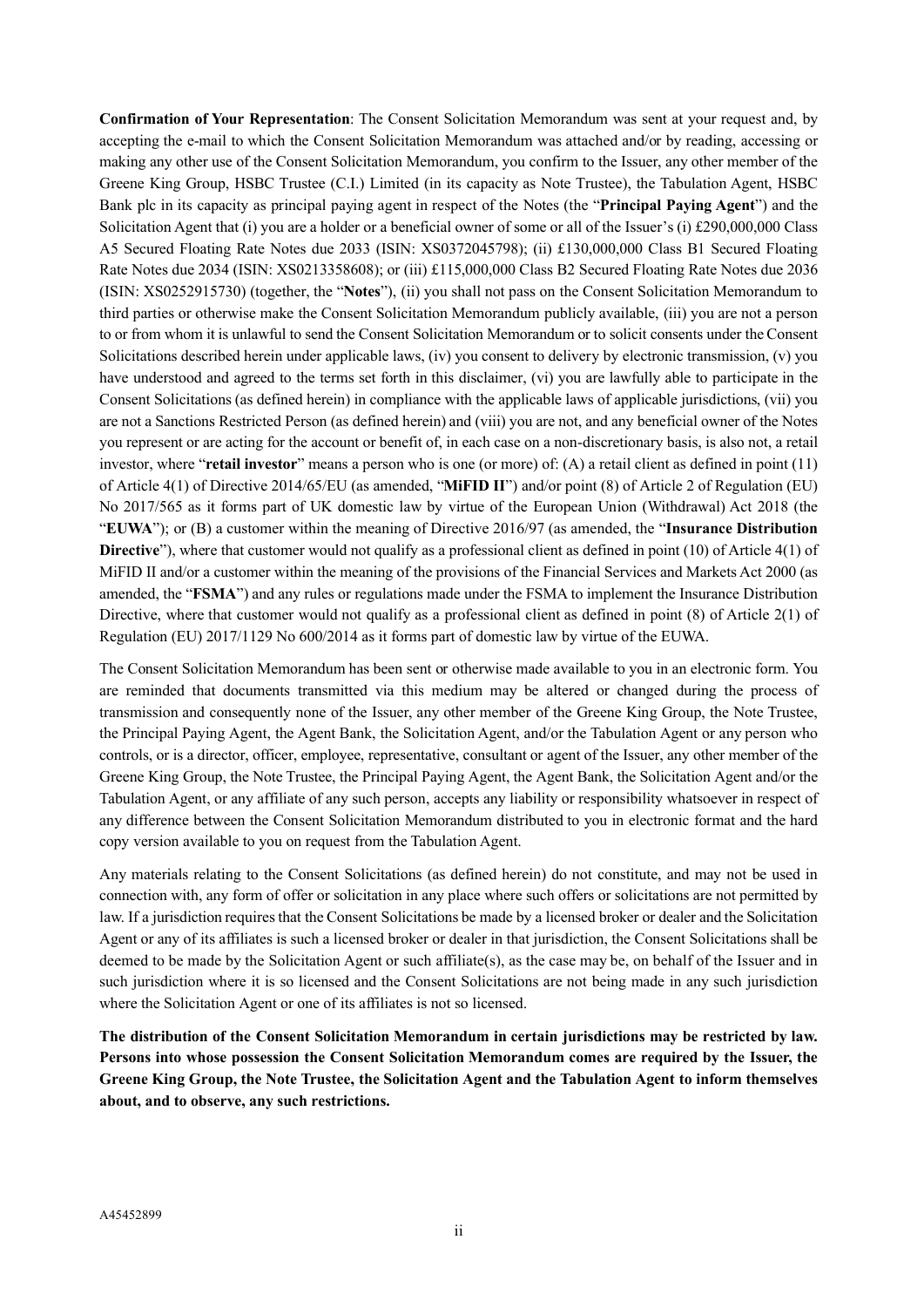**Confirmation of Your Representation**: The Consent Solicitation Memorandum was sent at your request and, by accepting the e-mail to which the Consent Solicitation Memorandum was attached and/or by reading, accessing or making any other use of the Consent Solicitation Memorandum, you confirm to the Issuer, any other member of the Greene King Group, HSBC Trustee (C.I.) Limited (in its capacity as Note Trustee), the Tabulation Agent, HSBC Bank plc in its capacity as principal paying agent in respect of the Notes (the "**Principal Paying Agent**") and the Solicitation Agent that (i) you are a holder or a beneficial owner of some or all of the Issuer's (i) £290,000,000 Class A5 Secured Floating Rate Notes due 2033 (ISIN: XS0372045798); (ii) £130,000,000 Class B1 Secured Floating Rate Notes due 2034 (ISIN: XS0213358608); or (iii) £115,000,000 Class B2 Secured Floating Rate Notes due 2036 (ISIN: XS0252915730) (together, the "**Notes**"), (ii) you shall not pass on the Consent Solicitation Memorandum to third parties or otherwise make the Consent Solicitation Memorandum publicly available, (iii) you are not a person to or from whom it is unlawful to send the Consent Solicitation Memorandum or to solicit consents under the Consent Solicitations described herein under applicable laws, (iv) you consent to delivery by electronic transmission, (v) you have understood and agreed to the terms set forth in this disclaimer, (vi) you are lawfully able to participate in the Consent Solicitations (as defined herein) in compliance with the applicable laws of applicable jurisdictions, (vii) you are not a Sanctions Restricted Person (as defined herein) and (viii) you are not, and any beneficial owner of the Notes you represent or are acting for the account or benefit of, in each case on a non-discretionary basis, is also not, a retail investor, where "**retail investor**" means a person who is one (or more) of: (A) a retail client as defined in point (11) of Article 4(1) of Directive 2014/65/EU (as amended, "**MiFID II**") and/or point (8) of Article 2 of Regulation (EU) No 2017/565 as it forms part of UK domestic law by virtue of the European Union (Withdrawal) Act 2018 (the "**EUWA**"); or (B) a customer within the meaning of Directive 2016/97 (as amended, the "**Insurance Distribution Directive**"), where that customer would not qualify as a professional client as defined in point (10) of Article 4(1) of MiFID II and/or a customer within the meaning of the provisions of the Financial Services and Markets Act 2000 (as amended, the "**FSMA**") and any rules or regulations made under the FSMA to implement the Insurance Distribution Directive, where that customer would not qualify as a professional client as defined in point (8) of Article 2(1) of Regulation (EU) 2017/1129 No 600/2014 as it forms part of domestic law by virtue of the EUWA.

The Consent Solicitation Memorandum has been sent or otherwise made available to you in an electronic form. You are reminded that documents transmitted via this medium may be altered or changed during the process of transmission and consequently none of the Issuer, any other member of the Greene King Group, the Note Trustee, the Principal Paying Agent, the Agent Bank, the Solicitation Agent, and/or the Tabulation Agent or any person who controls, or is a director, officer, employee, representative, consultant or agent of the Issuer, any other member of the Greene King Group, the Note Trustee, the Principal Paying Agent, the Agent Bank, the Solicitation Agent and/or the Tabulation Agent, or any affiliate of any such person, accepts any liability or responsibility whatsoever in respect of any difference between the Consent Solicitation Memorandum distributed to you in electronic format and the hard copy version available to you on request from the Tabulation Agent.

Any materials relating to the Consent Solicitations (as defined herein) do not constitute, and may not be used in connection with, any form of offer or solicitation in any place where such offers or solicitations are not permitted by law. If a jurisdiction requires that the Consent Solicitations be made by a licensed broker or dealer and the Solicitation Agent or any of its affiliates is such a licensed broker or dealer in that jurisdiction, the Consent Solicitations shall be deemed to be made by the Solicitation Agent or such affiliate(s), as the case may be, on behalf of the Issuer and in such jurisdiction where it is so licensed and the Consent Solicitations are not being made in any such jurisdiction where the Solicitation Agent or one of its affiliates is not so licensed.

**The distribution of the Consent Solicitation Memorandum in certain jurisdictions may be restricted by law. Persons into whose possession the Consent Solicitation Memorandum comes are required by the Issuer, the Greene King Group, the Note Trustee, the Solicitation Agent and the Tabulation Agent to inform themselves about, and to observe, any such restrictions.**

A45452899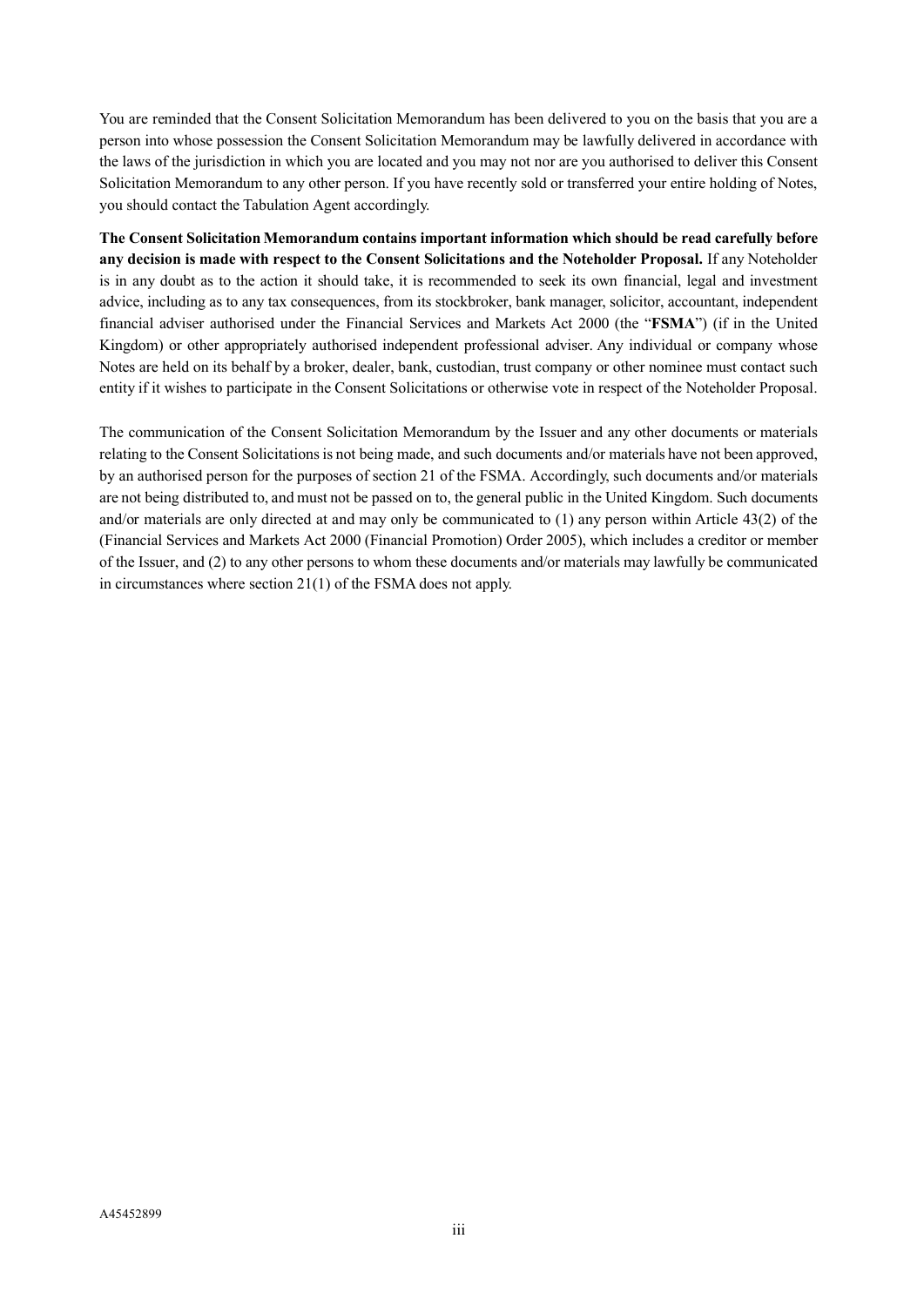You are reminded that the Consent Solicitation Memorandum has been delivered to you on the basis that you are a person into whose possession the Consent Solicitation Memorandum may be lawfully delivered in accordance with the laws of the jurisdiction in which you are located and you may not nor are you authorised to deliver this Consent Solicitation Memorandum to any other person. If you have recently sold or transferred your entire holding of Notes, you should contact the Tabulation Agent accordingly.

**The Consent Solicitation Memorandum contains important information which should be read carefully before any decision is made with respect to the Consent Solicitations and the Noteholder Proposal.** If any Noteholder is in any doubt as to the action it should take, it is recommended to seek its own financial, legal and investment advice, including as to any tax consequences, from its stockbroker, bank manager, solicitor, accountant, independent financial adviser authorised under the Financial Services and Markets Act 2000 (the "**FSMA**") (if in the United Kingdom) or other appropriately authorised independent professional adviser. Any individual or company whose Notes are held on its behalf by a broker, dealer, bank, custodian, trust company or other nominee must contact such entity if it wishes to participate in the Consent Solicitations or otherwise vote in respect of the Noteholder Proposal.

The communication of the Consent Solicitation Memorandum by the Issuer and any other documents or materials relating to the Consent Solicitations is not being made, and such documents and/or materials have not been approved, by an authorised person for the purposes of section 21 of the FSMA. Accordingly, such documents and/or materials are not being distributed to, and must not be passed on to, the general public in the United Kingdom. Such documents and/or materials are only directed at and may only be communicated to (1) any person within Article 43(2) of the (Financial Services and Markets Act 2000 (Financial Promotion) Order 2005), which includes a creditor or member of the Issuer, and (2) to any other persons to whom these documents and/or materials may lawfully be communicated in circumstances where section 21(1) of the FSMA does not apply.

A45452899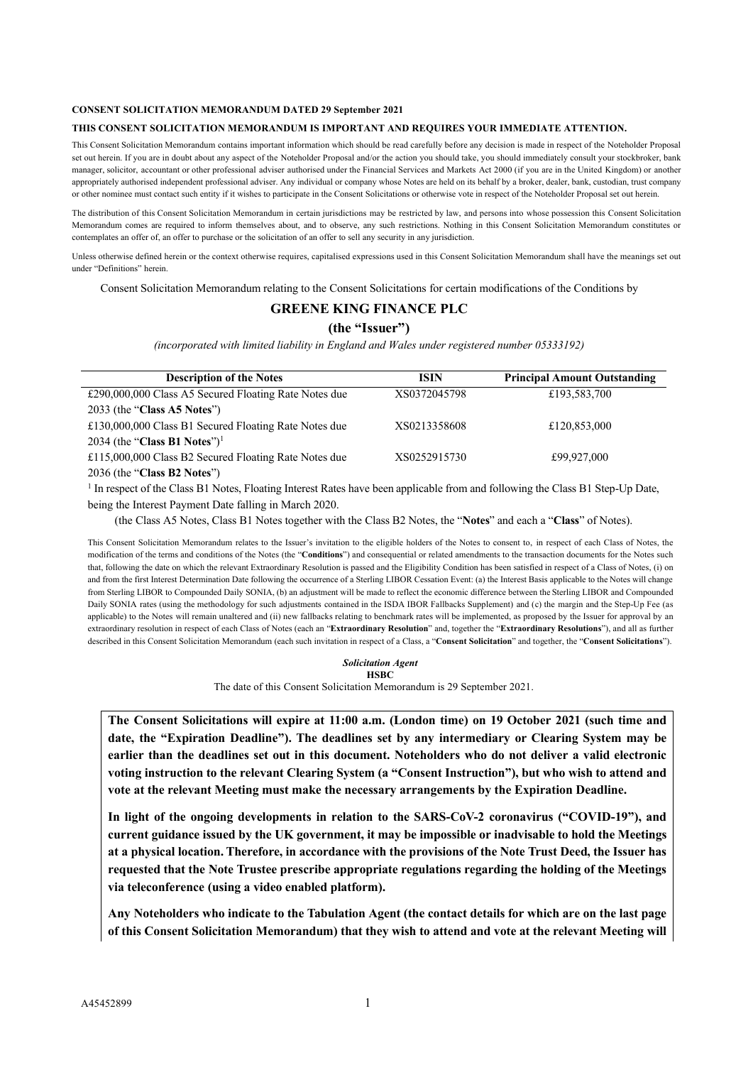**CONSENT SOLICITATION MEMORANDUM DATED 29 September 2021**

**THIS CONSENT SOLICITATION MEMORANDUM IS IMPORTANT AND REQUIRES YOUR IMMEDIATE ATTENTION.**

This Consent Solicitation Memorandum contains important information which should be read carefully before any decision is made in respect of the Noteholder Proposal set out herein. If you are in doubt about any aspect of the Noteholder Proposal and/or the action you should take, you should immediately consult your stockbroker, bank manager, solicitor, accountant or other professional adviser authorised under the Financial Services and Markets Act 2000 (if you are in the United Kingdom) or another appropriately authorised independent professional adviser. Any individual or company whose Notes are held on its behalf by a broker, dealer, bank, custodian, trust company or other nominee must contact such entity if it wishes to participate in the Consent Solicitations or otherwise vote in respect of the Noteholder Proposal set out herein.

The distribution of this Consent Solicitation Memorandum in certain jurisdictions may be restricted by law, and persons into whose possession this Consent Solicitation Memorandum comes are required to inform themselves about, and to observe, any such restrictions. Nothing in this Consent Solicitation Memorandum constitutes or contemplates an offer of, an offer to purchase or the solicitation of an offer to sell any security in any jurisdiction.

Unless otherwise defined herein or the context otherwise requires, capitalised expressions used in this Consent Solicitation Memorandum shall have the meanings set out under "Definitions" herein.

Consent Solicitation Memorandum relating to the Consent Solicitations for certain modifications of the Conditions by

# GREENE KING FINANCE PLC

**(the "Issuer")**

*(incorporated with limited liability in England and Wales under registered number 05333192)*

| Description of the Notes | ISIN | Principal Amount Outstanding |
|---|---|---|
| £290,000,000 Class A5 Secured Floating Rate Notes due 2033 (the "**Class A5 Notes**") | XS0372045798 | £193,583,700 |
| £130,000,000 Class B1 Secured Floating Rate Notes due 2034 (the "**Class B1 Notes**")[1] | XS0213358608 | £120,853,000 |
| £115,000,000 Class B2 Secured Floating Rate Notes due 2036 (the "**Class B2 Notes**") | XS0252915730 | £99,927,000 |

[1] In respect of the Class B1 Notes, Floating Interest Rates have been applicable from and following the Class B1 Step-Up Date, being the Interest Payment Date falling in March 2020.

(the Class A5 Notes, Class B1 Notes together with the Class B2 Notes, the "**Notes**" and each a "**Class**" of Notes).

This Consent Solicitation Memorandum relates to the Issuer's invitation to the eligible holders of the Notes to consent to, in respect of each Class of Notes, the modification of the terms and conditions of the Notes (the "**Conditions**") and consequential or related amendments to the transaction documents for the Notes such that, following the date on which the relevant Extraordinary Resolution is passed and the Eligibility Condition has been satisfied in respect of a Class of Notes, (i) on and from the first Interest Determination Date following the occurrence of a Sterling LIBOR Cessation Event: (a) the Interest Basis applicable to the Notes will change from Sterling LIBOR to Compounded Daily SONIA, (b) an adjustment will be made to reflect the economic difference between the Sterling LIBOR and Compounded Daily SONIA rates (using the methodology for such adjustments contained in the ISDA IBOR Fallbacks Supplement) and (c) the margin and the Step-Up Fee (as applicable) to the Notes will remain unaltered and (ii) new fallbacks relating to benchmark rates will be implemented, as proposed by the Issuer for approval by an extraordinary resolution in respect of each Class of Notes (each an "**Extraordinary Resolution**" and, together the "**Extraordinary Resolutions**"), and all as further described in this Consent Solicitation Memorandum (each such invitation in respect of a Class, a "**Consent Solicitation**" and together, the "**Consent Solicitations**").

***Solicitation Agent***

**HSBC**

The date of this Consent Solicitation Memorandum is 29 September 2021.

**The Consent Solicitations will expire at 11:00 a.m. (London time) on 19 October 2021 (such time and date, the "Expiration Deadline"). The deadlines set by any intermediary or Clearing System may be earlier than the deadlines set out in this document. Noteholders who do not deliver a valid electronic voting instruction to the relevant Clearing System (a "Consent Instruction"), but who wish to attend and vote at the relevant Meeting must make the necessary arrangements by the Expiration Deadline.**

**In light of the ongoing developments in relation to the SARS-CoV-2 coronavirus ("COVID-19"), and current guidance issued by the UK government, it may be impossible or inadvisable to hold the Meetings at a physical location. Therefore, in accordance with the provisions of the Note Trust Deed, the Issuer has requested that the Note Trustee prescribe appropriate regulations regarding the holding of the Meetings via teleconference (using a video enabled platform).**

**Any Noteholders who indicate to the Tabulation Agent (the contact details for which are on the last page of this Consent Solicitation Memorandum) that they wish to attend and vote at the relevant Meeting will**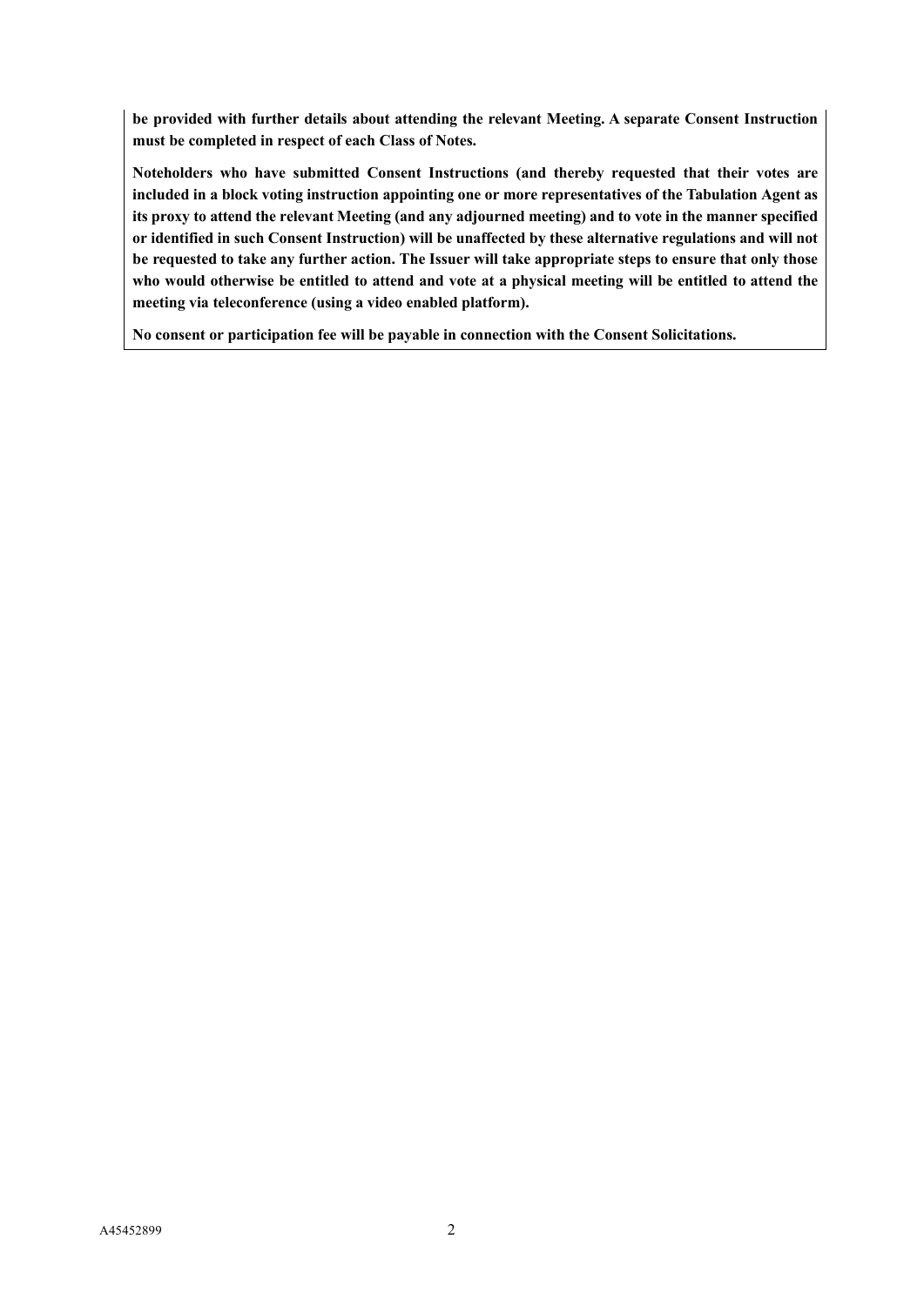**be provided with further details about attending the relevant Meeting. A separate Consent Instruction must be completed in respect of each Class of Notes.**

**Noteholders who have submitted Consent Instructions (and thereby requested that their votes are included in a block voting instruction appointing one or more representatives of the Tabulation Agent as its proxy to attend the relevant Meeting (and any adjourned meeting) and to vote in the manner specified or identified in such Consent Instruction) will be unaffected by these alternative regulations and will not be requested to take any further action. The Issuer will take appropriate steps to ensure that only those who would otherwise be entitled to attend and vote at a physical meeting will be entitled to attend the meeting via teleconference (using a video enabled platform).**

**No consent or participation fee will be payable in connection with the Consent Solicitations.**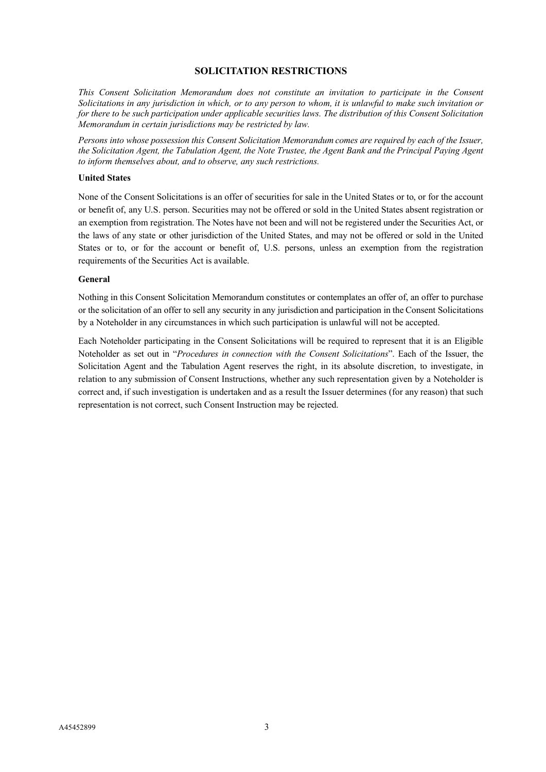## SOLICITATION RESTRICTIONS

*This Consent Solicitation Memorandum does not constitute an invitation to participate in the Consent Solicitations in any jurisdiction in which, or to any person to whom, it is unlawful to make such invitation or for there to be such participation under applicable securities laws. The distribution of this Consent Solicitation Memorandum in certain jurisdictions may be restricted by law.*

*Persons into whose possession this Consent Solicitation Memorandum comes are required by each of the Issuer, the Solicitation Agent, the Tabulation Agent, the Note Trustee, the Agent Bank and the Principal Paying Agent to inform themselves about, and to observe, any such restrictions.*

### United States

None of the Consent Solicitations is an offer of securities for sale in the United States or to, or for the account or benefit of, any U.S. person. Securities may not be offered or sold in the United States absent registration or an exemption from registration. The Notes have not been and will not be registered under the Securities Act, or the laws of any state or other jurisdiction of the United States, and may not be offered or sold in the United States or to, or for the account or benefit of, U.S. persons, unless an exemption from the registration requirements of the Securities Act is available.

### General

Nothing in this Consent Solicitation Memorandum constitutes or contemplates an offer of, an offer to purchase or the solicitation of an offer to sell any security in any jurisdiction and participation in the Consent Solicitations by a Noteholder in any circumstances in which such participation is unlawful will not be accepted.

Each Noteholder participating in the Consent Solicitations will be required to represent that it is an Eligible Noteholder as set out in "*Procedures in connection with the Consent Solicitations*". Each of the Issuer, the Solicitation Agent and the Tabulation Agent reserves the right, in its absolute discretion, to investigate, in relation to any submission of Consent Instructions, whether any such representation given by a Noteholder is correct and, if such investigation is undertaken and as a result the Issuer determines (for any reason) that such representation is not correct, such Consent Instruction may be rejected.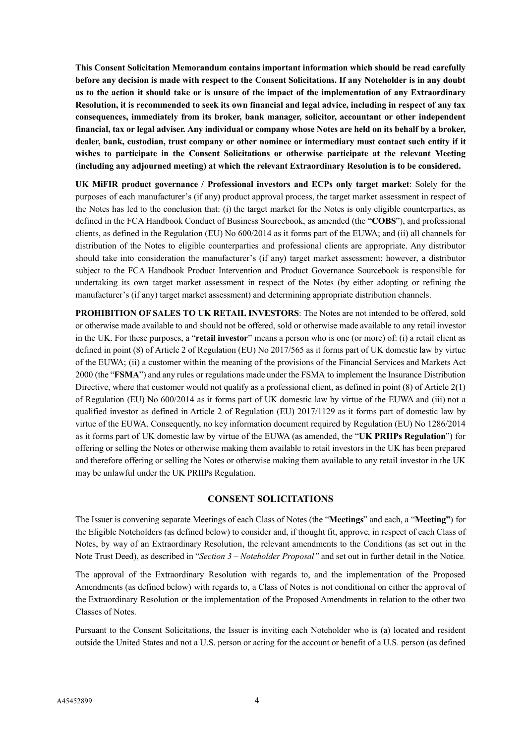**This Consent Solicitation Memorandum contains important information which should be read carefully before any decision is made with respect to the Consent Solicitations. If any Noteholder is in any doubt as to the action it should take or is unsure of the impact of the implementation of any Extraordinary Resolution, it is recommended to seek its own financial and legal advice, including in respect of any tax consequences, immediately from its broker, bank manager, solicitor, accountant or other independent financial, tax or legal adviser. Any individual or company whose Notes are held on its behalf by a broker, dealer, bank, custodian, trust company or other nominee or intermediary must contact such entity if it wishes to participate in the Consent Solicitations or otherwise participate at the relevant Meeting (including any adjourned meeting) at which the relevant Extraordinary Resolution is to be considered.**

**UK MiFIR product governance / Professional investors and ECPs only target market**: Solely for the purposes of each manufacturer's (if any) product approval process, the target market assessment in respect of the Notes has led to the conclusion that: (i) the target market for the Notes is only eligible counterparties, as defined in the FCA Handbook Conduct of Business Sourcebook, as amended (the "**COBS**"), and professional clients, as defined in the Regulation (EU) No 600/2014 as it forms part of the EUWA; and (ii) all channels for distribution of the Notes to eligible counterparties and professional clients are appropriate. Any distributor should take into consideration the manufacturer's (if any) target market assessment; however, a distributor subject to the FCA Handbook Product Intervention and Product Governance Sourcebook is responsible for undertaking its own target market assessment in respect of the Notes (by either adopting or refining the manufacturer's (if any) target market assessment) and determining appropriate distribution channels.

**PROHIBITION OF SALES TO UK RETAIL INVESTORS**: The Notes are not intended to be offered, sold or otherwise made available to and should not be offered, sold or otherwise made available to any retail investor in the UK. For these purposes, a "**retail investor**" means a person who is one (or more) of: (i) a retail client as defined in point (8) of Article 2 of Regulation (EU) No 2017/565 as it forms part of UK domestic law by virtue of the EUWA; (ii) a customer within the meaning of the provisions of the Financial Services and Markets Act 2000 (the "**FSMA**") and any rules or regulations made under the FSMA to implement the Insurance Distribution Directive, where that customer would not qualify as a professional client, as defined in point (8) of Article 2(1) of Regulation (EU) No 600/2014 as it forms part of UK domestic law by virtue of the EUWA and (iii) not a qualified investor as defined in Article 2 of Regulation (EU) 2017/1129 as it forms part of domestic law by virtue of the EUWA. Consequently, no key information document required by Regulation (EU) No 1286/2014 as it forms part of UK domestic law by virtue of the EUWA (as amended, the "**UK PRIIPs Regulation**") for offering or selling the Notes or otherwise making them available to retail investors in the UK has been prepared and therefore offering or selling the Notes or otherwise making them available to any retail investor in the UK may be unlawful under the UK PRIIPs Regulation.

## CONSENT SOLICITATIONS

The Issuer is convening separate Meetings of each Class of Notes (the "**Meetings**" and each, a "**Meeting**") for the Eligible Noteholders (as defined below) to consider and, if thought fit, approve, in respect of each Class of Notes, by way of an Extraordinary Resolution, the relevant amendments to the Conditions (as set out in the Note Trust Deed), as described in "*Section 3 – Noteholder Proposal*" and set out in further detail in the Notice.

The approval of the Extraordinary Resolution with regards to, and the implementation of the Proposed Amendments (as defined below) with regards to, a Class of Notes is not conditional on either the approval of the Extraordinary Resolution or the implementation of the Proposed Amendments in relation to the other two Classes of Notes.

Pursuant to the Consent Solicitations, the Issuer is inviting each Noteholder who is (a) located and resident outside the United States and not a U.S. person or acting for the account or benefit of a U.S. person (as defined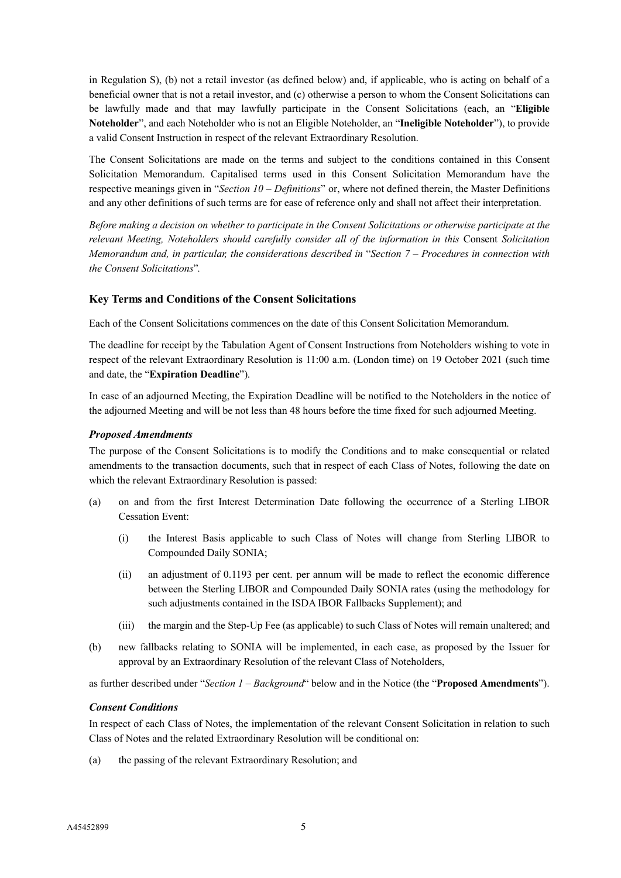in Regulation S), (b) not a retail investor (as defined below) and, if applicable, who is acting on behalf of a beneficial owner that is not a retail investor, and (c) otherwise a person to whom the Consent Solicitations can be lawfully made and that may lawfully participate in the Consent Solicitations (each, an "**Eligible Noteholder**", and each Noteholder who is not an Eligible Noteholder, an "**Ineligible Noteholder**"), to provide a valid Consent Instruction in respect of the relevant Extraordinary Resolution.

The Consent Solicitations are made on the terms and subject to the conditions contained in this Consent Solicitation Memorandum. Capitalised terms used in this Consent Solicitation Memorandum have the respective meanings given in "*Section 10 – Definitions*" or, where not defined therein, the Master Definitions and any other definitions of such terms are for ease of reference only and shall not affect their interpretation.

*Before making a decision on whether to participate in the Consent Solicitations or otherwise participate at the relevant Meeting, Noteholders should carefully consider all of the information in this* Consent *Solicitation Memorandum and, in particular, the considerations described in* "*Section 7 – Procedures in connection with the Consent Solicitations*".

### Key Terms and Conditions of the Consent Solicitations

Each of the Consent Solicitations commences on the date of this Consent Solicitation Memorandum.

The deadline for receipt by the Tabulation Agent of Consent Instructions from Noteholders wishing to vote in respect of the relevant Extraordinary Resolution is 11:00 a.m. (London time) on 19 October 2021 (such time and date, the "**Expiration Deadline**").

In case of an adjourned Meeting, the Expiration Deadline will be notified to the Noteholders in the notice of the adjourned Meeting and will be not less than 48 hours before the time fixed for such adjourned Meeting.

#### *Proposed Amendments*

The purpose of the Consent Solicitations is to modify the Conditions and to make consequential or related amendments to the transaction documents, such that in respect of each Class of Notes, following the date on which the relevant Extraordinary Resolution is passed:

(a) on and from the first Interest Determination Date following the occurrence of a Sterling LIBOR Cessation Event:

  (i) the Interest Basis applicable to such Class of Notes will change from Sterling LIBOR to Compounded Daily SONIA;

  (ii) an adjustment of 0.1193 per cent. per annum will be made to reflect the economic difference between the Sterling LIBOR and Compounded Daily SONIA rates (using the methodology for such adjustments contained in the ISDA IBOR Fallbacks Supplement); and

  (iii) the margin and the Step-Up Fee (as applicable) to such Class of Notes will remain unaltered; and

(b) new fallbacks relating to SONIA will be implemented, in each case, as proposed by the Issuer for approval by an Extraordinary Resolution of the relevant Class of Noteholders,

as further described under "*Section 1 – Background*" below and in the Notice (the "**Proposed Amendments**").

#### *Consent Conditions*

In respect of each Class of Notes, the implementation of the relevant Consent Solicitation in relation to such Class of Notes and the related Extraordinary Resolution will be conditional on:

(a) the passing of the relevant Extraordinary Resolution; and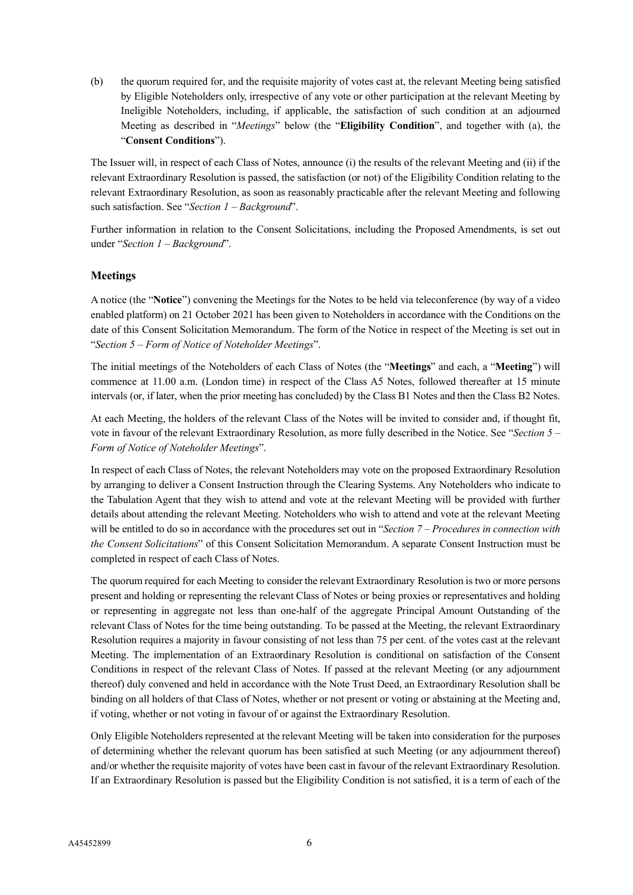(b) the quorum required for, and the requisite majority of votes cast at, the relevant Meeting being satisfied by Eligible Noteholders only, irrespective of any vote or other participation at the relevant Meeting by Ineligible Noteholders, including, if applicable, the satisfaction of such condition at an adjourned Meeting as described in "*Meetings*" below (the "**Eligibility Condition**", and together with (a), the "**Consent Conditions**").

The Issuer will, in respect of each Class of Notes, announce (i) the results of the relevant Meeting and (ii) if the relevant Extraordinary Resolution is passed, the satisfaction (or not) of the Eligibility Condition relating to the relevant Extraordinary Resolution, as soon as reasonably practicable after the relevant Meeting and following such satisfaction. See "*Section 1 – Background*".

Further information in relation to the Consent Solicitations, including the Proposed Amendments, is set out under "*Section 1 – Background*".

### Meetings

A notice (the "**Notice**") convening the Meetings for the Notes to be held via teleconference (by way of a video enabled platform) on 21 October 2021 has been given to Noteholders in accordance with the Conditions on the date of this Consent Solicitation Memorandum. The form of the Notice in respect of the Meeting is set out in "*Section 5 – Form of Notice of Noteholder Meetings*".

The initial meetings of the Noteholders of each Class of Notes (the "**Meetings**" and each, a "**Meeting**") will commence at 11.00 a.m. (London time) in respect of the Class A5 Notes, followed thereafter at 15 minute intervals (or, if later, when the prior meeting has concluded) by the Class B1 Notes and then the Class B2 Notes.

At each Meeting, the holders of the relevant Class of the Notes will be invited to consider and, if thought fit, vote in favour of the relevant Extraordinary Resolution, as more fully described in the Notice. See "*Section 5 – Form of Notice of Noteholder Meetings*".

In respect of each Class of Notes, the relevant Noteholders may vote on the proposed Extraordinary Resolution by arranging to deliver a Consent Instruction through the Clearing Systems. Any Noteholders who indicate to the Tabulation Agent that they wish to attend and vote at the relevant Meeting will be provided with further details about attending the relevant Meeting. Noteholders who wish to attend and vote at the relevant Meeting will be entitled to do so in accordance with the procedures set out in "*Section 7 – Procedures in connection with the Consent Solicitations*" of this Consent Solicitation Memorandum. A separate Consent Instruction must be completed in respect of each Class of Notes.

The quorum required for each Meeting to consider the relevant Extraordinary Resolution is two or more persons present and holding or representing the relevant Class of Notes or being proxies or representatives and holding or representing in aggregate not less than one-half of the aggregate Principal Amount Outstanding of the relevant Class of Notes for the time being outstanding. To be passed at the Meeting, the relevant Extraordinary Resolution requires a majority in favour consisting of not less than 75 per cent. of the votes cast at the relevant Meeting. The implementation of an Extraordinary Resolution is conditional on satisfaction of the Consent Conditions in respect of the relevant Class of Notes. If passed at the relevant Meeting (or any adjournment thereof) duly convened and held in accordance with the Note Trust Deed, an Extraordinary Resolution shall be binding on all holders of that Class of Notes, whether or not present or voting or abstaining at the Meeting and, if voting, whether or not voting in favour of or against the Extraordinary Resolution.

Only Eligible Noteholders represented at the relevant Meeting will be taken into consideration for the purposes of determining whether the relevant quorum has been satisfied at such Meeting (or any adjournment thereof) and/or whether the requisite majority of votes have been cast in favour of the relevant Extraordinary Resolution. If an Extraordinary Resolution is passed but the Eligibility Condition is not satisfied, it is a term of each of the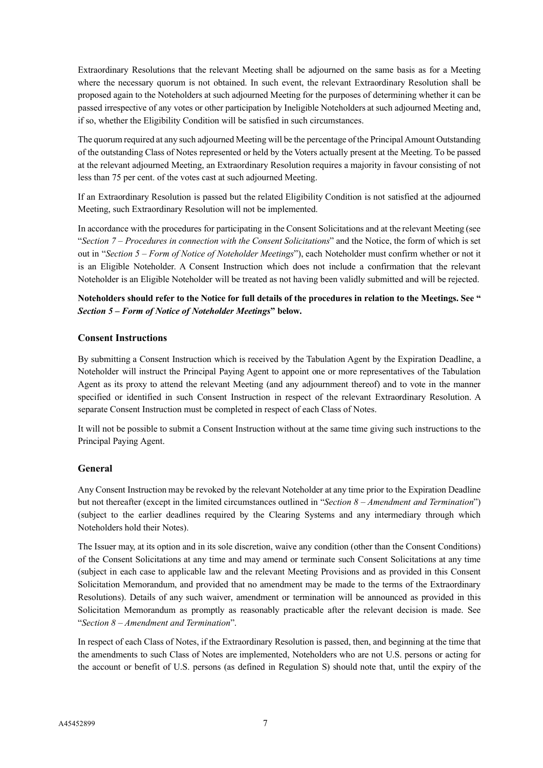Extraordinary Resolutions that the relevant Meeting shall be adjourned on the same basis as for a Meeting where the necessary quorum is not obtained. In such event, the relevant Extraordinary Resolution shall be proposed again to the Noteholders at such adjourned Meeting for the purposes of determining whether it can be passed irrespective of any votes or other participation by Ineligible Noteholders at such adjourned Meeting and, if so, whether the Eligibility Condition will be satisfied in such circumstances.

The quorum required at any such adjourned Meeting will be the percentage of the Principal Amount Outstanding of the outstanding Class of Notes represented or held by the Voters actually present at the Meeting. To be passed at the relevant adjourned Meeting, an Extraordinary Resolution requires a majority in favour consisting of not less than 75 per cent. of the votes cast at such adjourned Meeting.

If an Extraordinary Resolution is passed but the related Eligibility Condition is not satisfied at the adjourned Meeting, such Extraordinary Resolution will not be implemented.

In accordance with the procedures for participating in the Consent Solicitations and at the relevant Meeting (see "*Section 7 – Procedures in connection with the Consent Solicitations*" and the Notice, the form of which is set out in "*Section 5 – Form of Notice of Noteholder Meetings*"), each Noteholder must confirm whether or not it is an Eligible Noteholder. A Consent Instruction which does not include a confirmation that the relevant Noteholder is an Eligible Noteholder will be treated as not having been validly submitted and will be rejected.

**Noteholders should refer to the Notice for full details of the procedures in relation to the Meetings. See "*Section 5 – Form of Notice of Noteholder Meetings*" below.**

### Consent Instructions

By submitting a Consent Instruction which is received by the Tabulation Agent by the Expiration Deadline, a Noteholder will instruct the Principal Paying Agent to appoint one or more representatives of the Tabulation Agent as its proxy to attend the relevant Meeting (and any adjournment thereof) and to vote in the manner specified or identified in such Consent Instruction in respect of the relevant Extraordinary Resolution. A separate Consent Instruction must be completed in respect of each Class of Notes.

It will not be possible to submit a Consent Instruction without at the same time giving such instructions to the Principal Paying Agent.

### General

Any Consent Instruction may be revoked by the relevant Noteholder at any time prior to the Expiration Deadline but not thereafter (except in the limited circumstances outlined in "*Section 8 – Amendment and Termination*") (subject to the earlier deadlines required by the Clearing Systems and any intermediary through which Noteholders hold their Notes).

The Issuer may, at its option and in its sole discretion, waive any condition (other than the Consent Conditions) of the Consent Solicitations at any time and may amend or terminate such Consent Solicitations at any time (subject in each case to applicable law and the relevant Meeting Provisions and as provided in this Consent Solicitation Memorandum, and provided that no amendment may be made to the terms of the Extraordinary Resolutions). Details of any such waiver, amendment or termination will be announced as provided in this Solicitation Memorandum as promptly as reasonably practicable after the relevant decision is made. See "*Section 8 – Amendment and Termination*".

In respect of each Class of Notes, if the Extraordinary Resolution is passed, then, and beginning at the time that the amendments to such Class of Notes are implemented, Noteholders who are not U.S. persons or acting for the account or benefit of U.S. persons (as defined in Regulation S) should note that, until the expiry of the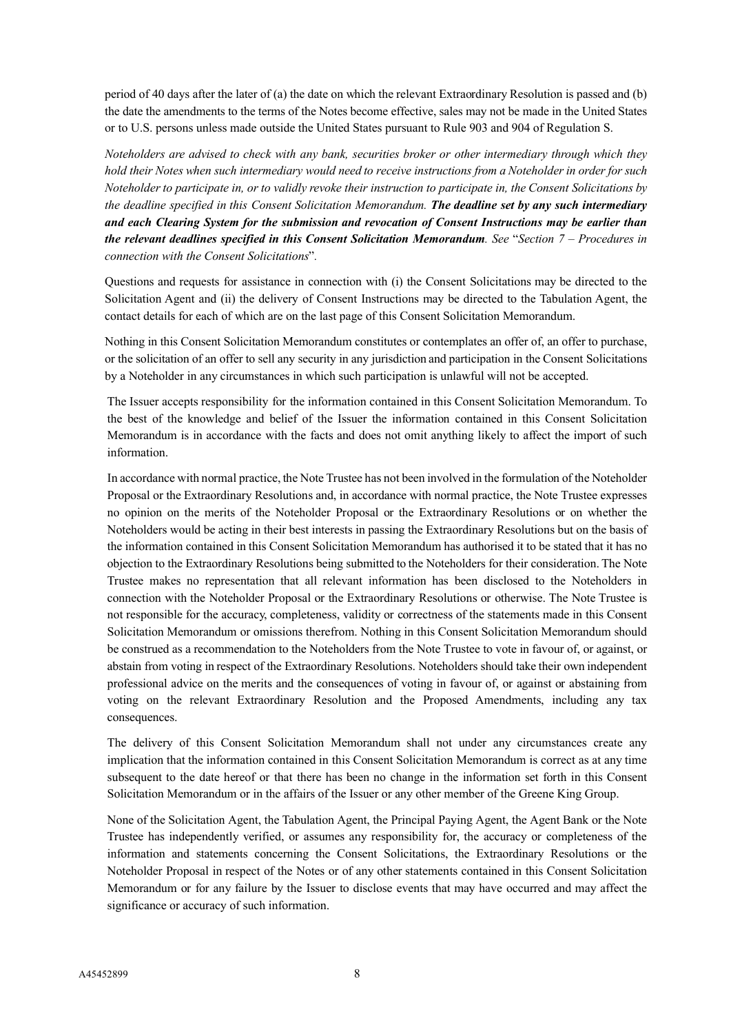period of 40 days after the later of (a) the date on which the relevant Extraordinary Resolution is passed and (b) the date the amendments to the terms of the Notes become effective, sales may not be made in the United States or to U.S. persons unless made outside the United States pursuant to Rule 903 and 904 of Regulation S.

*Noteholders are advised to check with any bank, securities broker or other intermediary through which they hold their Notes when such intermediary would need to receive instructions from a Noteholder in order for such Noteholder to participate in, or to validly revoke their instruction to participate in, the Consent Solicitations by the deadline specified in this Consent Solicitation Memorandum.* ***The deadline set by any such intermediary and each Clearing System for the submission and revocation of Consent Instructions may be earlier than the relevant deadlines specified in this Consent Solicitation Memorandum****. See* "*Section 7 – Procedures in connection with the Consent Solicitations*".

Questions and requests for assistance in connection with (i) the Consent Solicitations may be directed to the Solicitation Agent and (ii) the delivery of Consent Instructions may be directed to the Tabulation Agent, the contact details for each of which are on the last page of this Consent Solicitation Memorandum.

Nothing in this Consent Solicitation Memorandum constitutes or contemplates an offer of, an offer to purchase, or the solicitation of an offer to sell any security in any jurisdiction and participation in the Consent Solicitations by a Noteholder in any circumstances in which such participation is unlawful will not be accepted.

The Issuer accepts responsibility for the information contained in this Consent Solicitation Memorandum. To the best of the knowledge and belief of the Issuer the information contained in this Consent Solicitation Memorandum is in accordance with the facts and does not omit anything likely to affect the import of such information.

In accordance with normal practice, the Note Trustee has not been involved in the formulation of the Noteholder Proposal or the Extraordinary Resolutions and, in accordance with normal practice, the Note Trustee expresses no opinion on the merits of the Noteholder Proposal or the Extraordinary Resolutions or on whether the Noteholders would be acting in their best interests in passing the Extraordinary Resolutions but on the basis of the information contained in this Consent Solicitation Memorandum has authorised it to be stated that it has no objection to the Extraordinary Resolutions being submitted to the Noteholders for their consideration. The Note Trustee makes no representation that all relevant information has been disclosed to the Noteholders in connection with the Noteholder Proposal or the Extraordinary Resolutions or otherwise. The Note Trustee is not responsible for the accuracy, completeness, validity or correctness of the statements made in this Consent Solicitation Memorandum or omissions therefrom. Nothing in this Consent Solicitation Memorandum should be construed as a recommendation to the Noteholders from the Note Trustee to vote in favour of, or against, or abstain from voting in respect of the Extraordinary Resolutions. Noteholders should take their own independent professional advice on the merits and the consequences of voting in favour of, or against or abstaining from voting on the relevant Extraordinary Resolution and the Proposed Amendments, including any tax consequences.

The delivery of this Consent Solicitation Memorandum shall not under any circumstances create any implication that the information contained in this Consent Solicitation Memorandum is correct as at any time subsequent to the date hereof or that there has been no change in the information set forth in this Consent Solicitation Memorandum or in the affairs of the Issuer or any other member of the Greene King Group.

None of the Solicitation Agent, the Tabulation Agent, the Principal Paying Agent, the Agent Bank or the Note Trustee has independently verified, or assumes any responsibility for, the accuracy or completeness of the information and statements concerning the Consent Solicitations, the Extraordinary Resolutions or the Noteholder Proposal in respect of the Notes or of any other statements contained in this Consent Solicitation Memorandum or for any failure by the Issuer to disclose events that may have occurred and may affect the significance or accuracy of such information.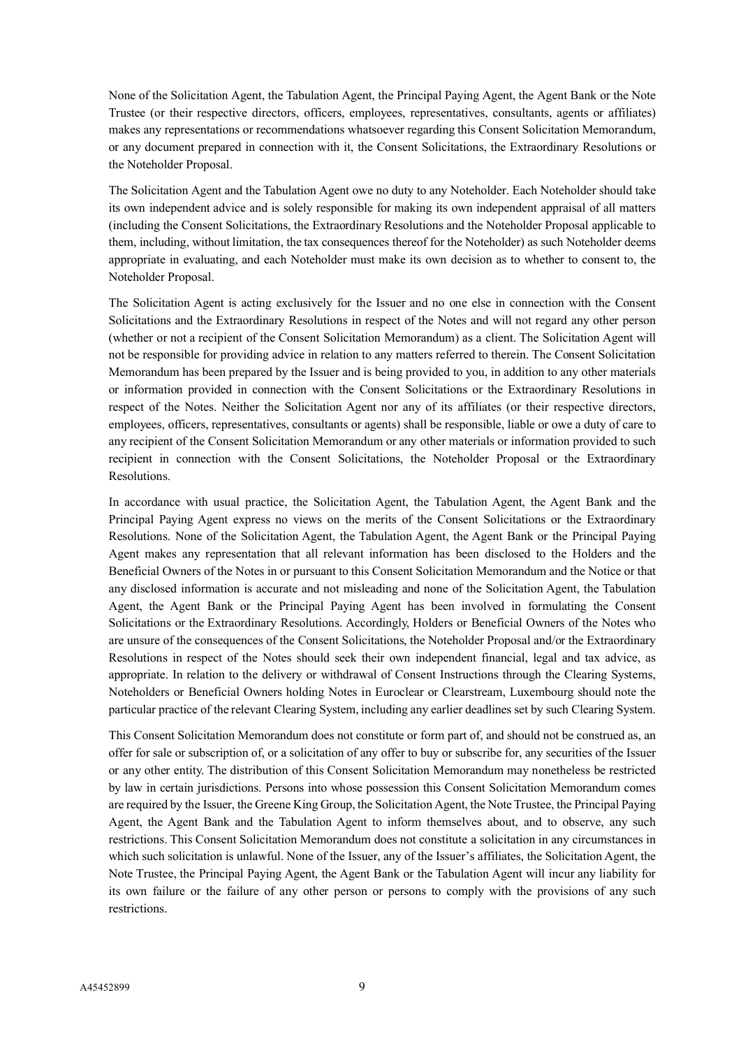None of the Solicitation Agent, the Tabulation Agent, the Principal Paying Agent, the Agent Bank or the Note Trustee (or their respective directors, officers, employees, representatives, consultants, agents or affiliates) makes any representations or recommendations whatsoever regarding this Consent Solicitation Memorandum, or any document prepared in connection with it, the Consent Solicitations, the Extraordinary Resolutions or the Noteholder Proposal.

The Solicitation Agent and the Tabulation Agent owe no duty to any Noteholder. Each Noteholder should take its own independent advice and is solely responsible for making its own independent appraisal of all matters (including the Consent Solicitations, the Extraordinary Resolutions and the Noteholder Proposal applicable to them, including, without limitation, the tax consequences thereof for the Noteholder) as such Noteholder deems appropriate in evaluating, and each Noteholder must make its own decision as to whether to consent to, the Noteholder Proposal.

The Solicitation Agent is acting exclusively for the Issuer and no one else in connection with the Consent Solicitations and the Extraordinary Resolutions in respect of the Notes and will not regard any other person (whether or not a recipient of the Consent Solicitation Memorandum) as a client. The Solicitation Agent will not be responsible for providing advice in relation to any matters referred to therein. The Consent Solicitation Memorandum has been prepared by the Issuer and is being provided to you, in addition to any other materials or information provided in connection with the Consent Solicitations or the Extraordinary Resolutions in respect of the Notes. Neither the Solicitation Agent nor any of its affiliates (or their respective directors, employees, officers, representatives, consultants or agents) shall be responsible, liable or owe a duty of care to any recipient of the Consent Solicitation Memorandum or any other materials or information provided to such recipient in connection with the Consent Solicitations, the Noteholder Proposal or the Extraordinary Resolutions.

In accordance with usual practice, the Solicitation Agent, the Tabulation Agent, the Agent Bank and the Principal Paying Agent express no views on the merits of the Consent Solicitations or the Extraordinary Resolutions. None of the Solicitation Agent, the Tabulation Agent, the Agent Bank or the Principal Paying Agent makes any representation that all relevant information has been disclosed to the Holders and the Beneficial Owners of the Notes in or pursuant to this Consent Solicitation Memorandum and the Notice or that any disclosed information is accurate and not misleading and none of the Solicitation Agent, the Tabulation Agent, the Agent Bank or the Principal Paying Agent has been involved in formulating the Consent Solicitations or the Extraordinary Resolutions. Accordingly, Holders or Beneficial Owners of the Notes who are unsure of the consequences of the Consent Solicitations, the Noteholder Proposal and/or the Extraordinary Resolutions in respect of the Notes should seek their own independent financial, legal and tax advice, as appropriate. In relation to the delivery or withdrawal of Consent Instructions through the Clearing Systems, Noteholders or Beneficial Owners holding Notes in Euroclear or Clearstream, Luxembourg should note the particular practice of the relevant Clearing System, including any earlier deadlines set by such Clearing System.

This Consent Solicitation Memorandum does not constitute or form part of, and should not be construed as, an offer for sale or subscription of, or a solicitation of any offer to buy or subscribe for, any securities of the Issuer or any other entity. The distribution of this Consent Solicitation Memorandum may nonetheless be restricted by law in certain jurisdictions. Persons into whose possession this Consent Solicitation Memorandum comes are required by the Issuer, the Greene King Group, the Solicitation Agent, the Note Trustee, the Principal Paying Agent, the Agent Bank and the Tabulation Agent to inform themselves about, and to observe, any such restrictions. This Consent Solicitation Memorandum does not constitute a solicitation in any circumstances in which such solicitation is unlawful. None of the Issuer, any of the Issuer's affiliates, the Solicitation Agent, the Note Trustee, the Principal Paying Agent, the Agent Bank or the Tabulation Agent will incur any liability for its own failure or the failure of any other person or persons to comply with the provisions of any such restrictions.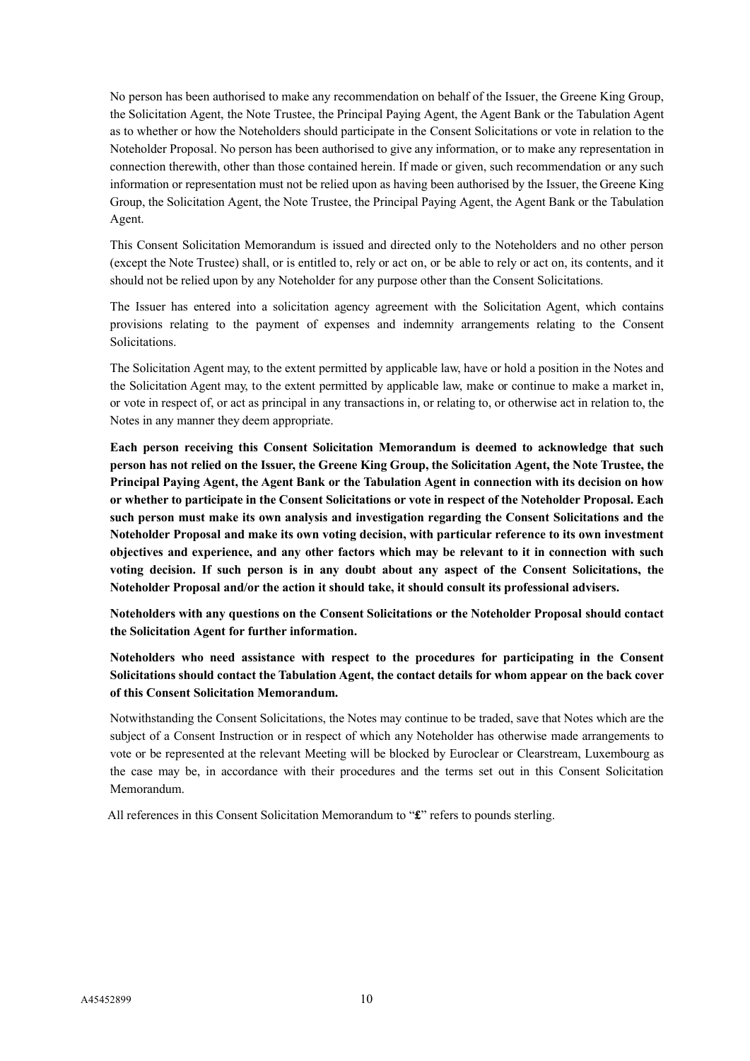No person has been authorised to make any recommendation on behalf of the Issuer, the Greene King Group, the Solicitation Agent, the Note Trustee, the Principal Paying Agent, the Agent Bank or the Tabulation Agent as to whether or how the Noteholders should participate in the Consent Solicitations or vote in relation to the Noteholder Proposal. No person has been authorised to give any information, or to make any representation in connection therewith, other than those contained herein. If made or given, such recommendation or any such information or representation must not be relied upon as having been authorised by the Issuer, the Greene King Group, the Solicitation Agent, the Note Trustee, the Principal Paying Agent, the Agent Bank or the Tabulation Agent.

This Consent Solicitation Memorandum is issued and directed only to the Noteholders and no other person (except the Note Trustee) shall, or is entitled to, rely or act on, or be able to rely or act on, its contents, and it should not be relied upon by any Noteholder for any purpose other than the Consent Solicitations.

The Issuer has entered into a solicitation agency agreement with the Solicitation Agent, which contains provisions relating to the payment of expenses and indemnity arrangements relating to the Consent Solicitations.

The Solicitation Agent may, to the extent permitted by applicable law, have or hold a position in the Notes and the Solicitation Agent may, to the extent permitted by applicable law, make or continue to make a market in, or vote in respect of, or act as principal in any transactions in, or relating to, or otherwise act in relation to, the Notes in any manner they deem appropriate.

**Each person receiving this Consent Solicitation Memorandum is deemed to acknowledge that such person has not relied on the Issuer, the Greene King Group, the Solicitation Agent, the Note Trustee, the Principal Paying Agent, the Agent Bank or the Tabulation Agent in connection with its decision on how or whether to participate in the Consent Solicitations or vote in respect of the Noteholder Proposal. Each such person must make its own analysis and investigation regarding the Consent Solicitations and the Noteholder Proposal and make its own voting decision, with particular reference to its own investment objectives and experience, and any other factors which may be relevant to it in connection with such voting decision. If such person is in any doubt about any aspect of the Consent Solicitations, the Noteholder Proposal and/or the action it should take, it should consult its professional advisers.**

**Noteholders with any questions on the Consent Solicitations or the Noteholder Proposal should contact the Solicitation Agent for further information.**

**Noteholders who need assistance with respect to the procedures for participating in the Consent Solicitations should contact the Tabulation Agent, the contact details for whom appear on the back cover of this Consent Solicitation Memorandum.**

Notwithstanding the Consent Solicitations, the Notes may continue to be traded, save that Notes which are the subject of a Consent Instruction or in respect of which any Noteholder has otherwise made arrangements to vote or be represented at the relevant Meeting will be blocked by Euroclear or Clearstream, Luxembourg as the case may be, in accordance with their procedures and the terms set out in this Consent Solicitation Memorandum.

All references in this Consent Solicitation Memorandum to "**£**" refers to pounds sterling.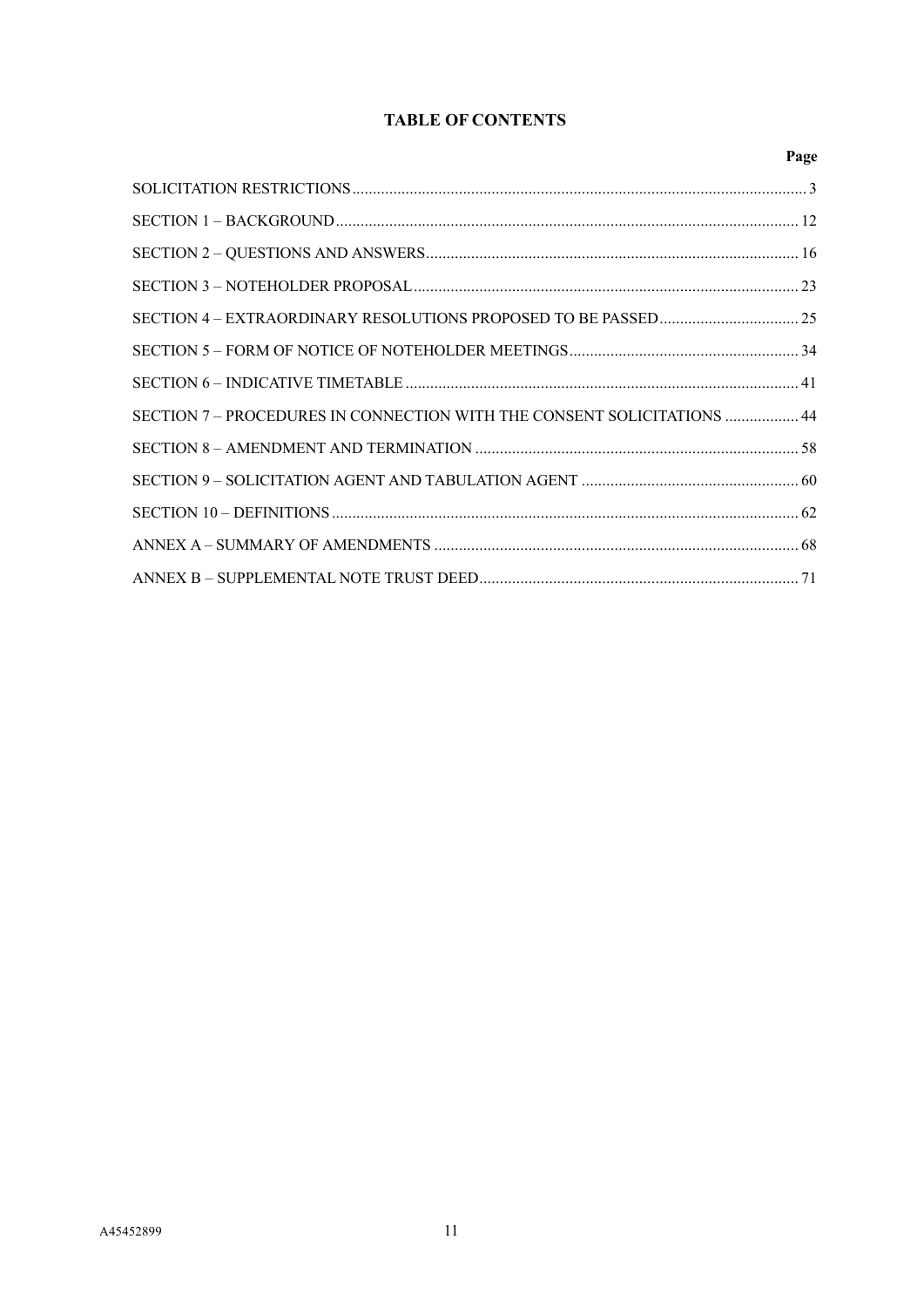## TABLE OF CONTENTS

| | Page |
|---|---|
| SOLICITATION RESTRICTIONS | 3 |
| SECTION 1 – BACKGROUND | 12 |
| SECTION 2 – QUESTIONS AND ANSWERS | 16 |
| SECTION 3 – NOTEHOLDER PROPOSAL | 23 |
| SECTION 4 – EXTRAORDINARY RESOLUTIONS PROPOSED TO BE PASSED | 25 |
| SECTION 5 – FORM OF NOTICE OF NOTEHOLDER MEETINGS | 34 |
| SECTION 6 – INDICATIVE TIMETABLE | 41 |
| SECTION 7 – PROCEDURES IN CONNECTION WITH THE CONSENT SOLICITATIONS | 44 |
| SECTION 8 – AMENDMENT AND TERMINATION | 58 |
| SECTION 9 – SOLICITATION AGENT AND TABULATION AGENT | 60 |
| SECTION 10 – DEFINITIONS | 62 |
| ANNEX A – SUMMARY OF AMENDMENTS | 68 |
| ANNEX B – SUPPLEMENTAL NOTE TRUST DEED | 71 |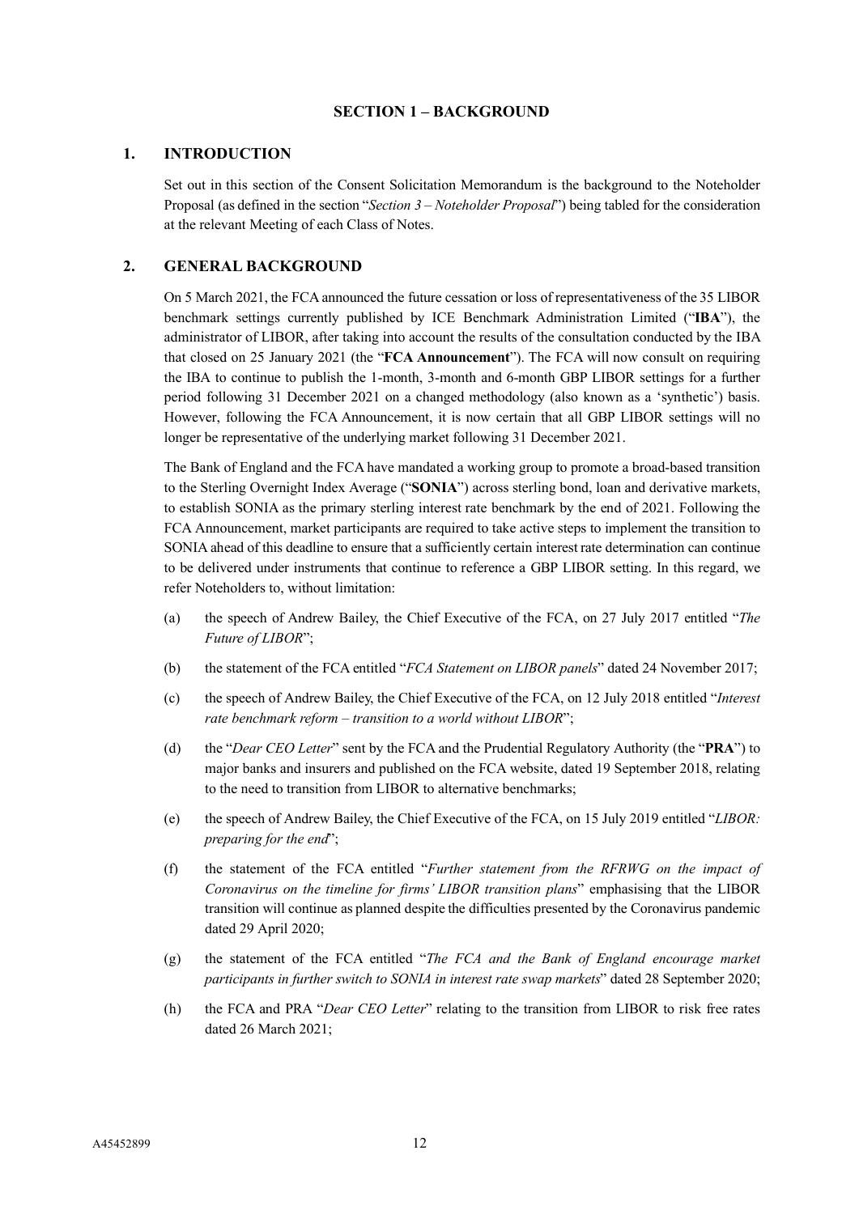## SECTION 1 – BACKGROUND

### 1. INTRODUCTION

Set out in this section of the Consent Solicitation Memorandum is the background to the Noteholder Proposal (as defined in the section "*Section 3 – Noteholder Proposal*") being tabled for the consideration at the relevant Meeting of each Class of Notes.

### 2. GENERAL BACKGROUND

On 5 March 2021, the FCA announced the future cessation or loss of representativeness of the 35 LIBOR benchmark settings currently published by ICE Benchmark Administration Limited ("**IBA**"), the administrator of LIBOR, after taking into account the results of the consultation conducted by the IBA that closed on 25 January 2021 (the "**FCA Announcement**"). The FCA will now consult on requiring the IBA to continue to publish the 1-month, 3-month and 6-month GBP LIBOR settings for a further period following 31 December 2021 on a changed methodology (also known as a 'synthetic') basis. However, following the FCA Announcement, it is now certain that all GBP LIBOR settings will no longer be representative of the underlying market following 31 December 2021.

The Bank of England and the FCA have mandated a working group to promote a broad-based transition to the Sterling Overnight Index Average ("**SONIA**") across sterling bond, loan and derivative markets, to establish SONIA as the primary sterling interest rate benchmark by the end of 2021. Following the FCA Announcement, market participants are required to take active steps to implement the transition to SONIA ahead of this deadline to ensure that a sufficiently certain interest rate determination can continue to be delivered under instruments that continue to reference a GBP LIBOR setting. In this regard, we refer Noteholders to, without limitation:

(a) the speech of Andrew Bailey, the Chief Executive of the FCA, on 27 July 2017 entitled "*The Future of LIBOR*";

(b) the statement of the FCA entitled "*FCA Statement on LIBOR panels*" dated 24 November 2017;

(c) the speech of Andrew Bailey, the Chief Executive of the FCA, on 12 July 2018 entitled "*Interest rate benchmark reform – transition to a world without LIBOR*";

(d) the "*Dear CEO Letter*" sent by the FCA and the Prudential Regulatory Authority (the "**PRA**") to major banks and insurers and published on the FCA website, dated 19 September 2018, relating to the need to transition from LIBOR to alternative benchmarks;

(e) the speech of Andrew Bailey, the Chief Executive of the FCA, on 15 July 2019 entitled "*LIBOR: preparing for the end*";

(f) the statement of the FCA entitled "*Further statement from the RFRWG on the impact of Coronavirus on the timeline for firms' LIBOR transition plans*" emphasising that the LIBOR transition will continue as planned despite the difficulties presented by the Coronavirus pandemic dated 29 April 2020;

(g) the statement of the FCA entitled "*The FCA and the Bank of England encourage market participants in further switch to SONIA in interest rate swap markets*" dated 28 September 2020;

(h) the FCA and PRA "*Dear CEO Letter*" relating to the transition from LIBOR to risk free rates dated 26 March 2021;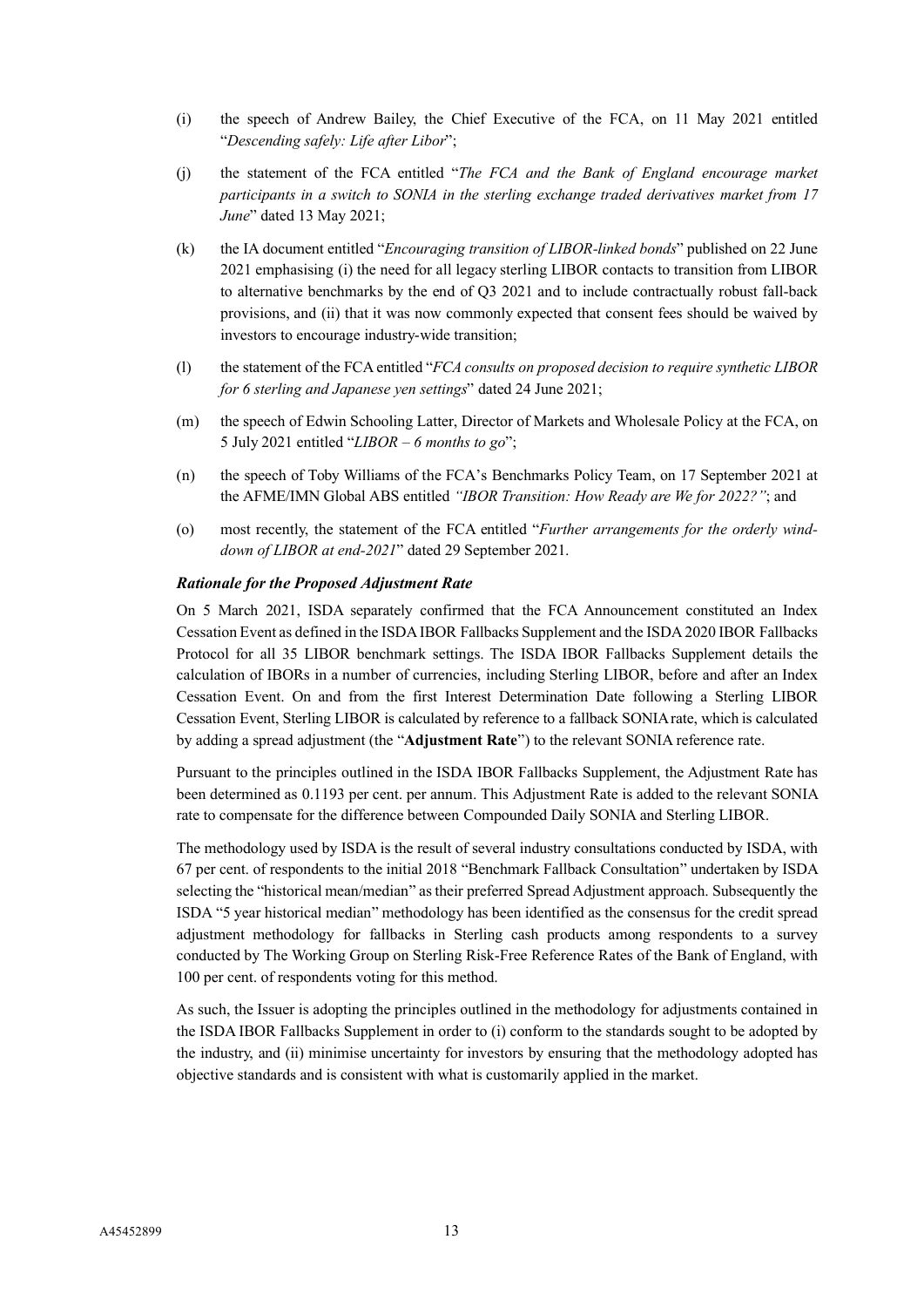(i) the speech of Andrew Bailey, the Chief Executive of the FCA, on 11 May 2021 entitled "*Descending safely: Life after Libor*";

(j) the statement of the FCA entitled "*The FCA and the Bank of England encourage market participants in a switch to SONIA in the sterling exchange traded derivatives market from 17 June*" dated 13 May 2021;

(k) the IA document entitled "*Encouraging transition of LIBOR-linked bonds*" published on 22 June 2021 emphasising (i) the need for all legacy sterling LIBOR contacts to transition from LIBOR to alternative benchmarks by the end of Q3 2021 and to include contractually robust fall-back provisions, and (ii) that it was now commonly expected that consent fees should be waived by investors to encourage industry-wide transition;

(l) the statement of the FCA entitled "*FCA consults on proposed decision to require synthetic LIBOR for 6 sterling and Japanese yen settings*" dated 24 June 2021;

(m) the speech of Edwin Schooling Latter, Director of Markets and Wholesale Policy at the FCA, on 5 July 2021 entitled "*LIBOR – 6 months to go*";

(n) the speech of Toby Williams of the FCA's Benchmarks Policy Team, on 17 September 2021 at the AFME/IMN Global ABS entitled *"IBOR Transition: How Ready are We for 2022?"*; and

(o) most recently, the statement of the FCA entitled "*Further arrangements for the orderly wind-down of LIBOR at end-2021*" dated 29 September 2021.

***Rationale for the Proposed Adjustment Rate***

On 5 March 2021, ISDA separately confirmed that the FCA Announcement constituted an Index Cessation Event as defined in the ISDA IBOR Fallbacks Supplement and the ISDA 2020 IBOR Fallbacks Protocol for all 35 LIBOR benchmark settings. The ISDA IBOR Fallbacks Supplement details the calculation of IBORs in a number of currencies, including Sterling LIBOR, before and after an Index Cessation Event. On and from the first Interest Determination Date following a Sterling LIBOR Cessation Event, Sterling LIBOR is calculated by reference to a fallback SONIA rate, which is calculated by adding a spread adjustment (the "**Adjustment Rate**") to the relevant SONIA reference rate.

Pursuant to the principles outlined in the ISDA IBOR Fallbacks Supplement, the Adjustment Rate has been determined as 0.1193 per cent. per annum. This Adjustment Rate is added to the relevant SONIA rate to compensate for the difference between Compounded Daily SONIA and Sterling LIBOR.

The methodology used by ISDA is the result of several industry consultations conducted by ISDA, with 67 per cent. of respondents to the initial 2018 "Benchmark Fallback Consultation" undertaken by ISDA selecting the "historical mean/median" as their preferred Spread Adjustment approach. Subsequently the ISDA "5 year historical median" methodology has been identified as the consensus for the credit spread adjustment methodology for fallbacks in Sterling cash products among respondents to a survey conducted by The Working Group on Sterling Risk-Free Reference Rates of the Bank of England, with 100 per cent. of respondents voting for this method.

As such, the Issuer is adopting the principles outlined in the methodology for adjustments contained in the ISDA IBOR Fallbacks Supplement in order to (i) conform to the standards sought to be adopted by the industry, and (ii) minimise uncertainty for investors by ensuring that the methodology adopted has objective standards and is consistent with what is customarily applied in the market.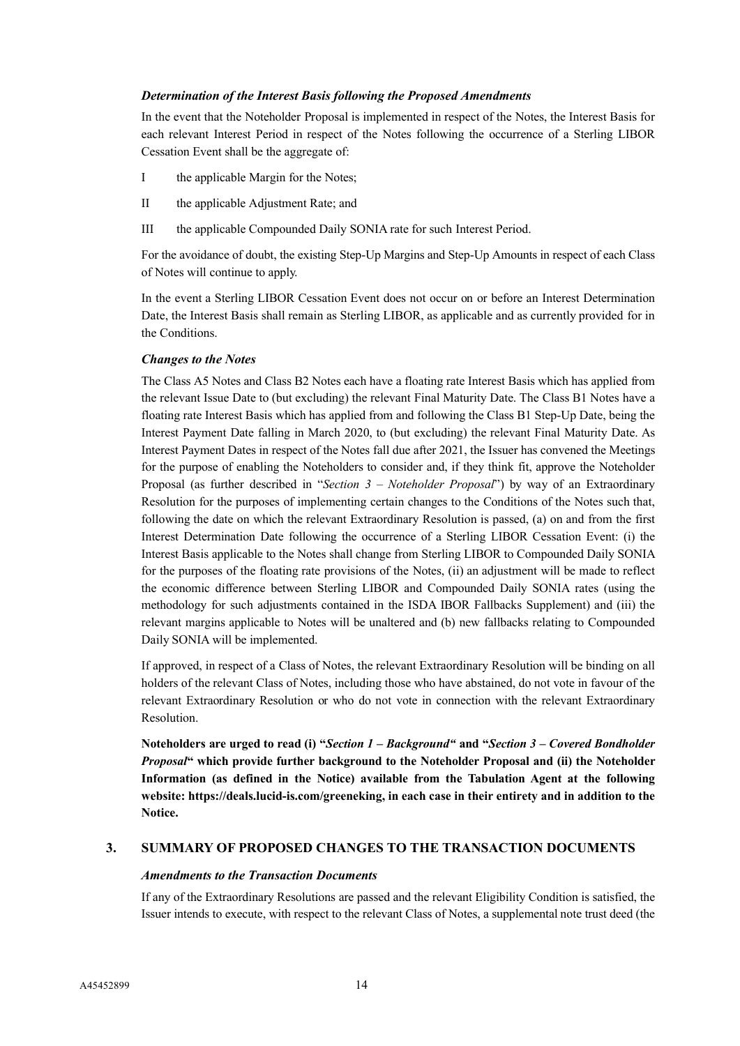### *Determination of the Interest Basis following the Proposed Amendments*

In the event that the Noteholder Proposal is implemented in respect of the Notes, the Interest Basis for each relevant Interest Period in respect of the Notes following the occurrence of a Sterling LIBOR Cessation Event shall be the aggregate of:

I the applicable Margin for the Notes;

II the applicable Adjustment Rate; and

III the applicable Compounded Daily SONIA rate for such Interest Period.

For the avoidance of doubt, the existing Step-Up Margins and Step-Up Amounts in respect of each Class of Notes will continue to apply.

In the event a Sterling LIBOR Cessation Event does not occur on or before an Interest Determination Date, the Interest Basis shall remain as Sterling LIBOR, as applicable and as currently provided for in the Conditions.

### *Changes to the Notes*

The Class A5 Notes and Class B2 Notes each have a floating rate Interest Basis which has applied from the relevant Issue Date to (but excluding) the relevant Final Maturity Date. The Class B1 Notes have a floating rate Interest Basis which has applied from and following the Class B1 Step-Up Date, being the Interest Payment Date falling in March 2020, to (but excluding) the relevant Final Maturity Date. As Interest Payment Dates in respect of the Notes fall due after 2021, the Issuer has convened the Meetings for the purpose of enabling the Noteholders to consider and, if they think fit, approve the Noteholder Proposal (as further described in "*Section 3 – Noteholder Proposal*") by way of an Extraordinary Resolution for the purposes of implementing certain changes to the Conditions of the Notes such that, following the date on which the relevant Extraordinary Resolution is passed, (a) on and from the first Interest Determination Date following the occurrence of a Sterling LIBOR Cessation Event: (i) the Interest Basis applicable to the Notes shall change from Sterling LIBOR to Compounded Daily SONIA for the purposes of the floating rate provisions of the Notes, (ii) an adjustment will be made to reflect the economic difference between Sterling LIBOR and Compounded Daily SONIA rates (using the methodology for such adjustments contained in the ISDA IBOR Fallbacks Supplement) and (iii) the relevant margins applicable to Notes will be unaltered and (b) new fallbacks relating to Compounded Daily SONIA will be implemented.

If approved, in respect of a Class of Notes, the relevant Extraordinary Resolution will be binding on all holders of the relevant Class of Notes, including those who have abstained, do not vote in favour of the relevant Extraordinary Resolution or who do not vote in connection with the relevant Extraordinary Resolution.

**Noteholders are urged to read (i) "*Section 1 – Background*" and "*Section 3 – Covered Bondholder Proposal*" which provide further background to the Noteholder Proposal and (ii) the Noteholder Information (as defined in the Notice) available from the Tabulation Agent at the following website: https://deals.lucid-is.com/greeneking, in each case in their entirety and in addition to the Notice.**

## 3. SUMMARY OF PROPOSED CHANGES TO THE TRANSACTION DOCUMENTS

### *Amendments to the Transaction Documents*

If any of the Extraordinary Resolutions are passed and the relevant Eligibility Condition is satisfied, the Issuer intends to execute, with respect to the relevant Class of Notes, a supplemental note trust deed (the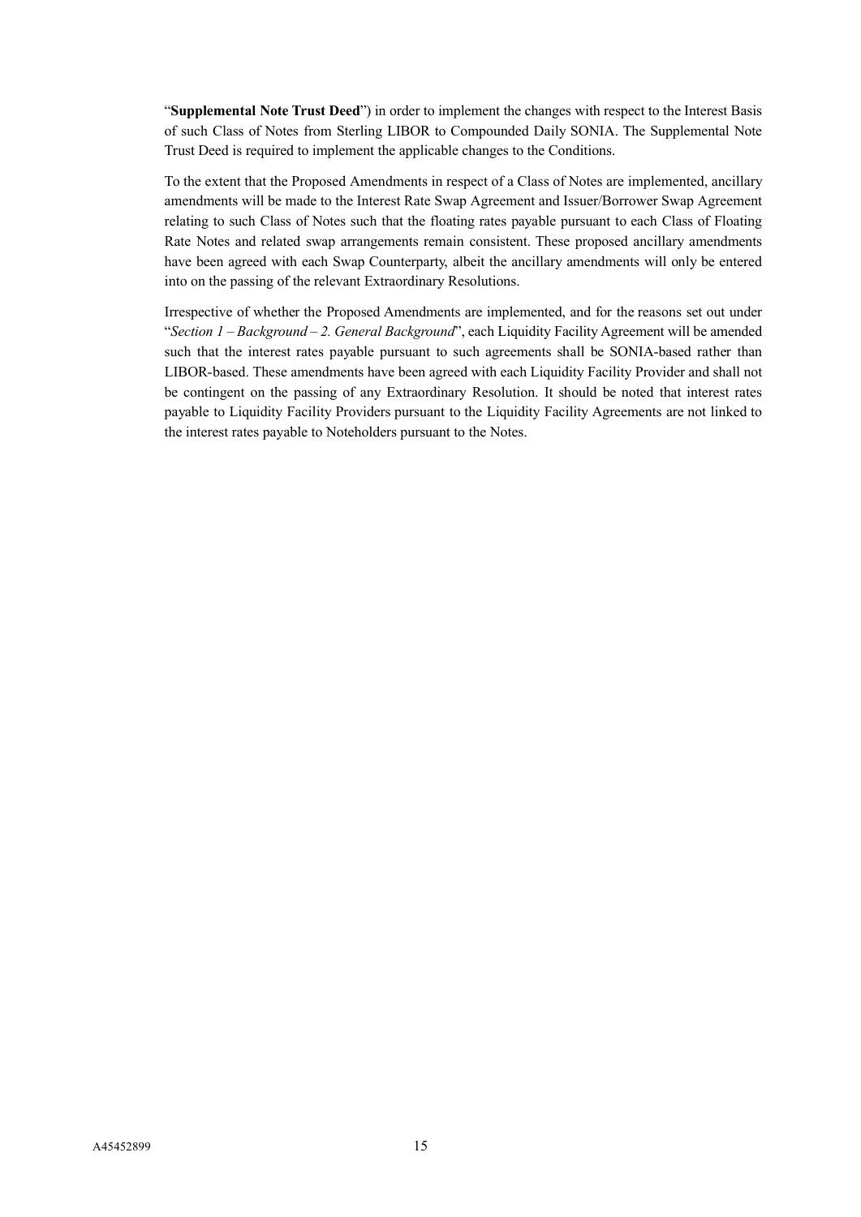"**Supplemental Note Trust Deed**") in order to implement the changes with respect to the Interest Basis of such Class of Notes from Sterling LIBOR to Compounded Daily SONIA. The Supplemental Note Trust Deed is required to implement the applicable changes to the Conditions.

To the extent that the Proposed Amendments in respect of a Class of Notes are implemented, ancillary amendments will be made to the Interest Rate Swap Agreement and Issuer/Borrower Swap Agreement relating to such Class of Notes such that the floating rates payable pursuant to each Class of Floating Rate Notes and related swap arrangements remain consistent. These proposed ancillary amendments have been agreed with each Swap Counterparty, albeit the ancillary amendments will only be entered into on the passing of the relevant Extraordinary Resolutions.

Irrespective of whether the Proposed Amendments are implemented, and for the reasons set out under "*Section 1 – Background – 2. General Background*", each Liquidity Facility Agreement will be amended such that the interest rates payable pursuant to such agreements shall be SONIA-based rather than LIBOR-based. These amendments have been agreed with each Liquidity Facility Provider and shall not be contingent on the passing of any Extraordinary Resolution. It should be noted that interest rates payable to Liquidity Facility Providers pursuant to the Liquidity Facility Agreements are not linked to the interest rates payable to Noteholders pursuant to the Notes.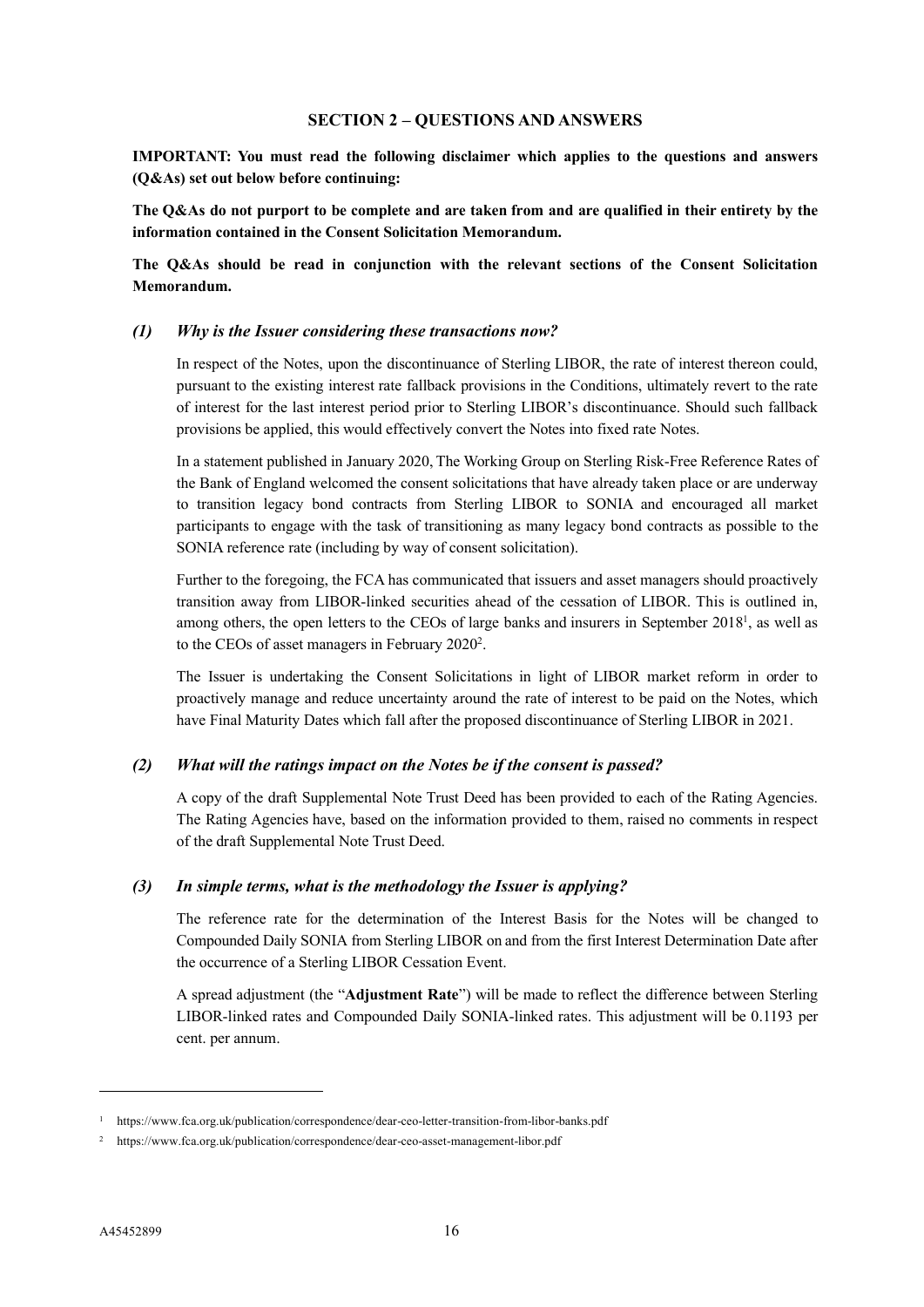## SECTION 2 – QUESTIONS AND ANSWERS

**IMPORTANT: You must read the following disclaimer which applies to the questions and answers (Q&As) set out below before continuing:**

**The Q&As do not purport to be complete and are taken from and are qualified in their entirety by the information contained in the Consent Solicitation Memorandum.**

**The Q&As should be read in conjunction with the relevant sections of the Consent Solicitation Memorandum.**

### *(1) Why is the Issuer considering these transactions now?*

In respect of the Notes, upon the discontinuance of Sterling LIBOR, the rate of interest thereon could, pursuant to the existing interest rate fallback provisions in the Conditions, ultimately revert to the rate of interest for the last interest period prior to Sterling LIBOR's discontinuance. Should such fallback provisions be applied, this would effectively convert the Notes into fixed rate Notes.

In a statement published in January 2020, The Working Group on Sterling Risk-Free Reference Rates of the Bank of England welcomed the consent solicitations that have already taken place or are underway to transition legacy bond contracts from Sterling LIBOR to SONIA and encouraged all market participants to engage with the task of transitioning as many legacy bond contracts as possible to the SONIA reference rate (including by way of consent solicitation).

Further to the foregoing, the FCA has communicated that issuers and asset managers should proactively transition away from LIBOR-linked securities ahead of the cessation of LIBOR. This is outlined in, among others, the open letters to the CEOs of large banks and insurers in September 2018[1], as well as to the CEOs of asset managers in February 2020[2].

The Issuer is undertaking the Consent Solicitations in light of LIBOR market reform in order to proactively manage and reduce uncertainty around the rate of interest to be paid on the Notes, which have Final Maturity Dates which fall after the proposed discontinuance of Sterling LIBOR in 2021.

### *(2) What will the ratings impact on the Notes be if the consent is passed?*

A copy of the draft Supplemental Note Trust Deed has been provided to each of the Rating Agencies. The Rating Agencies have, based on the information provided to them, raised no comments in respect of the draft Supplemental Note Trust Deed.

### *(3) In simple terms, what is the methodology the Issuer is applying?*

The reference rate for the determination of the Interest Basis for the Notes will be changed to Compounded Daily SONIA from Sterling LIBOR on and from the first Interest Determination Date after the occurrence of a Sterling LIBOR Cessation Event.

A spread adjustment (the "**Adjustment Rate**") will be made to reflect the difference between Sterling LIBOR-linked rates and Compounded Daily SONIA-linked rates. This adjustment will be 0.1193 per cent. per annum.

---

[1] https://www.fca.org.uk/publication/correspondence/dear-ceo-letter-transition-from-libor-banks.pdf

[2] https://www.fca.org.uk/publication/correspondence/dear-ceo-asset-management-libor.pdf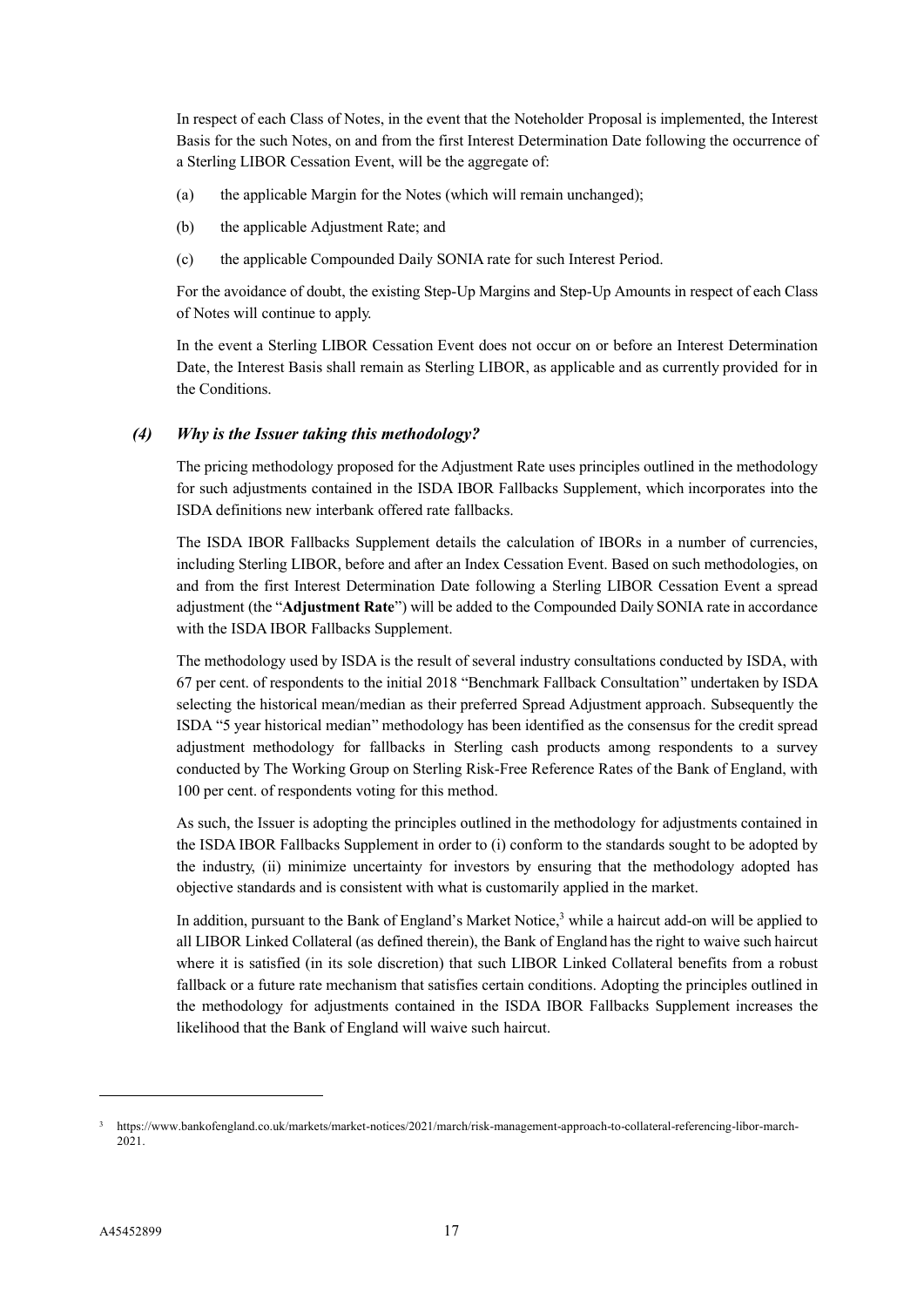In respect of each Class of Notes, in the event that the Noteholder Proposal is implemented, the Interest Basis for the such Notes, on and from the first Interest Determination Date following the occurrence of a Sterling LIBOR Cessation Event, will be the aggregate of:

(a) the applicable Margin for the Notes (which will remain unchanged);

(b) the applicable Adjustment Rate; and

(c) the applicable Compounded Daily SONIA rate for such Interest Period.

For the avoidance of doubt, the existing Step-Up Margins and Step-Up Amounts in respect of each Class of Notes will continue to apply.

In the event a Sterling LIBOR Cessation Event does not occur on or before an Interest Determination Date, the Interest Basis shall remain as Sterling LIBOR, as applicable and as currently provided for in the Conditions.

### *(4) Why is the Issuer taking this methodology?*

The pricing methodology proposed for the Adjustment Rate uses principles outlined in the methodology for such adjustments contained in the ISDA IBOR Fallbacks Supplement, which incorporates into the ISDA definitions new interbank offered rate fallbacks.

The ISDA IBOR Fallbacks Supplement details the calculation of IBORs in a number of currencies, including Sterling LIBOR, before and after an Index Cessation Event. Based on such methodologies, on and from the first Interest Determination Date following a Sterling LIBOR Cessation Event a spread adjustment (the "**Adjustment Rate**") will be added to the Compounded Daily SONIA rate in accordance with the ISDA IBOR Fallbacks Supplement.

The methodology used by ISDA is the result of several industry consultations conducted by ISDA, with 67 per cent. of respondents to the initial 2018 "Benchmark Fallback Consultation" undertaken by ISDA selecting the historical mean/median as their preferred Spread Adjustment approach. Subsequently the ISDA "5 year historical median" methodology has been identified as the consensus for the credit spread adjustment methodology for fallbacks in Sterling cash products among respondents to a survey conducted by The Working Group on Sterling Risk-Free Reference Rates of the Bank of England, with 100 per cent. of respondents voting for this method.

As such, the Issuer is adopting the principles outlined in the methodology for adjustments contained in the ISDA IBOR Fallbacks Supplement in order to (i) conform to the standards sought to be adopted by the industry, (ii) minimize uncertainty for investors by ensuring that the methodology adopted has objective standards and is consistent with what is customarily applied in the market.

In addition, pursuant to the Bank of England's Market Notice,[3] while a haircut add-on will be applied to all LIBOR Linked Collateral (as defined therein), the Bank of England has the right to waive such haircut where it is satisfied (in its sole discretion) that such LIBOR Linked Collateral benefits from a robust fallback or a future rate mechanism that satisfies certain conditions. Adopting the principles outlined in the methodology for adjustments contained in the ISDA IBOR Fallbacks Supplement increases the likelihood that the Bank of England will waive such haircut.

[3] https://www.bankofengland.co.uk/markets/market-notices/2021/march/risk-management-approach-to-collateral-referencing-libor-march-2021.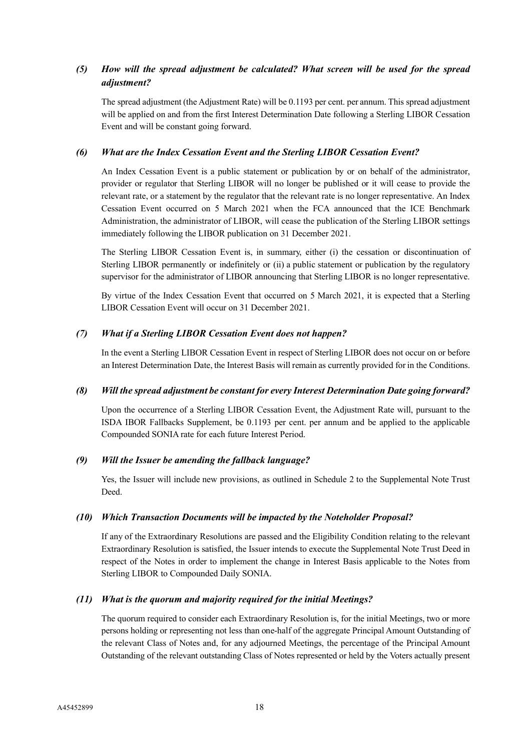***(5) How will the spread adjustment be calculated? What screen will be used for the spread adjustment?***

The spread adjustment (the Adjustment Rate) will be 0.1193 per cent. per annum. This spread adjustment will be applied on and from the first Interest Determination Date following a Sterling LIBOR Cessation Event and will be constant going forward.

***(6) What are the Index Cessation Event and the Sterling LIBOR Cessation Event?***

An Index Cessation Event is a public statement or publication by or on behalf of the administrator, provider or regulator that Sterling LIBOR will no longer be published or it will cease to provide the relevant rate, or a statement by the regulator that the relevant rate is no longer representative. An Index Cessation Event occurred on 5 March 2021 when the FCA announced that the ICE Benchmark Administration, the administrator of LIBOR, will cease the publication of the Sterling LIBOR settings immediately following the LIBOR publication on 31 December 2021.

The Sterling LIBOR Cessation Event is, in summary, either (i) the cessation or discontinuation of Sterling LIBOR permanently or indefinitely or (ii) a public statement or publication by the regulatory supervisor for the administrator of LIBOR announcing that Sterling LIBOR is no longer representative.

By virtue of the Index Cessation Event that occurred on 5 March 2021, it is expected that a Sterling LIBOR Cessation Event will occur on 31 December 2021.

***(7) What if a Sterling LIBOR Cessation Event does not happen?***

In the event a Sterling LIBOR Cessation Event in respect of Sterling LIBOR does not occur on or before an Interest Determination Date, the Interest Basis will remain as currently provided for in the Conditions.

***(8) Will the spread adjustment be constant for every Interest Determination Date going forward?***

Upon the occurrence of a Sterling LIBOR Cessation Event, the Adjustment Rate will, pursuant to the ISDA IBOR Fallbacks Supplement, be 0.1193 per cent. per annum and be applied to the applicable Compounded SONIA rate for each future Interest Period.

***(9) Will the Issuer be amending the fallback language?***

Yes, the Issuer will include new provisions, as outlined in Schedule 2 to the Supplemental Note Trust Deed.

***(10) Which Transaction Documents will be impacted by the Noteholder Proposal?***

If any of the Extraordinary Resolutions are passed and the Eligibility Condition relating to the relevant Extraordinary Resolution is satisfied, the Issuer intends to execute the Supplemental Note Trust Deed in respect of the Notes in order to implement the change in Interest Basis applicable to the Notes from Sterling LIBOR to Compounded Daily SONIA.

***(11) What is the quorum and majority required for the initial Meetings?***

The quorum required to consider each Extraordinary Resolution is, for the initial Meetings, two or more persons holding or representing not less than one-half of the aggregate Principal Amount Outstanding of the relevant Class of Notes and, for any adjourned Meetings, the percentage of the Principal Amount Outstanding of the relevant outstanding Class of Notes represented or held by the Voters actually present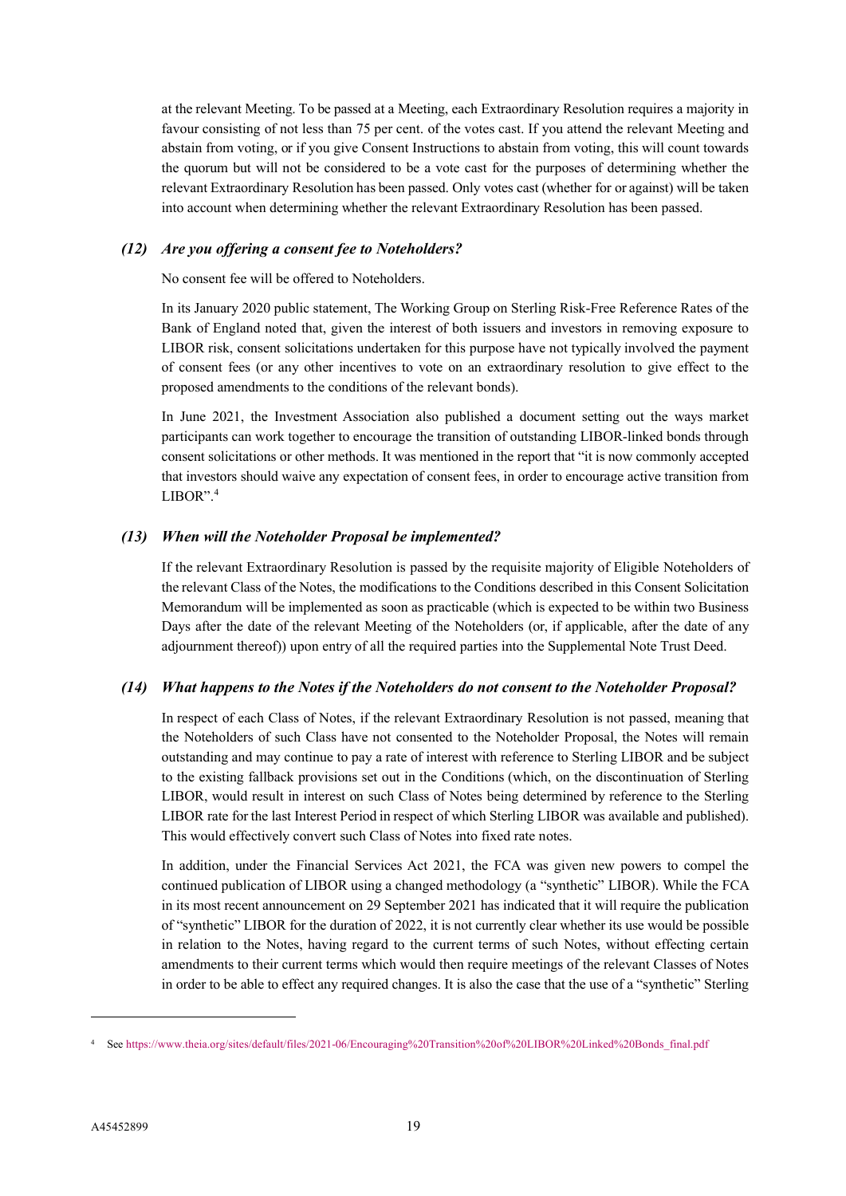at the relevant Meeting. To be passed at a Meeting, each Extraordinary Resolution requires a majority in favour consisting of not less than 75 per cent. of the votes cast. If you attend the relevant Meeting and abstain from voting, or if you give Consent Instructions to abstain from voting, this will count towards the quorum but will not be considered to be a vote cast for the purposes of determining whether the relevant Extraordinary Resolution has been passed. Only votes cast (whether for or against) will be taken into account when determining whether the relevant Extraordinary Resolution has been passed.

### *(12) Are you offering a consent fee to Noteholders?*

No consent fee will be offered to Noteholders.

In its January 2020 public statement, The Working Group on Sterling Risk-Free Reference Rates of the Bank of England noted that, given the interest of both issuers and investors in removing exposure to LIBOR risk, consent solicitations undertaken for this purpose have not typically involved the payment of consent fees (or any other incentives to vote on an extraordinary resolution to give effect to the proposed amendments to the conditions of the relevant bonds).

In June 2021, the Investment Association also published a document setting out the ways market participants can work together to encourage the transition of outstanding LIBOR-linked bonds through consent solicitations or other methods. It was mentioned in the report that "it is now commonly accepted that investors should waive any expectation of consent fees, in order to encourage active transition from LIBOR".[4]

### *(13) When will the Noteholder Proposal be implemented?*

If the relevant Extraordinary Resolution is passed by the requisite majority of Eligible Noteholders of the relevant Class of the Notes, the modifications to the Conditions described in this Consent Solicitation Memorandum will be implemented as soon as practicable (which is expected to be within two Business Days after the date of the relevant Meeting of the Noteholders (or, if applicable, after the date of any adjournment thereof)) upon entry of all the required parties into the Supplemental Note Trust Deed.

### *(14) What happens to the Notes if the Noteholders do not consent to the Noteholder Proposal?*

In respect of each Class of Notes, if the relevant Extraordinary Resolution is not passed, meaning that the Noteholders of such Class have not consented to the Noteholder Proposal, the Notes will remain outstanding and may continue to pay a rate of interest with reference to Sterling LIBOR and be subject to the existing fallback provisions set out in the Conditions (which, on the discontinuation of Sterling LIBOR, would result in interest on such Class of Notes being determined by reference to the Sterling LIBOR rate for the last Interest Period in respect of which Sterling LIBOR was available and published). This would effectively convert such Class of Notes into fixed rate notes.

In addition, under the Financial Services Act 2021, the FCA was given new powers to compel the continued publication of LIBOR using a changed methodology (a "synthetic" LIBOR). While the FCA in its most recent announcement on 29 September 2021 has indicated that it will require the publication of "synthetic" LIBOR for the duration of 2022, it is not currently clear whether its use would be possible in relation to the Notes, having regard to the current terms of such Notes, without effecting certain amendments to their current terms which would then require meetings of the relevant Classes of Notes in order to be able to effect any required changes. It is also the case that the use of a "synthetic" Sterling

---

[4] See https://www.theia.org/sites/default/files/2021-06/Encouraging%20Transition%20of%20LIBOR%20Linked%20Bonds_final.pdf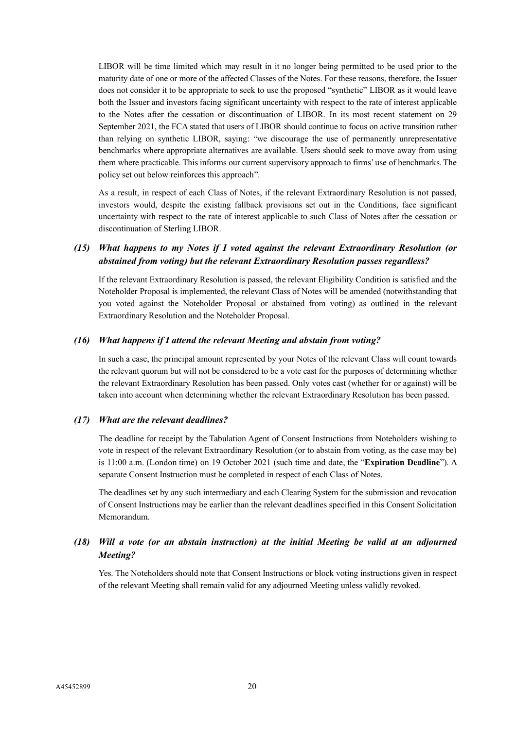LIBOR will be time limited which may result in it no longer being permitted to be used prior to the maturity date of one or more of the affected Classes of the Notes. For these reasons, therefore, the Issuer does not consider it to be appropriate to seek to use the proposed "synthetic" LIBOR as it would leave both the Issuer and investors facing significant uncertainty with respect to the rate of interest applicable to the Notes after the cessation or discontinuation of LIBOR. In its most recent statement on 29 September 2021, the FCA stated that users of LIBOR should continue to focus on active transition rather than relying on synthetic LIBOR, saying: "we discourage the use of permanently unrepresentative benchmarks where appropriate alternatives are available. Users should seek to move away from using them where practicable. This informs our current supervisory approach to firms' use of benchmarks. The policy set out below reinforces this approach".

As a result, in respect of each Class of Notes, if the relevant Extraordinary Resolution is not passed, investors would, despite the existing fallback provisions set out in the Conditions, face significant uncertainty with respect to the rate of interest applicable to such Class of Notes after the cessation or discontinuation of Sterling LIBOR.

### *(15) What happens to my Notes if I voted against the relevant Extraordinary Resolution (or abstained from voting) but the relevant Extraordinary Resolution passes regardless?*

If the relevant Extraordinary Resolution is passed, the relevant Eligibility Condition is satisfied and the Noteholder Proposal is implemented, the relevant Class of Notes will be amended (notwithstanding that you voted against the Noteholder Proposal or abstained from voting) as outlined in the relevant Extraordinary Resolution and the Noteholder Proposal.

### *(16) What happens if I attend the relevant Meeting and abstain from voting?*

In such a case, the principal amount represented by your Notes of the relevant Class will count towards the relevant quorum but will not be considered to be a vote cast for the purposes of determining whether the relevant Extraordinary Resolution has been passed. Only votes cast (whether for or against) will be taken into account when determining whether the relevant Extraordinary Resolution has been passed.

### *(17) What are the relevant deadlines?*

The deadline for receipt by the Tabulation Agent of Consent Instructions from Noteholders wishing to vote in respect of the relevant Extraordinary Resolution (or to abstain from voting, as the case may be) is 11:00 a.m. (London time) on 19 October 2021 (such time and date, the "**Expiration Deadline**"). A separate Consent Instruction must be completed in respect of each Class of Notes.

The deadlines set by any such intermediary and each Clearing System for the submission and revocation of Consent Instructions may be earlier than the relevant deadlines specified in this Consent Solicitation Memorandum.

### *(18) Will a vote (or an abstain instruction) at the initial Meeting be valid at an adjourned Meeting?*

Yes. The Noteholders should note that Consent Instructions or block voting instructions given in respect of the relevant Meeting shall remain valid for any adjourned Meeting unless validly revoked.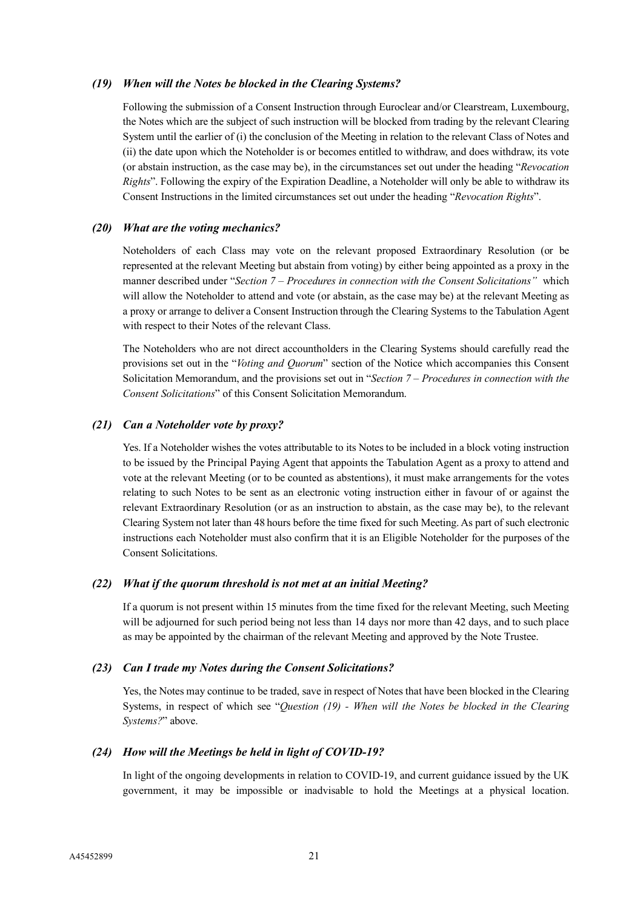### *(19) When will the Notes be blocked in the Clearing Systems?*

Following the submission of a Consent Instruction through Euroclear and/or Clearstream, Luxembourg, the Notes which are the subject of such instruction will be blocked from trading by the relevant Clearing System until the earlier of (i) the conclusion of the Meeting in relation to the relevant Class of Notes and (ii) the date upon which the Noteholder is or becomes entitled to withdraw, and does withdraw, its vote (or abstain instruction, as the case may be), in the circumstances set out under the heading "*Revocation Rights*". Following the expiry of the Expiration Deadline, a Noteholder will only be able to withdraw its Consent Instructions in the limited circumstances set out under the heading "*Revocation Rights*".

### *(20) What are the voting mechanics?*

Noteholders of each Class may vote on the relevant proposed Extraordinary Resolution (or be represented at the relevant Meeting but abstain from voting) by either being appointed as a proxy in the manner described under "*Section 7 – Procedures in connection with the Consent Solicitations*" which will allow the Noteholder to attend and vote (or abstain, as the case may be) at the relevant Meeting as a proxy or arrange to deliver a Consent Instruction through the Clearing Systems to the Tabulation Agent with respect to their Notes of the relevant Class.

The Noteholders who are not direct accountholders in the Clearing Systems should carefully read the provisions set out in the "*Voting and Quorum*" section of the Notice which accompanies this Consent Solicitation Memorandum, and the provisions set out in "*Section 7 – Procedures in connection with the Consent Solicitations*" of this Consent Solicitation Memorandum.

### *(21) Can a Noteholder vote by proxy?*

Yes. If a Noteholder wishes the votes attributable to its Notes to be included in a block voting instruction to be issued by the Principal Paying Agent that appoints the Tabulation Agent as a proxy to attend and vote at the relevant Meeting (or to be counted as abstentions), it must make arrangements for the votes relating to such Notes to be sent as an electronic voting instruction either in favour of or against the relevant Extraordinary Resolution (or as an instruction to abstain, as the case may be), to the relevant Clearing System not later than 48 hours before the time fixed for such Meeting. As part of such electronic instructions each Noteholder must also confirm that it is an Eligible Noteholder for the purposes of the Consent Solicitations.

### *(22) What if the quorum threshold is not met at an initial Meeting?*

If a quorum is not present within 15 minutes from the time fixed for the relevant Meeting, such Meeting will be adjourned for such period being not less than 14 days nor more than 42 days, and to such place as may be appointed by the chairman of the relevant Meeting and approved by the Note Trustee.

### *(23) Can I trade my Notes during the Consent Solicitations?*

Yes, the Notes may continue to be traded, save in respect of Notes that have been blocked in the Clearing Systems, in respect of which see "*Question (19) - When will the Notes be blocked in the Clearing Systems?*" above.

### *(24) How will the Meetings be held in light of COVID-19?*

In light of the ongoing developments in relation to COVID-19, and current guidance issued by the UK government, it may be impossible or inadvisable to hold the Meetings at a physical location.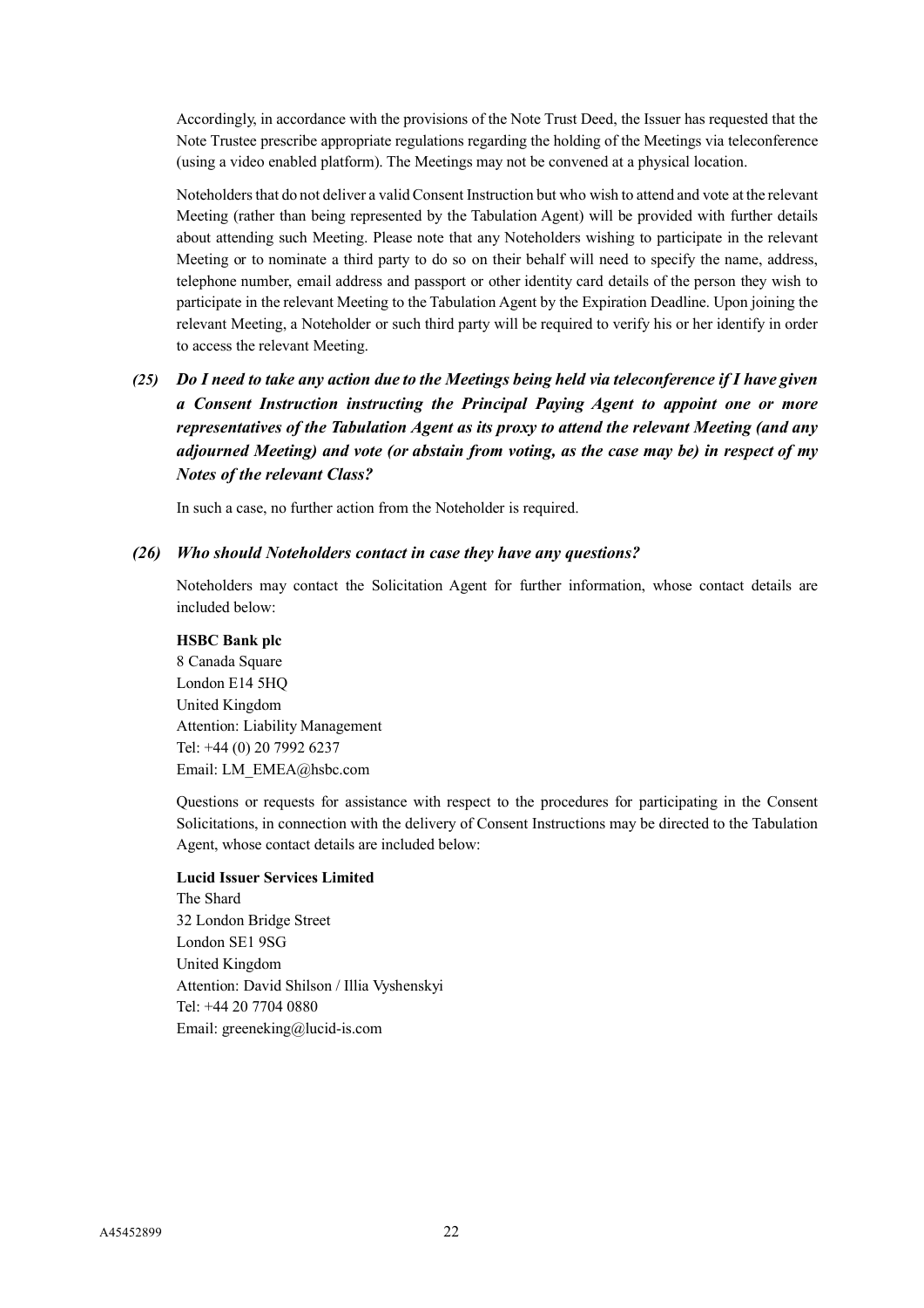Accordingly, in accordance with the provisions of the Note Trust Deed, the Issuer has requested that the Note Trustee prescribe appropriate regulations regarding the holding of the Meetings via teleconference (using a video enabled platform). The Meetings may not be convened at a physical location.

Noteholders that do not deliver a valid Consent Instruction but who wish to attend and vote at the relevant Meeting (rather than being represented by the Tabulation Agent) will be provided with further details about attending such Meeting. Please note that any Noteholders wishing to participate in the relevant Meeting or to nominate a third party to do so on their behalf will need to specify the name, address, telephone number, email address and passport or other identity card details of the person they wish to participate in the relevant Meeting to the Tabulation Agent by the Expiration Deadline. Upon joining the relevant Meeting, a Noteholder or such third party will be required to verify his or her identify in order to access the relevant Meeting.

***(25) Do I need to take any action due to the Meetings being held via teleconference if I have given a Consent Instruction instructing the Principal Paying Agent to appoint one or more representatives of the Tabulation Agent as its proxy to attend the relevant Meeting (and any adjourned Meeting) and vote (or abstain from voting, as the case may be) in respect of my Notes of the relevant Class?***

In such a case, no further action from the Noteholder is required.

***(26) Who should Noteholders contact in case they have any questions?***

Noteholders may contact the Solicitation Agent for further information, whose contact details are included below:

**HSBC Bank plc**
8 Canada Square
London E14 5HQ
United Kingdom
Attention: Liability Management
Tel: +44 (0) 20 7992 6237
Email: LM_EMEA@hsbc.com

Questions or requests for assistance with respect to the procedures for participating in the Consent Solicitations, in connection with the delivery of Consent Instructions may be directed to the Tabulation Agent, whose contact details are included below:

**Lucid Issuer Services Limited**
The Shard
32 London Bridge Street
London SE1 9SG
United Kingdom
Attention: David Shilson / Illia Vyshenskyi
Tel: +44 20 7704 0880
Email: greeneking@lucid-is.com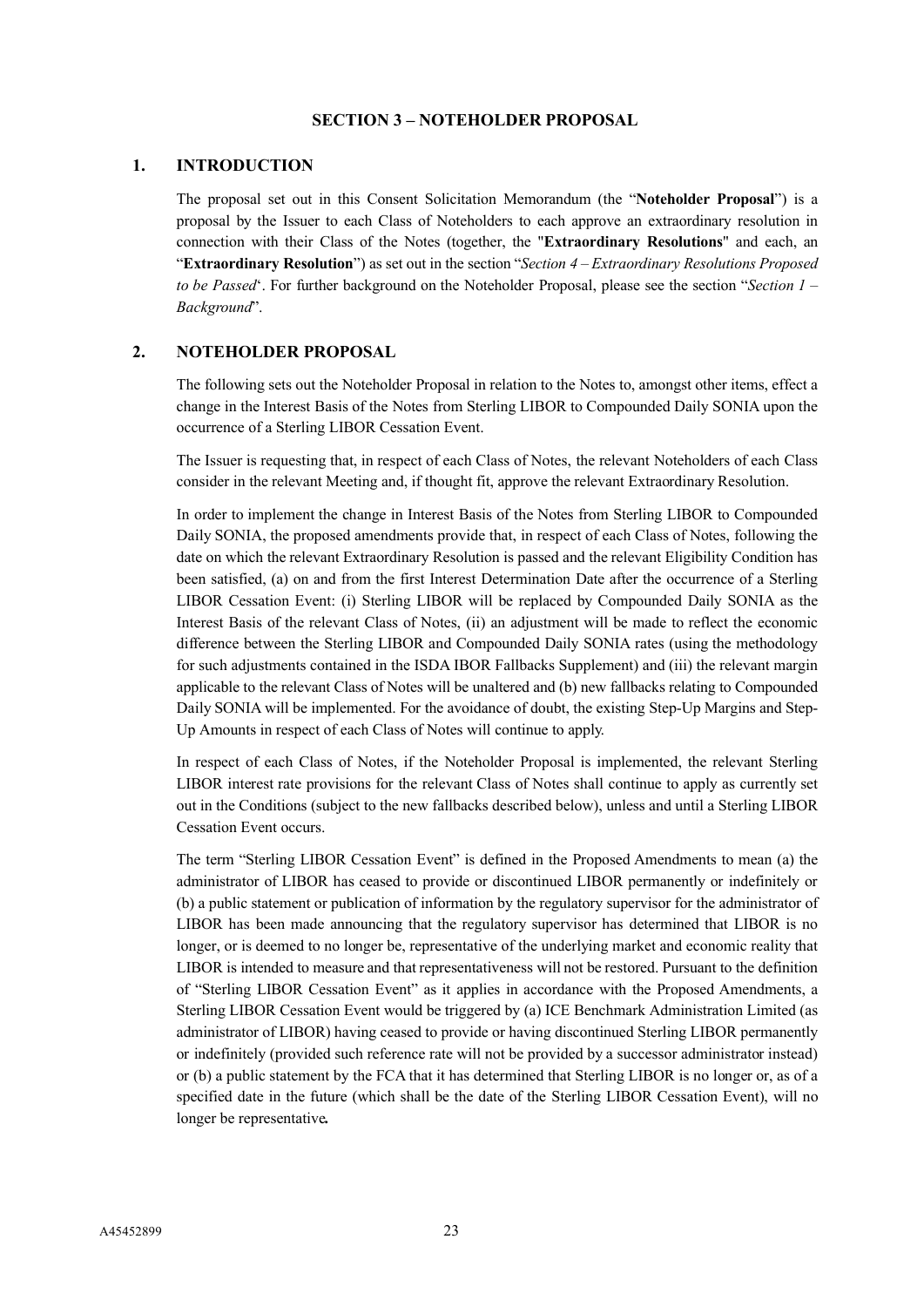## SECTION 3 – NOTEHOLDER PROPOSAL

### 1. INTRODUCTION

The proposal set out in this Consent Solicitation Memorandum (the "**Noteholder Proposal**") is a proposal by the Issuer to each Class of Noteholders to each approve an extraordinary resolution in connection with their Class of the Notes (together, the "**Extraordinary Resolutions**" and each, an "**Extraordinary Resolution**") as set out in the section "*Section 4 – Extraordinary Resolutions Proposed to be Passed*'. For further background on the Noteholder Proposal, please see the section "*Section 1 – Background*".

### 2. NOTEHOLDER PROPOSAL

The following sets out the Noteholder Proposal in relation to the Notes to, amongst other items, effect a change in the Interest Basis of the Notes from Sterling LIBOR to Compounded Daily SONIA upon the occurrence of a Sterling LIBOR Cessation Event.

The Issuer is requesting that, in respect of each Class of Notes, the relevant Noteholders of each Class consider in the relevant Meeting and, if thought fit, approve the relevant Extraordinary Resolution.

In order to implement the change in Interest Basis of the Notes from Sterling LIBOR to Compounded Daily SONIA, the proposed amendments provide that, in respect of each Class of Notes, following the date on which the relevant Extraordinary Resolution is passed and the relevant Eligibility Condition has been satisfied, (a) on and from the first Interest Determination Date after the occurrence of a Sterling LIBOR Cessation Event: (i) Sterling LIBOR will be replaced by Compounded Daily SONIA as the Interest Basis of the relevant Class of Notes, (ii) an adjustment will be made to reflect the economic difference between the Sterling LIBOR and Compounded Daily SONIA rates (using the methodology for such adjustments contained in the ISDA IBOR Fallbacks Supplement) and (iii) the relevant margin applicable to the relevant Class of Notes will be unaltered and (b) new fallbacks relating to Compounded Daily SONIA will be implemented. For the avoidance of doubt, the existing Step-Up Margins and Step-Up Amounts in respect of each Class of Notes will continue to apply.

In respect of each Class of Notes, if the Noteholder Proposal is implemented, the relevant Sterling LIBOR interest rate provisions for the relevant Class of Notes shall continue to apply as currently set out in the Conditions (subject to the new fallbacks described below), unless and until a Sterling LIBOR Cessation Event occurs.

The term "Sterling LIBOR Cessation Event" is defined in the Proposed Amendments to mean (a) the administrator of LIBOR has ceased to provide or discontinued LIBOR permanently or indefinitely or (b) a public statement or publication of information by the regulatory supervisor for the administrator of LIBOR has been made announcing that the regulatory supervisor has determined that LIBOR is no longer, or is deemed to no longer be, representative of the underlying market and economic reality that LIBOR is intended to measure and that representativeness will not be restored. Pursuant to the definition of "Sterling LIBOR Cessation Event" as it applies in accordance with the Proposed Amendments, a Sterling LIBOR Cessation Event would be triggered by (a) ICE Benchmark Administration Limited (as administrator of LIBOR) having ceased to provide or having discontinued Sterling LIBOR permanently or indefinitely (provided such reference rate will not be provided by a successor administrator instead) or (b) a public statement by the FCA that it has determined that Sterling LIBOR is no longer or, as of a specified date in the future (which shall be the date of the Sterling LIBOR Cessation Event), will no longer be representative**.**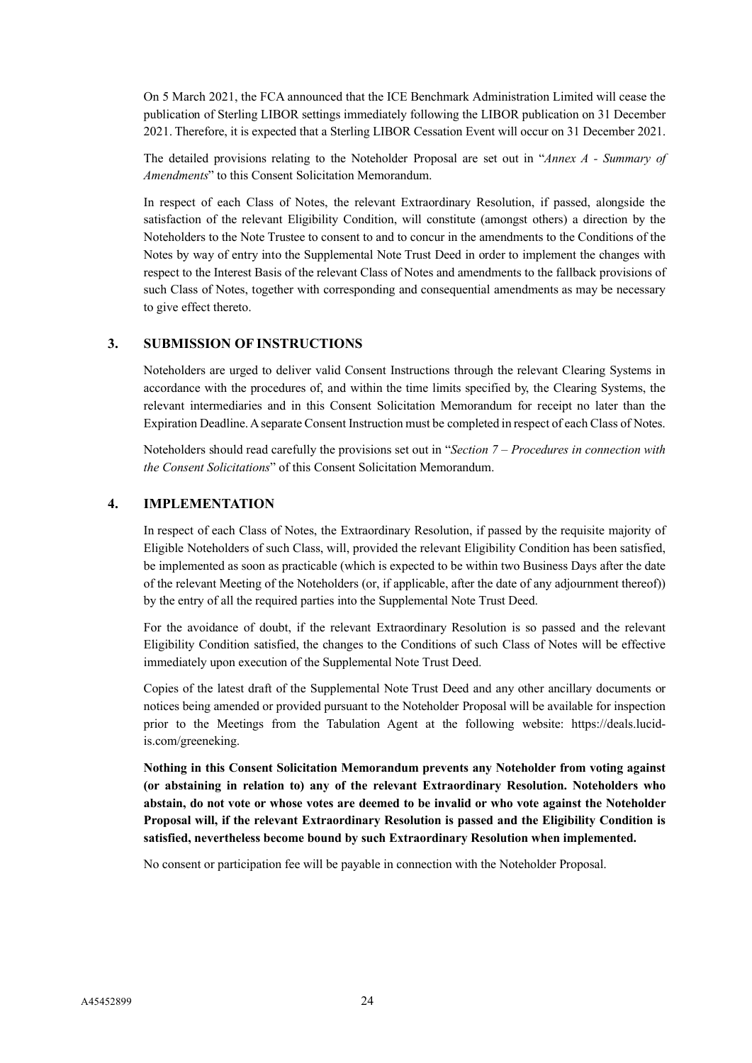On 5 March 2021, the FCA announced that the ICE Benchmark Administration Limited will cease the publication of Sterling LIBOR settings immediately following the LIBOR publication on 31 December 2021. Therefore, it is expected that a Sterling LIBOR Cessation Event will occur on 31 December 2021.

The detailed provisions relating to the Noteholder Proposal are set out in "*Annex A - Summary of Amendments*" to this Consent Solicitation Memorandum.

In respect of each Class of Notes, the relevant Extraordinary Resolution, if passed, alongside the satisfaction of the relevant Eligibility Condition, will constitute (amongst others) a direction by the Noteholders to the Note Trustee to consent to and to concur in the amendments to the Conditions of the Notes by way of entry into the Supplemental Note Trust Deed in order to implement the changes with respect to the Interest Basis of the relevant Class of Notes and amendments to the fallback provisions of such Class of Notes, together with corresponding and consequential amendments as may be necessary to give effect thereto.

## 3. SUBMISSION OF INSTRUCTIONS

Noteholders are urged to deliver valid Consent Instructions through the relevant Clearing Systems in accordance with the procedures of, and within the time limits specified by, the Clearing Systems, the relevant intermediaries and in this Consent Solicitation Memorandum for receipt no later than the Expiration Deadline. A separate Consent Instruction must be completed in respect of each Class of Notes.

Noteholders should read carefully the provisions set out in "*Section 7 – Procedures in connection with the Consent Solicitations*" of this Consent Solicitation Memorandum.

## 4. IMPLEMENTATION

In respect of each Class of Notes, the Extraordinary Resolution, if passed by the requisite majority of Eligible Noteholders of such Class, will, provided the relevant Eligibility Condition has been satisfied, be implemented as soon as practicable (which is expected to be within two Business Days after the date of the relevant Meeting of the Noteholders (or, if applicable, after the date of any adjournment thereof)) by the entry of all the required parties into the Supplemental Note Trust Deed.

For the avoidance of doubt, if the relevant Extraordinary Resolution is so passed and the relevant Eligibility Condition satisfied, the changes to the Conditions of such Class of Notes will be effective immediately upon execution of the Supplemental Note Trust Deed.

Copies of the latest draft of the Supplemental Note Trust Deed and any other ancillary documents or notices being amended or provided pursuant to the Noteholder Proposal will be available for inspection prior to the Meetings from the Tabulation Agent at the following website: https://deals.lucid-is.com/greeneking.

**Nothing in this Consent Solicitation Memorandum prevents any Noteholder from voting against (or abstaining in relation to) any of the relevant Extraordinary Resolution. Noteholders who abstain, do not vote or whose votes are deemed to be invalid or who vote against the Noteholder Proposal will, if the relevant Extraordinary Resolution is passed and the Eligibility Condition is satisfied, nevertheless become bound by such Extraordinary Resolution when implemented.**

No consent or participation fee will be payable in connection with the Noteholder Proposal.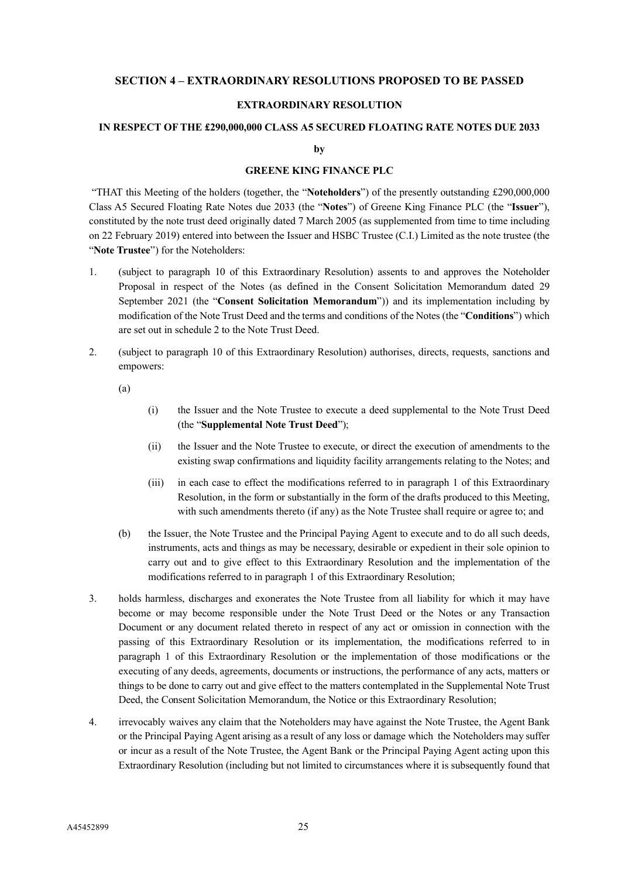## SECTION 4 – EXTRAORDINARY RESOLUTIONS PROPOSED TO BE PASSED

### EXTRAORDINARY RESOLUTION

### IN RESPECT OF THE £290,000,000 CLASS A5 SECURED FLOATING RATE NOTES DUE 2033

**by**

### GREENE KING FINANCE PLC

"THAT this Meeting of the holders (together, the "**Noteholders**") of the presently outstanding £290,000,000 Class A5 Secured Floating Rate Notes due 2033 (the "**Notes**") of Greene King Finance PLC (the "**Issuer**"), constituted by the note trust deed originally dated 7 March 2005 (as supplemented from time to time including on 22 February 2019) entered into between the Issuer and HSBC Trustee (C.I.) Limited as the note trustee (the "**Note Trustee**") for the Noteholders:

1. (subject to paragraph 10 of this Extraordinary Resolution) assents to and approves the Noteholder Proposal in respect of the Notes (as defined in the Consent Solicitation Memorandum dated 29 September 2021 (the "**Consent Solicitation Memorandum**")) and its implementation including by modification of the Note Trust Deed and the terms and conditions of the Notes (the "**Conditions**") which are set out in schedule 2 to the Note Trust Deed.

2. (subject to paragraph 10 of this Extraordinary Resolution) authorises, directs, requests, sanctions and empowers:

   (a)

      (i) the Issuer and the Note Trustee to execute a deed supplemental to the Note Trust Deed (the "**Supplemental Note Trust Deed**");

      (ii) the Issuer and the Note Trustee to execute, or direct the execution of amendments to the existing swap confirmations and liquidity facility arrangements relating to the Notes; and

      (iii) in each case to effect the modifications referred to in paragraph 1 of this Extraordinary Resolution, in the form or substantially in the form of the drafts produced to this Meeting, with such amendments thereto (if any) as the Note Trustee shall require or agree to; and

   (b) the Issuer, the Note Trustee and the Principal Paying Agent to execute and to do all such deeds, instruments, acts and things as may be necessary, desirable or expedient in their sole opinion to carry out and to give effect to this Extraordinary Resolution and the implementation of the modifications referred to in paragraph 1 of this Extraordinary Resolution;

3. holds harmless, discharges and exonerates the Note Trustee from all liability for which it may have become or may become responsible under the Note Trust Deed or the Notes or any Transaction Document or any document related thereto in respect of any act or omission in connection with the passing of this Extraordinary Resolution or its implementation, the modifications referred to in paragraph 1 of this Extraordinary Resolution or the implementation of those modifications or the executing of any deeds, agreements, documents or instructions, the performance of any acts, matters or things to be done to carry out and give effect to the matters contemplated in the Supplemental Note Trust Deed, the Consent Solicitation Memorandum, the Notice or this Extraordinary Resolution;

4. irrevocably waives any claim that the Noteholders may have against the Note Trustee, the Agent Bank or the Principal Paying Agent arising as a result of any loss or damage which the Noteholders may suffer or incur as a result of the Note Trustee, the Agent Bank or the Principal Paying Agent acting upon this Extraordinary Resolution (including but not limited to circumstances where it is subsequently found that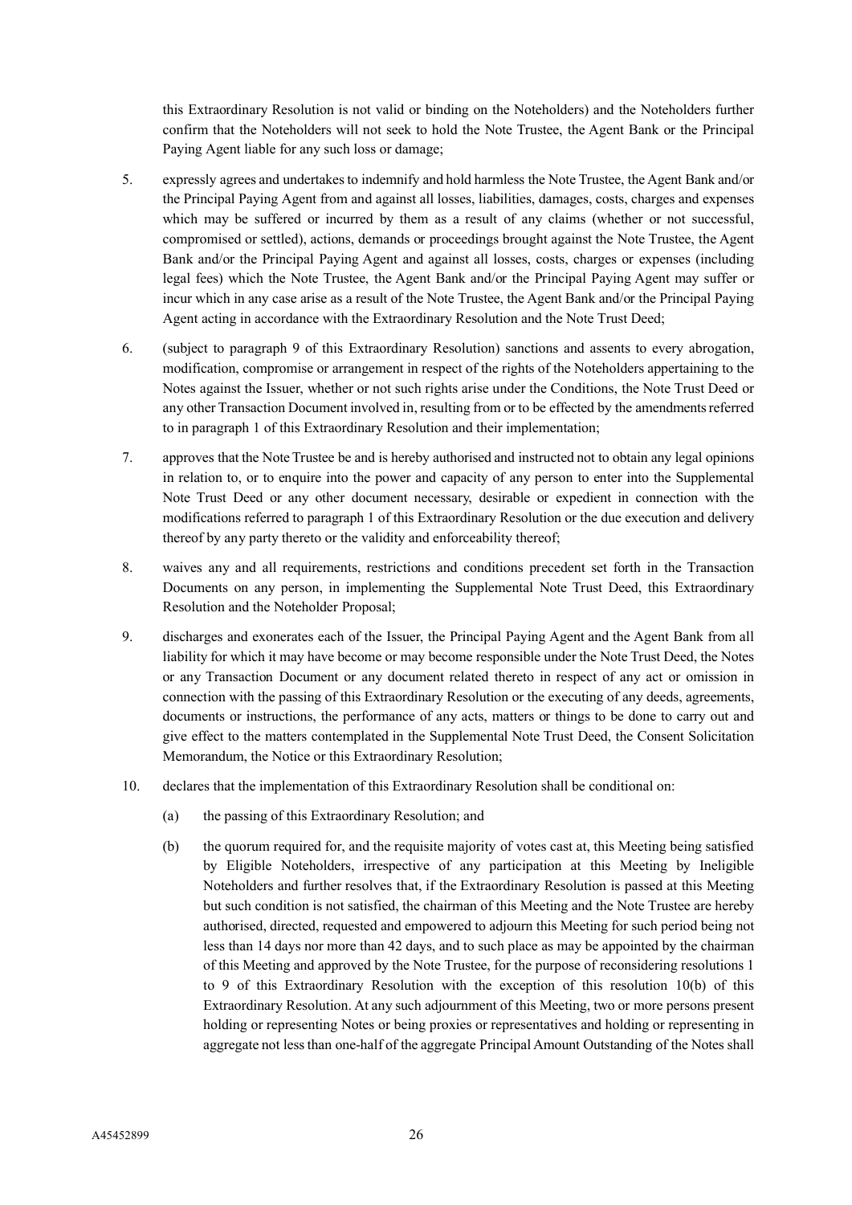this Extraordinary Resolution is not valid or binding on the Noteholders) and the Noteholders further confirm that the Noteholders will not seek to hold the Note Trustee, the Agent Bank or the Principal Paying Agent liable for any such loss or damage;

5. expressly agrees and undertakes to indemnify and hold harmless the Note Trustee, the Agent Bank and/or the Principal Paying Agent from and against all losses, liabilities, damages, costs, charges and expenses which may be suffered or incurred by them as a result of any claims (whether or not successful, compromised or settled), actions, demands or proceedings brought against the Note Trustee, the Agent Bank and/or the Principal Paying Agent and against all losses, costs, charges or expenses (including legal fees) which the Note Trustee, the Agent Bank and/or the Principal Paying Agent may suffer or incur which in any case arise as a result of the Note Trustee, the Agent Bank and/or the Principal Paying Agent acting in accordance with the Extraordinary Resolution and the Note Trust Deed;

6. (subject to paragraph 9 of this Extraordinary Resolution) sanctions and assents to every abrogation, modification, compromise or arrangement in respect of the rights of the Noteholders appertaining to the Notes against the Issuer, whether or not such rights arise under the Conditions, the Note Trust Deed or any other Transaction Document involved in, resulting from or to be effected by the amendments referred to in paragraph 1 of this Extraordinary Resolution and their implementation;

7. approves that the Note Trustee be and is hereby authorised and instructed not to obtain any legal opinions in relation to, or to enquire into the power and capacity of any person to enter into the Supplemental Note Trust Deed or any other document necessary, desirable or expedient in connection with the modifications referred to paragraph 1 of this Extraordinary Resolution or the due execution and delivery thereof by any party thereto or the validity and enforceability thereof;

8. waives any and all requirements, restrictions and conditions precedent set forth in the Transaction Documents on any person, in implementing the Supplemental Note Trust Deed, this Extraordinary Resolution and the Noteholder Proposal;

9. discharges and exonerates each of the Issuer, the Principal Paying Agent and the Agent Bank from all liability for which it may have become or may become responsible under the Note Trust Deed, the Notes or any Transaction Document or any document related thereto in respect of any act or omission in connection with the passing of this Extraordinary Resolution or the executing of any deeds, agreements, documents or instructions, the performance of any acts, matters or things to be done to carry out and give effect to the matters contemplated in the Supplemental Note Trust Deed, the Consent Solicitation Memorandum, the Notice or this Extraordinary Resolution;

10. declares that the implementation of this Extraordinary Resolution shall be conditional on:

    (a) the passing of this Extraordinary Resolution; and

    (b) the quorum required for, and the requisite majority of votes cast at, this Meeting being satisfied by Eligible Noteholders, irrespective of any participation at this Meeting by Ineligible Noteholders and further resolves that, if the Extraordinary Resolution is passed at this Meeting but such condition is not satisfied, the chairman of this Meeting and the Note Trustee are hereby authorised, directed, requested and empowered to adjourn this Meeting for such period being not less than 14 days nor more than 42 days, and to such place as may be appointed by the chairman of this Meeting and approved by the Note Trustee, for the purpose of reconsidering resolutions 1 to 9 of this Extraordinary Resolution with the exception of this resolution 10(b) of this Extraordinary Resolution. At any such adjournment of this Meeting, two or more persons present holding or representing Notes or being proxies or representatives and holding or representing in aggregate not less than one-half of the aggregate Principal Amount Outstanding of the Notes shall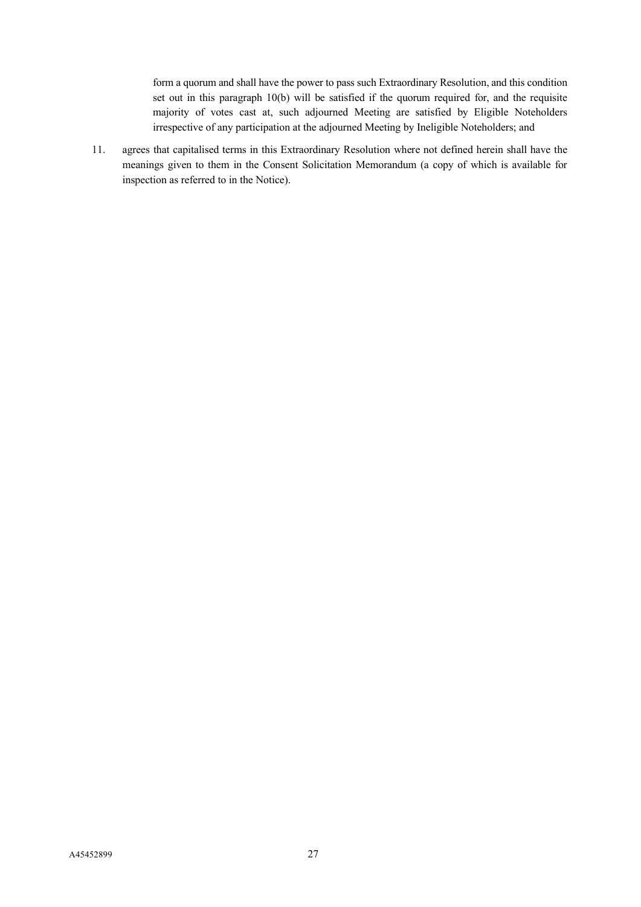form a quorum and shall have the power to pass such Extraordinary Resolution, and this condition set out in this paragraph 10(b) will be satisfied if the quorum required for, and the requisite majority of votes cast at, such adjourned Meeting are satisfied by Eligible Noteholders irrespective of any participation at the adjourned Meeting by Ineligible Noteholders; and

11. agrees that capitalised terms in this Extraordinary Resolution where not defined herein shall have the meanings given to them in the Consent Solicitation Memorandum (a copy of which is available for inspection as referred to in the Notice).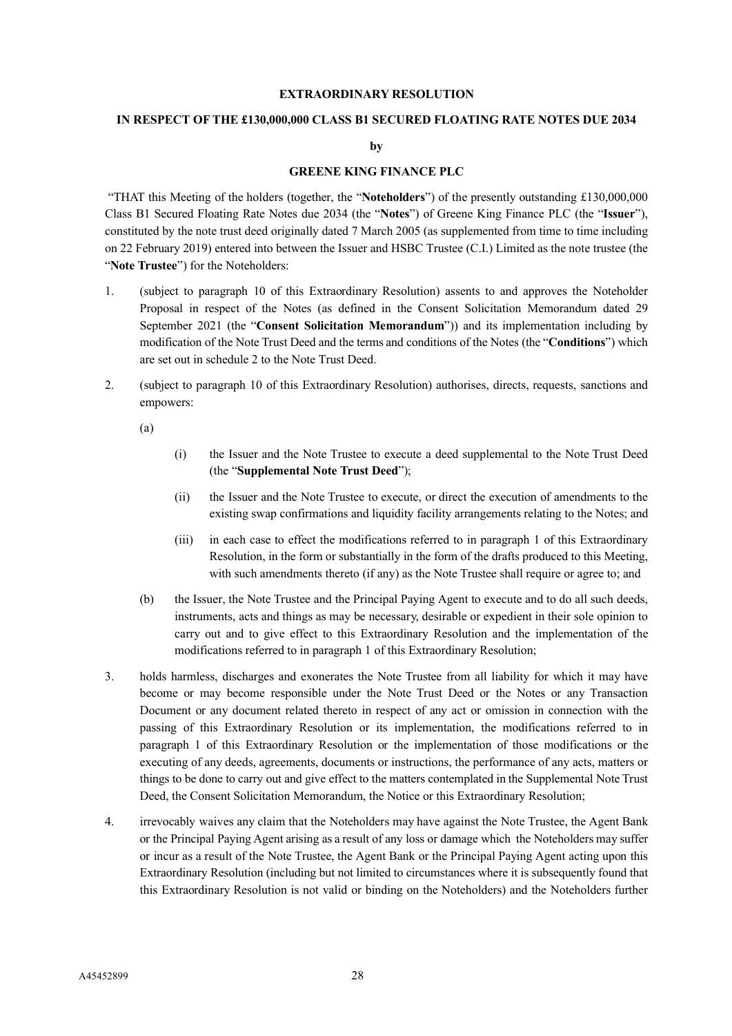**EXTRAORDINARY RESOLUTION**

**IN RESPECT OF THE £130,000,000 CLASS B1 SECURED FLOATING RATE NOTES DUE 2034**

**by**

**GREENE KING FINANCE PLC**

"THAT this Meeting of the holders (together, the "**Noteholders**") of the presently outstanding £130,000,000 Class B1 Secured Floating Rate Notes due 2034 (the "**Notes**") of Greene King Finance PLC (the "**Issuer**"), constituted by the note trust deed originally dated 7 March 2005 (as supplemented from time to time including on 22 February 2019) entered into between the Issuer and HSBC Trustee (C.I.) Limited as the note trustee (the "**Note Trustee**") for the Noteholders:

1. (subject to paragraph 10 of this Extraordinary Resolution) assents to and approves the Noteholder Proposal in respect of the Notes (as defined in the Consent Solicitation Memorandum dated 29 September 2021 (the "**Consent Solicitation Memorandum**")) and its implementation including by modification of the Note Trust Deed and the terms and conditions of the Notes (the "**Conditions**") which are set out in schedule 2 to the Note Trust Deed.

2. (subject to paragraph 10 of this Extraordinary Resolution) authorises, directs, requests, sanctions and empowers:

   (a)

      (i) the Issuer and the Note Trustee to execute a deed supplemental to the Note Trust Deed (the "**Supplemental Note Trust Deed**");

      (ii) the Issuer and the Note Trustee to execute, or direct the execution of amendments to the existing swap confirmations and liquidity facility arrangements relating to the Notes; and

      (iii) in each case to effect the modifications referred to in paragraph 1 of this Extraordinary Resolution, in the form or substantially in the form of the drafts produced to this Meeting, with such amendments thereto (if any) as the Note Trustee shall require or agree to; and

   (b) the Issuer, the Note Trustee and the Principal Paying Agent to execute and to do all such deeds, instruments, acts and things as may be necessary, desirable or expedient in their sole opinion to carry out and to give effect to this Extraordinary Resolution and the implementation of the modifications referred to in paragraph 1 of this Extraordinary Resolution;

3. holds harmless, discharges and exonerates the Note Trustee from all liability for which it may have become or may become responsible under the Note Trust Deed or the Notes or any Transaction Document or any document related thereto in respect of any act or omission in connection with the passing of this Extraordinary Resolution or its implementation, the modifications referred to in paragraph 1 of this Extraordinary Resolution or the implementation of those modifications or the executing of any deeds, agreements, documents or instructions, the performance of any acts, matters or things to be done to carry out and give effect to the matters contemplated in the Supplemental Note Trust Deed, the Consent Solicitation Memorandum, the Notice or this Extraordinary Resolution;

4. irrevocably waives any claim that the Noteholders may have against the Note Trustee, the Agent Bank or the Principal Paying Agent arising as a result of any loss or damage which the Noteholders may suffer or incur as a result of the Note Trustee, the Agent Bank or the Principal Paying Agent acting upon this Extraordinary Resolution (including but not limited to circumstances where it is subsequently found that this Extraordinary Resolution is not valid or binding on the Noteholders) and the Noteholders further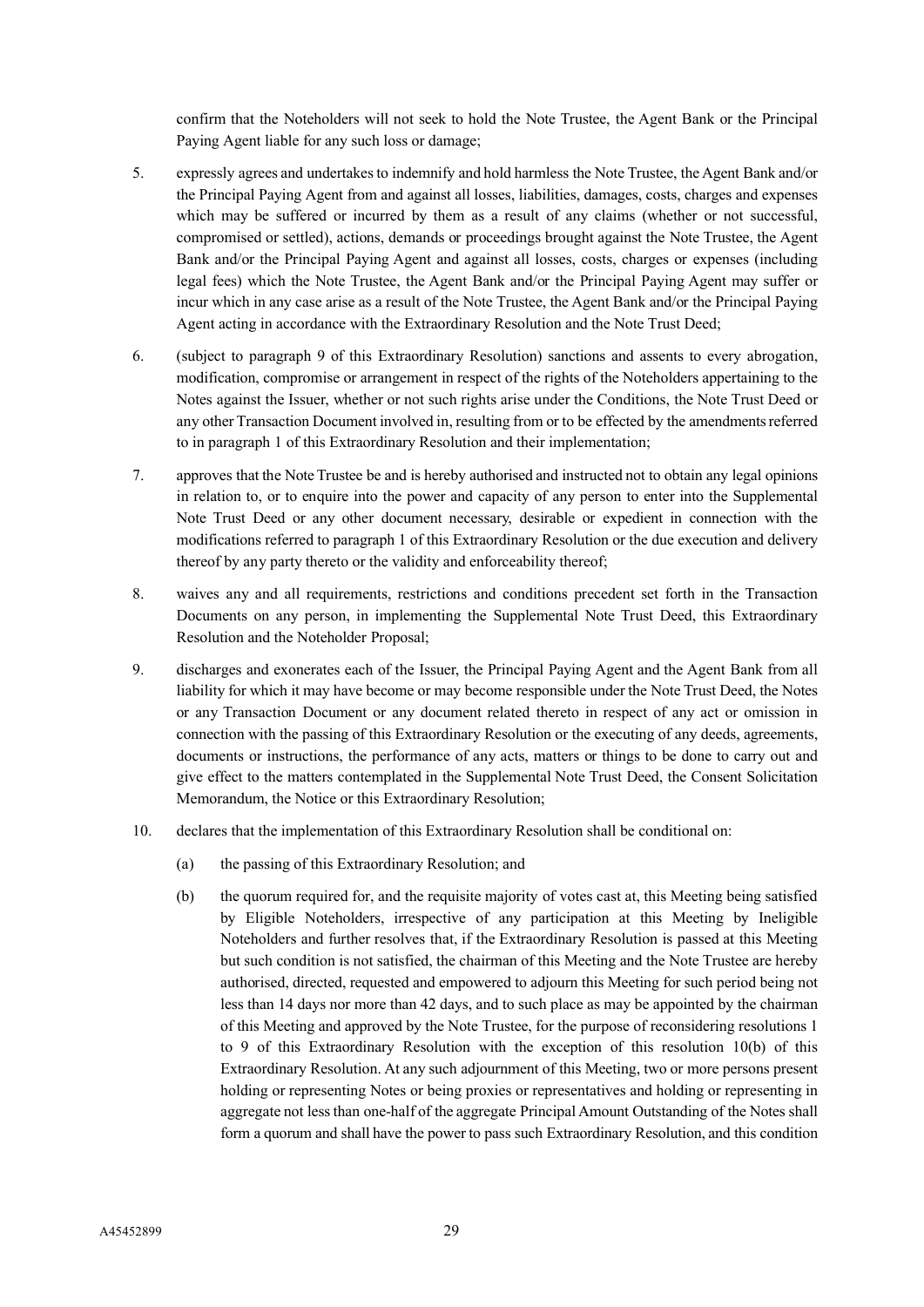confirm that the Noteholders will not seek to hold the Note Trustee, the Agent Bank or the Principal Paying Agent liable for any such loss or damage;

5. expressly agrees and undertakes to indemnify and hold harmless the Note Trustee, the Agent Bank and/or the Principal Paying Agent from and against all losses, liabilities, damages, costs, charges and expenses which may be suffered or incurred by them as a result of any claims (whether or not successful, compromised or settled), actions, demands or proceedings brought against the Note Trustee, the Agent Bank and/or the Principal Paying Agent and against all losses, costs, charges or expenses (including legal fees) which the Note Trustee, the Agent Bank and/or the Principal Paying Agent may suffer or incur which in any case arise as a result of the Note Trustee, the Agent Bank and/or the Principal Paying Agent acting in accordance with the Extraordinary Resolution and the Note Trust Deed;

6. (subject to paragraph 9 of this Extraordinary Resolution) sanctions and assents to every abrogation, modification, compromise or arrangement in respect of the rights of the Noteholders appertaining to the Notes against the Issuer, whether or not such rights arise under the Conditions, the Note Trust Deed or any other Transaction Document involved in, resulting from or to be effected by the amendments referred to in paragraph 1 of this Extraordinary Resolution and their implementation;

7. approves that the Note Trustee be and is hereby authorised and instructed not to obtain any legal opinions in relation to, or to enquire into the power and capacity of any person to enter into the Supplemental Note Trust Deed or any other document necessary, desirable or expedient in connection with the modifications referred to paragraph 1 of this Extraordinary Resolution or the due execution and delivery thereof by any party thereto or the validity and enforceability thereof;

8. waives any and all requirements, restrictions and conditions precedent set forth in the Transaction Documents on any person, in implementing the Supplemental Note Trust Deed, this Extraordinary Resolution and the Noteholder Proposal;

9. discharges and exonerates each of the Issuer, the Principal Paying Agent and the Agent Bank from all liability for which it may have become or may become responsible under the Note Trust Deed, the Notes or any Transaction Document or any document related thereto in respect of any act or omission in connection with the passing of this Extraordinary Resolution or the executing of any deeds, agreements, documents or instructions, the performance of any acts, matters or things to be done to carry out and give effect to the matters contemplated in the Supplemental Note Trust Deed, the Consent Solicitation Memorandum, the Notice or this Extraordinary Resolution;

10. declares that the implementation of this Extraordinary Resolution shall be conditional on:

    (a) the passing of this Extraordinary Resolution; and

    (b) the quorum required for, and the requisite majority of votes cast at, this Meeting being satisfied by Eligible Noteholders, irrespective of any participation at this Meeting by Ineligible Noteholders and further resolves that, if the Extraordinary Resolution is passed at this Meeting but such condition is not satisfied, the chairman of this Meeting and the Note Trustee are hereby authorised, directed, requested and empowered to adjourn this Meeting for such period being not less than 14 days nor more than 42 days, and to such place as may be appointed by the chairman of this Meeting and approved by the Note Trustee, for the purpose of reconsidering resolutions 1 to 9 of this Extraordinary Resolution with the exception of this resolution 10(b) of this Extraordinary Resolution. At any such adjournment of this Meeting, two or more persons present holding or representing Notes or being proxies or representatives and holding or representing in aggregate not less than one-half of the aggregate Principal Amount Outstanding of the Notes shall form a quorum and shall have the power to pass such Extraordinary Resolution, and this condition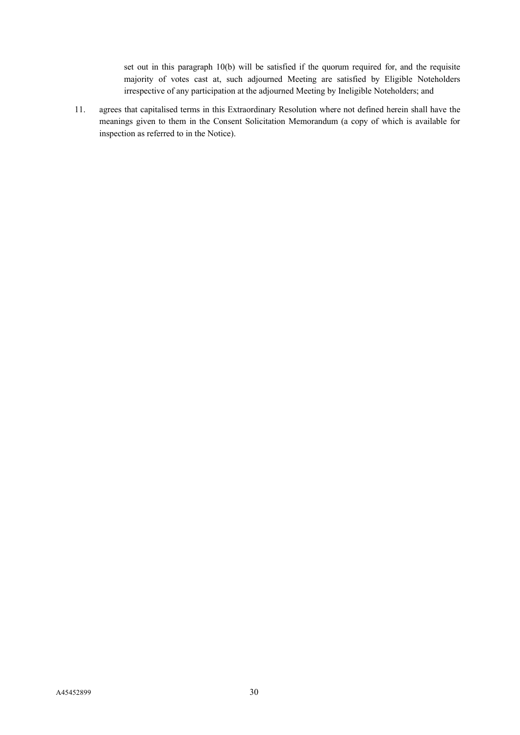set out in this paragraph 10(b) will be satisfied if the quorum required for, and the requisite majority of votes cast at, such adjourned Meeting are satisfied by Eligible Noteholders irrespective of any participation at the adjourned Meeting by Ineligible Noteholders; and

11. agrees that capitalised terms in this Extraordinary Resolution where not defined herein shall have the meanings given to them in the Consent Solicitation Memorandum (a copy of which is available for inspection as referred to in the Notice).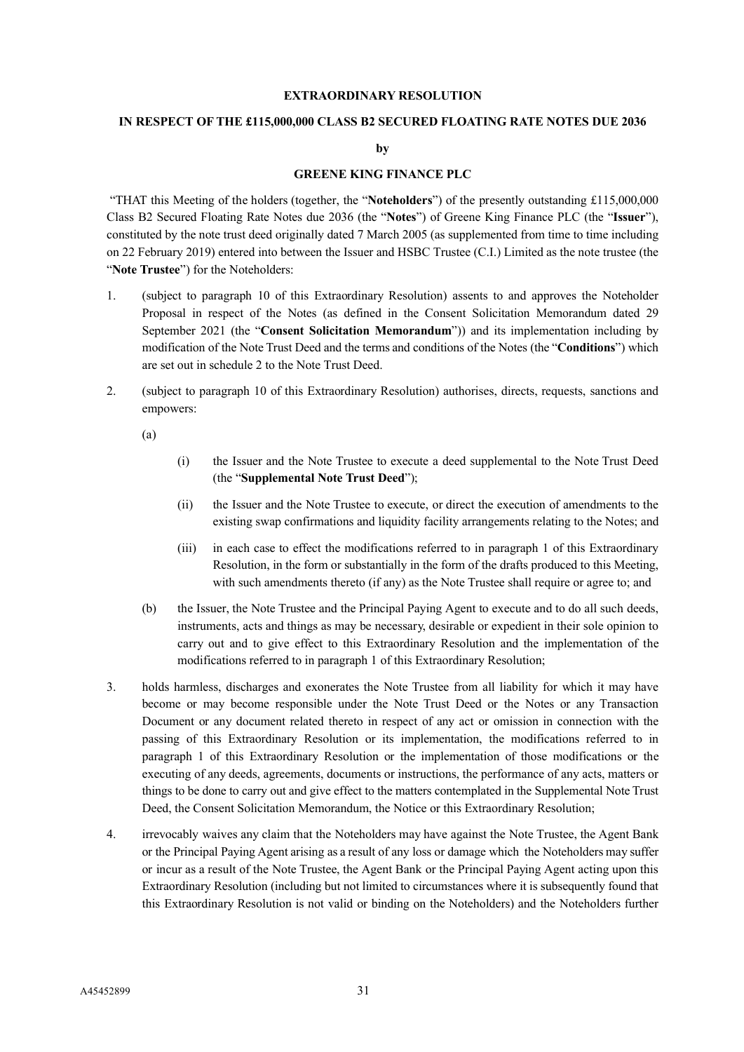**EXTRAORDINARY RESOLUTION**

**IN RESPECT OF THE £115,000,000 CLASS B2 SECURED FLOATING RATE NOTES DUE 2036**

**by**

**GREENE KING FINANCE PLC**

"THAT this Meeting of the holders (together, the "**Noteholders**") of the presently outstanding £115,000,000 Class B2 Secured Floating Rate Notes due 2036 (the "**Notes**") of Greene King Finance PLC (the "**Issuer**"), constituted by the note trust deed originally dated 7 March 2005 (as supplemented from time to time including on 22 February 2019) entered into between the Issuer and HSBC Trustee (C.I.) Limited as the note trustee (the "**Note Trustee**") for the Noteholders:

1. (subject to paragraph 10 of this Extraordinary Resolution) assents to and approves the Noteholder Proposal in respect of the Notes (as defined in the Consent Solicitation Memorandum dated 29 September 2021 (the "**Consent Solicitation Memorandum**")) and its implementation including by modification of the Note Trust Deed and the terms and conditions of the Notes (the "**Conditions**") which are set out in schedule 2 to the Note Trust Deed.

2. (subject to paragraph 10 of this Extraordinary Resolution) authorises, directs, requests, sanctions and empowers:

   (a)

      (i) the Issuer and the Note Trustee to execute a deed supplemental to the Note Trust Deed (the "**Supplemental Note Trust Deed**");

      (ii) the Issuer and the Note Trustee to execute, or direct the execution of amendments to the existing swap confirmations and liquidity facility arrangements relating to the Notes; and

      (iii) in each case to effect the modifications referred to in paragraph 1 of this Extraordinary Resolution, in the form or substantially in the form of the drafts produced to this Meeting, with such amendments thereto (if any) as the Note Trustee shall require or agree to; and

   (b) the Issuer, the Note Trustee and the Principal Paying Agent to execute and to do all such deeds, instruments, acts and things as may be necessary, desirable or expedient in their sole opinion to carry out and to give effect to this Extraordinary Resolution and the implementation of the modifications referred to in paragraph 1 of this Extraordinary Resolution;

3. holds harmless, discharges and exonerates the Note Trustee from all liability for which it may have become or may become responsible under the Note Trust Deed or the Notes or any Transaction Document or any document related thereto in respect of any act or omission in connection with the passing of this Extraordinary Resolution or its implementation, the modifications referred to in paragraph 1 of this Extraordinary Resolution or the implementation of those modifications or the executing of any deeds, agreements, documents or instructions, the performance of any acts, matters or things to be done to carry out and give effect to the matters contemplated in the Supplemental Note Trust Deed, the Consent Solicitation Memorandum, the Notice or this Extraordinary Resolution;

4. irrevocably waives any claim that the Noteholders may have against the Note Trustee, the Agent Bank or the Principal Paying Agent arising as a result of any loss or damage which the Noteholders may suffer or incur as a result of the Note Trustee, the Agent Bank or the Principal Paying Agent acting upon this Extraordinary Resolution (including but not limited to circumstances where it is subsequently found that this Extraordinary Resolution is not valid or binding on the Noteholders) and the Noteholders further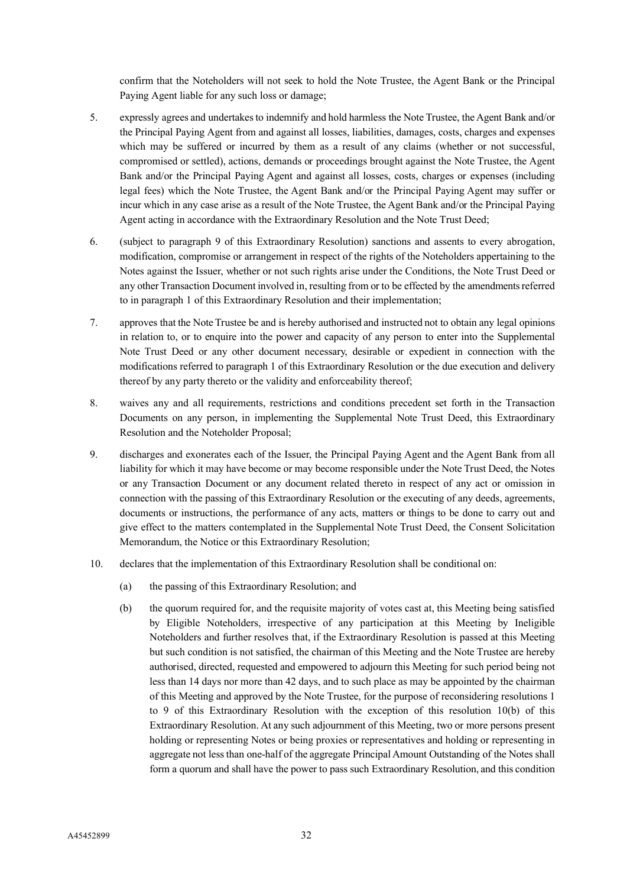confirm that the Noteholders will not seek to hold the Note Trustee, the Agent Bank or the Principal Paying Agent liable for any such loss or damage;

5. expressly agrees and undertakes to indemnify and hold harmless the Note Trustee, the Agent Bank and/or the Principal Paying Agent from and against all losses, liabilities, damages, costs, charges and expenses which may be suffered or incurred by them as a result of any claims (whether or not successful, compromised or settled), actions, demands or proceedings brought against the Note Trustee, the Agent Bank and/or the Principal Paying Agent and against all losses, costs, charges or expenses (including legal fees) which the Note Trustee, the Agent Bank and/or the Principal Paying Agent may suffer or incur which in any case arise as a result of the Note Trustee, the Agent Bank and/or the Principal Paying Agent acting in accordance with the Extraordinary Resolution and the Note Trust Deed;

6. (subject to paragraph 9 of this Extraordinary Resolution) sanctions and assents to every abrogation, modification, compromise or arrangement in respect of the rights of the Noteholders appertaining to the Notes against the Issuer, whether or not such rights arise under the Conditions, the Note Trust Deed or any other Transaction Document involved in, resulting from or to be effected by the amendments referred to in paragraph 1 of this Extraordinary Resolution and their implementation;

7. approves that the Note Trustee be and is hereby authorised and instructed not to obtain any legal opinions in relation to, or to enquire into the power and capacity of any person to enter into the Supplemental Note Trust Deed or any other document necessary, desirable or expedient in connection with the modifications referred to paragraph 1 of this Extraordinary Resolution or the due execution and delivery thereof by any party thereto or the validity and enforceability thereof;

8. waives any and all requirements, restrictions and conditions precedent set forth in the Transaction Documents on any person, in implementing the Supplemental Note Trust Deed, this Extraordinary Resolution and the Noteholder Proposal;

9. discharges and exonerates each of the Issuer, the Principal Paying Agent and the Agent Bank from all liability for which it may have become or may become responsible under the Note Trust Deed, the Notes or any Transaction Document or any document related thereto in respect of any act or omission in connection with the passing of this Extraordinary Resolution or the executing of any deeds, agreements, documents or instructions, the performance of any acts, matters or things to be done to carry out and give effect to the matters contemplated in the Supplemental Note Trust Deed, the Consent Solicitation Memorandum, the Notice or this Extraordinary Resolution;

10. declares that the implementation of this Extraordinary Resolution shall be conditional on:

    (a) the passing of this Extraordinary Resolution; and

    (b) the quorum required for, and the requisite majority of votes cast at, this Meeting being satisfied by Eligible Noteholders, irrespective of any participation at this Meeting by Ineligible Noteholders and further resolves that, if the Extraordinary Resolution is passed at this Meeting but such condition is not satisfied, the chairman of this Meeting and the Note Trustee are hereby authorised, directed, requested and empowered to adjourn this Meeting for such period being not less than 14 days nor more than 42 days, and to such place as may be appointed by the chairman of this Meeting and approved by the Note Trustee, for the purpose of reconsidering resolutions 1 to 9 of this Extraordinary Resolution with the exception of this resolution 10(b) of this Extraordinary Resolution. At any such adjournment of this Meeting, two or more persons present holding or representing Notes or being proxies or representatives and holding or representing in aggregate not less than one-half of the aggregate Principal Amount Outstanding of the Notes shall form a quorum and shall have the power to pass such Extraordinary Resolution, and this condition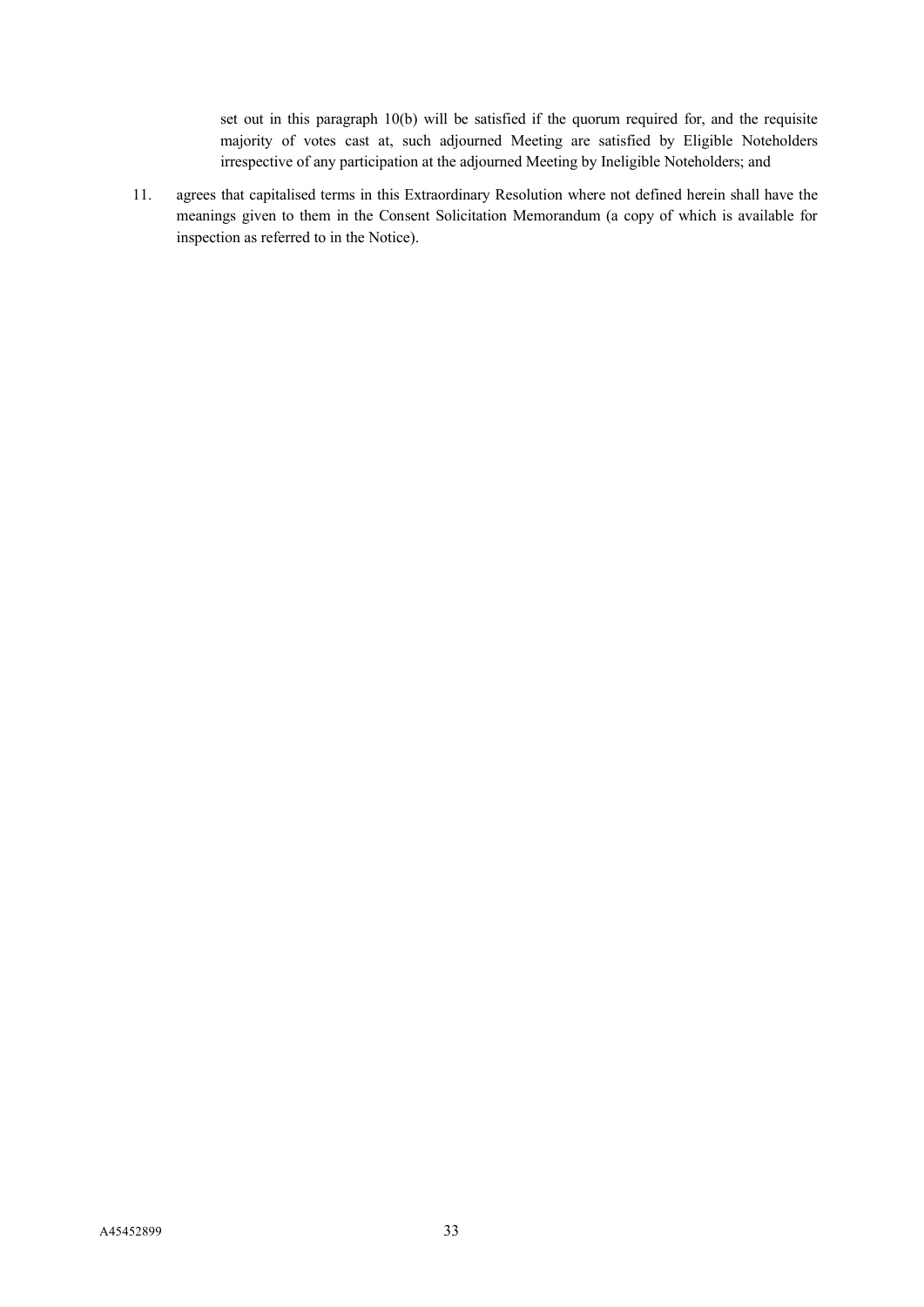set out in this paragraph 10(b) will be satisfied if the quorum required for, and the requisite majority of votes cast at, such adjourned Meeting are satisfied by Eligible Noteholders irrespective of any participation at the adjourned Meeting by Ineligible Noteholders; and

11. agrees that capitalised terms in this Extraordinary Resolution where not defined herein shall have the meanings given to them in the Consent Solicitation Memorandum (a copy of which is available for inspection as referred to in the Notice).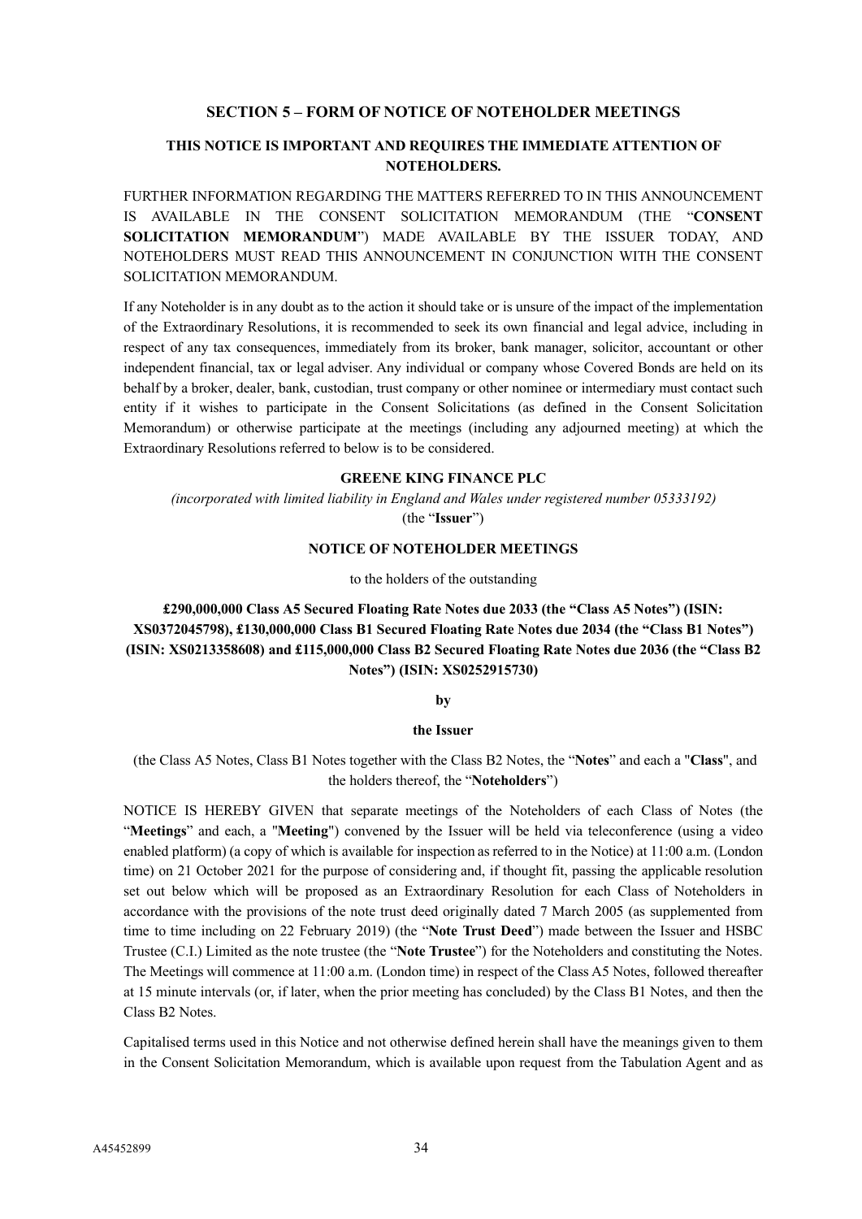## SECTION 5 – FORM OF NOTICE OF NOTEHOLDER MEETINGS

**THIS NOTICE IS IMPORTANT AND REQUIRES THE IMMEDIATE ATTENTION OF NOTEHOLDERS.**

FURTHER INFORMATION REGARDING THE MATTERS REFERRED TO IN THIS ANNOUNCEMENT IS AVAILABLE IN THE CONSENT SOLICITATION MEMORANDUM (THE "**CONSENT SOLICITATION MEMORANDUM**") MADE AVAILABLE BY THE ISSUER TODAY, AND NOTEHOLDERS MUST READ THIS ANNOUNCEMENT IN CONJUNCTION WITH THE CONSENT SOLICITATION MEMORANDUM.

If any Noteholder is in any doubt as to the action it should take or is unsure of the impact of the implementation of the Extraordinary Resolutions, it is recommended to seek its own financial and legal advice, including in respect of any tax consequences, immediately from its broker, bank manager, solicitor, accountant or other independent financial, tax or legal adviser. Any individual or company whose Covered Bonds are held on its behalf by a broker, dealer, bank, custodian, trust company or other nominee or intermediary must contact such entity if it wishes to participate in the Consent Solicitations (as defined in the Consent Solicitation Memorandum) or otherwise participate at the meetings (including any adjourned meeting) at which the Extraordinary Resolutions referred to below is to be considered.

**GREENE KING FINANCE PLC**

*(incorporated with limited liability in England and Wales under registered number 05333192)*

(the "**Issuer**")

**NOTICE OF NOTEHOLDER MEETINGS**

to the holders of the outstanding

**£290,000,000 Class A5 Secured Floating Rate Notes due 2033 (the "Class A5 Notes") (ISIN: XS0372045798), £130,000,000 Class B1 Secured Floating Rate Notes due 2034 (the "Class B1 Notes") (ISIN: XS0213358608) and £115,000,000 Class B2 Secured Floating Rate Notes due 2036 (the "Class B2 Notes") (ISIN: XS0252915730)**

**by**

**the Issuer**

(the Class A5 Notes, Class B1 Notes together with the Class B2 Notes, the "**Notes**" and each a "**Class**", and the holders thereof, the "**Noteholders**")

NOTICE IS HEREBY GIVEN that separate meetings of the Noteholders of each Class of Notes (the "**Meetings**" and each, a "**Meeting**") convened by the Issuer will be held via teleconference (using a video enabled platform) (a copy of which is available for inspection as referred to in the Notice) at 11:00 a.m. (London time) on 21 October 2021 for the purpose of considering and, if thought fit, passing the applicable resolution set out below which will be proposed as an Extraordinary Resolution for each Class of Noteholders in accordance with the provisions of the note trust deed originally dated 7 March 2005 (as supplemented from time to time including on 22 February 2019) (the "**Note Trust Deed**") made between the Issuer and HSBC Trustee (C.I.) Limited as the note trustee (the "**Note Trustee**") for the Noteholders and constituting the Notes. The Meetings will commence at 11:00 a.m. (London time) in respect of the Class A5 Notes, followed thereafter at 15 minute intervals (or, if later, when the prior meeting has concluded) by the Class B1 Notes, and then the Class B2 Notes.

Capitalised terms used in this Notice and not otherwise defined herein shall have the meanings given to them in the Consent Solicitation Memorandum, which is available upon request from the Tabulation Agent and as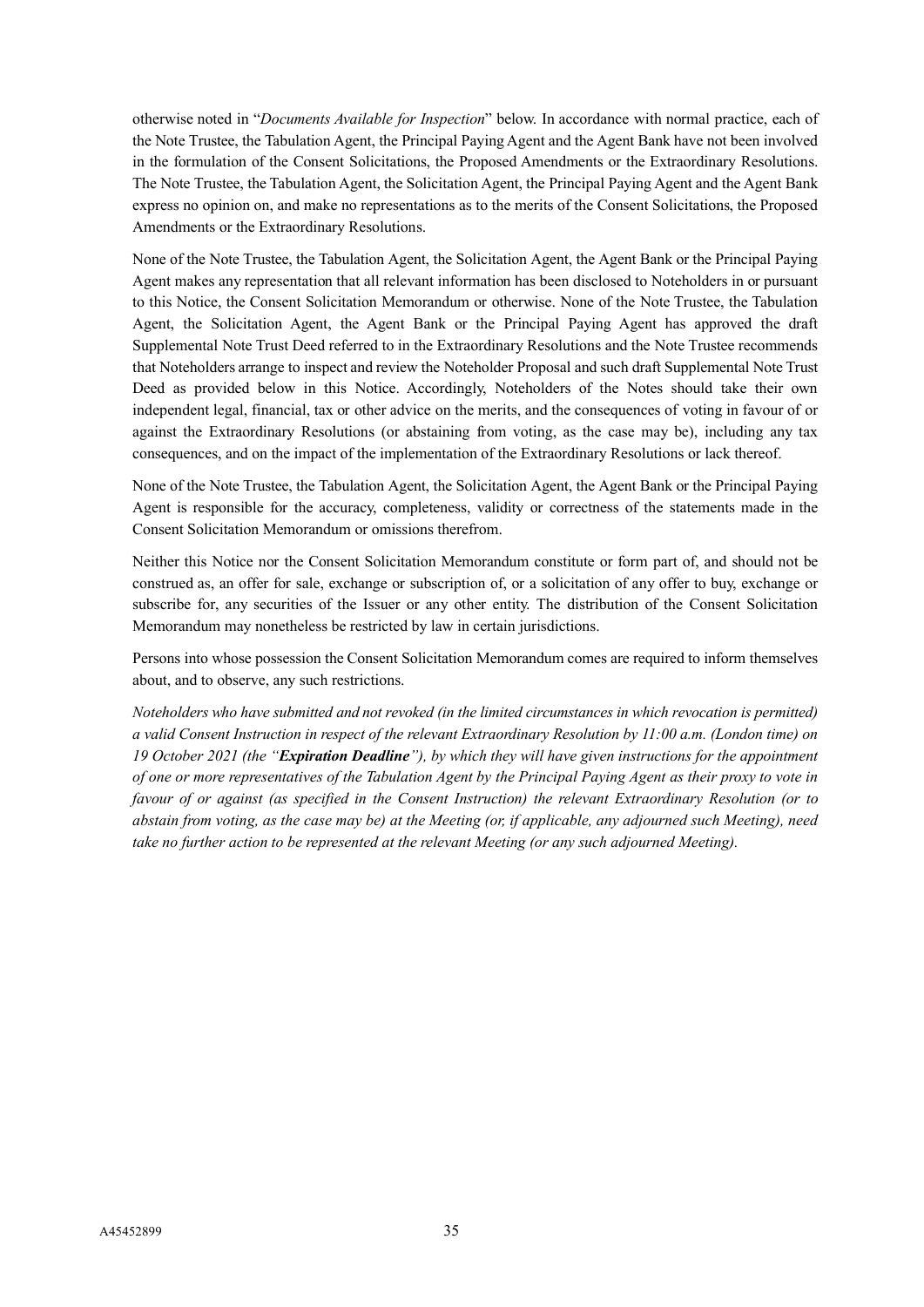otherwise noted in "*Documents Available for Inspection*" below. In accordance with normal practice, each of the Note Trustee, the Tabulation Agent, the Principal Paying Agent and the Agent Bank have not been involved in the formulation of the Consent Solicitations, the Proposed Amendments or the Extraordinary Resolutions. The Note Trustee, the Tabulation Agent, the Solicitation Agent, the Principal Paying Agent and the Agent Bank express no opinion on, and make no representations as to the merits of the Consent Solicitations, the Proposed Amendments or the Extraordinary Resolutions.

None of the Note Trustee, the Tabulation Agent, the Solicitation Agent, the Agent Bank or the Principal Paying Agent makes any representation that all relevant information has been disclosed to Noteholders in or pursuant to this Notice, the Consent Solicitation Memorandum or otherwise. None of the Note Trustee, the Tabulation Agent, the Solicitation Agent, the Agent Bank or the Principal Paying Agent has approved the draft Supplemental Note Trust Deed referred to in the Extraordinary Resolutions and the Note Trustee recommends that Noteholders arrange to inspect and review the Noteholder Proposal and such draft Supplemental Note Trust Deed as provided below in this Notice. Accordingly, Noteholders of the Notes should take their own independent legal, financial, tax or other advice on the merits, and the consequences of voting in favour of or against the Extraordinary Resolutions (or abstaining from voting, as the case may be), including any tax consequences, and on the impact of the implementation of the Extraordinary Resolutions or lack thereof.

None of the Note Trustee, the Tabulation Agent, the Solicitation Agent, the Agent Bank or the Principal Paying Agent is responsible for the accuracy, completeness, validity or correctness of the statements made in the Consent Solicitation Memorandum or omissions therefrom.

Neither this Notice nor the Consent Solicitation Memorandum constitute or form part of, and should not be construed as, an offer for sale, exchange or subscription of, or a solicitation of any offer to buy, exchange or subscribe for, any securities of the Issuer or any other entity. The distribution of the Consent Solicitation Memorandum may nonetheless be restricted by law in certain jurisdictions.

Persons into whose possession the Consent Solicitation Memorandum comes are required to inform themselves about, and to observe, any such restrictions.

*Noteholders who have submitted and not revoked (in the limited circumstances in which revocation is permitted) a valid Consent Instruction in respect of the relevant Extraordinary Resolution by 11:00 a.m. (London time) on 19 October 2021 (the "**Expiration Deadline**"), by which they will have given instructions for the appointment of one or more representatives of the Tabulation Agent by the Principal Paying Agent as their proxy to vote in favour of or against (as specified in the Consent Instruction) the relevant Extraordinary Resolution (or to abstain from voting, as the case may be) at the Meeting (or, if applicable, any adjourned such Meeting), need take no further action to be represented at the relevant Meeting (or any such adjourned Meeting).*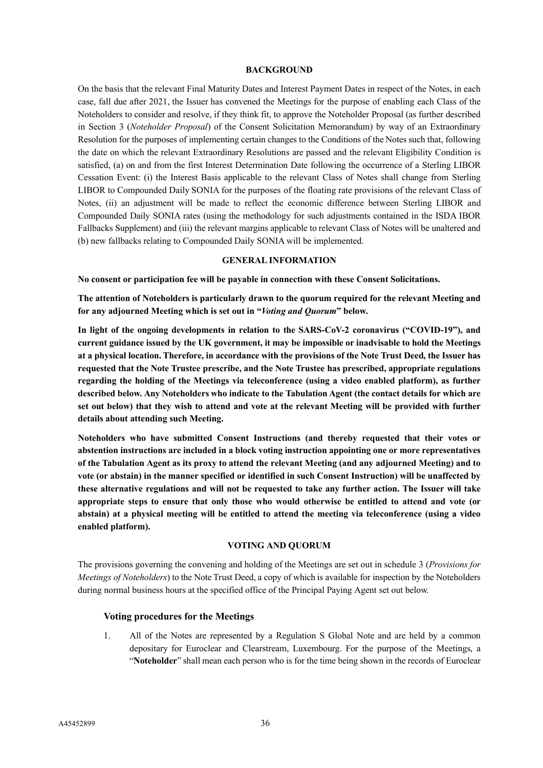## BACKGROUND

On the basis that the relevant Final Maturity Dates and Interest Payment Dates in respect of the Notes, in each case, fall due after 2021, the Issuer has convened the Meetings for the purpose of enabling each Class of the Noteholders to consider and resolve, if they think fit, to approve the Noteholder Proposal (as further described in Section 3 (*Noteholder Proposal*) of the Consent Solicitation Memorandum) by way of an Extraordinary Resolution for the purposes of implementing certain changes to the Conditions of the Notes such that, following the date on which the relevant Extraordinary Resolutions are passed and the relevant Eligibility Condition is satisfied, (a) on and from the first Interest Determination Date following the occurrence of a Sterling LIBOR Cessation Event: (i) the Interest Basis applicable to the relevant Class of Notes shall change from Sterling LIBOR to Compounded Daily SONIA for the purposes of the floating rate provisions of the relevant Class of Notes, (ii) an adjustment will be made to reflect the economic difference between Sterling LIBOR and Compounded Daily SONIA rates (using the methodology for such adjustments contained in the ISDA IBOR Fallbacks Supplement) and (iii) the relevant margins applicable to relevant Class of Notes will be unaltered and (b) new fallbacks relating to Compounded Daily SONIA will be implemented.

## GENERAL INFORMATION

**No consent or participation fee will be payable in connection with these Consent Solicitations.**

**The attention of Noteholders is particularly drawn to the quorum required for the relevant Meeting and for any adjourned Meeting which is set out in "*Voting and Quorum*" below.**

**In light of the ongoing developments in relation to the SARS-CoV-2 coronavirus ("COVID-19"), and current guidance issued by the UK government, it may be impossible or inadvisable to hold the Meetings at a physical location. Therefore, in accordance with the provisions of the Note Trust Deed, the Issuer has requested that the Note Trustee prescribe, and the Note Trustee has prescribed, appropriate regulations regarding the holding of the Meetings via teleconference (using a video enabled platform), as further described below. Any Noteholders who indicate to the Tabulation Agent (the contact details for which are set out below) that they wish to attend and vote at the relevant Meeting will be provided with further details about attending such Meeting.**

**Noteholders who have submitted Consent Instructions (and thereby requested that their votes or abstention instructions are included in a block voting instruction appointing one or more representatives of the Tabulation Agent as its proxy to attend the relevant Meeting (and any adjourned Meeting) and to vote (or abstain) in the manner specified or identified in such Consent Instruction) will be unaffected by these alternative regulations and will not be requested to take any further action. The Issuer will take appropriate steps to ensure that only those who would otherwise be entitled to attend and vote (or abstain) at a physical meeting will be entitled to attend the meeting via teleconference (using a video enabled platform).**

## VOTING AND QUORUM

The provisions governing the convening and holding of the Meetings are set out in schedule 3 (*Provisions for Meetings of Noteholders*) to the Note Trust Deed, a copy of which is available for inspection by the Noteholders during normal business hours at the specified office of the Principal Paying Agent set out below.

### Voting procedures for the Meetings

1. All of the Notes are represented by a Regulation S Global Note and are held by a common depositary for Euroclear and Clearstream, Luxembourg. For the purpose of the Meetings, a "**Noteholder**" shall mean each person who is for the time being shown in the records of Euroclear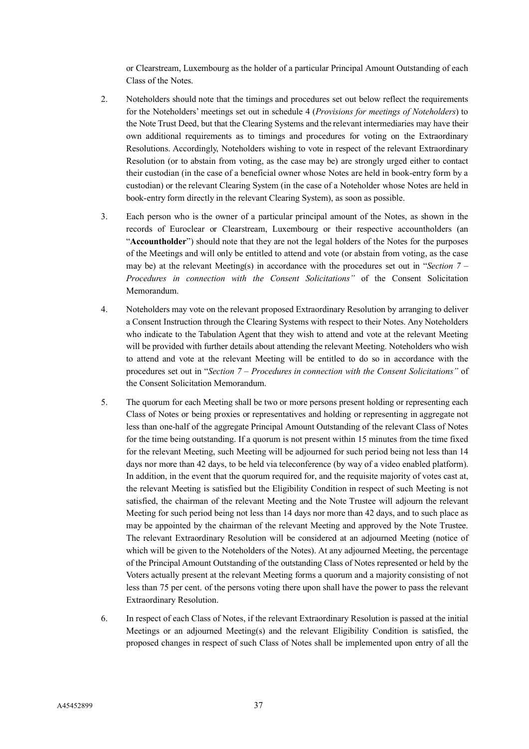or Clearstream, Luxembourg as the holder of a particular Principal Amount Outstanding of each Class of the Notes.

2. Noteholders should note that the timings and procedures set out below reflect the requirements for the Noteholders' meetings set out in schedule 4 (*Provisions for meetings of Noteholders*) to the Note Trust Deed, but that the Clearing Systems and the relevant intermediaries may have their own additional requirements as to timings and procedures for voting on the Extraordinary Resolutions. Accordingly, Noteholders wishing to vote in respect of the relevant Extraordinary Resolution (or to abstain from voting, as the case may be) are strongly urged either to contact their custodian (in the case of a beneficial owner whose Notes are held in book-entry form by a custodian) or the relevant Clearing System (in the case of a Noteholder whose Notes are held in book-entry form directly in the relevant Clearing System), as soon as possible.

3. Each person who is the owner of a particular principal amount of the Notes, as shown in the records of Euroclear or Clearstream, Luxembourg or their respective accountholders (an "**Accountholder**") should note that they are not the legal holders of the Notes for the purposes of the Meetings and will only be entitled to attend and vote (or abstain from voting, as the case may be) at the relevant Meeting(s) in accordance with the procedures set out in "*Section 7 – Procedures in connection with the Consent Solicitations"* of the Consent Solicitation Memorandum.

4. Noteholders may vote on the relevant proposed Extraordinary Resolution by arranging to deliver a Consent Instruction through the Clearing Systems with respect to their Notes. Any Noteholders who indicate to the Tabulation Agent that they wish to attend and vote at the relevant Meeting will be provided with further details about attending the relevant Meeting. Noteholders who wish to attend and vote at the relevant Meeting will be entitled to do so in accordance with the procedures set out in "*Section 7 – Procedures in connection with the Consent Solicitations"* of the Consent Solicitation Memorandum.

5. The quorum for each Meeting shall be two or more persons present holding or representing each Class of Notes or being proxies or representatives and holding or representing in aggregate not less than one-half of the aggregate Principal Amount Outstanding of the relevant Class of Notes for the time being outstanding. If a quorum is not present within 15 minutes from the time fixed for the relevant Meeting, such Meeting will be adjourned for such period being not less than 14 days nor more than 42 days, to be held via teleconference (by way of a video enabled platform). In addition, in the event that the quorum required for, and the requisite majority of votes cast at, the relevant Meeting is satisfied but the Eligibility Condition in respect of such Meeting is not satisfied, the chairman of the relevant Meeting and the Note Trustee will adjourn the relevant Meeting for such period being not less than 14 days nor more than 42 days, and to such place as may be appointed by the chairman of the relevant Meeting and approved by the Note Trustee. The relevant Extraordinary Resolution will be considered at an adjourned Meeting (notice of which will be given to the Noteholders of the Notes). At any adjourned Meeting, the percentage of the Principal Amount Outstanding of the outstanding Class of Notes represented or held by the Voters actually present at the relevant Meeting forms a quorum and a majority consisting of not less than 75 per cent. of the persons voting there upon shall have the power to pass the relevant Extraordinary Resolution.

6. In respect of each Class of Notes, if the relevant Extraordinary Resolution is passed at the initial Meetings or an adjourned Meeting(s) and the relevant Eligibility Condition is satisfied, the proposed changes in respect of such Class of Notes shall be implemented upon entry of all the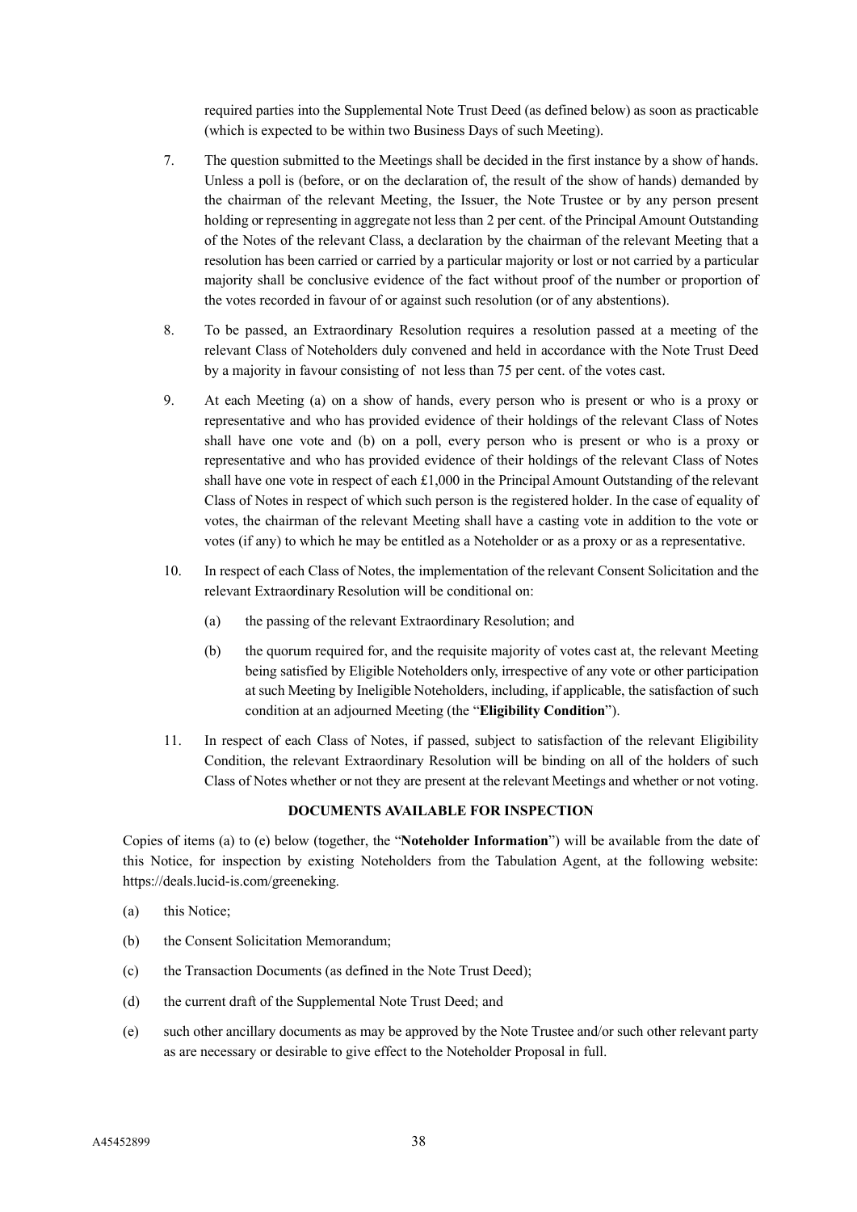required parties into the Supplemental Note Trust Deed (as defined below) as soon as practicable (which is expected to be within two Business Days of such Meeting).

7. The question submitted to the Meetings shall be decided in the first instance by a show of hands. Unless a poll is (before, or on the declaration of, the result of the show of hands) demanded by the chairman of the relevant Meeting, the Issuer, the Note Trustee or by any person present holding or representing in aggregate not less than 2 per cent. of the Principal Amount Outstanding of the Notes of the relevant Class, a declaration by the chairman of the relevant Meeting that a resolution has been carried or carried by a particular majority or lost or not carried by a particular majority shall be conclusive evidence of the fact without proof of the number or proportion of the votes recorded in favour of or against such resolution (or of any abstentions).

8. To be passed, an Extraordinary Resolution requires a resolution passed at a meeting of the relevant Class of Noteholders duly convened and held in accordance with the Note Trust Deed by a majority in favour consisting of not less than 75 per cent. of the votes cast.

9. At each Meeting (a) on a show of hands, every person who is present or who is a proxy or representative and who has provided evidence of their holdings of the relevant Class of Notes shall have one vote and (b) on a poll, every person who is present or who is a proxy or representative and who has provided evidence of their holdings of the relevant Class of Notes shall have one vote in respect of each £1,000 in the Principal Amount Outstanding of the relevant Class of Notes in respect of which such person is the registered holder. In the case of equality of votes, the chairman of the relevant Meeting shall have a casting vote in addition to the vote or votes (if any) to which he may be entitled as a Noteholder or as a proxy or as a representative.

10. In respect of each Class of Notes, the implementation of the relevant Consent Solicitation and the relevant Extraordinary Resolution will be conditional on:

    (a) the passing of the relevant Extraordinary Resolution; and

    (b) the quorum required for, and the requisite majority of votes cast at, the relevant Meeting being satisfied by Eligible Noteholders only, irrespective of any vote or other participation at such Meeting by Ineligible Noteholders, including, if applicable, the satisfaction of such condition at an adjourned Meeting (the "**Eligibility Condition**").

11. In respect of each Class of Notes, if passed, subject to satisfaction of the relevant Eligibility Condition, the relevant Extraordinary Resolution will be binding on all of the holders of such Class of Notes whether or not they are present at the relevant Meetings and whether or not voting.

## DOCUMENTS AVAILABLE FOR INSPECTION

Copies of items (a) to (e) below (together, the "**Noteholder Information**") will be available from the date of this Notice, for inspection by existing Noteholders from the Tabulation Agent, at the following website: https://deals.lucid-is.com/greeneking.

(a) this Notice;

(b) the Consent Solicitation Memorandum;

(c) the Transaction Documents (as defined in the Note Trust Deed);

(d) the current draft of the Supplemental Note Trust Deed; and

(e) such other ancillary documents as may be approved by the Note Trustee and/or such other relevant party as are necessary or desirable to give effect to the Noteholder Proposal in full.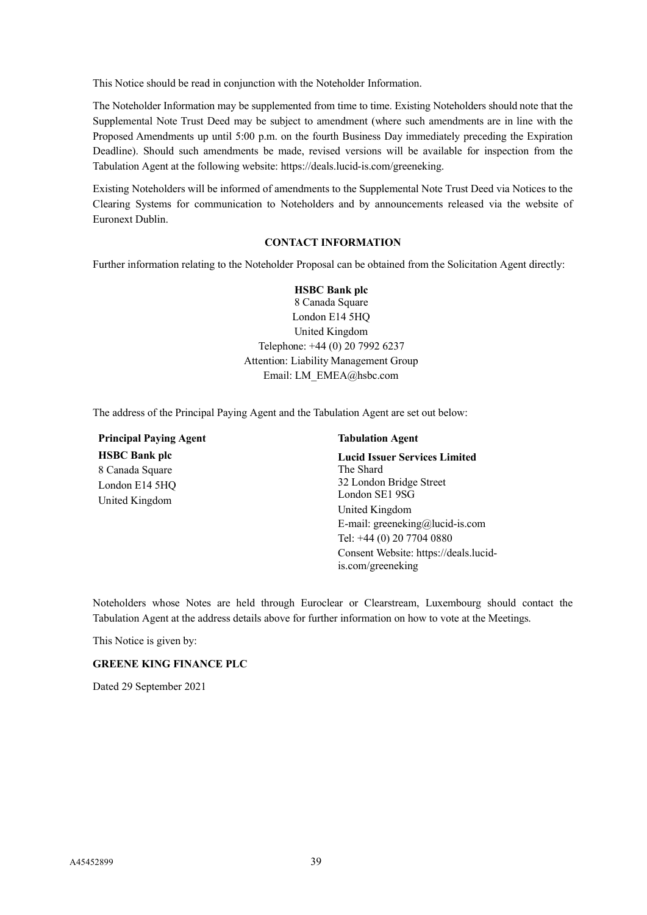This Notice should be read in conjunction with the Noteholder Information.

The Noteholder Information may be supplemented from time to time. Existing Noteholders should note that the Supplemental Note Trust Deed may be subject to amendment (where such amendments are in line with the Proposed Amendments up until 5:00 p.m. on the fourth Business Day immediately preceding the Expiration Deadline). Should such amendments be made, revised versions will be available for inspection from the Tabulation Agent at the following website: https://deals.lucid-is.com/greeneking.

Existing Noteholders will be informed of amendments to the Supplemental Note Trust Deed via Notices to the Clearing Systems for communication to Noteholders and by announcements released via the website of Euronext Dublin.

## CONTACT INFORMATION

Further information relating to the Noteholder Proposal can be obtained from the Solicitation Agent directly:

**HSBC Bank plc**
8 Canada Square
London E14 5HQ
United Kingdom
Telephone: +44 (0) 20 7992 6237
Attention: Liability Management Group
Email: LM_EMEA@hsbc.com

The address of the Principal Paying Agent and the Tabulation Agent are set out below:

**Principal Paying Agent**

**HSBC Bank plc**
8 Canada Square
London E14 5HQ
United Kingdom

**Tabulation Agent**

**Lucid Issuer Services Limited**
The Shard
32 London Bridge Street
London SE1 9SG
United Kingdom
E-mail: greeneking@lucid-is.com
Tel: +44 (0) 20 7704 0880
Consent Website: https://deals.lucid-is.com/greeneking

Noteholders whose Notes are held through Euroclear or Clearstream, Luxembourg should contact the Tabulation Agent at the address details above for further information on how to vote at the Meetings.

This Notice is given by:

**GREENE KING FINANCE PLC**

Dated 29 September 2021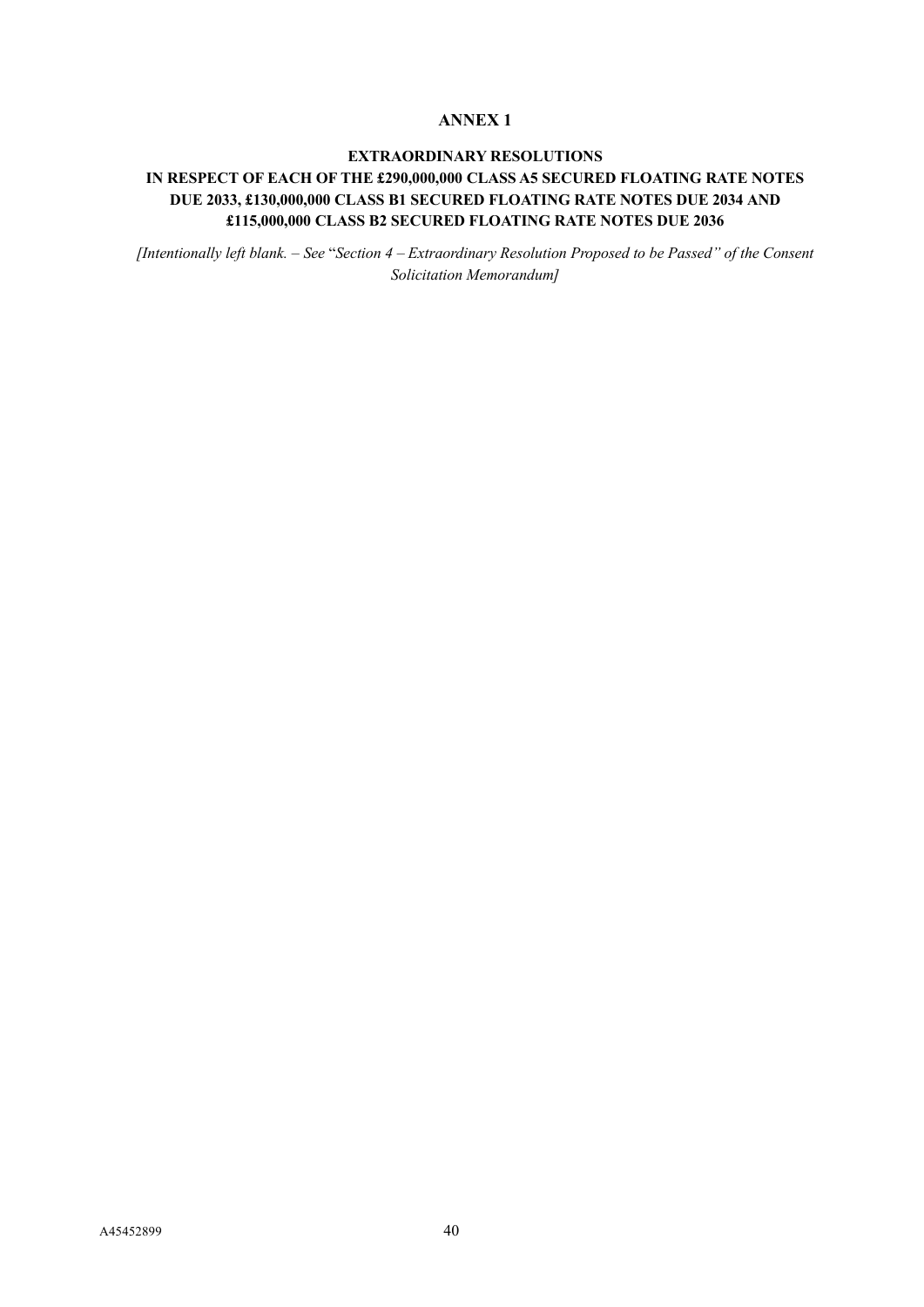# ANNEX 1

## EXTRAORDINARY RESOLUTIONS

## IN RESPECT OF EACH OF THE £290,000,000 CLASS A5 SECURED FLOATING RATE NOTES DUE 2033, £130,000,000 CLASS B1 SECURED FLOATING RATE NOTES DUE 2034 AND £115,000,000 CLASS B2 SECURED FLOATING RATE NOTES DUE 2036

*[Intentionally left blank. – See* "*Section 4 – Extraordinary Resolution Proposed to be Passed" of the Consent Solicitation Memorandum]*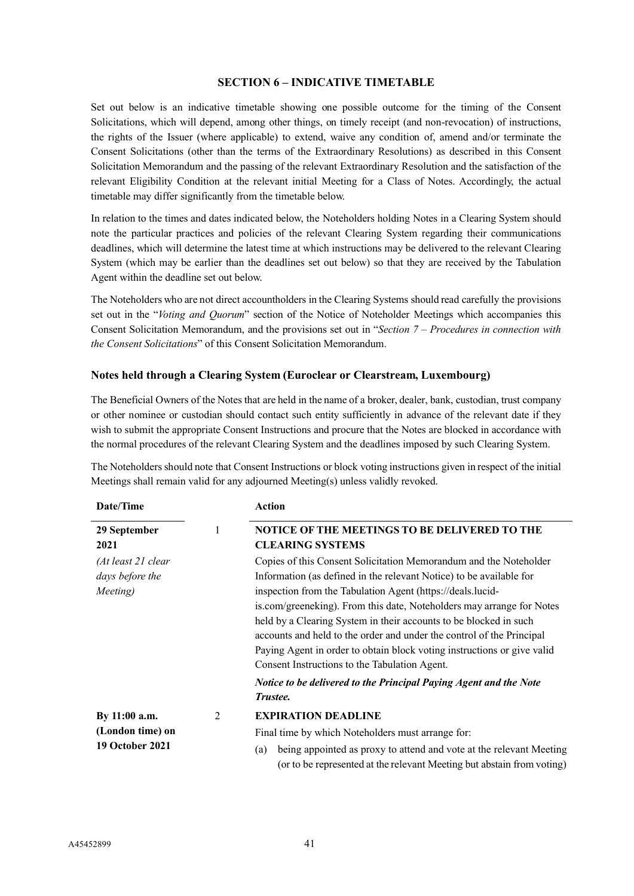## SECTION 6 – INDICATIVE TIMETABLE

Set out below is an indicative timetable showing one possible outcome for the timing of the Consent Solicitations, which will depend, among other things, on timely receipt (and non-revocation) of instructions, the rights of the Issuer (where applicable) to extend, waive any condition of, amend and/or terminate the Consent Solicitations (other than the terms of the Extraordinary Resolutions) as described in this Consent Solicitation Memorandum and the passing of the relevant Extraordinary Resolution and the satisfaction of the relevant Eligibility Condition at the relevant initial Meeting for a Class of Notes. Accordingly, the actual timetable may differ significantly from the timetable below.

In relation to the times and dates indicated below, the Noteholders holding Notes in a Clearing System should note the particular practices and policies of the relevant Clearing System regarding their communications deadlines, which will determine the latest time at which instructions may be delivered to the relevant Clearing System (which may be earlier than the deadlines set out below) so that they are received by the Tabulation Agent within the deadline set out below.

The Noteholders who are not direct accountholders in the Clearing Systems should read carefully the provisions set out in the "*Voting and Quorum*" section of the Notice of Noteholder Meetings which accompanies this Consent Solicitation Memorandum, and the provisions set out in "*Section 7 – Procedures in connection with the Consent Solicitations*" of this Consent Solicitation Memorandum.

### Notes held through a Clearing System (Euroclear or Clearstream, Luxembourg)

The Beneficial Owners of the Notes that are held in the name of a broker, dealer, bank, custodian, trust company or other nominee or custodian should contact such entity sufficiently in advance of the relevant date if they wish to submit the appropriate Consent Instructions and procure that the Notes are blocked in accordance with the normal procedures of the relevant Clearing System and the deadlines imposed by such Clearing System.

The Noteholders should note that Consent Instructions or block voting instructions given in respect of the initial Meetings shall remain valid for any adjourned Meeting(s) unless validly revoked.

| Date/Time | | Action |
|---|---|---|
| **29 September 2021**<br>*(At least 21 clear days before the Meeting)* | 1 | **NOTICE OF THE MEETINGS TO BE DELIVERED TO THE CLEARING SYSTEMS**<br>Copies of this Consent Solicitation Memorandum and the Noteholder Information (as defined in the relevant Notice) to be available for inspection from the Tabulation Agent (https://deals.lucid-is.com/greeneking). From this date, Noteholders may arrange for Notes held by a Clearing System in their accounts to be blocked in such accounts and held to the order and under the control of the Principal Paying Agent in order to obtain block voting instructions or give valid Consent Instructions to the Tabulation Agent.<br>***Notice to be delivered to the Principal Paying Agent and the Note Trustee.*** |
| **By 11:00 a.m. (London time) on 19 October 2021** | 2 | **EXPIRATION DEADLINE**<br>Final time by which Noteholders must arrange for:<br>(a) being appointed as proxy to attend and vote at the relevant Meeting (or to be represented at the relevant Meeting but abstain from voting) |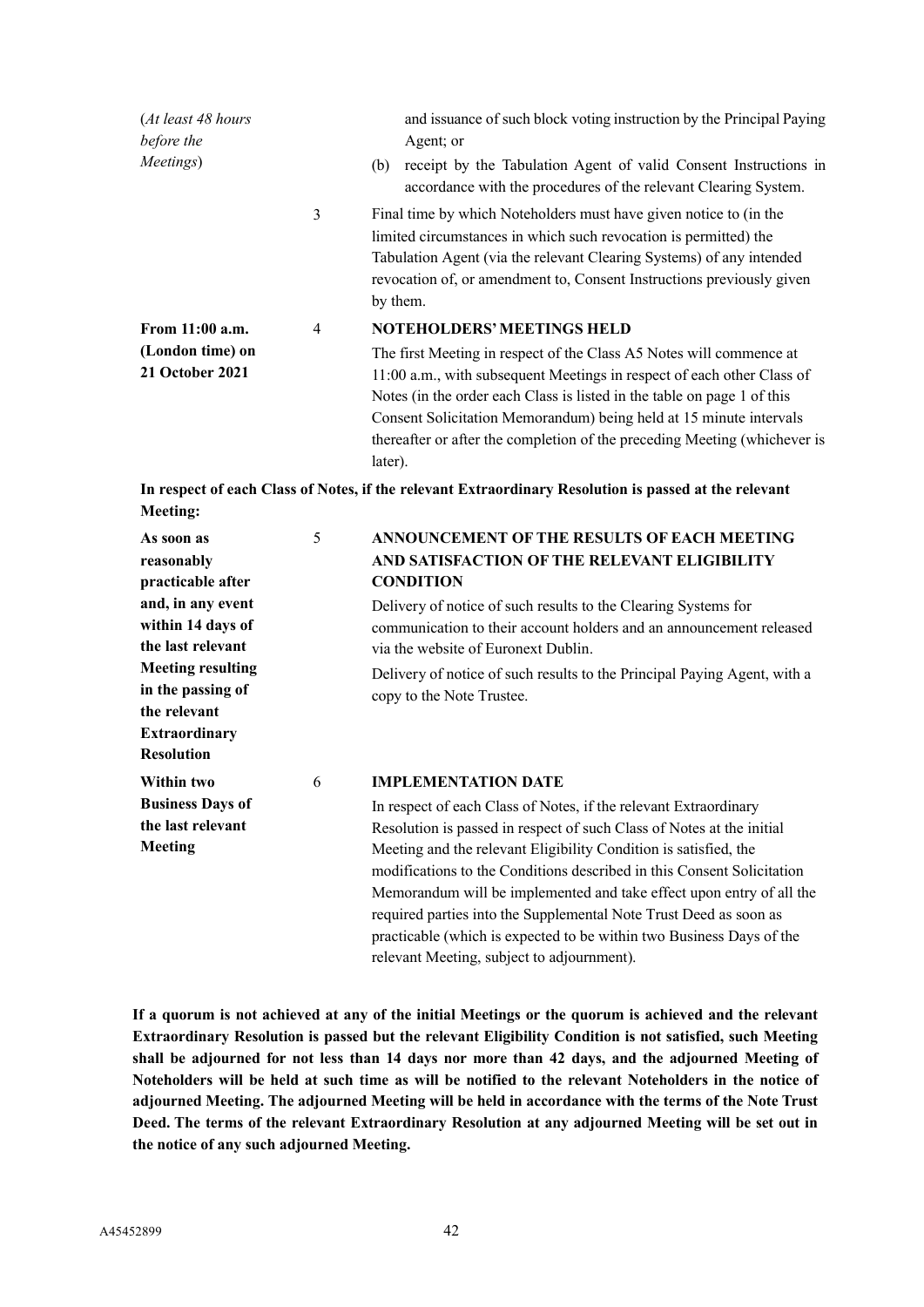| | | |
|---|---|---|
| (*At least 48 hours before the Meetings*) | | and issuance of such block voting instruction by the Principal Paying Agent; or<br>(b) receipt by the Tabulation Agent of valid Consent Instructions in accordance with the procedures of the relevant Clearing System. |
| | 3 | Final time by which Noteholders must have given notice to (in the limited circumstances in which such revocation is permitted) the Tabulation Agent (via the relevant Clearing Systems) of any intended revocation of, or amendment to, Consent Instructions previously given by them. |
| **From 11:00 a.m. (London time) on 21 October 2021** | 4 | **NOTEHOLDERS' MEETINGS HELD**<br>The first Meeting in respect of the Class A5 Notes will commence at 11:00 a.m., with subsequent Meetings in respect of each other Class of Notes (in the order each Class is listed in the table on page 1 of this Consent Solicitation Memorandum) being held at 15 minute intervals thereafter or after the completion of the preceding Meeting (whichever is later). |

**In respect of each Class of Notes, if the relevant Extraordinary Resolution is passed at the relevant Meeting:**

| | | |
|---|---|---|
| **As soon as reasonably practicable after and, in any event within 14 days of the last relevant Meeting resulting in the passing of the relevant Extraordinary Resolution** | 5 | **ANNOUNCEMENT OF THE RESULTS OF EACH MEETING AND SATISFACTION OF THE RELEVANT ELIGIBILITY CONDITION**<br>Delivery of notice of such results to the Clearing Systems for communication to their account holders and an announcement released via the website of Euronext Dublin.<br>Delivery of notice of such results to the Principal Paying Agent, with a copy to the Note Trustee. |
| **Within two Business Days of the last relevant Meeting** | 6 | **IMPLEMENTATION DATE**<br>In respect of each Class of Notes, if the relevant Extraordinary Resolution is passed in respect of such Class of Notes at the initial Meeting and the relevant Eligibility Condition is satisfied, the modifications to the Conditions described in this Consent Solicitation Memorandum will be implemented and take effect upon entry of all the required parties into the Supplemental Note Trust Deed as soon as practicable (which is expected to be within two Business Days of the relevant Meeting, subject to adjournment). |

**If a quorum is not achieved at any of the initial Meetings or the quorum is achieved and the relevant Extraordinary Resolution is passed but the relevant Eligibility Condition is not satisfied, such Meeting shall be adjourned for not less than 14 days nor more than 42 days, and the adjourned Meeting of Noteholders will be held at such time as will be notified to the relevant Noteholders in the notice of adjourned Meeting. The adjourned Meeting will be held in accordance with the terms of the Note Trust Deed. The terms of the relevant Extraordinary Resolution at any adjourned Meeting will be set out in the notice of any such adjourned Meeting.**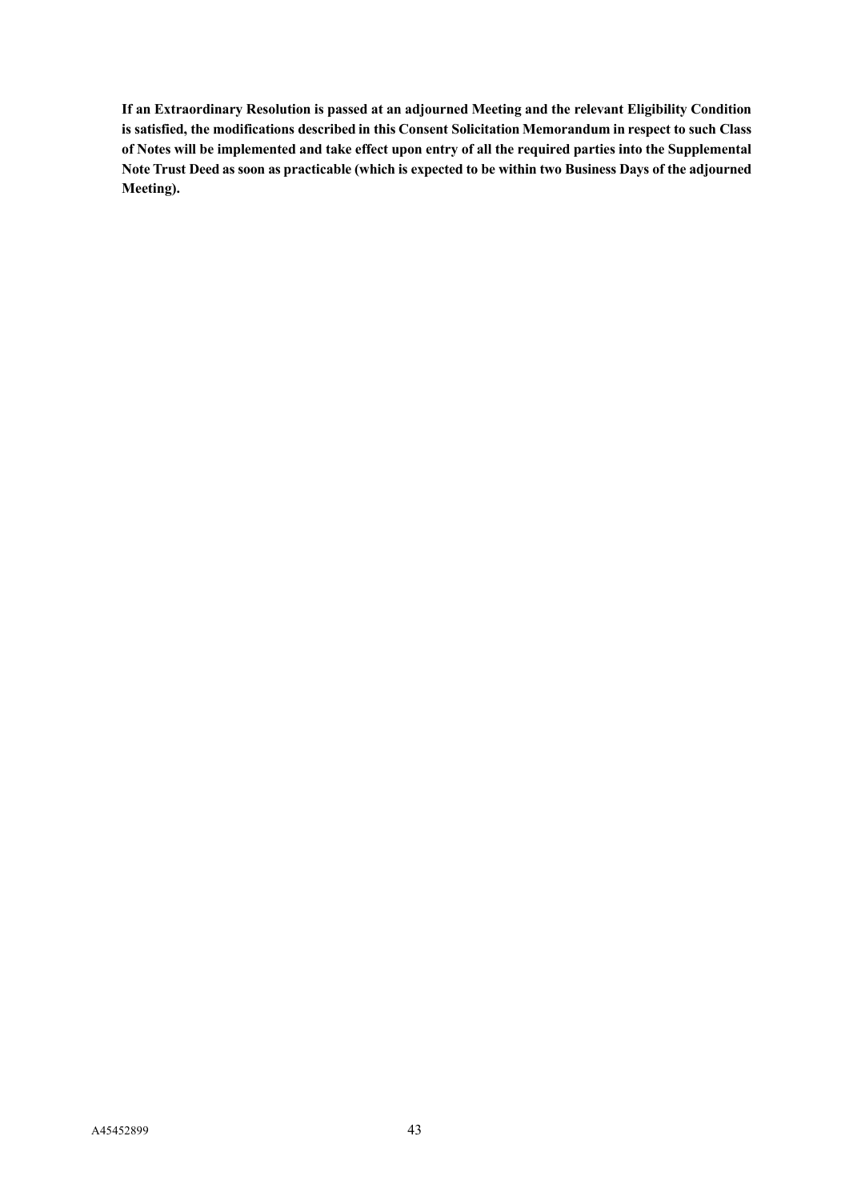**If an Extraordinary Resolution is passed at an adjourned Meeting and the relevant Eligibility Condition is satisfied, the modifications described in this Consent Solicitation Memorandum in respect to such Class of Notes will be implemented and take effect upon entry of all the required parties into the Supplemental Note Trust Deed as soon as practicable (which is expected to be within two Business Days of the adjourned Meeting).**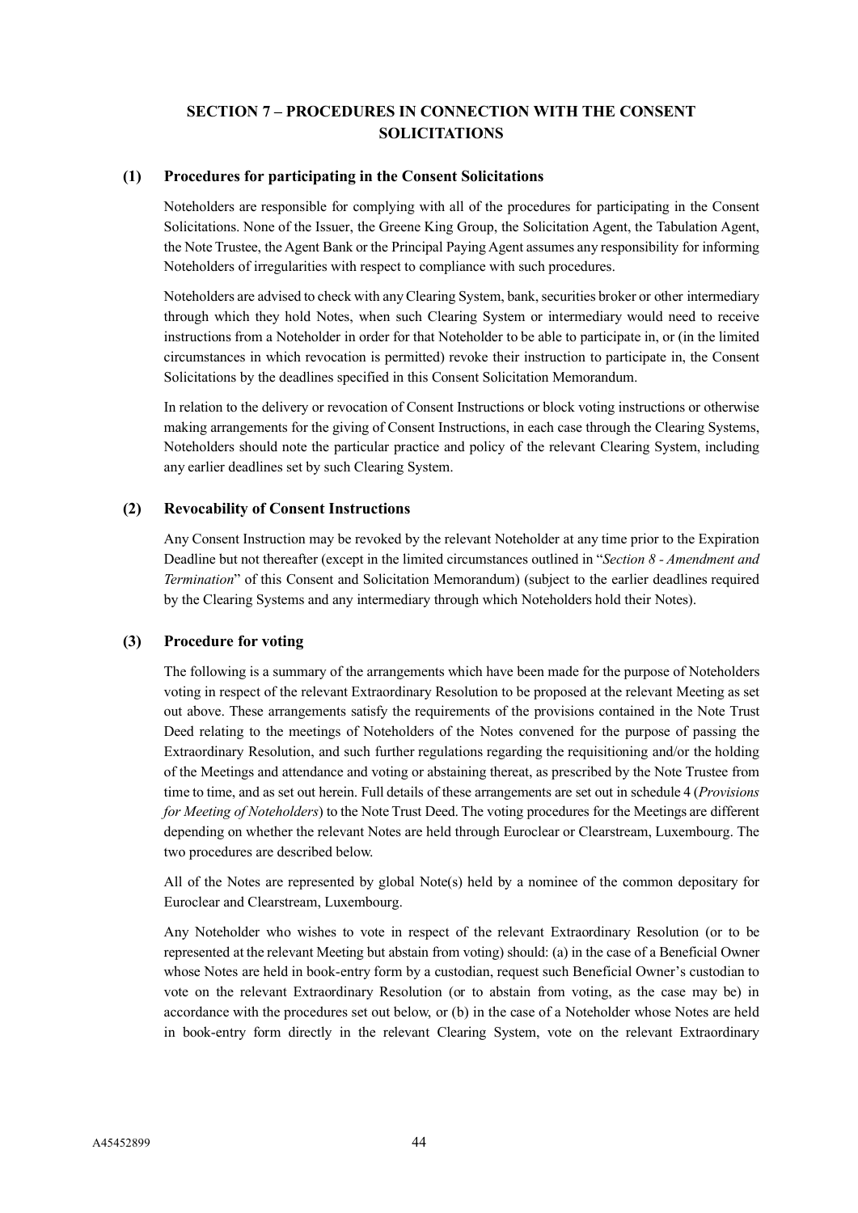## SECTION 7 – PROCEDURES IN CONNECTION WITH THE CONSENT SOLICITATIONS

### (1) Procedures for participating in the Consent Solicitations

Noteholders are responsible for complying with all of the procedures for participating in the Consent Solicitations. None of the Issuer, the Greene King Group, the Solicitation Agent, the Tabulation Agent, the Note Trustee, the Agent Bank or the Principal Paying Agent assumes any responsibility for informing Noteholders of irregularities with respect to compliance with such procedures.

Noteholders are advised to check with any Clearing System, bank, securities broker or other intermediary through which they hold Notes, when such Clearing System or intermediary would need to receive instructions from a Noteholder in order for that Noteholder to be able to participate in, or (in the limited circumstances in which revocation is permitted) revoke their instruction to participate in, the Consent Solicitations by the deadlines specified in this Consent Solicitation Memorandum.

In relation to the delivery or revocation of Consent Instructions or block voting instructions or otherwise making arrangements for the giving of Consent Instructions, in each case through the Clearing Systems, Noteholders should note the particular practice and policy of the relevant Clearing System, including any earlier deadlines set by such Clearing System.

### (2) Revocability of Consent Instructions

Any Consent Instruction may be revoked by the relevant Noteholder at any time prior to the Expiration Deadline but not thereafter (except in the limited circumstances outlined in "*Section 8 - Amendment and Termination*" of this Consent and Solicitation Memorandum) (subject to the earlier deadlines required by the Clearing Systems and any intermediary through which Noteholders hold their Notes).

### (3) Procedure for voting

The following is a summary of the arrangements which have been made for the purpose of Noteholders voting in respect of the relevant Extraordinary Resolution to be proposed at the relevant Meeting as set out above. These arrangements satisfy the requirements of the provisions contained in the Note Trust Deed relating to the meetings of Noteholders of the Notes convened for the purpose of passing the Extraordinary Resolution, and such further regulations regarding the requisitioning and/or the holding of the Meetings and attendance and voting or abstaining thereat, as prescribed by the Note Trustee from time to time, and as set out herein. Full details of these arrangements are set out in schedule 4 (*Provisions for Meeting of Noteholders*) to the Note Trust Deed. The voting procedures for the Meetings are different depending on whether the relevant Notes are held through Euroclear or Clearstream, Luxembourg. The two procedures are described below.

All of the Notes are represented by global Note(s) held by a nominee of the common depositary for Euroclear and Clearstream, Luxembourg.

Any Noteholder who wishes to vote in respect of the relevant Extraordinary Resolution (or to be represented at the relevant Meeting but abstain from voting) should: (a) in the case of a Beneficial Owner whose Notes are held in book-entry form by a custodian, request such Beneficial Owner's custodian to vote on the relevant Extraordinary Resolution (or to abstain from voting, as the case may be) in accordance with the procedures set out below, or (b) in the case of a Noteholder whose Notes are held in book-entry form directly in the relevant Clearing System, vote on the relevant Extraordinary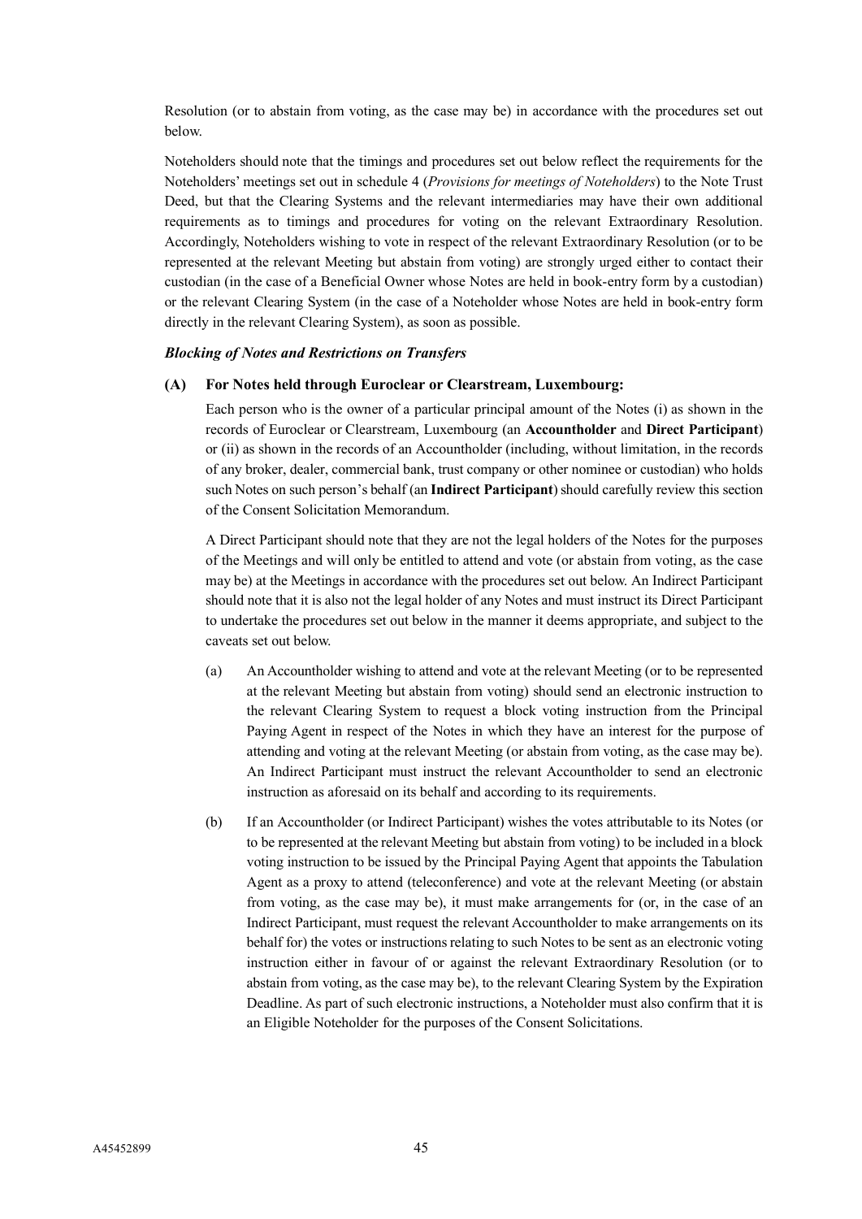Resolution (or to abstain from voting, as the case may be) in accordance with the procedures set out below.

Noteholders should note that the timings and procedures set out below reflect the requirements for the Noteholders' meetings set out in schedule 4 (*Provisions for meetings of Noteholders*) to the Note Trust Deed, but that the Clearing Systems and the relevant intermediaries may have their own additional requirements as to timings and procedures for voting on the relevant Extraordinary Resolution. Accordingly, Noteholders wishing to vote in respect of the relevant Extraordinary Resolution (or to be represented at the relevant Meeting but abstain from voting) are strongly urged either to contact their custodian (in the case of a Beneficial Owner whose Notes are held in book-entry form by a custodian) or the relevant Clearing System (in the case of a Noteholder whose Notes are held in book-entry form directly in the relevant Clearing System), as soon as possible.

***Blocking of Notes and Restrictions on Transfers***

**(A) For Notes held through Euroclear or Clearstream, Luxembourg:**

Each person who is the owner of a particular principal amount of the Notes (i) as shown in the records of Euroclear or Clearstream, Luxembourg (an **Accountholder** and **Direct Participant**) or (ii) as shown in the records of an Accountholder (including, without limitation, in the records of any broker, dealer, commercial bank, trust company or other nominee or custodian) who holds such Notes on such person's behalf (an **Indirect Participant**) should carefully review this section of the Consent Solicitation Memorandum.

A Direct Participant should note that they are not the legal holders of the Notes for the purposes of the Meetings and will only be entitled to attend and vote (or abstain from voting, as the case may be) at the Meetings in accordance with the procedures set out below. An Indirect Participant should note that it is also not the legal holder of any Notes and must instruct its Direct Participant to undertake the procedures set out below in the manner it deems appropriate, and subject to the caveats set out below.

(a) An Accountholder wishing to attend and vote at the relevant Meeting (or to be represented at the relevant Meeting but abstain from voting) should send an electronic instruction to the relevant Clearing System to request a block voting instruction from the Principal Paying Agent in respect of the Notes in which they have an interest for the purpose of attending and voting at the relevant Meeting (or abstain from voting, as the case may be). An Indirect Participant must instruct the relevant Accountholder to send an electronic instruction as aforesaid on its behalf and according to its requirements.

(b) If an Accountholder (or Indirect Participant) wishes the votes attributable to its Notes (or to be represented at the relevant Meeting but abstain from voting) to be included in a block voting instruction to be issued by the Principal Paying Agent that appoints the Tabulation Agent as a proxy to attend (teleconference) and vote at the relevant Meeting (or abstain from voting, as the case may be), it must make arrangements for (or, in the case of an Indirect Participant, must request the relevant Accountholder to make arrangements on its behalf for) the votes or instructions relating to such Notes to be sent as an electronic voting instruction either in favour of or against the relevant Extraordinary Resolution (or to abstain from voting, as the case may be), to the relevant Clearing System by the Expiration Deadline. As part of such electronic instructions, a Noteholder must also confirm that it is an Eligible Noteholder for the purposes of the Consent Solicitations.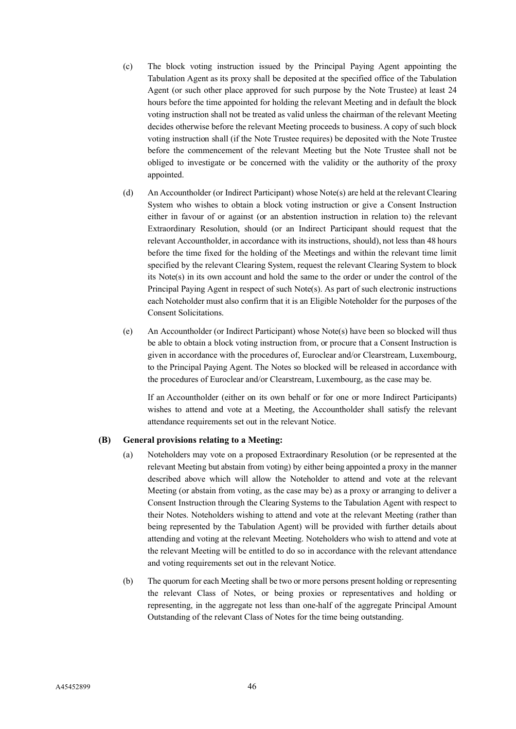(c) The block voting instruction issued by the Principal Paying Agent appointing the Tabulation Agent as its proxy shall be deposited at the specified office of the Tabulation Agent (or such other place approved for such purpose by the Note Trustee) at least 24 hours before the time appointed for holding the relevant Meeting and in default the block voting instruction shall not be treated as valid unless the chairman of the relevant Meeting decides otherwise before the relevant Meeting proceeds to business. A copy of such block voting instruction shall (if the Note Trustee requires) be deposited with the Note Trustee before the commencement of the relevant Meeting but the Note Trustee shall not be obliged to investigate or be concerned with the validity or the authority of the proxy appointed.

(d) An Accountholder (or Indirect Participant) whose Note(s) are held at the relevant Clearing System who wishes to obtain a block voting instruction or give a Consent Instruction either in favour of or against (or an abstention instruction in relation to) the relevant Extraordinary Resolution, should (or an Indirect Participant should request that the relevant Accountholder, in accordance with its instructions, should), not less than 48 hours before the time fixed for the holding of the Meetings and within the relevant time limit specified by the relevant Clearing System, request the relevant Clearing System to block its Note(s) in its own account and hold the same to the order or under the control of the Principal Paying Agent in respect of such Note(s). As part of such electronic instructions each Noteholder must also confirm that it is an Eligible Noteholder for the purposes of the Consent Solicitations.

(e) An Accountholder (or Indirect Participant) whose Note(s) have been so blocked will thus be able to obtain a block voting instruction from, or procure that a Consent Instruction is given in accordance with the procedures of, Euroclear and/or Clearstream, Luxembourg, to the Principal Paying Agent. The Notes so blocked will be released in accordance with the procedures of Euroclear and/or Clearstream, Luxembourg, as the case may be.

If an Accountholder (either on its own behalf or for one or more Indirect Participants) wishes to attend and vote at a Meeting, the Accountholder shall satisfy the relevant attendance requirements set out in the relevant Notice.

**(B) General provisions relating to a Meeting:**

(a) Noteholders may vote on a proposed Extraordinary Resolution (or be represented at the relevant Meeting but abstain from voting) by either being appointed a proxy in the manner described above which will allow the Noteholder to attend and vote at the relevant Meeting (or abstain from voting, as the case may be) as a proxy or arranging to deliver a Consent Instruction through the Clearing Systems to the Tabulation Agent with respect to their Notes. Noteholders wishing to attend and vote at the relevant Meeting (rather than being represented by the Tabulation Agent) will be provided with further details about attending and voting at the relevant Meeting. Noteholders who wish to attend and vote at the relevant Meeting will be entitled to do so in accordance with the relevant attendance and voting requirements set out in the relevant Notice.

(b) The quorum for each Meeting shall be two or more persons present holding or representing the relevant Class of Notes, or being proxies or representatives and holding or representing, in the aggregate not less than one-half of the aggregate Principal Amount Outstanding of the relevant Class of Notes for the time being outstanding.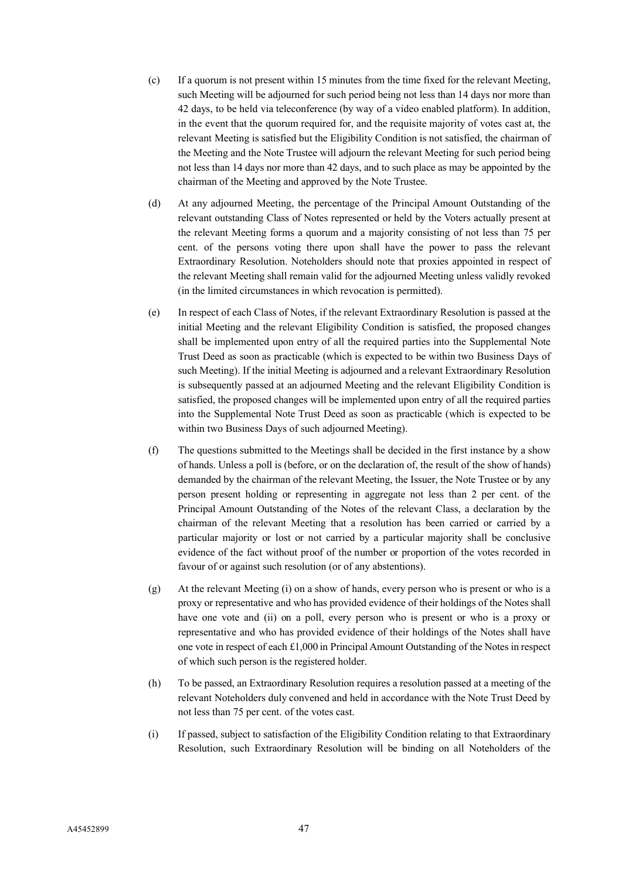(c) If a quorum is not present within 15 minutes from the time fixed for the relevant Meeting, such Meeting will be adjourned for such period being not less than 14 days nor more than 42 days, to be held via teleconference (by way of a video enabled platform). In addition, in the event that the quorum required for, and the requisite majority of votes cast at, the relevant Meeting is satisfied but the Eligibility Condition is not satisfied, the chairman of the Meeting and the Note Trustee will adjourn the relevant Meeting for such period being not less than 14 days nor more than 42 days, and to such place as may be appointed by the chairman of the Meeting and approved by the Note Trustee.

(d) At any adjourned Meeting, the percentage of the Principal Amount Outstanding of the relevant outstanding Class of Notes represented or held by the Voters actually present at the relevant Meeting forms a quorum and a majority consisting of not less than 75 per cent. of the persons voting there upon shall have the power to pass the relevant Extraordinary Resolution. Noteholders should note that proxies appointed in respect of the relevant Meeting shall remain valid for the adjourned Meeting unless validly revoked (in the limited circumstances in which revocation is permitted).

(e) In respect of each Class of Notes, if the relevant Extraordinary Resolution is passed at the initial Meeting and the relevant Eligibility Condition is satisfied, the proposed changes shall be implemented upon entry of all the required parties into the Supplemental Note Trust Deed as soon as practicable (which is expected to be within two Business Days of such Meeting). If the initial Meeting is adjourned and a relevant Extraordinary Resolution is subsequently passed at an adjourned Meeting and the relevant Eligibility Condition is satisfied, the proposed changes will be implemented upon entry of all the required parties into the Supplemental Note Trust Deed as soon as practicable (which is expected to be within two Business Days of such adjourned Meeting).

(f) The questions submitted to the Meetings shall be decided in the first instance by a show of hands. Unless a poll is (before, or on the declaration of, the result of the show of hands) demanded by the chairman of the relevant Meeting, the Issuer, the Note Trustee or by any person present holding or representing in aggregate not less than 2 per cent. of the Principal Amount Outstanding of the Notes of the relevant Class, a declaration by the chairman of the relevant Meeting that a resolution has been carried or carried by a particular majority or lost or not carried by a particular majority shall be conclusive evidence of the fact without proof of the number or proportion of the votes recorded in favour of or against such resolution (or of any abstentions).

(g) At the relevant Meeting (i) on a show of hands, every person who is present or who is a proxy or representative and who has provided evidence of their holdings of the Notes shall have one vote and (ii) on a poll, every person who is present or who is a proxy or representative and who has provided evidence of their holdings of the Notes shall have one vote in respect of each £1,000 in Principal Amount Outstanding of the Notes in respect of which such person is the registered holder.

(h) To be passed, an Extraordinary Resolution requires a resolution passed at a meeting of the relevant Noteholders duly convened and held in accordance with the Note Trust Deed by not less than 75 per cent. of the votes cast.

(i) If passed, subject to satisfaction of the Eligibility Condition relating to that Extraordinary Resolution, such Extraordinary Resolution will be binding on all Noteholders of the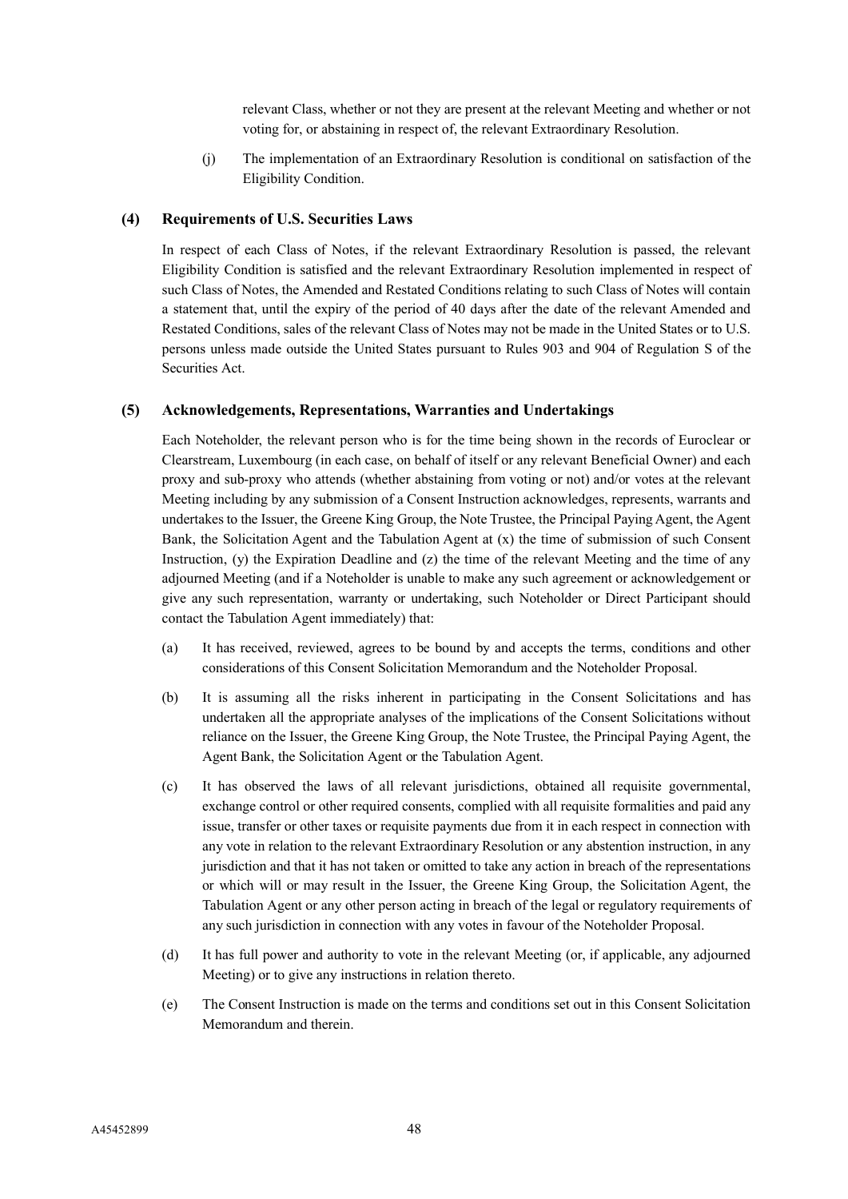relevant Class, whether or not they are present at the relevant Meeting and whether or not voting for, or abstaining in respect of, the relevant Extraordinary Resolution.

(j) The implementation of an Extraordinary Resolution is conditional on satisfaction of the Eligibility Condition.

### (4) Requirements of U.S. Securities Laws

In respect of each Class of Notes, if the relevant Extraordinary Resolution is passed, the relevant Eligibility Condition is satisfied and the relevant Extraordinary Resolution implemented in respect of such Class of Notes, the Amended and Restated Conditions relating to such Class of Notes will contain a statement that, until the expiry of the period of 40 days after the date of the relevant Amended and Restated Conditions, sales of the relevant Class of Notes may not be made in the United States or to U.S. persons unless made outside the United States pursuant to Rules 903 and 904 of Regulation S of the Securities Act.

### (5) Acknowledgements, Representations, Warranties and Undertakings

Each Noteholder, the relevant person who is for the time being shown in the records of Euroclear or Clearstream, Luxembourg (in each case, on behalf of itself or any relevant Beneficial Owner) and each proxy and sub-proxy who attends (whether abstaining from voting or not) and/or votes at the relevant Meeting including by any submission of a Consent Instruction acknowledges, represents, warrants and undertakes to the Issuer, the Greene King Group, the Note Trustee, the Principal Paying Agent, the Agent Bank, the Solicitation Agent and the Tabulation Agent at (x) the time of submission of such Consent Instruction, (y) the Expiration Deadline and (z) the time of the relevant Meeting and the time of any adjourned Meeting (and if a Noteholder is unable to make any such agreement or acknowledgement or give any such representation, warranty or undertaking, such Noteholder or Direct Participant should contact the Tabulation Agent immediately) that:

(a) It has received, reviewed, agrees to be bound by and accepts the terms, conditions and other considerations of this Consent Solicitation Memorandum and the Noteholder Proposal.

(b) It is assuming all the risks inherent in participating in the Consent Solicitations and has undertaken all the appropriate analyses of the implications of the Consent Solicitations without reliance on the Issuer, the Greene King Group, the Note Trustee, the Principal Paying Agent, the Agent Bank, the Solicitation Agent or the Tabulation Agent.

(c) It has observed the laws of all relevant jurisdictions, obtained all requisite governmental, exchange control or other required consents, complied with all requisite formalities and paid any issue, transfer or other taxes or requisite payments due from it in each respect in connection with any vote in relation to the relevant Extraordinary Resolution or any abstention instruction, in any jurisdiction and that it has not taken or omitted to take any action in breach of the representations or which will or may result in the Issuer, the Greene King Group, the Solicitation Agent, the Tabulation Agent or any other person acting in breach of the legal or regulatory requirements of any such jurisdiction in connection with any votes in favour of the Noteholder Proposal.

(d) It has full power and authority to vote in the relevant Meeting (or, if applicable, any adjourned Meeting) or to give any instructions in relation thereto.

(e) The Consent Instruction is made on the terms and conditions set out in this Consent Solicitation Memorandum and therein.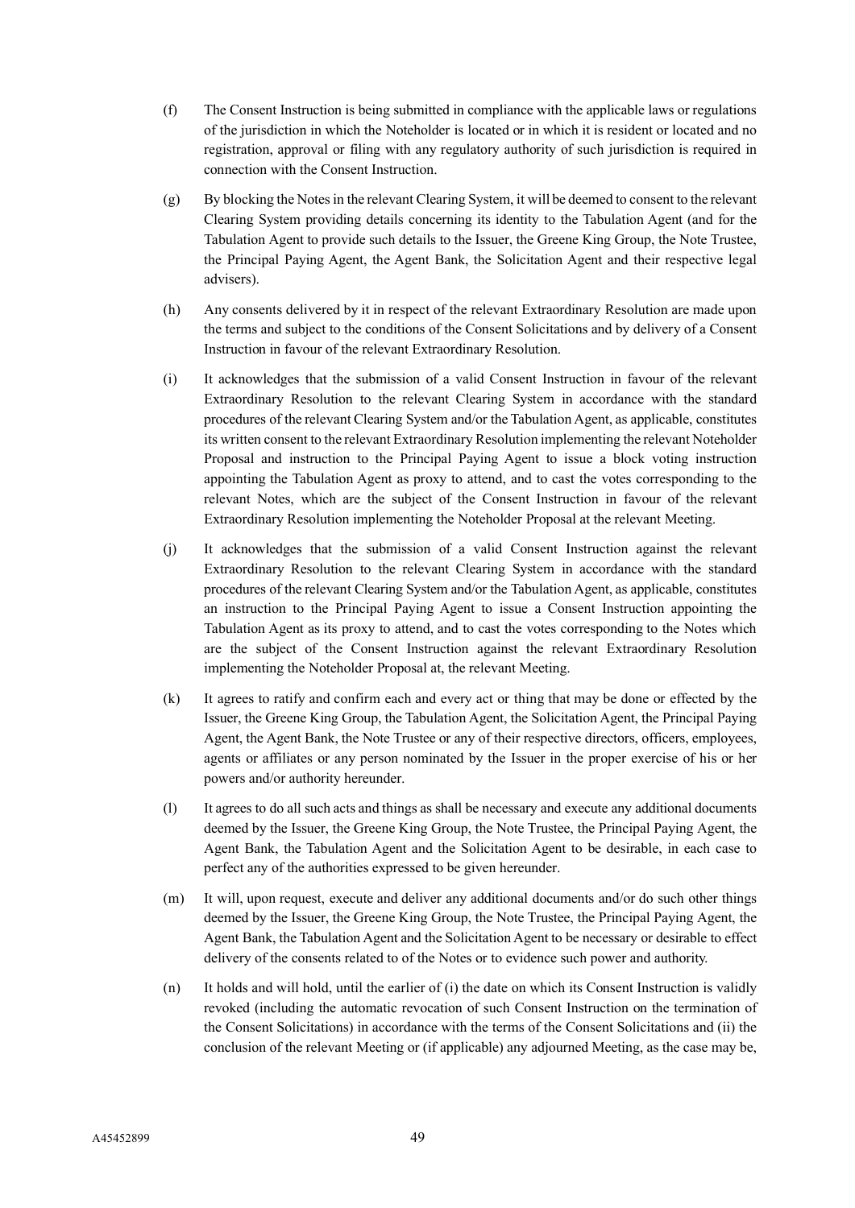(f) The Consent Instruction is being submitted in compliance with the applicable laws or regulations of the jurisdiction in which the Noteholder is located or in which it is resident or located and no registration, approval or filing with any regulatory authority of such jurisdiction is required in connection with the Consent Instruction.

(g) By blocking the Notes in the relevant Clearing System, it will be deemed to consent to the relevant Clearing System providing details concerning its identity to the Tabulation Agent (and for the Tabulation Agent to provide such details to the Issuer, the Greene King Group, the Note Trustee, the Principal Paying Agent, the Agent Bank, the Solicitation Agent and their respective legal advisers).

(h) Any consents delivered by it in respect of the relevant Extraordinary Resolution are made upon the terms and subject to the conditions of the Consent Solicitations and by delivery of a Consent Instruction in favour of the relevant Extraordinary Resolution.

(i) It acknowledges that the submission of a valid Consent Instruction in favour of the relevant Extraordinary Resolution to the relevant Clearing System in accordance with the standard procedures of the relevant Clearing System and/or the Tabulation Agent, as applicable, constitutes its written consent to the relevant Extraordinary Resolution implementing the relevant Noteholder Proposal and instruction to the Principal Paying Agent to issue a block voting instruction appointing the Tabulation Agent as proxy to attend, and to cast the votes corresponding to the relevant Notes, which are the subject of the Consent Instruction in favour of the relevant Extraordinary Resolution implementing the Noteholder Proposal at the relevant Meeting.

(j) It acknowledges that the submission of a valid Consent Instruction against the relevant Extraordinary Resolution to the relevant Clearing System in accordance with the standard procedures of the relevant Clearing System and/or the Tabulation Agent, as applicable, constitutes an instruction to the Principal Paying Agent to issue a Consent Instruction appointing the Tabulation Agent as its proxy to attend, and to cast the votes corresponding to the Notes which are the subject of the Consent Instruction against the relevant Extraordinary Resolution implementing the Noteholder Proposal at, the relevant Meeting.

(k) It agrees to ratify and confirm each and every act or thing that may be done or effected by the Issuer, the Greene King Group, the Tabulation Agent, the Solicitation Agent, the Principal Paying Agent, the Agent Bank, the Note Trustee or any of their respective directors, officers, employees, agents or affiliates or any person nominated by the Issuer in the proper exercise of his or her powers and/or authority hereunder.

(l) It agrees to do all such acts and things as shall be necessary and execute any additional documents deemed by the Issuer, the Greene King Group, the Note Trustee, the Principal Paying Agent, the Agent Bank, the Tabulation Agent and the Solicitation Agent to be desirable, in each case to perfect any of the authorities expressed to be given hereunder.

(m) It will, upon request, execute and deliver any additional documents and/or do such other things deemed by the Issuer, the Greene King Group, the Note Trustee, the Principal Paying Agent, the Agent Bank, the Tabulation Agent and the Solicitation Agent to be necessary or desirable to effect delivery of the consents related to of the Notes or to evidence such power and authority.

(n) It holds and will hold, until the earlier of (i) the date on which its Consent Instruction is validly revoked (including the automatic revocation of such Consent Instruction on the termination of the Consent Solicitations) in accordance with the terms of the Consent Solicitations and (ii) the conclusion of the relevant Meeting or (if applicable) any adjourned Meeting, as the case may be,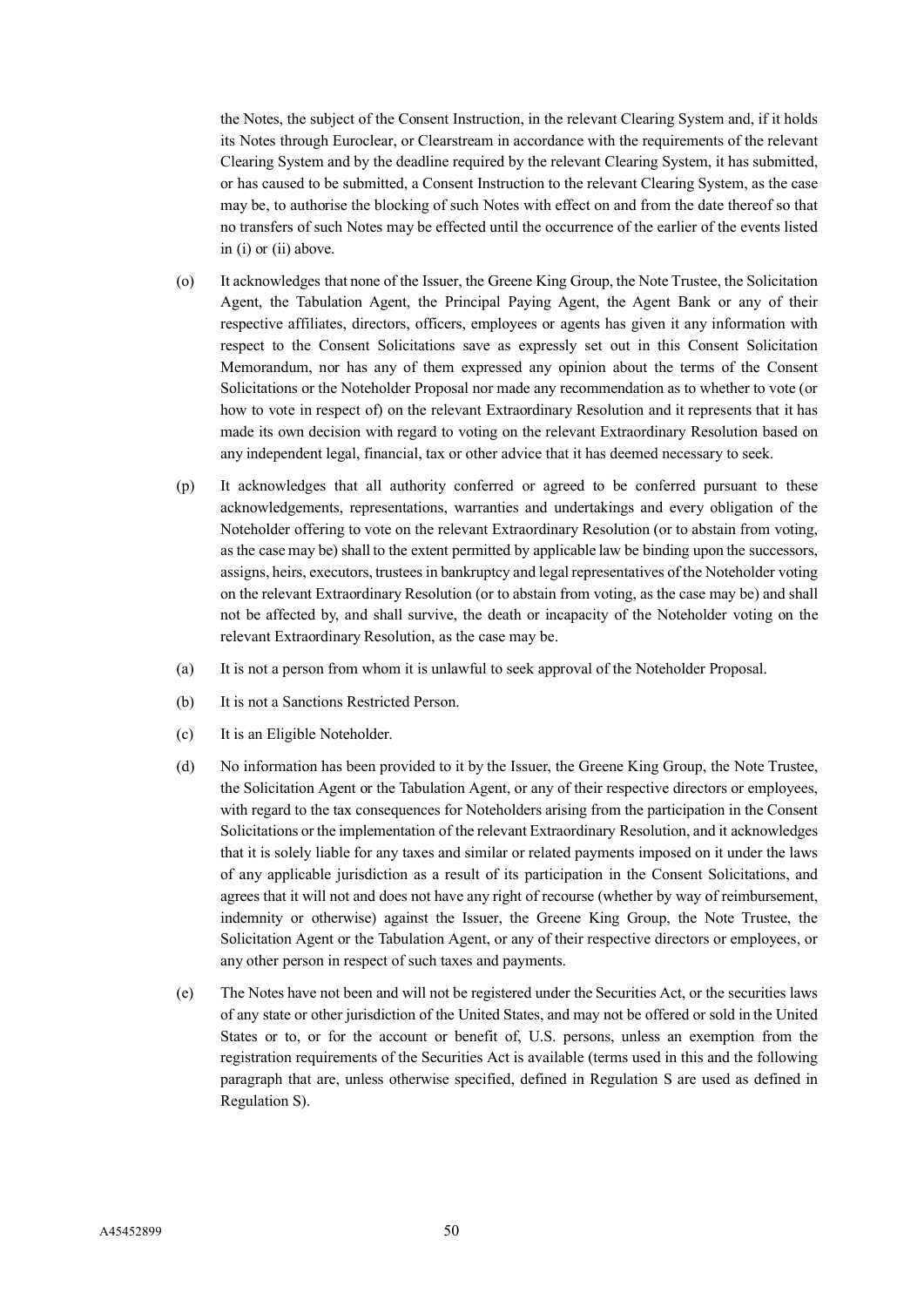the Notes, the subject of the Consent Instruction, in the relevant Clearing System and, if it holds its Notes through Euroclear, or Clearstream in accordance with the requirements of the relevant Clearing System and by the deadline required by the relevant Clearing System, it has submitted, or has caused to be submitted, a Consent Instruction to the relevant Clearing System, as the case may be, to authorise the blocking of such Notes with effect on and from the date thereof so that no transfers of such Notes may be effected until the occurrence of the earlier of the events listed in (i) or (ii) above.

(o) It acknowledges that none of the Issuer, the Greene King Group, the Note Trustee, the Solicitation Agent, the Tabulation Agent, the Principal Paying Agent, the Agent Bank or any of their respective affiliates, directors, officers, employees or agents has given it any information with respect to the Consent Solicitations save as expressly set out in this Consent Solicitation Memorandum, nor has any of them expressed any opinion about the terms of the Consent Solicitations or the Noteholder Proposal nor made any recommendation as to whether to vote (or how to vote in respect of) on the relevant Extraordinary Resolution and it represents that it has made its own decision with regard to voting on the relevant Extraordinary Resolution based on any independent legal, financial, tax or other advice that it has deemed necessary to seek.

(p) It acknowledges that all authority conferred or agreed to be conferred pursuant to these acknowledgements, representations, warranties and undertakings and every obligation of the Noteholder offering to vote on the relevant Extraordinary Resolution (or to abstain from voting, as the case may be) shall to the extent permitted by applicable law be binding upon the successors, assigns, heirs, executors, trustees in bankruptcy and legal representatives of the Noteholder voting on the relevant Extraordinary Resolution (or to abstain from voting, as the case may be) and shall not be affected by, and shall survive, the death or incapacity of the Noteholder voting on the relevant Extraordinary Resolution, as the case may be.

(a) It is not a person from whom it is unlawful to seek approval of the Noteholder Proposal.

(b) It is not a Sanctions Restricted Person.

(c) It is an Eligible Noteholder.

(d) No information has been provided to it by the Issuer, the Greene King Group, the Note Trustee, the Solicitation Agent or the Tabulation Agent, or any of their respective directors or employees, with regard to the tax consequences for Noteholders arising from the participation in the Consent Solicitations or the implementation of the relevant Extraordinary Resolution, and it acknowledges that it is solely liable for any taxes and similar or related payments imposed on it under the laws of any applicable jurisdiction as a result of its participation in the Consent Solicitations, and agrees that it will not and does not have any right of recourse (whether by way of reimbursement, indemnity or otherwise) against the Issuer, the Greene King Group, the Note Trustee, the Solicitation Agent or the Tabulation Agent, or any of their respective directors or employees, or any other person in respect of such taxes and payments.

(e) The Notes have not been and will not be registered under the Securities Act, or the securities laws of any state or other jurisdiction of the United States, and may not be offered or sold in the United States or to, or for the account or benefit of, U.S. persons, unless an exemption from the registration requirements of the Securities Act is available (terms used in this and the following paragraph that are, unless otherwise specified, defined in Regulation S are used as defined in Regulation S).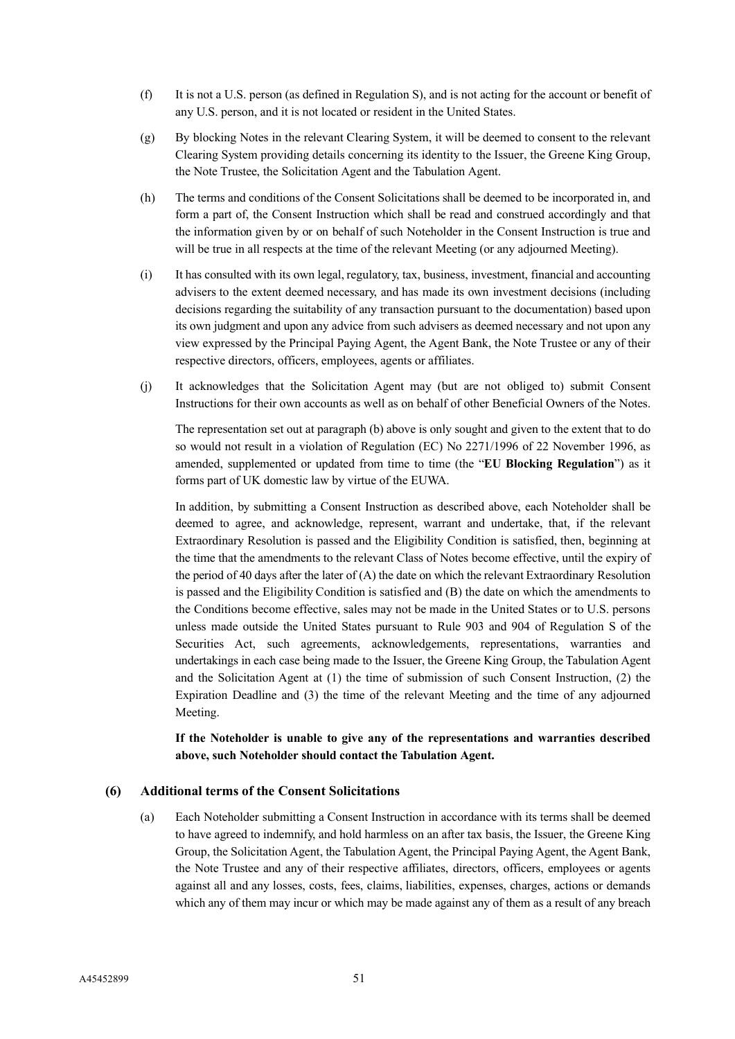(f) It is not a U.S. person (as defined in Regulation S), and is not acting for the account or benefit of any U.S. person, and it is not located or resident in the United States.

(g) By blocking Notes in the relevant Clearing System, it will be deemed to consent to the relevant Clearing System providing details concerning its identity to the Issuer, the Greene King Group, the Note Trustee, the Solicitation Agent and the Tabulation Agent.

(h) The terms and conditions of the Consent Solicitations shall be deemed to be incorporated in, and form a part of, the Consent Instruction which shall be read and construed accordingly and that the information given by or on behalf of such Noteholder in the Consent Instruction is true and will be true in all respects at the time of the relevant Meeting (or any adjourned Meeting).

(i) It has consulted with its own legal, regulatory, tax, business, investment, financial and accounting advisers to the extent deemed necessary, and has made its own investment decisions (including decisions regarding the suitability of any transaction pursuant to the documentation) based upon its own judgment and upon any advice from such advisers as deemed necessary and not upon any view expressed by the Principal Paying Agent, the Agent Bank, the Note Trustee or any of their respective directors, officers, employees, agents or affiliates.

(j) It acknowledges that the Solicitation Agent may (but are not obliged to) submit Consent Instructions for their own accounts as well as on behalf of other Beneficial Owners of the Notes.

The representation set out at paragraph (b) above is only sought and given to the extent that to do so would not result in a violation of Regulation (EC) No 2271/1996 of 22 November 1996, as amended, supplemented or updated from time to time (the "**EU Blocking Regulation**") as it forms part of UK domestic law by virtue of the EUWA.

In addition, by submitting a Consent Instruction as described above, each Noteholder shall be deemed to agree, and acknowledge, represent, warrant and undertake, that, if the relevant Extraordinary Resolution is passed and the Eligibility Condition is satisfied, then, beginning at the time that the amendments to the relevant Class of Notes become effective, until the expiry of the period of 40 days after the later of (A) the date on which the relevant Extraordinary Resolution is passed and the Eligibility Condition is satisfied and (B) the date on which the amendments to the Conditions become effective, sales may not be made in the United States or to U.S. persons unless made outside the United States pursuant to Rule 903 and 904 of Regulation S of the Securities Act, such agreements, acknowledgements, representations, warranties and undertakings in each case being made to the Issuer, the Greene King Group, the Tabulation Agent and the Solicitation Agent at (1) the time of submission of such Consent Instruction, (2) the Expiration Deadline and (3) the time of the relevant Meeting and the time of any adjourned Meeting.

**If the Noteholder is unable to give any of the representations and warranties described above, such Noteholder should contact the Tabulation Agent.**

### (6) Additional terms of the Consent Solicitations

(a) Each Noteholder submitting a Consent Instruction in accordance with its terms shall be deemed to have agreed to indemnify, and hold harmless on an after tax basis, the Issuer, the Greene King Group, the Solicitation Agent, the Tabulation Agent, the Principal Paying Agent, the Agent Bank, the Note Trustee and any of their respective affiliates, directors, officers, employees or agents against all and any losses, costs, fees, claims, liabilities, expenses, charges, actions or demands which any of them may incur or which may be made against any of them as a result of any breach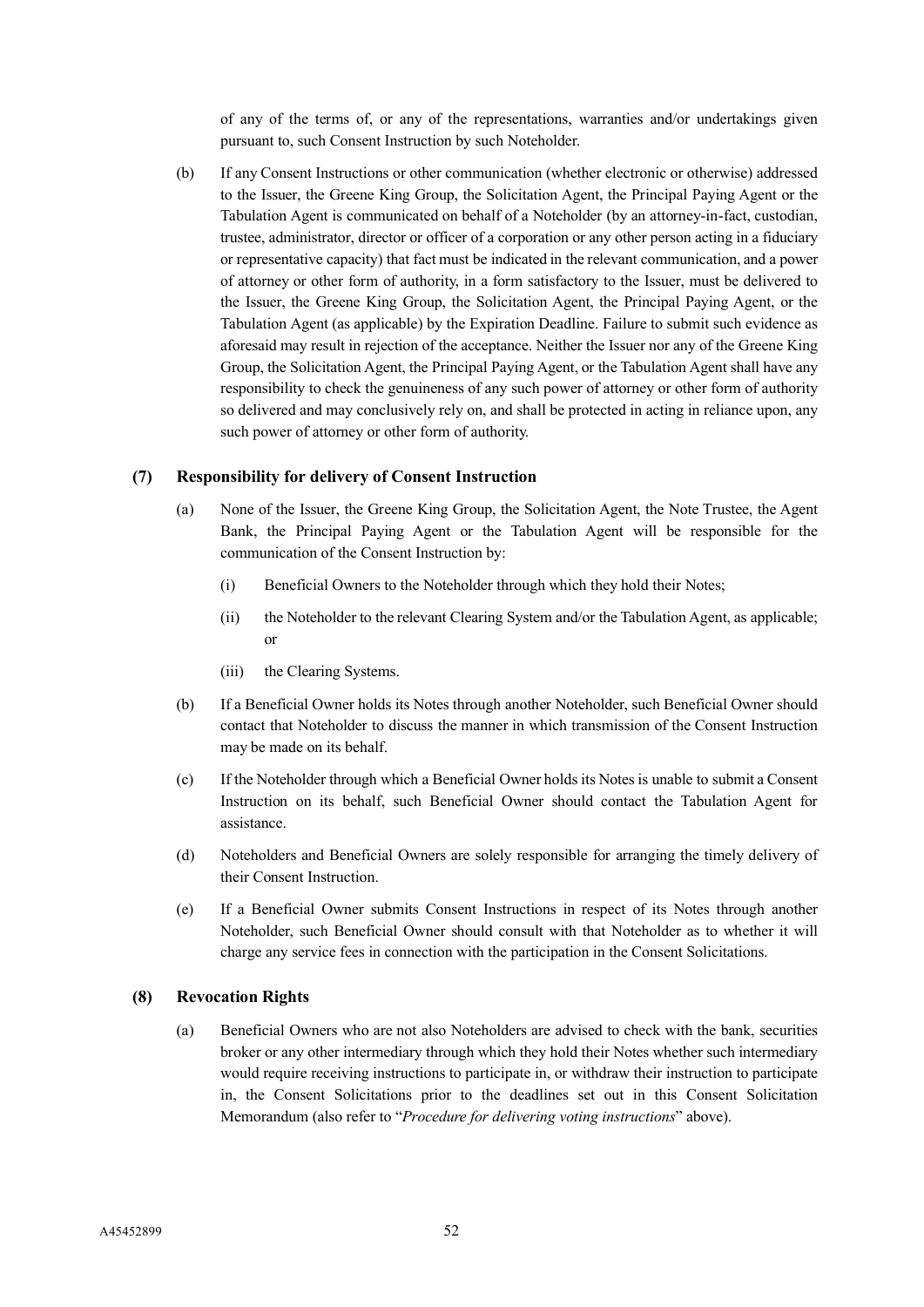of any of the terms of, or any of the representations, warranties and/or undertakings given pursuant to, such Consent Instruction by such Noteholder.

(b) If any Consent Instructions or other communication (whether electronic or otherwise) addressed to the Issuer, the Greene King Group, the Solicitation Agent, the Principal Paying Agent or the Tabulation Agent is communicated on behalf of a Noteholder (by an attorney-in-fact, custodian, trustee, administrator, director or officer of a corporation or any other person acting in a fiduciary or representative capacity) that fact must be indicated in the relevant communication, and a power of attorney or other form of authority, in a form satisfactory to the Issuer, must be delivered to the Issuer, the Greene King Group, the Solicitation Agent, the Principal Paying Agent, or the Tabulation Agent (as applicable) by the Expiration Deadline. Failure to submit such evidence as aforesaid may result in rejection of the acceptance. Neither the Issuer nor any of the Greene King Group, the Solicitation Agent, the Principal Paying Agent, or the Tabulation Agent shall have any responsibility to check the genuineness of any such power of attorney or other form of authority so delivered and may conclusively rely on, and shall be protected in acting in reliance upon, any such power of attorney or other form of authority.

### (7) Responsibility for delivery of Consent Instruction

(a) None of the Issuer, the Greene King Group, the Solicitation Agent, the Note Trustee, the Agent Bank, the Principal Paying Agent or the Tabulation Agent will be responsible for the communication of the Consent Instruction by:

(i) Beneficial Owners to the Noteholder through which they hold their Notes;

(ii) the Noteholder to the relevant Clearing System and/or the Tabulation Agent, as applicable; or

(iii) the Clearing Systems.

(b) If a Beneficial Owner holds its Notes through another Noteholder, such Beneficial Owner should contact that Noteholder to discuss the manner in which transmission of the Consent Instruction may be made on its behalf.

(c) If the Noteholder through which a Beneficial Owner holds its Notes is unable to submit a Consent Instruction on its behalf, such Beneficial Owner should contact the Tabulation Agent for assistance.

(d) Noteholders and Beneficial Owners are solely responsible for arranging the timely delivery of their Consent Instruction.

(e) If a Beneficial Owner submits Consent Instructions in respect of its Notes through another Noteholder, such Beneficial Owner should consult with that Noteholder as to whether it will charge any service fees in connection with the participation in the Consent Solicitations.

### (8) Revocation Rights

(a) Beneficial Owners who are not also Noteholders are advised to check with the bank, securities broker or any other intermediary through which they hold their Notes whether such intermediary would require receiving instructions to participate in, or withdraw their instruction to participate in, the Consent Solicitations prior to the deadlines set out in this Consent Solicitation Memorandum (also refer to "*Procedure for delivering voting instructions*" above).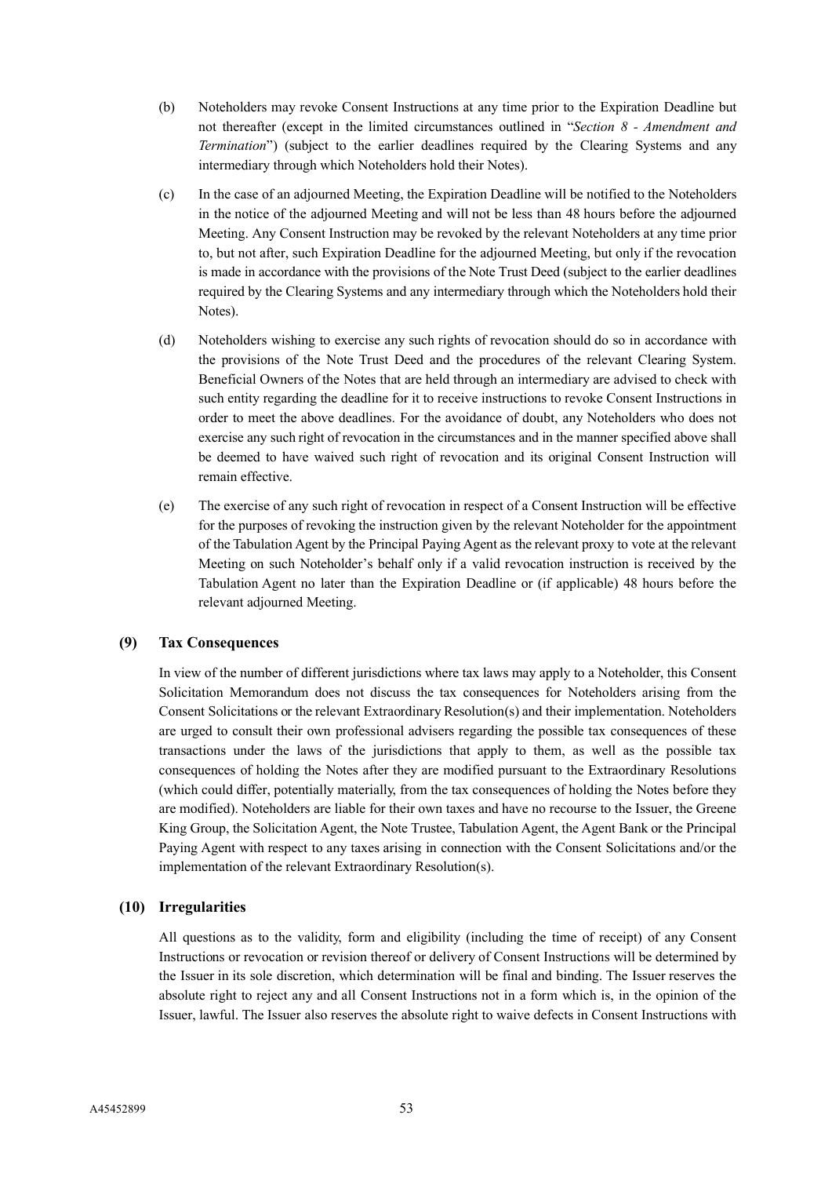(b) Noteholders may revoke Consent Instructions at any time prior to the Expiration Deadline but not thereafter (except in the limited circumstances outlined in "*Section 8 - Amendment and Termination*") (subject to the earlier deadlines required by the Clearing Systems and any intermediary through which Noteholders hold their Notes).

(c) In the case of an adjourned Meeting, the Expiration Deadline will be notified to the Noteholders in the notice of the adjourned Meeting and will not be less than 48 hours before the adjourned Meeting. Any Consent Instruction may be revoked by the relevant Noteholders at any time prior to, but not after, such Expiration Deadline for the adjourned Meeting, but only if the revocation is made in accordance with the provisions of the Note Trust Deed (subject to the earlier deadlines required by the Clearing Systems and any intermediary through which the Noteholders hold their Notes).

(d) Noteholders wishing to exercise any such rights of revocation should do so in accordance with the provisions of the Note Trust Deed and the procedures of the relevant Clearing System. Beneficial Owners of the Notes that are held through an intermediary are advised to check with such entity regarding the deadline for it to receive instructions to revoke Consent Instructions in order to meet the above deadlines. For the avoidance of doubt, any Noteholders who does not exercise any such right of revocation in the circumstances and in the manner specified above shall be deemed to have waived such right of revocation and its original Consent Instruction will remain effective.

(e) The exercise of any such right of revocation in respect of a Consent Instruction will be effective for the purposes of revoking the instruction given by the relevant Noteholder for the appointment of the Tabulation Agent by the Principal Paying Agent as the relevant proxy to vote at the relevant Meeting on such Noteholder's behalf only if a valid revocation instruction is received by the Tabulation Agent no later than the Expiration Deadline or (if applicable) 48 hours before the relevant adjourned Meeting.

### (9) Tax Consequences

In view of the number of different jurisdictions where tax laws may apply to a Noteholder, this Consent Solicitation Memorandum does not discuss the tax consequences for Noteholders arising from the Consent Solicitations or the relevant Extraordinary Resolution(s) and their implementation. Noteholders are urged to consult their own professional advisers regarding the possible tax consequences of these transactions under the laws of the jurisdictions that apply to them, as well as the possible tax consequences of holding the Notes after they are modified pursuant to the Extraordinary Resolutions (which could differ, potentially materially, from the tax consequences of holding the Notes before they are modified). Noteholders are liable for their own taxes and have no recourse to the Issuer, the Greene King Group, the Solicitation Agent, the Note Trustee, Tabulation Agent, the Agent Bank or the Principal Paying Agent with respect to any taxes arising in connection with the Consent Solicitations and/or the implementation of the relevant Extraordinary Resolution(s).

### (10) Irregularities

All questions as to the validity, form and eligibility (including the time of receipt) of any Consent Instructions or revocation or revision thereof or delivery of Consent Instructions will be determined by the Issuer in its sole discretion, which determination will be final and binding. The Issuer reserves the absolute right to reject any and all Consent Instructions not in a form which is, in the opinion of the Issuer, lawful. The Issuer also reserves the absolute right to waive defects in Consent Instructions with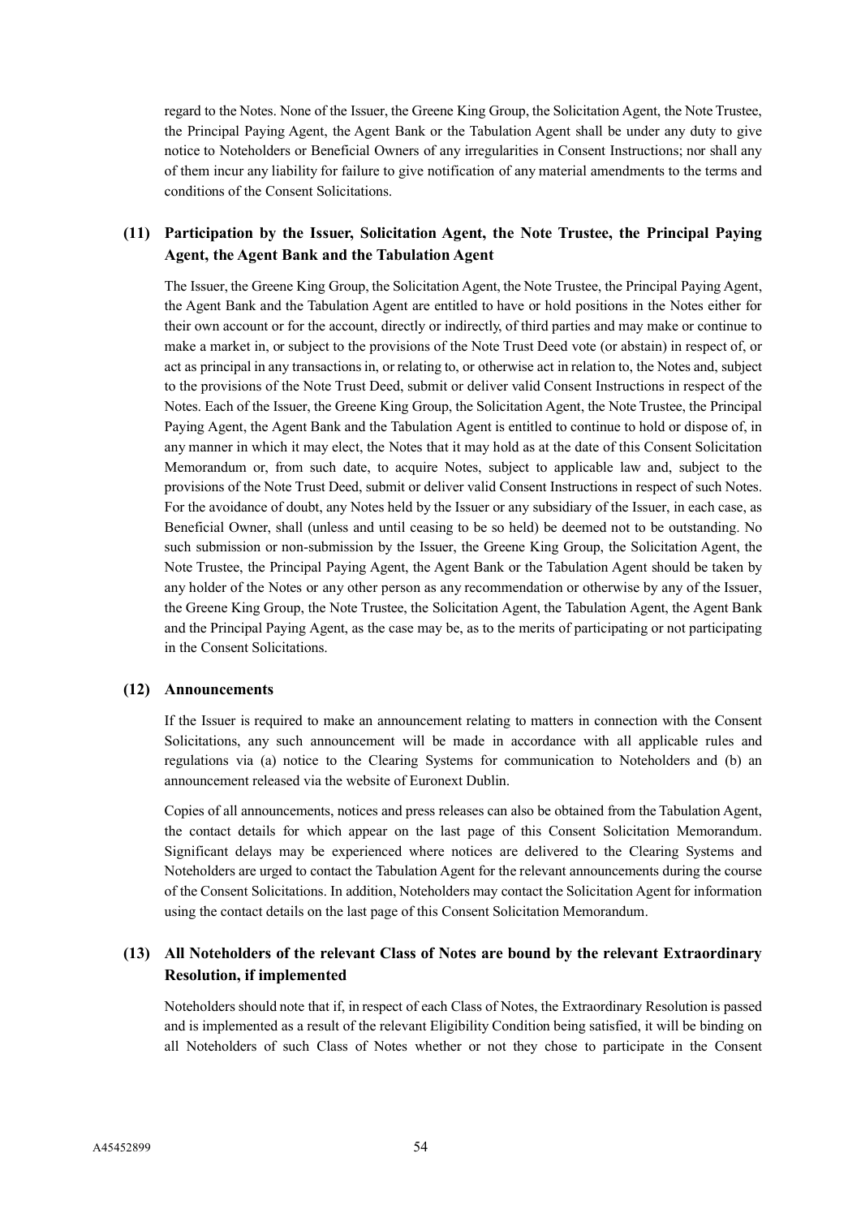regard to the Notes. None of the Issuer, the Greene King Group, the Solicitation Agent, the Note Trustee, the Principal Paying Agent, the Agent Bank or the Tabulation Agent shall be under any duty to give notice to Noteholders or Beneficial Owners of any irregularities in Consent Instructions; nor shall any of them incur any liability for failure to give notification of any material amendments to the terms and conditions of the Consent Solicitations.

### (11) Participation by the Issuer, Solicitation Agent, the Note Trustee, the Principal Paying Agent, the Agent Bank and the Tabulation Agent

The Issuer, the Greene King Group, the Solicitation Agent, the Note Trustee, the Principal Paying Agent, the Agent Bank and the Tabulation Agent are entitled to have or hold positions in the Notes either for their own account or for the account, directly or indirectly, of third parties and may make or continue to make a market in, or subject to the provisions of the Note Trust Deed vote (or abstain) in respect of, or act as principal in any transactions in, or relating to, or otherwise act in relation to, the Notes and, subject to the provisions of the Note Trust Deed, submit or deliver valid Consent Instructions in respect of the Notes. Each of the Issuer, the Greene King Group, the Solicitation Agent, the Note Trustee, the Principal Paying Agent, the Agent Bank and the Tabulation Agent is entitled to continue to hold or dispose of, in any manner in which it may elect, the Notes that it may hold as at the date of this Consent Solicitation Memorandum or, from such date, to acquire Notes, subject to applicable law and, subject to the provisions of the Note Trust Deed, submit or deliver valid Consent Instructions in respect of such Notes. For the avoidance of doubt, any Notes held by the Issuer or any subsidiary of the Issuer, in each case, as Beneficial Owner, shall (unless and until ceasing to be so held) be deemed not to be outstanding. No such submission or non-submission by the Issuer, the Greene King Group, the Solicitation Agent, the Note Trustee, the Principal Paying Agent, the Agent Bank or the Tabulation Agent should be taken by any holder of the Notes or any other person as any recommendation or otherwise by any of the Issuer, the Greene King Group, the Note Trustee, the Solicitation Agent, the Tabulation Agent, the Agent Bank and the Principal Paying Agent, as the case may be, as to the merits of participating or not participating in the Consent Solicitations.

### (12) Announcements

If the Issuer is required to make an announcement relating to matters in connection with the Consent Solicitations, any such announcement will be made in accordance with all applicable rules and regulations via (a) notice to the Clearing Systems for communication to Noteholders and (b) an announcement released via the website of Euronext Dublin.

Copies of all announcements, notices and press releases can also be obtained from the Tabulation Agent, the contact details for which appear on the last page of this Consent Solicitation Memorandum. Significant delays may be experienced where notices are delivered to the Clearing Systems and Noteholders are urged to contact the Tabulation Agent for the relevant announcements during the course of the Consent Solicitations. In addition, Noteholders may contact the Solicitation Agent for information using the contact details on the last page of this Consent Solicitation Memorandum.

### (13) All Noteholders of the relevant Class of Notes are bound by the relevant Extraordinary Resolution, if implemented

Noteholders should note that if, in respect of each Class of Notes, the Extraordinary Resolution is passed and is implemented as a result of the relevant Eligibility Condition being satisfied, it will be binding on all Noteholders of such Class of Notes whether or not they chose to participate in the Consent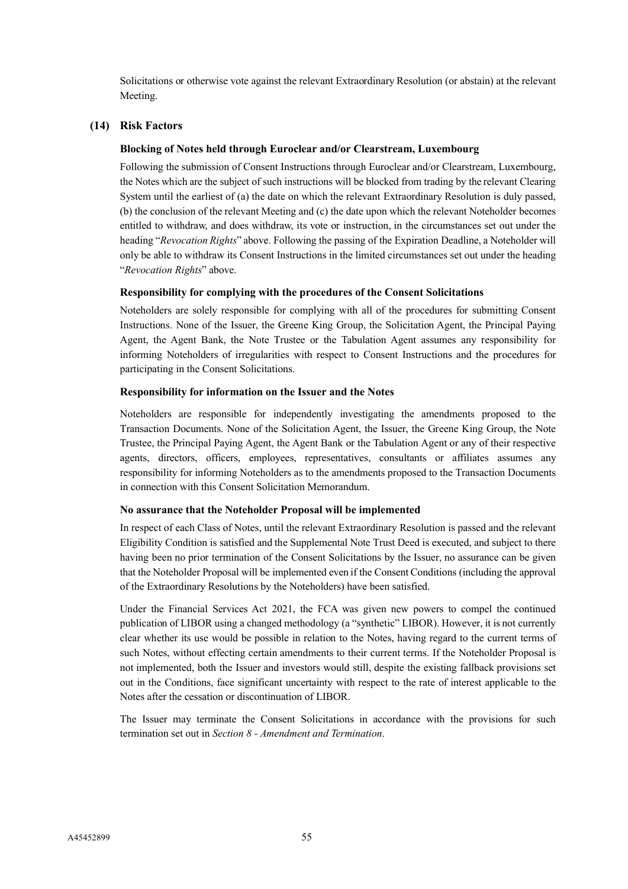Solicitations or otherwise vote against the relevant Extraordinary Resolution (or abstain) at the relevant Meeting.

## (14) Risk Factors

### Blocking of Notes held through Euroclear and/or Clearstream, Luxembourg

Following the submission of Consent Instructions through Euroclear and/or Clearstream, Luxembourg, the Notes which are the subject of such instructions will be blocked from trading by the relevant Clearing System until the earliest of (a) the date on which the relevant Extraordinary Resolution is duly passed, (b) the conclusion of the relevant Meeting and (c) the date upon which the relevant Noteholder becomes entitled to withdraw, and does withdraw, its vote or instruction, in the circumstances set out under the heading "*Revocation Rights*" above. Following the passing of the Expiration Deadline, a Noteholder will only be able to withdraw its Consent Instructions in the limited circumstances set out under the heading "*Revocation Rights*" above.

### Responsibility for complying with the procedures of the Consent Solicitations

Noteholders are solely responsible for complying with all of the procedures for submitting Consent Instructions. None of the Issuer, the Greene King Group, the Solicitation Agent, the Principal Paying Agent, the Agent Bank, the Note Trustee or the Tabulation Agent assumes any responsibility for informing Noteholders of irregularities with respect to Consent Instructions and the procedures for participating in the Consent Solicitations.

### Responsibility for information on the Issuer and the Notes

Noteholders are responsible for independently investigating the amendments proposed to the Transaction Documents. None of the Solicitation Agent, the Issuer, the Greene King Group, the Note Trustee, the Principal Paying Agent, the Agent Bank or the Tabulation Agent or any of their respective agents, directors, officers, employees, representatives, consultants or affiliates assumes any responsibility for informing Noteholders as to the amendments proposed to the Transaction Documents in connection with this Consent Solicitation Memorandum.

### No assurance that the Noteholder Proposal will be implemented

In respect of each Class of Notes, until the relevant Extraordinary Resolution is passed and the relevant Eligibility Condition is satisfied and the Supplemental Note Trust Deed is executed, and subject to there having been no prior termination of the Consent Solicitations by the Issuer, no assurance can be given that the Noteholder Proposal will be implemented even if the Consent Conditions (including the approval of the Extraordinary Resolutions by the Noteholders) have been satisfied.

Under the Financial Services Act 2021, the FCA was given new powers to compel the continued publication of LIBOR using a changed methodology (a "synthetic" LIBOR). However, it is not currently clear whether its use would be possible in relation to the Notes, having regard to the current terms of such Notes, without effecting certain amendments to their current terms. If the Noteholder Proposal is not implemented, both the Issuer and investors would still, despite the existing fallback provisions set out in the Conditions, face significant uncertainty with respect to the rate of interest applicable to the Notes after the cessation or discontinuation of LIBOR.

The Issuer may terminate the Consent Solicitations in accordance with the provisions for such termination set out in *Section 8 - Amendment and Termination*.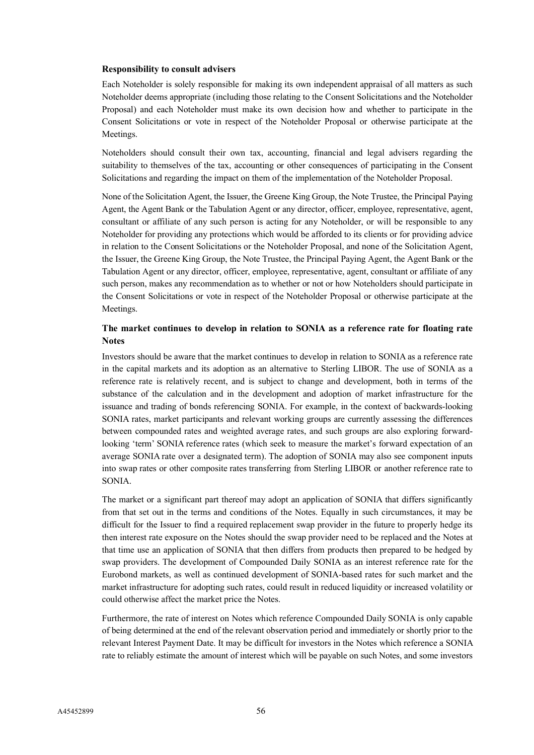**Responsibility to consult advisers**

Each Noteholder is solely responsible for making its own independent appraisal of all matters as such Noteholder deems appropriate (including those relating to the Consent Solicitations and the Noteholder Proposal) and each Noteholder must make its own decision how and whether to participate in the Consent Solicitations or vote in respect of the Noteholder Proposal or otherwise participate at the Meetings.

Noteholders should consult their own tax, accounting, financial and legal advisers regarding the suitability to themselves of the tax, accounting or other consequences of participating in the Consent Solicitations and regarding the impact on them of the implementation of the Noteholder Proposal.

None of the Solicitation Agent, the Issuer, the Greene King Group, the Note Trustee, the Principal Paying Agent, the Agent Bank or the Tabulation Agent or any director, officer, employee, representative, agent, consultant or affiliate of any such person is acting for any Noteholder, or will be responsible to any Noteholder for providing any protections which would be afforded to its clients or for providing advice in relation to the Consent Solicitations or the Noteholder Proposal, and none of the Solicitation Agent, the Issuer, the Greene King Group, the Note Trustee, the Principal Paying Agent, the Agent Bank or the Tabulation Agent or any director, officer, employee, representative, agent, consultant or affiliate of any such person, makes any recommendation as to whether or not or how Noteholders should participate in the Consent Solicitations or vote in respect of the Noteholder Proposal or otherwise participate at the Meetings.

**The market continues to develop in relation to SONIA as a reference rate for floating rate Notes**

Investors should be aware that the market continues to develop in relation to SONIA as a reference rate in the capital markets and its adoption as an alternative to Sterling LIBOR. The use of SONIA as a reference rate is relatively recent, and is subject to change and development, both in terms of the substance of the calculation and in the development and adoption of market infrastructure for the issuance and trading of bonds referencing SONIA. For example, in the context of backwards-looking SONIA rates, market participants and relevant working groups are currently assessing the differences between compounded rates and weighted average rates, and such groups are also exploring forward-looking 'term' SONIA reference rates (which seek to measure the market's forward expectation of an average SONIA rate over a designated term). The adoption of SONIA may also see component inputs into swap rates or other composite rates transferring from Sterling LIBOR or another reference rate to SONIA.

The market or a significant part thereof may adopt an application of SONIA that differs significantly from that set out in the terms and conditions of the Notes. Equally in such circumstances, it may be difficult for the Issuer to find a required replacement swap provider in the future to properly hedge its then interest rate exposure on the Notes should the swap provider need to be replaced and the Notes at that time use an application of SONIA that then differs from products then prepared to be hedged by swap providers. The development of Compounded Daily SONIA as an interest reference rate for the Eurobond markets, as well as continued development of SONIA-based rates for such market and the market infrastructure for adopting such rates, could result in reduced liquidity or increased volatility or could otherwise affect the market price the Notes.

Furthermore, the rate of interest on Notes which reference Compounded Daily SONIA is only capable of being determined at the end of the relevant observation period and immediately or shortly prior to the relevant Interest Payment Date. It may be difficult for investors in the Notes which reference a SONIA rate to reliably estimate the amount of interest which will be payable on such Notes, and some investors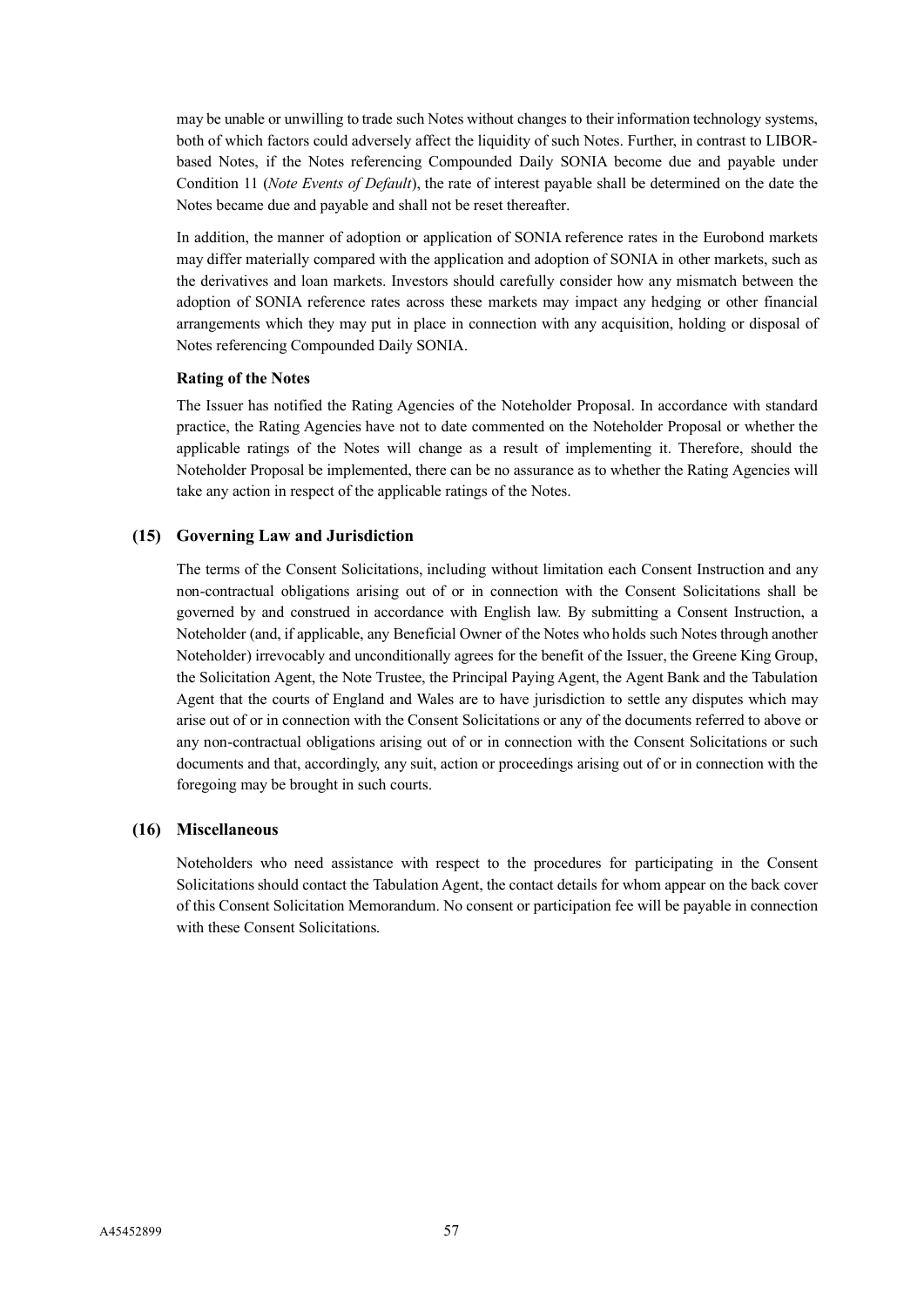may be unable or unwilling to trade such Notes without changes to their information technology systems, both of which factors could adversely affect the liquidity of such Notes. Further, in contrast to LIBOR-based Notes, if the Notes referencing Compounded Daily SONIA become due and payable under Condition 11 (*Note Events of Default*), the rate of interest payable shall be determined on the date the Notes became due and payable and shall not be reset thereafter.

In addition, the manner of adoption or application of SONIA reference rates in the Eurobond markets may differ materially compared with the application and adoption of SONIA in other markets, such as the derivatives and loan markets. Investors should carefully consider how any mismatch between the adoption of SONIA reference rates across these markets may impact any hedging or other financial arrangements which they may put in place in connection with any acquisition, holding or disposal of Notes referencing Compounded Daily SONIA.

**Rating of the Notes**

The Issuer has notified the Rating Agencies of the Noteholder Proposal. In accordance with standard practice, the Rating Agencies have not to date commented on the Noteholder Proposal or whether the applicable ratings of the Notes will change as a result of implementing it. Therefore, should the Noteholder Proposal be implemented, there can be no assurance as to whether the Rating Agencies will take any action in respect of the applicable ratings of the Notes.

## (15) Governing Law and Jurisdiction

The terms of the Consent Solicitations, including without limitation each Consent Instruction and any non-contractual obligations arising out of or in connection with the Consent Solicitations shall be governed by and construed in accordance with English law. By submitting a Consent Instruction, a Noteholder (and, if applicable, any Beneficial Owner of the Notes who holds such Notes through another Noteholder) irrevocably and unconditionally agrees for the benefit of the Issuer, the Greene King Group, the Solicitation Agent, the Note Trustee, the Principal Paying Agent, the Agent Bank and the Tabulation Agent that the courts of England and Wales are to have jurisdiction to settle any disputes which may arise out of or in connection with the Consent Solicitations or any of the documents referred to above or any non-contractual obligations arising out of or in connection with the Consent Solicitations or such documents and that, accordingly, any suit, action or proceedings arising out of or in connection with the foregoing may be brought in such courts.

## (16) Miscellaneous

Noteholders who need assistance with respect to the procedures for participating in the Consent Solicitations should contact the Tabulation Agent, the contact details for whom appear on the back cover of this Consent Solicitation Memorandum. No consent or participation fee will be payable in connection with these Consent Solicitations.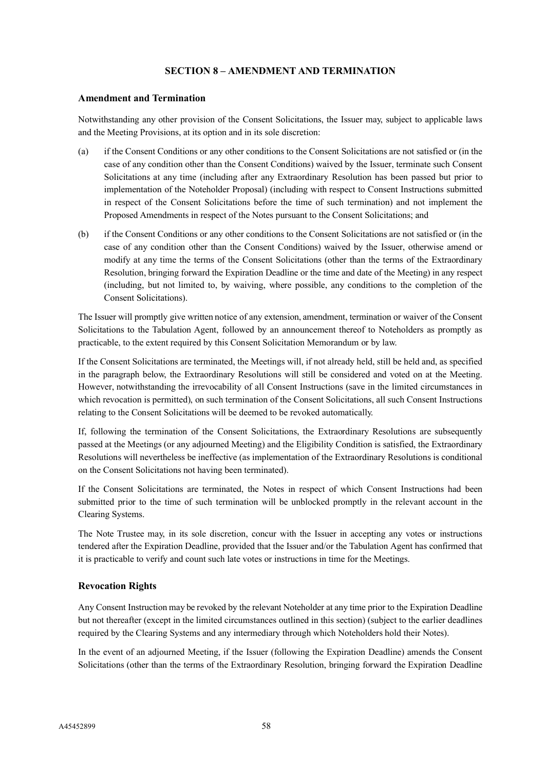## SECTION 8 – AMENDMENT AND TERMINATION

### Amendment and Termination

Notwithstanding any other provision of the Consent Solicitations, the Issuer may, subject to applicable laws and the Meeting Provisions, at its option and in its sole discretion:

(a) if the Consent Conditions or any other conditions to the Consent Solicitations are not satisfied or (in the case of any condition other than the Consent Conditions) waived by the Issuer, terminate such Consent Solicitations at any time (including after any Extraordinary Resolution has been passed but prior to implementation of the Noteholder Proposal) (including with respect to Consent Instructions submitted in respect of the Consent Solicitations before the time of such termination) and not implement the Proposed Amendments in respect of the Notes pursuant to the Consent Solicitations; and

(b) if the Consent Conditions or any other conditions to the Consent Solicitations are not satisfied or (in the case of any condition other than the Consent Conditions) waived by the Issuer, otherwise amend or modify at any time the terms of the Consent Solicitations (other than the terms of the Extraordinary Resolution, bringing forward the Expiration Deadline or the time and date of the Meeting) in any respect (including, but not limited to, by waiving, where possible, any conditions to the completion of the Consent Solicitations).

The Issuer will promptly give written notice of any extension, amendment, termination or waiver of the Consent Solicitations to the Tabulation Agent, followed by an announcement thereof to Noteholders as promptly as practicable, to the extent required by this Consent Solicitation Memorandum or by law.

If the Consent Solicitations are terminated, the Meetings will, if not already held, still be held and, as specified in the paragraph below, the Extraordinary Resolutions will still be considered and voted on at the Meeting. However, notwithstanding the irrevocability of all Consent Instructions (save in the limited circumstances in which revocation is permitted), on such termination of the Consent Solicitations, all such Consent Instructions relating to the Consent Solicitations will be deemed to be revoked automatically.

If, following the termination of the Consent Solicitations, the Extraordinary Resolutions are subsequently passed at the Meetings (or any adjourned Meeting) and the Eligibility Condition is satisfied, the Extraordinary Resolutions will nevertheless be ineffective (as implementation of the Extraordinary Resolutions is conditional on the Consent Solicitations not having been terminated).

If the Consent Solicitations are terminated, the Notes in respect of which Consent Instructions had been submitted prior to the time of such termination will be unblocked promptly in the relevant account in the Clearing Systems.

The Note Trustee may, in its sole discretion, concur with the Issuer in accepting any votes or instructions tendered after the Expiration Deadline, provided that the Issuer and/or the Tabulation Agent has confirmed that it is practicable to verify and count such late votes or instructions in time for the Meetings.

### Revocation Rights

Any Consent Instruction may be revoked by the relevant Noteholder at any time prior to the Expiration Deadline but not thereafter (except in the limited circumstances outlined in this section) (subject to the earlier deadlines required by the Clearing Systems and any intermediary through which Noteholders hold their Notes).

In the event of an adjourned Meeting, if the Issuer (following the Expiration Deadline) amends the Consent Solicitations (other than the terms of the Extraordinary Resolution, bringing forward the Expiration Deadline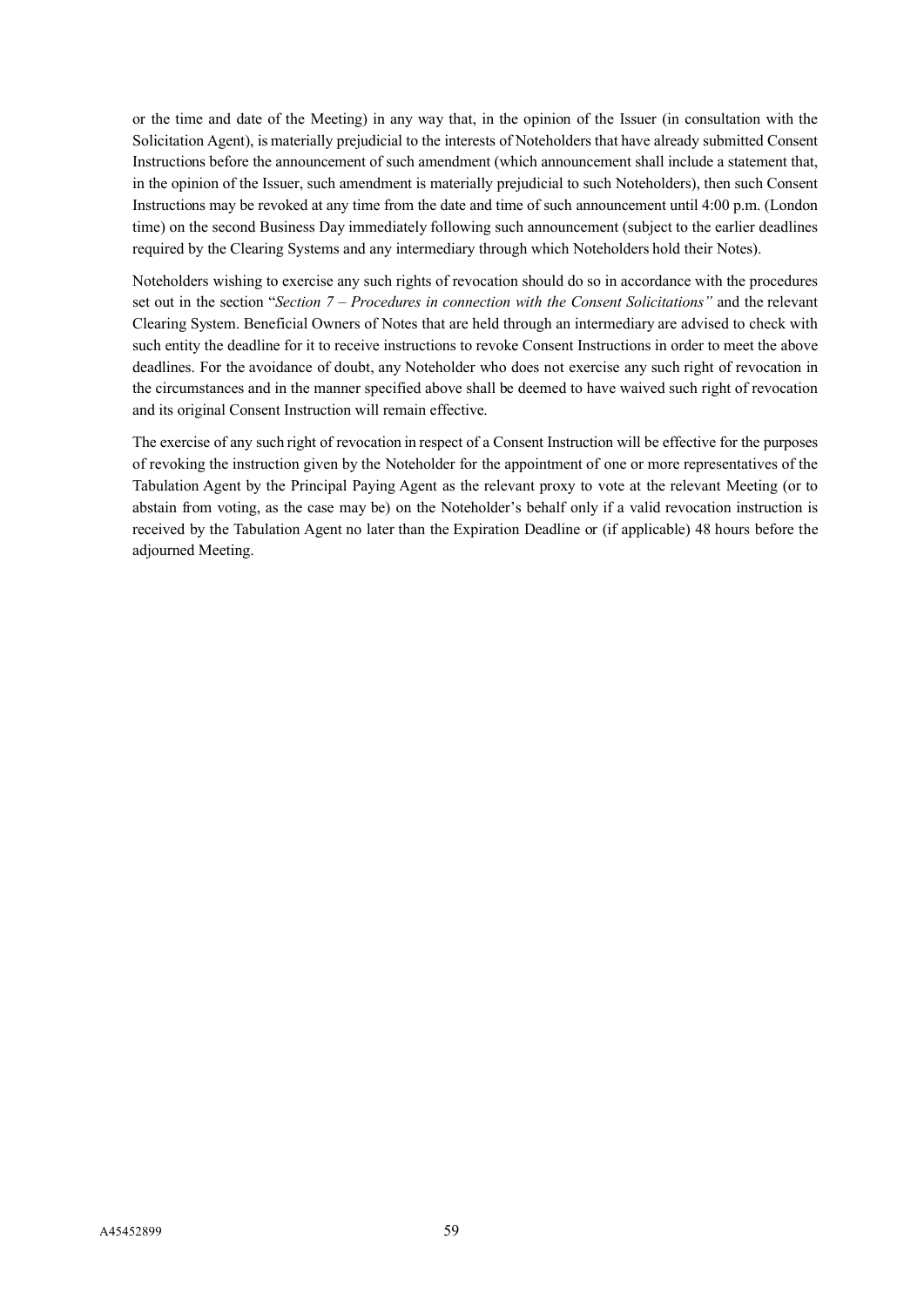or the time and date of the Meeting) in any way that, in the opinion of the Issuer (in consultation with the Solicitation Agent), is materially prejudicial to the interests of Noteholders that have already submitted Consent Instructions before the announcement of such amendment (which announcement shall include a statement that, in the opinion of the Issuer, such amendment is materially prejudicial to such Noteholders), then such Consent Instructions may be revoked at any time from the date and time of such announcement until 4:00 p.m. (London time) on the second Business Day immediately following such announcement (subject to the earlier deadlines required by the Clearing Systems and any intermediary through which Noteholders hold their Notes).

Noteholders wishing to exercise any such rights of revocation should do so in accordance with the procedures set out in the section "*Section 7 – Procedures in connection with the Consent Solicitations"* and the relevant Clearing System. Beneficial Owners of Notes that are held through an intermediary are advised to check with such entity the deadline for it to receive instructions to revoke Consent Instructions in order to meet the above deadlines. For the avoidance of doubt, any Noteholder who does not exercise any such right of revocation in the circumstances and in the manner specified above shall be deemed to have waived such right of revocation and its original Consent Instruction will remain effective.

The exercise of any such right of revocation in respect of a Consent Instruction will be effective for the purposes of revoking the instruction given by the Noteholder for the appointment of one or more representatives of the Tabulation Agent by the Principal Paying Agent as the relevant proxy to vote at the relevant Meeting (or to abstain from voting, as the case may be) on the Noteholder's behalf only if a valid revocation instruction is received by the Tabulation Agent no later than the Expiration Deadline or (if applicable) 48 hours before the adjourned Meeting.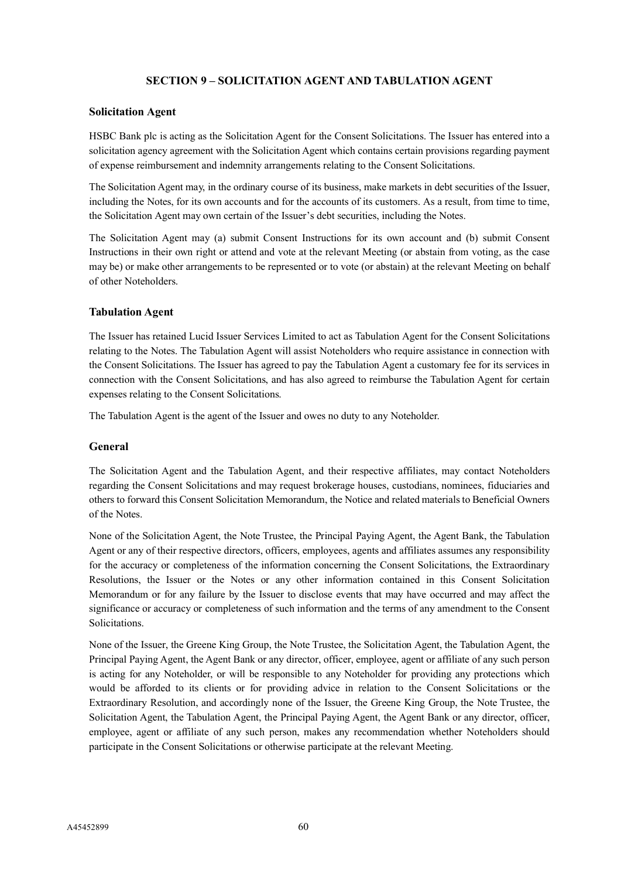## SECTION 9 – SOLICITATION AGENT AND TABULATION AGENT

### Solicitation Agent

HSBC Bank plc is acting as the Solicitation Agent for the Consent Solicitations. The Issuer has entered into a solicitation agency agreement with the Solicitation Agent which contains certain provisions regarding payment of expense reimbursement and indemnity arrangements relating to the Consent Solicitations.

The Solicitation Agent may, in the ordinary course of its business, make markets in debt securities of the Issuer, including the Notes, for its own accounts and for the accounts of its customers. As a result, from time to time, the Solicitation Agent may own certain of the Issuer's debt securities, including the Notes.

The Solicitation Agent may (a) submit Consent Instructions for its own account and (b) submit Consent Instructions in their own right or attend and vote at the relevant Meeting (or abstain from voting, as the case may be) or make other arrangements to be represented or to vote (or abstain) at the relevant Meeting on behalf of other Noteholders.

### Tabulation Agent

The Issuer has retained Lucid Issuer Services Limited to act as Tabulation Agent for the Consent Solicitations relating to the Notes. The Tabulation Agent will assist Noteholders who require assistance in connection with the Consent Solicitations. The Issuer has agreed to pay the Tabulation Agent a customary fee for its services in connection with the Consent Solicitations, and has also agreed to reimburse the Tabulation Agent for certain expenses relating to the Consent Solicitations.

The Tabulation Agent is the agent of the Issuer and owes no duty to any Noteholder.

### General

The Solicitation Agent and the Tabulation Agent, and their respective affiliates, may contact Noteholders regarding the Consent Solicitations and may request brokerage houses, custodians, nominees, fiduciaries and others to forward this Consent Solicitation Memorandum, the Notice and related materials to Beneficial Owners of the Notes.

None of the Solicitation Agent, the Note Trustee, the Principal Paying Agent, the Agent Bank, the Tabulation Agent or any of their respective directors, officers, employees, agents and affiliates assumes any responsibility for the accuracy or completeness of the information concerning the Consent Solicitations, the Extraordinary Resolutions, the Issuer or the Notes or any other information contained in this Consent Solicitation Memorandum or for any failure by the Issuer to disclose events that may have occurred and may affect the significance or accuracy or completeness of such information and the terms of any amendment to the Consent Solicitations.

None of the Issuer, the Greene King Group, the Note Trustee, the Solicitation Agent, the Tabulation Agent, the Principal Paying Agent, the Agent Bank or any director, officer, employee, agent or affiliate of any such person is acting for any Noteholder, or will be responsible to any Noteholder for providing any protections which would be afforded to its clients or for providing advice in relation to the Consent Solicitations or the Extraordinary Resolution, and accordingly none of the Issuer, the Greene King Group, the Note Trustee, the Solicitation Agent, the Tabulation Agent, the Principal Paying Agent, the Agent Bank or any director, officer, employee, agent or affiliate of any such person, makes any recommendation whether Noteholders should participate in the Consent Solicitations or otherwise participate at the relevant Meeting.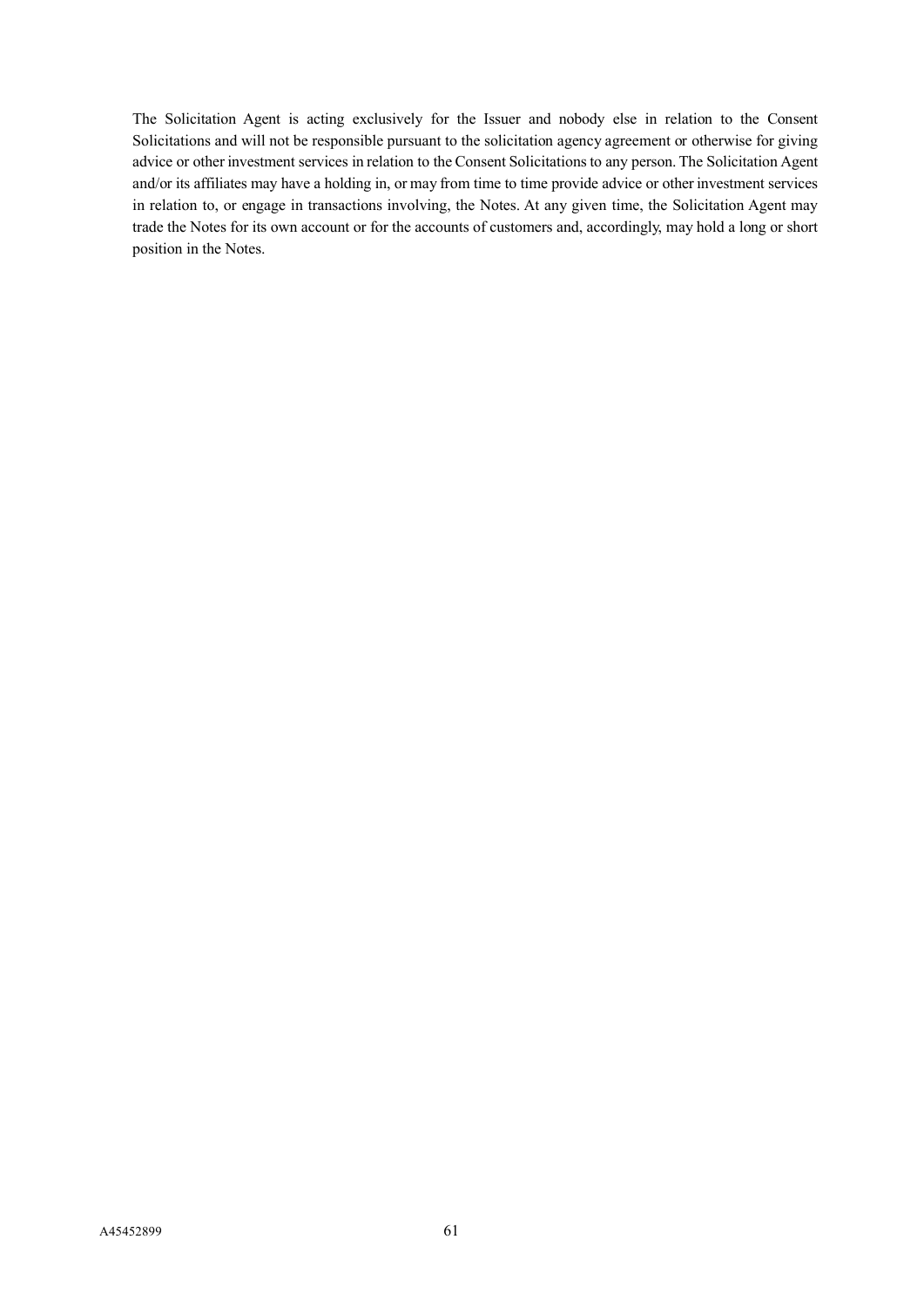The Solicitation Agent is acting exclusively for the Issuer and nobody else in relation to the Consent Solicitations and will not be responsible pursuant to the solicitation agency agreement or otherwise for giving advice or other investment services in relation to the Consent Solicitations to any person. The Solicitation Agent and/or its affiliates may have a holding in, or may from time to time provide advice or other investment services in relation to, or engage in transactions involving, the Notes. At any given time, the Solicitation Agent may trade the Notes for its own account or for the accounts of customers and, accordingly, may hold a long or short position in the Notes.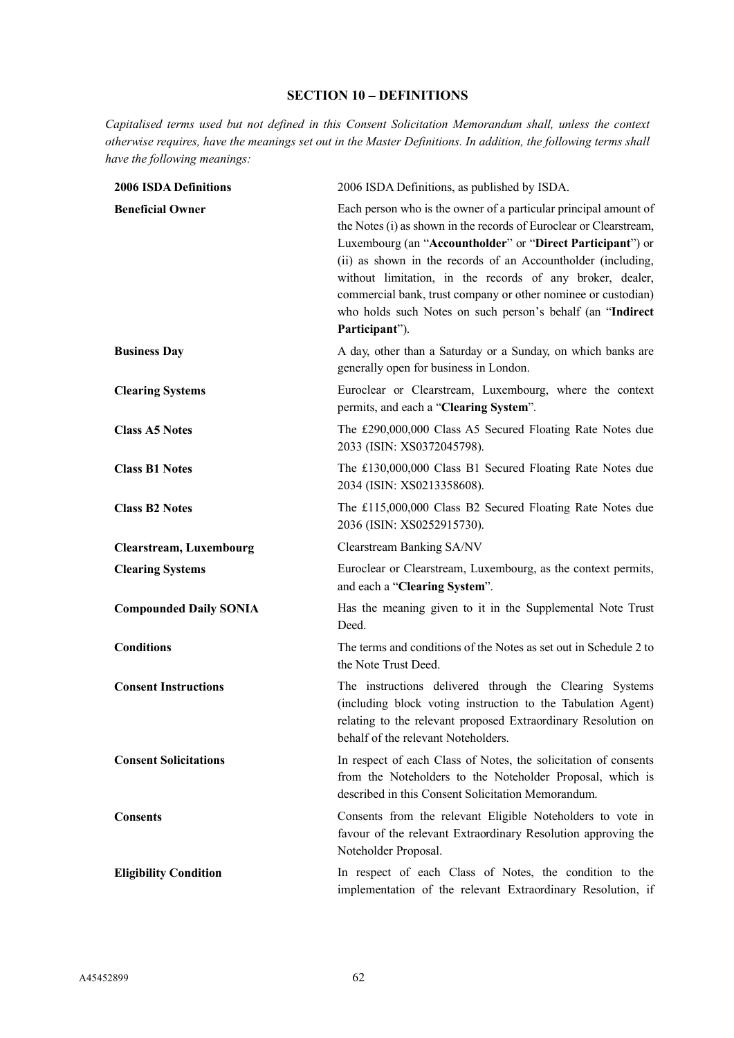## SECTION 10 – DEFINITIONS

*Capitalised terms used but not defined in this Consent Solicitation Memorandum shall, unless the context otherwise requires, have the meanings set out in the Master Definitions. In addition, the following terms shall have the following meanings:*

| | |
|---|---|
| **2006 ISDA Definitions** | 2006 ISDA Definitions, as published by ISDA. |
| **Beneficial Owner** | Each person who is the owner of a particular principal amount of the Notes (i) as shown in the records of Euroclear or Clearstream, Luxembourg (an "**Accountholder**" or "**Direct Participant**") or (ii) as shown in the records of an Accountholder (including, without limitation, in the records of any broker, dealer, commercial bank, trust company or other nominee or custodian) who holds such Notes on such person's behalf (an "**Indirect Participant**"). |
| **Business Day** | A day, other than a Saturday or a Sunday, on which banks are generally open for business in London. |
| **Clearing Systems** | Euroclear or Clearstream, Luxembourg, where the context permits, and each a "**Clearing System**". |
| **Class A5 Notes** | The £290,000,000 Class A5 Secured Floating Rate Notes due 2033 (ISIN: XS0372045798). |
| **Class B1 Notes** | The £130,000,000 Class B1 Secured Floating Rate Notes due 2034 (ISIN: XS0213358608). |
| **Class B2 Notes** | The £115,000,000 Class B2 Secured Floating Rate Notes due 2036 (ISIN: XS0252915730). |
| **Clearstream, Luxembourg** | Clearstream Banking SA/NV |
| **Clearing Systems** | Euroclear or Clearstream, Luxembourg, as the context permits, and each a "**Clearing System**". |
| **Compounded Daily SONIA** | Has the meaning given to it in the Supplemental Note Trust Deed. |
| **Conditions** | The terms and conditions of the Notes as set out in Schedule 2 to the Note Trust Deed. |
| **Consent Instructions** | The instructions delivered through the Clearing Systems (including block voting instruction to the Tabulation Agent) relating to the relevant proposed Extraordinary Resolution on behalf of the relevant Noteholders. |
| **Consent Solicitations** | In respect of each Class of Notes, the solicitation of consents from the Noteholders to the Noteholder Proposal, which is described in this Consent Solicitation Memorandum. |
| **Consents** | Consents from the relevant Eligible Noteholders to vote in favour of the relevant Extraordinary Resolution approving the Noteholder Proposal. |
| **Eligibility Condition** | In respect of each Class of Notes, the condition to the implementation of the relevant Extraordinary Resolution, if |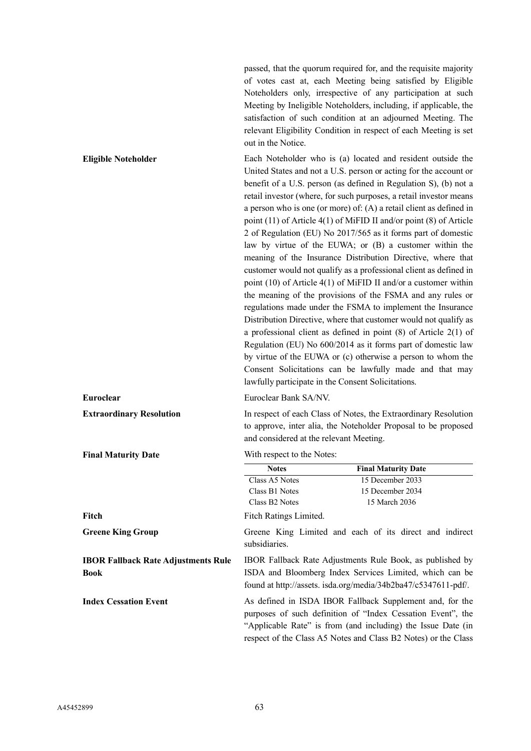passed, that the quorum required for, and the requisite majority of votes cast at, each Meeting being satisfied by Eligible Noteholders only, irrespective of any participation at such Meeting by Ineligible Noteholders, including, if applicable, the satisfaction of such condition at an adjourned Meeting. The relevant Eligibility Condition in respect of each Meeting is set out in the Notice.

**Eligible Noteholder**

Each Noteholder who is (a) located and resident outside the United States and not a U.S. person or acting for the account or benefit of a U.S. person (as defined in Regulation S), (b) not a retail investor (where, for such purposes, a retail investor means a person who is one (or more) of: (A) a retail client as defined in point (11) of Article 4(1) of MiFID II and/or point (8) of Article 2 of Regulation (EU) No 2017/565 as it forms part of domestic law by virtue of the EUWA; or (B) a customer within the meaning of the Insurance Distribution Directive, where that customer would not qualify as a professional client as defined in point (10) of Article 4(1) of MiFID II and/or a customer within the meaning of the provisions of the FSMA and any rules or regulations made under the FSMA to implement the Insurance Distribution Directive, where that customer would not qualify as a professional client as defined in point (8) of Article 2(1) of Regulation (EU) No 600/2014 as it forms part of domestic law by virtue of the EUWA or (c) otherwise a person to whom the Consent Solicitations can be lawfully made and that may lawfully participate in the Consent Solicitations.

**Euroclear**

Euroclear Bank SA/NV.

**Extraordinary Resolution**

In respect of each Class of Notes, the Extraordinary Resolution to approve, inter alia, the Noteholder Proposal to be proposed and considered at the relevant Meeting.

**Final Maturity Date**

With respect to the Notes:

| Notes | Final Maturity Date |
|---|---|
| Class A5 Notes | 15 December 2033 |
| Class B1 Notes | 15 December 2034 |
| Class B2 Notes | 15 March 2036 |

**Fitch**

Fitch Ratings Limited.

**Greene King Group**

Greene King Limited and each of its direct and indirect subsidiaries.

**IBOR Fallback Rate Adjustments Rule Book**

IBOR Fallback Rate Adjustments Rule Book, as published by ISDA and Bloomberg Index Services Limited, which can be found at http://assets. isda.org/media/34b2ba47/c5347611-pdf/.

**Index Cessation Event**

As defined in ISDA IBOR Fallback Supplement and, for the purposes of such definition of "Index Cessation Event", the "Applicable Rate" is from (and including) the Issue Date (in respect of the Class A5 Notes and Class B2 Notes) or the Class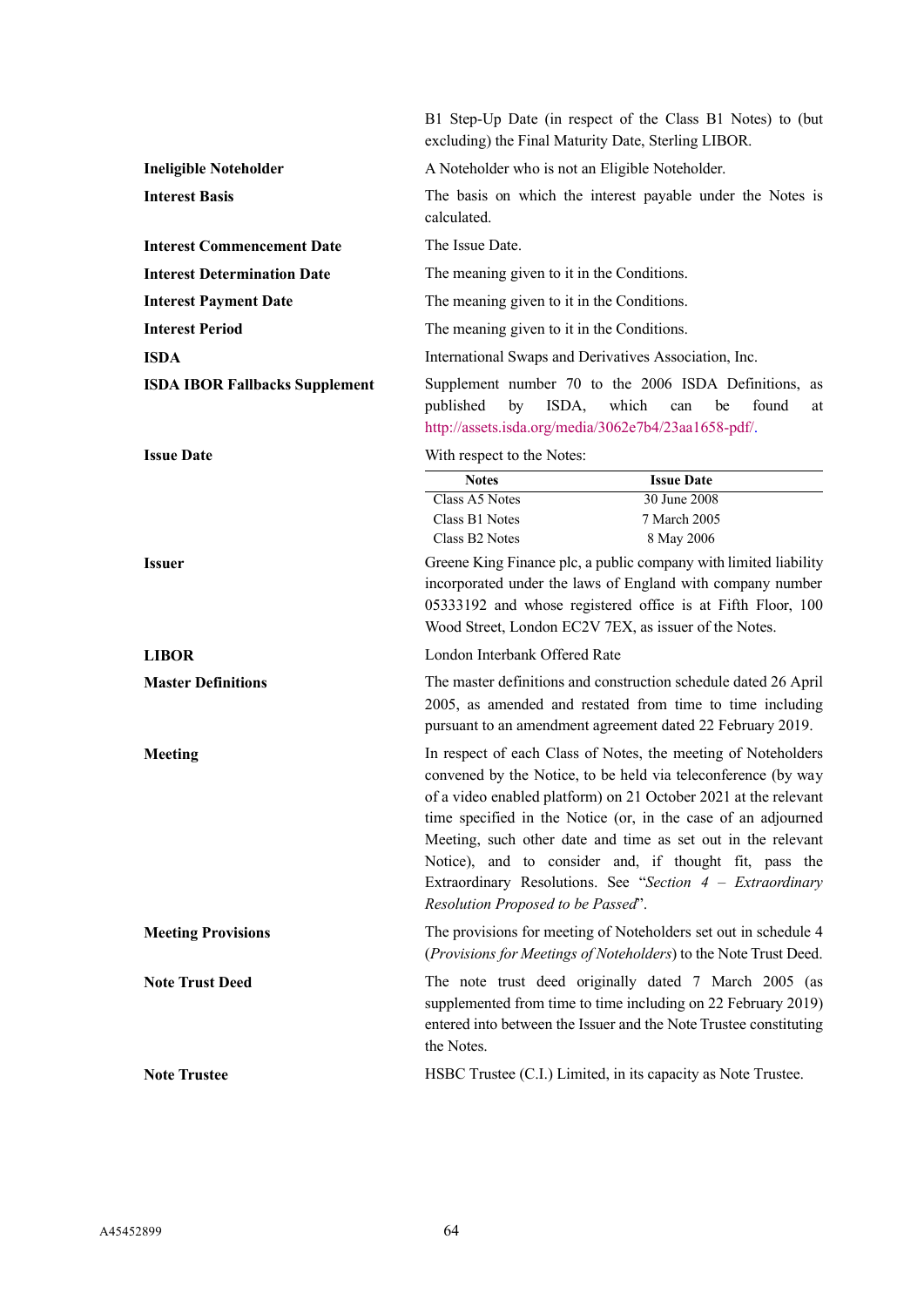B1 Step-Up Date (in respect of the Class B1 Notes) to (but excluding) the Final Maturity Date, Sterling LIBOR.

**Ineligible Noteholder** A Noteholder who is not an Eligible Noteholder.

**Interest Basis** The basis on which the interest payable under the Notes is calculated.

**Interest Commencement Date** The Issue Date.

**Interest Determination Date** The meaning given to it in the Conditions.

**Interest Payment Date** The meaning given to it in the Conditions.

**Interest Period** The meaning given to it in the Conditions.

**ISDA** International Swaps and Derivatives Association, Inc.

**ISDA IBOR Fallbacks Supplement** Supplement number 70 to the 2006 ISDA Definitions, as published by ISDA, which can be found at http://assets.isda.org/media/3062e7b4/23aa1658-pdf/.

**Issue Date** With respect to the Notes:

| Notes | Issue Date |
|---|---|
| Class A5 Notes | 30 June 2008 |
| Class B1 Notes | 7 March 2005 |
| Class B2 Notes | 8 May 2006 |

**Issuer** Greene King Finance plc, a public company with limited liability incorporated under the laws of England with company number 05333192 and whose registered office is at Fifth Floor, 100 Wood Street, London EC2V 7EX, as issuer of the Notes.

**LIBOR** London Interbank Offered Rate

**Master Definitions** The master definitions and construction schedule dated 26 April 2005, as amended and restated from time to time including pursuant to an amendment agreement dated 22 February 2019.

**Meeting** In respect of each Class of Notes, the meeting of Noteholders convened by the Notice, to be held via teleconference (by way of a video enabled platform) on 21 October 2021 at the relevant time specified in the Notice (or, in the case of an adjourned Meeting, such other date and time as set out in the relevant Notice), and to consider and, if thought fit, pass the Extraordinary Resolutions. See "*Section 4 – Extraordinary Resolution Proposed to be Passed*".

**Meeting Provisions** The provisions for meeting of Noteholders set out in schedule 4 (*Provisions for Meetings of Noteholders*) to the Note Trust Deed.

**Note Trust Deed** The note trust deed originally dated 7 March 2005 (as supplemented from time to time including on 22 February 2019) entered into between the Issuer and the Note Trustee constituting the Notes.

**Note Trustee** HSBC Trustee (C.I.) Limited, in its capacity as Note Trustee.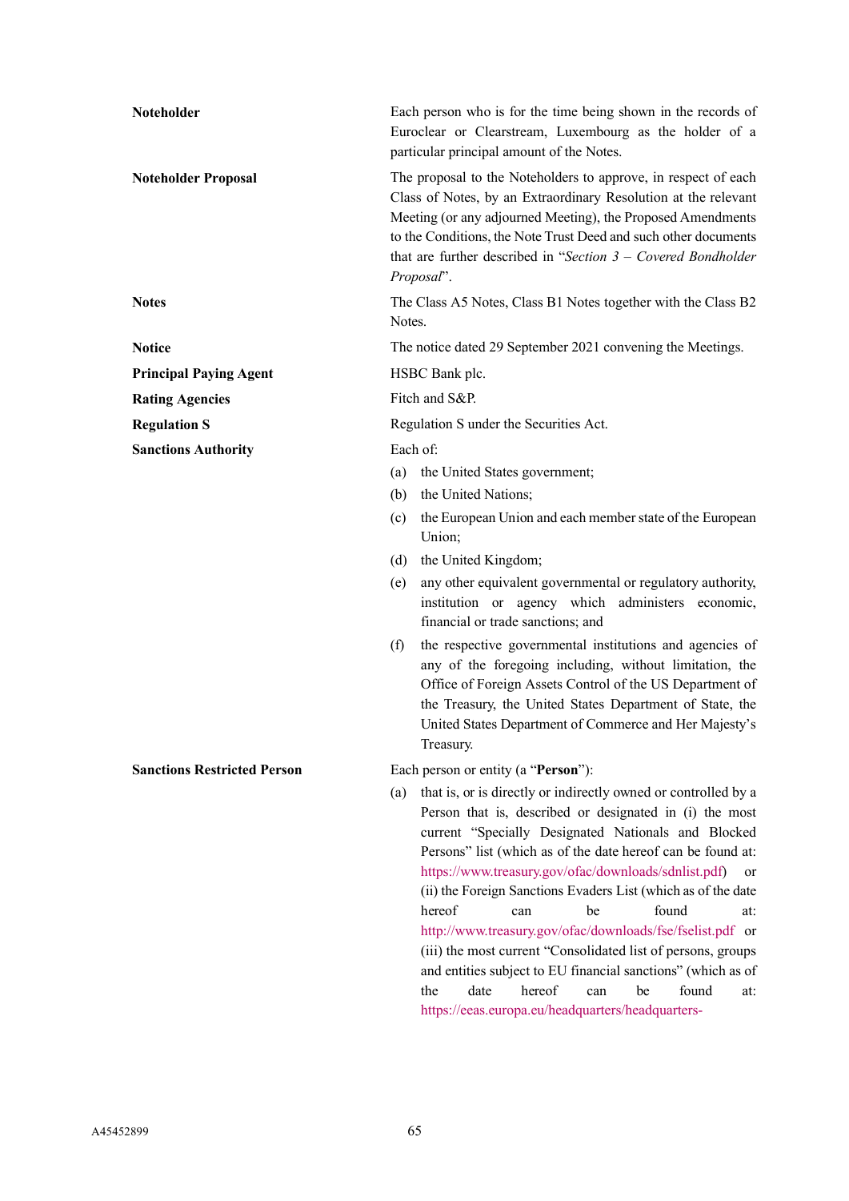**Noteholder** — Each person who is for the time being shown in the records of Euroclear or Clearstream, Luxembourg as the holder of a particular principal amount of the Notes.

**Noteholder Proposal** — The proposal to the Noteholders to approve, in respect of each Class of Notes, by an Extraordinary Resolution at the relevant Meeting (or any adjourned Meeting), the Proposed Amendments to the Conditions, the Note Trust Deed and such other documents that are further described in "*Section 3 – Covered Bondholder Proposal*".

**Notes** — The Class A5 Notes, Class B1 Notes together with the Class B2 Notes.

**Notice** — The notice dated 29 September 2021 convening the Meetings.

**Principal Paying Agent** — HSBC Bank plc.

**Rating Agencies** — Fitch and S&P.

**Regulation S** — Regulation S under the Securities Act.

**Sanctions Authority** — Each of:

(a) the United States government;

(b) the United Nations;

(c) the European Union and each member state of the European Union;

(d) the United Kingdom;

(e) any other equivalent governmental or regulatory authority, institution or agency which administers economic, financial or trade sanctions; and

(f) the respective governmental institutions and agencies of any of the foregoing including, without limitation, the Office of Foreign Assets Control of the US Department of the Treasury, the United States Department of State, the United States Department of Commerce and Her Majesty's Treasury.

**Sanctions Restricted Person** — Each person or entity (a "**Person**"):

(a) that is, or is directly or indirectly owned or controlled by a Person that is, described or designated in (i) the most current "Specially Designated Nationals and Blocked Persons" list (which as of the date hereof can be found at: https://www.treasury.gov/ofac/downloads/sdnlist.pdf) or (ii) the Foreign Sanctions Evaders List (which as of the date hereof can be found at: http://www.treasury.gov/ofac/downloads/fse/fselist.pdf or (iii) the most current "Consolidated list of persons, groups and entities subject to EU financial sanctions" (which as of the date hereof can be found at: https://eeas.europa.eu/headquarters/headquarters-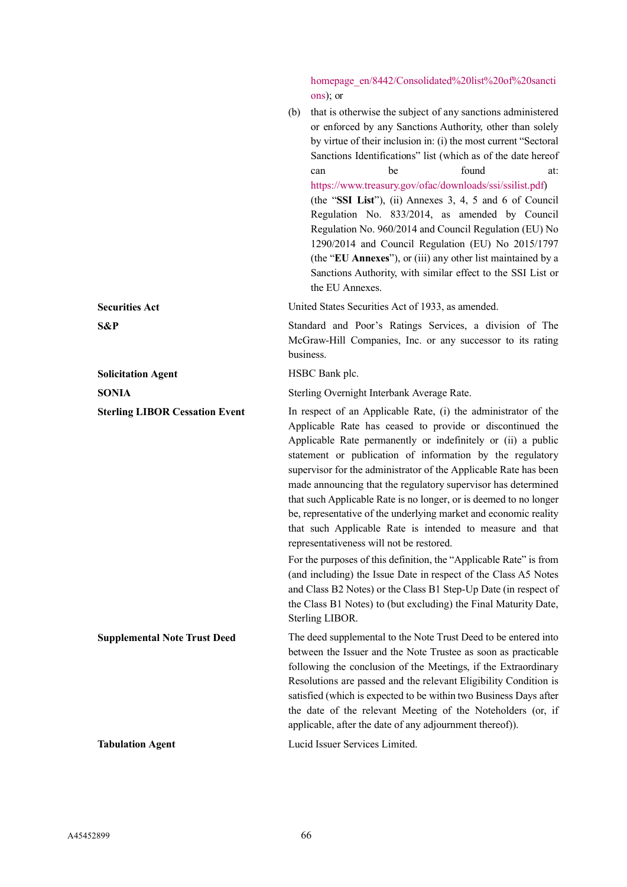homepage_en/8442/Consolidated%20list%20of%20sanctions); or

(b) that is otherwise the subject of any sanctions administered or enforced by any Sanctions Authority, other than solely by virtue of their inclusion in: (i) the most current "Sectoral Sanctions Identifications" list (which as of the date hereof can be found at: https://www.treasury.gov/ofac/downloads/ssi/ssilist.pdf) (the "**SSI List**"), (ii) Annexes 3, 4, 5 and 6 of Council Regulation No. 833/2014, as amended by Council Regulation No. 960/2014 and Council Regulation (EU) No 1290/2014 and Council Regulation (EU) No 2015/1797 (the "**EU Annexes**"), or (iii) any other list maintained by a Sanctions Authority, with similar effect to the SSI List or the EU Annexes.

| | |
|---|---|
| **Securities Act** | United States Securities Act of 1933, as amended. |
| **S&P** | Standard and Poor's Ratings Services, a division of The McGraw-Hill Companies, Inc. or any successor to its rating business. |
| **Solicitation Agent** | HSBC Bank plc. |
| **SONIA** | Sterling Overnight Interbank Average Rate. |
| **Sterling LIBOR Cessation Event** | In respect of an Applicable Rate, (i) the administrator of the Applicable Rate has ceased to provide or discontinued the Applicable Rate permanently or indefinitely or (ii) a public statement or publication of information by the regulatory supervisor for the administrator of the Applicable Rate has been made announcing that the regulatory supervisor has determined that such Applicable Rate is no longer, or is deemed to no longer be, representative of the underlying market and economic reality that such Applicable Rate is intended to measure and that representativeness will not be restored.<br><br>For the purposes of this definition, the "Applicable Rate" is from (and including) the Issue Date in respect of the Class A5 Notes and Class B2 Notes) or the Class B1 Step-Up Date (in respect of the Class B1 Notes) to (but excluding) the Final Maturity Date, Sterling LIBOR. |
| **Supplemental Note Trust Deed** | The deed supplemental to the Note Trust Deed to be entered into between the Issuer and the Note Trustee as soon as practicable following the conclusion of the Meetings, if the Extraordinary Resolutions are passed and the relevant Eligibility Condition is satisfied (which is expected to be within two Business Days after the date of the relevant Meeting of the Noteholders (or, if applicable, after the date of any adjournment thereof)). |
| **Tabulation Agent** | Lucid Issuer Services Limited. |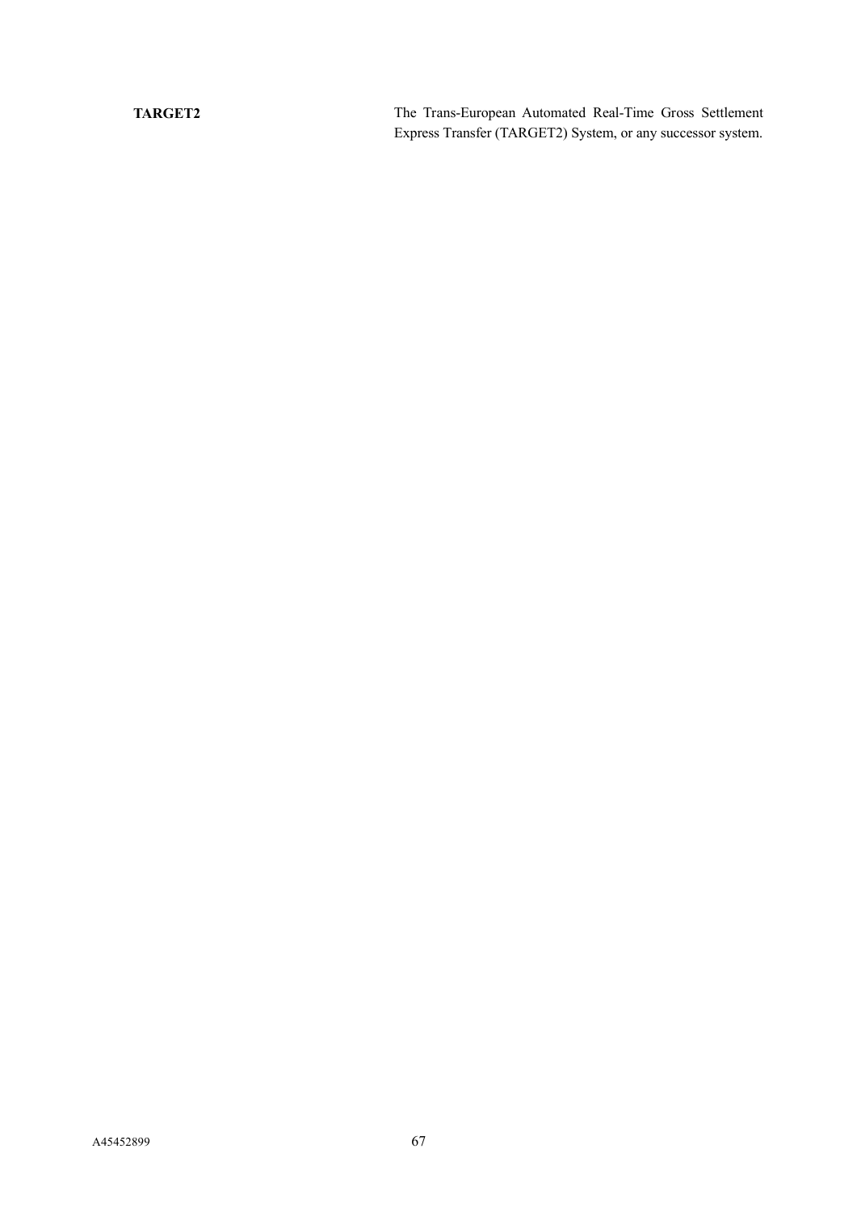| | |
|---|---|
| **TARGET2** | The Trans-European Automated Real-Time Gross Settlement Express Transfer (TARGET2) System, or any successor system. |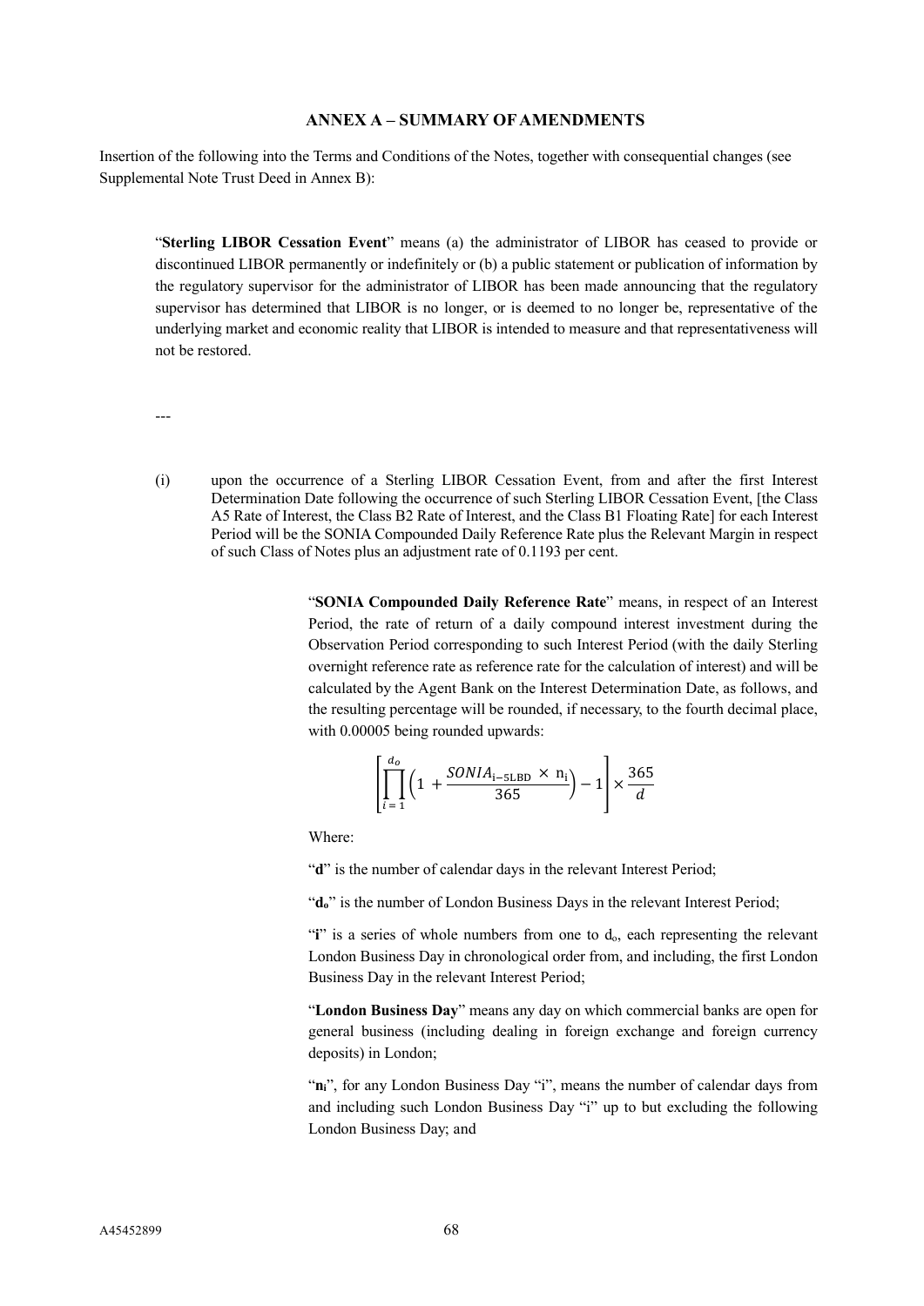## ANNEX A – SUMMARY OF AMENDMENTS

Insertion of the following into the Terms and Conditions of the Notes, together with consequential changes (see Supplemental Note Trust Deed in Annex B):

"**Sterling LIBOR Cessation Event**" means (a) the administrator of LIBOR has ceased to provide or discontinued LIBOR permanently or indefinitely or (b) a public statement or publication of information by the regulatory supervisor for the administrator of LIBOR has been made announcing that the regulatory supervisor has determined that LIBOR is no longer, or is deemed to no longer be, representative of the underlying market and economic reality that LIBOR is intended to measure and that representativeness will not be restored.

---

(i) upon the occurrence of a Sterling LIBOR Cessation Event, from and after the first Interest Determination Date following the occurrence of such Sterling LIBOR Cessation Event, [the Class A5 Rate of Interest, the Class B2 Rate of Interest, and the Class B1 Floating Rate] for each Interest Period will be the SONIA Compounded Daily Reference Rate plus the Relevant Margin in respect of such Class of Notes plus an adjustment rate of 0.1193 per cent.

"**SONIA Compounded Daily Reference Rate**" means, in respect of an Interest Period, the rate of return of a daily compound interest investment during the Observation Period corresponding to such Interest Period (with the daily Sterling overnight reference rate as reference rate for the calculation of interest) and will be calculated by the Agent Bank on the Interest Determination Date, as follows, and the resulting percentage will be rounded, if necessary, to the fourth decimal place, with 0.00005 being rounded upwards:

$$\left[\prod_{i=1}^{d_o}\left(1+\frac{SONIA_{i-5LBD}\times n_i}{365}\right)-1\right]\times\frac{365}{d}$$

Where:

"**d**" is the number of calendar days in the relevant Interest Period;

"$d_o$" is the number of London Business Days in the relevant Interest Period;

"**i**" is a series of whole numbers from one to $d_o$, each representing the relevant London Business Day in chronological order from, and including, the first London Business Day in the relevant Interest Period;

"**London Business Day**" means any day on which commercial banks are open for general business (including dealing in foreign exchange and foreign currency deposits) in London;

"$n_i$", for any London Business Day "i", means the number of calendar days from and including such London Business Day "i" up to but excluding the following London Business Day; and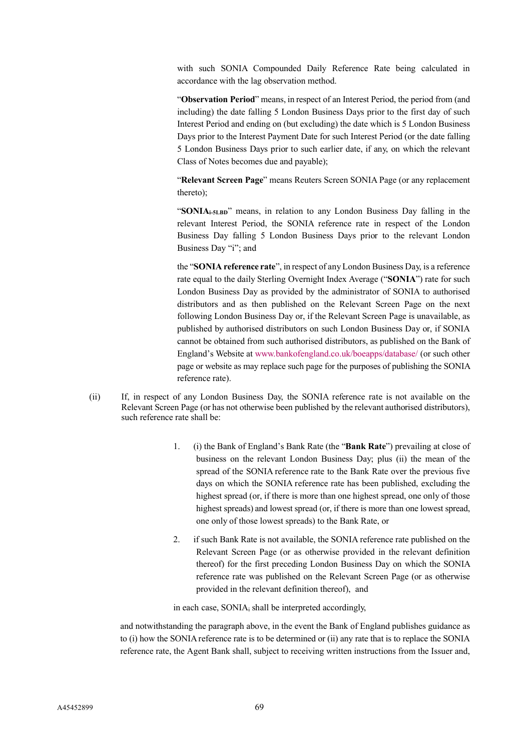with such SONIA Compounded Daily Reference Rate being calculated in accordance with the lag observation method.

"**Observation Period**" means, in respect of an Interest Period, the period from (and including) the date falling 5 London Business Days prior to the first day of such Interest Period and ending on (but excluding) the date which is 5 London Business Days prior to the Interest Payment Date for such Interest Period (or the date falling 5 London Business Days prior to such earlier date, if any, on which the relevant Class of Notes becomes due and payable);

"**Relevant Screen Page**" means Reuters Screen SONIA Page (or any replacement thereto);

"**$SONIA_{i\text{-}5LBD}$**" means, in relation to any London Business Day falling in the relevant Interest Period, the SONIA reference rate in respect of the London Business Day falling 5 London Business Days prior to the relevant London Business Day "i"; and

the "**SONIA reference rate**", in respect of any London Business Day, is a reference rate equal to the daily Sterling Overnight Index Average ("**SONIA**") rate for such London Business Day as provided by the administrator of SONIA to authorised distributors and as then published on the Relevant Screen Page on the next following London Business Day or, if the Relevant Screen Page is unavailable, as published by authorised distributors on such London Business Day or, if SONIA cannot be obtained from such authorised distributors, as published on the Bank of England's Website at www.bankofengland.co.uk/boeapps/database/ (or such other page or website as may replace such page for the purposes of publishing the SONIA reference rate).

(ii) If, in respect of any London Business Day, the SONIA reference rate is not available on the Relevant Screen Page (or has not otherwise been published by the relevant authorised distributors), such reference rate shall be:

1. (i) the Bank of England's Bank Rate (the "**Bank Rate**") prevailing at close of business on the relevant London Business Day; plus (ii) the mean of the spread of the SONIA reference rate to the Bank Rate over the previous five days on which the SONIA reference rate has been published, excluding the highest spread (or, if there is more than one highest spread, one only of those highest spreads) and lowest spread (or, if there is more than one lowest spread, one only of those lowest spreads) to the Bank Rate, or

2. if such Bank Rate is not available, the SONIA reference rate published on the Relevant Screen Page (or as otherwise provided in the relevant definition thereof) for the first preceding London Business Day on which the SONIA reference rate was published on the Relevant Screen Page (or as otherwise provided in the relevant definition thereof), and

in each case, $SONIA_i$ shall be interpreted accordingly,

and notwithstanding the paragraph above, in the event the Bank of England publishes guidance as to (i) how the SONIA reference rate is to be determined or (ii) any rate that is to replace the SONIA reference rate, the Agent Bank shall, subject to receiving written instructions from the Issuer and,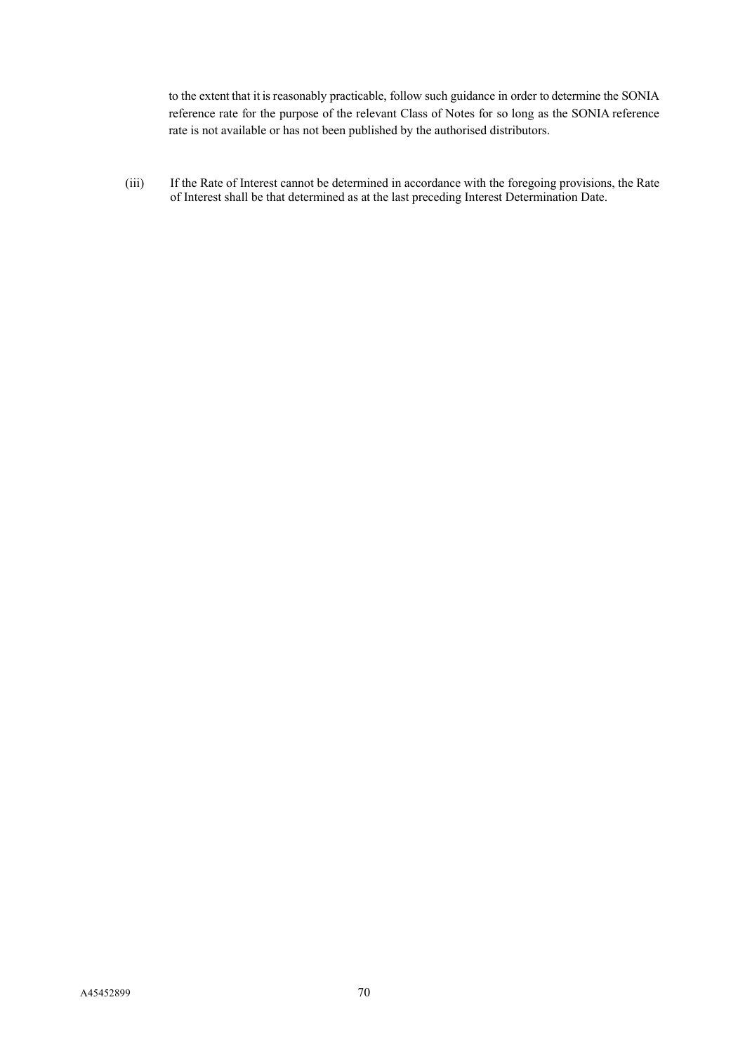to the extent that it is reasonably practicable, follow such guidance in order to determine the SONIA reference rate for the purpose of the relevant Class of Notes for so long as the SONIA reference rate is not available or has not been published by the authorised distributors.

(iii) If the Rate of Interest cannot be determined in accordance with the foregoing provisions, the Rate of Interest shall be that determined as at the last preceding Interest Determination Date.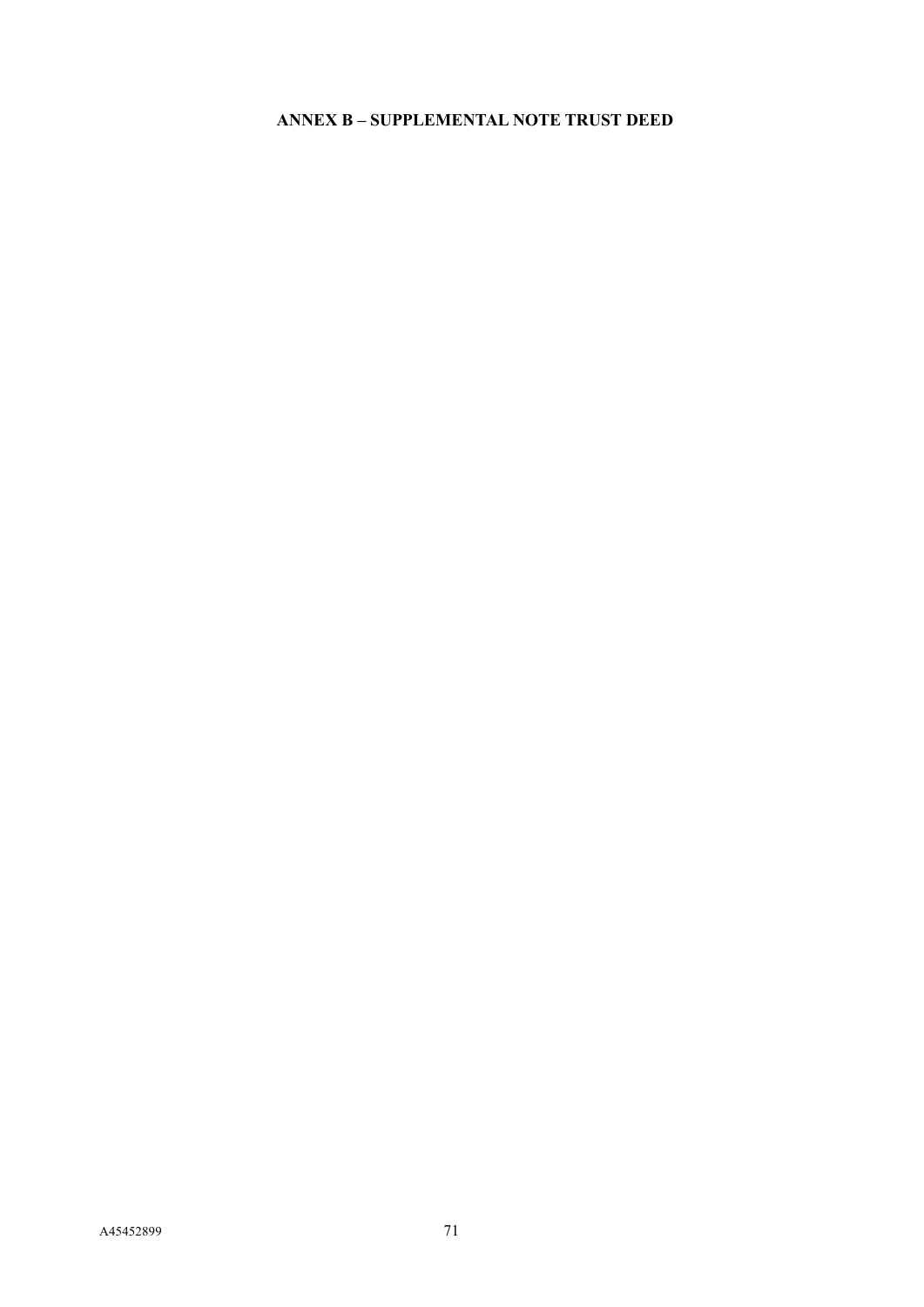# ANNEX B – SUPPLEMENTAL NOTE TRUST DEED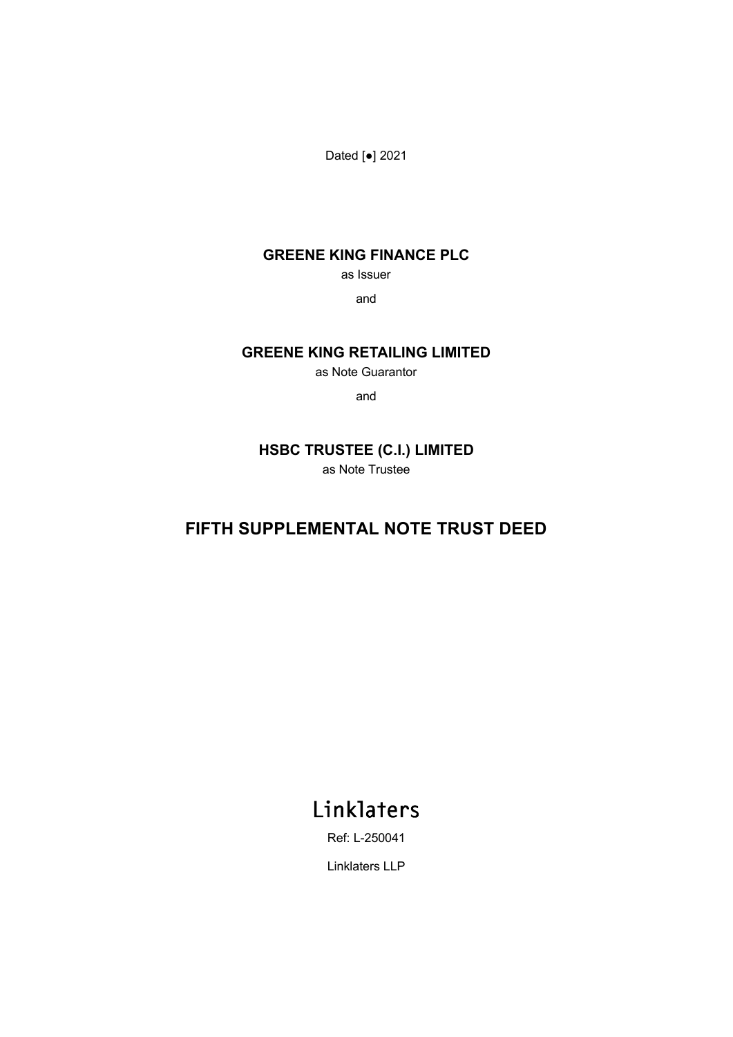Dated [●] 2021

**GREENE KING FINANCE PLC**

as Issuer

and

**GREENE KING RETAILING LIMITED**

as Note Guarantor

and

**HSBC TRUSTEE (C.I.) LIMITED**

as Note Trustee

# FIFTH SUPPLEMENTAL NOTE TRUST DEED

Linklaters

Ref: L-250041

Linklaters LLP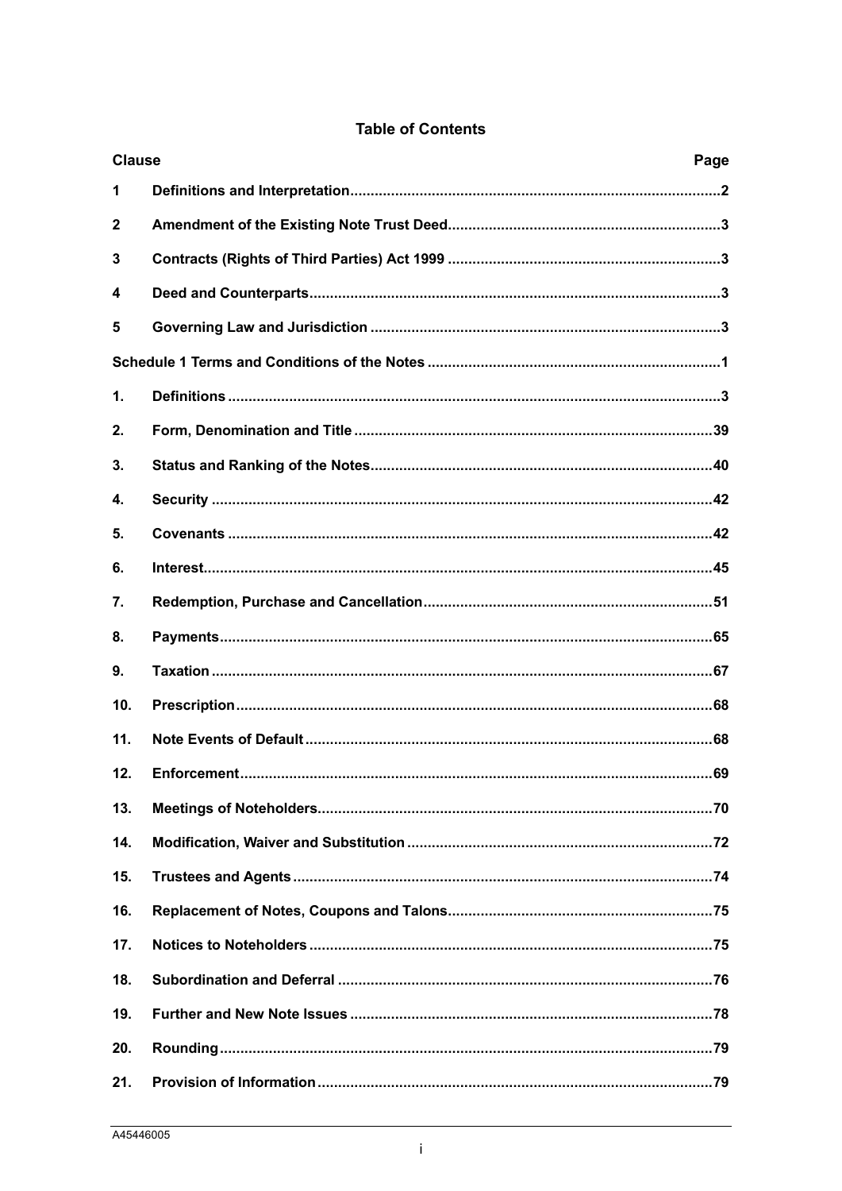# Table of Contents

| Clause | | Page |
|---|---|---|
| 1 | Definitions and Interpretation | 2 |
| 2 | Amendment of the Existing Note Trust Deed | 3 |
| 3 | Contracts (Rights of Third Parties) Act 1999 | 3 |
| 4 | Deed and Counterparts | 3 |
| 5 | Governing Law and Jurisdiction | 3 |
| Schedule 1 Terms and Conditions of the Notes | | 1 |
| 1. | Definitions | 3 |
| 2. | Form, Denomination and Title | 39 |
| 3. | Status and Ranking of the Notes | 40 |
| 4. | Security | 42 |
| 5. | Covenants | 42 |
| 6. | Interest | 45 |
| 7. | Redemption, Purchase and Cancellation | 51 |
| 8. | Payments | 65 |
| 9. | Taxation | 67 |
| 10. | Prescription | 68 |
| 11. | Note Events of Default | 68 |
| 12. | Enforcement | 69 |
| 13. | Meetings of Noteholders | 70 |
| 14. | Modification, Waiver and Substitution | 72 |
| 15. | Trustees and Agents | 74 |
| 16. | Replacement of Notes, Coupons and Talons | 75 |
| 17. | Notices to Noteholders | 75 |
| 18. | Subordination and Deferral | 76 |
| 19. | Further and New Note Issues | 78 |
| 20. | Rounding | 79 |
| 21. | Provision of Information | 79 |

A45446005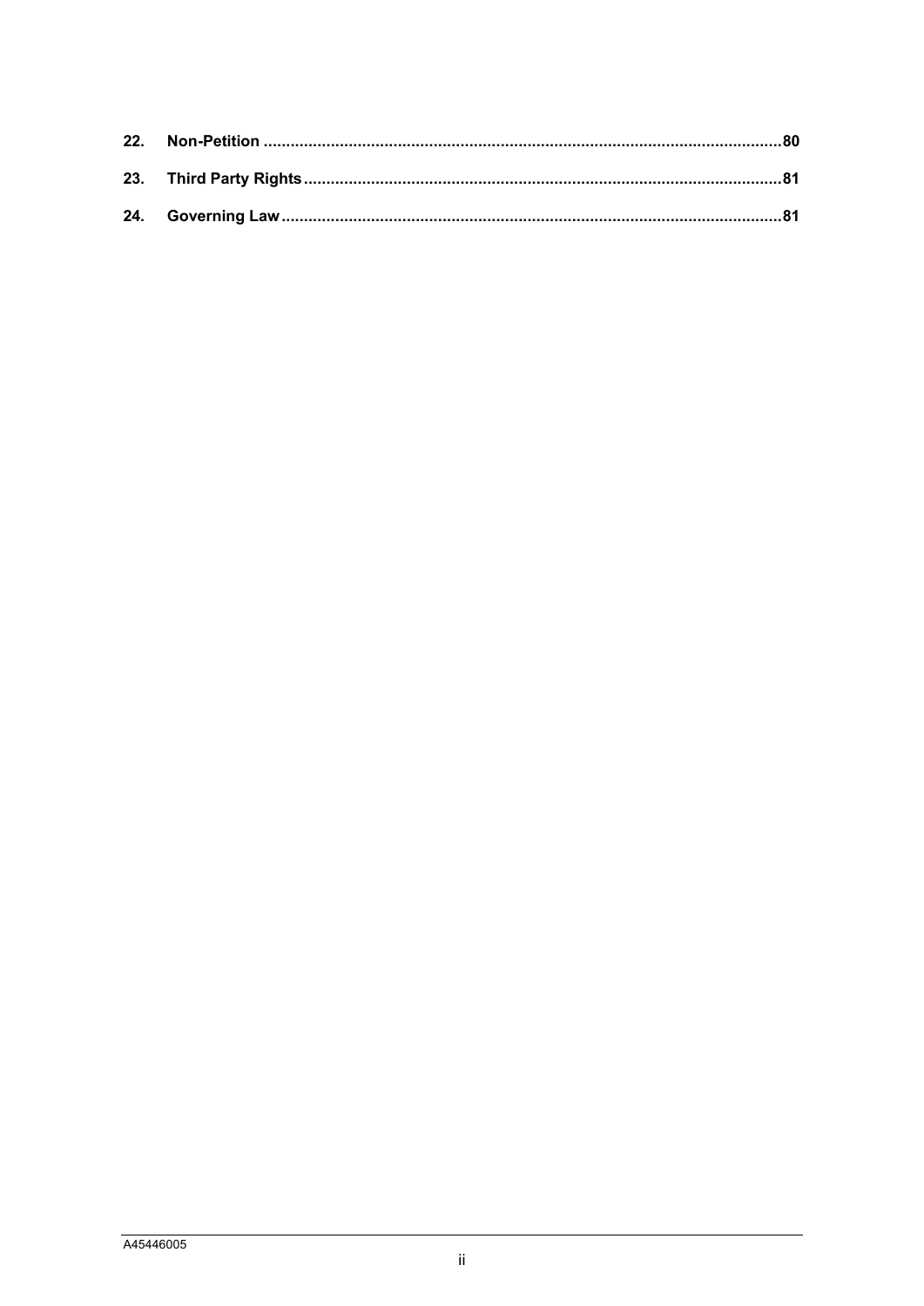| | | |
|---|---|---|
| **22.** | **Non-Petition** | **80** |
| **23.** | **Third Party Rights** | **81** |
| **24.** | **Governing Law** | **81** |

A45446005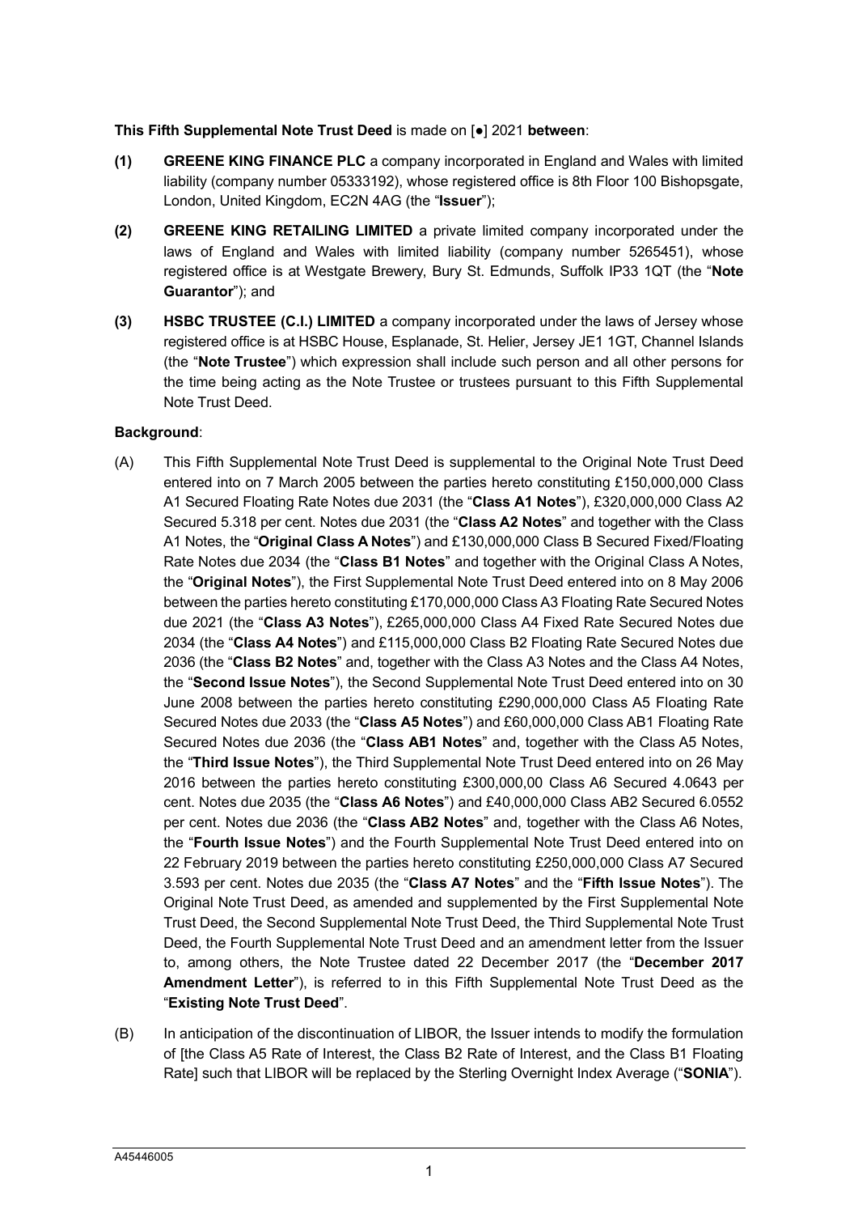**This Fifth Supplemental Note Trust Deed** is made on [●] 2021 **between**:

**(1)** **GREENE KING FINANCE PLC** a company incorporated in England and Wales with limited liability (company number 05333192), whose registered office is 8th Floor 100 Bishopsgate, London, United Kingdom, EC2N 4AG (the "**Issuer**");

**(2)** **GREENE KING RETAILING LIMITED** a private limited company incorporated under the laws of England and Wales with limited liability (company number 5265451), whose registered office is at Westgate Brewery, Bury St. Edmunds, Suffolk IP33 1QT (the "**Note Guarantor**"); and

**(3)** **HSBC TRUSTEE (C.I.) LIMITED** a company incorporated under the laws of Jersey whose registered office is at HSBC House, Esplanade, St. Helier, Jersey JE1 1GT, Channel Islands (the "**Note Trustee**") which expression shall include such person and all other persons for the time being acting as the Note Trustee or trustees pursuant to this Fifth Supplemental Note Trust Deed.

**Background**:

(A) This Fifth Supplemental Note Trust Deed is supplemental to the Original Note Trust Deed entered into on 7 March 2005 between the parties hereto constituting £150,000,000 Class A1 Secured Floating Rate Notes due 2031 (the "**Class A1 Notes**"), £320,000,000 Class A2 Secured 5.318 per cent. Notes due 2031 (the "**Class A2 Notes**" and together with the Class A1 Notes, the "**Original Class A Notes**") and £130,000,000 Class B Secured Fixed/Floating Rate Notes due 2034 (the "**Class B1 Notes**" and together with the Original Class A Notes, the "**Original Notes**"), the First Supplemental Note Trust Deed entered into on 8 May 2006 between the parties hereto constituting £170,000,000 Class A3 Floating Rate Secured Notes due 2021 (the "**Class A3 Notes**"), £265,000,000 Class A4 Fixed Rate Secured Notes due 2034 (the "**Class A4 Notes**") and £115,000,000 Class B2 Floating Rate Secured Notes due 2036 (the "**Class B2 Notes**" and, together with the Class A3 Notes and the Class A4 Notes, the "**Second Issue Notes**"), the Second Supplemental Note Trust Deed entered into on 30 June 2008 between the parties hereto constituting £290,000,000 Class A5 Floating Rate Secured Notes due 2033 (the "**Class A5 Notes**") and £60,000,000 Class AB1 Floating Rate Secured Notes due 2036 (the "**Class AB1 Notes**" and, together with the Class A5 Notes, the "**Third Issue Notes**"), the Third Supplemental Note Trust Deed entered into on 26 May 2016 between the parties hereto constituting £300,000,00 Class A6 Secured 4.0643 per cent. Notes due 2035 (the "**Class A6 Notes**") and £40,000,000 Class AB2 Secured 6.0552 per cent. Notes due 2036 (the "**Class AB2 Notes**" and, together with the Class A6 Notes, the "**Fourth Issue Notes**") and the Fourth Supplemental Note Trust Deed entered into on 22 February 2019 between the parties hereto constituting £250,000,000 Class A7 Secured 3.593 per cent. Notes due 2035 (the "**Class A7 Notes**" and the "**Fifth Issue Notes**"). The Original Note Trust Deed, as amended and supplemented by the First Supplemental Note Trust Deed, the Second Supplemental Note Trust Deed, the Third Supplemental Note Trust Deed, the Fourth Supplemental Note Trust Deed and an amendment letter from the Issuer to, among others, the Note Trustee dated 22 December 2017 (the "**December 2017 Amendment Letter**"), is referred to in this Fifth Supplemental Note Trust Deed as the "**Existing Note Trust Deed**".

(B) In anticipation of the discontinuation of LIBOR, the Issuer intends to modify the formulation of [the Class A5 Rate of Interest, the Class B2 Rate of Interest, and the Class B1 Floating Rate] such that LIBOR will be replaced by the Sterling Overnight Index Average ("**SONIA**").

A45446005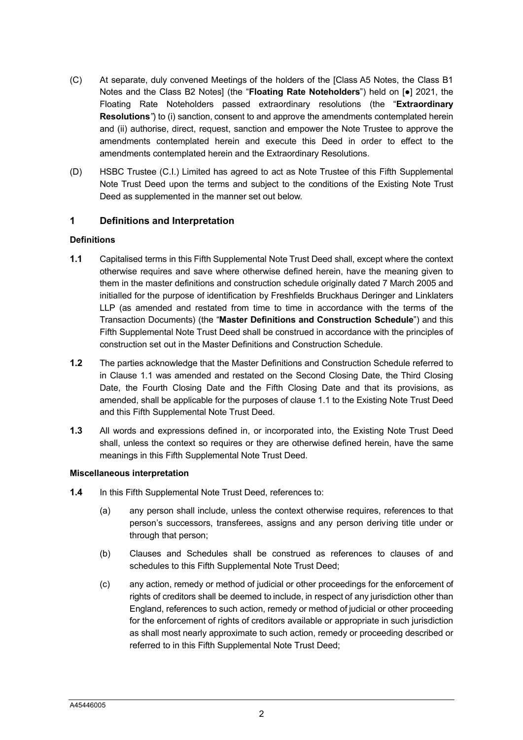(C) At separate, duly convened Meetings of the holders of the [Class A5 Notes, the Class B1 Notes and the Class B2 Notes] (the "**Floating Rate Noteholders**") held on [●] 2021, the Floating Rate Noteholders passed extraordinary resolutions (the "**Extraordinary Resolutions**") to (i) sanction, consent to and approve the amendments contemplated herein and (ii) authorise, direct, request, sanction and empower the Note Trustee to approve the amendments contemplated herein and execute this Deed in order to effect to the amendments contemplated herein and the Extraordinary Resolutions.

(D) HSBC Trustee (C.I.) Limited has agreed to act as Note Trustee of this Fifth Supplemental Note Trust Deed upon the terms and subject to the conditions of the Existing Note Trust Deed as supplemented in the manner set out below.

## 1 Definitions and Interpretation

**Definitions**

**1.1** Capitalised terms in this Fifth Supplemental Note Trust Deed shall, except where the context otherwise requires and save where otherwise defined herein, have the meaning given to them in the master definitions and construction schedule originally dated 7 March 2005 and initialled for the purpose of identification by Freshfields Bruckhaus Deringer and Linklaters LLP (as amended and restated from time to time in accordance with the terms of the Transaction Documents) (the "**Master Definitions and Construction Schedule**") and this Fifth Supplemental Note Trust Deed shall be construed in accordance with the principles of construction set out in the Master Definitions and Construction Schedule.

**1.2** The parties acknowledge that the Master Definitions and Construction Schedule referred to in Clause 1.1 was amended and restated on the Second Closing Date, the Third Closing Date, the Fourth Closing Date and the Fifth Closing Date and that its provisions, as amended, shall be applicable for the purposes of clause 1.1 to the Existing Note Trust Deed and this Fifth Supplemental Note Trust Deed.

**1.3** All words and expressions defined in, or incorporated into, the Existing Note Trust Deed shall, unless the context so requires or they are otherwise defined herein, have the same meanings in this Fifth Supplemental Note Trust Deed.

**Miscellaneous interpretation**

**1.4** In this Fifth Supplemental Note Trust Deed, references to:

(a) any person shall include, unless the context otherwise requires, references to that person's successors, transferees, assigns and any person deriving title under or through that person;

(b) Clauses and Schedules shall be construed as references to clauses of and schedules to this Fifth Supplemental Note Trust Deed;

(c) any action, remedy or method of judicial or other proceedings for the enforcement of rights of creditors shall be deemed to include, in respect of any jurisdiction other than England, references to such action, remedy or method of judicial or other proceeding for the enforcement of rights of creditors available or appropriate in such jurisdiction as shall most nearly approximate to such action, remedy or proceeding described or referred to in this Fifth Supplemental Note Trust Deed;

A45446005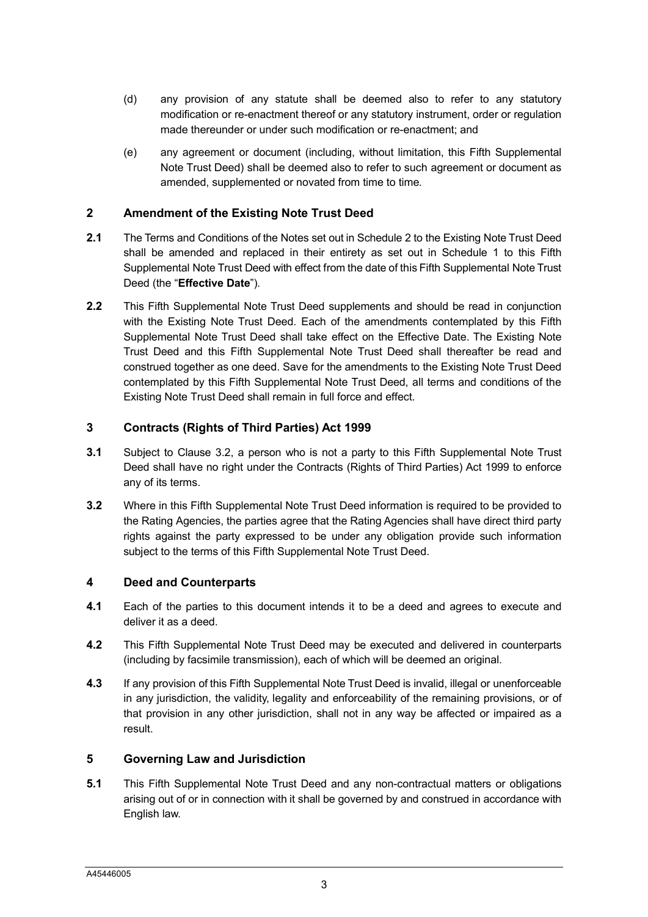(d) any provision of any statute shall be deemed also to refer to any statutory modification or re-enactment thereof or any statutory instrument, order or regulation made thereunder or under such modification or re-enactment; and

(e) any agreement or document (including, without limitation, this Fifth Supplemental Note Trust Deed) shall be deemed also to refer to such agreement or document as amended, supplemented or novated from time to time.

## 2 Amendment of the Existing Note Trust Deed

**2.1** The Terms and Conditions of the Notes set out in Schedule 2 to the Existing Note Trust Deed shall be amended and replaced in their entirety as set out in Schedule 1 to this Fifth Supplemental Note Trust Deed with effect from the date of this Fifth Supplemental Note Trust Deed (the "**Effective Date**").

**2.2** This Fifth Supplemental Note Trust Deed supplements and should be read in conjunction with the Existing Note Trust Deed. Each of the amendments contemplated by this Fifth Supplemental Note Trust Deed shall take effect on the Effective Date. The Existing Note Trust Deed and this Fifth Supplemental Note Trust Deed shall thereafter be read and construed together as one deed. Save for the amendments to the Existing Note Trust Deed contemplated by this Fifth Supplemental Note Trust Deed, all terms and conditions of the Existing Note Trust Deed shall remain in full force and effect.

## 3 Contracts (Rights of Third Parties) Act 1999

**3.1** Subject to Clause 3.2, a person who is not a party to this Fifth Supplemental Note Trust Deed shall have no right under the Contracts (Rights of Third Parties) Act 1999 to enforce any of its terms.

**3.2** Where in this Fifth Supplemental Note Trust Deed information is required to be provided to the Rating Agencies, the parties agree that the Rating Agencies shall have direct third party rights against the party expressed to be under any obligation provide such information subject to the terms of this Fifth Supplemental Note Trust Deed.

## 4 Deed and Counterparts

**4.1** Each of the parties to this document intends it to be a deed and agrees to execute and deliver it as a deed.

**4.2** This Fifth Supplemental Note Trust Deed may be executed and delivered in counterparts (including by facsimile transmission), each of which will be deemed an original.

**4.3** If any provision of this Fifth Supplemental Note Trust Deed is invalid, illegal or unenforceable in any jurisdiction, the validity, legality and enforceability of the remaining provisions, or of that provision in any other jurisdiction, shall not in any way be affected or impaired as a result.

## 5 Governing Law and Jurisdiction

**5.1** This Fifth Supplemental Note Trust Deed and any non-contractual matters or obligations arising out of or in connection with it shall be governed by and construed in accordance with English law.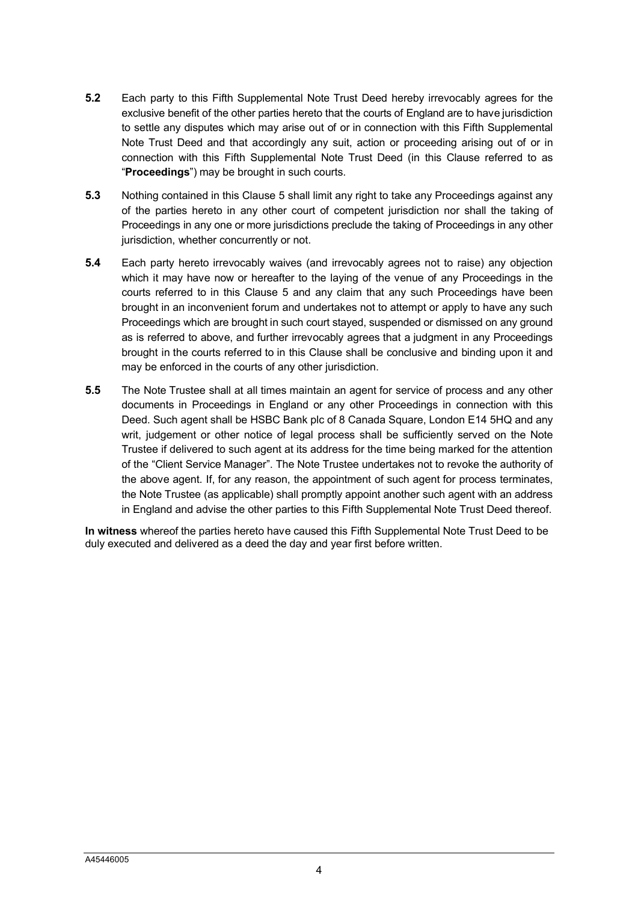**5.2** Each party to this Fifth Supplemental Note Trust Deed hereby irrevocably agrees for the exclusive benefit of the other parties hereto that the courts of England are to have jurisdiction to settle any disputes which may arise out of or in connection with this Fifth Supplemental Note Trust Deed and that accordingly any suit, action or proceeding arising out of or in connection with this Fifth Supplemental Note Trust Deed (in this Clause referred to as "**Proceedings**") may be brought in such courts.

**5.3** Nothing contained in this Clause 5 shall limit any right to take any Proceedings against any of the parties hereto in any other court of competent jurisdiction nor shall the taking of Proceedings in any one or more jurisdictions preclude the taking of Proceedings in any other jurisdiction, whether concurrently or not.

**5.4** Each party hereto irrevocably waives (and irrevocably agrees not to raise) any objection which it may have now or hereafter to the laying of the venue of any Proceedings in the courts referred to in this Clause 5 and any claim that any such Proceedings have been brought in an inconvenient forum and undertakes not to attempt or apply to have any such Proceedings which are brought in such court stayed, suspended or dismissed on any ground as is referred to above, and further irrevocably agrees that a judgment in any Proceedings brought in the courts referred to in this Clause shall be conclusive and binding upon it and may be enforced in the courts of any other jurisdiction.

**5.5** The Note Trustee shall at all times maintain an agent for service of process and any other documents in Proceedings in England or any other Proceedings in connection with this Deed. Such agent shall be HSBC Bank plc of 8 Canada Square, London E14 5HQ and any writ, judgement or other notice of legal process shall be sufficiently served on the Note Trustee if delivered to such agent at its address for the time being marked for the attention of the "Client Service Manager". The Note Trustee undertakes not to revoke the authority of the above agent. If, for any reason, the appointment of such agent for process terminates, the Note Trustee (as applicable) shall promptly appoint another such agent with an address in England and advise the other parties to this Fifth Supplemental Note Trust Deed thereof.

**In witness** whereof the parties hereto have caused this Fifth Supplemental Note Trust Deed to be duly executed and delivered as a deed the day and year first before written.

A45446005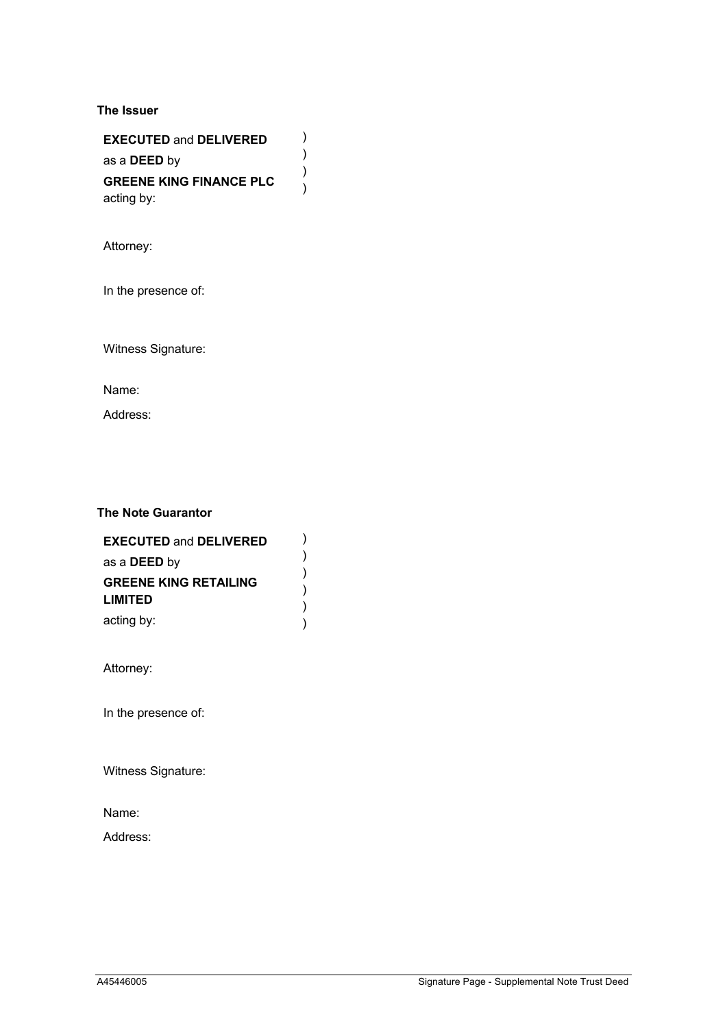**The Issuer**

**EXECUTED** and **DELIVERED** )
as a **DEED** by )
**GREENE KING FINANCE PLC** )
acting by: )

Attorney:

In the presence of:

Witness Signature:

Name:

Address:

**The Note Guarantor**

**EXECUTED** and **DELIVERED** )
as a **DEED** by )
**GREENE KING RETAILING** )
**LIMITED** )
acting by: )

Attorney:

In the presence of:

Witness Signature:

Name:

Address:

A45446005 Signature Page - Supplemental Note Trust Deed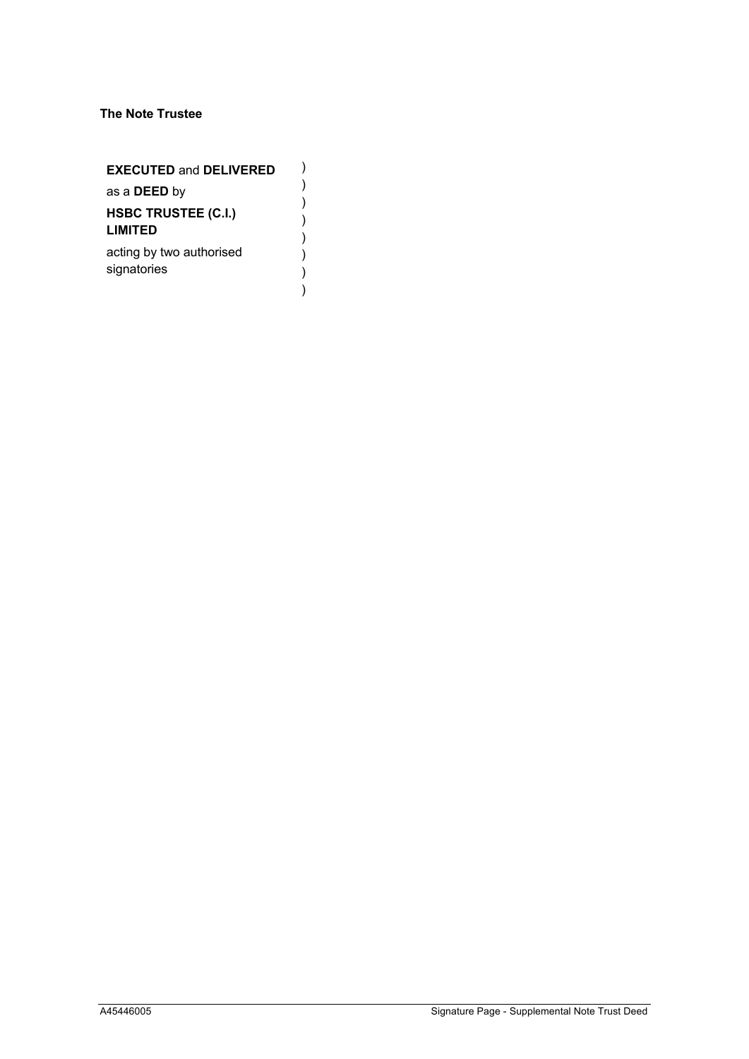**The Note Trustee**

| | |
|---|---|
| **EXECUTED** and **DELIVERED** as a **DEED** by **HSBC TRUSTEE (C.I.) LIMITED** acting by two authorised signatories | ) ) ) ) ) ) ) ) |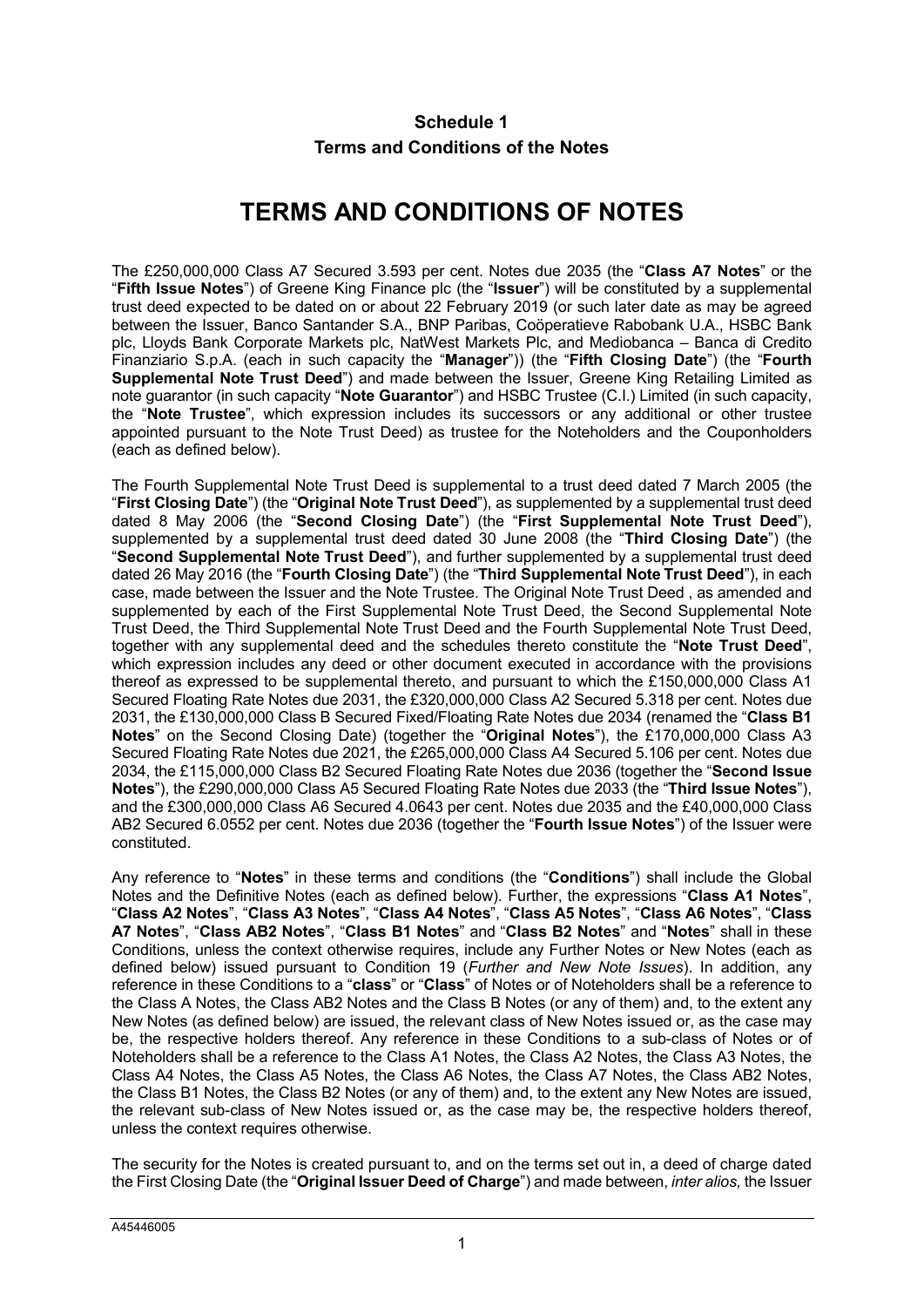**Schedule 1**
**Terms and Conditions of the Notes**

# TERMS AND CONDITIONS OF NOTES

The £250,000,000 Class A7 Secured 3.593 per cent. Notes due 2035 (the "**Class A7 Notes**" or the "**Fifth Issue Notes**") of Greene King Finance plc (the "**Issuer**") will be constituted by a supplemental trust deed expected to be dated on or about 22 February 2019 (or such later date as may be agreed between the Issuer, Banco Santander S.A., BNP Paribas, Coöperatieve Rabobank U.A., HSBC Bank plc, Lloyds Bank Corporate Markets plc, NatWest Markets Plc, and Mediobanca – Banca di Credito Finanziario S.p.A. (each in such capacity the "**Manager**")) (the "**Fifth Closing Date**") (the "**Fourth Supplemental Note Trust Deed**") and made between the Issuer, Greene King Retailing Limited as note guarantor (in such capacity "**Note Guarantor**") and HSBC Trustee (C.I.) Limited (in such capacity, the "**Note Trustee**", which expression includes its successors or any additional or other trustee appointed pursuant to the Note Trust Deed) as trustee for the Noteholders and the Couponholders (each as defined below).

The Fourth Supplemental Note Trust Deed is supplemental to a trust deed dated 7 March 2005 (the "**First Closing Date**") (the "**Original Note Trust Deed**"), as supplemented by a supplemental trust deed dated 8 May 2006 (the "**Second Closing Date**") (the "**First Supplemental Note Trust Deed**"), supplemented by a supplemental trust deed dated 30 June 2008 (the "**Third Closing Date**") (the "**Second Supplemental Note Trust Deed**"), and further supplemented by a supplemental trust deed dated 26 May 2016 (the "**Fourth Closing Date**") (the "**Third Supplemental Note Trust Deed**"), in each case, made between the Issuer and the Note Trustee. The Original Note Trust Deed , as amended and supplemented by each of the First Supplemental Note Trust Deed, the Second Supplemental Note Trust Deed, the Third Supplemental Note Trust Deed and the Fourth Supplemental Note Trust Deed, together with any supplemental deed and the schedules thereto constitute the "**Note Trust Deed**", which expression includes any deed or other document executed in accordance with the provisions thereof as expressed to be supplemental thereto, and pursuant to which the £150,000,000 Class A1 Secured Floating Rate Notes due 2031, the £320,000,000 Class A2 Secured 5.318 per cent. Notes due 2031, the £130,000,000 Class B Secured Fixed/Floating Rate Notes due 2034 (renamed the "**Class B1 Notes**" on the Second Closing Date) (together the "**Original Notes**"), the £170,000,000 Class A3 Secured Floating Rate Notes due 2021, the £265,000,000 Class A4 Secured 5.106 per cent. Notes due 2034, the £115,000,000 Class B2 Secured Floating Rate Notes due 2036 (together the "**Second Issue Notes**"), the £290,000,000 Class A5 Secured Floating Rate Notes due 2033 (the "**Third Issue Notes**"), and the £300,000,000 Class A6 Secured 4.0643 per cent. Notes due 2035 and the £40,000,000 Class AB2 Secured 6.0552 per cent. Notes due 2036 (together the "**Fourth Issue Notes**") of the Issuer were constituted.

Any reference to "**Notes**" in these terms and conditions (the "**Conditions**") shall include the Global Notes and the Definitive Notes (each as defined below). Further, the expressions "**Class A1 Notes**", "**Class A2 Notes**", "**Class A3 Notes**", "**Class A4 Notes**", "**Class A5 Notes**", "**Class A6 Notes**", "**Class A7 Notes**", "**Class AB2 Notes**", "**Class B1 Notes**" and "**Class B2 Notes**" and "**Notes**" shall in these Conditions, unless the context otherwise requires, include any Further Notes or New Notes (each as defined below) issued pursuant to Condition 19 (*Further and New Note Issues*). In addition, any reference in these Conditions to a "**class**" or "**Class**" of Notes or of Noteholders shall be a reference to the Class A Notes, the Class AB2 Notes and the Class B Notes (or any of them) and, to the extent any New Notes (as defined below) are issued, the relevant class of New Notes issued or, as the case may be, the respective holders thereof. Any reference in these Conditions to a sub-class of Notes or of Noteholders shall be a reference to the Class A1 Notes, the Class A2 Notes, the Class A3 Notes, the Class A4 Notes, the Class A5 Notes, the Class A6 Notes, the Class A7 Notes, the Class AB2 Notes, the Class B1 Notes, the Class B2 Notes (or any of them) and, to the extent any New Notes are issued, the relevant sub-class of New Notes issued or, as the case may be, the respective holders thereof, unless the context requires otherwise.

The security for the Notes is created pursuant to, and on the terms set out in, a deed of charge dated the First Closing Date (the "**Original Issuer Deed of Charge**") and made between, *inter alios,* the Issuer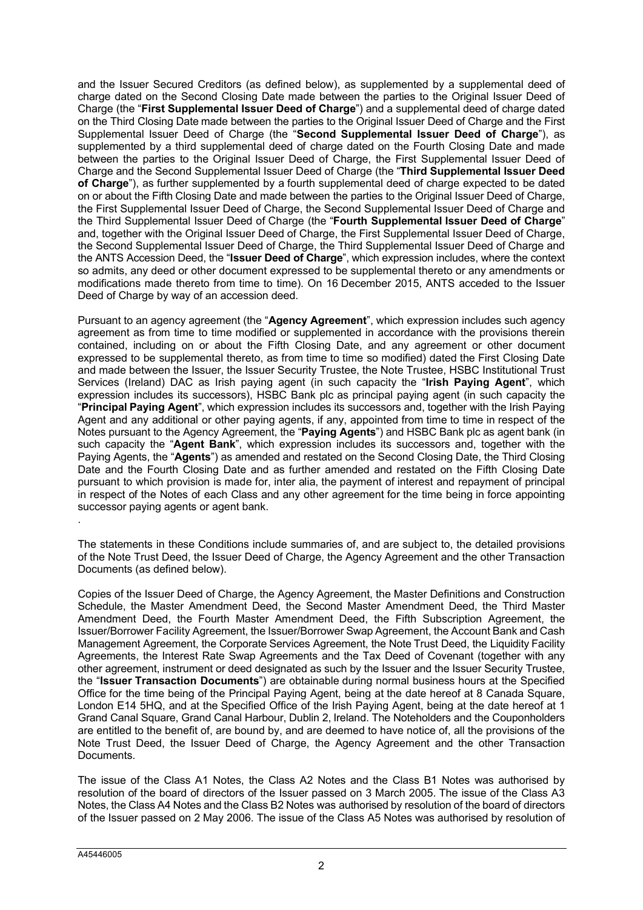and the Issuer Secured Creditors (as defined below), as supplemented by a supplemental deed of charge dated on the Second Closing Date made between the parties to the Original Issuer Deed of Charge (the "**First Supplemental Issuer Deed of Charge**") and a supplemental deed of charge dated on the Third Closing Date made between the parties to the Original Issuer Deed of Charge and the First Supplemental Issuer Deed of Charge (the "**Second Supplemental Issuer Deed of Charge**"), as supplemented by a third supplemental deed of charge dated on the Fourth Closing Date and made between the parties to the Original Issuer Deed of Charge, the First Supplemental Issuer Deed of Charge and the Second Supplemental Issuer Deed of Charge (the "**Third Supplemental Issuer Deed of Charge**"), as further supplemented by a fourth supplemental deed of charge expected to be dated on or about the Fifth Closing Date and made between the parties to the Original Issuer Deed of Charge, the First Supplemental Issuer Deed of Charge, the Second Supplemental Issuer Deed of Charge and the Third Supplemental Issuer Deed of Charge (the "**Fourth Supplemental Issuer Deed of Charge**" and, together with the Original Issuer Deed of Charge, the First Supplemental Issuer Deed of Charge, the Second Supplemental Issuer Deed of Charge, the Third Supplemental Issuer Deed of Charge and the ANTS Accession Deed, the "**Issuer Deed of Charge**", which expression includes, where the context so admits, any deed or other document expressed to be supplemental thereto or any amendments or modifications made thereto from time to time). On 16 December 2015, ANTS acceded to the Issuer Deed of Charge by way of an accession deed.

Pursuant to an agency agreement (the "**Agency Agreement**", which expression includes such agency agreement as from time to time modified or supplemented in accordance with the provisions therein contained, including on or about the Fifth Closing Date, and any agreement or other document expressed to be supplemental thereto, as from time to time so modified) dated the First Closing Date and made between the Issuer, the Issuer Security Trustee, the Note Trustee, HSBC Institutional Trust Services (Ireland) DAC as Irish paying agent (in such capacity the "**Irish Paying Agent**", which expression includes its successors), HSBC Bank plc as principal paying agent (in such capacity the "**Principal Paying Agent**", which expression includes its successors and, together with the Irish Paying Agent and any additional or other paying agents, if any, appointed from time to time in respect of the Notes pursuant to the Agency Agreement, the "**Paying Agents**") and HSBC Bank plc as agent bank (in such capacity the "**Agent Bank**", which expression includes its successors and, together with the Paying Agents, the "**Agents**") as amended and restated on the Second Closing Date, the Third Closing Date and the Fourth Closing Date and as further amended and restated on the Fifth Closing Date pursuant to which provision is made for, inter alia, the payment of interest and repayment of principal in respect of the Notes of each Class and any other agreement for the time being in force appointing successor paying agents or agent bank.

.

The statements in these Conditions include summaries of, and are subject to, the detailed provisions of the Note Trust Deed, the Issuer Deed of Charge, the Agency Agreement and the other Transaction Documents (as defined below).

Copies of the Issuer Deed of Charge, the Agency Agreement, the Master Definitions and Construction Schedule, the Master Amendment Deed, the Second Master Amendment Deed, the Third Master Amendment Deed, the Fourth Master Amendment Deed, the Fifth Subscription Agreement, the Issuer/Borrower Facility Agreement, the Issuer/Borrower Swap Agreement, the Account Bank and Cash Management Agreement, the Corporate Services Agreement, the Note Trust Deed, the Liquidity Facility Agreements, the Interest Rate Swap Agreements and the Tax Deed of Covenant (together with any other agreement, instrument or deed designated as such by the Issuer and the Issuer Security Trustee, the "**Issuer Transaction Documents**") are obtainable during normal business hours at the Specified Office for the time being of the Principal Paying Agent, being at the date hereof at 8 Canada Square, London E14 5HQ, and at the Specified Office of the Irish Paying Agent, being at the date hereof at 1 Grand Canal Square, Grand Canal Harbour, Dublin 2, Ireland. The Noteholders and the Couponholders are entitled to the benefit of, are bound by, and are deemed to have notice of, all the provisions of the Note Trust Deed, the Issuer Deed of Charge, the Agency Agreement and the other Transaction Documents.

The issue of the Class A1 Notes, the Class A2 Notes and the Class B1 Notes was authorised by resolution of the board of directors of the Issuer passed on 3 March 2005. The issue of the Class A3 Notes, the Class A4 Notes and the Class B2 Notes was authorised by resolution of the board of directors of the Issuer passed on 2 May 2006. The issue of the Class A5 Notes was authorised by resolution of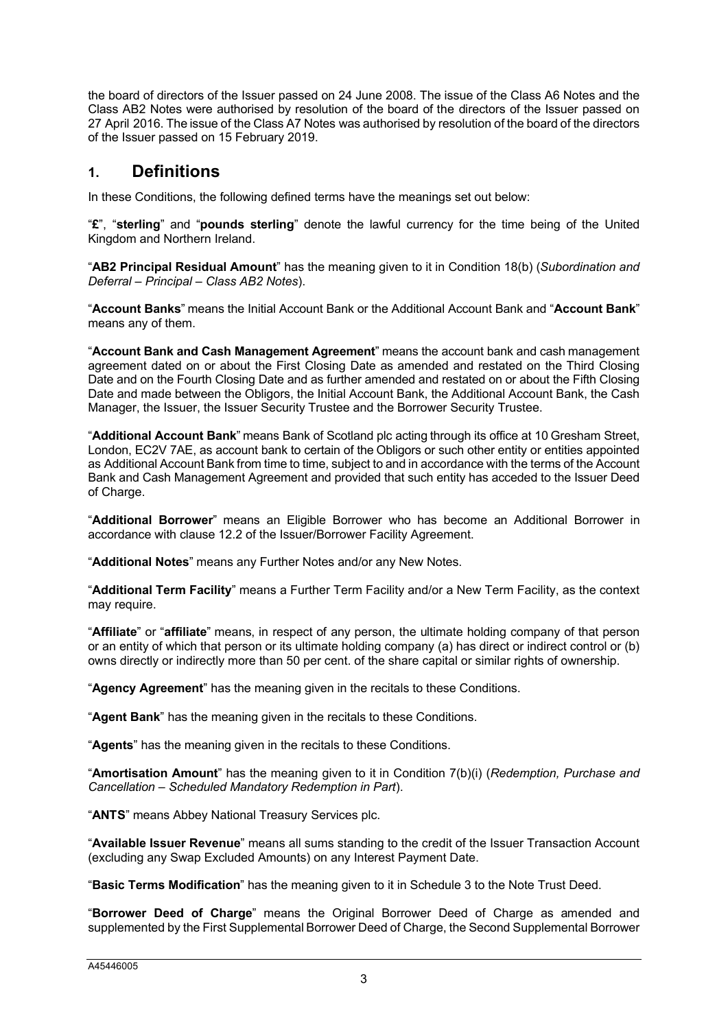the board of directors of the Issuer passed on 24 June 2008. The issue of the Class A6 Notes and the Class AB2 Notes were authorised by resolution of the board of the directors of the Issuer passed on 27 April 2016. The issue of the Class A7 Notes was authorised by resolution of the board of the directors of the Issuer passed on 15 February 2019.

## 1. Definitions

In these Conditions, the following defined terms have the meanings set out below:

"**£**", "**sterling**" and "**pounds sterling**" denote the lawful currency for the time being of the United Kingdom and Northern Ireland.

"**AB2 Principal Residual Amount**" has the meaning given to it in Condition 18(b) (*Subordination and Deferral – Principal – Class AB2 Notes*).

"**Account Banks**" means the Initial Account Bank or the Additional Account Bank and "**Account Bank**" means any of them.

"**Account Bank and Cash Management Agreement**" means the account bank and cash management agreement dated on or about the First Closing Date as amended and restated on the Third Closing Date and on the Fourth Closing Date and as further amended and restated on or about the Fifth Closing Date and made between the Obligors, the Initial Account Bank, the Additional Account Bank, the Cash Manager, the Issuer, the Issuer Security Trustee and the Borrower Security Trustee.

"**Additional Account Bank**" means Bank of Scotland plc acting through its office at 10 Gresham Street, London, EC2V 7AE, as account bank to certain of the Obligors or such other entity or entities appointed as Additional Account Bank from time to time, subject to and in accordance with the terms of the Account Bank and Cash Management Agreement and provided that such entity has acceded to the Issuer Deed of Charge.

"**Additional Borrower**" means an Eligible Borrower who has become an Additional Borrower in accordance with clause 12.2 of the Issuer/Borrower Facility Agreement.

"**Additional Notes**" means any Further Notes and/or any New Notes.

"**Additional Term Facility**" means a Further Term Facility and/or a New Term Facility, as the context may require.

"**Affiliate**" or "**affiliate**" means, in respect of any person, the ultimate holding company of that person or an entity of which that person or its ultimate holding company (a) has direct or indirect control or (b) owns directly or indirectly more than 50 per cent. of the share capital or similar rights of ownership.

"**Agency Agreement**" has the meaning given in the recitals to these Conditions.

"**Agent Bank**" has the meaning given in the recitals to these Conditions.

"**Agents**" has the meaning given in the recitals to these Conditions.

"**Amortisation Amount**" has the meaning given to it in Condition 7(b)(i) (*Redemption, Purchase and Cancellation – Scheduled Mandatory Redemption in Part*).

"**ANTS**" means Abbey National Treasury Services plc.

"**Available Issuer Revenue**" means all sums standing to the credit of the Issuer Transaction Account (excluding any Swap Excluded Amounts) on any Interest Payment Date.

"**Basic Terms Modification**" has the meaning given to it in Schedule 3 to the Note Trust Deed.

"**Borrower Deed of Charge**" means the Original Borrower Deed of Charge as amended and supplemented by the First Supplemental Borrower Deed of Charge, the Second Supplemental Borrower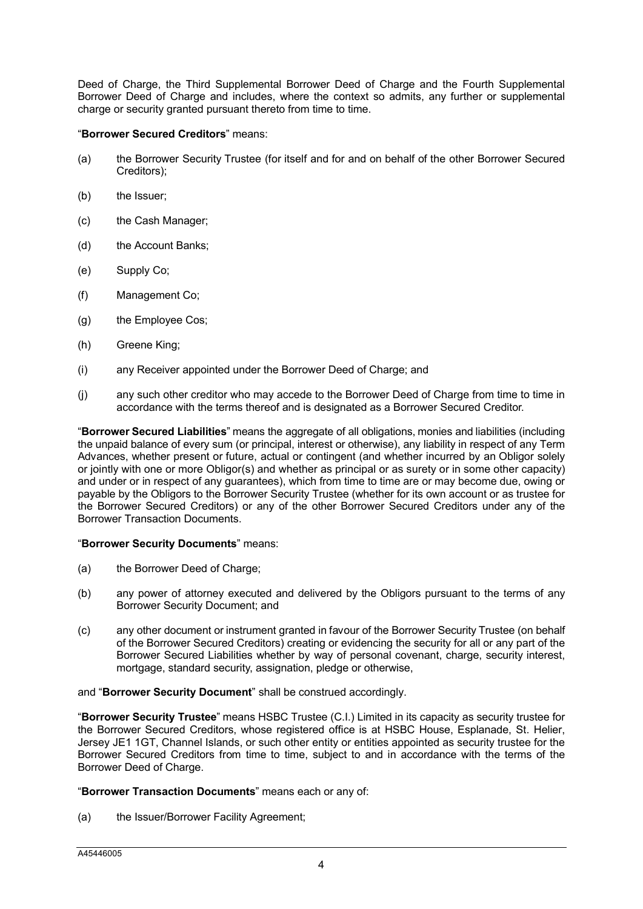Deed of Charge, the Third Supplemental Borrower Deed of Charge and the Fourth Supplemental Borrower Deed of Charge and includes, where the context so admits, any further or supplemental charge or security granted pursuant thereto from time to time.

"**Borrower Secured Creditors**" means:

(a) the Borrower Security Trustee (for itself and for and on behalf of the other Borrower Secured Creditors);

(b) the Issuer;

(c) the Cash Manager;

(d) the Account Banks;

(e) Supply Co;

(f) Management Co;

(g) the Employee Cos;

(h) Greene King;

(i) any Receiver appointed under the Borrower Deed of Charge; and

(j) any such other creditor who may accede to the Borrower Deed of Charge from time to time in accordance with the terms thereof and is designated as a Borrower Secured Creditor.

"**Borrower Secured Liabilities**" means the aggregate of all obligations, monies and liabilities (including the unpaid balance of every sum (or principal, interest or otherwise), any liability in respect of any Term Advances, whether present or future, actual or contingent (and whether incurred by an Obligor solely or jointly with one or more Obligor(s) and whether as principal or as surety or in some other capacity) and under or in respect of any guarantees), which from time to time are or may become due, owing or payable by the Obligors to the Borrower Security Trustee (whether for its own account or as trustee for the Borrower Secured Creditors) or any of the other Borrower Secured Creditors under any of the Borrower Transaction Documents.

"**Borrower Security Documents**" means:

(a) the Borrower Deed of Charge;

(b) any power of attorney executed and delivered by the Obligors pursuant to the terms of any Borrower Security Document; and

(c) any other document or instrument granted in favour of the Borrower Security Trustee (on behalf of the Borrower Secured Creditors) creating or evidencing the security for all or any part of the Borrower Secured Liabilities whether by way of personal covenant, charge, security interest, mortgage, standard security, assignation, pledge or otherwise,

and "**Borrower Security Document**" shall be construed accordingly.

"**Borrower Security Trustee**" means HSBC Trustee (C.I.) Limited in its capacity as security trustee for the Borrower Secured Creditors, whose registered office is at HSBC House, Esplanade, St. Helier, Jersey JE1 1GT, Channel Islands, or such other entity or entities appointed as security trustee for the Borrower Secured Creditors from time to time, subject to and in accordance with the terms of the Borrower Deed of Charge.

"**Borrower Transaction Documents**" means each or any of:

(a) the Issuer/Borrower Facility Agreement;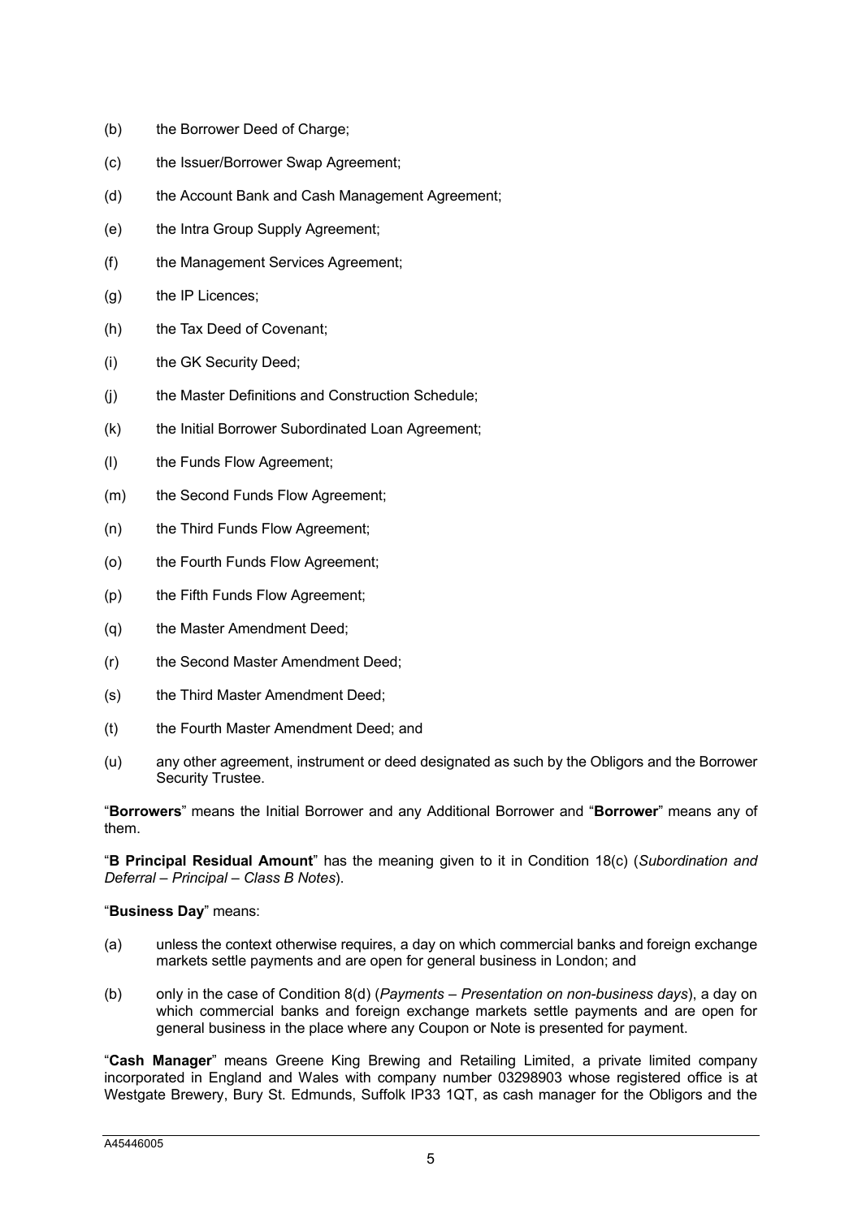(b) the Borrower Deed of Charge;

(c) the Issuer/Borrower Swap Agreement;

(d) the Account Bank and Cash Management Agreement;

(e) the Intra Group Supply Agreement;

(f) the Management Services Agreement;

(g) the IP Licences;

(h) the Tax Deed of Covenant;

(i) the GK Security Deed;

(j) the Master Definitions and Construction Schedule;

(k) the Initial Borrower Subordinated Loan Agreement;

(l) the Funds Flow Agreement;

(m) the Second Funds Flow Agreement;

(n) the Third Funds Flow Agreement;

(o) the Fourth Funds Flow Agreement;

(p) the Fifth Funds Flow Agreement;

(q) the Master Amendment Deed;

(r) the Second Master Amendment Deed;

(s) the Third Master Amendment Deed;

(t) the Fourth Master Amendment Deed; and

(u) any other agreement, instrument or deed designated as such by the Obligors and the Borrower Security Trustee.

"**Borrowers**" means the Initial Borrower and any Additional Borrower and "**Borrower**" means any of them.

"**B Principal Residual Amount**" has the meaning given to it in Condition 18(c) (*Subordination and Deferral – Principal – Class B Notes*).

"**Business Day**" means:

(a) unless the context otherwise requires, a day on which commercial banks and foreign exchange markets settle payments and are open for general business in London; and

(b) only in the case of Condition 8(d) (*Payments – Presentation on non-business days*), a day on which commercial banks and foreign exchange markets settle payments and are open for general business in the place where any Coupon or Note is presented for payment.

"**Cash Manager**" means Greene King Brewing and Retailing Limited, a private limited company incorporated in England and Wales with company number 03298903 whose registered office is at Westgate Brewery, Bury St. Edmunds, Suffolk IP33 1QT, as cash manager for the Obligors and the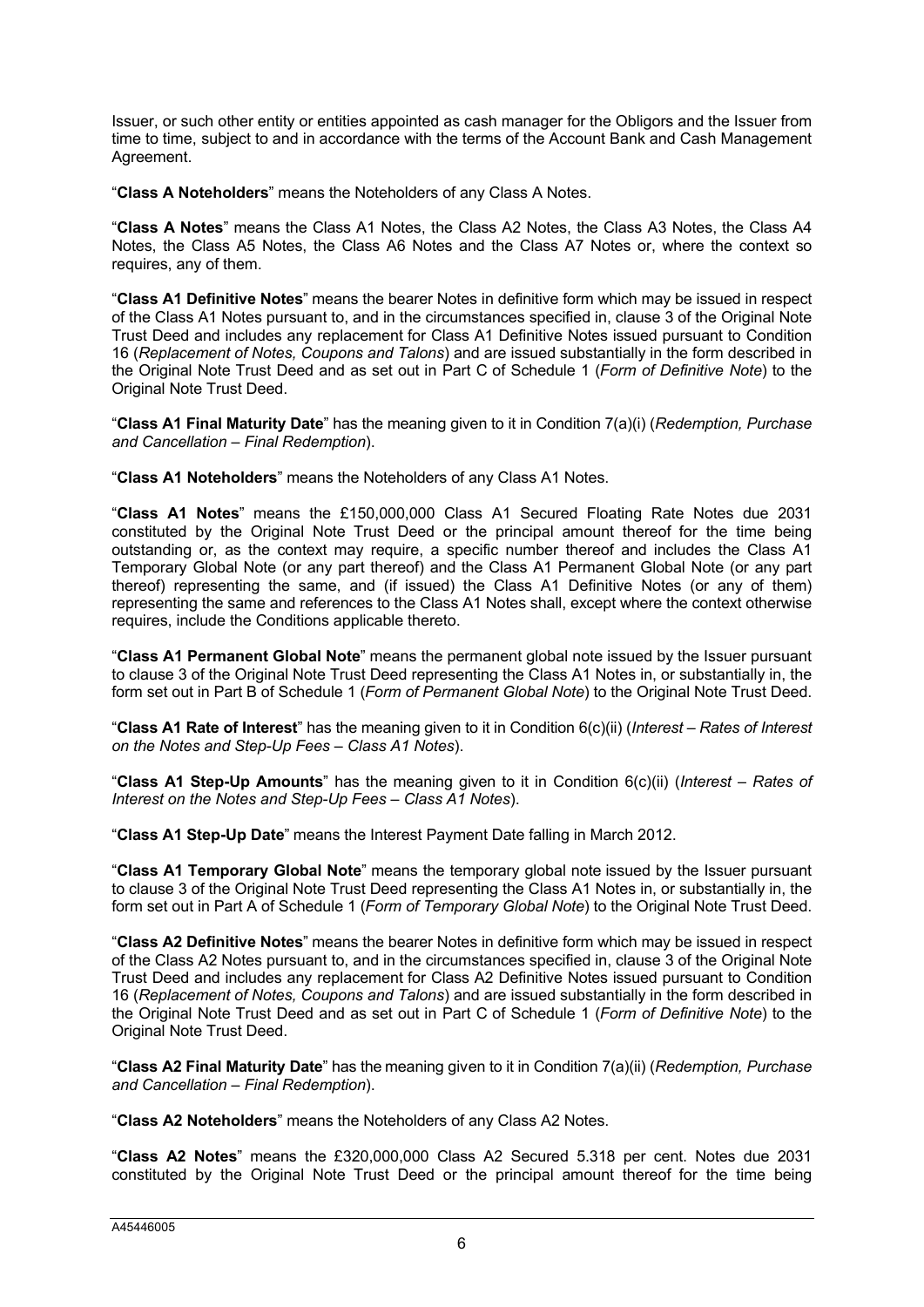Issuer, or such other entity or entities appointed as cash manager for the Obligors and the Issuer from time to time, subject to and in accordance with the terms of the Account Bank and Cash Management Agreement.

"**Class A Noteholders**" means the Noteholders of any Class A Notes.

"**Class A Notes**" means the Class A1 Notes, the Class A2 Notes, the Class A3 Notes, the Class A4 Notes, the Class A5 Notes, the Class A6 Notes and the Class A7 Notes or, where the context so requires, any of them.

"**Class A1 Definitive Notes**" means the bearer Notes in definitive form which may be issued in respect of the Class A1 Notes pursuant to, and in the circumstances specified in, clause 3 of the Original Note Trust Deed and includes any replacement for Class A1 Definitive Notes issued pursuant to Condition 16 (*Replacement of Notes, Coupons and Talons*) and are issued substantially in the form described in the Original Note Trust Deed and as set out in Part C of Schedule 1 (*Form of Definitive Note*) to the Original Note Trust Deed.

"**Class A1 Final Maturity Date**" has the meaning given to it in Condition 7(a)(i) (*Redemption, Purchase and Cancellation – Final Redemption*).

"**Class A1 Noteholders**" means the Noteholders of any Class A1 Notes.

"**Class A1 Notes**" means the £150,000,000 Class A1 Secured Floating Rate Notes due 2031 constituted by the Original Note Trust Deed or the principal amount thereof for the time being outstanding or, as the context may require, a specific number thereof and includes the Class A1 Temporary Global Note (or any part thereof) and the Class A1 Permanent Global Note (or any part thereof) representing the same, and (if issued) the Class A1 Definitive Notes (or any of them) representing the same and references to the Class A1 Notes shall, except where the context otherwise requires, include the Conditions applicable thereto.

"**Class A1 Permanent Global Note**" means the permanent global note issued by the Issuer pursuant to clause 3 of the Original Note Trust Deed representing the Class A1 Notes in, or substantially in, the form set out in Part B of Schedule 1 (*Form of Permanent Global Note*) to the Original Note Trust Deed.

"**Class A1 Rate of Interest**" has the meaning given to it in Condition 6(c)(ii) (*Interest – Rates of Interest on the Notes and Step-Up Fees – Class A1 Notes*).

"**Class A1 Step-Up Amounts**" has the meaning given to it in Condition 6(c)(ii) (*Interest – Rates of Interest on the Notes and Step-Up Fees – Class A1 Notes*).

"**Class A1 Step-Up Date**" means the Interest Payment Date falling in March 2012.

"**Class A1 Temporary Global Note**" means the temporary global note issued by the Issuer pursuant to clause 3 of the Original Note Trust Deed representing the Class A1 Notes in, or substantially in, the form set out in Part A of Schedule 1 (*Form of Temporary Global Note*) to the Original Note Trust Deed.

"**Class A2 Definitive Notes**" means the bearer Notes in definitive form which may be issued in respect of the Class A2 Notes pursuant to, and in the circumstances specified in, clause 3 of the Original Note Trust Deed and includes any replacement for Class A2 Definitive Notes issued pursuant to Condition 16 (*Replacement of Notes, Coupons and Talons*) and are issued substantially in the form described in the Original Note Trust Deed and as set out in Part C of Schedule 1 (*Form of Definitive Note*) to the Original Note Trust Deed.

"**Class A2 Final Maturity Date**" has the meaning given to it in Condition 7(a)(ii) (*Redemption, Purchase and Cancellation – Final Redemption*).

"**Class A2 Noteholders**" means the Noteholders of any Class A2 Notes.

"**Class A2 Notes**" means the £320,000,000 Class A2 Secured 5.318 per cent. Notes due 2031 constituted by the Original Note Trust Deed or the principal amount thereof for the time being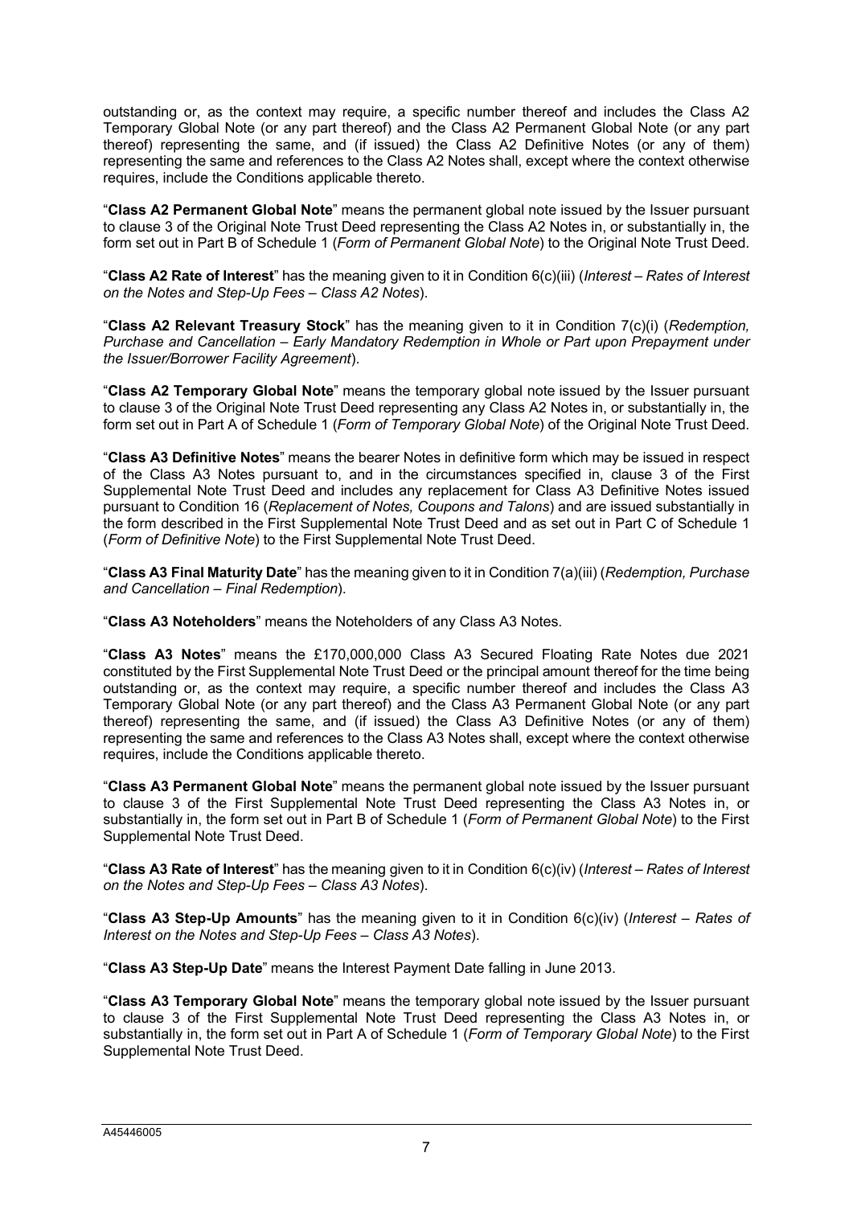outstanding or, as the context may require, a specific number thereof and includes the Class A2 Temporary Global Note (or any part thereof) and the Class A2 Permanent Global Note (or any part thereof) representing the same, and (if issued) the Class A2 Definitive Notes (or any of them) representing the same and references to the Class A2 Notes shall, except where the context otherwise requires, include the Conditions applicable thereto.

"**Class A2 Permanent Global Note**" means the permanent global note issued by the Issuer pursuant to clause 3 of the Original Note Trust Deed representing the Class A2 Notes in, or substantially in, the form set out in Part B of Schedule 1 (*Form of Permanent Global Note*) to the Original Note Trust Deed.

"**Class A2 Rate of Interest**" has the meaning given to it in Condition 6(c)(iii) (*Interest – Rates of Interest on the Notes and Step-Up Fees – Class A2 Notes*).

"**Class A2 Relevant Treasury Stock**" has the meaning given to it in Condition 7(c)(i) (*Redemption, Purchase and Cancellation – Early Mandatory Redemption in Whole or Part upon Prepayment under the Issuer/Borrower Facility Agreement*).

"**Class A2 Temporary Global Note**" means the temporary global note issued by the Issuer pursuant to clause 3 of the Original Note Trust Deed representing any Class A2 Notes in, or substantially in, the form set out in Part A of Schedule 1 (*Form of Temporary Global Note*) of the Original Note Trust Deed.

"**Class A3 Definitive Notes**" means the bearer Notes in definitive form which may be issued in respect of the Class A3 Notes pursuant to, and in the circumstances specified in, clause 3 of the First Supplemental Note Trust Deed and includes any replacement for Class A3 Definitive Notes issued pursuant to Condition 16 (*Replacement of Notes, Coupons and Talons*) and are issued substantially in the form described in the First Supplemental Note Trust Deed and as set out in Part C of Schedule 1 (*Form of Definitive Note*) to the First Supplemental Note Trust Deed.

"**Class A3 Final Maturity Date**" has the meaning given to it in Condition 7(a)(iii) (*Redemption, Purchase and Cancellation – Final Redemption*).

"**Class A3 Noteholders**" means the Noteholders of any Class A3 Notes.

"**Class A3 Notes**" means the £170,000,000 Class A3 Secured Floating Rate Notes due 2021 constituted by the First Supplemental Note Trust Deed or the principal amount thereof for the time being outstanding or, as the context may require, a specific number thereof and includes the Class A3 Temporary Global Note (or any part thereof) and the Class A3 Permanent Global Note (or any part thereof) representing the same, and (if issued) the Class A3 Definitive Notes (or any of them) representing the same and references to the Class A3 Notes shall, except where the context otherwise requires, include the Conditions applicable thereto.

"**Class A3 Permanent Global Note**" means the permanent global note issued by the Issuer pursuant to clause 3 of the First Supplemental Note Trust Deed representing the Class A3 Notes in, or substantially in, the form set out in Part B of Schedule 1 (*Form of Permanent Global Note*) to the First Supplemental Note Trust Deed.

"**Class A3 Rate of Interest**" has the meaning given to it in Condition 6(c)(iv) (*Interest – Rates of Interest on the Notes and Step-Up Fees – Class A3 Notes*).

"**Class A3 Step-Up Amounts**" has the meaning given to it in Condition 6(c)(iv) (*Interest – Rates of Interest on the Notes and Step-Up Fees – Class A3 Notes*).

"**Class A3 Step-Up Date**" means the Interest Payment Date falling in June 2013.

"**Class A3 Temporary Global Note**" means the temporary global note issued by the Issuer pursuant to clause 3 of the First Supplemental Note Trust Deed representing the Class A3 Notes in, or substantially in, the form set out in Part A of Schedule 1 (*Form of Temporary Global Note*) to the First Supplemental Note Trust Deed.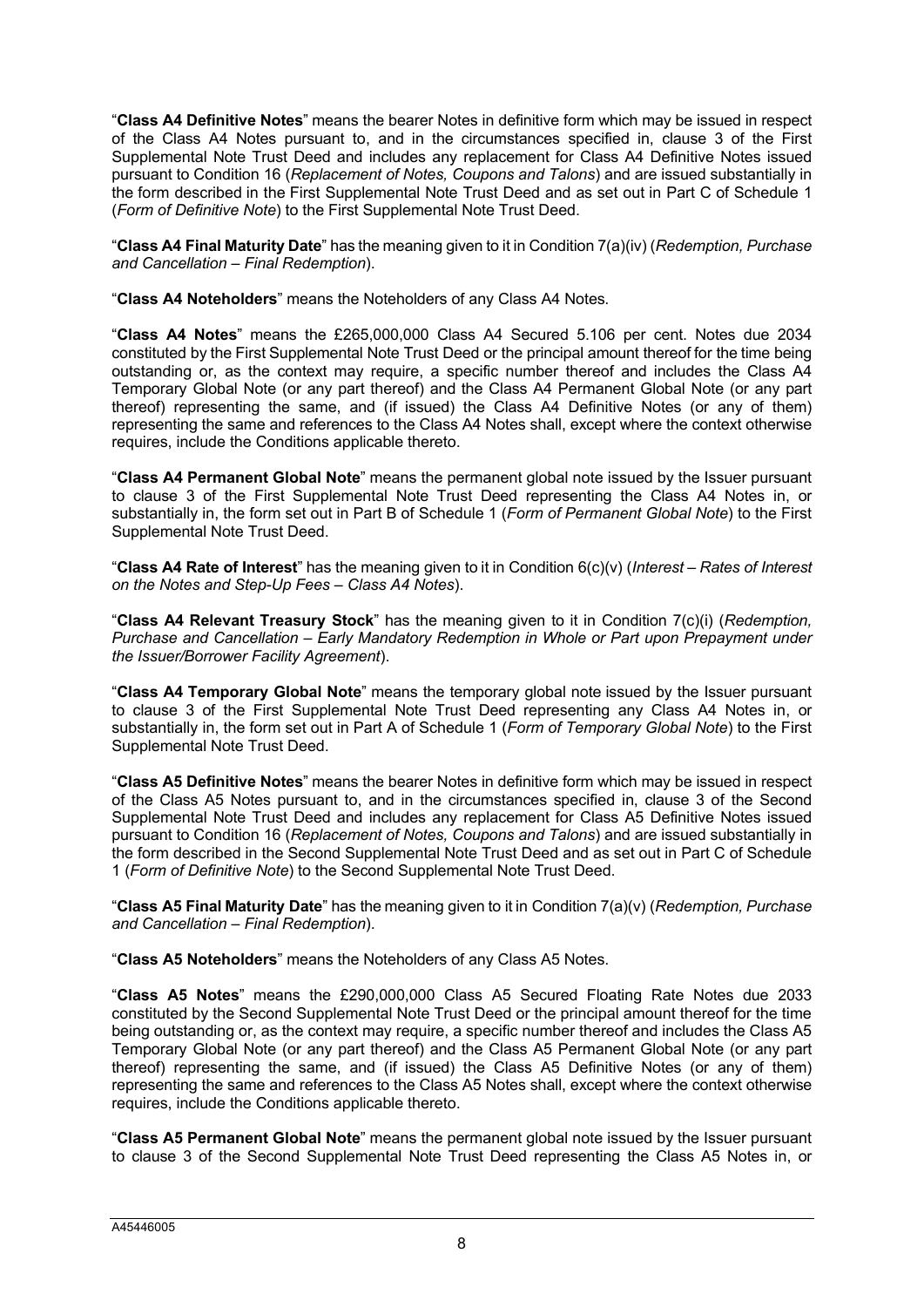"**Class A4 Definitive Notes**" means the bearer Notes in definitive form which may be issued in respect of the Class A4 Notes pursuant to, and in the circumstances specified in, clause 3 of the First Supplemental Note Trust Deed and includes any replacement for Class A4 Definitive Notes issued pursuant to Condition 16 (*Replacement of Notes, Coupons and Talons*) and are issued substantially in the form described in the First Supplemental Note Trust Deed and as set out in Part C of Schedule 1 (*Form of Definitive Note*) to the First Supplemental Note Trust Deed.

"**Class A4 Final Maturity Date**" has the meaning given to it in Condition 7(a)(iv) (*Redemption, Purchase and Cancellation – Final Redemption*).

"**Class A4 Noteholders**" means the Noteholders of any Class A4 Notes.

"**Class A4 Notes**" means the £265,000,000 Class A4 Secured 5.106 per cent. Notes due 2034 constituted by the First Supplemental Note Trust Deed or the principal amount thereof for the time being outstanding or, as the context may require, a specific number thereof and includes the Class A4 Temporary Global Note (or any part thereof) and the Class A4 Permanent Global Note (or any part thereof) representing the same, and (if issued) the Class A4 Definitive Notes (or any of them) representing the same and references to the Class A4 Notes shall, except where the context otherwise requires, include the Conditions applicable thereto.

"**Class A4 Permanent Global Note**" means the permanent global note issued by the Issuer pursuant to clause 3 of the First Supplemental Note Trust Deed representing the Class A4 Notes in, or substantially in, the form set out in Part B of Schedule 1 (*Form of Permanent Global Note*) to the First Supplemental Note Trust Deed.

"**Class A4 Rate of Interest**" has the meaning given to it in Condition 6(c)(v) (*Interest – Rates of Interest on the Notes and Step-Up Fees – Class A4 Notes*).

"**Class A4 Relevant Treasury Stock**" has the meaning given to it in Condition 7(c)(i) (*Redemption, Purchase and Cancellation – Early Mandatory Redemption in Whole or Part upon Prepayment under the Issuer/Borrower Facility Agreement*).

"**Class A4 Temporary Global Note**" means the temporary global note issued by the Issuer pursuant to clause 3 of the First Supplemental Note Trust Deed representing any Class A4 Notes in, or substantially in, the form set out in Part A of Schedule 1 (*Form of Temporary Global Note*) to the First Supplemental Note Trust Deed.

"**Class A5 Definitive Notes**" means the bearer Notes in definitive form which may be issued in respect of the Class A5 Notes pursuant to, and in the circumstances specified in, clause 3 of the Second Supplemental Note Trust Deed and includes any replacement for Class A5 Definitive Notes issued pursuant to Condition 16 (*Replacement of Notes, Coupons and Talons*) and are issued substantially in the form described in the Second Supplemental Note Trust Deed and as set out in Part C of Schedule 1 (*Form of Definitive Note*) to the Second Supplemental Note Trust Deed.

"**Class A5 Final Maturity Date**" has the meaning given to it in Condition 7(a)(v) (*Redemption, Purchase and Cancellation – Final Redemption*).

"**Class A5 Noteholders**" means the Noteholders of any Class A5 Notes.

"**Class A5 Notes**" means the £290,000,000 Class A5 Secured Floating Rate Notes due 2033 constituted by the Second Supplemental Note Trust Deed or the principal amount thereof for the time being outstanding or, as the context may require, a specific number thereof and includes the Class A5 Temporary Global Note (or any part thereof) and the Class A5 Permanent Global Note (or any part thereof) representing the same, and (if issued) the Class A5 Definitive Notes (or any of them) representing the same and references to the Class A5 Notes shall, except where the context otherwise requires, include the Conditions applicable thereto.

"**Class A5 Permanent Global Note**" means the permanent global note issued by the Issuer pursuant to clause 3 of the Second Supplemental Note Trust Deed representing the Class A5 Notes in, or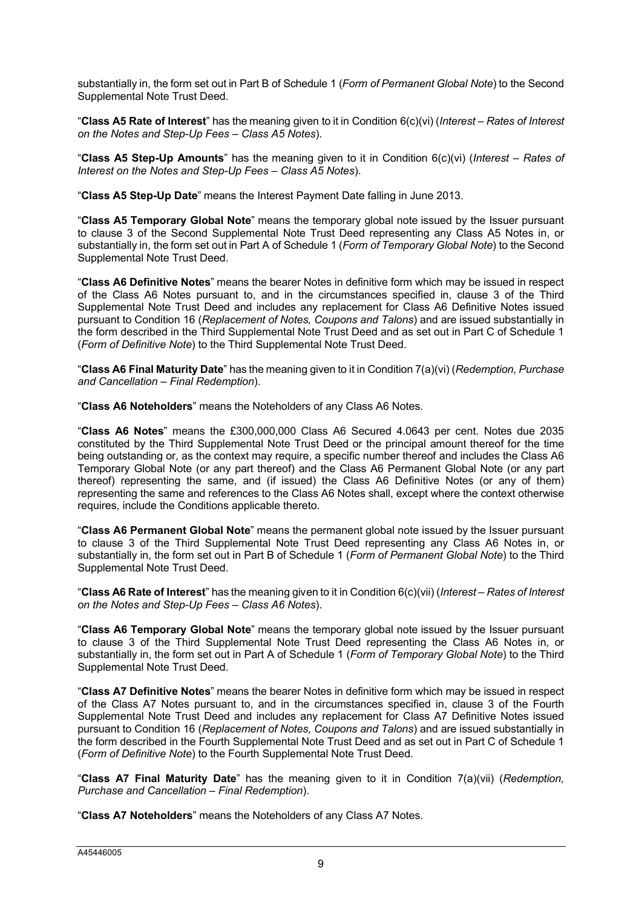substantially in, the form set out in Part B of Schedule 1 (*Form of Permanent Global Note*) to the Second Supplemental Note Trust Deed.

"**Class A5 Rate of Interest**" has the meaning given to it in Condition 6(c)(vi) (*Interest – Rates of Interest on the Notes and Step-Up Fees – Class A5 Notes*).

"**Class A5 Step-Up Amounts**" has the meaning given to it in Condition 6(c)(vi) (*Interest – Rates of Interest on the Notes and Step-Up Fees – Class A5 Notes*).

"**Class A5 Step-Up Date**" means the Interest Payment Date falling in June 2013.

"**Class A5 Temporary Global Note**" means the temporary global note issued by the Issuer pursuant to clause 3 of the Second Supplemental Note Trust Deed representing any Class A5 Notes in, or substantially in, the form set out in Part A of Schedule 1 (*Form of Temporary Global Note*) to the Second Supplemental Note Trust Deed.

"**Class A6 Definitive Notes**" means the bearer Notes in definitive form which may be issued in respect of the Class A6 Notes pursuant to, and in the circumstances specified in, clause 3 of the Third Supplemental Note Trust Deed and includes any replacement for Class A6 Definitive Notes issued pursuant to Condition 16 (*Replacement of Notes, Coupons and Talons*) and are issued substantially in the form described in the Third Supplemental Note Trust Deed and as set out in Part C of Schedule 1 (*Form of Definitive Note*) to the Third Supplemental Note Trust Deed.

"**Class A6 Final Maturity Date**" has the meaning given to it in Condition 7(a)(vi) (*Redemption, Purchase and Cancellation – Final Redemption*).

"**Class A6 Noteholders**" means the Noteholders of any Class A6 Notes.

"**Class A6 Notes**" means the £300,000,000 Class A6 Secured 4.0643 per cent. Notes due 2035 constituted by the Third Supplemental Note Trust Deed or the principal amount thereof for the time being outstanding or, as the context may require, a specific number thereof and includes the Class A6 Temporary Global Note (or any part thereof) and the Class A6 Permanent Global Note (or any part thereof) representing the same, and (if issued) the Class A6 Definitive Notes (or any of them) representing the same and references to the Class A6 Notes shall, except where the context otherwise requires, include the Conditions applicable thereto.

"**Class A6 Permanent Global Note**" means the permanent global note issued by the Issuer pursuant to clause 3 of the Third Supplemental Note Trust Deed representing any Class A6 Notes in, or substantially in, the form set out in Part B of Schedule 1 (*Form of Permanent Global Note*) to the Third Supplemental Note Trust Deed.

"**Class A6 Rate of Interest**" has the meaning given to it in Condition 6(c)(vii) (*Interest – Rates of Interest on the Notes and Step-Up Fees – Class A6 Notes*).

"**Class A6 Temporary Global Note**" means the temporary global note issued by the Issuer pursuant to clause 3 of the Third Supplemental Note Trust Deed representing the Class A6 Notes in, or substantially in, the form set out in Part A of Schedule 1 (*Form of Temporary Global Note*) to the Third Supplemental Note Trust Deed.

"**Class A7 Definitive Notes**" means the bearer Notes in definitive form which may be issued in respect of the Class A7 Notes pursuant to, and in the circumstances specified in, clause 3 of the Fourth Supplemental Note Trust Deed and includes any replacement for Class A7 Definitive Notes issued pursuant to Condition 16 (*Replacement of Notes, Coupons and Talons*) and are issued substantially in the form described in the Fourth Supplemental Note Trust Deed and as set out in Part C of Schedule 1 (*Form of Definitive Note*) to the Fourth Supplemental Note Trust Deed.

"**Class A7 Final Maturity Date**" has the meaning given to it in Condition 7(a)(vii) (*Redemption, Purchase and Cancellation – Final Redemption*).

"**Class A7 Noteholders**" means the Noteholders of any Class A7 Notes.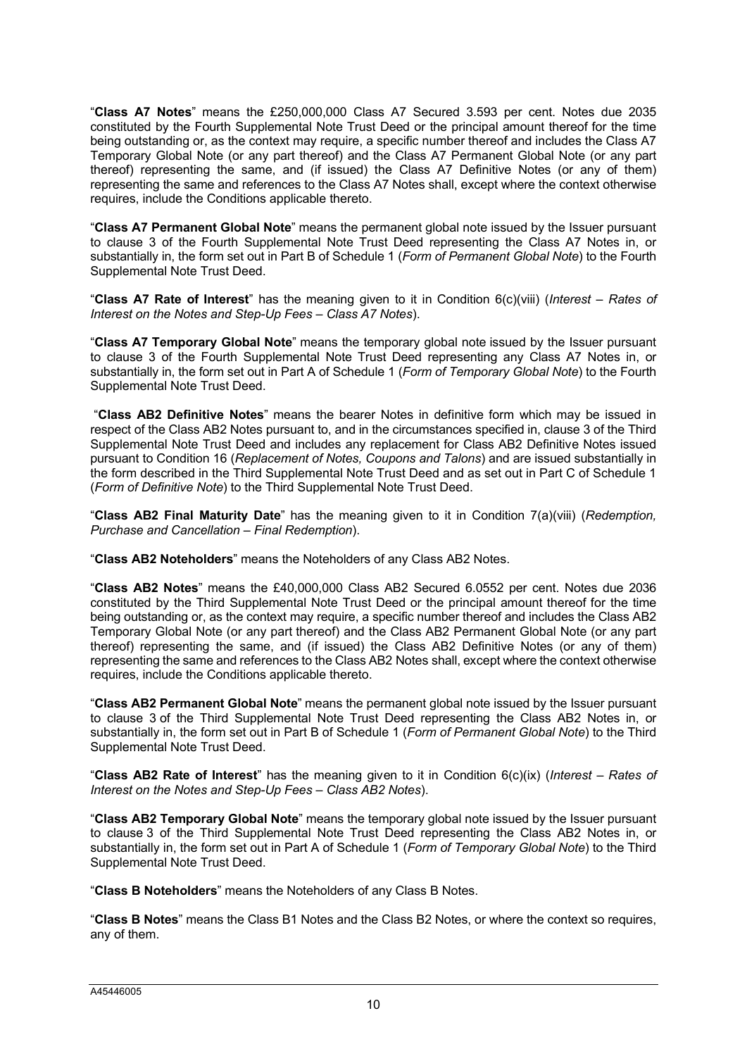"**Class A7 Notes**" means the £250,000,000 Class A7 Secured 3.593 per cent. Notes due 2035 constituted by the Fourth Supplemental Note Trust Deed or the principal amount thereof for the time being outstanding or, as the context may require, a specific number thereof and includes the Class A7 Temporary Global Note (or any part thereof) and the Class A7 Permanent Global Note (or any part thereof) representing the same, and (if issued) the Class A7 Definitive Notes (or any of them) representing the same and references to the Class A7 Notes shall, except where the context otherwise requires, include the Conditions applicable thereto.

"**Class A7 Permanent Global Note**" means the permanent global note issued by the Issuer pursuant to clause 3 of the Fourth Supplemental Note Trust Deed representing the Class A7 Notes in, or substantially in, the form set out in Part B of Schedule 1 (*Form of Permanent Global Note*) to the Fourth Supplemental Note Trust Deed.

"**Class A7 Rate of Interest**" has the meaning given to it in Condition 6(c)(viii) (*Interest – Rates of Interest on the Notes and Step-Up Fees – Class A7 Notes*).

"**Class A7 Temporary Global Note**" means the temporary global note issued by the Issuer pursuant to clause 3 of the Fourth Supplemental Note Trust Deed representing any Class A7 Notes in, or substantially in, the form set out in Part A of Schedule 1 (*Form of Temporary Global Note*) to the Fourth Supplemental Note Trust Deed.

"**Class AB2 Definitive Notes**" means the bearer Notes in definitive form which may be issued in respect of the Class AB2 Notes pursuant to, and in the circumstances specified in, clause 3 of the Third Supplemental Note Trust Deed and includes any replacement for Class AB2 Definitive Notes issued pursuant to Condition 16 (*Replacement of Notes, Coupons and Talons*) and are issued substantially in the form described in the Third Supplemental Note Trust Deed and as set out in Part C of Schedule 1 (*Form of Definitive Note*) to the Third Supplemental Note Trust Deed.

"**Class AB2 Final Maturity Date**" has the meaning given to it in Condition 7(a)(viii) (*Redemption, Purchase and Cancellation – Final Redemption*).

"**Class AB2 Noteholders**" means the Noteholders of any Class AB2 Notes.

"**Class AB2 Notes**" means the £40,000,000 Class AB2 Secured 6.0552 per cent. Notes due 2036 constituted by the Third Supplemental Note Trust Deed or the principal amount thereof for the time being outstanding or, as the context may require, a specific number thereof and includes the Class AB2 Temporary Global Note (or any part thereof) and the Class AB2 Permanent Global Note (or any part thereof) representing the same, and (if issued) the Class AB2 Definitive Notes (or any of them) representing the same and references to the Class AB2 Notes shall, except where the context otherwise requires, include the Conditions applicable thereto.

"**Class AB2 Permanent Global Note**" means the permanent global note issued by the Issuer pursuant to clause 3 of the Third Supplemental Note Trust Deed representing the Class AB2 Notes in, or substantially in, the form set out in Part B of Schedule 1 (*Form of Permanent Global Note*) to the Third Supplemental Note Trust Deed.

"**Class AB2 Rate of Interest**" has the meaning given to it in Condition 6(c)(ix) (*Interest – Rates of Interest on the Notes and Step-Up Fees – Class AB2 Notes*).

"**Class AB2 Temporary Global Note**" means the temporary global note issued by the Issuer pursuant to clause 3 of the Third Supplemental Note Trust Deed representing the Class AB2 Notes in, or substantially in, the form set out in Part A of Schedule 1 (*Form of Temporary Global Note*) to the Third Supplemental Note Trust Deed.

"**Class B Noteholders**" means the Noteholders of any Class B Notes.

"**Class B Notes**" means the Class B1 Notes and the Class B2 Notes, or where the context so requires, any of them.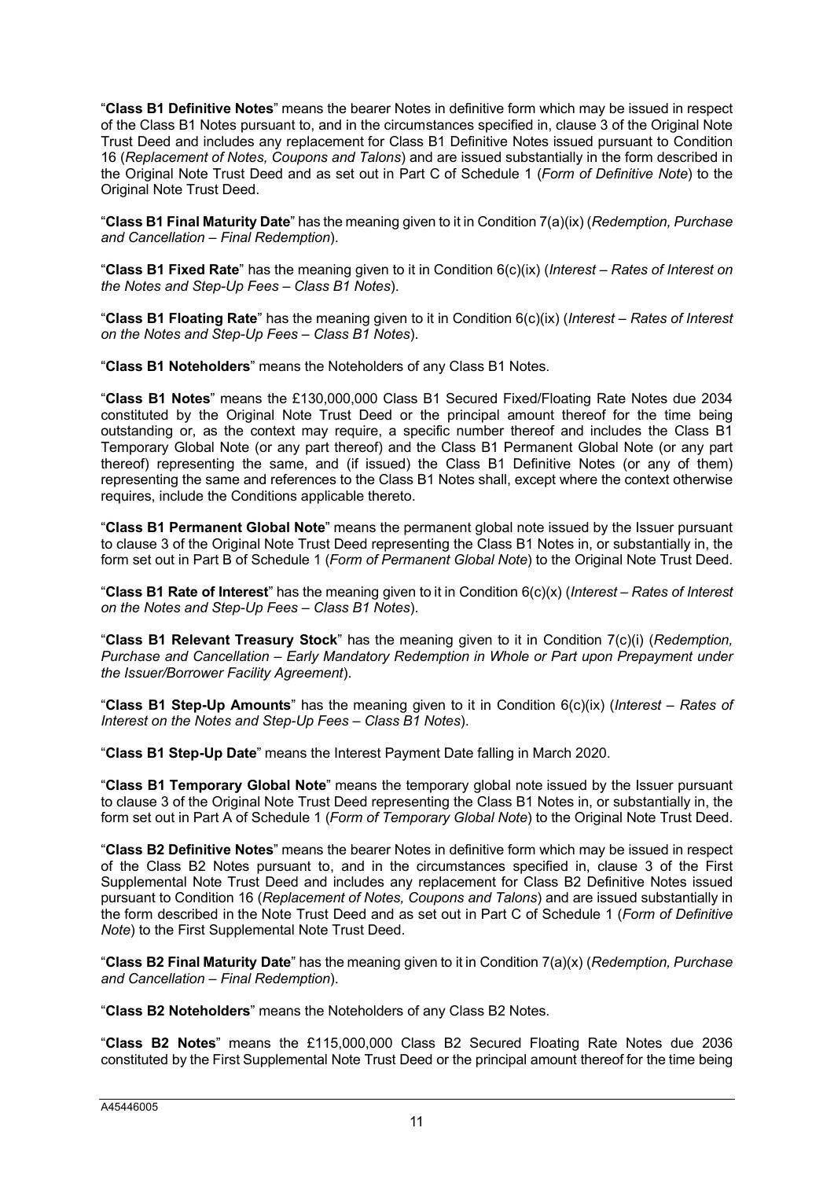"**Class B1 Definitive Notes**" means the bearer Notes in definitive form which may be issued in respect of the Class B1 Notes pursuant to, and in the circumstances specified in, clause 3 of the Original Note Trust Deed and includes any replacement for Class B1 Definitive Notes issued pursuant to Condition 16 (*Replacement of Notes, Coupons and Talons*) and are issued substantially in the form described in the Original Note Trust Deed and as set out in Part C of Schedule 1 (*Form of Definitive Note*) to the Original Note Trust Deed.

"**Class B1 Final Maturity Date**" has the meaning given to it in Condition 7(a)(ix) (*Redemption, Purchase and Cancellation – Final Redemption*).

"**Class B1 Fixed Rate**" has the meaning given to it in Condition 6(c)(ix) (*Interest – Rates of Interest on the Notes and Step-Up Fees – Class B1 Notes*).

"**Class B1 Floating Rate**" has the meaning given to it in Condition 6(c)(ix) (*Interest – Rates of Interest on the Notes and Step-Up Fees – Class B1 Notes*).

"**Class B1 Noteholders**" means the Noteholders of any Class B1 Notes.

"**Class B1 Notes**" means the £130,000,000 Class B1 Secured Fixed/Floating Rate Notes due 2034 constituted by the Original Note Trust Deed or the principal amount thereof for the time being outstanding or, as the context may require, a specific number thereof and includes the Class B1 Temporary Global Note (or any part thereof) and the Class B1 Permanent Global Note (or any part thereof) representing the same, and (if issued) the Class B1 Definitive Notes (or any of them) representing the same and references to the Class B1 Notes shall, except where the context otherwise requires, include the Conditions applicable thereto.

"**Class B1 Permanent Global Note**" means the permanent global note issued by the Issuer pursuant to clause 3 of the Original Note Trust Deed representing the Class B1 Notes in, or substantially in, the form set out in Part B of Schedule 1 (*Form of Permanent Global Note*) to the Original Note Trust Deed.

"**Class B1 Rate of Interest**" has the meaning given to it in Condition 6(c)(x) (*Interest – Rates of Interest on the Notes and Step-Up Fees – Class B1 Notes*).

"**Class B1 Relevant Treasury Stock**" has the meaning given to it in Condition 7(c)(i) (*Redemption, Purchase and Cancellation – Early Mandatory Redemption in Whole or Part upon Prepayment under the Issuer/Borrower Facility Agreement*).

"**Class B1 Step-Up Amounts**" has the meaning given to it in Condition 6(c)(ix) (*Interest – Rates of Interest on the Notes and Step-Up Fees – Class B1 Notes*).

"**Class B1 Step-Up Date**" means the Interest Payment Date falling in March 2020.

"**Class B1 Temporary Global Note**" means the temporary global note issued by the Issuer pursuant to clause 3 of the Original Note Trust Deed representing the Class B1 Notes in, or substantially in, the form set out in Part A of Schedule 1 (*Form of Temporary Global Note*) to the Original Note Trust Deed.

"**Class B2 Definitive Notes**" means the bearer Notes in definitive form which may be issued in respect of the Class B2 Notes pursuant to, and in the circumstances specified in, clause 3 of the First Supplemental Note Trust Deed and includes any replacement for Class B2 Definitive Notes issued pursuant to Condition 16 (*Replacement of Notes, Coupons and Talons*) and are issued substantially in the form described in the Note Trust Deed and as set out in Part C of Schedule 1 (*Form of Definitive Note*) to the First Supplemental Note Trust Deed.

"**Class B2 Final Maturity Date**" has the meaning given to it in Condition 7(a)(x) (*Redemption, Purchase and Cancellation – Final Redemption*).

"**Class B2 Noteholders**" means the Noteholders of any Class B2 Notes.

"**Class B2 Notes**" means the £115,000,000 Class B2 Secured Floating Rate Notes due 2036 constituted by the First Supplemental Note Trust Deed or the principal amount thereof for the time being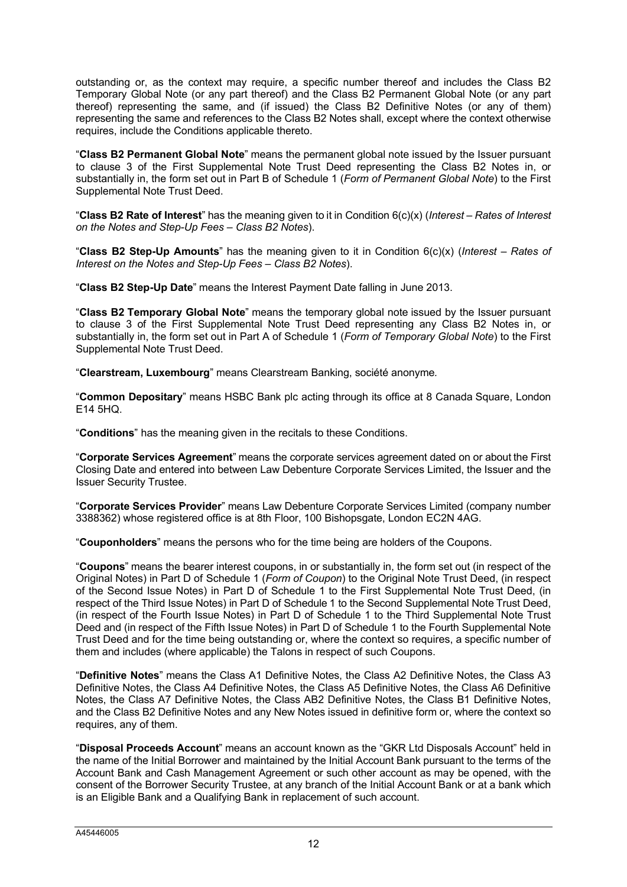outstanding or, as the context may require, a specific number thereof and includes the Class B2 Temporary Global Note (or any part thereof) and the Class B2 Permanent Global Note (or any part thereof) representing the same, and (if issued) the Class B2 Definitive Notes (or any of them) representing the same and references to the Class B2 Notes shall, except where the context otherwise requires, include the Conditions applicable thereto.

"**Class B2 Permanent Global Note**" means the permanent global note issued by the Issuer pursuant to clause 3 of the First Supplemental Note Trust Deed representing the Class B2 Notes in, or substantially in, the form set out in Part B of Schedule 1 (*Form of Permanent Global Note*) to the First Supplemental Note Trust Deed.

"**Class B2 Rate of Interest**" has the meaning given to it in Condition 6(c)(x) (*Interest – Rates of Interest on the Notes and Step-Up Fees – Class B2 Notes*).

"**Class B2 Step-Up Amounts**" has the meaning given to it in Condition 6(c)(x) (*Interest – Rates of Interest on the Notes and Step-Up Fees – Class B2 Notes*).

"**Class B2 Step-Up Date**" means the Interest Payment Date falling in June 2013.

"**Class B2 Temporary Global Note**" means the temporary global note issued by the Issuer pursuant to clause 3 of the First Supplemental Note Trust Deed representing any Class B2 Notes in, or substantially in, the form set out in Part A of Schedule 1 (*Form of Temporary Global Note*) to the First Supplemental Note Trust Deed.

"**Clearstream, Luxembourg**" means Clearstream Banking, société anonyme*.*

"**Common Depositary**" means HSBC Bank plc acting through its office at 8 Canada Square, London E14 5HQ.

"**Conditions**" has the meaning given in the recitals to these Conditions.

"**Corporate Services Agreement**" means the corporate services agreement dated on or about the First Closing Date and entered into between Law Debenture Corporate Services Limited, the Issuer and the Issuer Security Trustee.

"**Corporate Services Provider**" means Law Debenture Corporate Services Limited (company number 3388362) whose registered office is at 8th Floor, 100 Bishopsgate, London EC2N 4AG.

"**Couponholders**" means the persons who for the time being are holders of the Coupons.

"**Coupons**" means the bearer interest coupons, in or substantially in, the form set out (in respect of the Original Notes) in Part D of Schedule 1 (*Form of Coupon*) to the Original Note Trust Deed, (in respect of the Second Issue Notes) in Part D of Schedule 1 to the First Supplemental Note Trust Deed, (in respect of the Third Issue Notes) in Part D of Schedule 1 to the Second Supplemental Note Trust Deed, (in respect of the Fourth Issue Notes) in Part D of Schedule 1 to the Third Supplemental Note Trust Deed and (in respect of the Fifth Issue Notes) in Part D of Schedule 1 to the Fourth Supplemental Note Trust Deed and for the time being outstanding or, where the context so requires, a specific number of them and includes (where applicable) the Talons in respect of such Coupons.

"**Definitive Notes**" means the Class A1 Definitive Notes, the Class A2 Definitive Notes, the Class A3 Definitive Notes, the Class A4 Definitive Notes, the Class A5 Definitive Notes, the Class A6 Definitive Notes, the Class A7 Definitive Notes, the Class AB2 Definitive Notes, the Class B1 Definitive Notes, and the Class B2 Definitive Notes and any New Notes issued in definitive form or, where the context so requires, any of them.

"**Disposal Proceeds Account**" means an account known as the "GKR Ltd Disposals Account" held in the name of the Initial Borrower and maintained by the Initial Account Bank pursuant to the terms of the Account Bank and Cash Management Agreement or such other account as may be opened, with the consent of the Borrower Security Trustee, at any branch of the Initial Account Bank or at a bank which is an Eligible Bank and a Qualifying Bank in replacement of such account.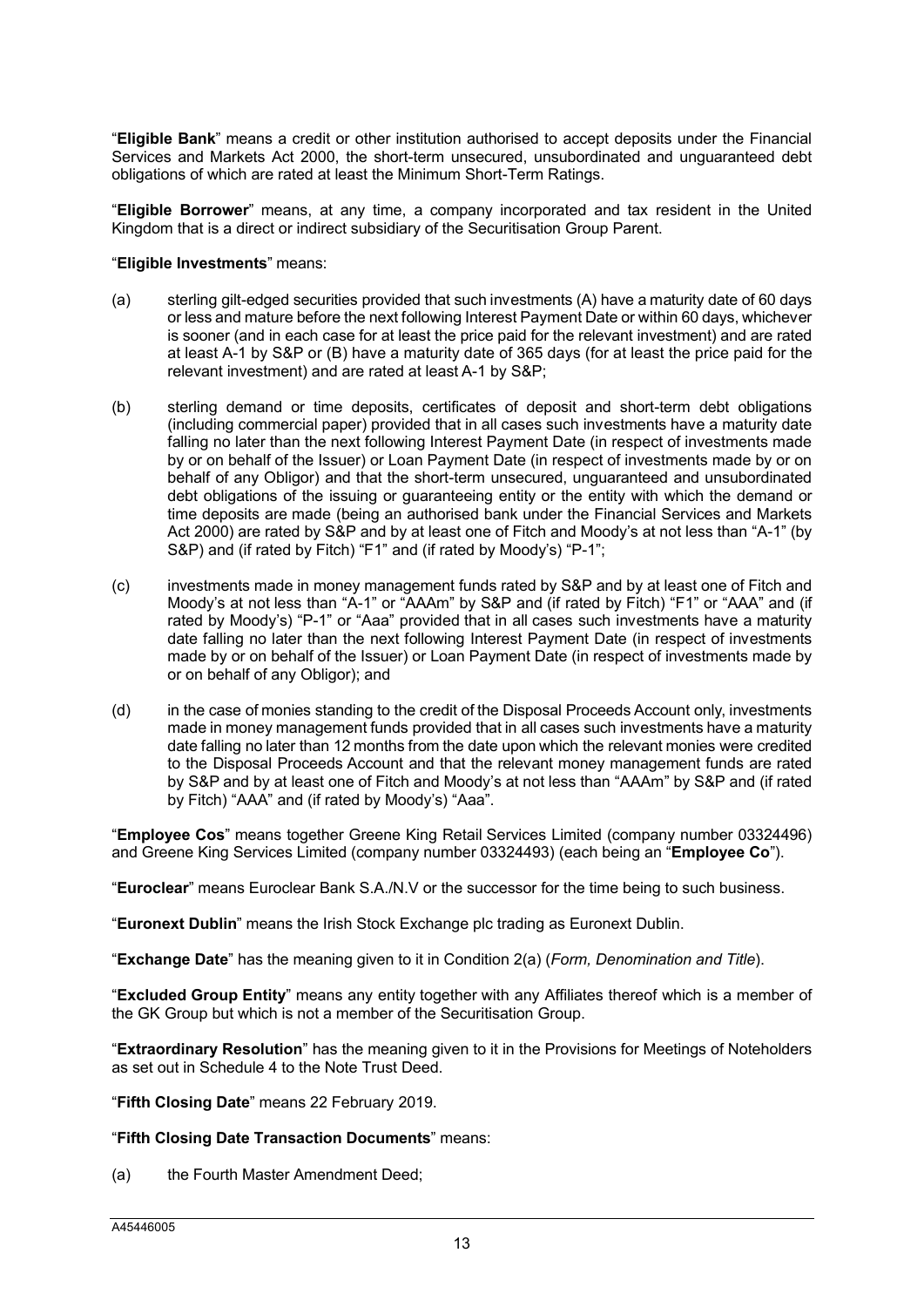"**Eligible Bank**" means a credit or other institution authorised to accept deposits under the Financial Services and Markets Act 2000, the short-term unsecured, unsubordinated and unguaranteed debt obligations of which are rated at least the Minimum Short-Term Ratings.

"**Eligible Borrower**" means, at any time, a company incorporated and tax resident in the United Kingdom that is a direct or indirect subsidiary of the Securitisation Group Parent.

"**Eligible Investments**" means:

(a) sterling gilt-edged securities provided that such investments (A) have a maturity date of 60 days or less and mature before the next following Interest Payment Date or within 60 days, whichever is sooner (and in each case for at least the price paid for the relevant investment) and are rated at least A-1 by S&P or (B) have a maturity date of 365 days (for at least the price paid for the relevant investment) and are rated at least A-1 by S&P;

(b) sterling demand or time deposits, certificates of deposit and short-term debt obligations (including commercial paper) provided that in all cases such investments have a maturity date falling no later than the next following Interest Payment Date (in respect of investments made by or on behalf of the Issuer) or Loan Payment Date (in respect of investments made by or on behalf of any Obligor) and that the short-term unsecured, unguaranteed and unsubordinated debt obligations of the issuing or guaranteeing entity or the entity with which the demand or time deposits are made (being an authorised bank under the Financial Services and Markets Act 2000) are rated by S&P and by at least one of Fitch and Moody's at not less than "A-1" (by S&P) and (if rated by Fitch) "F1" and (if rated by Moody's) "P-1";

(c) investments made in money management funds rated by S&P and by at least one of Fitch and Moody's at not less than "A-1" or "AAAm" by S&P and (if rated by Fitch) "F1" or "AAA" and (if rated by Moody's) "P-1" or "Aaa" provided that in all cases such investments have a maturity date falling no later than the next following Interest Payment Date (in respect of investments made by or on behalf of the Issuer) or Loan Payment Date (in respect of investments made by or on behalf of any Obligor); and

(d) in the case of monies standing to the credit of the Disposal Proceeds Account only, investments made in money management funds provided that in all cases such investments have a maturity date falling no later than 12 months from the date upon which the relevant monies were credited to the Disposal Proceeds Account and that the relevant money management funds are rated by S&P and by at least one of Fitch and Moody's at not less than "AAAm" by S&P and (if rated by Fitch) "AAA" and (if rated by Moody's) "Aaa".

"**Employee Cos**" means together Greene King Retail Services Limited (company number 03324496) and Greene King Services Limited (company number 03324493) (each being an "**Employee Co**").

"**Euroclear**" means Euroclear Bank S.A./N.V or the successor for the time being to such business.

"**Euronext Dublin**" means the Irish Stock Exchange plc trading as Euronext Dublin.

"**Exchange Date**" has the meaning given to it in Condition 2(a) (*Form, Denomination and Title*).

"**Excluded Group Entity**" means any entity together with any Affiliates thereof which is a member of the GK Group but which is not a member of the Securitisation Group.

"**Extraordinary Resolution**" has the meaning given to it in the Provisions for Meetings of Noteholders as set out in Schedule 4 to the Note Trust Deed.

"**Fifth Closing Date**" means 22 February 2019.

"**Fifth Closing Date Transaction Documents**" means:

(a) the Fourth Master Amendment Deed;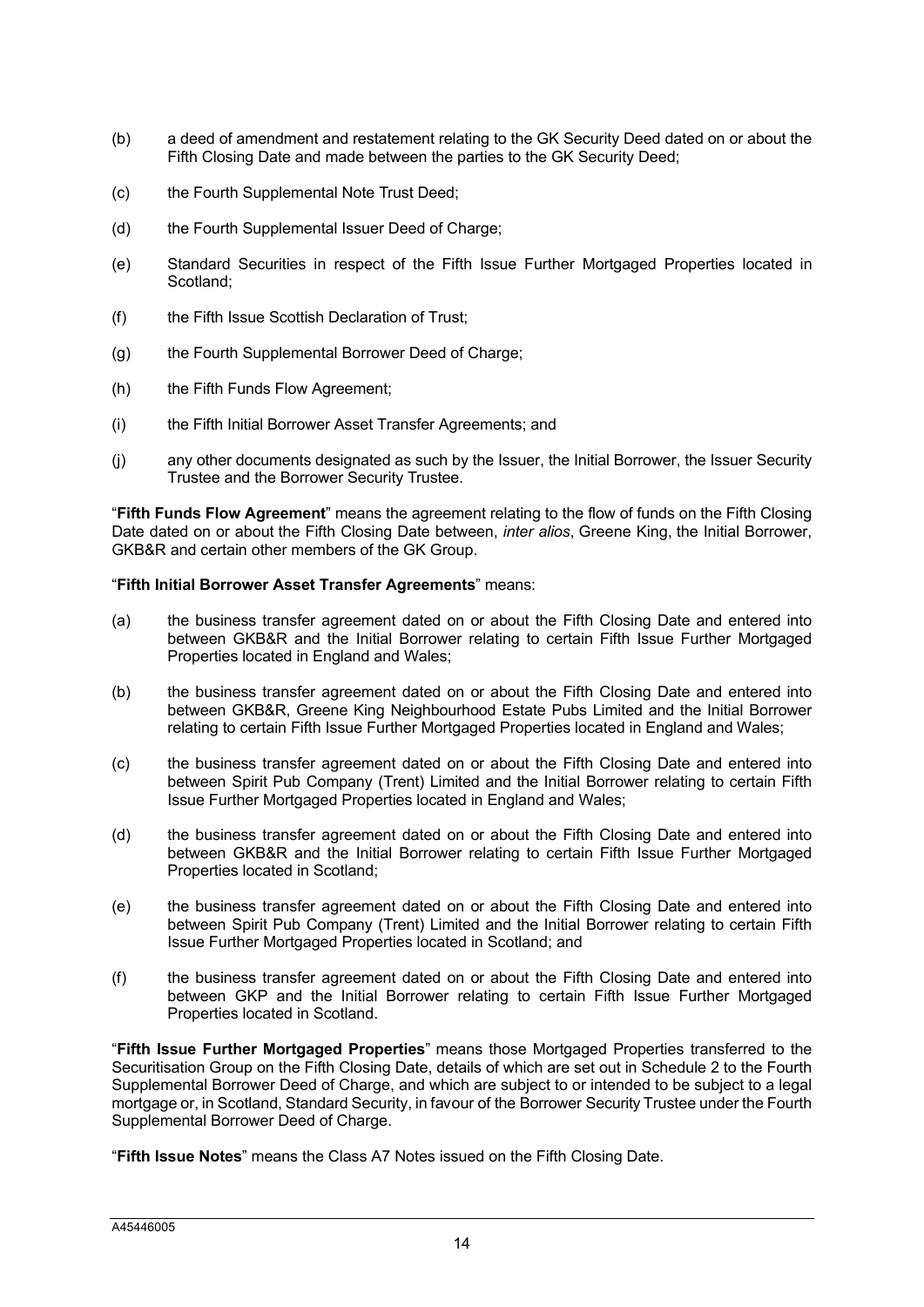(b) a deed of amendment and restatement relating to the GK Security Deed dated on or about the Fifth Closing Date and made between the parties to the GK Security Deed;

(c) the Fourth Supplemental Note Trust Deed;

(d) the Fourth Supplemental Issuer Deed of Charge;

(e) Standard Securities in respect of the Fifth Issue Further Mortgaged Properties located in Scotland;

(f) the Fifth Issue Scottish Declaration of Trust;

(g) the Fourth Supplemental Borrower Deed of Charge;

(h) the Fifth Funds Flow Agreement;

(i) the Fifth Initial Borrower Asset Transfer Agreements; and

(j) any other documents designated as such by the Issuer, the Initial Borrower, the Issuer Security Trustee and the Borrower Security Trustee.

"**Fifth Funds Flow Agreement**" means the agreement relating to the flow of funds on the Fifth Closing Date dated on or about the Fifth Closing Date between, *inter alios*, Greene King, the Initial Borrower, GKB&R and certain other members of the GK Group.

"**Fifth Initial Borrower Asset Transfer Agreements**" means:

(a) the business transfer agreement dated on or about the Fifth Closing Date and entered into between GKB&R and the Initial Borrower relating to certain Fifth Issue Further Mortgaged Properties located in England and Wales;

(b) the business transfer agreement dated on or about the Fifth Closing Date and entered into between GKB&R, Greene King Neighbourhood Estate Pubs Limited and the Initial Borrower relating to certain Fifth Issue Further Mortgaged Properties located in England and Wales;

(c) the business transfer agreement dated on or about the Fifth Closing Date and entered into between Spirit Pub Company (Trent) Limited and the Initial Borrower relating to certain Fifth Issue Further Mortgaged Properties located in England and Wales;

(d) the business transfer agreement dated on or about the Fifth Closing Date and entered into between GKB&R and the Initial Borrower relating to certain Fifth Issue Further Mortgaged Properties located in Scotland;

(e) the business transfer agreement dated on or about the Fifth Closing Date and entered into between Spirit Pub Company (Trent) Limited and the Initial Borrower relating to certain Fifth Issue Further Mortgaged Properties located in Scotland; and

(f) the business transfer agreement dated on or about the Fifth Closing Date and entered into between GKP and the Initial Borrower relating to certain Fifth Issue Further Mortgaged Properties located in Scotland.

"**Fifth Issue Further Mortgaged Properties**" means those Mortgaged Properties transferred to the Securitisation Group on the Fifth Closing Date, details of which are set out in Schedule 2 to the Fourth Supplemental Borrower Deed of Charge, and which are subject to or intended to be subject to a legal mortgage or, in Scotland, Standard Security, in favour of the Borrower Security Trustee under the Fourth Supplemental Borrower Deed of Charge.

"**Fifth Issue Notes**" means the Class A7 Notes issued on the Fifth Closing Date.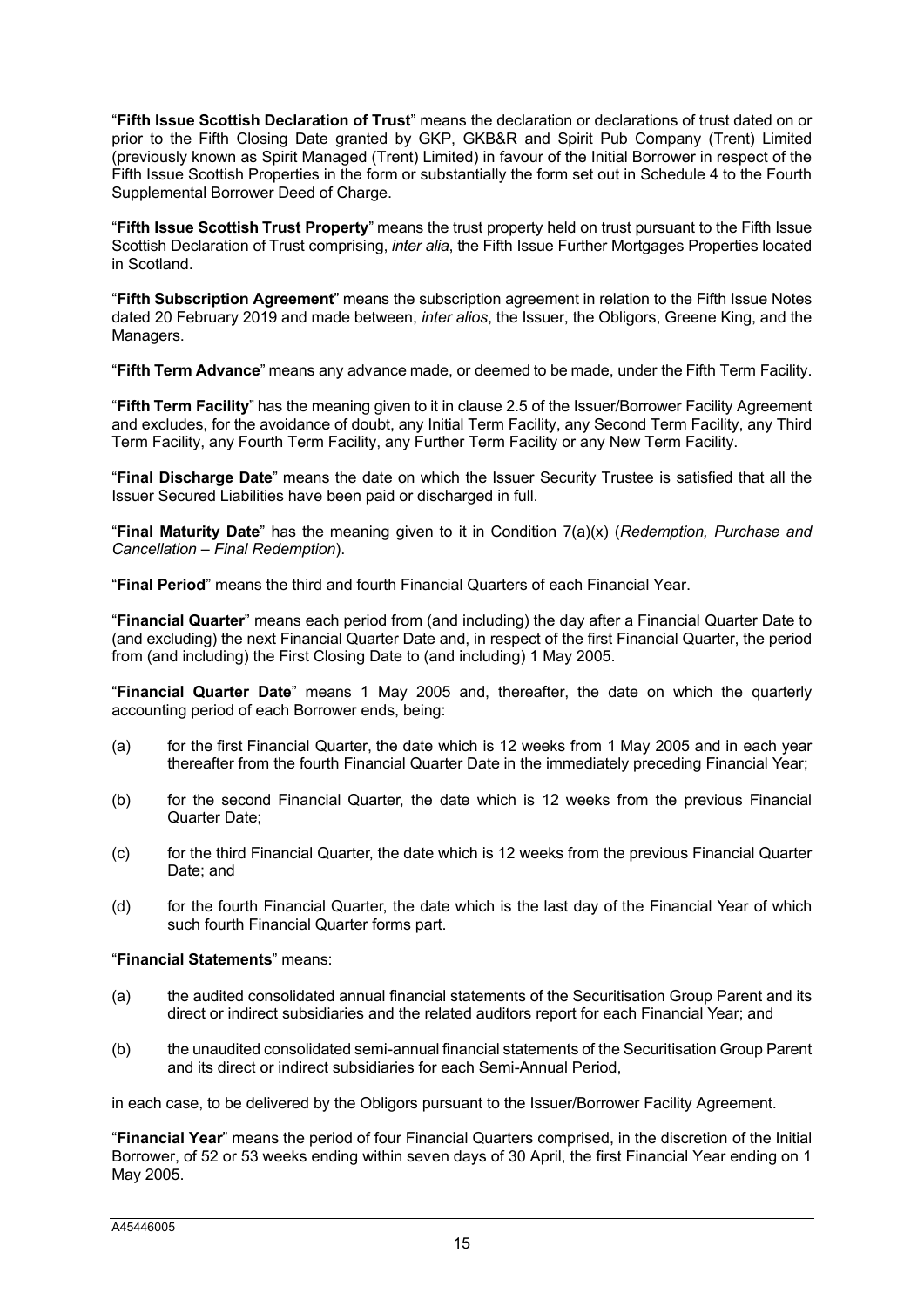"**Fifth Issue Scottish Declaration of Trust**" means the declaration or declarations of trust dated on or prior to the Fifth Closing Date granted by GKP, GKB&R and Spirit Pub Company (Trent) Limited (previously known as Spirit Managed (Trent) Limited) in favour of the Initial Borrower in respect of the Fifth Issue Scottish Properties in the form or substantially the form set out in Schedule 4 to the Fourth Supplemental Borrower Deed of Charge.

"**Fifth Issue Scottish Trust Property**" means the trust property held on trust pursuant to the Fifth Issue Scottish Declaration of Trust comprising, *inter alia*, the Fifth Issue Further Mortgages Properties located in Scotland.

"**Fifth Subscription Agreement**" means the subscription agreement in relation to the Fifth Issue Notes dated 20 February 2019 and made between, *inter alios*, the Issuer, the Obligors, Greene King, and the Managers.

"**Fifth Term Advance**" means any advance made, or deemed to be made, under the Fifth Term Facility.

"**Fifth Term Facility**" has the meaning given to it in clause 2.5 of the Issuer/Borrower Facility Agreement and excludes, for the avoidance of doubt, any Initial Term Facility, any Second Term Facility, any Third Term Facility, any Fourth Term Facility, any Further Term Facility or any New Term Facility.

"**Final Discharge Date**" means the date on which the Issuer Security Trustee is satisfied that all the Issuer Secured Liabilities have been paid or discharged in full.

"**Final Maturity Date**" has the meaning given to it in Condition 7(a)(x) (*Redemption, Purchase and Cancellation – Final Redemption*).

"**Final Period**" means the third and fourth Financial Quarters of each Financial Year.

"**Financial Quarter**" means each period from (and including) the day after a Financial Quarter Date to (and excluding) the next Financial Quarter Date and, in respect of the first Financial Quarter, the period from (and including) the First Closing Date to (and including) 1 May 2005.

"**Financial Quarter Date**" means 1 May 2005 and, thereafter, the date on which the quarterly accounting period of each Borrower ends, being:

(a) for the first Financial Quarter, the date which is 12 weeks from 1 May 2005 and in each year thereafter from the fourth Financial Quarter Date in the immediately preceding Financial Year;

(b) for the second Financial Quarter, the date which is 12 weeks from the previous Financial Quarter Date;

(c) for the third Financial Quarter, the date which is 12 weeks from the previous Financial Quarter Date; and

(d) for the fourth Financial Quarter, the date which is the last day of the Financial Year of which such fourth Financial Quarter forms part.

"**Financial Statements**" means:

(a) the audited consolidated annual financial statements of the Securitisation Group Parent and its direct or indirect subsidiaries and the related auditors report for each Financial Year; and

(b) the unaudited consolidated semi-annual financial statements of the Securitisation Group Parent and its direct or indirect subsidiaries for each Semi-Annual Period,

in each case, to be delivered by the Obligors pursuant to the Issuer/Borrower Facility Agreement.

"**Financial Year**" means the period of four Financial Quarters comprised, in the discretion of the Initial Borrower, of 52 or 53 weeks ending within seven days of 30 April, the first Financial Year ending on 1 May 2005.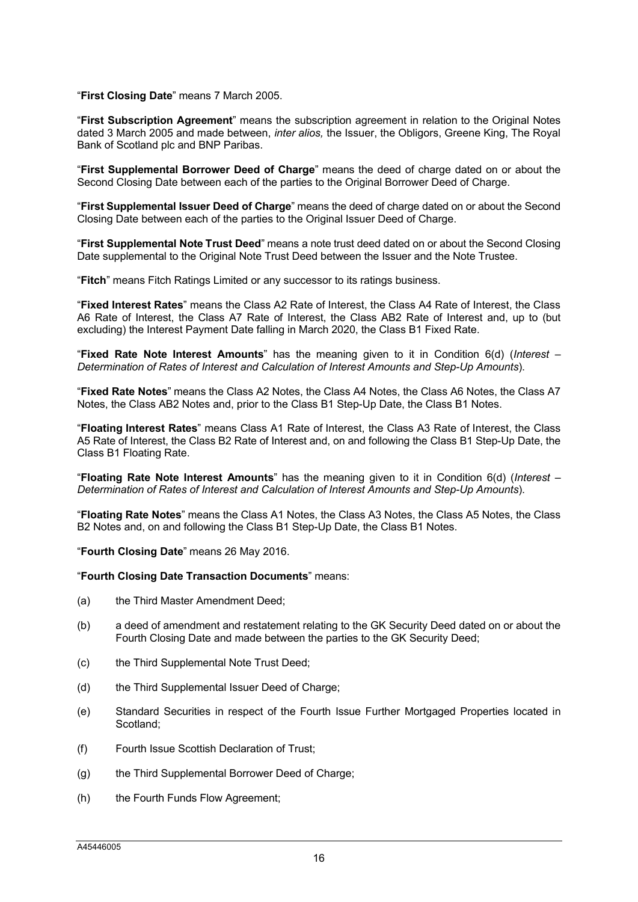"**First Closing Date**" means 7 March 2005.

"**First Subscription Agreement**" means the subscription agreement in relation to the Original Notes dated 3 March 2005 and made between, *inter alios,* the Issuer, the Obligors, Greene King, The Royal Bank of Scotland plc and BNP Paribas.

"**First Supplemental Borrower Deed of Charge**" means the deed of charge dated on or about the Second Closing Date between each of the parties to the Original Borrower Deed of Charge.

"**First Supplemental Issuer Deed of Charge**" means the deed of charge dated on or about the Second Closing Date between each of the parties to the Original Issuer Deed of Charge.

"**First Supplemental Note Trust Deed**" means a note trust deed dated on or about the Second Closing Date supplemental to the Original Note Trust Deed between the Issuer and the Note Trustee.

"**Fitch**" means Fitch Ratings Limited or any successor to its ratings business.

"**Fixed Interest Rates**" means the Class A2 Rate of Interest, the Class A4 Rate of Interest, the Class A6 Rate of Interest, the Class A7 Rate of Interest, the Class AB2 Rate of Interest and, up to (but excluding) the Interest Payment Date falling in March 2020, the Class B1 Fixed Rate.

"**Fixed Rate Note Interest Amounts**" has the meaning given to it in Condition 6(d) (*Interest – Determination of Rates of Interest and Calculation of Interest Amounts and Step-Up Amounts*).

"**Fixed Rate Notes**" means the Class A2 Notes, the Class A4 Notes, the Class A6 Notes, the Class A7 Notes, the Class AB2 Notes and, prior to the Class B1 Step-Up Date, the Class B1 Notes.

"**Floating Interest Rates**" means Class A1 Rate of Interest, the Class A3 Rate of Interest, the Class A5 Rate of Interest, the Class B2 Rate of Interest and, on and following the Class B1 Step-Up Date, the Class B1 Floating Rate.

"**Floating Rate Note Interest Amounts**" has the meaning given to it in Condition 6(d) (*Interest – Determination of Rates of Interest and Calculation of Interest Amounts and Step-Up Amounts*).

"**Floating Rate Notes**" means the Class A1 Notes, the Class A3 Notes, the Class A5 Notes, the Class B2 Notes and, on and following the Class B1 Step-Up Date, the Class B1 Notes.

"**Fourth Closing Date**" means 26 May 2016.

"**Fourth Closing Date Transaction Documents**" means:

(a) the Third Master Amendment Deed;

(b) a deed of amendment and restatement relating to the GK Security Deed dated on or about the Fourth Closing Date and made between the parties to the GK Security Deed;

(c) the Third Supplemental Note Trust Deed;

(d) the Third Supplemental Issuer Deed of Charge;

(e) Standard Securities in respect of the Fourth Issue Further Mortgaged Properties located in Scotland;

(f) Fourth Issue Scottish Declaration of Trust;

(g) the Third Supplemental Borrower Deed of Charge;

(h) the Fourth Funds Flow Agreement;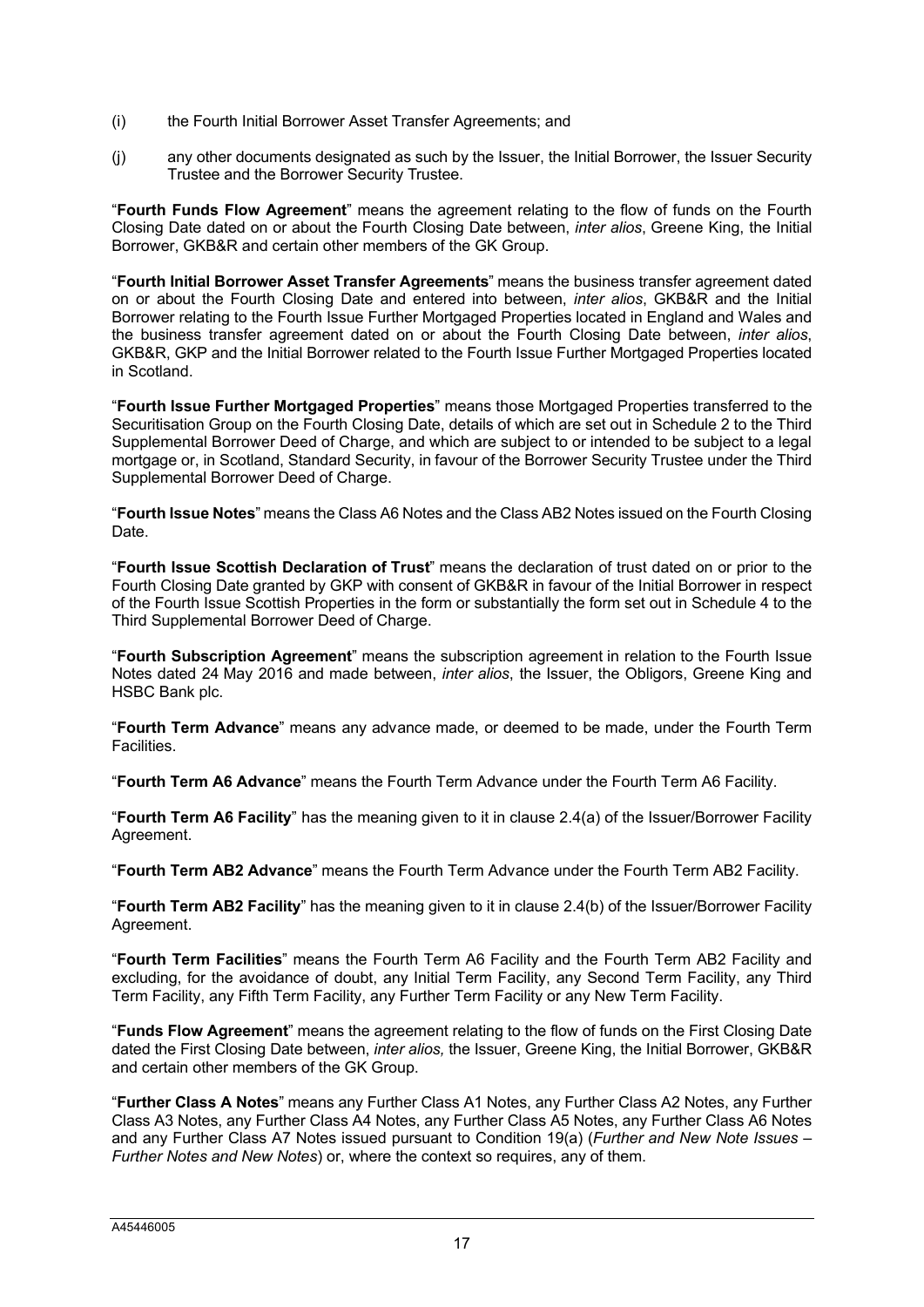(i) the Fourth Initial Borrower Asset Transfer Agreements; and

(j) any other documents designated as such by the Issuer, the Initial Borrower, the Issuer Security Trustee and the Borrower Security Trustee.

"**Fourth Funds Flow Agreement**" means the agreement relating to the flow of funds on the Fourth Closing Date dated on or about the Fourth Closing Date between, *inter alios*, Greene King, the Initial Borrower, GKB&R and certain other members of the GK Group.

"**Fourth Initial Borrower Asset Transfer Agreements**" means the business transfer agreement dated on or about the Fourth Closing Date and entered into between, *inter alios*, GKB&R and the Initial Borrower relating to the Fourth Issue Further Mortgaged Properties located in England and Wales and the business transfer agreement dated on or about the Fourth Closing Date between, *inter alios*, GKB&R, GKP and the Initial Borrower related to the Fourth Issue Further Mortgaged Properties located in Scotland.

"**Fourth Issue Further Mortgaged Properties**" means those Mortgaged Properties transferred to the Securitisation Group on the Fourth Closing Date, details of which are set out in Schedule 2 to the Third Supplemental Borrower Deed of Charge, and which are subject to or intended to be subject to a legal mortgage or, in Scotland, Standard Security, in favour of the Borrower Security Trustee under the Third Supplemental Borrower Deed of Charge.

"**Fourth Issue Notes**" means the Class A6 Notes and the Class AB2 Notes issued on the Fourth Closing Date.

"**Fourth Issue Scottish Declaration of Trust**" means the declaration of trust dated on or prior to the Fourth Closing Date granted by GKP with consent of GKB&R in favour of the Initial Borrower in respect of the Fourth Issue Scottish Properties in the form or substantially the form set out in Schedule 4 to the Third Supplemental Borrower Deed of Charge.

"**Fourth Subscription Agreement**" means the subscription agreement in relation to the Fourth Issue Notes dated 24 May 2016 and made between, *inter alios*, the Issuer, the Obligors, Greene King and HSBC Bank plc.

"**Fourth Term Advance**" means any advance made, or deemed to be made, under the Fourth Term Facilities.

"**Fourth Term A6 Advance**" means the Fourth Term Advance under the Fourth Term A6 Facility.

"**Fourth Term A6 Facility**" has the meaning given to it in clause 2.4(a) of the Issuer/Borrower Facility Agreement.

"**Fourth Term AB2 Advance**" means the Fourth Term Advance under the Fourth Term AB2 Facility.

"**Fourth Term AB2 Facility**" has the meaning given to it in clause 2.4(b) of the Issuer/Borrower Facility Agreement.

"**Fourth Term Facilities**" means the Fourth Term A6 Facility and the Fourth Term AB2 Facility and excluding, for the avoidance of doubt, any Initial Term Facility, any Second Term Facility, any Third Term Facility, any Fifth Term Facility, any Further Term Facility or any New Term Facility.

"**Funds Flow Agreement**" means the agreement relating to the flow of funds on the First Closing Date dated the First Closing Date between, *inter alios,* the Issuer, Greene King, the Initial Borrower, GKB&R and certain other members of the GK Group.

"**Further Class A Notes**" means any Further Class A1 Notes, any Further Class A2 Notes, any Further Class A3 Notes, any Further Class A4 Notes, any Further Class A5 Notes, any Further Class A6 Notes and any Further Class A7 Notes issued pursuant to Condition 19(a) (*Further and New Note Issues – Further Notes and New Notes*) or, where the context so requires, any of them.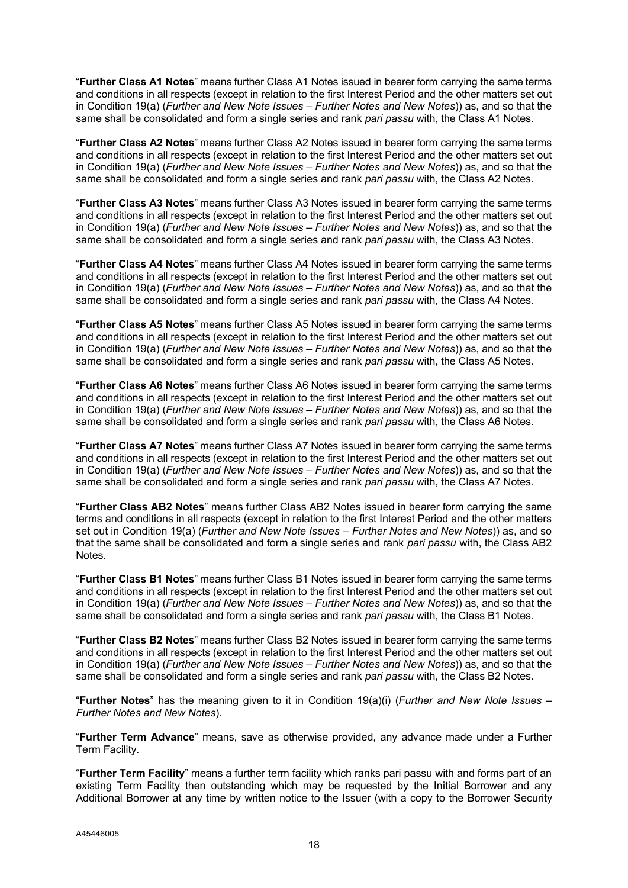"**Further Class A1 Notes**" means further Class A1 Notes issued in bearer form carrying the same terms and conditions in all respects (except in relation to the first Interest Period and the other matters set out in Condition 19(a) (*Further and New Note Issues – Further Notes and New Notes*)) as, and so that the same shall be consolidated and form a single series and rank *pari passu* with, the Class A1 Notes.

"**Further Class A2 Notes**" means further Class A2 Notes issued in bearer form carrying the same terms and conditions in all respects (except in relation to the first Interest Period and the other matters set out in Condition 19(a) (*Further and New Note Issues – Further Notes and New Notes*)) as, and so that the same shall be consolidated and form a single series and rank *pari passu* with, the Class A2 Notes.

"**Further Class A3 Notes**" means further Class A3 Notes issued in bearer form carrying the same terms and conditions in all respects (except in relation to the first Interest Period and the other matters set out in Condition 19(a) (*Further and New Note Issues – Further Notes and New Notes*)) as, and so that the same shall be consolidated and form a single series and rank *pari passu* with, the Class A3 Notes.

"**Further Class A4 Notes**" means further Class A4 Notes issued in bearer form carrying the same terms and conditions in all respects (except in relation to the first Interest Period and the other matters set out in Condition 19(a) (*Further and New Note Issues – Further Notes and New Notes*)) as, and so that the same shall be consolidated and form a single series and rank *pari passu* with, the Class A4 Notes.

"**Further Class A5 Notes**" means further Class A5 Notes issued in bearer form carrying the same terms and conditions in all respects (except in relation to the first Interest Period and the other matters set out in Condition 19(a) (*Further and New Note Issues – Further Notes and New Notes*)) as, and so that the same shall be consolidated and form a single series and rank *pari passu* with, the Class A5 Notes.

"**Further Class A6 Notes**" means further Class A6 Notes issued in bearer form carrying the same terms and conditions in all respects (except in relation to the first Interest Period and the other matters set out in Condition 19(a) (*Further and New Note Issues – Further Notes and New Notes*)) as, and so that the same shall be consolidated and form a single series and rank *pari passu* with, the Class A6 Notes.

"**Further Class A7 Notes**" means further Class A7 Notes issued in bearer form carrying the same terms and conditions in all respects (except in relation to the first Interest Period and the other matters set out in Condition 19(a) (*Further and New Note Issues – Further Notes and New Notes*)) as, and so that the same shall be consolidated and form a single series and rank *pari passu* with, the Class A7 Notes.

"**Further Class AB2 Notes**" means further Class AB2 Notes issued in bearer form carrying the same terms and conditions in all respects (except in relation to the first Interest Period and the other matters set out in Condition 19(a) (*Further and New Note Issues – Further Notes and New Notes*)) as, and so that the same shall be consolidated and form a single series and rank *pari passu* with, the Class AB2 Notes.

"**Further Class B1 Notes**" means further Class B1 Notes issued in bearer form carrying the same terms and conditions in all respects (except in relation to the first Interest Period and the other matters set out in Condition 19(a) (*Further and New Note Issues – Further Notes and New Notes*)) as, and so that the same shall be consolidated and form a single series and rank *pari passu* with, the Class B1 Notes.

"**Further Class B2 Notes**" means further Class B2 Notes issued in bearer form carrying the same terms and conditions in all respects (except in relation to the first Interest Period and the other matters set out in Condition 19(a) (*Further and New Note Issues – Further Notes and New Notes*)) as, and so that the same shall be consolidated and form a single series and rank *pari passu* with, the Class B2 Notes.

"**Further Notes**" has the meaning given to it in Condition 19(a)(i) (*Further and New Note Issues – Further Notes and New Notes*).

"**Further Term Advance**" means, save as otherwise provided, any advance made under a Further Term Facility.

"**Further Term Facility**" means a further term facility which ranks pari passu with and forms part of an existing Term Facility then outstanding which may be requested by the Initial Borrower and any Additional Borrower at any time by written notice to the Issuer (with a copy to the Borrower Security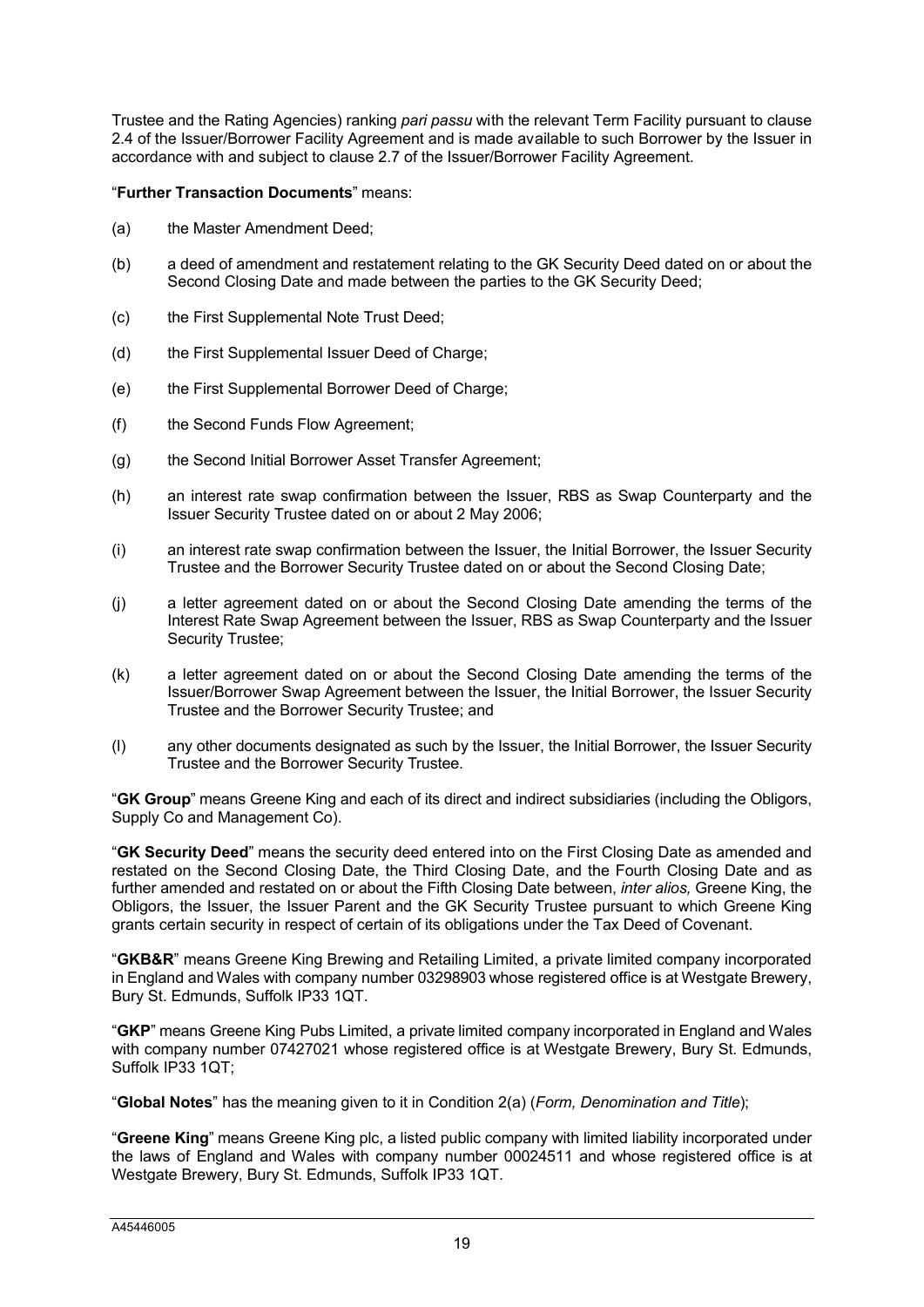Trustee and the Rating Agencies) ranking *pari passu* with the relevant Term Facility pursuant to clause 2.4 of the Issuer/Borrower Facility Agreement and is made available to such Borrower by the Issuer in accordance with and subject to clause 2.7 of the Issuer/Borrower Facility Agreement.

"**Further Transaction Documents**" means:

(a) the Master Amendment Deed;

(b) a deed of amendment and restatement relating to the GK Security Deed dated on or about the Second Closing Date and made between the parties to the GK Security Deed;

(c) the First Supplemental Note Trust Deed;

(d) the First Supplemental Issuer Deed of Charge;

(e) the First Supplemental Borrower Deed of Charge;

(f) the Second Funds Flow Agreement;

(g) the Second Initial Borrower Asset Transfer Agreement;

(h) an interest rate swap confirmation between the Issuer, RBS as Swap Counterparty and the Issuer Security Trustee dated on or about 2 May 2006;

(i) an interest rate swap confirmation between the Issuer, the Initial Borrower, the Issuer Security Trustee and the Borrower Security Trustee dated on or about the Second Closing Date;

(j) a letter agreement dated on or about the Second Closing Date amending the terms of the Interest Rate Swap Agreement between the Issuer, RBS as Swap Counterparty and the Issuer Security Trustee;

(k) a letter agreement dated on or about the Second Closing Date amending the terms of the Issuer/Borrower Swap Agreement between the Issuer, the Initial Borrower, the Issuer Security Trustee and the Borrower Security Trustee; and

(l) any other documents designated as such by the Issuer, the Initial Borrower, the Issuer Security Trustee and the Borrower Security Trustee.

"**GK Group**" means Greene King and each of its direct and indirect subsidiaries (including the Obligors, Supply Co and Management Co).

"**GK Security Deed**" means the security deed entered into on the First Closing Date as amended and restated on the Second Closing Date, the Third Closing Date, and the Fourth Closing Date and as further amended and restated on or about the Fifth Closing Date between, *inter alios,* Greene King, the Obligors, the Issuer, the Issuer Parent and the GK Security Trustee pursuant to which Greene King grants certain security in respect of certain of its obligations under the Tax Deed of Covenant.

"**GKB&R**" means Greene King Brewing and Retailing Limited, a private limited company incorporated in England and Wales with company number 03298903 whose registered office is at Westgate Brewery, Bury St. Edmunds, Suffolk IP33 1QT.

"**GKP**" means Greene King Pubs Limited, a private limited company incorporated in England and Wales with company number 07427021 whose registered office is at Westgate Brewery, Bury St. Edmunds, Suffolk IP33 1QT;

"**Global Notes**" has the meaning given to it in Condition 2(a) (*Form, Denomination and Title*);

"**Greene King**" means Greene King plc, a listed public company with limited liability incorporated under the laws of England and Wales with company number 00024511 and whose registered office is at Westgate Brewery, Bury St. Edmunds, Suffolk IP33 1QT.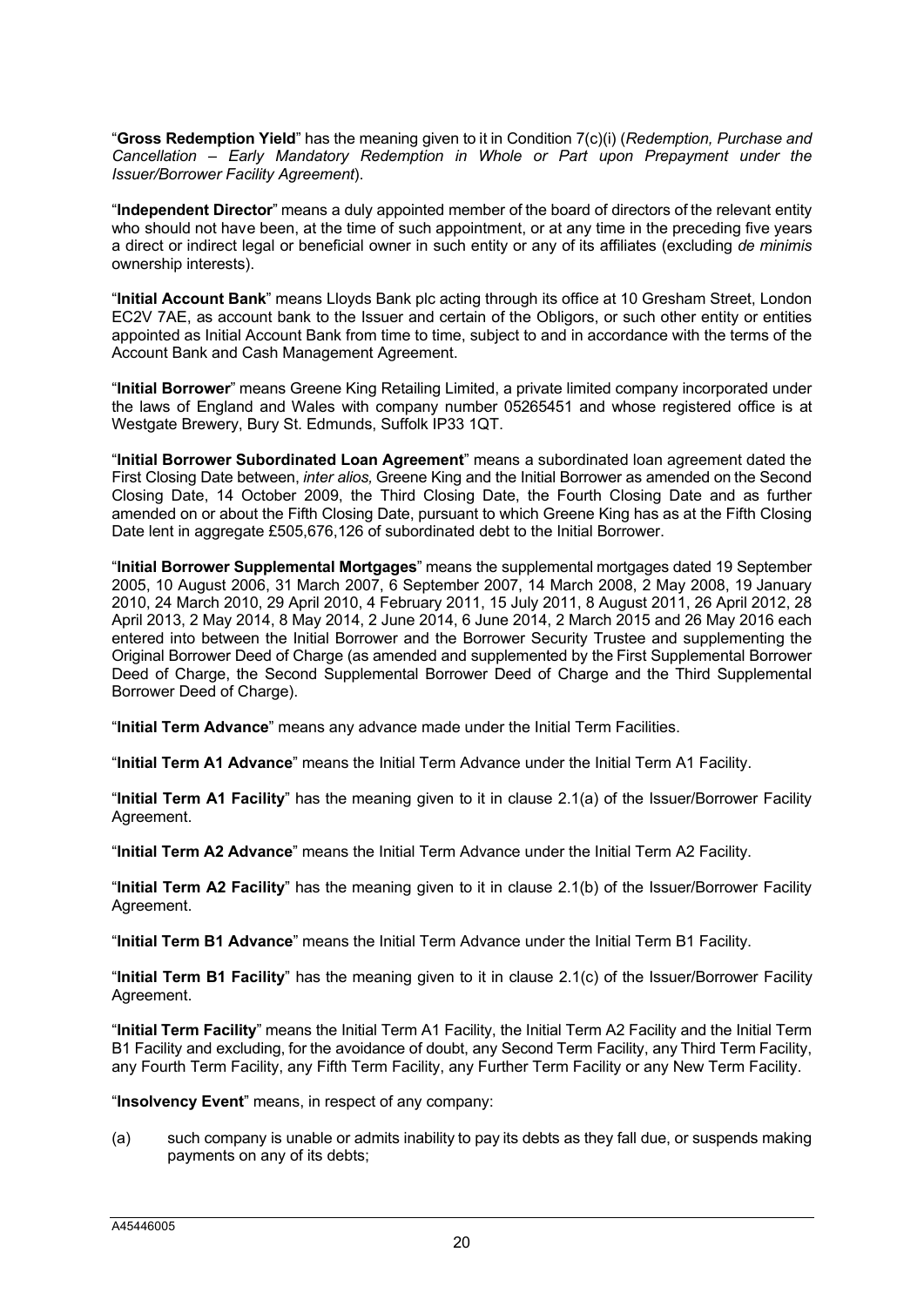"**Gross Redemption Yield**" has the meaning given to it in Condition 7(c)(i) (*Redemption, Purchase and Cancellation – Early Mandatory Redemption in Whole or Part upon Prepayment under the Issuer/Borrower Facility Agreement*).

"**Independent Director**" means a duly appointed member of the board of directors of the relevant entity who should not have been, at the time of such appointment, or at any time in the preceding five years a direct or indirect legal or beneficial owner in such entity or any of its affiliates (excluding *de minimis* ownership interests).

"**Initial Account Bank**" means Lloyds Bank plc acting through its office at 10 Gresham Street, London EC2V 7AE, as account bank to the Issuer and certain of the Obligors, or such other entity or entities appointed as Initial Account Bank from time to time, subject to and in accordance with the terms of the Account Bank and Cash Management Agreement.

"**Initial Borrower**" means Greene King Retailing Limited, a private limited company incorporated under the laws of England and Wales with company number 05265451 and whose registered office is at Westgate Brewery, Bury St. Edmunds, Suffolk IP33 1QT.

"**Initial Borrower Subordinated Loan Agreement**" means a subordinated loan agreement dated the First Closing Date between, *inter alios,* Greene King and the Initial Borrower as amended on the Second Closing Date, 14 October 2009, the Third Closing Date, the Fourth Closing Date and as further amended on or about the Fifth Closing Date, pursuant to which Greene King has as at the Fifth Closing Date lent in aggregate £505,676,126 of subordinated debt to the Initial Borrower.

"**Initial Borrower Supplemental Mortgages**" means the supplemental mortgages dated 19 September 2005, 10 August 2006, 31 March 2007, 6 September 2007, 14 March 2008, 2 May 2008, 19 January 2010, 24 March 2010, 29 April 2010, 4 February 2011, 15 July 2011, 8 August 2011, 26 April 2012, 28 April 2013, 2 May 2014, 8 May 2014, 2 June 2014, 6 June 2014, 2 March 2015 and 26 May 2016 each entered into between the Initial Borrower and the Borrower Security Trustee and supplementing the Original Borrower Deed of Charge (as amended and supplemented by the First Supplemental Borrower Deed of Charge, the Second Supplemental Borrower Deed of Charge and the Third Supplemental Borrower Deed of Charge).

"**Initial Term Advance**" means any advance made under the Initial Term Facilities.

"**Initial Term A1 Advance**" means the Initial Term Advance under the Initial Term A1 Facility.

"**Initial Term A1 Facility**" has the meaning given to it in clause 2.1(a) of the Issuer/Borrower Facility Agreement.

"**Initial Term A2 Advance**" means the Initial Term Advance under the Initial Term A2 Facility.

"**Initial Term A2 Facility**" has the meaning given to it in clause 2.1(b) of the Issuer/Borrower Facility Agreement.

"**Initial Term B1 Advance**" means the Initial Term Advance under the Initial Term B1 Facility.

"**Initial Term B1 Facility**" has the meaning given to it in clause 2.1(c) of the Issuer/Borrower Facility Agreement.

"**Initial Term Facility**" means the Initial Term A1 Facility, the Initial Term A2 Facility and the Initial Term B1 Facility and excluding, for the avoidance of doubt, any Second Term Facility, any Third Term Facility, any Fourth Term Facility, any Fifth Term Facility, any Further Term Facility or any New Term Facility.

"**Insolvency Event**" means, in respect of any company:

(a) such company is unable or admits inability to pay its debts as they fall due, or suspends making payments on any of its debts;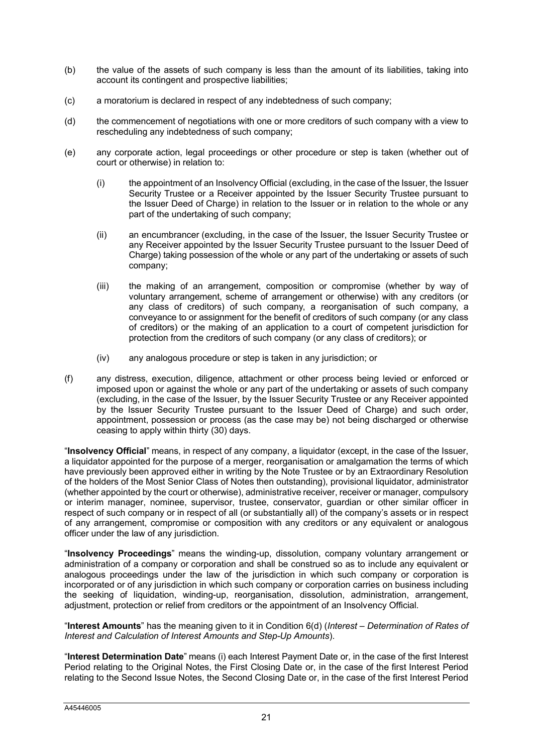(b) the value of the assets of such company is less than the amount of its liabilities, taking into account its contingent and prospective liabilities;

(c) a moratorium is declared in respect of any indebtedness of such company;

(d) the commencement of negotiations with one or more creditors of such company with a view to rescheduling any indebtedness of such company;

(e) any corporate action, legal proceedings or other procedure or step is taken (whether out of court or otherwise) in relation to:

  (i) the appointment of an Insolvency Official (excluding, in the case of the Issuer, the Issuer Security Trustee or a Receiver appointed by the Issuer Security Trustee pursuant to the Issuer Deed of Charge) in relation to the Issuer or in relation to the whole or any part of the undertaking of such company;

  (ii) an encumbrancer (excluding, in the case of the Issuer, the Issuer Security Trustee or any Receiver appointed by the Issuer Security Trustee pursuant to the Issuer Deed of Charge) taking possession of the whole or any part of the undertaking or assets of such company;

  (iii) the making of an arrangement, composition or compromise (whether by way of voluntary arrangement, scheme of arrangement or otherwise) with any creditors (or any class of creditors) of such company, a reorganisation of such company, a conveyance to or assignment for the benefit of creditors of such company (or any class of creditors) or the making of an application to a court of competent jurisdiction for protection from the creditors of such company (or any class of creditors); or

  (iv) any analogous procedure or step is taken in any jurisdiction; or

(f) any distress, execution, diligence, attachment or other process being levied or enforced or imposed upon or against the whole or any part of the undertaking or assets of such company (excluding, in the case of the Issuer, by the Issuer Security Trustee or any Receiver appointed by the Issuer Security Trustee pursuant to the Issuer Deed of Charge) and such order, appointment, possession or process (as the case may be) not being discharged or otherwise ceasing to apply within thirty (30) days.

"**Insolvency Official**" means, in respect of any company, a liquidator (except, in the case of the Issuer, a liquidator appointed for the purpose of a merger, reorganisation or amalgamation the terms of which have previously been approved either in writing by the Note Trustee or by an Extraordinary Resolution of the holders of the Most Senior Class of Notes then outstanding), provisional liquidator, administrator (whether appointed by the court or otherwise), administrative receiver, receiver or manager, compulsory or interim manager, nominee, supervisor, trustee, conservator, guardian or other similar officer in respect of such company or in respect of all (or substantially all) of the company's assets or in respect of any arrangement, compromise or composition with any creditors or any equivalent or analogous officer under the law of any jurisdiction.

"**Insolvency Proceedings**" means the winding-up, dissolution, company voluntary arrangement or administration of a company or corporation and shall be construed so as to include any equivalent or analogous proceedings under the law of the jurisdiction in which such company or corporation is incorporated or of any jurisdiction in which such company or corporation carries on business including the seeking of liquidation, winding-up, reorganisation, dissolution, administration, arrangement, adjustment, protection or relief from creditors or the appointment of an Insolvency Official.

"**Interest Amounts**" has the meaning given to it in Condition 6(d) (*Interest – Determination of Rates of Interest and Calculation of Interest Amounts and Step-Up Amounts*).

"**Interest Determination Date**" means (i) each Interest Payment Date or, in the case of the first Interest Period relating to the Original Notes, the First Closing Date or, in the case of the first Interest Period relating to the Second Issue Notes, the Second Closing Date or, in the case of the first Interest Period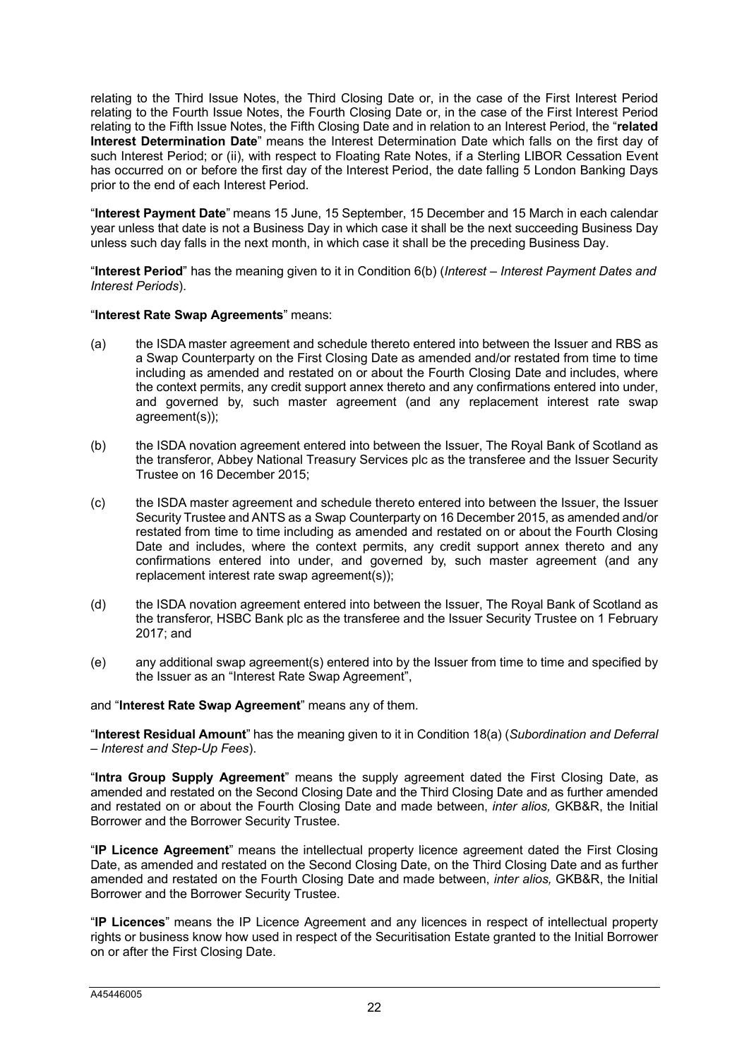relating to the Third Issue Notes, the Third Closing Date or, in the case of the First Interest Period relating to the Fourth Issue Notes, the Fourth Closing Date or, in the case of the First Interest Period relating to the Fifth Issue Notes, the Fifth Closing Date and in relation to an Interest Period, the "**related Interest Determination Date**" means the Interest Determination Date which falls on the first day of such Interest Period; or (ii), with respect to Floating Rate Notes, if a Sterling LIBOR Cessation Event has occurred on or before the first day of the Interest Period, the date falling 5 London Banking Days prior to the end of each Interest Period.

"**Interest Payment Date**" means 15 June, 15 September, 15 December and 15 March in each calendar year unless that date is not a Business Day in which case it shall be the next succeeding Business Day unless such day falls in the next month, in which case it shall be the preceding Business Day.

"**Interest Period**" has the meaning given to it in Condition 6(b) (*Interest – Interest Payment Dates and Interest Periods*).

"**Interest Rate Swap Agreements**" means:

(a) the ISDA master agreement and schedule thereto entered into between the Issuer and RBS as a Swap Counterparty on the First Closing Date as amended and/or restated from time to time including as amended and restated on or about the Fourth Closing Date and includes, where the context permits, any credit support annex thereto and any confirmations entered into under, and governed by, such master agreement (and any replacement interest rate swap agreement(s));

(b) the ISDA novation agreement entered into between the Issuer, The Royal Bank of Scotland as the transferor, Abbey National Treasury Services plc as the transferee and the Issuer Security Trustee on 16 December 2015;

(c) the ISDA master agreement and schedule thereto entered into between the Issuer, the Issuer Security Trustee and ANTS as a Swap Counterparty on 16 December 2015, as amended and/or restated from time to time including as amended and restated on or about the Fourth Closing Date and includes, where the context permits, any credit support annex thereto and any confirmations entered into under, and governed by, such master agreement (and any replacement interest rate swap agreement(s));

(d) the ISDA novation agreement entered into between the Issuer, The Royal Bank of Scotland as the transferor, HSBC Bank plc as the transferee and the Issuer Security Trustee on 1 February 2017; and

(e) any additional swap agreement(s) entered into by the Issuer from time to time and specified by the Issuer as an "Interest Rate Swap Agreement",

and "**Interest Rate Swap Agreement**" means any of them.

"**Interest Residual Amount**" has the meaning given to it in Condition 18(a) (*Subordination and Deferral – Interest and Step-Up Fees*).

"**Intra Group Supply Agreement**" means the supply agreement dated the First Closing Date, as amended and restated on the Second Closing Date and the Third Closing Date and as further amended and restated on or about the Fourth Closing Date and made between, *inter alios,* GKB&R, the Initial Borrower and the Borrower Security Trustee.

"**IP Licence Agreement**" means the intellectual property licence agreement dated the First Closing Date, as amended and restated on the Second Closing Date, on the Third Closing Date and as further amended and restated on the Fourth Closing Date and made between, *inter alios,* GKB&R, the Initial Borrower and the Borrower Security Trustee.

"**IP Licences**" means the IP Licence Agreement and any licences in respect of intellectual property rights or business know how used in respect of the Securitisation Estate granted to the Initial Borrower on or after the First Closing Date.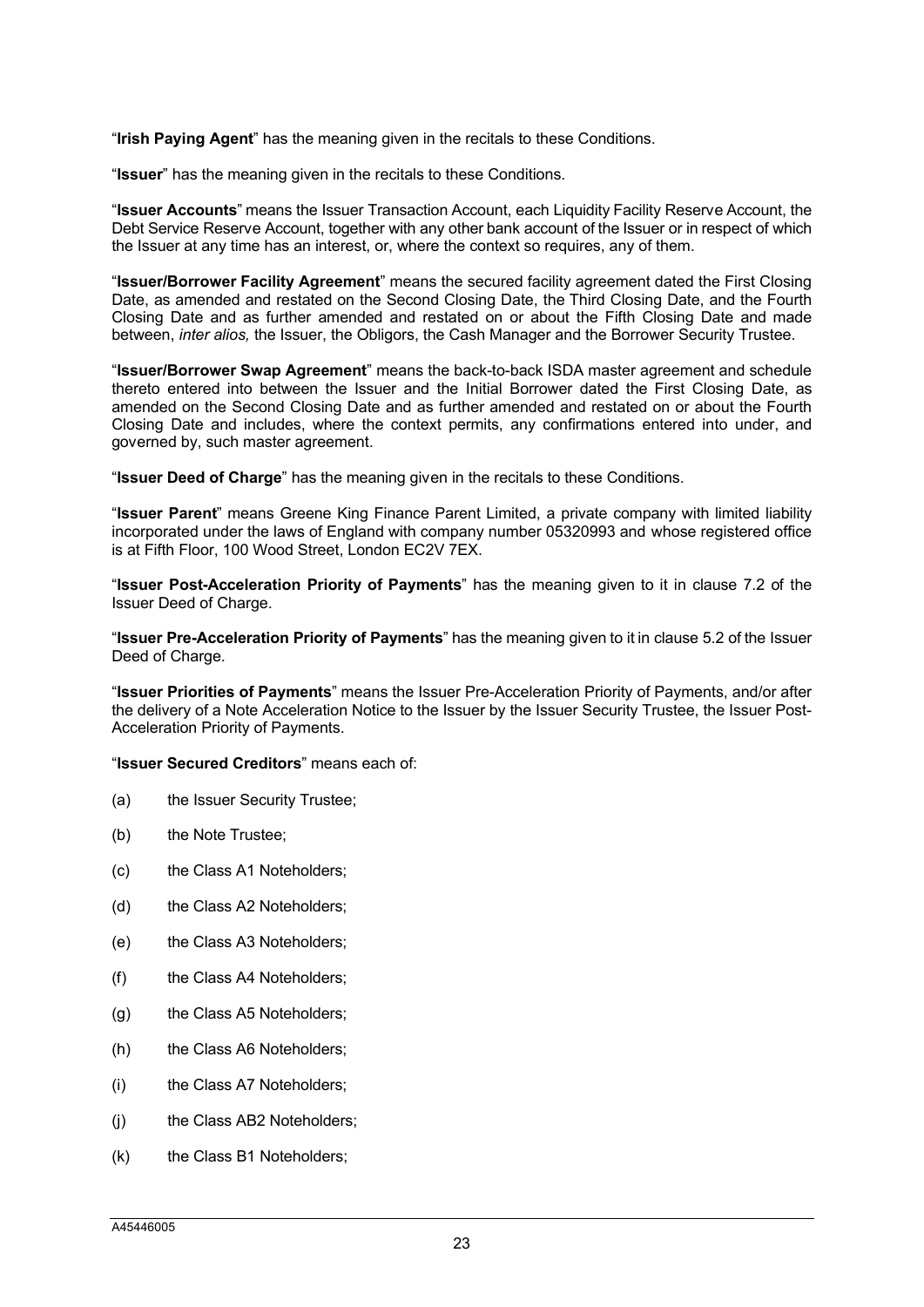"**Irish Paying Agent**" has the meaning given in the recitals to these Conditions.

"**Issuer**" has the meaning given in the recitals to these Conditions.

"**Issuer Accounts**" means the Issuer Transaction Account, each Liquidity Facility Reserve Account, the Debt Service Reserve Account, together with any other bank account of the Issuer or in respect of which the Issuer at any time has an interest, or, where the context so requires, any of them.

"**Issuer/Borrower Facility Agreement**" means the secured facility agreement dated the First Closing Date, as amended and restated on the Second Closing Date, the Third Closing Date, and the Fourth Closing Date and as further amended and restated on or about the Fifth Closing Date and made between, *inter alios,* the Issuer, the Obligors, the Cash Manager and the Borrower Security Trustee.

"**Issuer/Borrower Swap Agreement**" means the back-to-back ISDA master agreement and schedule thereto entered into between the Issuer and the Initial Borrower dated the First Closing Date, as amended on the Second Closing Date and as further amended and restated on or about the Fourth Closing Date and includes, where the context permits, any confirmations entered into under, and governed by, such master agreement.

"**Issuer Deed of Charge**" has the meaning given in the recitals to these Conditions.

"**Issuer Parent**" means Greene King Finance Parent Limited, a private company with limited liability incorporated under the laws of England with company number 05320993 and whose registered office is at Fifth Floor, 100 Wood Street, London EC2V 7EX.

"**Issuer Post-Acceleration Priority of Payments**" has the meaning given to it in clause 7.2 of the Issuer Deed of Charge.

"**Issuer Pre-Acceleration Priority of Payments**" has the meaning given to it in clause 5.2 of the Issuer Deed of Charge.

"**Issuer Priorities of Payments**" means the Issuer Pre-Acceleration Priority of Payments, and/or after the delivery of a Note Acceleration Notice to the Issuer by the Issuer Security Trustee, the Issuer Post-Acceleration Priority of Payments.

"**Issuer Secured Creditors**" means each of:

(a) the Issuer Security Trustee;

(b) the Note Trustee;

(c) the Class A1 Noteholders;

(d) the Class A2 Noteholders;

(e) the Class A3 Noteholders;

(f) the Class A4 Noteholders;

(g) the Class A5 Noteholders;

(h) the Class A6 Noteholders;

(i) the Class A7 Noteholders;

(j) the Class AB2 Noteholders;

(k) the Class B1 Noteholders;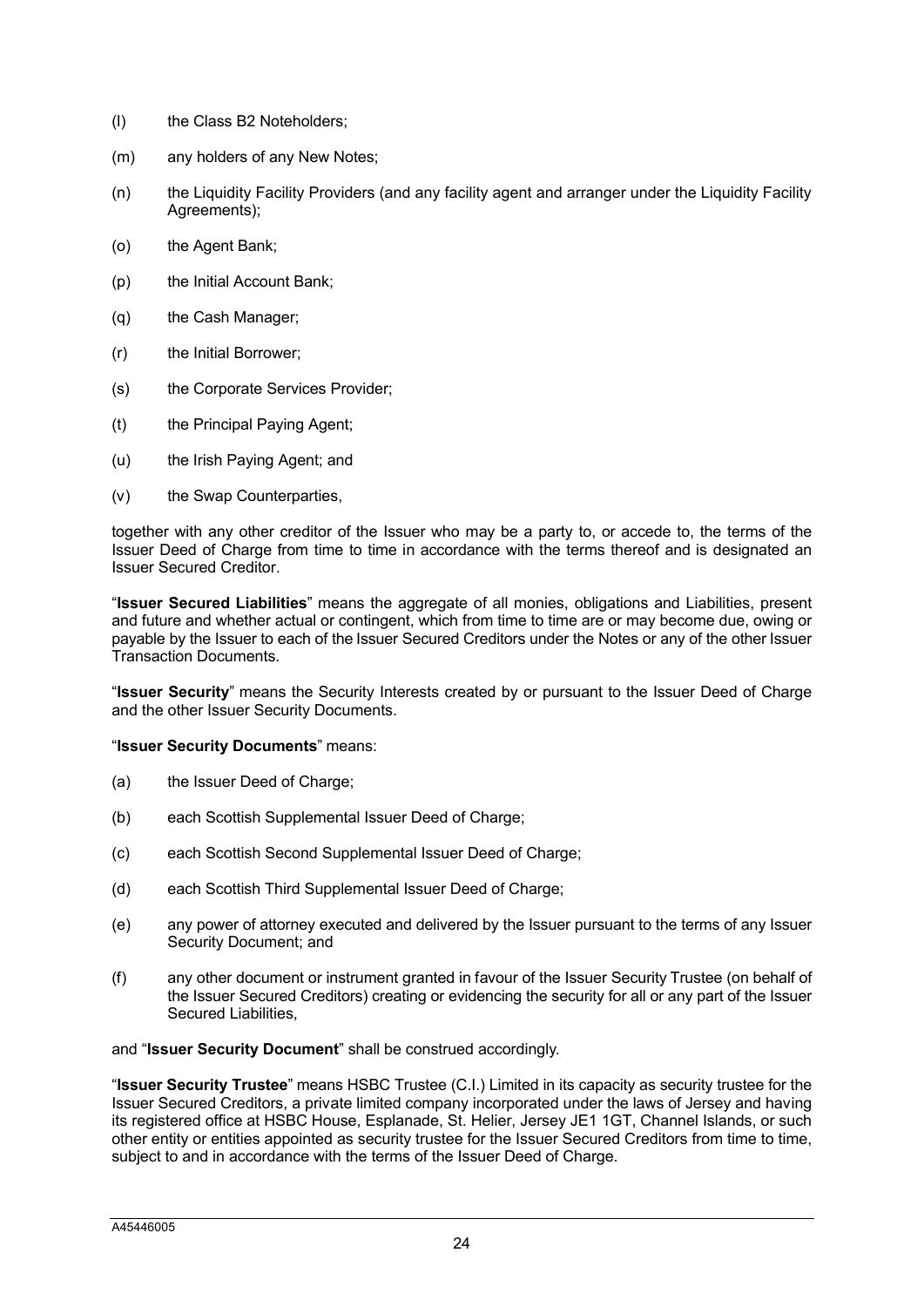(l) the Class B2 Noteholders;

(m) any holders of any New Notes;

(n) the Liquidity Facility Providers (and any facility agent and arranger under the Liquidity Facility Agreements);

(o) the Agent Bank;

(p) the Initial Account Bank;

(q) the Cash Manager;

(r) the Initial Borrower;

(s) the Corporate Services Provider;

(t) the Principal Paying Agent;

(u) the Irish Paying Agent; and

(v) the Swap Counterparties,

together with any other creditor of the Issuer who may be a party to, or accede to, the terms of the Issuer Deed of Charge from time to time in accordance with the terms thereof and is designated an Issuer Secured Creditor.

"**Issuer Secured Liabilities**" means the aggregate of all monies, obligations and Liabilities, present and future and whether actual or contingent, which from time to time are or may become due, owing or payable by the Issuer to each of the Issuer Secured Creditors under the Notes or any of the other Issuer Transaction Documents.

"**Issuer Security**" means the Security Interests created by or pursuant to the Issuer Deed of Charge and the other Issuer Security Documents.

"**Issuer Security Documents**" means:

(a) the Issuer Deed of Charge;

(b) each Scottish Supplemental Issuer Deed of Charge;

(c) each Scottish Second Supplemental Issuer Deed of Charge;

(d) each Scottish Third Supplemental Issuer Deed of Charge;

(e) any power of attorney executed and delivered by the Issuer pursuant to the terms of any Issuer Security Document; and

(f) any other document or instrument granted in favour of the Issuer Security Trustee (on behalf of the Issuer Secured Creditors) creating or evidencing the security for all or any part of the Issuer Secured Liabilities,

and "**Issuer Security Document**" shall be construed accordingly.

"**Issuer Security Trustee**" means HSBC Trustee (C.I.) Limited in its capacity as security trustee for the Issuer Secured Creditors, a private limited company incorporated under the laws of Jersey and having its registered office at HSBC House, Esplanade, St. Helier, Jersey JE1 1GT, Channel Islands, or such other entity or entities appointed as security trustee for the Issuer Secured Creditors from time to time, subject to and in accordance with the terms of the Issuer Deed of Charge.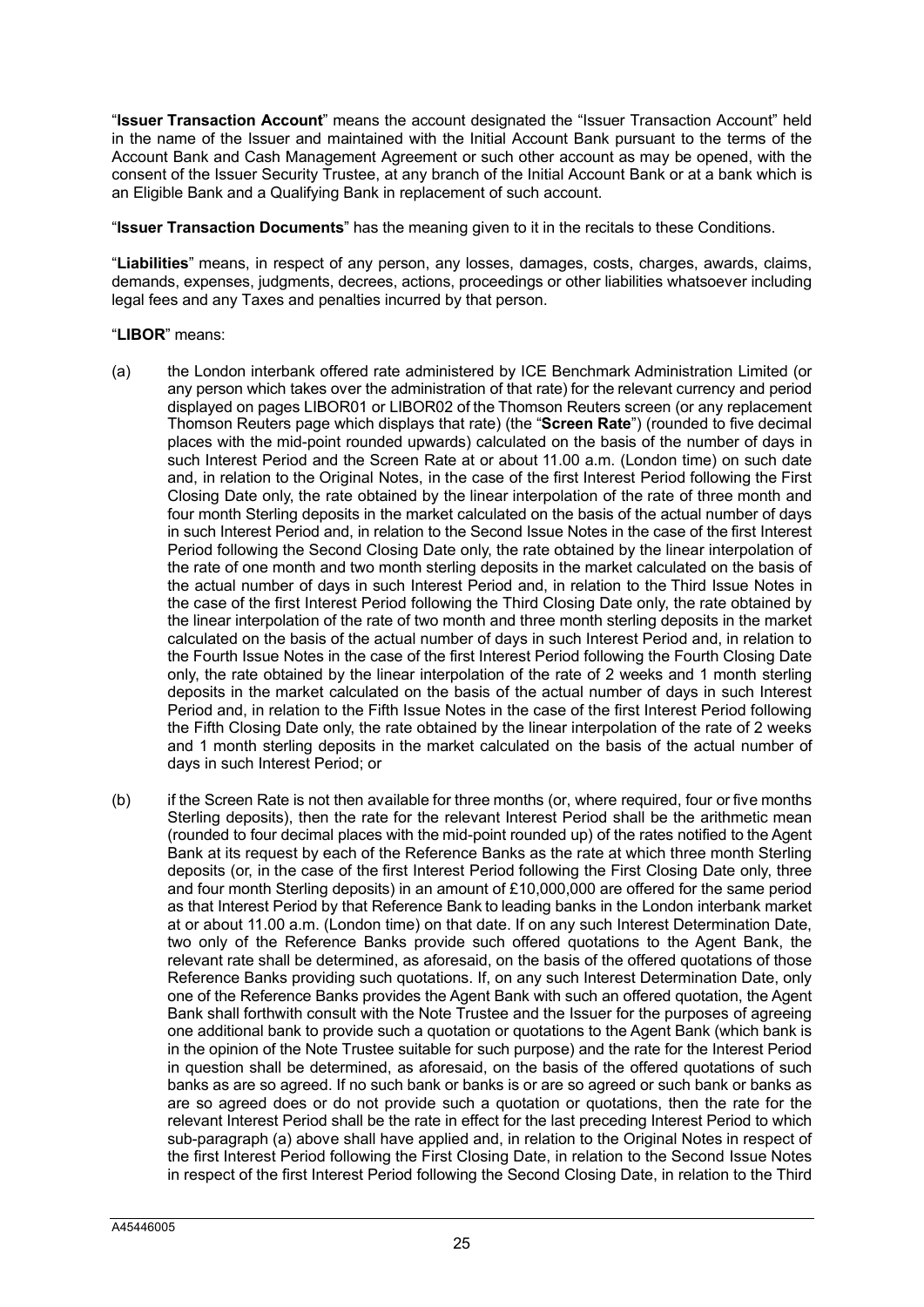"**Issuer Transaction Account**" means the account designated the "Issuer Transaction Account" held in the name of the Issuer and maintained with the Initial Account Bank pursuant to the terms of the Account Bank and Cash Management Agreement or such other account as may be opened, with the consent of the Issuer Security Trustee, at any branch of the Initial Account Bank or at a bank which is an Eligible Bank and a Qualifying Bank in replacement of such account.

"**Issuer Transaction Documents**" has the meaning given to it in the recitals to these Conditions.

"**Liabilities**" means, in respect of any person, any losses, damages, costs, charges, awards, claims, demands, expenses, judgments, decrees, actions, proceedings or other liabilities whatsoever including legal fees and any Taxes and penalties incurred by that person.

"**LIBOR**" means:

(a) the London interbank offered rate administered by ICE Benchmark Administration Limited (or any person which takes over the administration of that rate) for the relevant currency and period displayed on pages LIBOR01 or LIBOR02 of the Thomson Reuters screen (or any replacement Thomson Reuters page which displays that rate) (the "**Screen Rate**") (rounded to five decimal places with the mid-point rounded upwards) calculated on the basis of the number of days in such Interest Period and the Screen Rate at or about 11.00 a.m. (London time) on such date and, in relation to the Original Notes, in the case of the first Interest Period following the First Closing Date only, the rate obtained by the linear interpolation of the rate of three month and four month Sterling deposits in the market calculated on the basis of the actual number of days in such Interest Period and, in relation to the Second Issue Notes in the case of the first Interest Period following the Second Closing Date only, the rate obtained by the linear interpolation of the rate of one month and two month sterling deposits in the market calculated on the basis of the actual number of days in such Interest Period and, in relation to the Third Issue Notes in the case of the first Interest Period following the Third Closing Date only, the rate obtained by the linear interpolation of the rate of two month and three month sterling deposits in the market calculated on the basis of the actual number of days in such Interest Period and, in relation to the Fourth Issue Notes in the case of the first Interest Period following the Fourth Closing Date only, the rate obtained by the linear interpolation of the rate of 2 weeks and 1 month sterling deposits in the market calculated on the basis of the actual number of days in such Interest Period and, in relation to the Fifth Issue Notes in the case of the first Interest Period following the Fifth Closing Date only, the rate obtained by the linear interpolation of the rate of 2 weeks and 1 month sterling deposits in the market calculated on the basis of the actual number of days in such Interest Period; or

(b) if the Screen Rate is not then available for three months (or, where required, four or five months Sterling deposits), then the rate for the relevant Interest Period shall be the arithmetic mean (rounded to four decimal places with the mid-point rounded up) of the rates notified to the Agent Bank at its request by each of the Reference Banks as the rate at which three month Sterling deposits (or, in the case of the first Interest Period following the First Closing Date only, three and four month Sterling deposits) in an amount of £10,000,000 are offered for the same period as that Interest Period by that Reference Bank to leading banks in the London interbank market at or about 11.00 a.m. (London time) on that date. If on any such Interest Determination Date, two only of the Reference Banks provide such offered quotations to the Agent Bank, the relevant rate shall be determined, as aforesaid, on the basis of the offered quotations of those Reference Banks providing such quotations. If, on any such Interest Determination Date, only one of the Reference Banks provides the Agent Bank with such an offered quotation, the Agent Bank shall forthwith consult with the Note Trustee and the Issuer for the purposes of agreeing one additional bank to provide such a quotation or quotations to the Agent Bank (which bank is in the opinion of the Note Trustee suitable for such purpose) and the rate for the Interest Period in question shall be determined, as aforesaid, on the basis of the offered quotations of such banks as are so agreed. If no such bank or banks is or are so agreed or such bank or banks as are so agreed does or do not provide such a quotation or quotations, then the rate for the relevant Interest Period shall be the rate in effect for the last preceding Interest Period to which sub-paragraph (a) above shall have applied and, in relation to the Original Notes in respect of the first Interest Period following the First Closing Date, in relation to the Second Issue Notes in respect of the first Interest Period following the Second Closing Date, in relation to the Third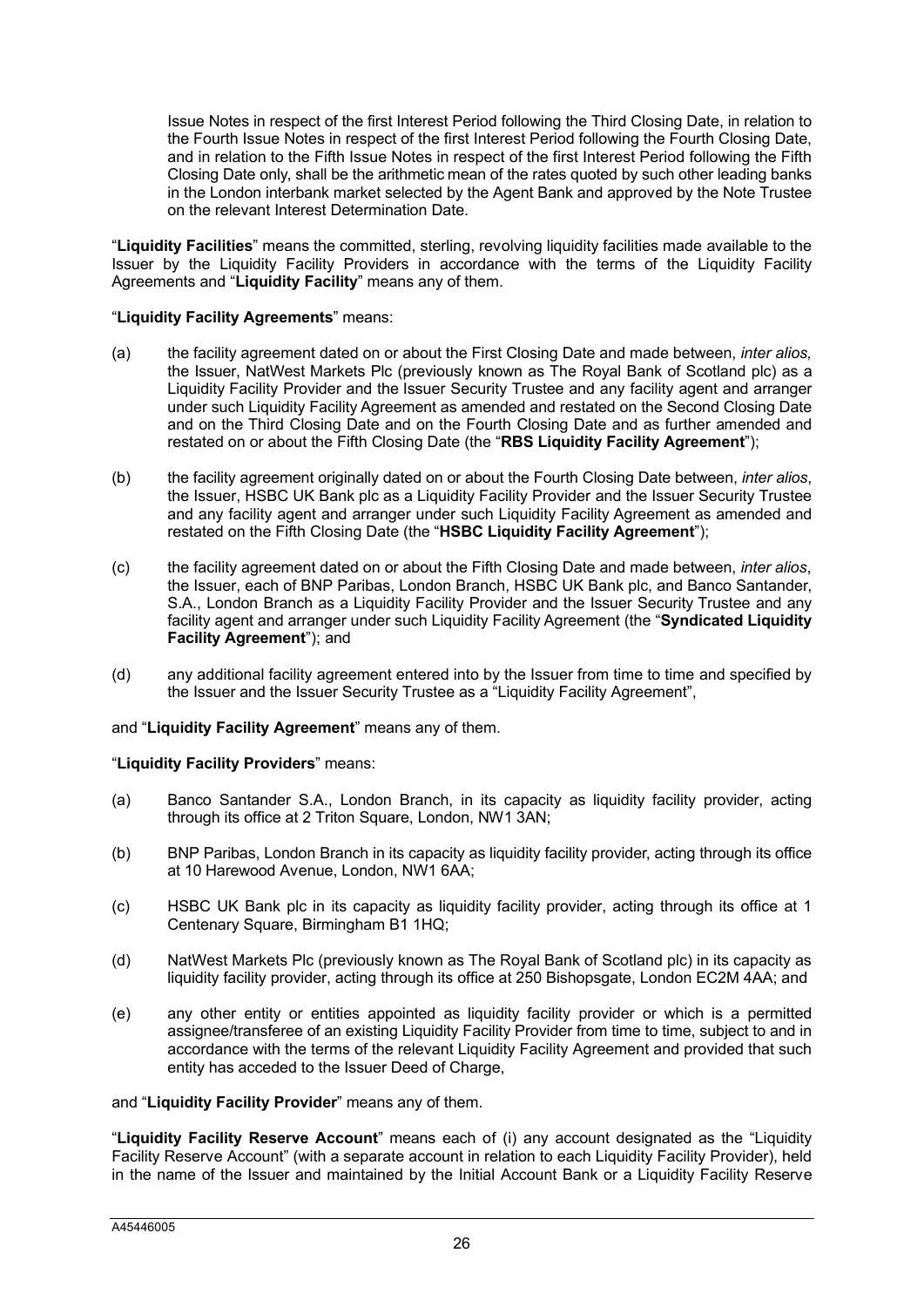Issue Notes in respect of the first Interest Period following the Third Closing Date, in relation to the Fourth Issue Notes in respect of the first Interest Period following the Fourth Closing Date, and in relation to the Fifth Issue Notes in respect of the first Interest Period following the Fifth Closing Date only, shall be the arithmetic mean of the rates quoted by such other leading banks in the London interbank market selected by the Agent Bank and approved by the Note Trustee on the relevant Interest Determination Date.

"**Liquidity Facilities**" means the committed, sterling, revolving liquidity facilities made available to the Issuer by the Liquidity Facility Providers in accordance with the terms of the Liquidity Facility Agreements and "**Liquidity Facility**" means any of them.

"**Liquidity Facility Agreements**" means:

(a) the facility agreement dated on or about the First Closing Date and made between, *inter alios,* the Issuer, NatWest Markets Plc (previously known as The Royal Bank of Scotland plc) as a Liquidity Facility Provider and the Issuer Security Trustee and any facility agent and arranger under such Liquidity Facility Agreement as amended and restated on the Second Closing Date and on the Third Closing Date and on the Fourth Closing Date and as further amended and restated on or about the Fifth Closing Date (the "**RBS Liquidity Facility Agreement**");

(b) the facility agreement originally dated on or about the Fourth Closing Date between, *inter alios*, the Issuer, HSBC UK Bank plc as a Liquidity Facility Provider and the Issuer Security Trustee and any facility agent and arranger under such Liquidity Facility Agreement as amended and restated on the Fifth Closing Date (the "**HSBC Liquidity Facility Agreement**");

(c) the facility agreement dated on or about the Fifth Closing Date and made between, *inter alios*, the Issuer, each of BNP Paribas, London Branch, HSBC UK Bank plc, and Banco Santander, S.A., London Branch as a Liquidity Facility Provider and the Issuer Security Trustee and any facility agent and arranger under such Liquidity Facility Agreement (the "**Syndicated Liquidity Facility Agreement**"); and

(d) any additional facility agreement entered into by the Issuer from time to time and specified by the Issuer and the Issuer Security Trustee as a "Liquidity Facility Agreement",

and "**Liquidity Facility Agreement**" means any of them.

"**Liquidity Facility Providers**" means:

(a) Banco Santander S.A., London Branch, in its capacity as liquidity facility provider, acting through its office at 2 Triton Square, London, NW1 3AN;

(b) BNP Paribas, London Branch in its capacity as liquidity facility provider, acting through its office at 10 Harewood Avenue, London, NW1 6AA;

(c) HSBC UK Bank plc in its capacity as liquidity facility provider, acting through its office at 1 Centenary Square, Birmingham B1 1HQ;

(d) NatWest Markets Plc (previously known as The Royal Bank of Scotland plc) in its capacity as liquidity facility provider, acting through its office at 250 Bishopsgate, London EC2M 4AA; and

(e) any other entity or entities appointed as liquidity facility provider or which is a permitted assignee/transferee of an existing Liquidity Facility Provider from time to time, subject to and in accordance with the terms of the relevant Liquidity Facility Agreement and provided that such entity has acceded to the Issuer Deed of Charge,

and "**Liquidity Facility Provider**" means any of them.

"**Liquidity Facility Reserve Account**" means each of (i) any account designated as the "Liquidity Facility Reserve Account" (with a separate account in relation to each Liquidity Facility Provider), held in the name of the Issuer and maintained by the Initial Account Bank or a Liquidity Facility Reserve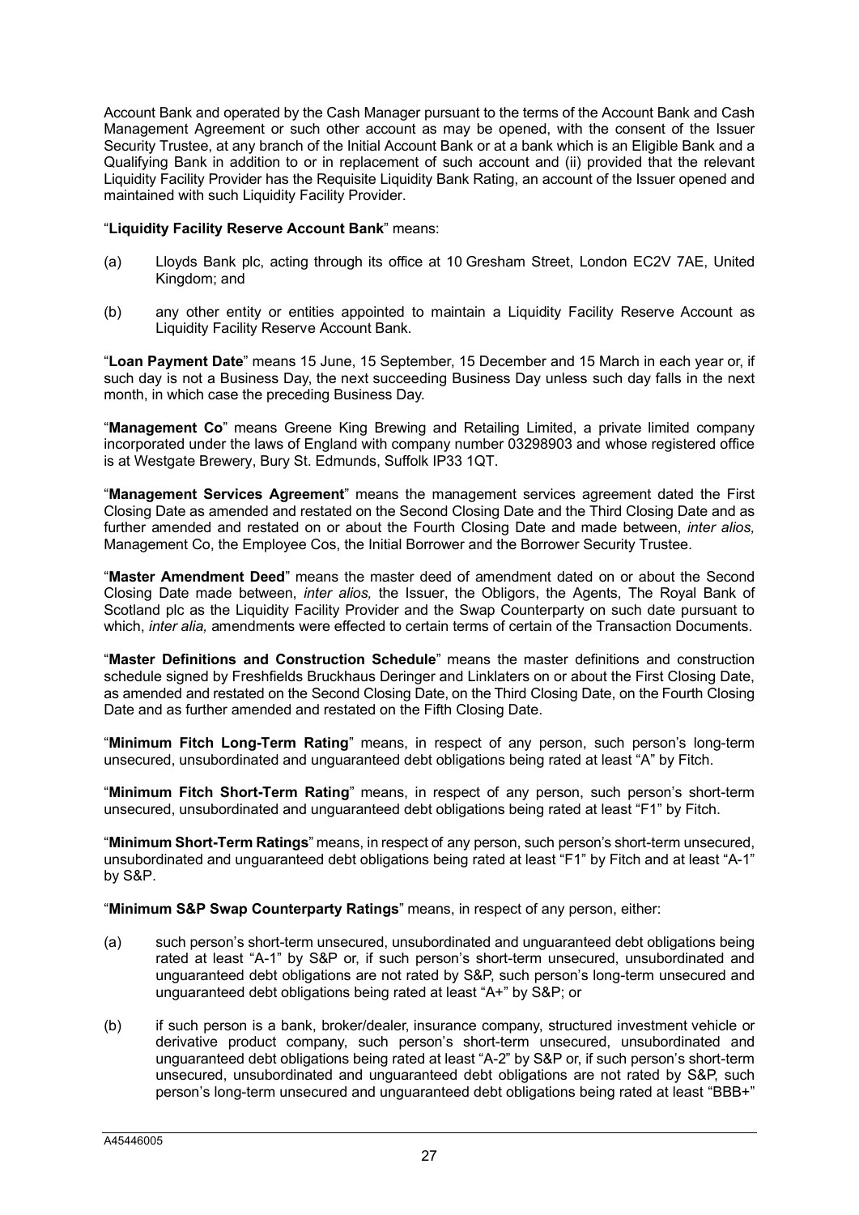Account Bank and operated by the Cash Manager pursuant to the terms of the Account Bank and Cash Management Agreement or such other account as may be opened, with the consent of the Issuer Security Trustee, at any branch of the Initial Account Bank or at a bank which is an Eligible Bank and a Qualifying Bank in addition to or in replacement of such account and (ii) provided that the relevant Liquidity Facility Provider has the Requisite Liquidity Bank Rating, an account of the Issuer opened and maintained with such Liquidity Facility Provider.

"**Liquidity Facility Reserve Account Bank**" means:

(a) Lloyds Bank plc, acting through its office at 10 Gresham Street, London EC2V 7AE, United Kingdom; and

(b) any other entity or entities appointed to maintain a Liquidity Facility Reserve Account as Liquidity Facility Reserve Account Bank.

"**Loan Payment Date**" means 15 June, 15 September, 15 December and 15 March in each year or, if such day is not a Business Day, the next succeeding Business Day unless such day falls in the next month, in which case the preceding Business Day.

"**Management Co**" means Greene King Brewing and Retailing Limited, a private limited company incorporated under the laws of England with company number 03298903 and whose registered office is at Westgate Brewery, Bury St. Edmunds, Suffolk IP33 1QT.

"**Management Services Agreement**" means the management services agreement dated the First Closing Date as amended and restated on the Second Closing Date and the Third Closing Date and as further amended and restated on or about the Fourth Closing Date and made between, *inter alios,* Management Co, the Employee Cos, the Initial Borrower and the Borrower Security Trustee.

"**Master Amendment Deed**" means the master deed of amendment dated on or about the Second Closing Date made between, *inter alios,* the Issuer, the Obligors, the Agents, The Royal Bank of Scotland plc as the Liquidity Facility Provider and the Swap Counterparty on such date pursuant to which, *inter alia,* amendments were effected to certain terms of certain of the Transaction Documents.

"**Master Definitions and Construction Schedule**" means the master definitions and construction schedule signed by Freshfields Bruckhaus Deringer and Linklaters on or about the First Closing Date, as amended and restated on the Second Closing Date, on the Third Closing Date, on the Fourth Closing Date and as further amended and restated on the Fifth Closing Date.

"**Minimum Fitch Long-Term Rating**" means, in respect of any person, such person's long-term unsecured, unsubordinated and unguaranteed debt obligations being rated at least "A" by Fitch.

"**Minimum Fitch Short-Term Rating**" means, in respect of any person, such person's short-term unsecured, unsubordinated and unguaranteed debt obligations being rated at least "F1" by Fitch.

"**Minimum Short-Term Ratings**" means, in respect of any person, such person's short-term unsecured, unsubordinated and unguaranteed debt obligations being rated at least "F1" by Fitch and at least "A-1" by S&P.

"**Minimum S&P Swap Counterparty Ratings**" means, in respect of any person, either:

(a) such person's short-term unsecured, unsubordinated and unguaranteed debt obligations being rated at least "A-1" by S&P or, if such person's short-term unsecured, unsubordinated and unguaranteed debt obligations are not rated by S&P, such person's long-term unsecured and unguaranteed debt obligations being rated at least "A+" by S&P; or

(b) if such person is a bank, broker/dealer, insurance company, structured investment vehicle or derivative product company, such person's short-term unsecured, unsubordinated and unguaranteed debt obligations being rated at least "A-2" by S&P or, if such person's short-term unsecured, unsubordinated and unguaranteed debt obligations are not rated by S&P, such person's long-term unsecured and unguaranteed debt obligations being rated at least "BBB+"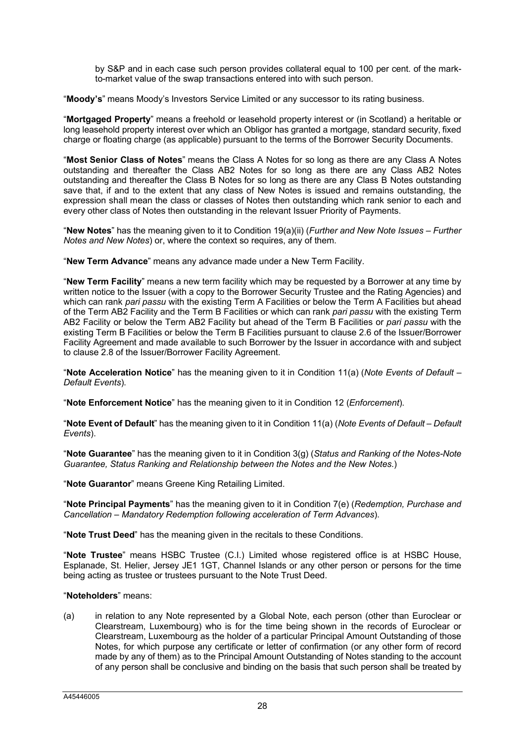by S&P and in each case such person provides collateral equal to 100 per cent. of the mark-to-market value of the swap transactions entered into with such person.

"**Moody's**" means Moody's Investors Service Limited or any successor to its rating business.

"**Mortgaged Property**" means a freehold or leasehold property interest or (in Scotland) a heritable or long leasehold property interest over which an Obligor has granted a mortgage, standard security, fixed charge or floating charge (as applicable) pursuant to the terms of the Borrower Security Documents.

"**Most Senior Class of Notes**" means the Class A Notes for so long as there are any Class A Notes outstanding and thereafter the Class AB2 Notes for so long as there are any Class AB2 Notes outstanding and thereafter the Class B Notes for so long as there are any Class B Notes outstanding save that, if and to the extent that any class of New Notes is issued and remains outstanding, the expression shall mean the class or classes of Notes then outstanding which rank senior to each and every other class of Notes then outstanding in the relevant Issuer Priority of Payments.

"**New Notes**" has the meaning given to it to Condition 19(a)(ii) (*Further and New Note Issues – Further Notes and New Notes*) or, where the context so requires, any of them.

"**New Term Advance**" means any advance made under a New Term Facility.

"**New Term Facility**" means a new term facility which may be requested by a Borrower at any time by written notice to the Issuer (with a copy to the Borrower Security Trustee and the Rating Agencies) and which can rank *pari passu* with the existing Term A Facilities or below the Term A Facilities but ahead of the Term AB2 Facility and the Term B Facilities or which can rank *pari passu* with the existing Term AB2 Facility or below the Term AB2 Facility but ahead of the Term B Facilities or *pari passu* with the existing Term B Facilities or below the Term B Facilities pursuant to clause 2.6 of the Issuer/Borrower Facility Agreement and made available to such Borrower by the Issuer in accordance with and subject to clause 2.8 of the Issuer/Borrower Facility Agreement.

"**Note Acceleration Notice**" has the meaning given to it in Condition 11(a) (*Note Events of Default – Default Events*).

"**Note Enforcement Notice**" has the meaning given to it in Condition 12 (*Enforcement*).

"**Note Event of Default**" has the meaning given to it in Condition 11(a) (*Note Events of Default – Default Events*).

"**Note Guarantee**" has the meaning given to it in Condition 3(g) (*Status and Ranking of the Notes-Note Guarantee, Status Ranking and Relationship between the Notes and the New Notes.*)

"**Note Guarantor**" means Greene King Retailing Limited.

"**Note Principal Payments**" has the meaning given to it in Condition 7(e) (*Redemption, Purchase and Cancellation – Mandatory Redemption following acceleration of Term Advances*).

"**Note Trust Deed**" has the meaning given in the recitals to these Conditions.

"**Note Trustee**" means HSBC Trustee (C.I.) Limited whose registered office is at HSBC House, Esplanade, St. Helier, Jersey JE1 1GT, Channel Islands or any other person or persons for the time being acting as trustee or trustees pursuant to the Note Trust Deed.

"**Noteholders**" means:

(a) in relation to any Note represented by a Global Note, each person (other than Euroclear or Clearstream, Luxembourg) who is for the time being shown in the records of Euroclear or Clearstream, Luxembourg as the holder of a particular Principal Amount Outstanding of those Notes, for which purpose any certificate or letter of confirmation (or any other form of record made by any of them) as to the Principal Amount Outstanding of Notes standing to the account of any person shall be conclusive and binding on the basis that such person shall be treated by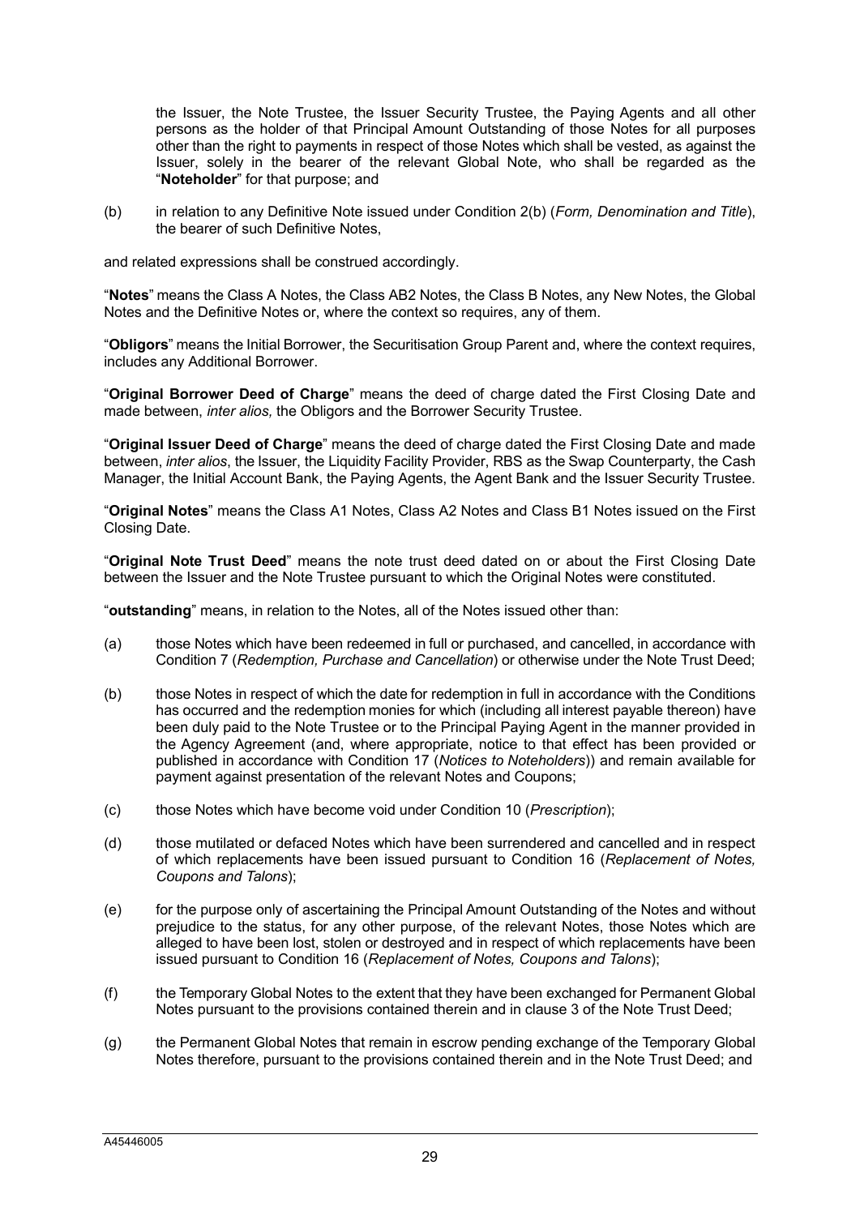the Issuer, the Note Trustee, the Issuer Security Trustee, the Paying Agents and all other persons as the holder of that Principal Amount Outstanding of those Notes for all purposes other than the right to payments in respect of those Notes which shall be vested, as against the Issuer, solely in the bearer of the relevant Global Note, who shall be regarded as the "**Noteholder**" for that purpose; and

(b) in relation to any Definitive Note issued under Condition 2(b) (*Form, Denomination and Title*), the bearer of such Definitive Notes,

and related expressions shall be construed accordingly.

"**Notes**" means the Class A Notes, the Class AB2 Notes, the Class B Notes, any New Notes, the Global Notes and the Definitive Notes or, where the context so requires, any of them.

"**Obligors**" means the Initial Borrower, the Securitisation Group Parent and, where the context requires, includes any Additional Borrower.

"**Original Borrower Deed of Charge**" means the deed of charge dated the First Closing Date and made between, *inter alios,* the Obligors and the Borrower Security Trustee.

"**Original Issuer Deed of Charge**" means the deed of charge dated the First Closing Date and made between, *inter alios*, the Issuer, the Liquidity Facility Provider, RBS as the Swap Counterparty, the Cash Manager, the Initial Account Bank, the Paying Agents, the Agent Bank and the Issuer Security Trustee.

"**Original Notes**" means the Class A1 Notes, Class A2 Notes and Class B1 Notes issued on the First Closing Date.

"**Original Note Trust Deed**" means the note trust deed dated on or about the First Closing Date between the Issuer and the Note Trustee pursuant to which the Original Notes were constituted.

"**outstanding**" means, in relation to the Notes, all of the Notes issued other than:

(a) those Notes which have been redeemed in full or purchased, and cancelled, in accordance with Condition 7 (*Redemption, Purchase and Cancellation*) or otherwise under the Note Trust Deed;

(b) those Notes in respect of which the date for redemption in full in accordance with the Conditions has occurred and the redemption monies for which (including all interest payable thereon) have been duly paid to the Note Trustee or to the Principal Paying Agent in the manner provided in the Agency Agreement (and, where appropriate, notice to that effect has been provided or published in accordance with Condition 17 (*Notices to Noteholders*)) and remain available for payment against presentation of the relevant Notes and Coupons;

(c) those Notes which have become void under Condition 10 (*Prescription*);

(d) those mutilated or defaced Notes which have been surrendered and cancelled and in respect of which replacements have been issued pursuant to Condition 16 (*Replacement of Notes, Coupons and Talons*);

(e) for the purpose only of ascertaining the Principal Amount Outstanding of the Notes and without prejudice to the status, for any other purpose, of the relevant Notes, those Notes which are alleged to have been lost, stolen or destroyed and in respect of which replacements have been issued pursuant to Condition 16 (*Replacement of Notes, Coupons and Talons*);

(f) the Temporary Global Notes to the extent that they have been exchanged for Permanent Global Notes pursuant to the provisions contained therein and in clause 3 of the Note Trust Deed;

(g) the Permanent Global Notes that remain in escrow pending exchange of the Temporary Global Notes therefore, pursuant to the provisions contained therein and in the Note Trust Deed; and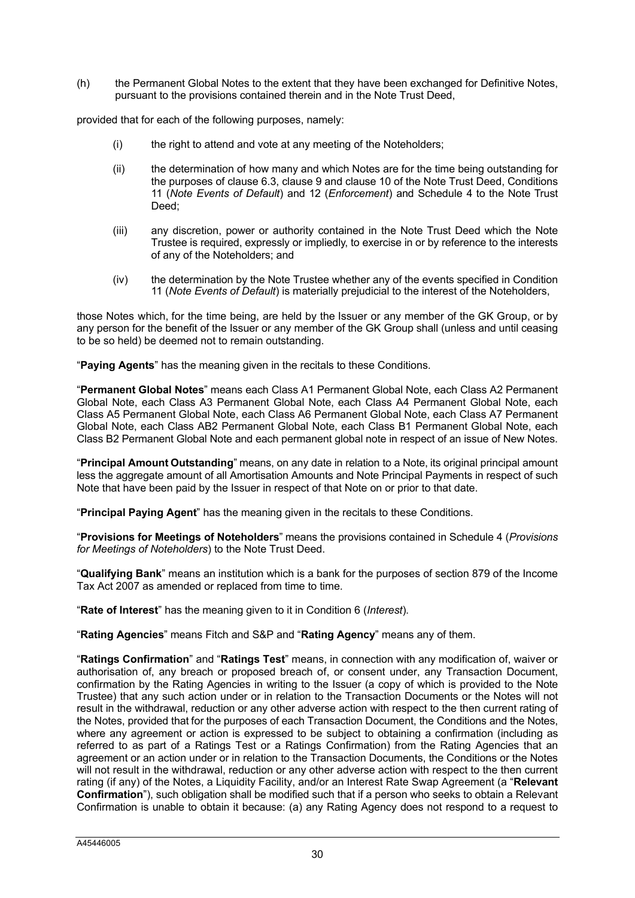(h) the Permanent Global Notes to the extent that they have been exchanged for Definitive Notes, pursuant to the provisions contained therein and in the Note Trust Deed,

provided that for each of the following purposes, namely:

(i) the right to attend and vote at any meeting of the Noteholders;

(ii) the determination of how many and which Notes are for the time being outstanding for the purposes of clause 6.3, clause 9 and clause 10 of the Note Trust Deed, Conditions 11 (*Note Events of Default*) and 12 (*Enforcement*) and Schedule 4 to the Note Trust Deed;

(iii) any discretion, power or authority contained in the Note Trust Deed which the Note Trustee is required, expressly or impliedly, to exercise in or by reference to the interests of any of the Noteholders; and

(iv) the determination by the Note Trustee whether any of the events specified in Condition 11 (*Note Events of Default*) is materially prejudicial to the interest of the Noteholders,

those Notes which, for the time being, are held by the Issuer or any member of the GK Group, or by any person for the benefit of the Issuer or any member of the GK Group shall (unless and until ceasing to be so held) be deemed not to remain outstanding.

"**Paying Agents**" has the meaning given in the recitals to these Conditions.

"**Permanent Global Notes**" means each Class A1 Permanent Global Note, each Class A2 Permanent Global Note, each Class A3 Permanent Global Note, each Class A4 Permanent Global Note, each Class A5 Permanent Global Note, each Class A6 Permanent Global Note, each Class A7 Permanent Global Note, each Class AB2 Permanent Global Note, each Class B1 Permanent Global Note, each Class B2 Permanent Global Note and each permanent global note in respect of an issue of New Notes.

"**Principal Amount Outstanding**" means, on any date in relation to a Note, its original principal amount less the aggregate amount of all Amortisation Amounts and Note Principal Payments in respect of such Note that have been paid by the Issuer in respect of that Note on or prior to that date.

"**Principal Paying Agent**" has the meaning given in the recitals to these Conditions.

"**Provisions for Meetings of Noteholders**" means the provisions contained in Schedule 4 (*Provisions for Meetings of Noteholders*) to the Note Trust Deed.

"**Qualifying Bank**" means an institution which is a bank for the purposes of section 879 of the Income Tax Act 2007 as amended or replaced from time to time.

"**Rate of Interest**" has the meaning given to it in Condition 6 (*Interest*).

"**Rating Agencies**" means Fitch and S&P and "**Rating Agency**" means any of them.

"**Ratings Confirmation**" and "**Ratings Test**" means, in connection with any modification of, waiver or authorisation of, any breach or proposed breach of, or consent under, any Transaction Document, confirmation by the Rating Agencies in writing to the Issuer (a copy of which is provided to the Note Trustee) that any such action under or in relation to the Transaction Documents or the Notes will not result in the withdrawal, reduction or any other adverse action with respect to the then current rating of the Notes, provided that for the purposes of each Transaction Document, the Conditions and the Notes, where any agreement or action is expressed to be subject to obtaining a confirmation (including as referred to as part of a Ratings Test or a Ratings Confirmation) from the Rating Agencies that an agreement or an action under or in relation to the Transaction Documents, the Conditions or the Notes will not result in the withdrawal, reduction or any other adverse action with respect to the then current rating (if any) of the Notes, a Liquidity Facility, and/or an Interest Rate Swap Agreement (a "**Relevant Confirmation**"), such obligation shall be modified such that if a person who seeks to obtain a Relevant Confirmation is unable to obtain it because: (a) any Rating Agency does not respond to a request to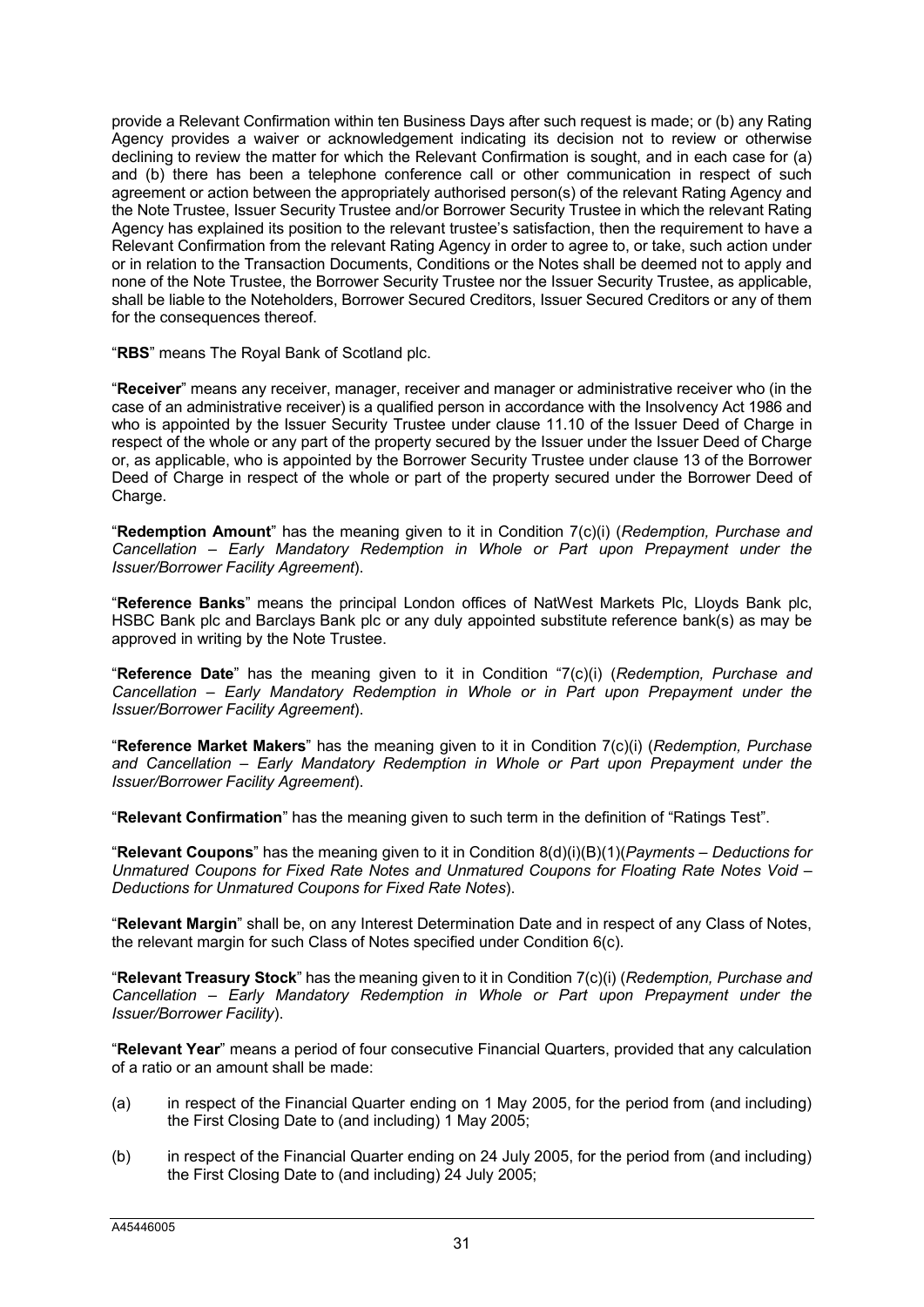provide a Relevant Confirmation within ten Business Days after such request is made; or (b) any Rating Agency provides a waiver or acknowledgement indicating its decision not to review or otherwise declining to review the matter for which the Relevant Confirmation is sought, and in each case for (a) and (b) there has been a telephone conference call or other communication in respect of such agreement or action between the appropriately authorised person(s) of the relevant Rating Agency and the Note Trustee, Issuer Security Trustee and/or Borrower Security Trustee in which the relevant Rating Agency has explained its position to the relevant trustee's satisfaction, then the requirement to have a Relevant Confirmation from the relevant Rating Agency in order to agree to, or take, such action under or in relation to the Transaction Documents, Conditions or the Notes shall be deemed not to apply and none of the Note Trustee, the Borrower Security Trustee nor the Issuer Security Trustee, as applicable, shall be liable to the Noteholders, Borrower Secured Creditors, Issuer Secured Creditors or any of them for the consequences thereof.

"**RBS**" means The Royal Bank of Scotland plc.

"**Receiver**" means any receiver, manager, receiver and manager or administrative receiver who (in the case of an administrative receiver) is a qualified person in accordance with the Insolvency Act 1986 and who is appointed by the Issuer Security Trustee under clause 11.10 of the Issuer Deed of Charge in respect of the whole or any part of the property secured by the Issuer under the Issuer Deed of Charge or, as applicable, who is appointed by the Borrower Security Trustee under clause 13 of the Borrower Deed of Charge in respect of the whole or part of the property secured under the Borrower Deed of Charge.

"**Redemption Amount**" has the meaning given to it in Condition 7(c)(i) (*Redemption, Purchase and Cancellation – Early Mandatory Redemption in Whole or Part upon Prepayment under the Issuer/Borrower Facility Agreement*).

"**Reference Banks**" means the principal London offices of NatWest Markets Plc, Lloyds Bank plc, HSBC Bank plc and Barclays Bank plc or any duly appointed substitute reference bank(s) as may be approved in writing by the Note Trustee.

"**Reference Date**" has the meaning given to it in Condition "7(c)(i) (*Redemption, Purchase and Cancellation – Early Mandatory Redemption in Whole or in Part upon Prepayment under the Issuer/Borrower Facility Agreement*).

"**Reference Market Makers**" has the meaning given to it in Condition 7(c)(i) (*Redemption, Purchase and Cancellation – Early Mandatory Redemption in Whole or Part upon Prepayment under the Issuer/Borrower Facility Agreement*).

"**Relevant Confirmation**" has the meaning given to such term in the definition of "Ratings Test".

"**Relevant Coupons**" has the meaning given to it in Condition 8(d)(i)(B)(1)(*Payments – Deductions for Unmatured Coupons for Fixed Rate Notes and Unmatured Coupons for Floating Rate Notes Void – Deductions for Unmatured Coupons for Fixed Rate Notes*).

"**Relevant Margin**" shall be, on any Interest Determination Date and in respect of any Class of Notes, the relevant margin for such Class of Notes specified under Condition 6(c).

"**Relevant Treasury Stock**" has the meaning given to it in Condition 7(c)(i) (*Redemption, Purchase and Cancellation – Early Mandatory Redemption in Whole or Part upon Prepayment under the Issuer/Borrower Facility*).

"**Relevant Year**" means a period of four consecutive Financial Quarters, provided that any calculation of a ratio or an amount shall be made:

(a) in respect of the Financial Quarter ending on 1 May 2005, for the period from (and including) the First Closing Date to (and including) 1 May 2005;

(b) in respect of the Financial Quarter ending on 24 July 2005, for the period from (and including) the First Closing Date to (and including) 24 July 2005;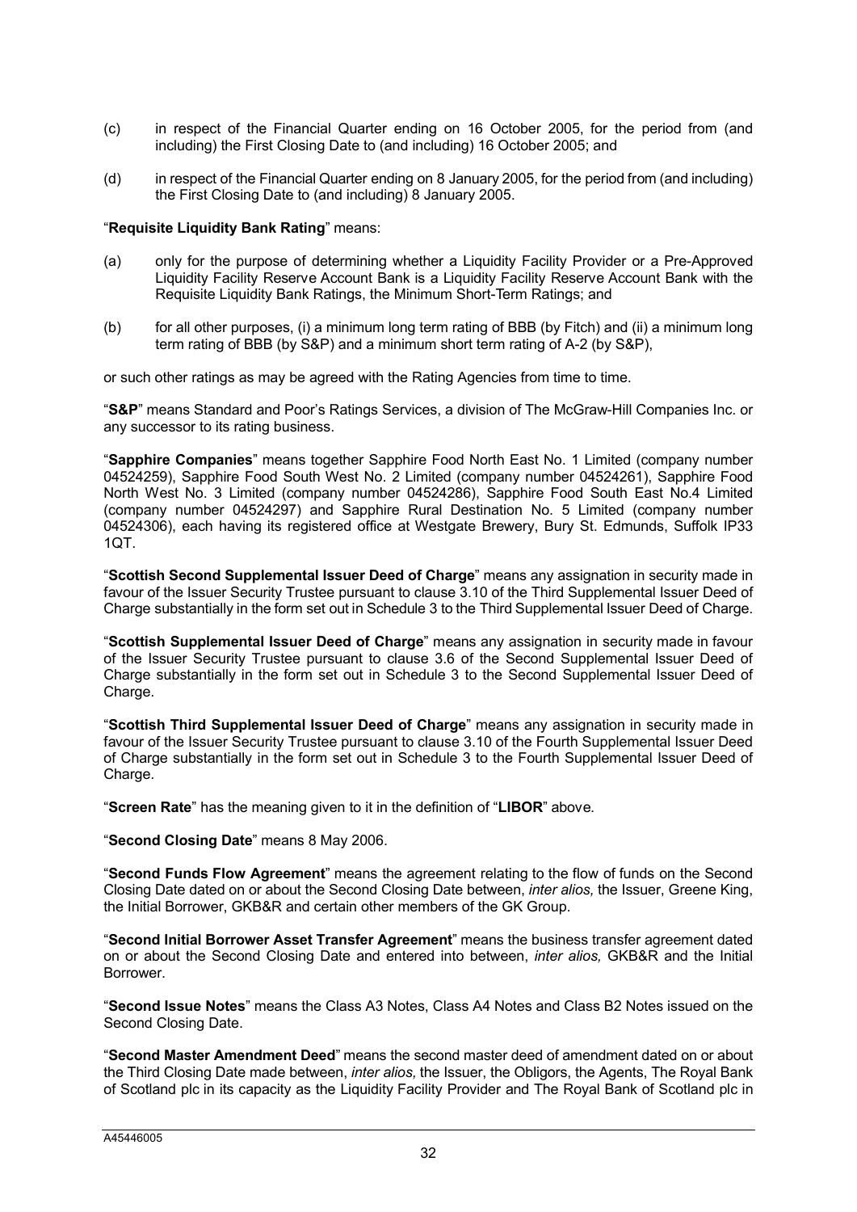(c) in respect of the Financial Quarter ending on 16 October 2005, for the period from (and including) the First Closing Date to (and including) 16 October 2005; and

(d) in respect of the Financial Quarter ending on 8 January 2005, for the period from (and including) the First Closing Date to (and including) 8 January 2005.

"**Requisite Liquidity Bank Rating**" means:

(a) only for the purpose of determining whether a Liquidity Facility Provider or a Pre-Approved Liquidity Facility Reserve Account Bank is a Liquidity Facility Reserve Account Bank with the Requisite Liquidity Bank Ratings, the Minimum Short-Term Ratings; and

(b) for all other purposes, (i) a minimum long term rating of BBB (by Fitch) and (ii) a minimum long term rating of BBB (by S&P) and a minimum short term rating of A-2 (by S&P),

or such other ratings as may be agreed with the Rating Agencies from time to time.

"**S&P**" means Standard and Poor's Ratings Services, a division of The McGraw-Hill Companies Inc. or any successor to its rating business.

"**Sapphire Companies**" means together Sapphire Food North East No. 1 Limited (company number 04524259), Sapphire Food South West No. 2 Limited (company number 04524261), Sapphire Food North West No. 3 Limited (company number 04524286), Sapphire Food South East No.4 Limited (company number 04524297) and Sapphire Rural Destination No. 5 Limited (company number 04524306), each having its registered office at Westgate Brewery, Bury St. Edmunds, Suffolk IP33 1QT.

"**Scottish Second Supplemental Issuer Deed of Charge**" means any assignation in security made in favour of the Issuer Security Trustee pursuant to clause 3.10 of the Third Supplemental Issuer Deed of Charge substantially in the form set out in Schedule 3 to the Third Supplemental Issuer Deed of Charge.

"**Scottish Supplemental Issuer Deed of Charge**" means any assignation in security made in favour of the Issuer Security Trustee pursuant to clause 3.6 of the Second Supplemental Issuer Deed of Charge substantially in the form set out in Schedule 3 to the Second Supplemental Issuer Deed of Charge.

"**Scottish Third Supplemental Issuer Deed of Charge**" means any assignation in security made in favour of the Issuer Security Trustee pursuant to clause 3.10 of the Fourth Supplemental Issuer Deed of Charge substantially in the form set out in Schedule 3 to the Fourth Supplemental Issuer Deed of Charge.

"**Screen Rate**" has the meaning given to it in the definition of "**LIBOR**" above.

"**Second Closing Date**" means 8 May 2006.

"**Second Funds Flow Agreement**" means the agreement relating to the flow of funds on the Second Closing Date dated on or about the Second Closing Date between, *inter alios,* the Issuer, Greene King, the Initial Borrower, GKB&R and certain other members of the GK Group.

"**Second Initial Borrower Asset Transfer Agreement**" means the business transfer agreement dated on or about the Second Closing Date and entered into between, *inter alios,* GKB&R and the Initial Borrower.

"**Second Issue Notes**" means the Class A3 Notes, Class A4 Notes and Class B2 Notes issued on the Second Closing Date.

"**Second Master Amendment Deed**" means the second master deed of amendment dated on or about the Third Closing Date made between, *inter alios,* the Issuer, the Obligors, the Agents, The Royal Bank of Scotland plc in its capacity as the Liquidity Facility Provider and The Royal Bank of Scotland plc in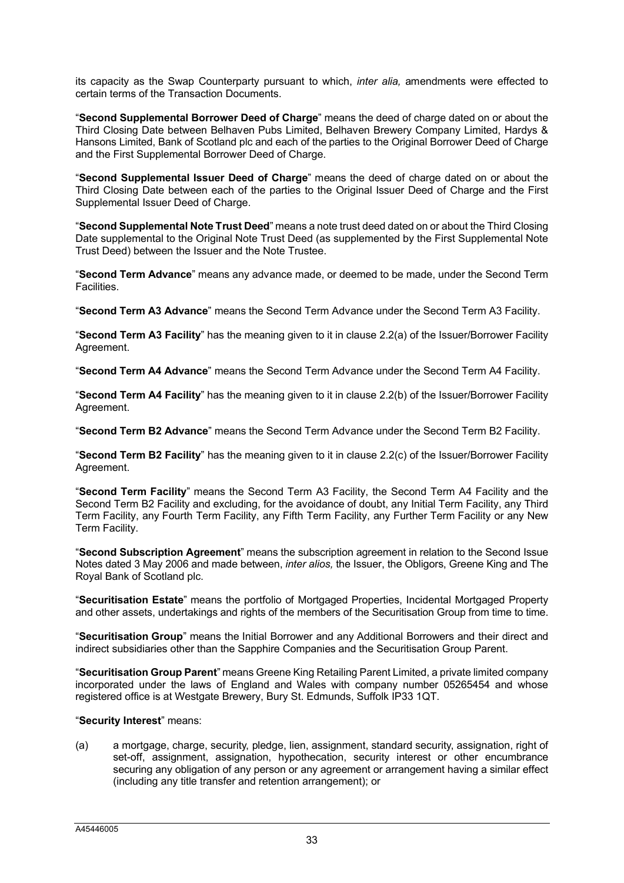its capacity as the Swap Counterparty pursuant to which, *inter alia,* amendments were effected to certain terms of the Transaction Documents.

"**Second Supplemental Borrower Deed of Charge**" means the deed of charge dated on or about the Third Closing Date between Belhaven Pubs Limited, Belhaven Brewery Company Limited, Hardys & Hansons Limited, Bank of Scotland plc and each of the parties to the Original Borrower Deed of Charge and the First Supplemental Borrower Deed of Charge.

"**Second Supplemental Issuer Deed of Charge**" means the deed of charge dated on or about the Third Closing Date between each of the parties to the Original Issuer Deed of Charge and the First Supplemental Issuer Deed of Charge.

"**Second Supplemental Note Trust Deed**" means a note trust deed dated on or about the Third Closing Date supplemental to the Original Note Trust Deed (as supplemented by the First Supplemental Note Trust Deed) between the Issuer and the Note Trustee.

"**Second Term Advance**" means any advance made, or deemed to be made, under the Second Term Facilities.

"**Second Term A3 Advance**" means the Second Term Advance under the Second Term A3 Facility.

"**Second Term A3 Facility**" has the meaning given to it in clause 2.2(a) of the Issuer/Borrower Facility Agreement.

"**Second Term A4 Advance**" means the Second Term Advance under the Second Term A4 Facility.

"**Second Term A4 Facility**" has the meaning given to it in clause 2.2(b) of the Issuer/Borrower Facility Agreement.

"**Second Term B2 Advance**" means the Second Term Advance under the Second Term B2 Facility.

"**Second Term B2 Facility**" has the meaning given to it in clause 2.2(c) of the Issuer/Borrower Facility Agreement.

"**Second Term Facility**" means the Second Term A3 Facility, the Second Term A4 Facility and the Second Term B2 Facility and excluding, for the avoidance of doubt, any Initial Term Facility, any Third Term Facility, any Fourth Term Facility, any Fifth Term Facility, any Further Term Facility or any New Term Facility.

"**Second Subscription Agreement**" means the subscription agreement in relation to the Second Issue Notes dated 3 May 2006 and made between, *inter alios,* the Issuer, the Obligors, Greene King and The Royal Bank of Scotland plc.

"**Securitisation Estate**" means the portfolio of Mortgaged Properties, Incidental Mortgaged Property and other assets, undertakings and rights of the members of the Securitisation Group from time to time.

"**Securitisation Group**" means the Initial Borrower and any Additional Borrowers and their direct and indirect subsidiaries other than the Sapphire Companies and the Securitisation Group Parent.

"**Securitisation Group Parent**" means Greene King Retailing Parent Limited, a private limited company incorporated under the laws of England and Wales with company number 05265454 and whose registered office is at Westgate Brewery, Bury St. Edmunds, Suffolk IP33 1QT.

"**Security Interest**" means:

(a) a mortgage, charge, security, pledge, lien, assignment, standard security, assignation, right of set-off, assignment, assignation, hypothecation, security interest or other encumbrance securing any obligation of any person or any agreement or arrangement having a similar effect (including any title transfer and retention arrangement); or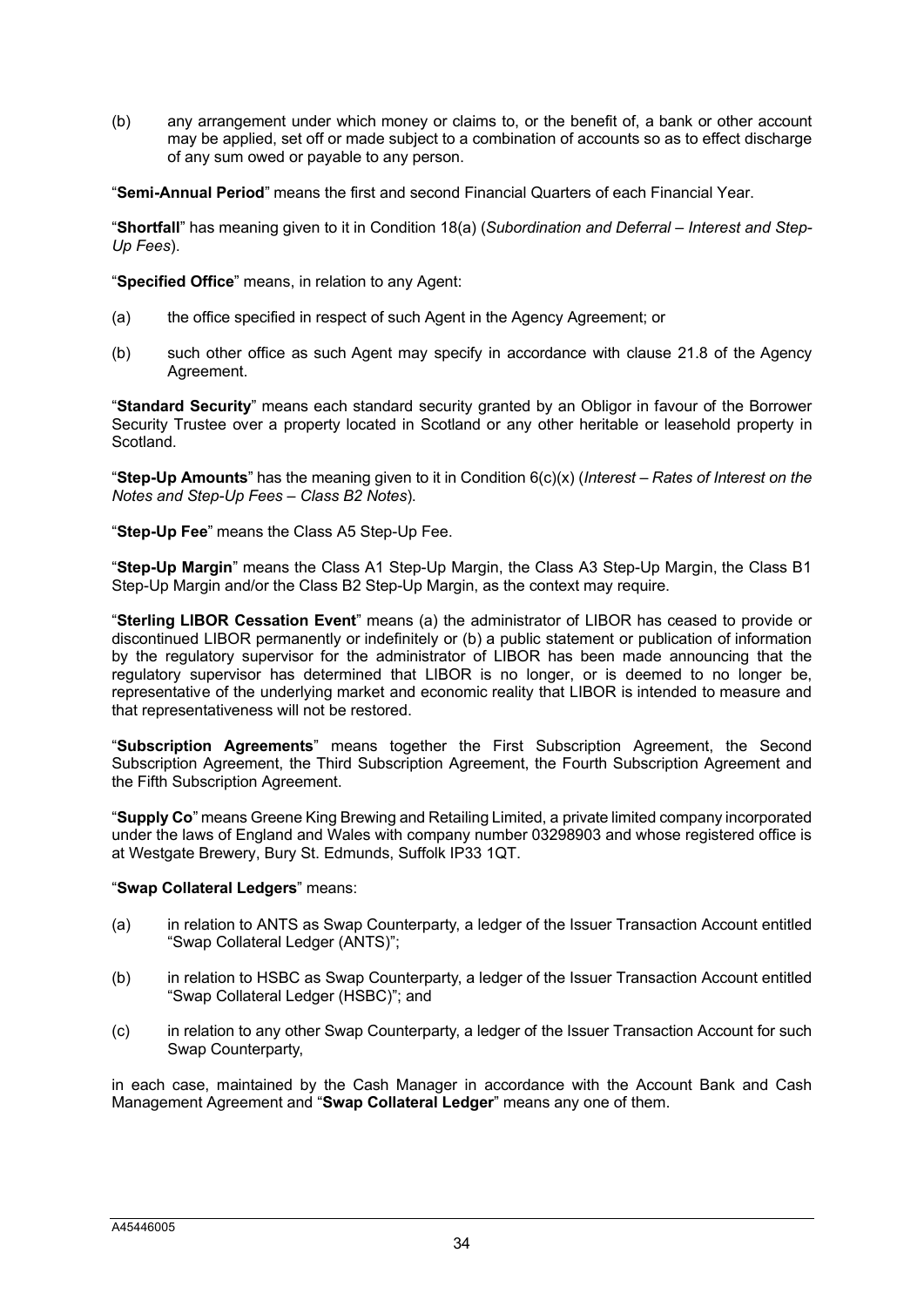(b) any arrangement under which money or claims to, or the benefit of, a bank or other account may be applied, set off or made subject to a combination of accounts so as to effect discharge of any sum owed or payable to any person.

"**Semi-Annual Period**" means the first and second Financial Quarters of each Financial Year.

"**Shortfall**" has meaning given to it in Condition 18(a) (*Subordination and Deferral – Interest and Step-Up Fees*).

"**Specified Office**" means, in relation to any Agent:

(a) the office specified in respect of such Agent in the Agency Agreement; or

(b) such other office as such Agent may specify in accordance with clause 21.8 of the Agency Agreement.

"**Standard Security**" means each standard security granted by an Obligor in favour of the Borrower Security Trustee over a property located in Scotland or any other heritable or leasehold property in Scotland.

"**Step-Up Amounts**" has the meaning given to it in Condition 6(c)(x) (*Interest – Rates of Interest on the Notes and Step-Up Fees – Class B2 Notes*).

"**Step-Up Fee**" means the Class A5 Step-Up Fee.

"**Step-Up Margin**" means the Class A1 Step-Up Margin, the Class A3 Step-Up Margin, the Class B1 Step-Up Margin and/or the Class B2 Step-Up Margin, as the context may require.

"**Sterling LIBOR Cessation Event**" means (a) the administrator of LIBOR has ceased to provide or discontinued LIBOR permanently or indefinitely or (b) a public statement or publication of information by the regulatory supervisor for the administrator of LIBOR has been made announcing that the regulatory supervisor has determined that LIBOR is no longer, or is deemed to no longer be, representative of the underlying market and economic reality that LIBOR is intended to measure and that representativeness will not be restored.

"**Subscription Agreements**" means together the First Subscription Agreement, the Second Subscription Agreement, the Third Subscription Agreement, the Fourth Subscription Agreement and the Fifth Subscription Agreement.

"**Supply Co**" means Greene King Brewing and Retailing Limited, a private limited company incorporated under the laws of England and Wales with company number 03298903 and whose registered office is at Westgate Brewery, Bury St. Edmunds, Suffolk IP33 1QT.

"**Swap Collateral Ledgers**" means:

(a) in relation to ANTS as Swap Counterparty, a ledger of the Issuer Transaction Account entitled "Swap Collateral Ledger (ANTS)";

(b) in relation to HSBC as Swap Counterparty, a ledger of the Issuer Transaction Account entitled "Swap Collateral Ledger (HSBC)"; and

(c) in relation to any other Swap Counterparty, a ledger of the Issuer Transaction Account for such Swap Counterparty,

in each case, maintained by the Cash Manager in accordance with the Account Bank and Cash Management Agreement and "**Swap Collateral Ledger**" means any one of them.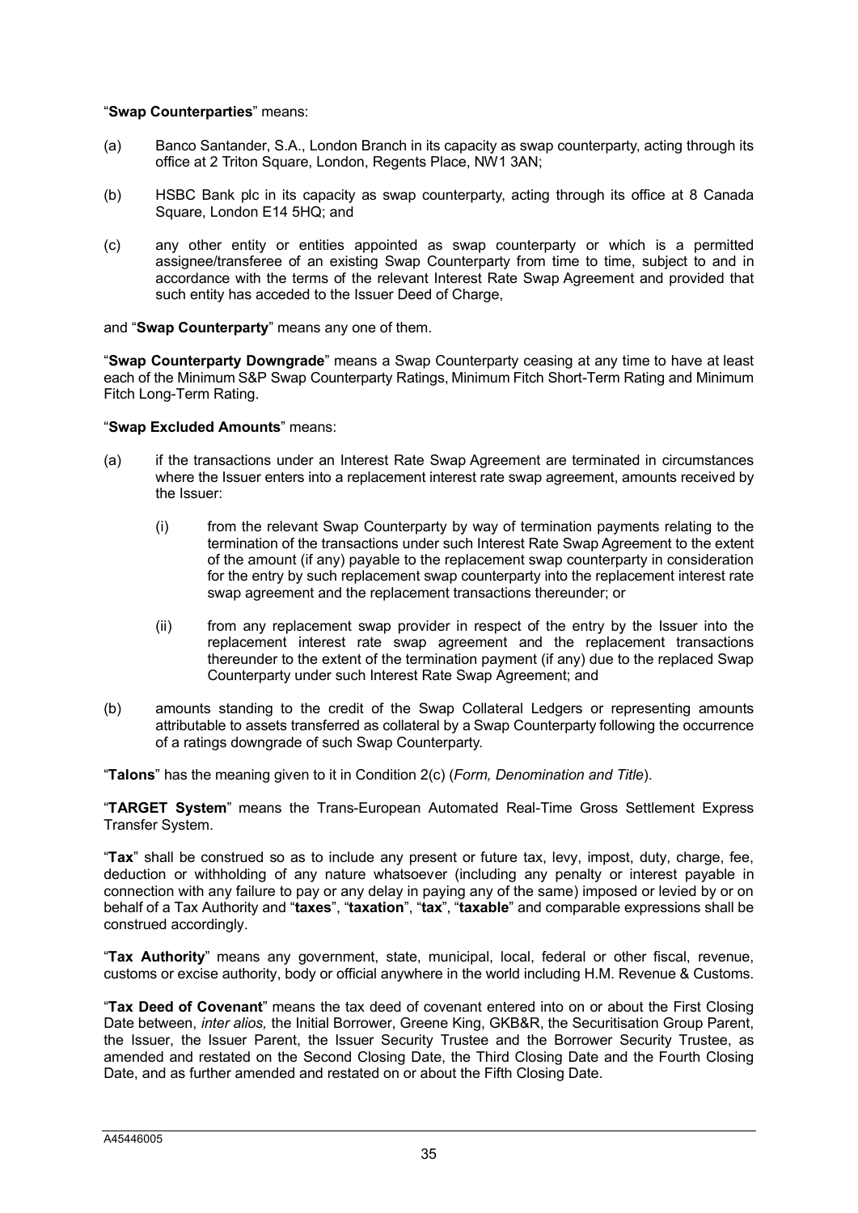"**Swap Counterparties**" means:

(a) Banco Santander, S.A., London Branch in its capacity as swap counterparty, acting through its office at 2 Triton Square, London, Regents Place, NW1 3AN;

(b) HSBC Bank plc in its capacity as swap counterparty, acting through its office at 8 Canada Square, London E14 5HQ; and

(c) any other entity or entities appointed as swap counterparty or which is a permitted assignee/transferee of an existing Swap Counterparty from time to time, subject to and in accordance with the terms of the relevant Interest Rate Swap Agreement and provided that such entity has acceded to the Issuer Deed of Charge,

and "**Swap Counterparty**" means any one of them.

"**Swap Counterparty Downgrade**" means a Swap Counterparty ceasing at any time to have at least each of the Minimum S&P Swap Counterparty Ratings, Minimum Fitch Short-Term Rating and Minimum Fitch Long-Term Rating.

"**Swap Excluded Amounts**" means:

(a) if the transactions under an Interest Rate Swap Agreement are terminated in circumstances where the Issuer enters into a replacement interest rate swap agreement, amounts received by the Issuer:

    (i) from the relevant Swap Counterparty by way of termination payments relating to the termination of the transactions under such Interest Rate Swap Agreement to the extent of the amount (if any) payable to the replacement swap counterparty in consideration for the entry by such replacement swap counterparty into the replacement interest rate swap agreement and the replacement transactions thereunder; or

    (ii) from any replacement swap provider in respect of the entry by the Issuer into the replacement interest rate swap agreement and the replacement transactions thereunder to the extent of the termination payment (if any) due to the replaced Swap Counterparty under such Interest Rate Swap Agreement; and

(b) amounts standing to the credit of the Swap Collateral Ledgers or representing amounts attributable to assets transferred as collateral by a Swap Counterparty following the occurrence of a ratings downgrade of such Swap Counterparty.

"**Talons**" has the meaning given to it in Condition 2(c) (*Form, Denomination and Title*).

"**TARGET System**" means the Trans-European Automated Real-Time Gross Settlement Express Transfer System.

"**Tax**" shall be construed so as to include any present or future tax, levy, impost, duty, charge, fee, deduction or withholding of any nature whatsoever (including any penalty or interest payable in connection with any failure to pay or any delay in paying any of the same) imposed or levied by or on behalf of a Tax Authority and "**taxes**", "**taxation**", "**tax**", "**taxable**" and comparable expressions shall be construed accordingly.

"**Tax Authority**" means any government, state, municipal, local, federal or other fiscal, revenue, customs or excise authority, body or official anywhere in the world including H.M. Revenue & Customs.

"**Tax Deed of Covenant**" means the tax deed of covenant entered into on or about the First Closing Date between, *inter alios,* the Initial Borrower, Greene King, GKB&R, the Securitisation Group Parent, the Issuer, the Issuer Parent, the Issuer Security Trustee and the Borrower Security Trustee, as amended and restated on the Second Closing Date, the Third Closing Date and the Fourth Closing Date, and as further amended and restated on or about the Fifth Closing Date.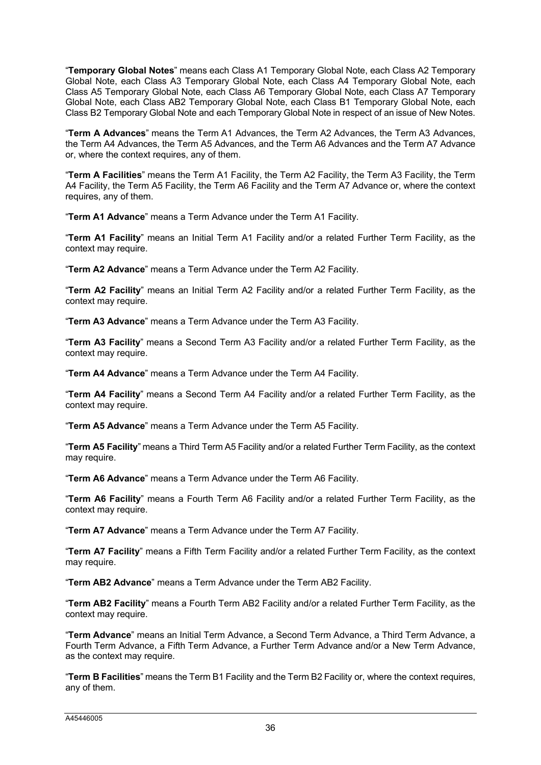"**Temporary Global Notes**" means each Class A1 Temporary Global Note, each Class A2 Temporary Global Note, each Class A3 Temporary Global Note, each Class A4 Temporary Global Note, each Class A5 Temporary Global Note, each Class A6 Temporary Global Note, each Class A7 Temporary Global Note, each Class AB2 Temporary Global Note, each Class B1 Temporary Global Note, each Class B2 Temporary Global Note and each Temporary Global Note in respect of an issue of New Notes.

"**Term A Advances**" means the Term A1 Advances, the Term A2 Advances, the Term A3 Advances, the Term A4 Advances, the Term A5 Advances, and the Term A6 Advances and the Term A7 Advance or, where the context requires, any of them.

"**Term A Facilities**" means the Term A1 Facility, the Term A2 Facility, the Term A3 Facility, the Term A4 Facility, the Term A5 Facility, the Term A6 Facility and the Term A7 Advance or, where the context requires, any of them.

"**Term A1 Advance**" means a Term Advance under the Term A1 Facility.

"**Term A1 Facility**" means an Initial Term A1 Facility and/or a related Further Term Facility, as the context may require.

"**Term A2 Advance**" means a Term Advance under the Term A2 Facility.

"**Term A2 Facility**" means an Initial Term A2 Facility and/or a related Further Term Facility, as the context may require.

"**Term A3 Advance**" means a Term Advance under the Term A3 Facility.

"**Term A3 Facility**" means a Second Term A3 Facility and/or a related Further Term Facility, as the context may require.

"**Term A4 Advance**" means a Term Advance under the Term A4 Facility.

"**Term A4 Facility**" means a Second Term A4 Facility and/or a related Further Term Facility, as the context may require.

"**Term A5 Advance**" means a Term Advance under the Term A5 Facility.

"**Term A5 Facility**" means a Third Term A5 Facility and/or a related Further Term Facility, as the context may require.

"**Term A6 Advance**" means a Term Advance under the Term A6 Facility.

"**Term A6 Facility**" means a Fourth Term A6 Facility and/or a related Further Term Facility, as the context may require.

"**Term A7 Advance**" means a Term Advance under the Term A7 Facility.

"**Term A7 Facility**" means a Fifth Term Facility and/or a related Further Term Facility, as the context may require.

"**Term AB2 Advance**" means a Term Advance under the Term AB2 Facility.

"**Term AB2 Facility**" means a Fourth Term AB2 Facility and/or a related Further Term Facility, as the context may require.

"**Term Advance**" means an Initial Term Advance, a Second Term Advance, a Third Term Advance, a Fourth Term Advance, a Fifth Term Advance, a Further Term Advance and/or a New Term Advance, as the context may require.

"**Term B Facilities**" means the Term B1 Facility and the Term B2 Facility or, where the context requires, any of them.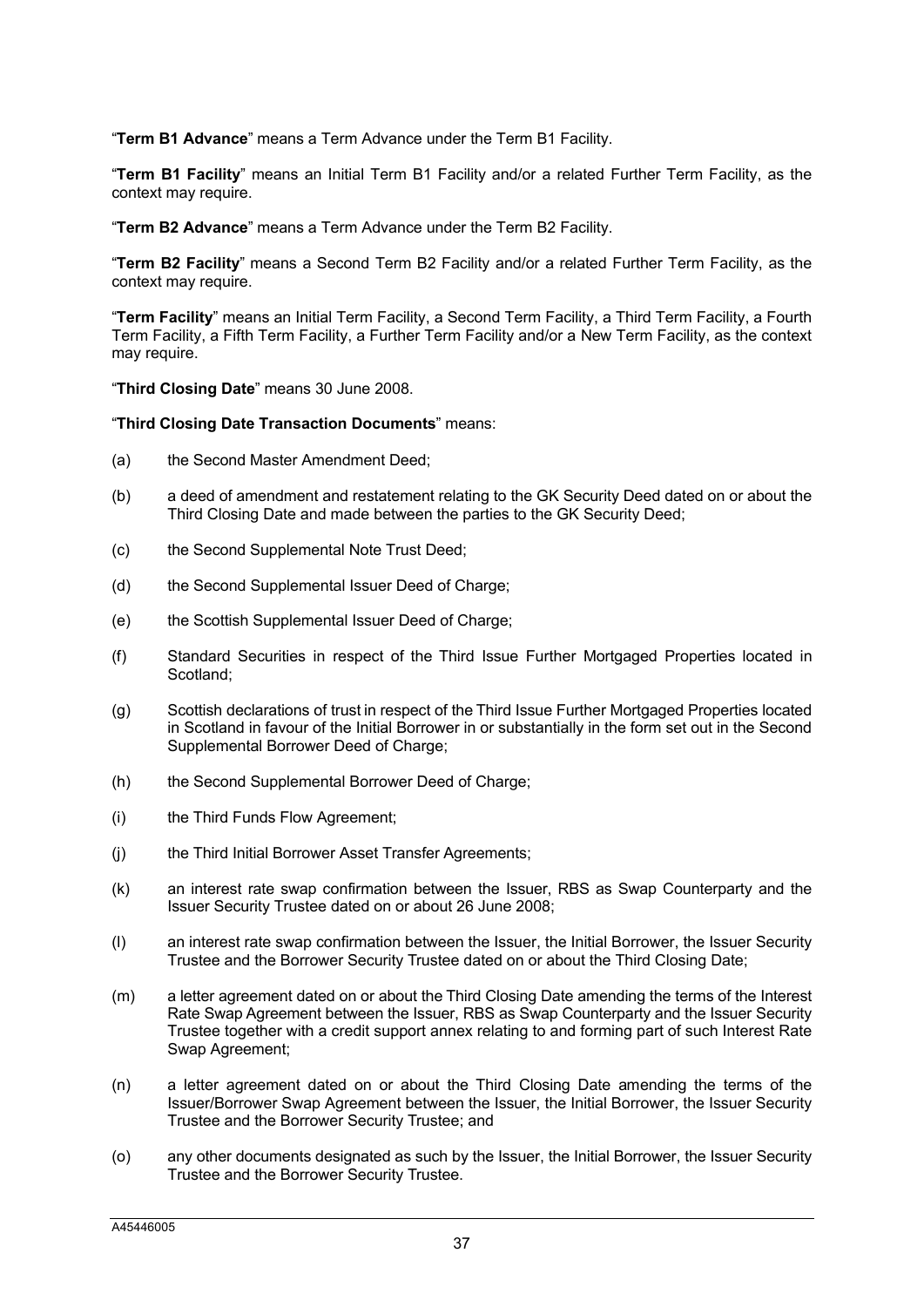"**Term B1 Advance**" means a Term Advance under the Term B1 Facility.

"**Term B1 Facility**" means an Initial Term B1 Facility and/or a related Further Term Facility, as the context may require.

"**Term B2 Advance**" means a Term Advance under the Term B2 Facility.

"**Term B2 Facility**" means a Second Term B2 Facility and/or a related Further Term Facility, as the context may require.

"**Term Facility**" means an Initial Term Facility, a Second Term Facility, a Third Term Facility, a Fourth Term Facility, a Fifth Term Facility, a Further Term Facility and/or a New Term Facility, as the context may require.

"**Third Closing Date**" means 30 June 2008.

"**Third Closing Date Transaction Documents**" means:

(a) the Second Master Amendment Deed;

(b) a deed of amendment and restatement relating to the GK Security Deed dated on or about the Third Closing Date and made between the parties to the GK Security Deed;

(c) the Second Supplemental Note Trust Deed;

(d) the Second Supplemental Issuer Deed of Charge;

(e) the Scottish Supplemental Issuer Deed of Charge;

(f) Standard Securities in respect of the Third Issue Further Mortgaged Properties located in Scotland;

(g) Scottish declarations of trust in respect of the Third Issue Further Mortgaged Properties located in Scotland in favour of the Initial Borrower in or substantially in the form set out in the Second Supplemental Borrower Deed of Charge;

(h) the Second Supplemental Borrower Deed of Charge;

(i) the Third Funds Flow Agreement;

(j) the Third Initial Borrower Asset Transfer Agreements;

(k) an interest rate swap confirmation between the Issuer, RBS as Swap Counterparty and the Issuer Security Trustee dated on or about 26 June 2008;

(l) an interest rate swap confirmation between the Issuer, the Initial Borrower, the Issuer Security Trustee and the Borrower Security Trustee dated on or about the Third Closing Date;

(m) a letter agreement dated on or about the Third Closing Date amending the terms of the Interest Rate Swap Agreement between the Issuer, RBS as Swap Counterparty and the Issuer Security Trustee together with a credit support annex relating to and forming part of such Interest Rate Swap Agreement;

(n) a letter agreement dated on or about the Third Closing Date amending the terms of the Issuer/Borrower Swap Agreement between the Issuer, the Initial Borrower, the Issuer Security Trustee and the Borrower Security Trustee; and

(o) any other documents designated as such by the Issuer, the Initial Borrower, the Issuer Security Trustee and the Borrower Security Trustee.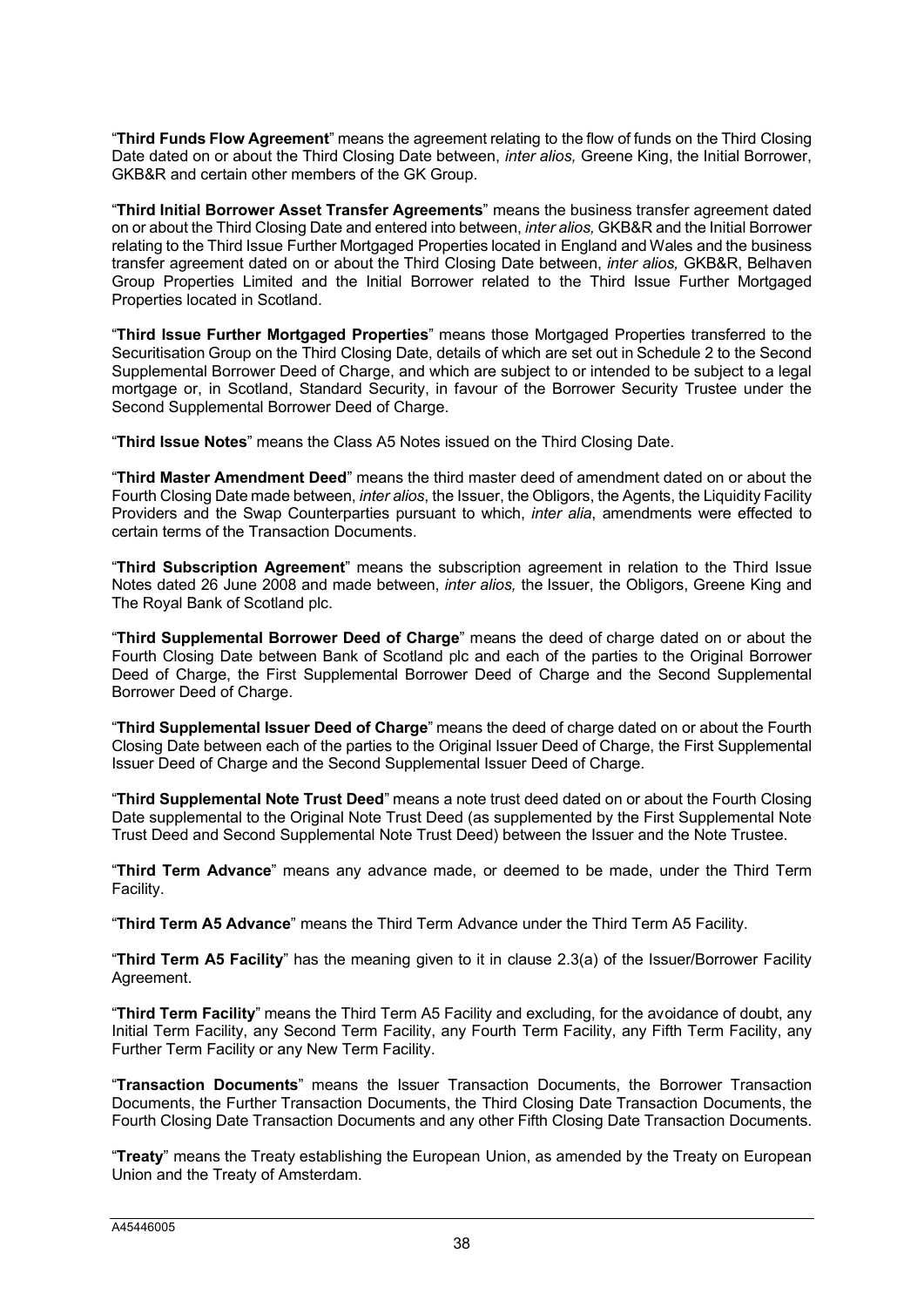"**Third Funds Flow Agreement**" means the agreement relating to the flow of funds on the Third Closing Date dated on or about the Third Closing Date between, *inter alios,* Greene King, the Initial Borrower, GKB&R and certain other members of the GK Group.

"**Third Initial Borrower Asset Transfer Agreements**" means the business transfer agreement dated on or about the Third Closing Date and entered into between, *inter alios,* GKB&R and the Initial Borrower relating to the Third Issue Further Mortgaged Properties located in England and Wales and the business transfer agreement dated on or about the Third Closing Date between, *inter alios,* GKB&R, Belhaven Group Properties Limited and the Initial Borrower related to the Third Issue Further Mortgaged Properties located in Scotland.

"**Third Issue Further Mortgaged Properties**" means those Mortgaged Properties transferred to the Securitisation Group on the Third Closing Date, details of which are set out in Schedule 2 to the Second Supplemental Borrower Deed of Charge, and which are subject to or intended to be subject to a legal mortgage or, in Scotland, Standard Security, in favour of the Borrower Security Trustee under the Second Supplemental Borrower Deed of Charge.

"**Third Issue Notes**" means the Class A5 Notes issued on the Third Closing Date.

"**Third Master Amendment Deed**" means the third master deed of amendment dated on or about the Fourth Closing Date made between, *inter alios*, the Issuer, the Obligors, the Agents, the Liquidity Facility Providers and the Swap Counterparties pursuant to which, *inter alia*, amendments were effected to certain terms of the Transaction Documents.

"**Third Subscription Agreement**" means the subscription agreement in relation to the Third Issue Notes dated 26 June 2008 and made between, *inter alios,* the Issuer, the Obligors, Greene King and The Royal Bank of Scotland plc.

"**Third Supplemental Borrower Deed of Charge**" means the deed of charge dated on or about the Fourth Closing Date between Bank of Scotland plc and each of the parties to the Original Borrower Deed of Charge, the First Supplemental Borrower Deed of Charge and the Second Supplemental Borrower Deed of Charge.

"**Third Supplemental Issuer Deed of Charge**" means the deed of charge dated on or about the Fourth Closing Date between each of the parties to the Original Issuer Deed of Charge, the First Supplemental Issuer Deed of Charge and the Second Supplemental Issuer Deed of Charge.

"**Third Supplemental Note Trust Deed**" means a note trust deed dated on or about the Fourth Closing Date supplemental to the Original Note Trust Deed (as supplemented by the First Supplemental Note Trust Deed and Second Supplemental Note Trust Deed) between the Issuer and the Note Trustee.

"**Third Term Advance**" means any advance made, or deemed to be made, under the Third Term Facility.

"**Third Term A5 Advance**" means the Third Term Advance under the Third Term A5 Facility.

"**Third Term A5 Facility**" has the meaning given to it in clause 2.3(a) of the Issuer/Borrower Facility Agreement.

"**Third Term Facility**" means the Third Term A5 Facility and excluding, for the avoidance of doubt, any Initial Term Facility, any Second Term Facility, any Fourth Term Facility, any Fifth Term Facility, any Further Term Facility or any New Term Facility.

"**Transaction Documents**" means the Issuer Transaction Documents, the Borrower Transaction Documents, the Further Transaction Documents, the Third Closing Date Transaction Documents, the Fourth Closing Date Transaction Documents and any other Fifth Closing Date Transaction Documents.

"**Treaty**" means the Treaty establishing the European Union, as amended by the Treaty on European Union and the Treaty of Amsterdam.

A45446005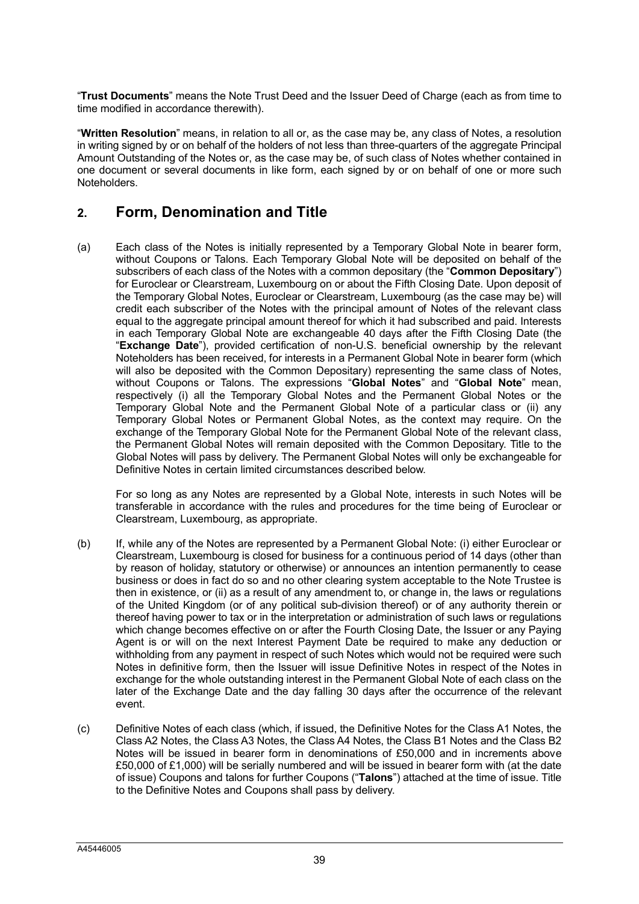"**Trust Documents**" means the Note Trust Deed and the Issuer Deed of Charge (each as from time to time modified in accordance therewith).

"**Written Resolution**" means, in relation to all or, as the case may be, any class of Notes, a resolution in writing signed by or on behalf of the holders of not less than three-quarters of the aggregate Principal Amount Outstanding of the Notes or, as the case may be, of such class of Notes whether contained in one document or several documents in like form, each signed by or on behalf of one or more such Noteholders.

## 2. Form, Denomination and Title

(a) Each class of the Notes is initially represented by a Temporary Global Note in bearer form, without Coupons or Talons. Each Temporary Global Note will be deposited on behalf of the subscribers of each class of the Notes with a common depositary (the "**Common Depositary**") for Euroclear or Clearstream, Luxembourg on or about the Fifth Closing Date. Upon deposit of the Temporary Global Notes, Euroclear or Clearstream, Luxembourg (as the case may be) will credit each subscriber of the Notes with the principal amount of Notes of the relevant class equal to the aggregate principal amount thereof for which it had subscribed and paid. Interests in each Temporary Global Note are exchangeable 40 days after the Fifth Closing Date (the "**Exchange Date**"), provided certification of non-U.S. beneficial ownership by the relevant Noteholders has been received, for interests in a Permanent Global Note in bearer form (which will also be deposited with the Common Depositary) representing the same class of Notes, without Coupons or Talons. The expressions "**Global Notes**" and "**Global Note**" mean, respectively (i) all the Temporary Global Notes and the Permanent Global Notes or the Temporary Global Note and the Permanent Global Note of a particular class or (ii) any Temporary Global Notes or Permanent Global Notes, as the context may require. On the exchange of the Temporary Global Note for the Permanent Global Note of the relevant class, the Permanent Global Notes will remain deposited with the Common Depositary. Title to the Global Notes will pass by delivery. The Permanent Global Notes will only be exchangeable for Definitive Notes in certain limited circumstances described below.

For so long as any Notes are represented by a Global Note, interests in such Notes will be transferable in accordance with the rules and procedures for the time being of Euroclear or Clearstream, Luxembourg, as appropriate.

(b) If, while any of the Notes are represented by a Permanent Global Note: (i) either Euroclear or Clearstream, Luxembourg is closed for business for a continuous period of 14 days (other than by reason of holiday, statutory or otherwise) or announces an intention permanently to cease business or does in fact do so and no other clearing system acceptable to the Note Trustee is then in existence, or (ii) as a result of any amendment to, or change in, the laws or regulations of the United Kingdom (or of any political sub-division thereof) or of any authority therein or thereof having power to tax or in the interpretation or administration of such laws or regulations which change becomes effective on or after the Fourth Closing Date, the Issuer or any Paying Agent is or will on the next Interest Payment Date be required to make any deduction or withholding from any payment in respect of such Notes which would not be required were such Notes in definitive form, then the Issuer will issue Definitive Notes in respect of the Notes in exchange for the whole outstanding interest in the Permanent Global Note of each class on the later of the Exchange Date and the day falling 30 days after the occurrence of the relevant event.

(c) Definitive Notes of each class (which, if issued, the Definitive Notes for the Class A1 Notes, the Class A2 Notes, the Class A3 Notes, the Class A4 Notes, the Class B1 Notes and the Class B2 Notes will be issued in bearer form in denominations of £50,000 and in increments above £50,000 of £1,000) will be serially numbered and will be issued in bearer form with (at the date of issue) Coupons and talons for further Coupons ("**Talons**") attached at the time of issue. Title to the Definitive Notes and Coupons shall pass by delivery.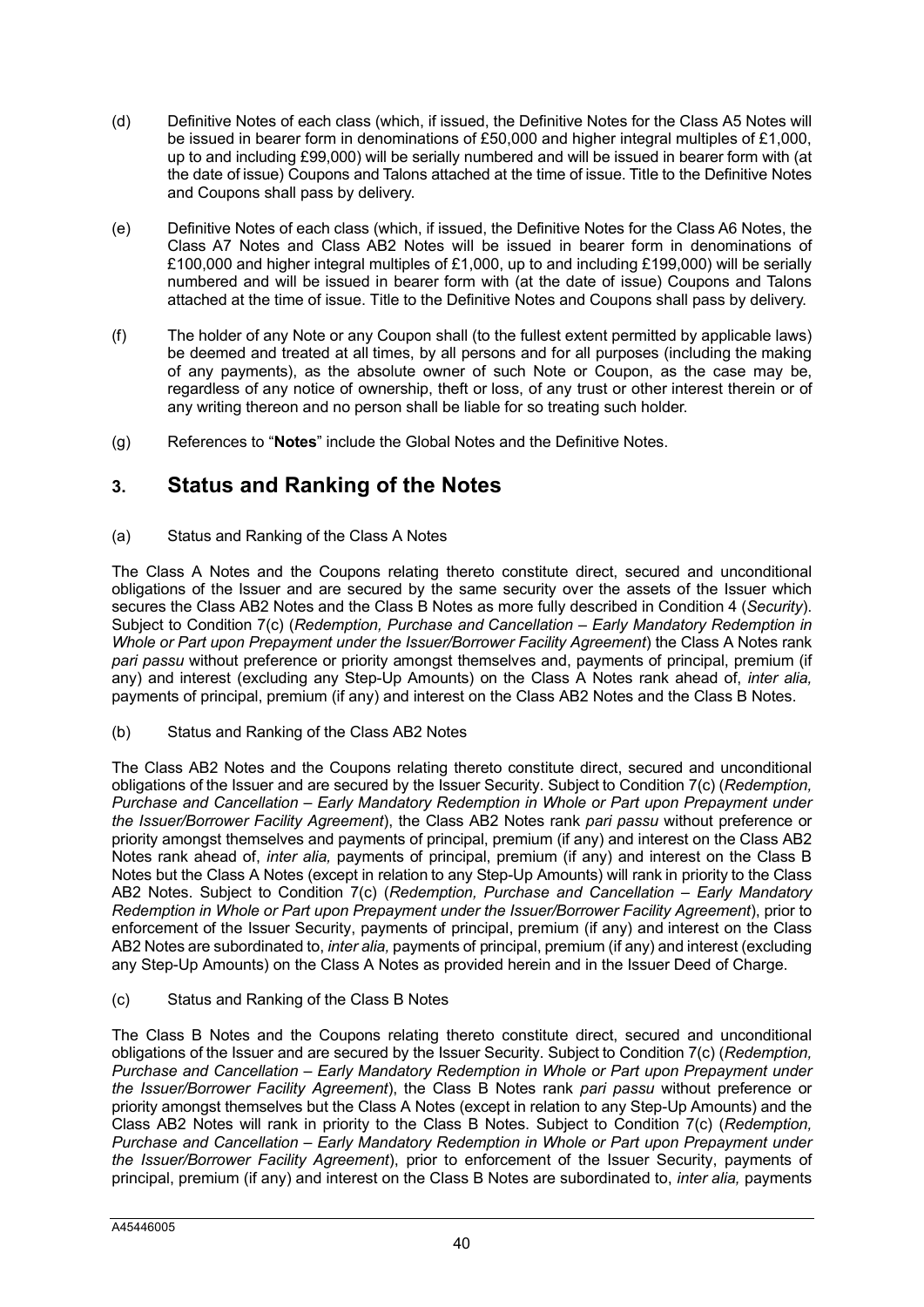(d) Definitive Notes of each class (which, if issued, the Definitive Notes for the Class A5 Notes will be issued in bearer form in denominations of £50,000 and higher integral multiples of £1,000, up to and including £99,000) will be serially numbered and will be issued in bearer form with (at the date of issue) Coupons and Talons attached at the time of issue. Title to the Definitive Notes and Coupons shall pass by delivery.

(e) Definitive Notes of each class (which, if issued, the Definitive Notes for the Class A6 Notes, the Class A7 Notes and Class AB2 Notes will be issued in bearer form in denominations of £100,000 and higher integral multiples of £1,000, up to and including £199,000) will be serially numbered and will be issued in bearer form with (at the date of issue) Coupons and Talons attached at the time of issue. Title to the Definitive Notes and Coupons shall pass by delivery.

(f) The holder of any Note or any Coupon shall (to the fullest extent permitted by applicable laws) be deemed and treated at all times, by all persons and for all purposes (including the making of any payments), as the absolute owner of such Note or Coupon, as the case may be, regardless of any notice of ownership, theft or loss, of any trust or other interest therein or of any writing thereon and no person shall be liable for so treating such holder.

(g) References to "**Notes**" include the Global Notes and the Definitive Notes.

## 3. Status and Ranking of the Notes

(a) Status and Ranking of the Class A Notes

The Class A Notes and the Coupons relating thereto constitute direct, secured and unconditional obligations of the Issuer and are secured by the same security over the assets of the Issuer which secures the Class AB2 Notes and the Class B Notes as more fully described in Condition 4 (*Security*). Subject to Condition 7(c) (*Redemption, Purchase and Cancellation – Early Mandatory Redemption in Whole or Part upon Prepayment under the Issuer/Borrower Facility Agreement*) the Class A Notes rank *pari passu* without preference or priority amongst themselves and, payments of principal, premium (if any) and interest (excluding any Step-Up Amounts) on the Class A Notes rank ahead of, *inter alia,* payments of principal, premium (if any) and interest on the Class AB2 Notes and the Class B Notes.

(b) Status and Ranking of the Class AB2 Notes

The Class AB2 Notes and the Coupons relating thereto constitute direct, secured and unconditional obligations of the Issuer and are secured by the Issuer Security. Subject to Condition 7(c) (*Redemption, Purchase and Cancellation – Early Mandatory Redemption in Whole or Part upon Prepayment under the Issuer/Borrower Facility Agreement*), the Class AB2 Notes rank *pari passu* without preference or priority amongst themselves and payments of principal, premium (if any) and interest on the Class AB2 Notes rank ahead of, *inter alia,* payments of principal, premium (if any) and interest on the Class B Notes but the Class A Notes (except in relation to any Step-Up Amounts) will rank in priority to the Class AB2 Notes. Subject to Condition 7(c) (*Redemption, Purchase and Cancellation – Early Mandatory Redemption in Whole or Part upon Prepayment under the Issuer/Borrower Facility Agreement*), prior to enforcement of the Issuer Security, payments of principal, premium (if any) and interest on the Class AB2 Notes are subordinated to, *inter alia,* payments of principal, premium (if any) and interest (excluding any Step-Up Amounts) on the Class A Notes as provided herein and in the Issuer Deed of Charge.

(c) Status and Ranking of the Class B Notes

The Class B Notes and the Coupons relating thereto constitute direct, secured and unconditional obligations of the Issuer and are secured by the Issuer Security. Subject to Condition 7(c) (*Redemption, Purchase and Cancellation – Early Mandatory Redemption in Whole or Part upon Prepayment under the Issuer/Borrower Facility Agreement*), the Class B Notes rank *pari passu* without preference or priority amongst themselves but the Class A Notes (except in relation to any Step-Up Amounts) and the Class AB2 Notes will rank in priority to the Class B Notes. Subject to Condition 7(c) (*Redemption, Purchase and Cancellation – Early Mandatory Redemption in Whole or Part upon Prepayment under the Issuer/Borrower Facility Agreement*), prior to enforcement of the Issuer Security, payments of principal, premium (if any) and interest on the Class B Notes are subordinated to, *inter alia,* payments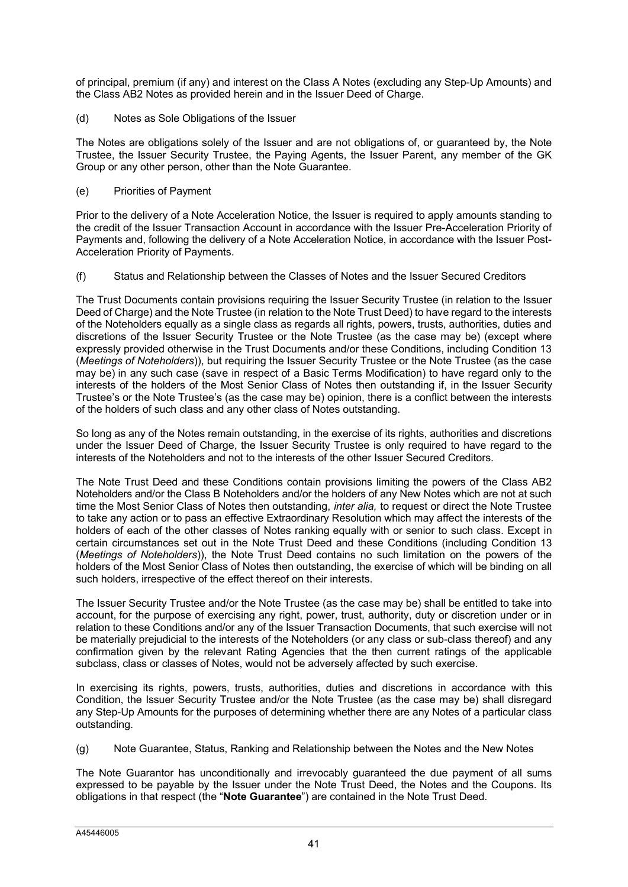of principal, premium (if any) and interest on the Class A Notes (excluding any Step-Up Amounts) and the Class AB2 Notes as provided herein and in the Issuer Deed of Charge.

(d) Notes as Sole Obligations of the Issuer

The Notes are obligations solely of the Issuer and are not obligations of, or guaranteed by, the Note Trustee, the Issuer Security Trustee, the Paying Agents, the Issuer Parent, any member of the GK Group or any other person, other than the Note Guarantee.

(e) Priorities of Payment

Prior to the delivery of a Note Acceleration Notice, the Issuer is required to apply amounts standing to the credit of the Issuer Transaction Account in accordance with the Issuer Pre-Acceleration Priority of Payments and, following the delivery of a Note Acceleration Notice, in accordance with the Issuer Post-Acceleration Priority of Payments.

(f) Status and Relationship between the Classes of Notes and the Issuer Secured Creditors

The Trust Documents contain provisions requiring the Issuer Security Trustee (in relation to the Issuer Deed of Charge) and the Note Trustee (in relation to the Note Trust Deed) to have regard to the interests of the Noteholders equally as a single class as regards all rights, powers, trusts, authorities, duties and discretions of the Issuer Security Trustee or the Note Trustee (as the case may be) (except where expressly provided otherwise in the Trust Documents and/or these Conditions, including Condition 13 (*Meetings of Noteholders*)), but requiring the Issuer Security Trustee or the Note Trustee (as the case may be) in any such case (save in respect of a Basic Terms Modification) to have regard only to the interests of the holders of the Most Senior Class of Notes then outstanding if, in the Issuer Security Trustee's or the Note Trustee's (as the case may be) opinion, there is a conflict between the interests of the holders of such class and any other class of Notes outstanding.

So long as any of the Notes remain outstanding, in the exercise of its rights, authorities and discretions under the Issuer Deed of Charge, the Issuer Security Trustee is only required to have regard to the interests of the Noteholders and not to the interests of the other Issuer Secured Creditors.

The Note Trust Deed and these Conditions contain provisions limiting the powers of the Class AB2 Noteholders and/or the Class B Noteholders and/or the holders of any New Notes which are not at such time the Most Senior Class of Notes then outstanding, *inter alia,* to request or direct the Note Trustee to take any action or to pass an effective Extraordinary Resolution which may affect the interests of the holders of each of the other classes of Notes ranking equally with or senior to such class. Except in certain circumstances set out in the Note Trust Deed and these Conditions (including Condition 13 (*Meetings of Noteholders*)), the Note Trust Deed contains no such limitation on the powers of the holders of the Most Senior Class of Notes then outstanding, the exercise of which will be binding on all such holders, irrespective of the effect thereof on their interests.

The Issuer Security Trustee and/or the Note Trustee (as the case may be) shall be entitled to take into account, for the purpose of exercising any right, power, trust, authority, duty or discretion under or in relation to these Conditions and/or any of the Issuer Transaction Documents, that such exercise will not be materially prejudicial to the interests of the Noteholders (or any class or sub-class thereof) and any confirmation given by the relevant Rating Agencies that the then current ratings of the applicable subclass, class or classes of Notes, would not be adversely affected by such exercise.

In exercising its rights, powers, trusts, authorities, duties and discretions in accordance with this Condition, the Issuer Security Trustee and/or the Note Trustee (as the case may be) shall disregard any Step-Up Amounts for the purposes of determining whether there are any Notes of a particular class outstanding.

(g) Note Guarantee, Status, Ranking and Relationship between the Notes and the New Notes

The Note Guarantor has unconditionally and irrevocably guaranteed the due payment of all sums expressed to be payable by the Issuer under the Note Trust Deed, the Notes and the Coupons. Its obligations in that respect (the "**Note Guarantee**") are contained in the Note Trust Deed.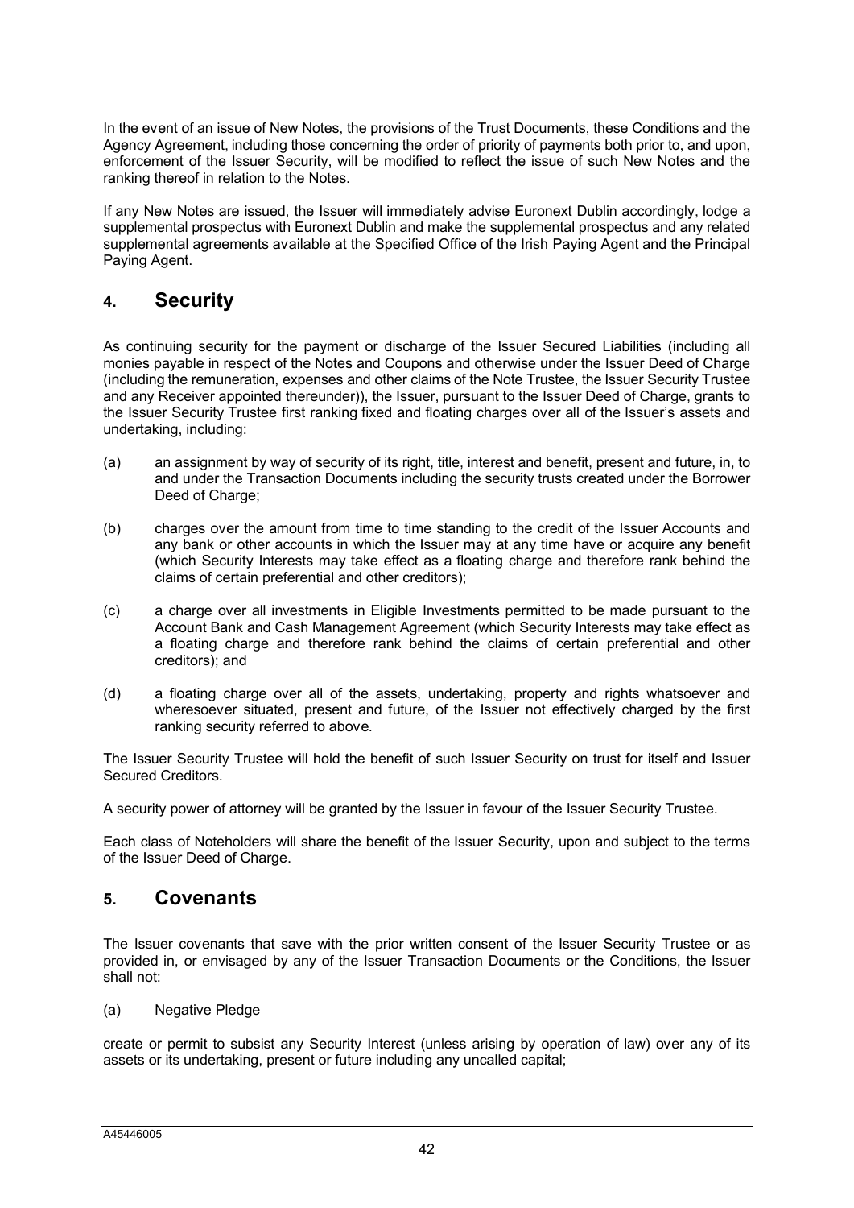In the event of an issue of New Notes, the provisions of the Trust Documents, these Conditions and the Agency Agreement, including those concerning the order of priority of payments both prior to, and upon, enforcement of the Issuer Security, will be modified to reflect the issue of such New Notes and the ranking thereof in relation to the Notes.

If any New Notes are issued, the Issuer will immediately advise Euronext Dublin accordingly, lodge a supplemental prospectus with Euronext Dublin and make the supplemental prospectus and any related supplemental agreements available at the Specified Office of the Irish Paying Agent and the Principal Paying Agent.

## 4. Security

As continuing security for the payment or discharge of the Issuer Secured Liabilities (including all monies payable in respect of the Notes and Coupons and otherwise under the Issuer Deed of Charge (including the remuneration, expenses and other claims of the Note Trustee, the Issuer Security Trustee and any Receiver appointed thereunder)), the Issuer, pursuant to the Issuer Deed of Charge, grants to the Issuer Security Trustee first ranking fixed and floating charges over all of the Issuer's assets and undertaking, including:

(a) an assignment by way of security of its right, title, interest and benefit, present and future, in, to and under the Transaction Documents including the security trusts created under the Borrower Deed of Charge;

(b) charges over the amount from time to time standing to the credit of the Issuer Accounts and any bank or other accounts in which the Issuer may at any time have or acquire any benefit (which Security Interests may take effect as a floating charge and therefore rank behind the claims of certain preferential and other creditors);

(c) a charge over all investments in Eligible Investments permitted to be made pursuant to the Account Bank and Cash Management Agreement (which Security Interests may take effect as a floating charge and therefore rank behind the claims of certain preferential and other creditors); and

(d) a floating charge over all of the assets, undertaking, property and rights whatsoever and wheresoever situated, present and future, of the Issuer not effectively charged by the first ranking security referred to above.

The Issuer Security Trustee will hold the benefit of such Issuer Security on trust for itself and Issuer Secured Creditors.

A security power of attorney will be granted by the Issuer in favour of the Issuer Security Trustee.

Each class of Noteholders will share the benefit of the Issuer Security, upon and subject to the terms of the Issuer Deed of Charge.

## 5. Covenants

The Issuer covenants that save with the prior written consent of the Issuer Security Trustee or as provided in, or envisaged by any of the Issuer Transaction Documents or the Conditions, the Issuer shall not:

(a) Negative Pledge

create or permit to subsist any Security Interest (unless arising by operation of law) over any of its assets or its undertaking, present or future including any uncalled capital;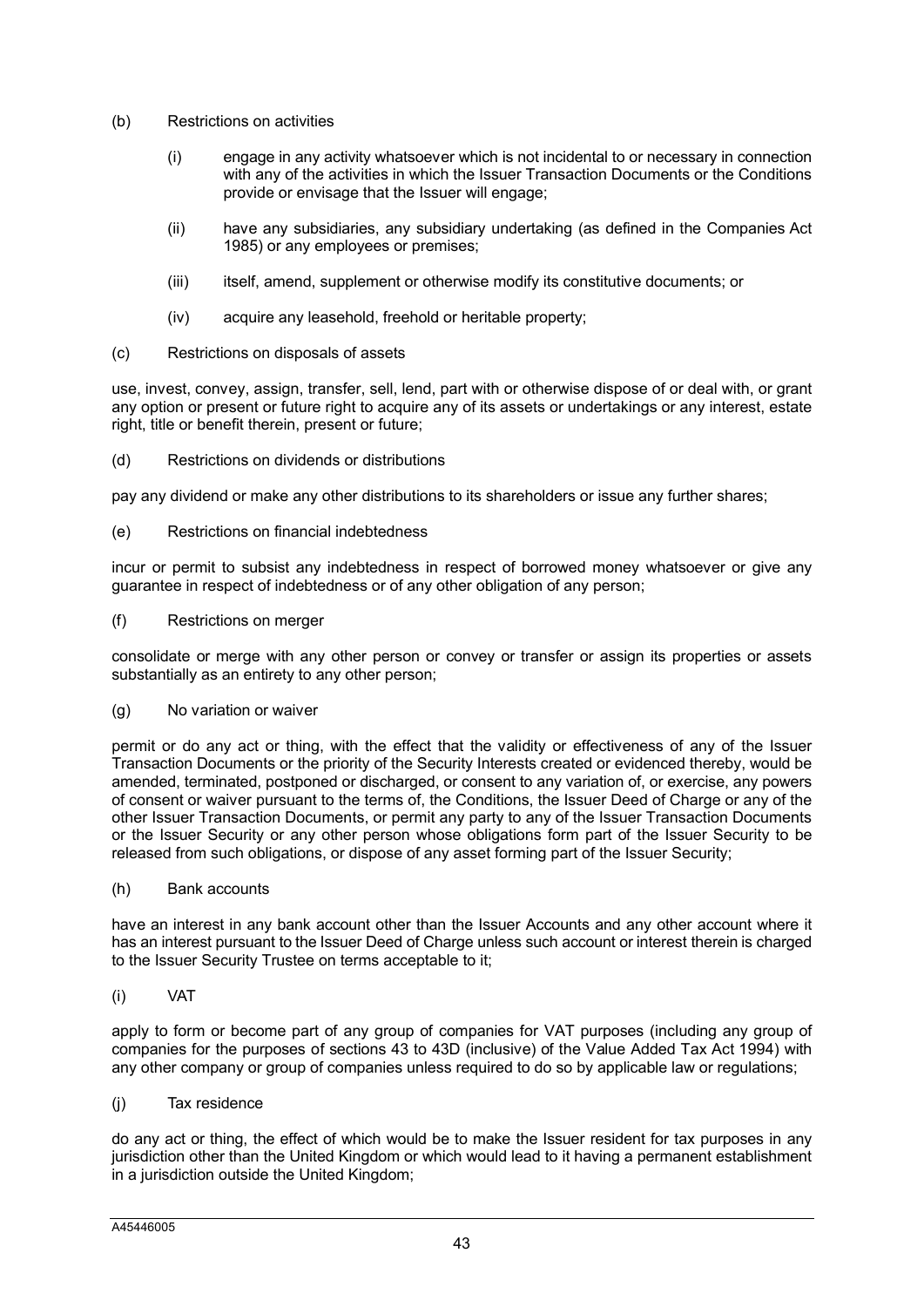(b) Restrictions on activities

(i) engage in any activity whatsoever which is not incidental to or necessary in connection with any of the activities in which the Issuer Transaction Documents or the Conditions provide or envisage that the Issuer will engage;

(ii) have any subsidiaries, any subsidiary undertaking (as defined in the Companies Act 1985) or any employees or premises;

(iii) itself, amend, supplement or otherwise modify its constitutive documents; or

(iv) acquire any leasehold, freehold or heritable property;

(c) Restrictions on disposals of assets

use, invest, convey, assign, transfer, sell, lend, part with or otherwise dispose of or deal with, or grant any option or present or future right to acquire any of its assets or undertakings or any interest, estate right, title or benefit therein, present or future;

(d) Restrictions on dividends or distributions

pay any dividend or make any other distributions to its shareholders or issue any further shares;

(e) Restrictions on financial indebtedness

incur or permit to subsist any indebtedness in respect of borrowed money whatsoever or give any guarantee in respect of indebtedness or of any other obligation of any person;

(f) Restrictions on merger

consolidate or merge with any other person or convey or transfer or assign its properties or assets substantially as an entirety to any other person;

(g) No variation or waiver

permit or do any act or thing, with the effect that the validity or effectiveness of any of the Issuer Transaction Documents or the priority of the Security Interests created or evidenced thereby, would be amended, terminated, postponed or discharged, or consent to any variation of, or exercise, any powers of consent or waiver pursuant to the terms of, the Conditions, the Issuer Deed of Charge or any of the other Issuer Transaction Documents, or permit any party to any of the Issuer Transaction Documents or the Issuer Security or any other person whose obligations form part of the Issuer Security to be released from such obligations, or dispose of any asset forming part of the Issuer Security;

(h) Bank accounts

have an interest in any bank account other than the Issuer Accounts and any other account where it has an interest pursuant to the Issuer Deed of Charge unless such account or interest therein is charged to the Issuer Security Trustee on terms acceptable to it;

(i) VAT

apply to form or become part of any group of companies for VAT purposes (including any group of companies for the purposes of sections 43 to 43D (inclusive) of the Value Added Tax Act 1994) with any other company or group of companies unless required to do so by applicable law or regulations;

(j) Tax residence

do any act or thing, the effect of which would be to make the Issuer resident for tax purposes in any jurisdiction other than the United Kingdom or which would lead to it having a permanent establishment in a jurisdiction outside the United Kingdom;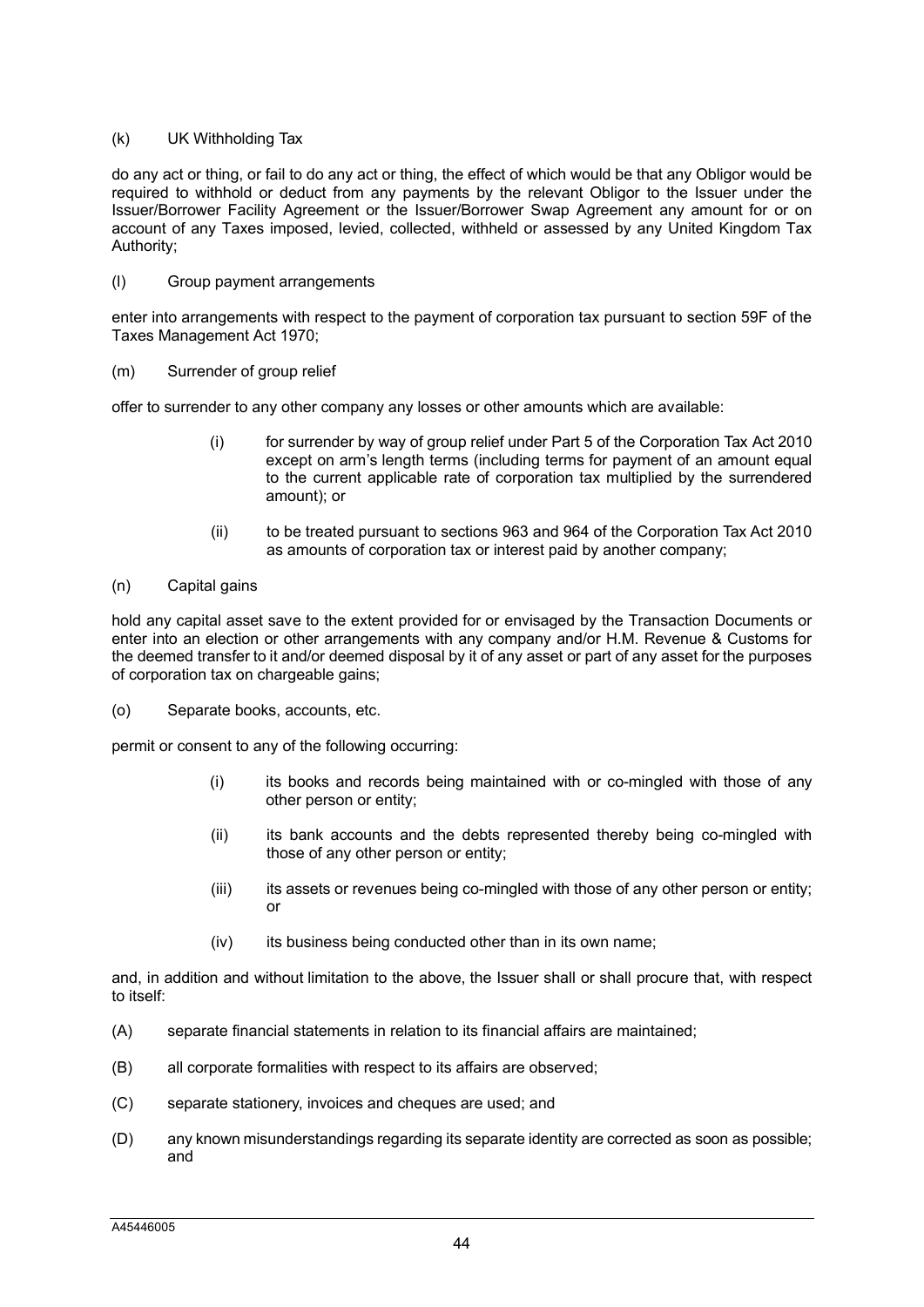(k) UK Withholding Tax

do any act or thing, or fail to do any act or thing, the effect of which would be that any Obligor would be required to withhold or deduct from any payments by the relevant Obligor to the Issuer under the Issuer/Borrower Facility Agreement or the Issuer/Borrower Swap Agreement any amount for or on account of any Taxes imposed, levied, collected, withheld or assessed by any United Kingdom Tax Authority;

(l) Group payment arrangements

enter into arrangements with respect to the payment of corporation tax pursuant to section 59F of the Taxes Management Act 1970;

(m) Surrender of group relief

offer to surrender to any other company any losses or other amounts which are available:

(i) for surrender by way of group relief under Part 5 of the Corporation Tax Act 2010 except on arm's length terms (including terms for payment of an amount equal to the current applicable rate of corporation tax multiplied by the surrendered amount); or

(ii) to be treated pursuant to sections 963 and 964 of the Corporation Tax Act 2010 as amounts of corporation tax or interest paid by another company;

(n) Capital gains

hold any capital asset save to the extent provided for or envisaged by the Transaction Documents or enter into an election or other arrangements with any company and/or H.M. Revenue & Customs for the deemed transfer to it and/or deemed disposal by it of any asset or part of any asset for the purposes of corporation tax on chargeable gains;

(o) Separate books, accounts, etc.

permit or consent to any of the following occurring:

(i) its books and records being maintained with or co-mingled with those of any other person or entity;

(ii) its bank accounts and the debts represented thereby being co-mingled with those of any other person or entity;

(iii) its assets or revenues being co-mingled with those of any other person or entity; or

(iv) its business being conducted other than in its own name;

and, in addition and without limitation to the above, the Issuer shall or shall procure that, with respect to itself:

(A) separate financial statements in relation to its financial affairs are maintained;

(B) all corporate formalities with respect to its affairs are observed;

(C) separate stationery, invoices and cheques are used; and

(D) any known misunderstandings regarding its separate identity are corrected as soon as possible; and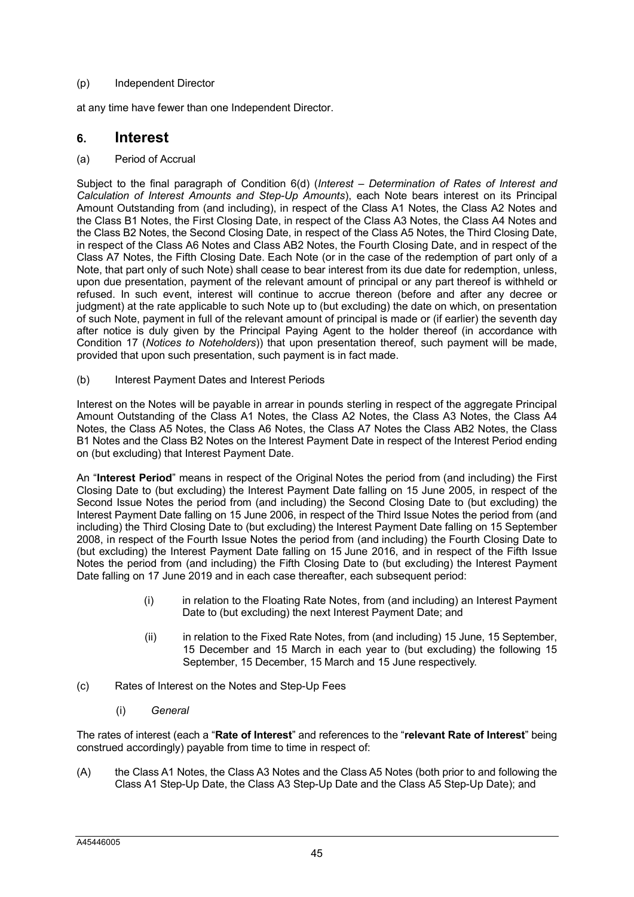(p) Independent Director

at any time have fewer than one Independent Director.

## 6. Interest

(a) Period of Accrual

Subject to the final paragraph of Condition 6(d) (*Interest – Determination of Rates of Interest and Calculation of Interest Amounts and Step-Up Amounts*), each Note bears interest on its Principal Amount Outstanding from (and including), in respect of the Class A1 Notes, the Class A2 Notes and the Class B1 Notes, the First Closing Date, in respect of the Class A3 Notes, the Class A4 Notes and the Class B2 Notes, the Second Closing Date, in respect of the Class A5 Notes, the Third Closing Date, in respect of the Class A6 Notes and Class AB2 Notes, the Fourth Closing Date, and in respect of the Class A7 Notes, the Fifth Closing Date. Each Note (or in the case of the redemption of part only of a Note, that part only of such Note) shall cease to bear interest from its due date for redemption, unless, upon due presentation, payment of the relevant amount of principal or any part thereof is withheld or refused. In such event, interest will continue to accrue thereon (before and after any decree or judgment) at the rate applicable to such Note up to (but excluding) the date on which, on presentation of such Note, payment in full of the relevant amount of principal is made or (if earlier) the seventh day after notice is duly given by the Principal Paying Agent to the holder thereof (in accordance with Condition 17 (*Notices to Noteholders*)) that upon presentation thereof, such payment will be made, provided that upon such presentation, such payment is in fact made.

(b) Interest Payment Dates and Interest Periods

Interest on the Notes will be payable in arrear in pounds sterling in respect of the aggregate Principal Amount Outstanding of the Class A1 Notes, the Class A2 Notes, the Class A3 Notes, the Class A4 Notes, the Class A5 Notes, the Class A6 Notes, the Class A7 Notes the Class AB2 Notes, the Class B1 Notes and the Class B2 Notes on the Interest Payment Date in respect of the Interest Period ending on (but excluding) that Interest Payment Date.

An "**Interest Period**" means in respect of the Original Notes the period from (and including) the First Closing Date to (but excluding) the Interest Payment Date falling on 15 June 2005, in respect of the Second Issue Notes the period from (and including) the Second Closing Date to (but excluding) the Interest Payment Date falling on 15 June 2006, in respect of the Third Issue Notes the period from (and including) the Third Closing Date to (but excluding) the Interest Payment Date falling on 15 September 2008, in respect of the Fourth Issue Notes the period from (and including) the Fourth Closing Date to (but excluding) the Interest Payment Date falling on 15 June 2016, and in respect of the Fifth Issue Notes the period from (and including) the Fifth Closing Date to (but excluding) the Interest Payment Date falling on 17 June 2019 and in each case thereafter, each subsequent period:

(i) in relation to the Floating Rate Notes, from (and including) an Interest Payment Date to (but excluding) the next Interest Payment Date; and

(ii) in relation to the Fixed Rate Notes, from (and including) 15 June, 15 September, 15 December and 15 March in each year to (but excluding) the following 15 September, 15 December, 15 March and 15 June respectively.

(c) Rates of Interest on the Notes and Step-Up Fees

(i) *General*

The rates of interest (each a "**Rate of Interest**" and references to the "**relevant Rate of Interest**" being construed accordingly) payable from time to time in respect of:

(A) the Class A1 Notes, the Class A3 Notes and the Class A5 Notes (both prior to and following the Class A1 Step-Up Date, the Class A3 Step-Up Date and the Class A5 Step-Up Date); and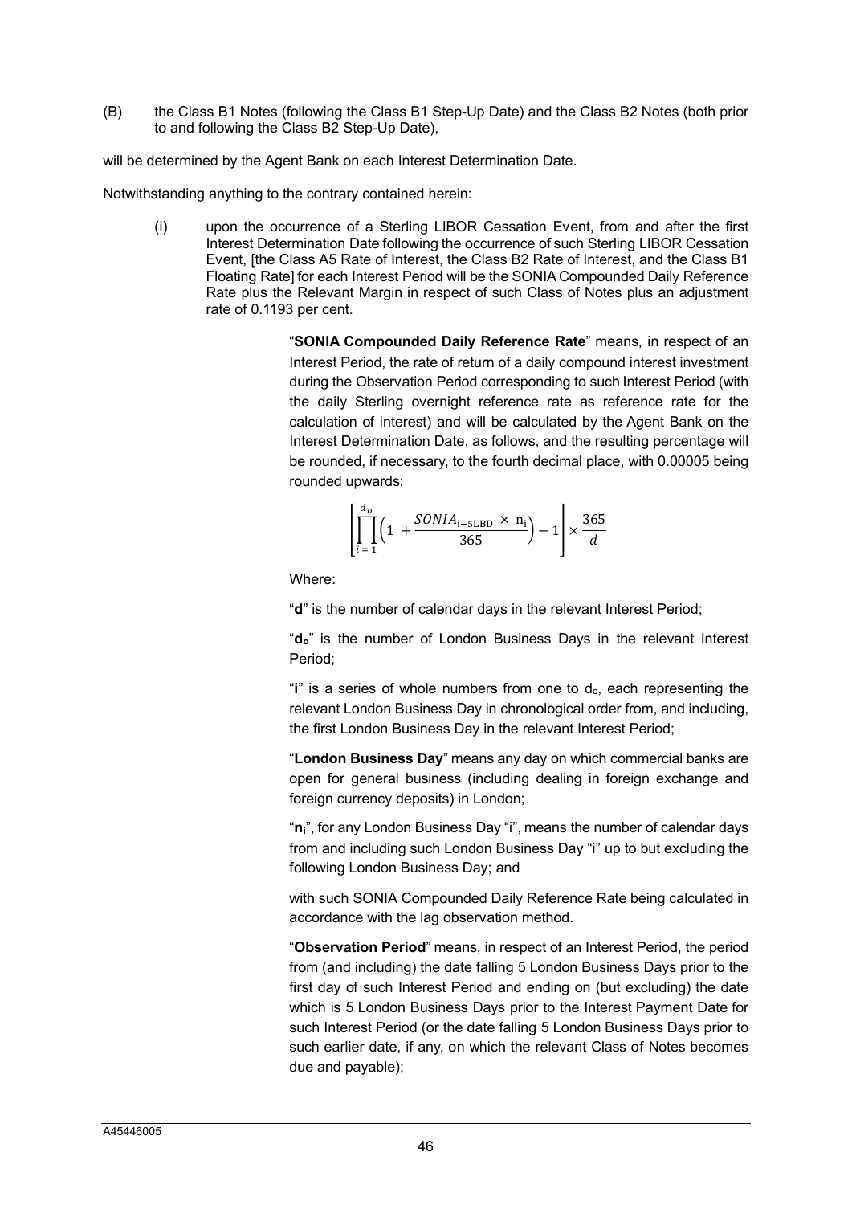(B) the Class B1 Notes (following the Class B1 Step-Up Date) and the Class B2 Notes (both prior to and following the Class B2 Step-Up Date),

will be determined by the Agent Bank on each Interest Determination Date.

Notwithstanding anything to the contrary contained herein:

(i) upon the occurrence of a Sterling LIBOR Cessation Event, from and after the first Interest Determination Date following the occurrence of such Sterling LIBOR Cessation Event, [the Class A5 Rate of Interest, the Class B2 Rate of Interest, and the Class B1 Floating Rate] for each Interest Period will be the SONIA Compounded Daily Reference Rate plus the Relevant Margin in respect of such Class of Notes plus an adjustment rate of 0.1193 per cent.

"**SONIA Compounded Daily Reference Rate**" means, in respect of an Interest Period, the rate of return of a daily compound interest investment during the Observation Period corresponding to such Interest Period (with the daily Sterling overnight reference rate as reference rate for the calculation of interest) and will be calculated by the Agent Bank on the Interest Determination Date, as follows, and the resulting percentage will be rounded, if necessary, to the fourth decimal place, with 0.00005 being rounded upwards:

$$\left[\prod_{i=1}^{d_o}\left(1 + \frac{SONIA_{i-5LBD} \times n_i}{365}\right) - 1\right] \times \frac{365}{d}$$

Where:

"**d**" is the number of calendar days in the relevant Interest Period;

"**$d_o$**" is the number of London Business Days in the relevant Interest Period;

"**i**" is a series of whole numbers from one to $d_o$, each representing the relevant London Business Day in chronological order from, and including, the first London Business Day in the relevant Interest Period;

"**London Business Day**" means any day on which commercial banks are open for general business (including dealing in foreign exchange and foreign currency deposits) in London;

"**$n_i$**", for any London Business Day "i", means the number of calendar days from and including such London Business Day "i" up to but excluding the following London Business Day; and

with such SONIA Compounded Daily Reference Rate being calculated in accordance with the lag observation method.

"**Observation Period**" means, in respect of an Interest Period, the period from (and including) the date falling 5 London Business Days prior to the first day of such Interest Period and ending on (but excluding) the date which is 5 London Business Days prior to the Interest Payment Date for such Interest Period (or the date falling 5 London Business Days prior to such earlier date, if any, on which the relevant Class of Notes becomes due and payable);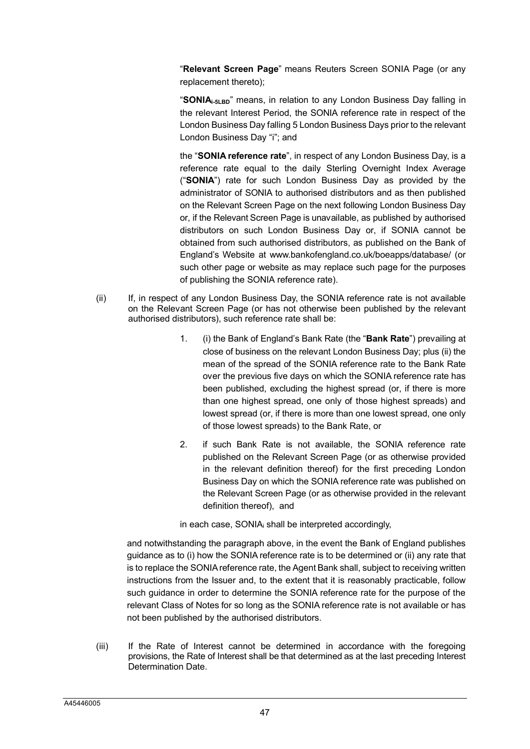"**Relevant Screen Page**" means Reuters Screen SONIA Page (or any replacement thereto);

"**$SONIA_{i-5LBD}$**" means, in relation to any London Business Day falling in the relevant Interest Period, the SONIA reference rate in respect of the London Business Day falling 5 London Business Days prior to the relevant London Business Day "i"; and

the "**SONIA reference rate**", in respect of any London Business Day, is a reference rate equal to the daily Sterling Overnight Index Average ("**SONIA**") rate for such London Business Day as provided by the administrator of SONIA to authorised distributors and as then published on the Relevant Screen Page on the next following London Business Day or, if the Relevant Screen Page is unavailable, as published by authorised distributors on such London Business Day or, if SONIA cannot be obtained from such authorised distributors, as published on the Bank of England's Website at www.bankofengland.co.uk/boeapps/database/ (or such other page or website as may replace such page for the purposes of publishing the SONIA reference rate).

(ii) If, in respect of any London Business Day, the SONIA reference rate is not available on the Relevant Screen Page (or has not otherwise been published by the relevant authorised distributors), such reference rate shall be:

1. (i) the Bank of England's Bank Rate (the "**Bank Rate**") prevailing at close of business on the relevant London Business Day; plus (ii) the mean of the spread of the SONIA reference rate to the Bank Rate over the previous five days on which the SONIA reference rate has been published, excluding the highest spread (or, if there is more than one highest spread, one only of those highest spreads) and lowest spread (or, if there is more than one lowest spread, one only of those lowest spreads) to the Bank Rate, or

2. if such Bank Rate is not available, the SONIA reference rate published on the Relevant Screen Page (or as otherwise provided in the relevant definition thereof) for the first preceding London Business Day on which the SONIA reference rate was published on the Relevant Screen Page (or as otherwise provided in the relevant definition thereof), and

in each case, $SONIA_i$ shall be interpreted accordingly,

and notwithstanding the paragraph above, in the event the Bank of England publishes guidance as to (i) how the SONIA reference rate is to be determined or (ii) any rate that is to replace the SONIA reference rate, the Agent Bank shall, subject to receiving written instructions from the Issuer and, to the extent that it is reasonably practicable, follow such guidance in order to determine the SONIA reference rate for the purpose of the relevant Class of Notes for so long as the SONIA reference rate is not available or has not been published by the authorised distributors.

(iii) If the Rate of Interest cannot be determined in accordance with the foregoing provisions, the Rate of Interest shall be that determined as at the last preceding Interest Determination Date.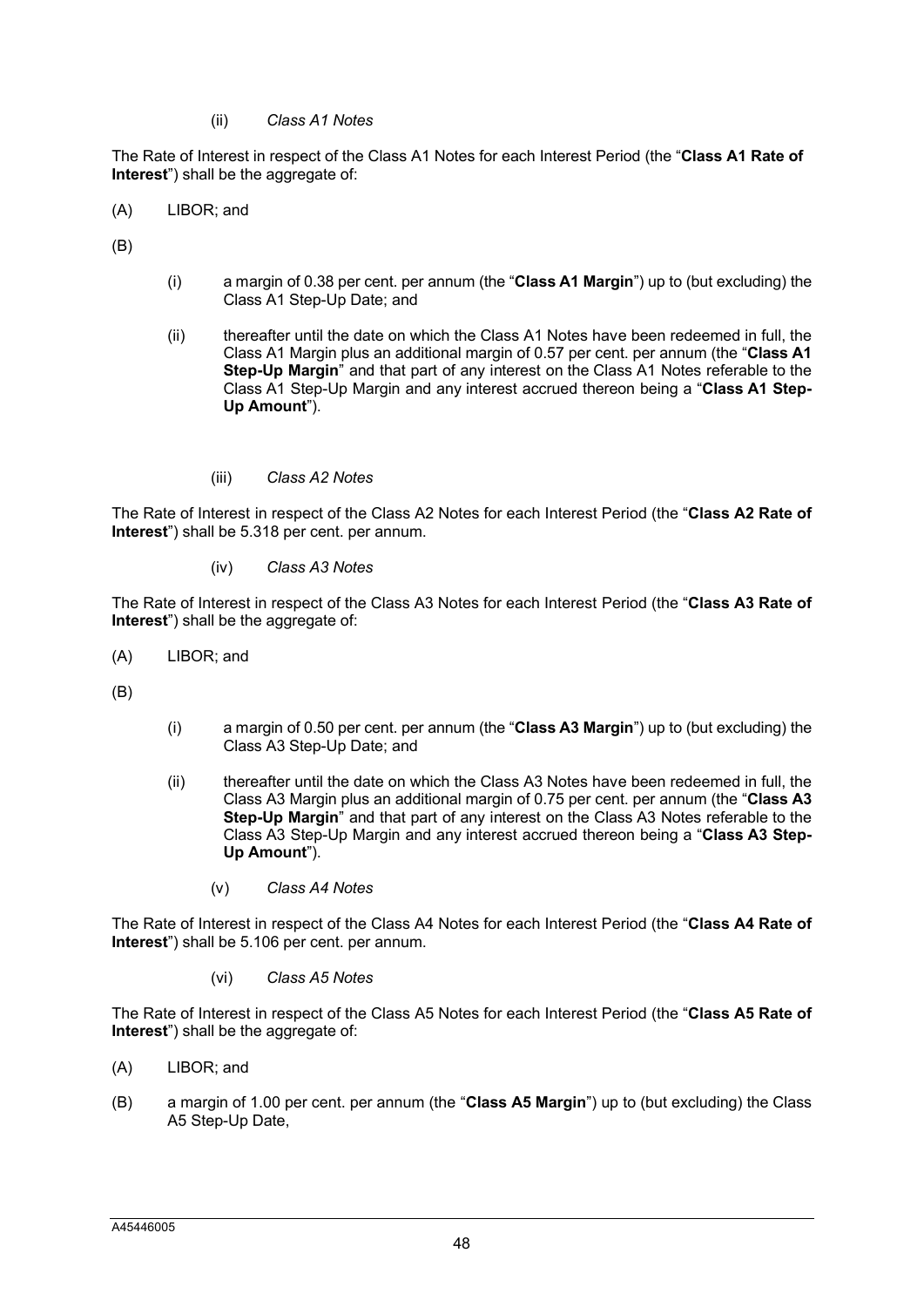(ii) *Class A1 Notes*

The Rate of Interest in respect of the Class A1 Notes for each Interest Period (the "**Class A1 Rate of Interest**") shall be the aggregate of:

(A) LIBOR; and

(B)

(i) a margin of 0.38 per cent. per annum (the "**Class A1 Margin**") up to (but excluding) the Class A1 Step-Up Date; and

(ii) thereafter until the date on which the Class A1 Notes have been redeemed in full, the Class A1 Margin plus an additional margin of 0.57 per cent. per annum (the "**Class A1 Step-Up Margin**" and that part of any interest on the Class A1 Notes referable to the Class A1 Step-Up Margin and any interest accrued thereon being a "**Class A1 Step-Up Amount**").

(iii) *Class A2 Notes*

The Rate of Interest in respect of the Class A2 Notes for each Interest Period (the "**Class A2 Rate of Interest**") shall be 5.318 per cent. per annum.

(iv) *Class A3 Notes*

The Rate of Interest in respect of the Class A3 Notes for each Interest Period (the "**Class A3 Rate of Interest**") shall be the aggregate of:

(A) LIBOR; and

(B)

(i) a margin of 0.50 per cent. per annum (the "**Class A3 Margin**") up to (but excluding) the Class A3 Step-Up Date; and

(ii) thereafter until the date on which the Class A3 Notes have been redeemed in full, the Class A3 Margin plus an additional margin of 0.75 per cent. per annum (the "**Class A3 Step-Up Margin**" and that part of any interest on the Class A3 Notes referable to the Class A3 Step-Up Margin and any interest accrued thereon being a "**Class A3 Step-Up Amount**").

(v) *Class A4 Notes*

The Rate of Interest in respect of the Class A4 Notes for each Interest Period (the "**Class A4 Rate of Interest**") shall be 5.106 per cent. per annum.

(vi) *Class A5 Notes*

The Rate of Interest in respect of the Class A5 Notes for each Interest Period (the "**Class A5 Rate of Interest**") shall be the aggregate of:

(A) LIBOR; and

(B) a margin of 1.00 per cent. per annum (the "**Class A5 Margin**") up to (but excluding) the Class A5 Step-Up Date,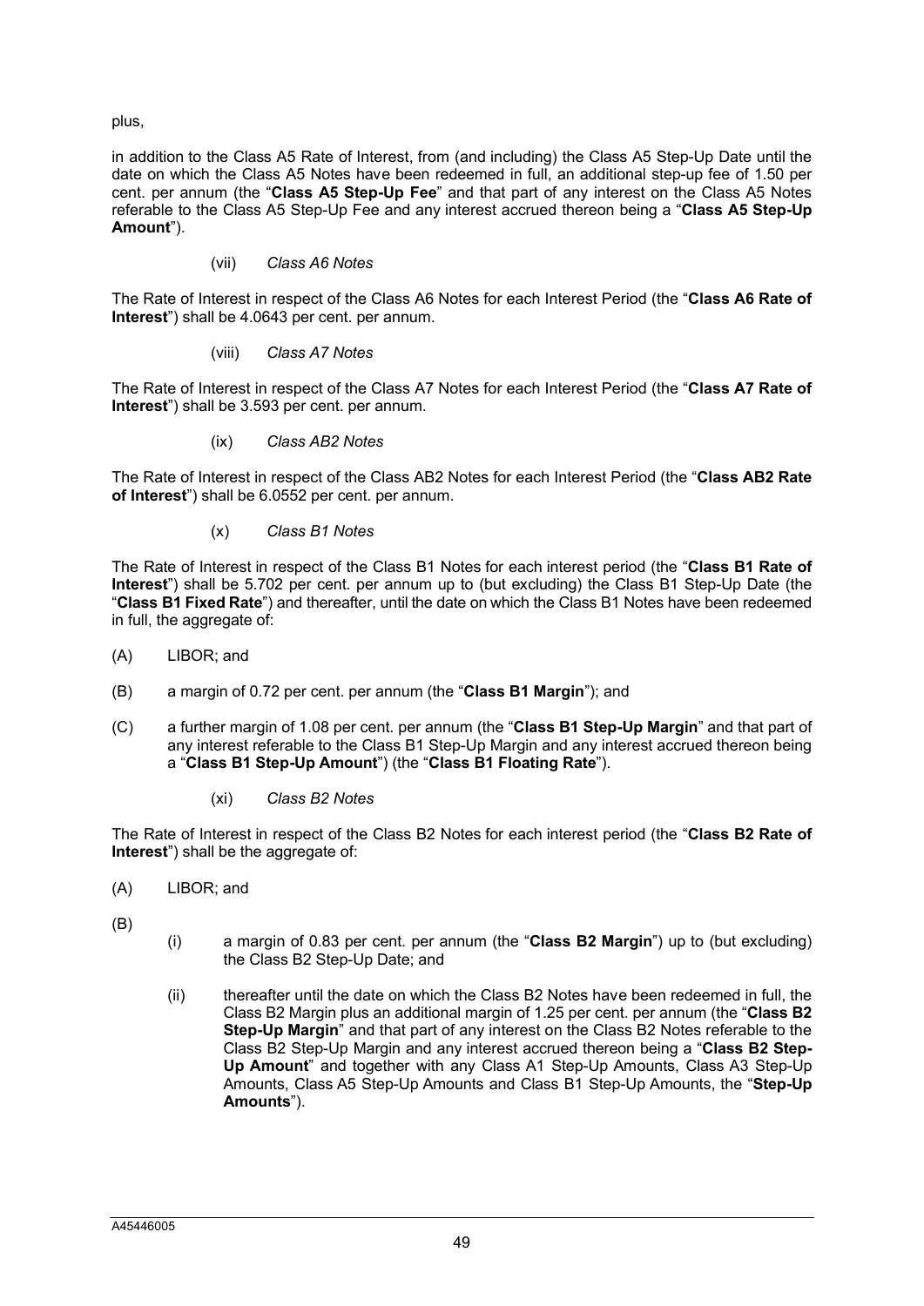plus,

in addition to the Class A5 Rate of Interest, from (and including) the Class A5 Step-Up Date until the date on which the Class A5 Notes have been redeemed in full, an additional step-up fee of 1.50 per cent. per annum (the "**Class A5 Step-Up Fee**" and that part of any interest on the Class A5 Notes referable to the Class A5 Step-Up Fee and any interest accrued thereon being a "**Class A5 Step-Up Amount**").

(vii) *Class A6 Notes*

The Rate of Interest in respect of the Class A6 Notes for each Interest Period (the "**Class A6 Rate of Interest**") shall be 4.0643 per cent. per annum.

(viii) *Class A7 Notes*

The Rate of Interest in respect of the Class A7 Notes for each Interest Period (the "**Class A7 Rate of Interest**") shall be 3.593 per cent. per annum.

(ix) *Class AB2 Notes*

The Rate of Interest in respect of the Class AB2 Notes for each Interest Period (the "**Class AB2 Rate of Interest**") shall be 6.0552 per cent. per annum.

(x) *Class B1 Notes*

The Rate of Interest in respect of the Class B1 Notes for each interest period (the "**Class B1 Rate of Interest**") shall be 5.702 per cent. per annum up to (but excluding) the Class B1 Step-Up Date (the "**Class B1 Fixed Rate**") and thereafter, until the date on which the Class B1 Notes have been redeemed in full, the aggregate of:

(A) LIBOR; and

(B) a margin of 0.72 per cent. per annum (the "**Class B1 Margin**"); and

(C) a further margin of 1.08 per cent. per annum (the "**Class B1 Step-Up Margin**" and that part of any interest referable to the Class B1 Step-Up Margin and any interest accrued thereon being a "**Class B1 Step-Up Amount**") (the "**Class B1 Floating Rate**").

(xi) *Class B2 Notes*

The Rate of Interest in respect of the Class B2 Notes for each interest period (the "**Class B2 Rate of Interest**") shall be the aggregate of:

(A) LIBOR; and

(B)

(i) a margin of 0.83 per cent. per annum (the "**Class B2 Margin**") up to (but excluding) the Class B2 Step-Up Date; and

(ii) thereafter until the date on which the Class B2 Notes have been redeemed in full, the Class B2 Margin plus an additional margin of 1.25 per cent. per annum (the "**Class B2 Step-Up Margin**" and that part of any interest on the Class B2 Notes referable to the Class B2 Step-Up Margin and any interest accrued thereon being a "**Class B2 Step-Up Amount**" and together with any Class A1 Step-Up Amounts, Class A3 Step-Up Amounts, Class A5 Step-Up Amounts and Class B1 Step-Up Amounts, the "**Step-Up Amounts**").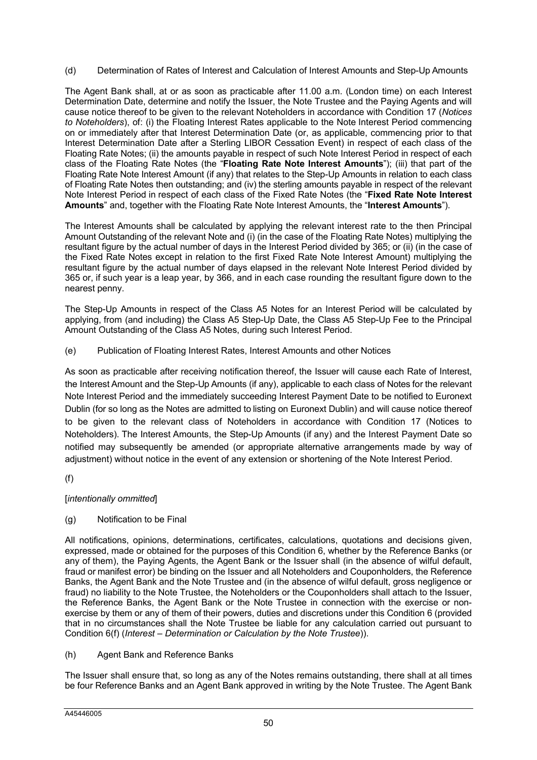(d) Determination of Rates of Interest and Calculation of Interest Amounts and Step-Up Amounts

The Agent Bank shall, at or as soon as practicable after 11.00 a.m. (London time) on each Interest Determination Date, determine and notify the Issuer, the Note Trustee and the Paying Agents and will cause notice thereof to be given to the relevant Noteholders in accordance with Condition 17 (*Notices to Noteholders*), of: (i) the Floating Interest Rates applicable to the Note Interest Period commencing on or immediately after that Interest Determination Date (or, as applicable, commencing prior to that Interest Determination Date after a Sterling LIBOR Cessation Event) in respect of each class of the Floating Rate Notes; (ii) the amounts payable in respect of such Note Interest Period in respect of each class of the Floating Rate Notes (the "**Floating Rate Note Interest Amounts**"); (iii) that part of the Floating Rate Note Interest Amount (if any) that relates to the Step-Up Amounts in relation to each class of Floating Rate Notes then outstanding; and (iv) the sterling amounts payable in respect of the relevant Note Interest Period in respect of each class of the Fixed Rate Notes (the "**Fixed Rate Note Interest Amounts**" and, together with the Floating Rate Note Interest Amounts, the "**Interest Amounts**").

The Interest Amounts shall be calculated by applying the relevant interest rate to the then Principal Amount Outstanding of the relevant Note and (i) (in the case of the Floating Rate Notes) multiplying the resultant figure by the actual number of days in the Interest Period divided by 365; or (ii) (in the case of the Fixed Rate Notes except in relation to the first Fixed Rate Note Interest Amount) multiplying the resultant figure by the actual number of days elapsed in the relevant Note Interest Period divided by 365 or, if such year is a leap year, by 366, and in each case rounding the resultant figure down to the nearest penny.

The Step-Up Amounts in respect of the Class A5 Notes for an Interest Period will be calculated by applying, from (and including) the Class A5 Step-Up Date, the Class A5 Step-Up Fee to the Principal Amount Outstanding of the Class A5 Notes, during such Interest Period.

(e) Publication of Floating Interest Rates, Interest Amounts and other Notices

As soon as practicable after receiving notification thereof, the Issuer will cause each Rate of Interest, the Interest Amount and the Step-Up Amounts (if any), applicable to each class of Notes for the relevant Note Interest Period and the immediately succeeding Interest Payment Date to be notified to Euronext Dublin (for so long as the Notes are admitted to listing on Euronext Dublin) and will cause notice thereof to be given to the relevant class of Noteholders in accordance with Condition 17 (Notices to Noteholders). The Interest Amounts, the Step-Up Amounts (if any) and the Interest Payment Date so notified may subsequently be amended (or appropriate alternative arrangements made by way of adjustment) without notice in the event of any extension or shortening of the Note Interest Period.

(f)

[*intentionally ommitted*]

(g) Notification to be Final

All notifications, opinions, determinations, certificates, calculations, quotations and decisions given, expressed, made or obtained for the purposes of this Condition 6, whether by the Reference Banks (or any of them), the Paying Agents, the Agent Bank or the Issuer shall (in the absence of wilful default, fraud or manifest error) be binding on the Issuer and all Noteholders and Couponholders, the Reference Banks, the Agent Bank and the Note Trustee and (in the absence of wilful default, gross negligence or fraud) no liability to the Note Trustee, the Noteholders or the Couponholders shall attach to the Issuer, the Reference Banks, the Agent Bank or the Note Trustee in connection with the exercise or non-exercise by them or any of them of their powers, duties and discretions under this Condition 6 (provided that in no circumstances shall the Note Trustee be liable for any calculation carried out pursuant to Condition 6(f) (*Interest – Determination or Calculation by the Note Trustee*)).

(h) Agent Bank and Reference Banks

The Issuer shall ensure that, so long as any of the Notes remains outstanding, there shall at all times be four Reference Banks and an Agent Bank approved in writing by the Note Trustee. The Agent Bank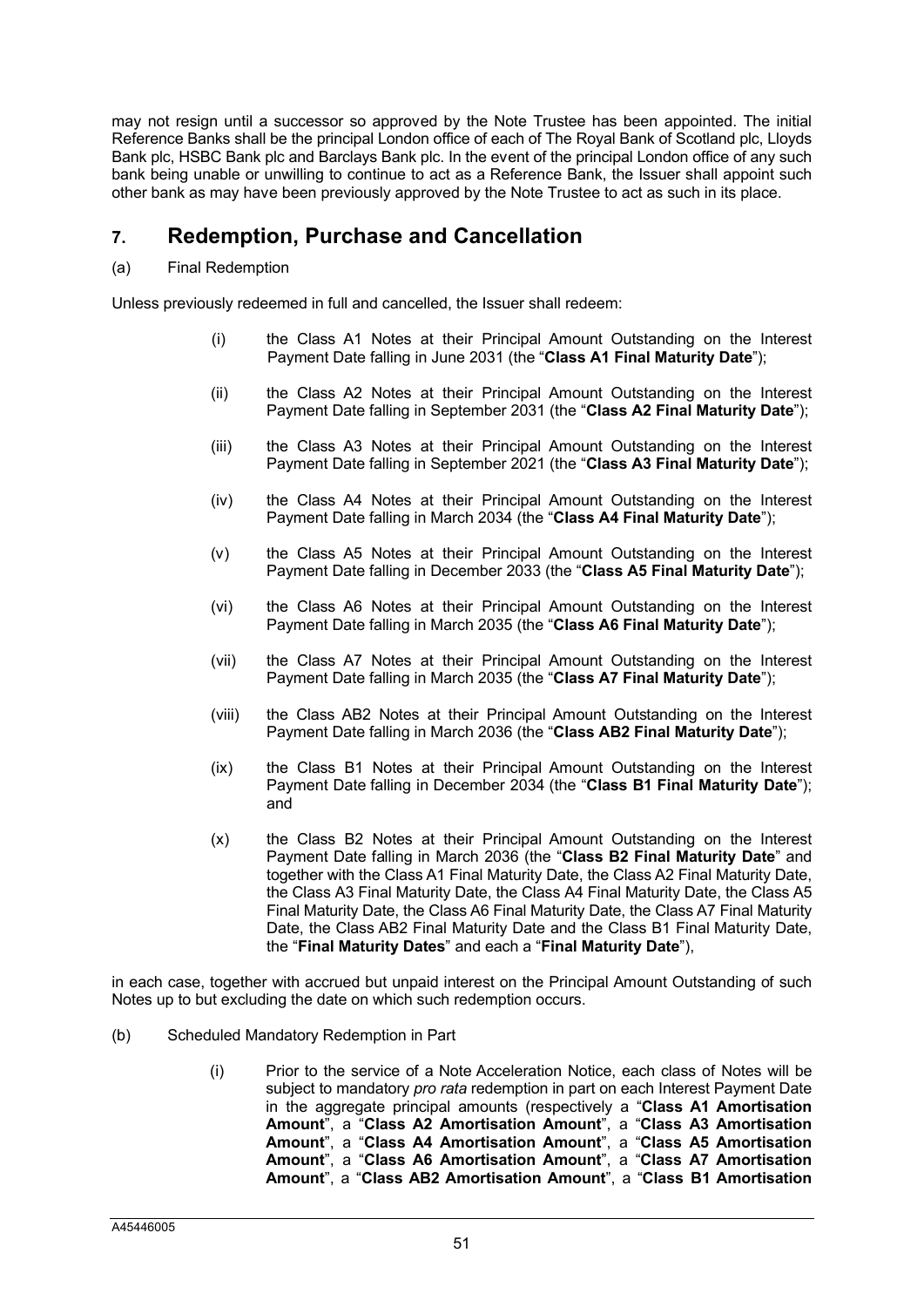may not resign until a successor so approved by the Note Trustee has been appointed. The initial Reference Banks shall be the principal London office of each of The Royal Bank of Scotland plc, Lloyds Bank plc, HSBC Bank plc and Barclays Bank plc. In the event of the principal London office of any such bank being unable or unwilling to continue to act as a Reference Bank, the Issuer shall appoint such other bank as may have been previously approved by the Note Trustee to act as such in its place.

## 7. Redemption, Purchase and Cancellation

(a) Final Redemption

Unless previously redeemed in full and cancelled, the Issuer shall redeem:

(i) the Class A1 Notes at their Principal Amount Outstanding on the Interest Payment Date falling in June 2031 (the "**Class A1 Final Maturity Date**");

(ii) the Class A2 Notes at their Principal Amount Outstanding on the Interest Payment Date falling in September 2031 (the "**Class A2 Final Maturity Date**");

(iii) the Class A3 Notes at their Principal Amount Outstanding on the Interest Payment Date falling in September 2021 (the "**Class A3 Final Maturity Date**");

(iv) the Class A4 Notes at their Principal Amount Outstanding on the Interest Payment Date falling in March 2034 (the "**Class A4 Final Maturity Date**");

(v) the Class A5 Notes at their Principal Amount Outstanding on the Interest Payment Date falling in December 2033 (the "**Class A5 Final Maturity Date**");

(vi) the Class A6 Notes at their Principal Amount Outstanding on the Interest Payment Date falling in March 2035 (the "**Class A6 Final Maturity Date**");

(vii) the Class A7 Notes at their Principal Amount Outstanding on the Interest Payment Date falling in March 2035 (the "**Class A7 Final Maturity Date**");

(viii) the Class AB2 Notes at their Principal Amount Outstanding on the Interest Payment Date falling in March 2036 (the "**Class AB2 Final Maturity Date**");

(ix) the Class B1 Notes at their Principal Amount Outstanding on the Interest Payment Date falling in December 2034 (the "**Class B1 Final Maturity Date**"); and

(x) the Class B2 Notes at their Principal Amount Outstanding on the Interest Payment Date falling in March 2036 (the "**Class B2 Final Maturity Date**" and together with the Class A1 Final Maturity Date, the Class A2 Final Maturity Date, the Class A3 Final Maturity Date, the Class A4 Final Maturity Date, the Class A5 Final Maturity Date, the Class A6 Final Maturity Date, the Class A7 Final Maturity Date, the Class AB2 Final Maturity Date and the Class B1 Final Maturity Date, the "**Final Maturity Dates**" and each a "**Final Maturity Date**"),

in each case, together with accrued but unpaid interest on the Principal Amount Outstanding of such Notes up to but excluding the date on which such redemption occurs.

(b) Scheduled Mandatory Redemption in Part

(i) Prior to the service of a Note Acceleration Notice, each class of Notes will be subject to mandatory *pro rata* redemption in part on each Interest Payment Date in the aggregate principal amounts (respectively a "**Class A1 Amortisation Amount**", a "**Class A2 Amortisation Amount**", a "**Class A3 Amortisation Amount**", a "**Class A4 Amortisation Amount**", a "**Class A5 Amortisation Amount**", a "**Class A6 Amortisation Amount**", a "**Class A7 Amortisation Amount**", a "**Class AB2 Amortisation Amount**", a "**Class B1 Amortisation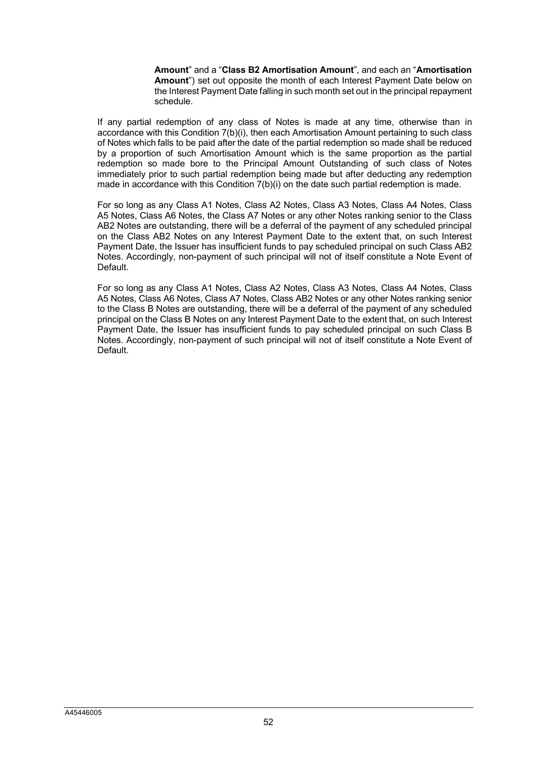**Amount**" and a "**Class B2 Amortisation Amount**", and each an "**Amortisation Amount**") set out opposite the month of each Interest Payment Date below on the Interest Payment Date falling in such month set out in the principal repayment schedule.

If any partial redemption of any class of Notes is made at any time, otherwise than in accordance with this Condition 7(b)(i), then each Amortisation Amount pertaining to such class of Notes which falls to be paid after the date of the partial redemption so made shall be reduced by a proportion of such Amortisation Amount which is the same proportion as the partial redemption so made bore to the Principal Amount Outstanding of such class of Notes immediately prior to such partial redemption being made but after deducting any redemption made in accordance with this Condition 7(b)(i) on the date such partial redemption is made.

For so long as any Class A1 Notes, Class A2 Notes, Class A3 Notes, Class A4 Notes, Class A5 Notes, Class A6 Notes, the Class A7 Notes or any other Notes ranking senior to the Class AB2 Notes are outstanding, there will be a deferral of the payment of any scheduled principal on the Class AB2 Notes on any Interest Payment Date to the extent that, on such Interest Payment Date, the Issuer has insufficient funds to pay scheduled principal on such Class AB2 Notes. Accordingly, non-payment of such principal will not of itself constitute a Note Event of Default.

For so long as any Class A1 Notes, Class A2 Notes, Class A3 Notes, Class A4 Notes, Class A5 Notes, Class A6 Notes, Class A7 Notes, Class AB2 Notes or any other Notes ranking senior to the Class B Notes are outstanding, there will be a deferral of the payment of any scheduled principal on the Class B Notes on any Interest Payment Date to the extent that, on such Interest Payment Date, the Issuer has insufficient funds to pay scheduled principal on such Class B Notes. Accordingly, non-payment of such principal will not of itself constitute a Note Event of Default.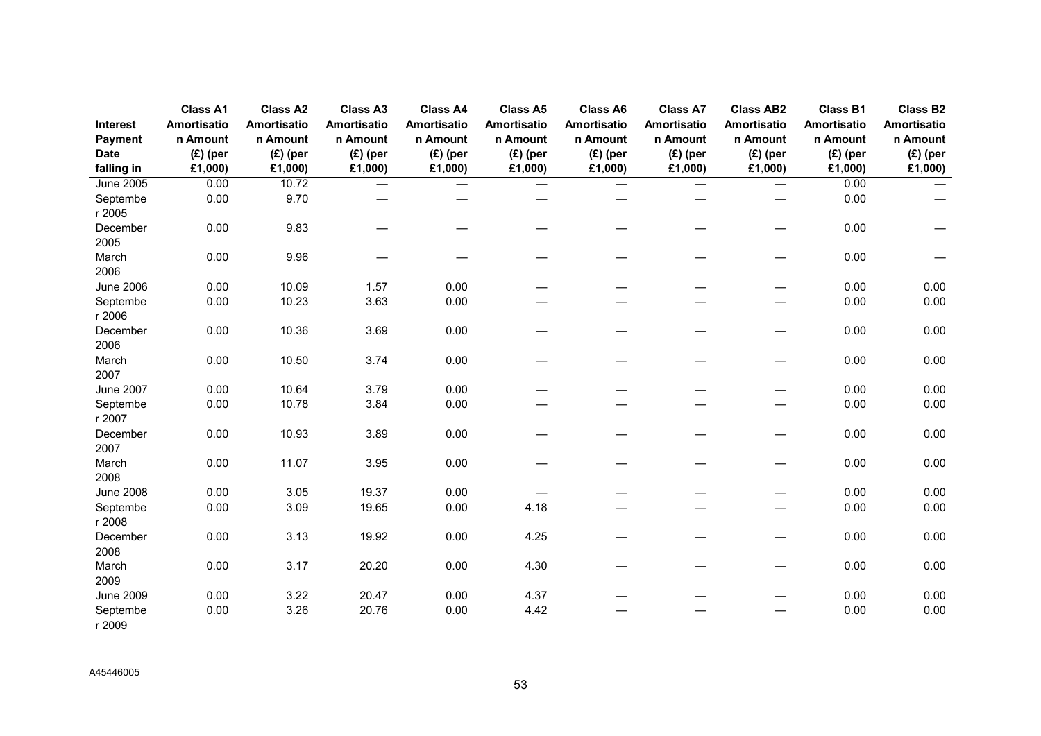| Interest Payment Date falling in | Class A1 Amortisation Amount (£) (per £1,000) | Class A2 Amortisation Amount (£) (per £1,000) | Class A3 Amortisation Amount (£) (per £1,000) | Class A4 Amortisation Amount (£) (per £1,000) | Class A5 Amortisation Amount (£) (per £1,000) | Class A6 Amortisation Amount (£) (per £1,000) | Class A7 Amortisation Amount (£) (per £1,000) | Class AB2 Amortisation Amount (£) (per £1,000) | Class B1 Amortisation Amount (£) (per £1,000) | Class B2 Amortisation Amount (£) (per £1,000) |
|---|---|---|---|---|---|---|---|---|---|---|
| June 2005 | 0.00 | 10.72 | — | — | — | — | — | — | 0.00 | — |
| September 2005 | 0.00 | 9.70 | — | — | — | — | — | — | 0.00 | — |
| December 2005 | 0.00 | 9.83 | — | — | — | — | — | — | 0.00 | — |
| March 2006 | 0.00 | 9.96 | — | — | — | — | — | — | 0.00 | — |
| June 2006 | 0.00 | 10.09 | 1.57 | 0.00 | — | — | — | — | 0.00 | 0.00 |
| September 2006 | 0.00 | 10.23 | 3.63 | 0.00 | — | — | — | — | 0.00 | 0.00 |
| December 2006 | 0.00 | 10.36 | 3.69 | 0.00 | — | — | — | — | 0.00 | 0.00 |
| March 2007 | 0.00 | 10.50 | 3.74 | 0.00 | — | — | — | — | 0.00 | 0.00 |
| June 2007 | 0.00 | 10.64 | 3.79 | 0.00 | — | — | — | — | 0.00 | 0.00 |
| September 2007 | 0.00 | 10.78 | 3.84 | 0.00 | — | — | — | — | 0.00 | 0.00 |
| December 2007 | 0.00 | 10.93 | 3.89 | 0.00 | — | — | — | — | 0.00 | 0.00 |
| March 2008 | 0.00 | 11.07 | 3.95 | 0.00 | — | — | — | — | 0.00 | 0.00 |
| June 2008 | 0.00 | 3.05 | 19.37 | 0.00 | — | — | — | — | 0.00 | 0.00 |
| September 2008 | 0.00 | 3.09 | 19.65 | 0.00 | 4.18 | — | — | — | 0.00 | 0.00 |
| December 2008 | 0.00 | 3.13 | 19.92 | 0.00 | 4.25 | — | — | — | 0.00 | 0.00 |
| March 2009 | 0.00 | 3.17 | 20.20 | 0.00 | 4.30 | — | — | — | 0.00 | 0.00 |
| June 2009 | 0.00 | 3.22 | 20.47 | 0.00 | 4.37 | — | — | — | 0.00 | 0.00 |
| September 2009 | 0.00 | 3.26 | 20.76 | 0.00 | 4.42 | — | — | — | 0.00 | 0.00 |

A45446005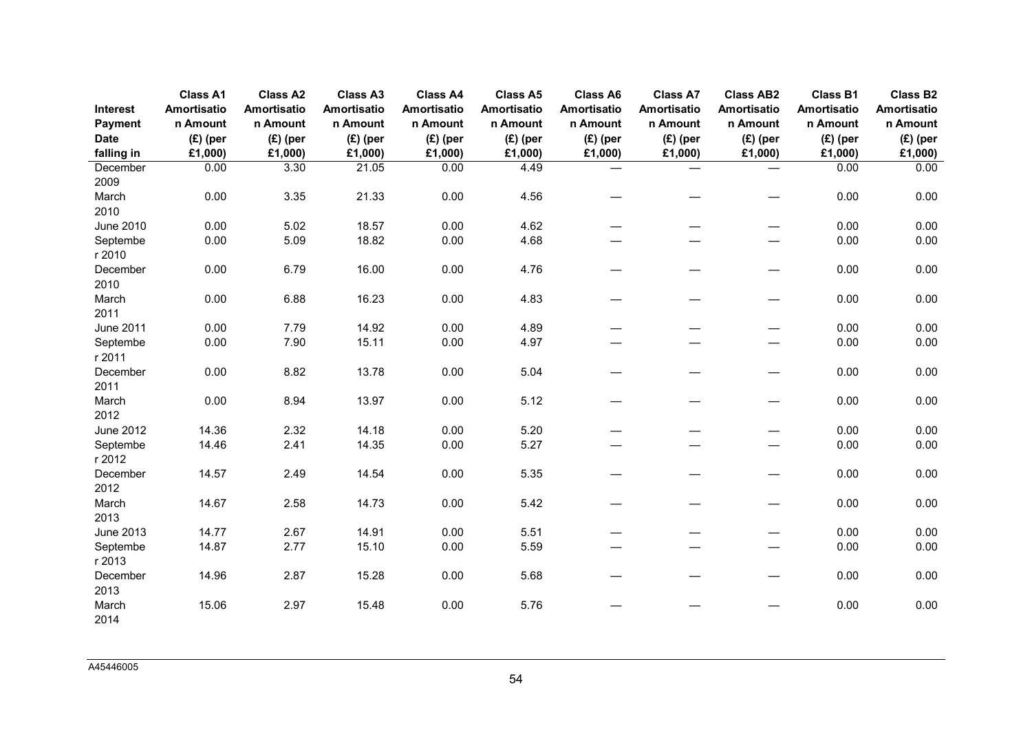| Interest Payment Date falling in | Class A1 Amortisation Amount (£) (per £1,000) | Class A2 Amortisation Amount (£) (per £1,000) | Class A3 Amortisation Amount (£) (per £1,000) | Class A4 Amortisation Amount (£) (per £1,000) | Class A5 Amortisation Amount (£) (per £1,000) | Class A6 Amortisation Amount (£) (per £1,000) | Class A7 Amortisation Amount (£) (per £1,000) | Class AB2 Amortisation Amount (£) (per £1,000) | Class B1 Amortisation Amount (£) (per £1,000) | Class B2 Amortisation Amount (£) (per £1,000) |
|---|---|---|---|---|---|---|---|---|---|---|
| December 2009 | 0.00 | 3.30 | 21.05 | 0.00 | 4.49 | — | — | — | 0.00 | 0.00 |
| March 2010 | 0.00 | 3.35 | 21.33 | 0.00 | 4.56 | — | — | — | 0.00 | 0.00 |
| June 2010 | 0.00 | 5.02 | 18.57 | 0.00 | 4.62 | — | — | — | 0.00 | 0.00 |
| September 2010 | 0.00 | 5.09 | 18.82 | 0.00 | 4.68 | — | — | — | 0.00 | 0.00 |
| December 2010 | 0.00 | 6.79 | 16.00 | 0.00 | 4.76 | — | — | — | 0.00 | 0.00 |
| March 2011 | 0.00 | 6.88 | 16.23 | 0.00 | 4.83 | — | — | — | 0.00 | 0.00 |
| June 2011 | 0.00 | 7.79 | 14.92 | 0.00 | 4.89 | — | — | — | 0.00 | 0.00 |
| September 2011 | 0.00 | 7.90 | 15.11 | 0.00 | 4.97 | — | — | — | 0.00 | 0.00 |
| December 2011 | 0.00 | 8.82 | 13.78 | 0.00 | 5.04 | — | — | — | 0.00 | 0.00 |
| March 2012 | 0.00 | 8.94 | 13.97 | 0.00 | 5.12 | — | — | — | 0.00 | 0.00 |
| June 2012 | 14.36 | 2.32 | 14.18 | 0.00 | 5.20 | — | — | — | 0.00 | 0.00 |
| September 2012 | 14.46 | 2.41 | 14.35 | 0.00 | 5.27 | — | — | — | 0.00 | 0.00 |
| December 2012 | 14.57 | 2.49 | 14.54 | 0.00 | 5.35 | — | — | — | 0.00 | 0.00 |
| March 2013 | 14.67 | 2.58 | 14.73 | 0.00 | 5.42 | — | — | — | 0.00 | 0.00 |
| June 2013 | 14.77 | 2.67 | 14.91 | 0.00 | 5.51 | — | — | — | 0.00 | 0.00 |
| September 2013 | 14.87 | 2.77 | 15.10 | 0.00 | 5.59 | — | — | — | 0.00 | 0.00 |
| December 2013 | 14.96 | 2.87 | 15.28 | 0.00 | 5.68 | — | — | — | 0.00 | 0.00 |
| March 2014 | 15.06 | 2.97 | 15.48 | 0.00 | 5.76 | — | — | — | 0.00 | 0.00 |

A45446005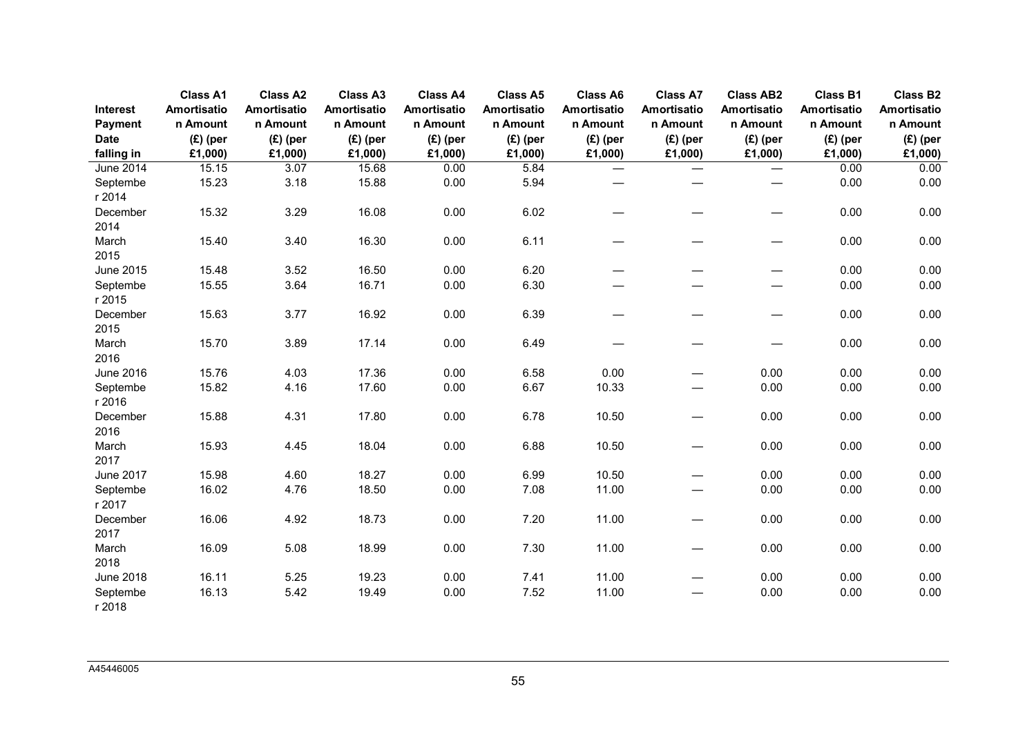| Interest Payment Date falling in | Class A1 Amortisation Amount (£) (per £1,000) | Class A2 Amortisation Amount (£) (per £1,000) | Class A3 Amortisation Amount (£) (per £1,000) | Class A4 Amortisation Amount (£) (per £1,000) | Class A5 Amortisation Amount (£) (per £1,000) | Class A6 Amortisation Amount (£) (per £1,000) | Class A7 Amortisation Amount (£) (per £1,000) | Class AB2 Amortisation Amount (£) (per £1,000) | Class B1 Amortisation Amount (£) (per £1,000) | Class B2 Amortisation Amount (£) (per £1,000) |
|---|---|---|---|---|---|---|---|---|---|---|
| June 2014 | 15.15 | 3.07 | 15.68 | 0.00 | 5.84 | — | — | — | 0.00 | 0.00 |
| September 2014 | 15.23 | 3.18 | 15.88 | 0.00 | 5.94 | — | — | — | 0.00 | 0.00 |
| December 2014 | 15.32 | 3.29 | 16.08 | 0.00 | 6.02 | — | — | — | 0.00 | 0.00 |
| March 2015 | 15.40 | 3.40 | 16.30 | 0.00 | 6.11 | — | — | — | 0.00 | 0.00 |
| June 2015 | 15.48 | 3.52 | 16.50 | 0.00 | 6.20 | — | — | — | 0.00 | 0.00 |
| September 2015 | 15.55 | 3.64 | 16.71 | 0.00 | 6.30 | — | — | — | 0.00 | 0.00 |
| December 2015 | 15.63 | 3.77 | 16.92 | 0.00 | 6.39 | — | — | — | 0.00 | 0.00 |
| March 2016 | 15.70 | 3.89 | 17.14 | 0.00 | 6.49 | — | — | — | 0.00 | 0.00 |
| June 2016 | 15.76 | 4.03 | 17.36 | 0.00 | 6.58 | 0.00 | — | 0.00 | 0.00 | 0.00 |
| September 2016 | 15.82 | 4.16 | 17.60 | 0.00 | 6.67 | 10.33 | — | 0.00 | 0.00 | 0.00 |
| December 2016 | 15.88 | 4.31 | 17.80 | 0.00 | 6.78 | 10.50 | — | 0.00 | 0.00 | 0.00 |
| March 2017 | 15.93 | 4.45 | 18.04 | 0.00 | 6.88 | 10.50 | — | 0.00 | 0.00 | 0.00 |
| June 2017 | 15.98 | 4.60 | 18.27 | 0.00 | 6.99 | 10.50 | — | 0.00 | 0.00 | 0.00 |
| September 2017 | 16.02 | 4.76 | 18.50 | 0.00 | 7.08 | 11.00 | — | 0.00 | 0.00 | 0.00 |
| December 2017 | 16.06 | 4.92 | 18.73 | 0.00 | 7.20 | 11.00 | — | 0.00 | 0.00 | 0.00 |
| March 2018 | 16.09 | 5.08 | 18.99 | 0.00 | 7.30 | 11.00 | — | 0.00 | 0.00 | 0.00 |
| June 2018 | 16.11 | 5.25 | 19.23 | 0.00 | 7.41 | 11.00 | — | 0.00 | 0.00 | 0.00 |
| September 2018 | 16.13 | 5.42 | 19.49 | 0.00 | 7.52 | 11.00 | — | 0.00 | 0.00 | 0.00 |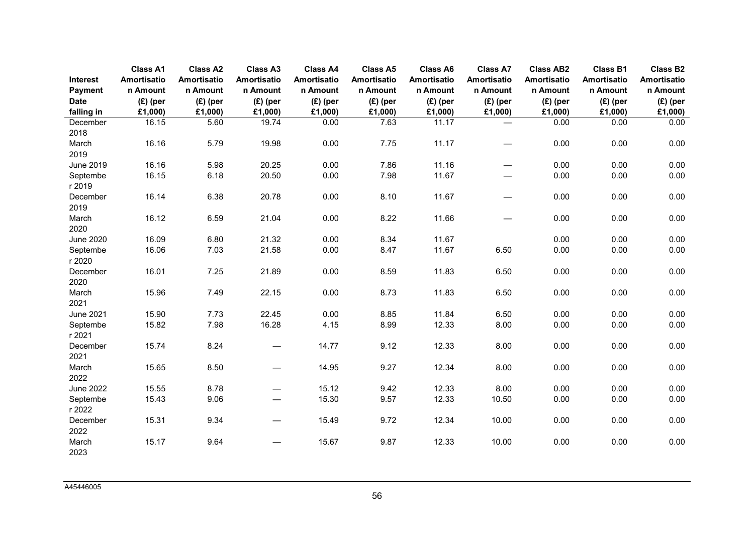| Interest Payment Date falling in | Class A1 Amortisation Amount (£) (per £1,000) | Class A2 Amortisation Amount (£) (per £1,000) | Class A3 Amortisation Amount (£) (per £1,000) | Class A4 Amortisation Amount (£) (per £1,000) | Class A5 Amortisation Amount (£) (per £1,000) | Class A6 Amortisation Amount (£) (per £1,000) | Class A7 Amortisation Amount (£) (per £1,000) | Class AB2 Amortisation Amount (£) (per £1,000) | Class B1 Amortisation Amount (£) (per £1,000) | Class B2 Amortisation Amount (£) (per £1,000) |
|---|---|---|---|---|---|---|---|---|---|---|
| December 2018 | 16.15 | 5.60 | 19.74 | 0.00 | 7.63 | 11.17 | — | 0.00 | 0.00 | 0.00 |
| March 2019 | 16.16 | 5.79 | 19.98 | 0.00 | 7.75 | 11.17 | — | 0.00 | 0.00 | 0.00 |
| June 2019 | 16.16 | 5.98 | 20.25 | 0.00 | 7.86 | 11.16 | — | 0.00 | 0.00 | 0.00 |
| September 2019 | 16.15 | 6.18 | 20.50 | 0.00 | 7.98 | 11.67 | — | 0.00 | 0.00 | 0.00 |
| December 2019 | 16.14 | 6.38 | 20.78 | 0.00 | 8.10 | 11.67 | — | 0.00 | 0.00 | 0.00 |
| March 2020 | 16.12 | 6.59 | 21.04 | 0.00 | 8.22 | 11.66 | — | 0.00 | 0.00 | 0.00 |
| June 2020 | 16.09 | 6.80 | 21.32 | 0.00 | 8.34 | 11.67 | | 0.00 | 0.00 | 0.00 |
| September 2020 | 16.06 | 7.03 | 21.58 | 0.00 | 8.47 | 11.67 | 6.50 | 0.00 | 0.00 | 0.00 |
| December 2020 | 16.01 | 7.25 | 21.89 | 0.00 | 8.59 | 11.83 | 6.50 | 0.00 | 0.00 | 0.00 |
| March 2021 | 15.96 | 7.49 | 22.15 | 0.00 | 8.73 | 11.83 | 6.50 | 0.00 | 0.00 | 0.00 |
| June 2021 | 15.90 | 7.73 | 22.45 | 0.00 | 8.85 | 11.84 | 6.50 | 0.00 | 0.00 | 0.00 |
| September 2021 | 15.82 | 7.98 | 16.28 | 4.15 | 8.99 | 12.33 | 8.00 | 0.00 | 0.00 | 0.00 |
| December 2021 | 15.74 | 8.24 | — | 14.77 | 9.12 | 12.33 | 8.00 | 0.00 | 0.00 | 0.00 |
| March 2022 | 15.65 | 8.50 | — | 14.95 | 9.27 | 12.34 | 8.00 | 0.00 | 0.00 | 0.00 |
| June 2022 | 15.55 | 8.78 | — | 15.12 | 9.42 | 12.33 | 8.00 | 0.00 | 0.00 | 0.00 |
| September 2022 | 15.43 | 9.06 | — | 15.30 | 9.57 | 12.33 | 10.50 | 0.00 | 0.00 | 0.00 |
| December 2022 | 15.31 | 9.34 | — | 15.49 | 9.72 | 12.34 | 10.00 | 0.00 | 0.00 | 0.00 |
| March 2023 | 15.17 | 9.64 | — | 15.67 | 9.87 | 12.33 | 10.00 | 0.00 | 0.00 | 0.00 |

A45446005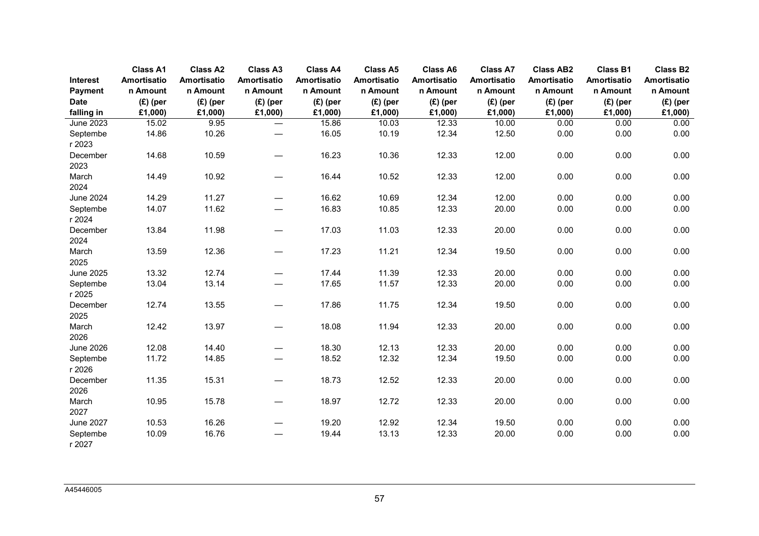| Interest Payment Date falling in | Class A1 Amortisation Amount (£) (per £1,000) | Class A2 Amortisation Amount (£) (per £1,000) | Class A3 Amortisation Amount (£) (per £1,000) | Class A4 Amortisation Amount (£) (per £1,000) | Class A5 Amortisation Amount (£) (per £1,000) | Class A6 Amortisation Amount (£) (per £1,000) | Class A7 Amortisation Amount (£) (per £1,000) | Class AB2 Amortisation Amount (£) (per £1,000) | Class B1 Amortisation Amount (£) (per £1,000) | Class B2 Amortisation Amount (£) (per £1,000) |
|---|---|---|---|---|---|---|---|---|---|---|
| June 2023 | 15.02 | 9.95 | — | 15.86 | 10.03 | 12.33 | 10.00 | 0.00 | 0.00 | 0.00 |
| September 2023 | 14.86 | 10.26 | — | 16.05 | 10.19 | 12.34 | 12.50 | 0.00 | 0.00 | 0.00 |
| December 2023 | 14.68 | 10.59 | — | 16.23 | 10.36 | 12.33 | 12.00 | 0.00 | 0.00 | 0.00 |
| March 2024 | 14.49 | 10.92 | — | 16.44 | 10.52 | 12.33 | 12.00 | 0.00 | 0.00 | 0.00 |
| June 2024 | 14.29 | 11.27 | — | 16.62 | 10.69 | 12.34 | 12.00 | 0.00 | 0.00 | 0.00 |
| September 2024 | 14.07 | 11.62 | — | 16.83 | 10.85 | 12.33 | 20.00 | 0.00 | 0.00 | 0.00 |
| December 2024 | 13.84 | 11.98 | — | 17.03 | 11.03 | 12.33 | 20.00 | 0.00 | 0.00 | 0.00 |
| March 2025 | 13.59 | 12.36 | — | 17.23 | 11.21 | 12.34 | 19.50 | 0.00 | 0.00 | 0.00 |
| June 2025 | 13.32 | 12.74 | — | 17.44 | 11.39 | 12.33 | 20.00 | 0.00 | 0.00 | 0.00 |
| September 2025 | 13.04 | 13.14 | — | 17.65 | 11.57 | 12.33 | 20.00 | 0.00 | 0.00 | 0.00 |
| December 2025 | 12.74 | 13.55 | — | 17.86 | 11.75 | 12.34 | 19.50 | 0.00 | 0.00 | 0.00 |
| March 2026 | 12.42 | 13.97 | — | 18.08 | 11.94 | 12.33 | 20.00 | 0.00 | 0.00 | 0.00 |
| June 2026 | 12.08 | 14.40 | — | 18.30 | 12.13 | 12.33 | 20.00 | 0.00 | 0.00 | 0.00 |
| September 2026 | 11.72 | 14.85 | — | 18.52 | 12.32 | 12.34 | 19.50 | 0.00 | 0.00 | 0.00 |
| December 2026 | 11.35 | 15.31 | — | 18.73 | 12.52 | 12.33 | 20.00 | 0.00 | 0.00 | 0.00 |
| March 2027 | 10.95 | 15.78 | — | 18.97 | 12.72 | 12.33 | 20.00 | 0.00 | 0.00 | 0.00 |
| June 2027 | 10.53 | 16.26 | — | 19.20 | 12.92 | 12.34 | 19.50 | 0.00 | 0.00 | 0.00 |
| September 2027 | 10.09 | 16.76 | — | 19.44 | 13.13 | 12.33 | 20.00 | 0.00 | 0.00 | 0.00 |

A45446005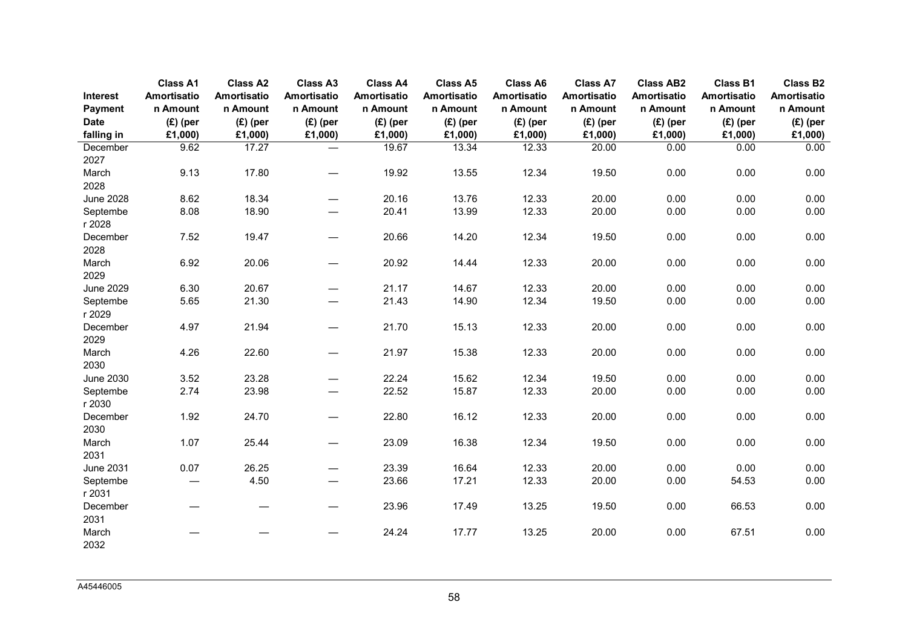| Interest Payment Date falling in | Class A1 Amortisation Amount (£) (per £1,000) | Class A2 Amortisation Amount (£) (per £1,000) | Class A3 Amortisation Amount (£) (per £1,000) | Class A4 Amortisation Amount (£) (per £1,000) | Class A5 Amortisation Amount (£) (per £1,000) | Class A6 Amortisation Amount (£) (per £1,000) | Class A7 Amortisation Amount (£) (per £1,000) | Class AB2 Amortisation Amount (£) (per £1,000) | Class B1 Amortisation Amount (£) (per £1,000) | Class B2 Amortisation Amount (£) (per £1,000) |
|---|---|---|---|---|---|---|---|---|---|---|
| December 2027 | 9.62 | 17.27 | — | 19.67 | 13.34 | 12.33 | 20.00 | 0.00 | 0.00 | 0.00 |
| March 2028 | 9.13 | 17.80 | — | 19.92 | 13.55 | 12.34 | 19.50 | 0.00 | 0.00 | 0.00 |
| June 2028 | 8.62 | 18.34 | — | 20.16 | 13.76 | 12.33 | 20.00 | 0.00 | 0.00 | 0.00 |
| September 2028 | 8.08 | 18.90 | — | 20.41 | 13.99 | 12.33 | 20.00 | 0.00 | 0.00 | 0.00 |
| December 2028 | 7.52 | 19.47 | — | 20.66 | 14.20 | 12.34 | 19.50 | 0.00 | 0.00 | 0.00 |
| March 2029 | 6.92 | 20.06 | — | 20.92 | 14.44 | 12.33 | 20.00 | 0.00 | 0.00 | 0.00 |
| June 2029 | 6.30 | 20.67 | — | 21.17 | 14.67 | 12.33 | 20.00 | 0.00 | 0.00 | 0.00 |
| September 2029 | 5.65 | 21.30 | — | 21.43 | 14.90 | 12.34 | 19.50 | 0.00 | 0.00 | 0.00 |
| December 2029 | 4.97 | 21.94 | — | 21.70 | 15.13 | 12.33 | 20.00 | 0.00 | 0.00 | 0.00 |
| March 2030 | 4.26 | 22.60 | — | 21.97 | 15.38 | 12.33 | 20.00 | 0.00 | 0.00 | 0.00 |
| June 2030 | 3.52 | 23.28 | — | 22.24 | 15.62 | 12.34 | 19.50 | 0.00 | 0.00 | 0.00 |
| September 2030 | 2.74 | 23.98 | — | 22.52 | 15.87 | 12.33 | 20.00 | 0.00 | 0.00 | 0.00 |
| December 2030 | 1.92 | 24.70 | — | 22.80 | 16.12 | 12.33 | 20.00 | 0.00 | 0.00 | 0.00 |
| March 2031 | 1.07 | 25.44 | — | 23.09 | 16.38 | 12.34 | 19.50 | 0.00 | 0.00 | 0.00 |
| June 2031 | 0.07 | 26.25 | — | 23.39 | 16.64 | 12.33 | 20.00 | 0.00 | 0.00 | 0.00 |
| September 2031 | — | 4.50 | — | 23.66 | 17.21 | 12.33 | 20.00 | 0.00 | 54.53 | 0.00 |
| December 2031 | — | — | — | 23.96 | 17.49 | 13.25 | 19.50 | 0.00 | 66.53 | 0.00 |
| March 2032 | — | — | — | 24.24 | 17.77 | 13.25 | 20.00 | 0.00 | 67.51 | 0.00 |

A45446005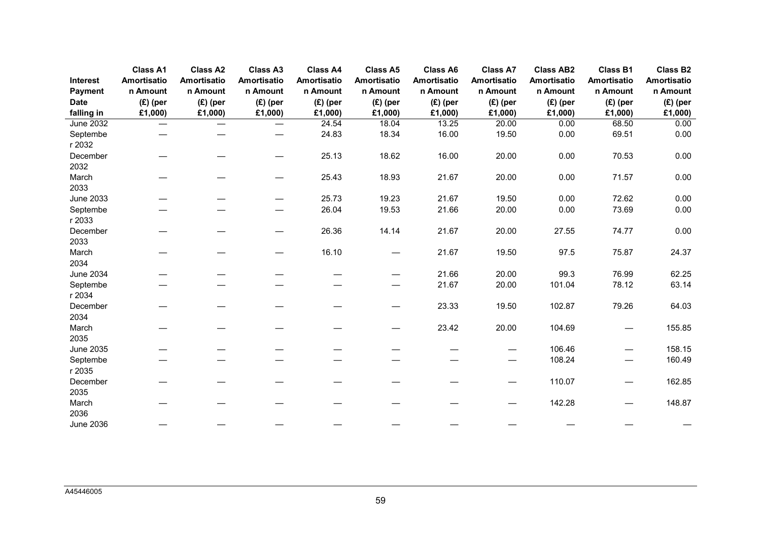| Interest Payment Date falling in | Class A1 Amortisation Amount (£) (per £1,000) | Class A2 Amortisation Amount (£) (per £1,000) | Class A3 Amortisation Amount (£) (per £1,000) | Class A4 Amortisation Amount (£) (per £1,000) | Class A5 Amortisation Amount (£) (per £1,000) | Class A6 Amortisation Amount (£) (per £1,000) | Class A7 Amortisation Amount (£) (per £1,000) | Class AB2 Amortisation Amount (£) (per £1,000) | Class B1 Amortisation Amount (£) (per £1,000) | Class B2 Amortisation Amount (£) (per £1,000) |
|---|---|---|---|---|---|---|---|---|---|---|
| June 2032 | — | — | — | 24.54 | 18.04 | 13.25 | 20.00 | 0.00 | 68.50 | 0.00 |
| September 2032 | — | — | — | 24.83 | 18.34 | 16.00 | 19.50 | 0.00 | 69.51 | 0.00 |
| December 2032 | — | — | — | 25.13 | 18.62 | 16.00 | 20.00 | 0.00 | 70.53 | 0.00 |
| March 2033 | — | — | — | 25.43 | 18.93 | 21.67 | 20.00 | 0.00 | 71.57 | 0.00 |
| June 2033 | — | — | — | 25.73 | 19.23 | 21.67 | 19.50 | 0.00 | 72.62 | 0.00 |
| September 2033 | — | — | — | 26.04 | 19.53 | 21.66 | 20.00 | 0.00 | 73.69 | 0.00 |
| December 2033 | — | — | — | 26.36 | 14.14 | 21.67 | 20.00 | 27.55 | 74.77 | 0.00 |
| March 2034 | — | — | — | 16.10 | — | 21.67 | 19.50 | 97.5 | 75.87 | 24.37 |
| June 2034 | — | — | — | — | — | 21.66 | 20.00 | 99.3 | 76.99 | 62.25 |
| September 2034 | — | — | — | — | — | 21.67 | 20.00 | 101.04 | 78.12 | 63.14 |
| December 2034 | — | — | — | — | — | 23.33 | 19.50 | 102.87 | 79.26 | 64.03 |
| March 2035 | — | — | — | — | — | 23.42 | 20.00 | 104.69 | — | 155.85 |
| June 2035 | — | — | — | — | — | — | — | 106.46 | — | 158.15 |
| September 2035 | — | — | — | — | — | — | — | 108.24 | — | 160.49 |
| December 2035 | — | — | — | — | — | — | — | 110.07 | — | 162.85 |
| March 2036 | — | — | — | — | — | — | — | 142.28 | — | 148.87 |
| June 2036 | — | — | — | — | — | — | — | — | — | — |

A45446005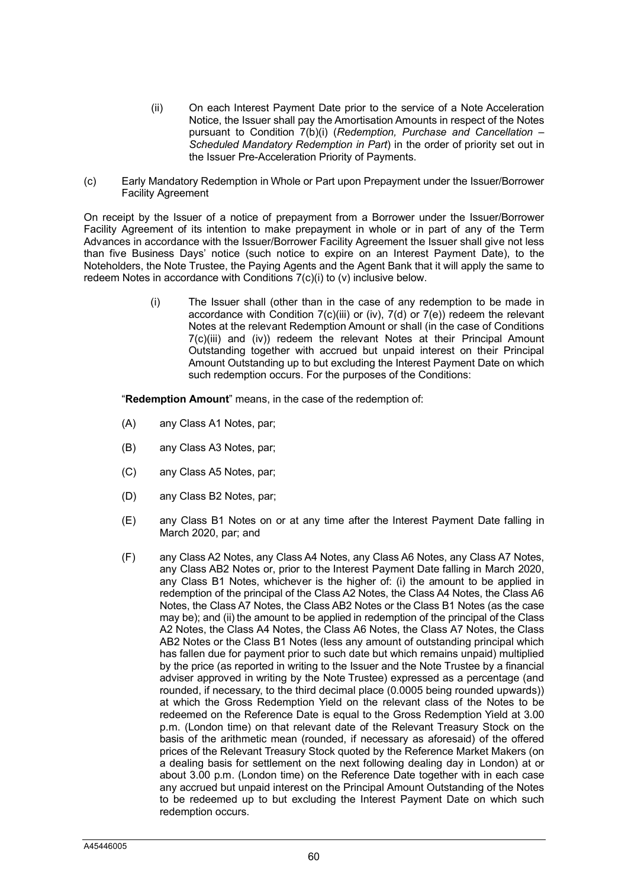(ii) On each Interest Payment Date prior to the service of a Note Acceleration Notice, the Issuer shall pay the Amortisation Amounts in respect of the Notes pursuant to Condition 7(b)(i) (*Redemption, Purchase and Cancellation – Scheduled Mandatory Redemption in Part*) in the order of priority set out in the Issuer Pre-Acceleration Priority of Payments.

(c) Early Mandatory Redemption in Whole or Part upon Prepayment under the Issuer/Borrower Facility Agreement

On receipt by the Issuer of a notice of prepayment from a Borrower under the Issuer/Borrower Facility Agreement of its intention to make prepayment in whole or in part of any of the Term Advances in accordance with the Issuer/Borrower Facility Agreement the Issuer shall give not less than five Business Days' notice (such notice to expire on an Interest Payment Date), to the Noteholders, the Note Trustee, the Paying Agents and the Agent Bank that it will apply the same to redeem Notes in accordance with Conditions 7(c)(i) to (v) inclusive below.

(i) The Issuer shall (other than in the case of any redemption to be made in accordance with Condition 7(c)(iii) or (iv), 7(d) or 7(e)) redeem the relevant Notes at the relevant Redemption Amount or shall (in the case of Conditions 7(c)(iii) and (iv)) redeem the relevant Notes at their Principal Amount Outstanding together with accrued but unpaid interest on their Principal Amount Outstanding up to but excluding the Interest Payment Date on which such redemption occurs. For the purposes of the Conditions:

"**Redemption Amount**" means, in the case of the redemption of:

(A) any Class A1 Notes, par;

(B) any Class A3 Notes, par;

(C) any Class A5 Notes, par;

(D) any Class B2 Notes, par;

(E) any Class B1 Notes on or at any time after the Interest Payment Date falling in March 2020, par; and

(F) any Class A2 Notes, any Class A4 Notes, any Class A6 Notes, any Class A7 Notes, any Class AB2 Notes or, prior to the Interest Payment Date falling in March 2020, any Class B1 Notes, whichever is the higher of: (i) the amount to be applied in redemption of the principal of the Class A2 Notes, the Class A4 Notes, the Class A6 Notes, the Class A7 Notes, the Class AB2 Notes or the Class B1 Notes (as the case may be); and (ii) the amount to be applied in redemption of the principal of the Class A2 Notes, the Class A4 Notes, the Class A6 Notes, the Class A7 Notes, the Class AB2 Notes or the Class B1 Notes (less any amount of outstanding principal which has fallen due for payment prior to such date but which remains unpaid) multiplied by the price (as reported in writing to the Issuer and the Note Trustee by a financial adviser approved in writing by the Note Trustee) expressed as a percentage (and rounded, if necessary, to the third decimal place (0.0005 being rounded upwards)) at which the Gross Redemption Yield on the relevant class of the Notes to be redeemed on the Reference Date is equal to the Gross Redemption Yield at 3.00 p.m. (London time) on that relevant date of the Relevant Treasury Stock on the basis of the arithmetic mean (rounded, if necessary as aforesaid) of the offered prices of the Relevant Treasury Stock quoted by the Reference Market Makers (on a dealing basis for settlement on the next following dealing day in London) at or about 3.00 p.m. (London time) on the Reference Date together with in each case any accrued but unpaid interest on the Principal Amount Outstanding of the Notes to be redeemed up to but excluding the Interest Payment Date on which such redemption occurs.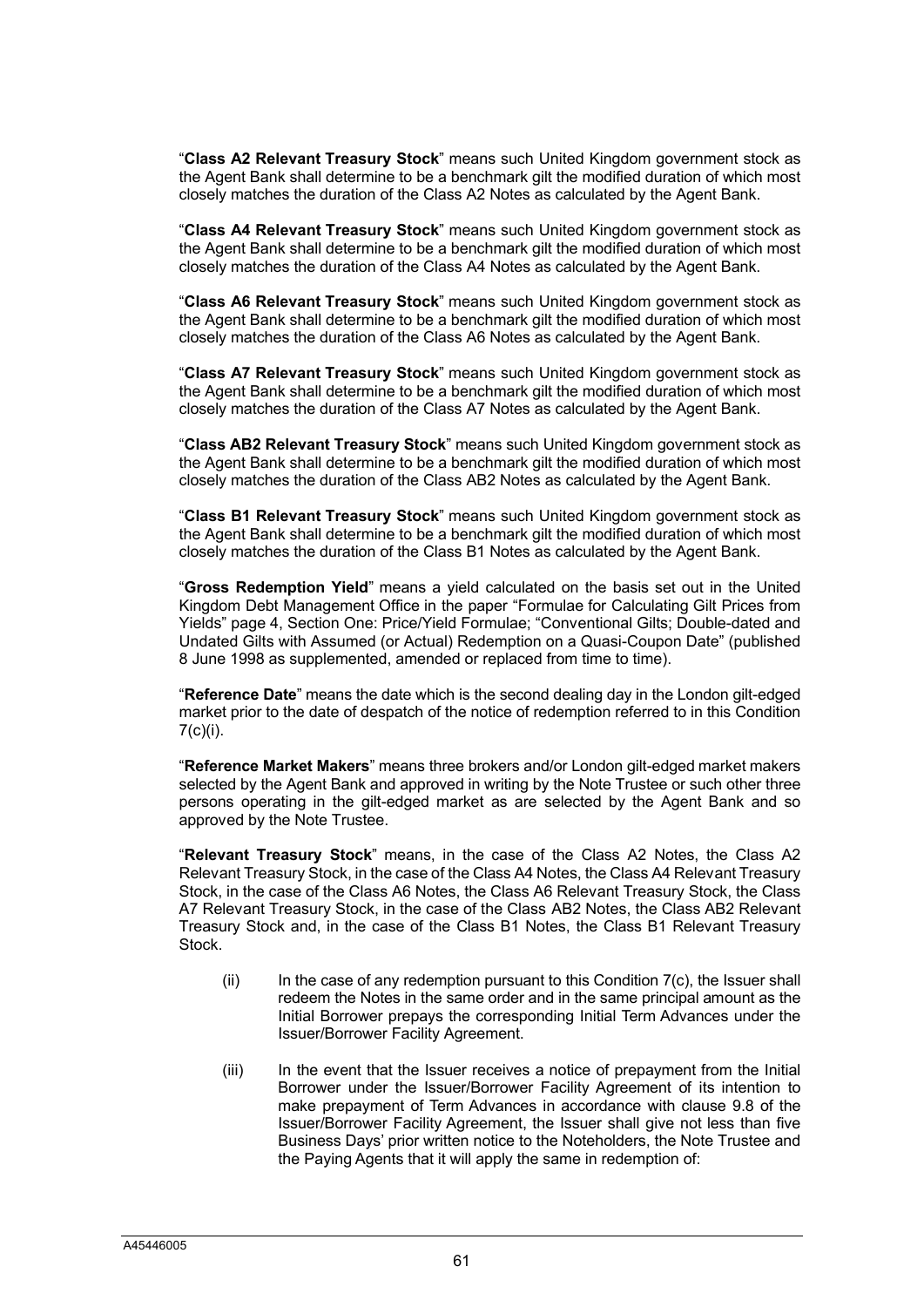"**Class A2 Relevant Treasury Stock**" means such United Kingdom government stock as the Agent Bank shall determine to be a benchmark gilt the modified duration of which most closely matches the duration of the Class A2 Notes as calculated by the Agent Bank.

"**Class A4 Relevant Treasury Stock**" means such United Kingdom government stock as the Agent Bank shall determine to be a benchmark gilt the modified duration of which most closely matches the duration of the Class A4 Notes as calculated by the Agent Bank.

"**Class A6 Relevant Treasury Stock**" means such United Kingdom government stock as the Agent Bank shall determine to be a benchmark gilt the modified duration of which most closely matches the duration of the Class A6 Notes as calculated by the Agent Bank.

"**Class A7 Relevant Treasury Stock**" means such United Kingdom government stock as the Agent Bank shall determine to be a benchmark gilt the modified duration of which most closely matches the duration of the Class A7 Notes as calculated by the Agent Bank.

"**Class AB2 Relevant Treasury Stock**" means such United Kingdom government stock as the Agent Bank shall determine to be a benchmark gilt the modified duration of which most closely matches the duration of the Class AB2 Notes as calculated by the Agent Bank.

"**Class B1 Relevant Treasury Stock**" means such United Kingdom government stock as the Agent Bank shall determine to be a benchmark gilt the modified duration of which most closely matches the duration of the Class B1 Notes as calculated by the Agent Bank.

"**Gross Redemption Yield**" means a yield calculated on the basis set out in the United Kingdom Debt Management Office in the paper "Formulae for Calculating Gilt Prices from Yields" page 4, Section One: Price/Yield Formulae; "Conventional Gilts; Double-dated and Undated Gilts with Assumed (or Actual) Redemption on a Quasi-Coupon Date" (published 8 June 1998 as supplemented, amended or replaced from time to time).

"**Reference Date**" means the date which is the second dealing day in the London gilt-edged market prior to the date of despatch of the notice of redemption referred to in this Condition 7(c)(i).

"**Reference Market Makers**" means three brokers and/or London gilt-edged market makers selected by the Agent Bank and approved in writing by the Note Trustee or such other three persons operating in the gilt-edged market as are selected by the Agent Bank and so approved by the Note Trustee.

"**Relevant Treasury Stock**" means, in the case of the Class A2 Notes, the Class A2 Relevant Treasury Stock, in the case of the Class A4 Notes, the Class A4 Relevant Treasury Stock, in the case of the Class A6 Notes, the Class A6 Relevant Treasury Stock, the Class A7 Relevant Treasury Stock, in the case of the Class AB2 Notes, the Class AB2 Relevant Treasury Stock and, in the case of the Class B1 Notes, the Class B1 Relevant Treasury Stock.

(ii) In the case of any redemption pursuant to this Condition 7(c), the Issuer shall redeem the Notes in the same order and in the same principal amount as the Initial Borrower prepays the corresponding Initial Term Advances under the Issuer/Borrower Facility Agreement.

(iii) In the event that the Issuer receives a notice of prepayment from the Initial Borrower under the Issuer/Borrower Facility Agreement of its intention to make prepayment of Term Advances in accordance with clause 9.8 of the Issuer/Borrower Facility Agreement, the Issuer shall give not less than five Business Days' prior written notice to the Noteholders, the Note Trustee and the Paying Agents that it will apply the same in redemption of: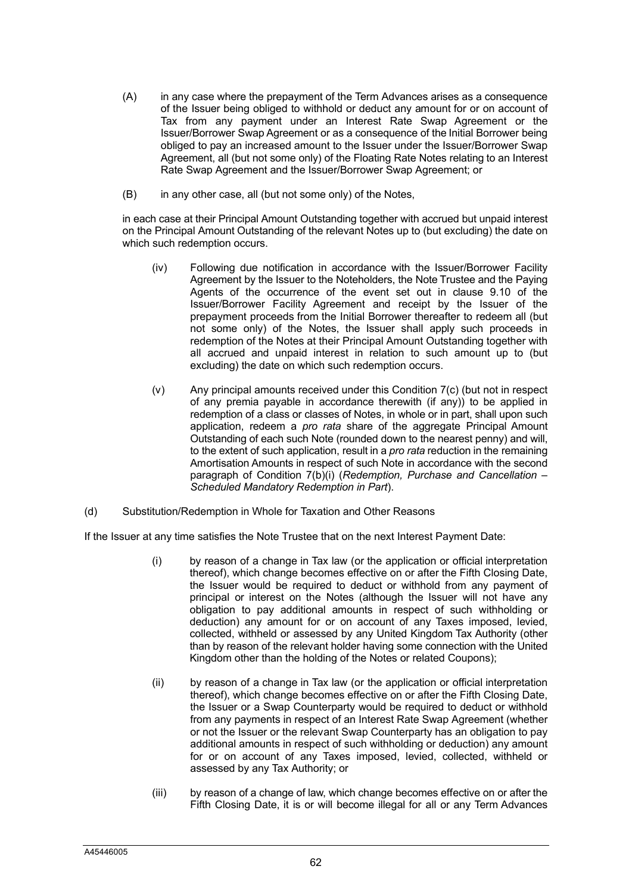(A) in any case where the prepayment of the Term Advances arises as a consequence of the Issuer being obliged to withhold or deduct any amount for or on account of Tax from any payment under an Interest Rate Swap Agreement or the Issuer/Borrower Swap Agreement or as a consequence of the Initial Borrower being obliged to pay an increased amount to the Issuer under the Issuer/Borrower Swap Agreement, all (but not some only) of the Floating Rate Notes relating to an Interest Rate Swap Agreement and the Issuer/Borrower Swap Agreement; or

(B) in any other case, all (but not some only) of the Notes,

in each case at their Principal Amount Outstanding together with accrued but unpaid interest on the Principal Amount Outstanding of the relevant Notes up to (but excluding) the date on which such redemption occurs.

(iv) Following due notification in accordance with the Issuer/Borrower Facility Agreement by the Issuer to the Noteholders, the Note Trustee and the Paying Agents of the occurrence of the event set out in clause 9.10 of the Issuer/Borrower Facility Agreement and receipt by the Issuer of the prepayment proceeds from the Initial Borrower thereafter to redeem all (but not some only) of the Notes, the Issuer shall apply such proceeds in redemption of the Notes at their Principal Amount Outstanding together with all accrued and unpaid interest in relation to such amount up to (but excluding) the date on which such redemption occurs.

(v) Any principal amounts received under this Condition 7(c) (but not in respect of any premia payable in accordance therewith (if any)) to be applied in redemption of a class or classes of Notes, in whole or in part, shall upon such application, redeem a *pro rata* share of the aggregate Principal Amount Outstanding of each such Note (rounded down to the nearest penny) and will, to the extent of such application, result in a *pro rata* reduction in the remaining Amortisation Amounts in respect of such Note in accordance with the second paragraph of Condition 7(b)(i) (*Redemption, Purchase and Cancellation – Scheduled Mandatory Redemption in Part*).

(d) Substitution/Redemption in Whole for Taxation and Other Reasons

If the Issuer at any time satisfies the Note Trustee that on the next Interest Payment Date:

(i) by reason of a change in Tax law (or the application or official interpretation thereof), which change becomes effective on or after the Fifth Closing Date, the Issuer would be required to deduct or withhold from any payment of principal or interest on the Notes (although the Issuer will not have any obligation to pay additional amounts in respect of such withholding or deduction) any amount for or on account of any Taxes imposed, levied, collected, withheld or assessed by any United Kingdom Tax Authority (other than by reason of the relevant holder having some connection with the United Kingdom other than the holding of the Notes or related Coupons);

(ii) by reason of a change in Tax law (or the application or official interpretation thereof), which change becomes effective on or after the Fifth Closing Date, the Issuer or a Swap Counterparty would be required to deduct or withhold from any payments in respect of an Interest Rate Swap Agreement (whether or not the Issuer or the relevant Swap Counterparty has an obligation to pay additional amounts in respect of such withholding or deduction) any amount for or on account of any Taxes imposed, levied, collected, withheld or assessed by any Tax Authority; or

(iii) by reason of a change of law, which change becomes effective on or after the Fifth Closing Date, it is or will become illegal for all or any Term Advances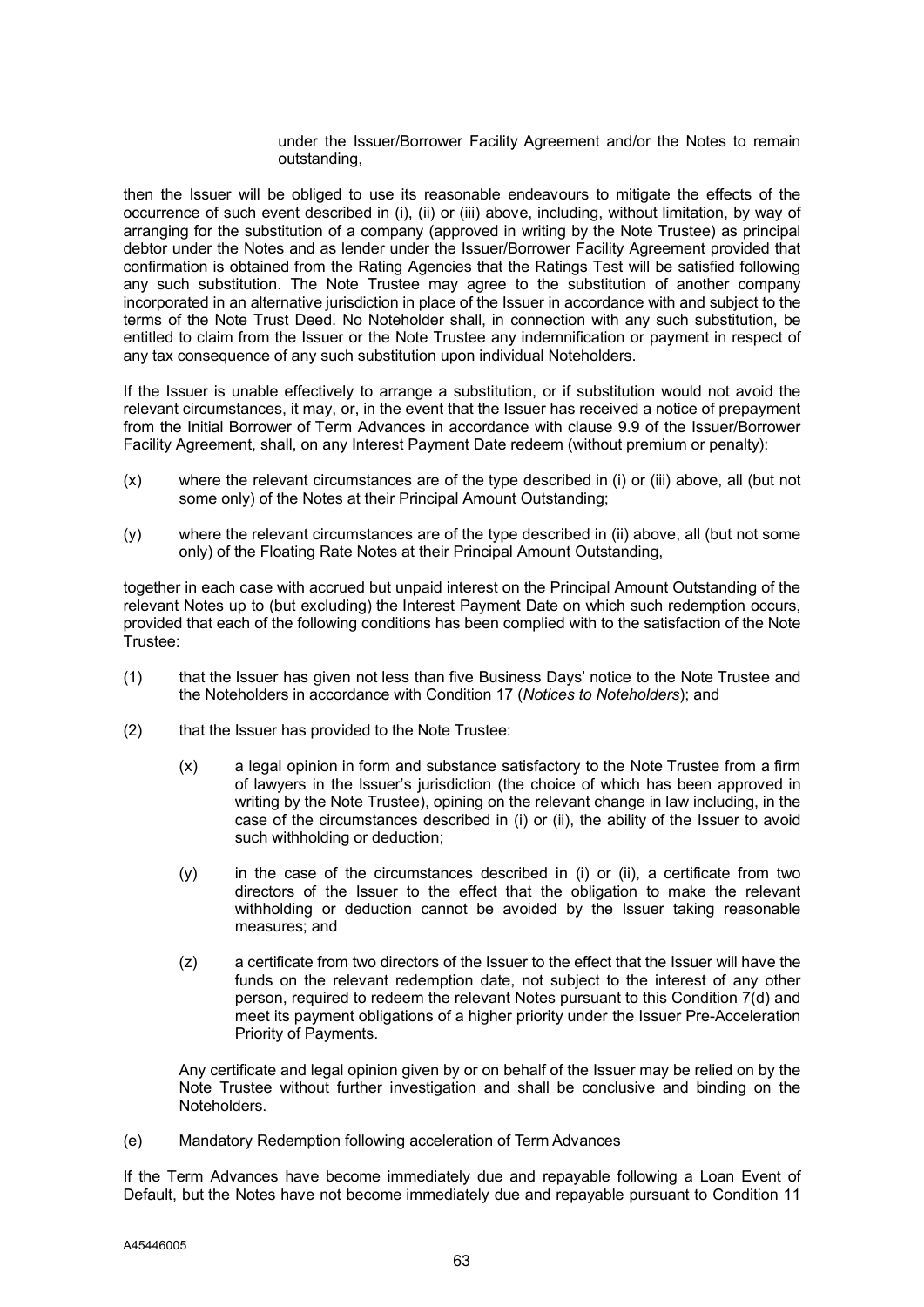under the Issuer/Borrower Facility Agreement and/or the Notes to remain outstanding,

then the Issuer will be obliged to use its reasonable endeavours to mitigate the effects of the occurrence of such event described in (i), (ii) or (iii) above, including, without limitation, by way of arranging for the substitution of a company (approved in writing by the Note Trustee) as principal debtor under the Notes and as lender under the Issuer/Borrower Facility Agreement provided that confirmation is obtained from the Rating Agencies that the Ratings Test will be satisfied following any such substitution. The Note Trustee may agree to the substitution of another company incorporated in an alternative jurisdiction in place of the Issuer in accordance with and subject to the terms of the Note Trust Deed. No Noteholder shall, in connection with any such substitution, be entitled to claim from the Issuer or the Note Trustee any indemnification or payment in respect of any tax consequence of any such substitution upon individual Noteholders.

If the Issuer is unable effectively to arrange a substitution, or if substitution would not avoid the relevant circumstances, it may, or, in the event that the Issuer has received a notice of prepayment from the Initial Borrower of Term Advances in accordance with clause 9.9 of the Issuer/Borrower Facility Agreement, shall, on any Interest Payment Date redeem (without premium or penalty):

(x) where the relevant circumstances are of the type described in (i) or (iii) above, all (but not some only) of the Notes at their Principal Amount Outstanding;

(y) where the relevant circumstances are of the type described in (ii) above, all (but not some only) of the Floating Rate Notes at their Principal Amount Outstanding,

together in each case with accrued but unpaid interest on the Principal Amount Outstanding of the relevant Notes up to (but excluding) the Interest Payment Date on which such redemption occurs, provided that each of the following conditions has been complied with to the satisfaction of the Note Trustee:

(1) that the Issuer has given not less than five Business Days' notice to the Note Trustee and the Noteholders in accordance with Condition 17 (*Notices to Noteholders*); and

(2) that the Issuer has provided to the Note Trustee:

   (x) a legal opinion in form and substance satisfactory to the Note Trustee from a firm of lawyers in the Issuer's jurisdiction (the choice of which has been approved in writing by the Note Trustee), opining on the relevant change in law including, in the case of the circumstances described in (i) or (ii), the ability of the Issuer to avoid such withholding or deduction;

   (y) in the case of the circumstances described in (i) or (ii), a certificate from two directors of the Issuer to the effect that the obligation to make the relevant withholding or deduction cannot be avoided by the Issuer taking reasonable measures; and

   (z) a certificate from two directors of the Issuer to the effect that the Issuer will have the funds on the relevant redemption date, not subject to the interest of any other person, required to redeem the relevant Notes pursuant to this Condition 7(d) and meet its payment obligations of a higher priority under the Issuer Pre-Acceleration Priority of Payments.

   Any certificate and legal opinion given by or on behalf of the Issuer may be relied on by the Note Trustee without further investigation and shall be conclusive and binding on the Noteholders.

(e) Mandatory Redemption following acceleration of Term Advances

If the Term Advances have become immediately due and repayable following a Loan Event of Default, but the Notes have not become immediately due and repayable pursuant to Condition 11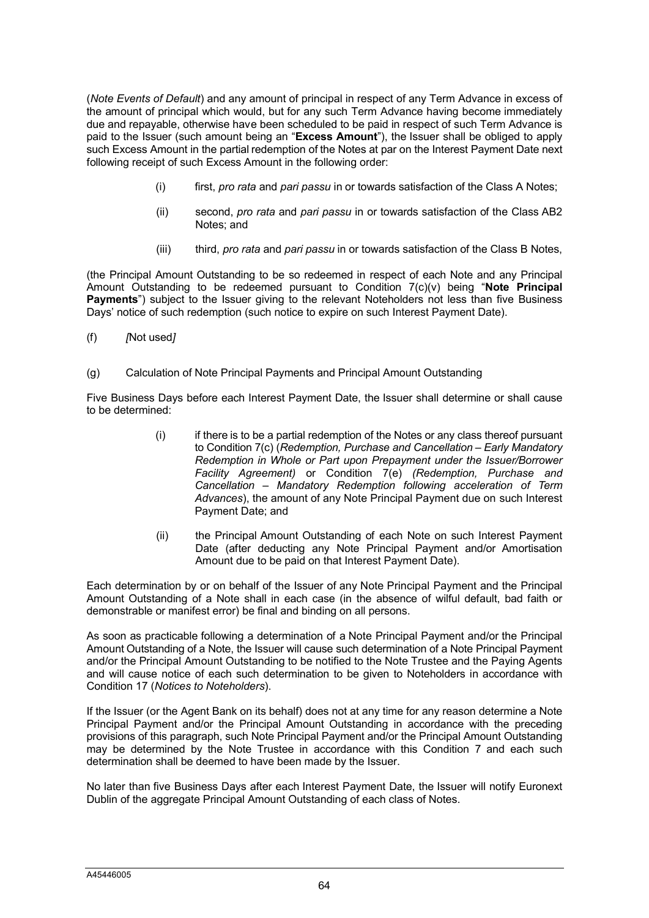(*Note Events of Default*) and any amount of principal in respect of any Term Advance in excess of the amount of principal which would, but for any such Term Advance having become immediately due and repayable, otherwise have been scheduled to be paid in respect of such Term Advance is paid to the Issuer (such amount being an "**Excess Amount**"), the Issuer shall be obliged to apply such Excess Amount in the partial redemption of the Notes at par on the Interest Payment Date next following receipt of such Excess Amount in the following order:

(i) first, *pro rata* and *pari passu* in or towards satisfaction of the Class A Notes;

(ii) second, *pro rata* and *pari passu* in or towards satisfaction of the Class AB2 Notes; and

(iii) third, *pro rata* and *pari passu* in or towards satisfaction of the Class B Notes,

(the Principal Amount Outstanding to be so redeemed in respect of each Note and any Principal Amount Outstanding to be redeemed pursuant to Condition 7(c)(v) being "**Note Principal Payments**") subject to the Issuer giving to the relevant Noteholders not less than five Business Days' notice of such redemption (such notice to expire on such Interest Payment Date).

(f) *[*Not used*]*

(g) Calculation of Note Principal Payments and Principal Amount Outstanding

Five Business Days before each Interest Payment Date, the Issuer shall determine or shall cause to be determined:

(i) if there is to be a partial redemption of the Notes or any class thereof pursuant to Condition 7(c) (*Redemption, Purchase and Cancellation – Early Mandatory Redemption in Whole or Part upon Prepayment under the Issuer/Borrower Facility Agreement)* or Condition 7(e) *(Redemption, Purchase and Cancellation – Mandatory Redemption following acceleration of Term Advances*), the amount of any Note Principal Payment due on such Interest Payment Date; and

(ii) the Principal Amount Outstanding of each Note on such Interest Payment Date (after deducting any Note Principal Payment and/or Amortisation Amount due to be paid on that Interest Payment Date).

Each determination by or on behalf of the Issuer of any Note Principal Payment and the Principal Amount Outstanding of a Note shall in each case (in the absence of wilful default, bad faith or demonstrable or manifest error) be final and binding on all persons.

As soon as practicable following a determination of a Note Principal Payment and/or the Principal Amount Outstanding of a Note, the Issuer will cause such determination of a Note Principal Payment and/or the Principal Amount Outstanding to be notified to the Note Trustee and the Paying Agents and will cause notice of each such determination to be given to Noteholders in accordance with Condition 17 (*Notices to Noteholders*).

If the Issuer (or the Agent Bank on its behalf) does not at any time for any reason determine a Note Principal Payment and/or the Principal Amount Outstanding in accordance with the preceding provisions of this paragraph, such Note Principal Payment and/or the Principal Amount Outstanding may be determined by the Note Trustee in accordance with this Condition 7 and each such determination shall be deemed to have been made by the Issuer.

No later than five Business Days after each Interest Payment Date, the Issuer will notify Euronext Dublin of the aggregate Principal Amount Outstanding of each class of Notes.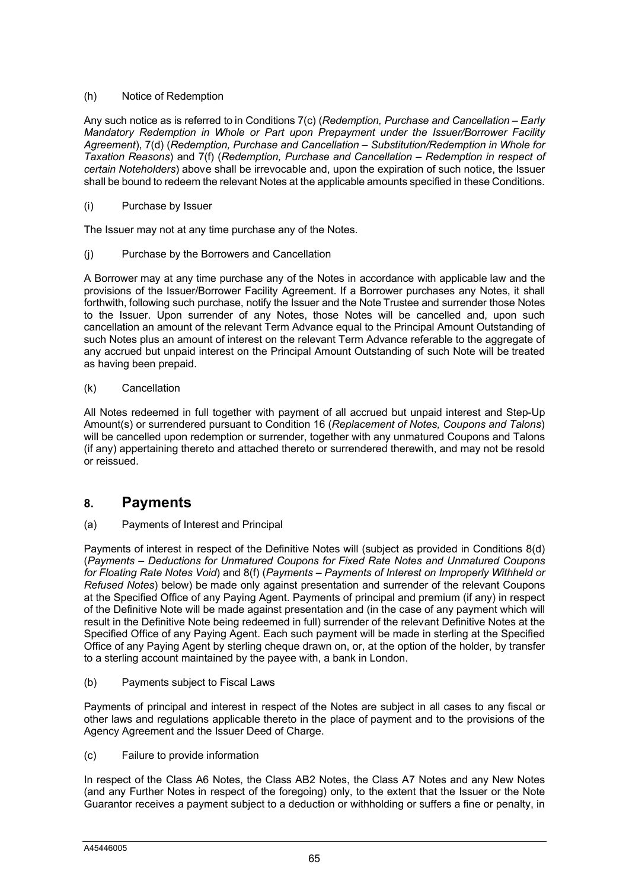(h) Notice of Redemption

Any such notice as is referred to in Conditions 7(c) (*Redemption, Purchase and Cancellation – Early Mandatory Redemption in Whole or Part upon Prepayment under the Issuer/Borrower Facility Agreement*), 7(d) (*Redemption, Purchase and Cancellation – Substitution/Redemption in Whole for Taxation Reasons*) and 7(f) (*Redemption, Purchase and Cancellation – Redemption in respect of certain Noteholders*) above shall be irrevocable and, upon the expiration of such notice, the Issuer shall be bound to redeem the relevant Notes at the applicable amounts specified in these Conditions.

(i) Purchase by Issuer

The Issuer may not at any time purchase any of the Notes.

(j) Purchase by the Borrowers and Cancellation

A Borrower may at any time purchase any of the Notes in accordance with applicable law and the provisions of the Issuer/Borrower Facility Agreement. If a Borrower purchases any Notes, it shall forthwith, following such purchase, notify the Issuer and the Note Trustee and surrender those Notes to the Issuer. Upon surrender of any Notes, those Notes will be cancelled and, upon such cancellation an amount of the relevant Term Advance equal to the Principal Amount Outstanding of such Notes plus an amount of interest on the relevant Term Advance referable to the aggregate of any accrued but unpaid interest on the Principal Amount Outstanding of such Note will be treated as having been prepaid.

(k) Cancellation

All Notes redeemed in full together with payment of all accrued but unpaid interest and Step-Up Amount(s) or surrendered pursuant to Condition 16 (*Replacement of Notes, Coupons and Talons*) will be cancelled upon redemption or surrender, together with any unmatured Coupons and Talons (if any) appertaining thereto and attached thereto or surrendered therewith, and may not be resold or reissued.

## 8. Payments

(a) Payments of Interest and Principal

Payments of interest in respect of the Definitive Notes will (subject as provided in Conditions 8(d) (*Payments – Deductions for Unmatured Coupons for Fixed Rate Notes and Unmatured Coupons for Floating Rate Notes Void*) and 8(f) (*Payments – Payments of Interest on Improperly Withheld or Refused Notes*) below) be made only against presentation and surrender of the relevant Coupons at the Specified Office of any Paying Agent. Payments of principal and premium (if any) in respect of the Definitive Note will be made against presentation and (in the case of any payment which will result in the Definitive Note being redeemed in full) surrender of the relevant Definitive Notes at the Specified Office of any Paying Agent. Each such payment will be made in sterling at the Specified Office of any Paying Agent by sterling cheque drawn on, or, at the option of the holder, by transfer to a sterling account maintained by the payee with, a bank in London.

(b) Payments subject to Fiscal Laws

Payments of principal and interest in respect of the Notes are subject in all cases to any fiscal or other laws and regulations applicable thereto in the place of payment and to the provisions of the Agency Agreement and the Issuer Deed of Charge.

(c) Failure to provide information

In respect of the Class A6 Notes, the Class AB2 Notes, the Class A7 Notes and any New Notes (and any Further Notes in respect of the foregoing) only, to the extent that the Issuer or the Note Guarantor receives a payment subject to a deduction or withholding or suffers a fine or penalty, in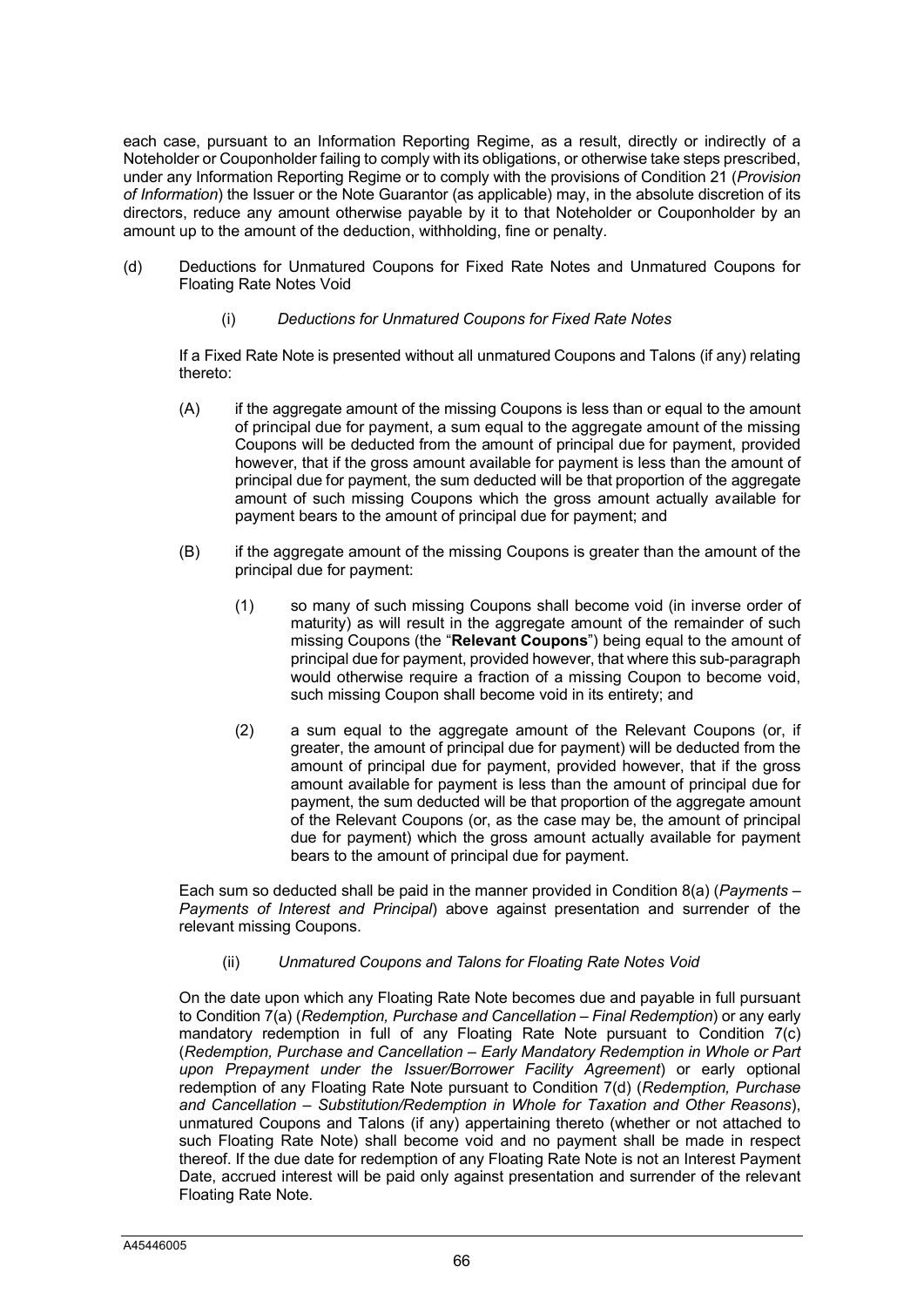each case, pursuant to an Information Reporting Regime, as a result, directly or indirectly of a Noteholder or Couponholder failing to comply with its obligations, or otherwise take steps prescribed, under any Information Reporting Regime or to comply with the provisions of Condition 21 (*Provision of Information*) the Issuer or the Note Guarantor (as applicable) may, in the absolute discretion of its directors, reduce any amount otherwise payable by it to that Noteholder or Couponholder by an amount up to the amount of the deduction, withholding, fine or penalty.

(d) Deductions for Unmatured Coupons for Fixed Rate Notes and Unmatured Coupons for Floating Rate Notes Void

(i) *Deductions for Unmatured Coupons for Fixed Rate Notes*

If a Fixed Rate Note is presented without all unmatured Coupons and Talons (if any) relating thereto:

(A) if the aggregate amount of the missing Coupons is less than or equal to the amount of principal due for payment, a sum equal to the aggregate amount of the missing Coupons will be deducted from the amount of principal due for payment, provided however, that if the gross amount available for payment is less than the amount of principal due for payment, the sum deducted will be that proportion of the aggregate amount of such missing Coupons which the gross amount actually available for payment bears to the amount of principal due for payment; and

(B) if the aggregate amount of the missing Coupons is greater than the amount of the principal due for payment:

(1) so many of such missing Coupons shall become void (in inverse order of maturity) as will result in the aggregate amount of the remainder of such missing Coupons (the "**Relevant Coupons**") being equal to the amount of principal due for payment, provided however, that where this sub-paragraph would otherwise require a fraction of a missing Coupon to become void, such missing Coupon shall become void in its entirety; and

(2) a sum equal to the aggregate amount of the Relevant Coupons (or, if greater, the amount of principal due for payment) will be deducted from the amount of principal due for payment, provided however, that if the gross amount available for payment is less than the amount of principal due for payment, the sum deducted will be that proportion of the aggregate amount of the Relevant Coupons (or, as the case may be, the amount of principal due for payment) which the gross amount actually available for payment bears to the amount of principal due for payment.

Each sum so deducted shall be paid in the manner provided in Condition 8(a) (*Payments – Payments of Interest and Principal*) above against presentation and surrender of the relevant missing Coupons.

(ii) *Unmatured Coupons and Talons for Floating Rate Notes Void*

On the date upon which any Floating Rate Note becomes due and payable in full pursuant to Condition 7(a) (*Redemption, Purchase and Cancellation – Final Redemption*) or any early mandatory redemption in full of any Floating Rate Note pursuant to Condition 7(c) (*Redemption, Purchase and Cancellation – Early Mandatory Redemption in Whole or Part upon Prepayment under the Issuer/Borrower Facility Agreement*) or early optional redemption of any Floating Rate Note pursuant to Condition 7(d) (*Redemption, Purchase and Cancellation – Substitution/Redemption in Whole for Taxation and Other Reasons*), unmatured Coupons and Talons (if any) appertaining thereto (whether or not attached to such Floating Rate Note) shall become void and no payment shall be made in respect thereof. If the due date for redemption of any Floating Rate Note is not an Interest Payment Date, accrued interest will be paid only against presentation and surrender of the relevant Floating Rate Note.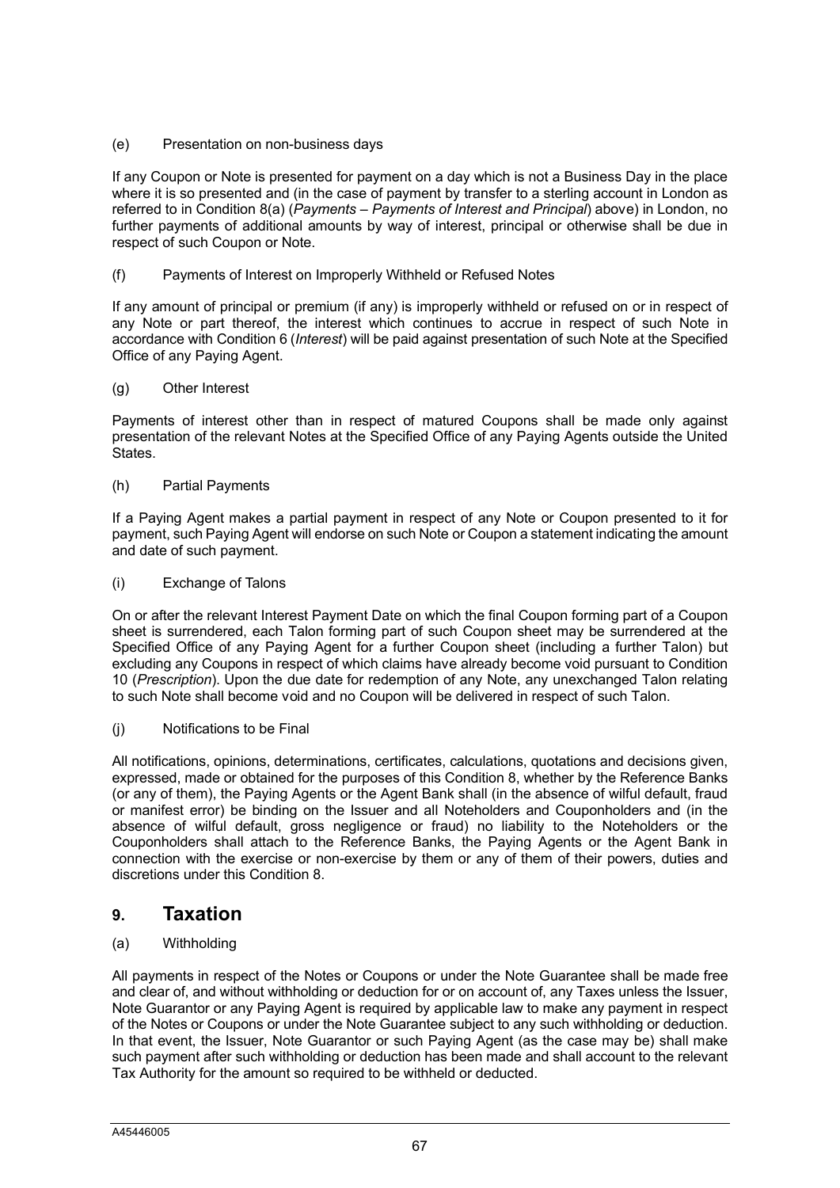(e) Presentation on non-business days

If any Coupon or Note is presented for payment on a day which is not a Business Day in the place where it is so presented and (in the case of payment by transfer to a sterling account in London as referred to in Condition 8(a) (*Payments – Payments of Interest and Principal*) above) in London, no further payments of additional amounts by way of interest, principal or otherwise shall be due in respect of such Coupon or Note.

(f) Payments of Interest on Improperly Withheld or Refused Notes

If any amount of principal or premium (if any) is improperly withheld or refused on or in respect of any Note or part thereof, the interest which continues to accrue in respect of such Note in accordance with Condition 6 (*Interest*) will be paid against presentation of such Note at the Specified Office of any Paying Agent.

(g) Other Interest

Payments of interest other than in respect of matured Coupons shall be made only against presentation of the relevant Notes at the Specified Office of any Paying Agents outside the United States.

(h) Partial Payments

If a Paying Agent makes a partial payment in respect of any Note or Coupon presented to it for payment, such Paying Agent will endorse on such Note or Coupon a statement indicating the amount and date of such payment.

(i) Exchange of Talons

On or after the relevant Interest Payment Date on which the final Coupon forming part of a Coupon sheet is surrendered, each Talon forming part of such Coupon sheet may be surrendered at the Specified Office of any Paying Agent for a further Coupon sheet (including a further Talon) but excluding any Coupons in respect of which claims have already become void pursuant to Condition 10 (*Prescription*). Upon the due date for redemption of any Note, any unexchanged Talon relating to such Note shall become void and no Coupon will be delivered in respect of such Talon.

(j) Notifications to be Final

All notifications, opinions, determinations, certificates, calculations, quotations and decisions given, expressed, made or obtained for the purposes of this Condition 8, whether by the Reference Banks (or any of them), the Paying Agents or the Agent Bank shall (in the absence of wilful default, fraud or manifest error) be binding on the Issuer and all Noteholders and Couponholders and (in the absence of wilful default, gross negligence or fraud) no liability to the Noteholders or the Couponholders shall attach to the Reference Banks, the Paying Agents or the Agent Bank in connection with the exercise or non-exercise by them or any of them of their powers, duties and discretions under this Condition 8.

## 9. Taxation

(a) Withholding

All payments in respect of the Notes or Coupons or under the Note Guarantee shall be made free and clear of, and without withholding or deduction for or on account of, any Taxes unless the Issuer, Note Guarantor or any Paying Agent is required by applicable law to make any payment in respect of the Notes or Coupons or under the Note Guarantee subject to any such withholding or deduction. In that event, the Issuer, Note Guarantor or such Paying Agent (as the case may be) shall make such payment after such withholding or deduction has been made and shall account to the relevant Tax Authority for the amount so required to be withheld or deducted.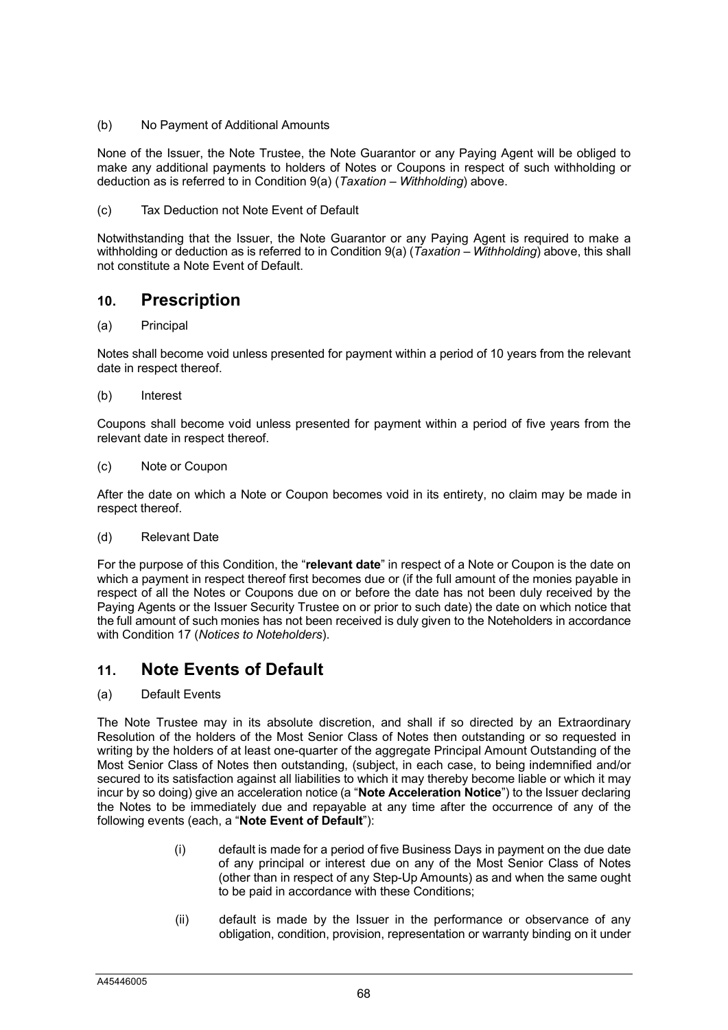(b) No Payment of Additional Amounts

None of the Issuer, the Note Trustee, the Note Guarantor or any Paying Agent will be obliged to make any additional payments to holders of Notes or Coupons in respect of such withholding or deduction as is referred to in Condition 9(a) (*Taxation – Withholding*) above.

(c) Tax Deduction not Note Event of Default

Notwithstanding that the Issuer, the Note Guarantor or any Paying Agent is required to make a withholding or deduction as is referred to in Condition 9(a) (*Taxation – Withholding*) above, this shall not constitute a Note Event of Default.

## 10. Prescription

(a) Principal

Notes shall become void unless presented for payment within a period of 10 years from the relevant date in respect thereof.

(b) Interest

Coupons shall become void unless presented for payment within a period of five years from the relevant date in respect thereof.

(c) Note or Coupon

After the date on which a Note or Coupon becomes void in its entirety, no claim may be made in respect thereof.

(d) Relevant Date

For the purpose of this Condition, the "**relevant date**" in respect of a Note or Coupon is the date on which a payment in respect thereof first becomes due or (if the full amount of the monies payable in respect of all the Notes or Coupons due on or before the date has not been duly received by the Paying Agents or the Issuer Security Trustee on or prior to such date) the date on which notice that the full amount of such monies has not been received is duly given to the Noteholders in accordance with Condition 17 (*Notices to Noteholders*).

## 11. Note Events of Default

(a) Default Events

The Note Trustee may in its absolute discretion, and shall if so directed by an Extraordinary Resolution of the holders of the Most Senior Class of Notes then outstanding or so requested in writing by the holders of at least one-quarter of the aggregate Principal Amount Outstanding of the Most Senior Class of Notes then outstanding, (subject, in each case, to being indemnified and/or secured to its satisfaction against all liabilities to which it may thereby become liable or which it may incur by so doing) give an acceleration notice (a "**Note Acceleration Notice**") to the Issuer declaring the Notes to be immediately due and repayable at any time after the occurrence of any of the following events (each, a "**Note Event of Default**"):

(i) default is made for a period of five Business Days in payment on the due date of any principal or interest due on any of the Most Senior Class of Notes (other than in respect of any Step-Up Amounts) as and when the same ought to be paid in accordance with these Conditions;

(ii) default is made by the Issuer in the performance or observance of any obligation, condition, provision, representation or warranty binding on it under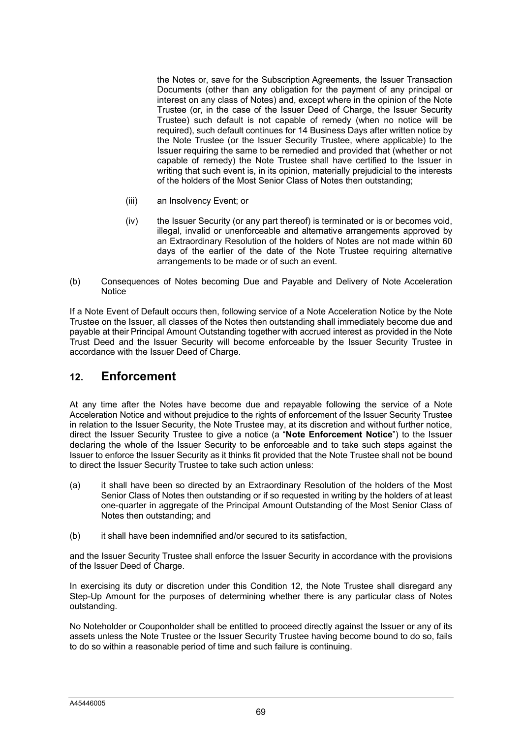the Notes or, save for the Subscription Agreements, the Issuer Transaction Documents (other than any obligation for the payment of any principal or interest on any class of Notes) and, except where in the opinion of the Note Trustee (or, in the case of the Issuer Deed of Charge, the Issuer Security Trustee) such default is not capable of remedy (when no notice will be required), such default continues for 14 Business Days after written notice by the Note Trustee (or the Issuer Security Trustee, where applicable) to the Issuer requiring the same to be remedied and provided that (whether or not capable of remedy) the Note Trustee shall have certified to the Issuer in writing that such event is, in its opinion, materially prejudicial to the interests of the holders of the Most Senior Class of Notes then outstanding;

(iii) an Insolvency Event; or

(iv) the Issuer Security (or any part thereof) is terminated or is or becomes void, illegal, invalid or unenforceable and alternative arrangements approved by an Extraordinary Resolution of the holders of Notes are not made within 60 days of the earlier of the date of the Note Trustee requiring alternative arrangements to be made or of such an event.

(b) Consequences of Notes becoming Due and Payable and Delivery of Note Acceleration Notice

If a Note Event of Default occurs then, following service of a Note Acceleration Notice by the Note Trustee on the Issuer, all classes of the Notes then outstanding shall immediately become due and payable at their Principal Amount Outstanding together with accrued interest as provided in the Note Trust Deed and the Issuer Security will become enforceable by the Issuer Security Trustee in accordance with the Issuer Deed of Charge.

## 12. Enforcement

At any time after the Notes have become due and repayable following the service of a Note Acceleration Notice and without prejudice to the rights of enforcement of the Issuer Security Trustee in relation to the Issuer Security, the Note Trustee may, at its discretion and without further notice, direct the Issuer Security Trustee to give a notice (a "**Note Enforcement Notice**") to the Issuer declaring the whole of the Issuer Security to be enforceable and to take such steps against the Issuer to enforce the Issuer Security as it thinks fit provided that the Note Trustee shall not be bound to direct the Issuer Security Trustee to take such action unless:

(a) it shall have been so directed by an Extraordinary Resolution of the holders of the Most Senior Class of Notes then outstanding or if so requested in writing by the holders of at least one-quarter in aggregate of the Principal Amount Outstanding of the Most Senior Class of Notes then outstanding; and

(b) it shall have been indemnified and/or secured to its satisfaction,

and the Issuer Security Trustee shall enforce the Issuer Security in accordance with the provisions of the Issuer Deed of Charge.

In exercising its duty or discretion under this Condition 12, the Note Trustee shall disregard any Step-Up Amount for the purposes of determining whether there is any particular class of Notes outstanding.

No Noteholder or Couponholder shall be entitled to proceed directly against the Issuer or any of its assets unless the Note Trustee or the Issuer Security Trustee having become bound to do so, fails to do so within a reasonable period of time and such failure is continuing.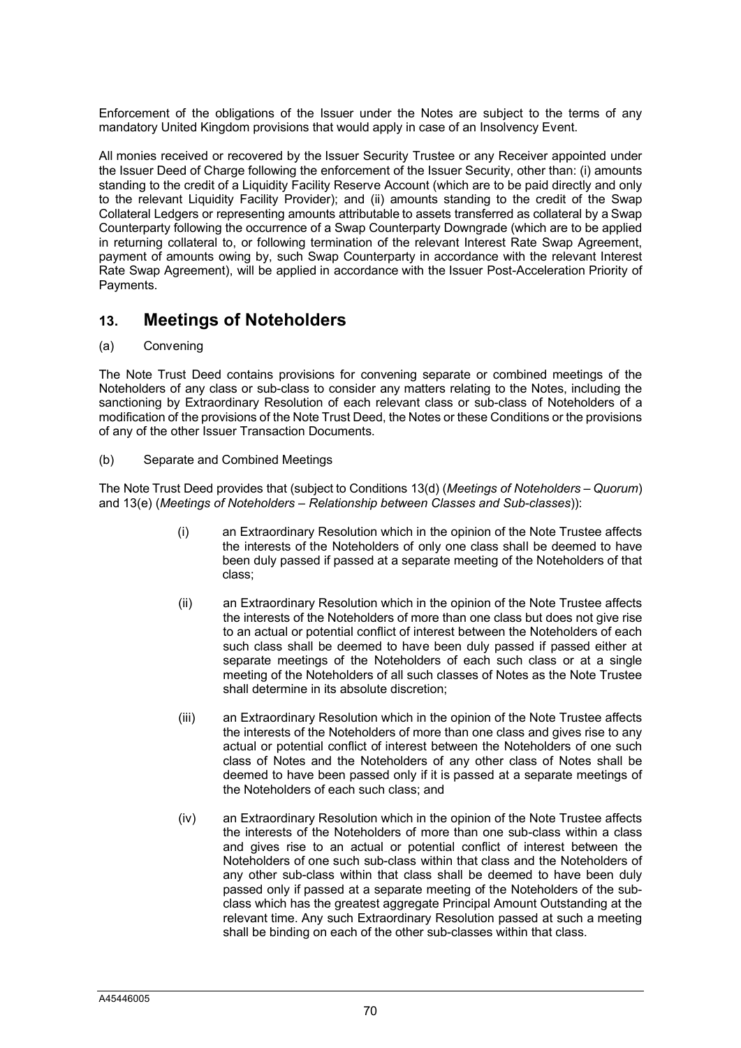Enforcement of the obligations of the Issuer under the Notes are subject to the terms of any mandatory United Kingdom provisions that would apply in case of an Insolvency Event.

All monies received or recovered by the Issuer Security Trustee or any Receiver appointed under the Issuer Deed of Charge following the enforcement of the Issuer Security, other than: (i) amounts standing to the credit of a Liquidity Facility Reserve Account (which are to be paid directly and only to the relevant Liquidity Facility Provider); and (ii) amounts standing to the credit of the Swap Collateral Ledgers or representing amounts attributable to assets transferred as collateral by a Swap Counterparty following the occurrence of a Swap Counterparty Downgrade (which are to be applied in returning collateral to, or following termination of the relevant Interest Rate Swap Agreement, payment of amounts owing by, such Swap Counterparty in accordance with the relevant Interest Rate Swap Agreement), will be applied in accordance with the Issuer Post-Acceleration Priority of Payments.

## 13. Meetings of Noteholders

(a) Convening

The Note Trust Deed contains provisions for convening separate or combined meetings of the Noteholders of any class or sub-class to consider any matters relating to the Notes, including the sanctioning by Extraordinary Resolution of each relevant class or sub-class of Noteholders of a modification of the provisions of the Note Trust Deed, the Notes or these Conditions or the provisions of any of the other Issuer Transaction Documents.

(b) Separate and Combined Meetings

The Note Trust Deed provides that (subject to Conditions 13(d) (*Meetings of Noteholders – Quorum*) and 13(e) (*Meetings of Noteholders – Relationship between Classes and Sub-classes*)):

(i) an Extraordinary Resolution which in the opinion of the Note Trustee affects the interests of the Noteholders of only one class shall be deemed to have been duly passed if passed at a separate meeting of the Noteholders of that class;

(ii) an Extraordinary Resolution which in the opinion of the Note Trustee affects the interests of the Noteholders of more than one class but does not give rise to an actual or potential conflict of interest between the Noteholders of each such class shall be deemed to have been duly passed if passed either at separate meetings of the Noteholders of each such class or at a single meeting of the Noteholders of all such classes of Notes as the Note Trustee shall determine in its absolute discretion;

(iii) an Extraordinary Resolution which in the opinion of the Note Trustee affects the interests of the Noteholders of more than one class and gives rise to any actual or potential conflict of interest between the Noteholders of one such class of Notes and the Noteholders of any other class of Notes shall be deemed to have been passed only if it is passed at a separate meetings of the Noteholders of each such class; and

(iv) an Extraordinary Resolution which in the opinion of the Note Trustee affects the interests of the Noteholders of more than one sub-class within a class and gives rise to an actual or potential conflict of interest between the Noteholders of one such sub-class within that class and the Noteholders of any other sub-class within that class shall be deemed to have been duly passed only if passed at a separate meeting of the Noteholders of the sub-class which has the greatest aggregate Principal Amount Outstanding at the relevant time. Any such Extraordinary Resolution passed at such a meeting shall be binding on each of the other sub-classes within that class.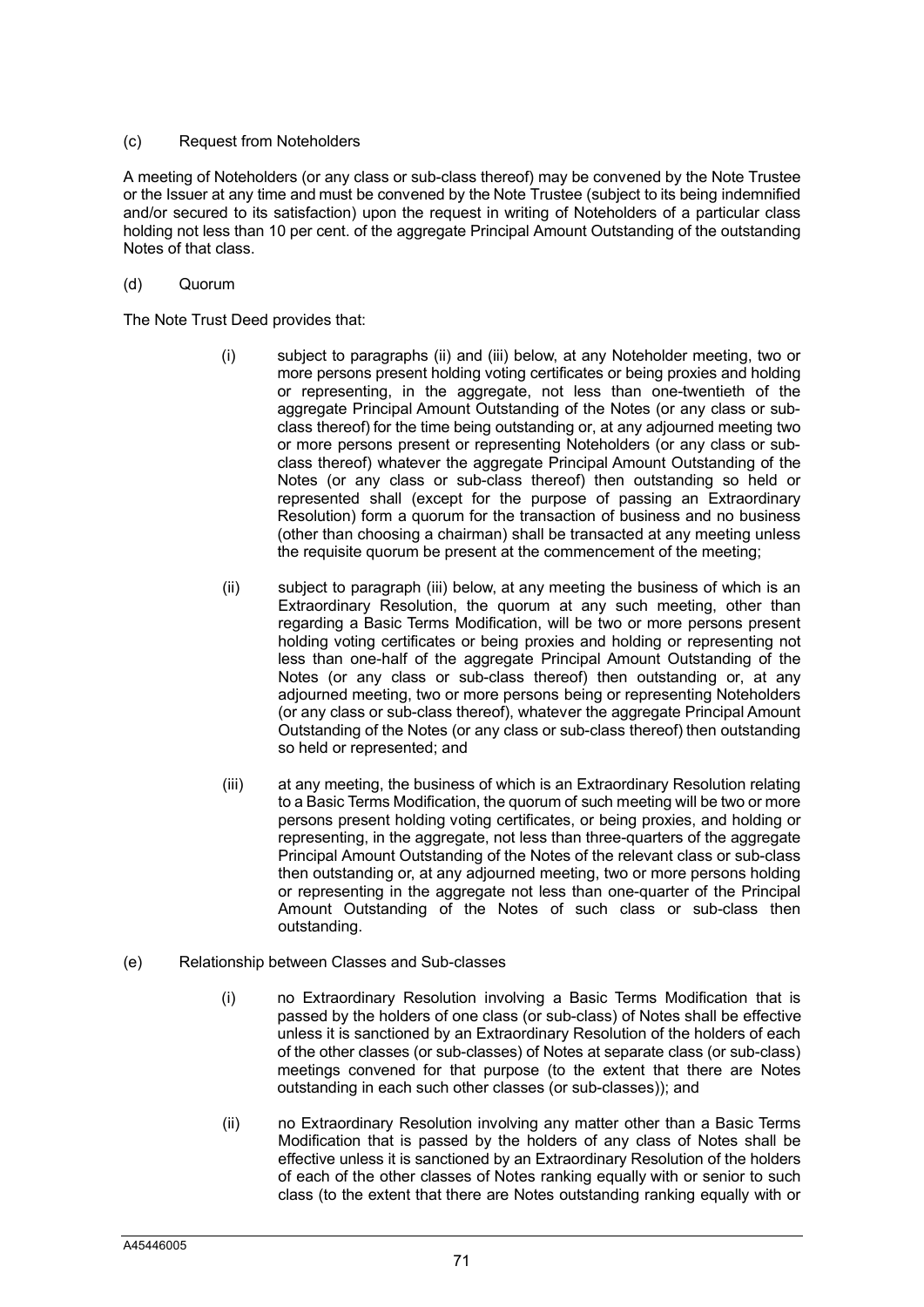(c) Request from Noteholders

A meeting of Noteholders (or any class or sub-class thereof) may be convened by the Note Trustee or the Issuer at any time and must be convened by the Note Trustee (subject to its being indemnified and/or secured to its satisfaction) upon the request in writing of Noteholders of a particular class holding not less than 10 per cent. of the aggregate Principal Amount Outstanding of the outstanding Notes of that class.

(d) Quorum

The Note Trust Deed provides that:

(i) subject to paragraphs (ii) and (iii) below, at any Noteholder meeting, two or more persons present holding voting certificates or being proxies and holding or representing, in the aggregate, not less than one-twentieth of the aggregate Principal Amount Outstanding of the Notes (or any class or sub-class thereof) for the time being outstanding or, at any adjourned meeting two or more persons present or representing Noteholders (or any class or sub-class thereof) whatever the aggregate Principal Amount Outstanding of the Notes (or any class or sub-class thereof) then outstanding so held or represented shall (except for the purpose of passing an Extraordinary Resolution) form a quorum for the transaction of business and no business (other than choosing a chairman) shall be transacted at any meeting unless the requisite quorum be present at the commencement of the meeting;

(ii) subject to paragraph (iii) below, at any meeting the business of which is an Extraordinary Resolution, the quorum at any such meeting, other than regarding a Basic Terms Modification, will be two or more persons present holding voting certificates or being proxies and holding or representing not less than one-half of the aggregate Principal Amount Outstanding of the Notes (or any class or sub-class thereof) then outstanding or, at any adjourned meeting, two or more persons being or representing Noteholders (or any class or sub-class thereof), whatever the aggregate Principal Amount Outstanding of the Notes (or any class or sub-class thereof) then outstanding so held or represented; and

(iii) at any meeting, the business of which is an Extraordinary Resolution relating to a Basic Terms Modification, the quorum of such meeting will be two or more persons present holding voting certificates, or being proxies, and holding or representing, in the aggregate, not less than three-quarters of the aggregate Principal Amount Outstanding of the Notes of the relevant class or sub-class then outstanding or, at any adjourned meeting, two or more persons holding or representing in the aggregate not less than one-quarter of the Principal Amount Outstanding of the Notes of such class or sub-class then outstanding.

(e) Relationship between Classes and Sub-classes

(i) no Extraordinary Resolution involving a Basic Terms Modification that is passed by the holders of one class (or sub-class) of Notes shall be effective unless it is sanctioned by an Extraordinary Resolution of the holders of each of the other classes (or sub-classes) of Notes at separate class (or sub-class) meetings convened for that purpose (to the extent that there are Notes outstanding in each such other classes (or sub-classes)); and

(ii) no Extraordinary Resolution involving any matter other than a Basic Terms Modification that is passed by the holders of any class of Notes shall be effective unless it is sanctioned by an Extraordinary Resolution of the holders of each of the other classes of Notes ranking equally with or senior to such class (to the extent that there are Notes outstanding ranking equally with or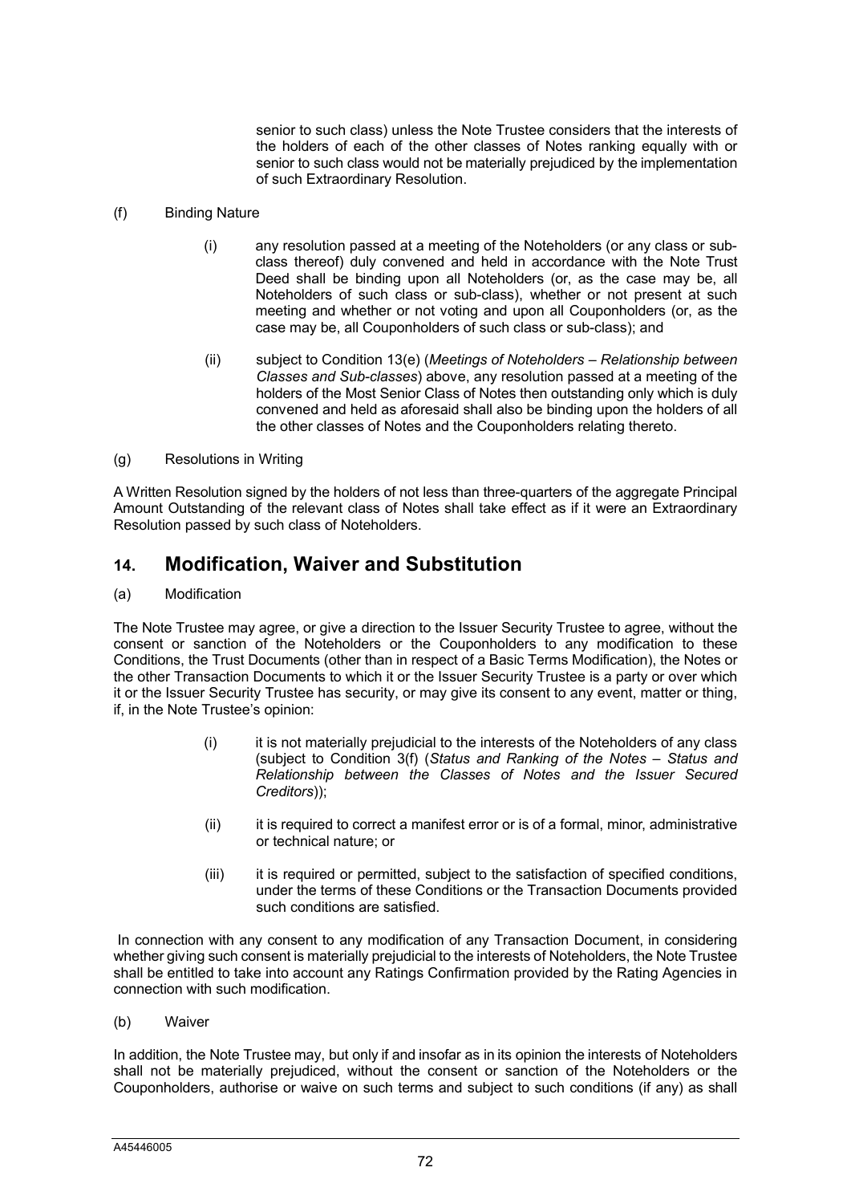senior to such class) unless the Note Trustee considers that the interests of the holders of each of the other classes of Notes ranking equally with or senior to such class would not be materially prejudiced by the implementation of such Extraordinary Resolution.

(f) Binding Nature

(i) any resolution passed at a meeting of the Noteholders (or any class or sub-class thereof) duly convened and held in accordance with the Note Trust Deed shall be binding upon all Noteholders (or, as the case may be, all Noteholders of such class or sub-class), whether or not present at such meeting and whether or not voting and upon all Couponholders (or, as the case may be, all Couponholders of such class or sub-class); and

(ii) subject to Condition 13(e) (*Meetings of Noteholders – Relationship between Classes and Sub-classes*) above, any resolution passed at a meeting of the holders of the Most Senior Class of Notes then outstanding only which is duly convened and held as aforesaid shall also be binding upon the holders of all the other classes of Notes and the Couponholders relating thereto.

(g) Resolutions in Writing

A Written Resolution signed by the holders of not less than three-quarters of the aggregate Principal Amount Outstanding of the relevant class of Notes shall take effect as if it were an Extraordinary Resolution passed by such class of Noteholders.

## 14. Modification, Waiver and Substitution

(a) Modification

The Note Trustee may agree, or give a direction to the Issuer Security Trustee to agree, without the consent or sanction of the Noteholders or the Couponholders to any modification to these Conditions, the Trust Documents (other than in respect of a Basic Terms Modification), the Notes or the other Transaction Documents to which it or the Issuer Security Trustee is a party or over which it or the Issuer Security Trustee has security, or may give its consent to any event, matter or thing, if, in the Note Trustee's opinion:

(i) it is not materially prejudicial to the interests of the Noteholders of any class (subject to Condition 3(f) (*Status and Ranking of the Notes – Status and Relationship between the Classes of Notes and the Issuer Secured Creditors*));

(ii) it is required to correct a manifest error or is of a formal, minor, administrative or technical nature; or

(iii) it is required or permitted, subject to the satisfaction of specified conditions, under the terms of these Conditions or the Transaction Documents provided such conditions are satisfied.

In connection with any consent to any modification of any Transaction Document, in considering whether giving such consent is materially prejudicial to the interests of Noteholders, the Note Trustee shall be entitled to take into account any Ratings Confirmation provided by the Rating Agencies in connection with such modification.

(b) Waiver

In addition, the Note Trustee may, but only if and insofar as in its opinion the interests of Noteholders shall not be materially prejudiced, without the consent or sanction of the Noteholders or the Couponholders, authorise or waive on such terms and subject to such conditions (if any) as shall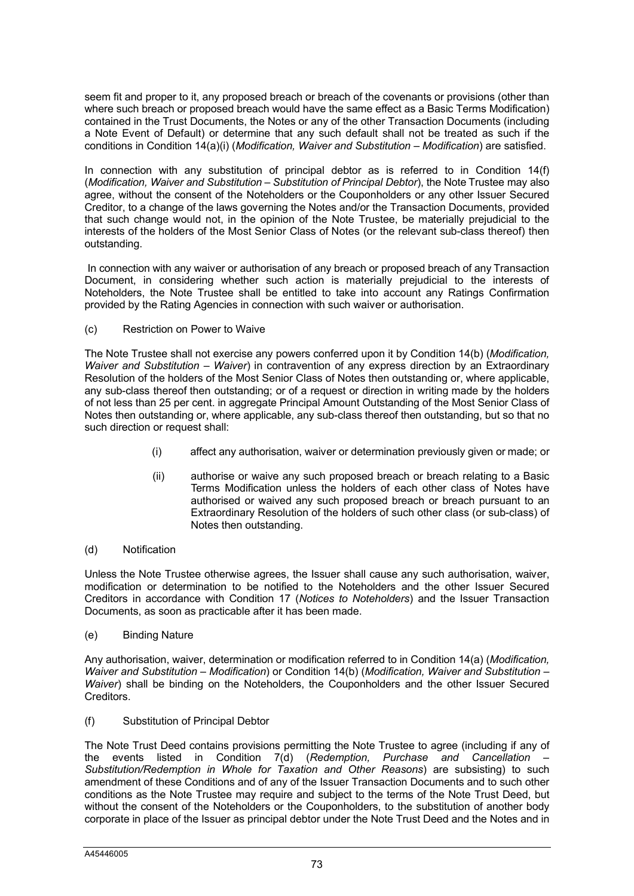seem fit and proper to it, any proposed breach or breach of the covenants or provisions (other than where such breach or proposed breach would have the same effect as a Basic Terms Modification) contained in the Trust Documents, the Notes or any of the other Transaction Documents (including a Note Event of Default) or determine that any such default shall not be treated as such if the conditions in Condition 14(a)(i) (*Modification, Waiver and Substitution – Modification*) are satisfied.

In connection with any substitution of principal debtor as is referred to in Condition 14(f) (*Modification, Waiver and Substitution – Substitution of Principal Debtor*), the Note Trustee may also agree, without the consent of the Noteholders or the Couponholders or any other Issuer Secured Creditor, to a change of the laws governing the Notes and/or the Transaction Documents, provided that such change would not, in the opinion of the Note Trustee, be materially prejudicial to the interests of the holders of the Most Senior Class of Notes (or the relevant sub-class thereof) then outstanding.

In connection with any waiver or authorisation of any breach or proposed breach of any Transaction Document, in considering whether such action is materially prejudicial to the interests of Noteholders, the Note Trustee shall be entitled to take into account any Ratings Confirmation provided by the Rating Agencies in connection with such waiver or authorisation.

(c) Restriction on Power to Waive

The Note Trustee shall not exercise any powers conferred upon it by Condition 14(b) (*Modification, Waiver and Substitution – Waiver*) in contravention of any express direction by an Extraordinary Resolution of the holders of the Most Senior Class of Notes then outstanding or, where applicable, any sub-class thereof then outstanding; or of a request or direction in writing made by the holders of not less than 25 per cent. in aggregate Principal Amount Outstanding of the Most Senior Class of Notes then outstanding or, where applicable, any sub-class thereof then outstanding, but so that no such direction or request shall:

(i) affect any authorisation, waiver or determination previously given or made; or

(ii) authorise or waive any such proposed breach or breach relating to a Basic Terms Modification unless the holders of each other class of Notes have authorised or waived any such proposed breach or breach pursuant to an Extraordinary Resolution of the holders of such other class (or sub-class) of Notes then outstanding.

(d) Notification

Unless the Note Trustee otherwise agrees, the Issuer shall cause any such authorisation, waiver, modification or determination to be notified to the Noteholders and the other Issuer Secured Creditors in accordance with Condition 17 (*Notices to Noteholders*) and the Issuer Transaction Documents, as soon as practicable after it has been made.

(e) Binding Nature

Any authorisation, waiver, determination or modification referred to in Condition 14(a) (*Modification, Waiver and Substitution – Modification*) or Condition 14(b) (*Modification, Waiver and Substitution – Waiver*) shall be binding on the Noteholders, the Couponholders and the other Issuer Secured Creditors.

(f) Substitution of Principal Debtor

The Note Trust Deed contains provisions permitting the Note Trustee to agree (including if any of the events listed in Condition 7(d) (*Redemption, Purchase and Cancellation – Substitution/Redemption in Whole for Taxation and Other Reasons*) are subsisting) to such amendment of these Conditions and of any of the Issuer Transaction Documents and to such other conditions as the Note Trustee may require and subject to the terms of the Note Trust Deed, but without the consent of the Noteholders or the Couponholders, to the substitution of another body corporate in place of the Issuer as principal debtor under the Note Trust Deed and the Notes and in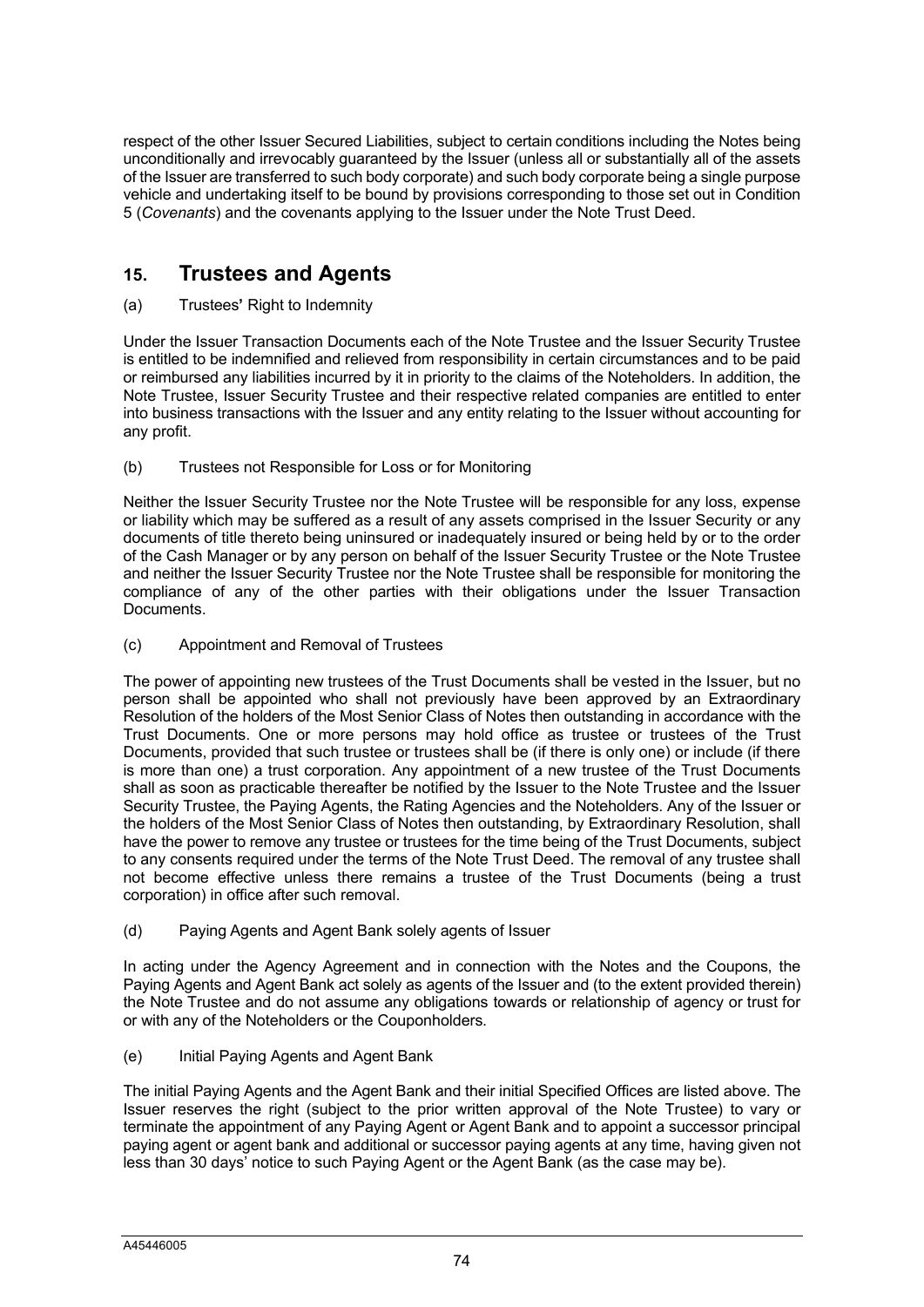respect of the other Issuer Secured Liabilities, subject to certain conditions including the Notes being unconditionally and irrevocably guaranteed by the Issuer (unless all or substantially all of the assets of the Issuer are transferred to such body corporate) and such body corporate being a single purpose vehicle and undertaking itself to be bound by provisions corresponding to those set out in Condition 5 (*Covenants*) and the covenants applying to the Issuer under the Note Trust Deed.

## 15. Trustees and Agents

(a) Trustees' Right to Indemnity

Under the Issuer Transaction Documents each of the Note Trustee and the Issuer Security Trustee is entitled to be indemnified and relieved from responsibility in certain circumstances and to be paid or reimbursed any liabilities incurred by it in priority to the claims of the Noteholders. In addition, the Note Trustee, Issuer Security Trustee and their respective related companies are entitled to enter into business transactions with the Issuer and any entity relating to the Issuer without accounting for any profit.

(b) Trustees not Responsible for Loss or for Monitoring

Neither the Issuer Security Trustee nor the Note Trustee will be responsible for any loss, expense or liability which may be suffered as a result of any assets comprised in the Issuer Security or any documents of title thereto being uninsured or inadequately insured or being held by or to the order of the Cash Manager or by any person on behalf of the Issuer Security Trustee or the Note Trustee and neither the Issuer Security Trustee nor the Note Trustee shall be responsible for monitoring the compliance of any of the other parties with their obligations under the Issuer Transaction Documents.

(c) Appointment and Removal of Trustees

The power of appointing new trustees of the Trust Documents shall be vested in the Issuer, but no person shall be appointed who shall not previously have been approved by an Extraordinary Resolution of the holders of the Most Senior Class of Notes then outstanding in accordance with the Trust Documents. One or more persons may hold office as trustee or trustees of the Trust Documents, provided that such trustee or trustees shall be (if there is only one) or include (if there is more than one) a trust corporation. Any appointment of a new trustee of the Trust Documents shall as soon as practicable thereafter be notified by the Issuer to the Note Trustee and the Issuer Security Trustee, the Paying Agents, the Rating Agencies and the Noteholders. Any of the Issuer or the holders of the Most Senior Class of Notes then outstanding, by Extraordinary Resolution, shall have the power to remove any trustee or trustees for the time being of the Trust Documents, subject to any consents required under the terms of the Note Trust Deed. The removal of any trustee shall not become effective unless there remains a trustee of the Trust Documents (being a trust corporation) in office after such removal.

(d) Paying Agents and Agent Bank solely agents of Issuer

In acting under the Agency Agreement and in connection with the Notes and the Coupons, the Paying Agents and Agent Bank act solely as agents of the Issuer and (to the extent provided therein) the Note Trustee and do not assume any obligations towards or relationship of agency or trust for or with any of the Noteholders or the Couponholders.

(e) Initial Paying Agents and Agent Bank

The initial Paying Agents and the Agent Bank and their initial Specified Offices are listed above. The Issuer reserves the right (subject to the prior written approval of the Note Trustee) to vary or terminate the appointment of any Paying Agent or Agent Bank and to appoint a successor principal paying agent or agent bank and additional or successor paying agents at any time, having given not less than 30 days' notice to such Paying Agent or the Agent Bank (as the case may be).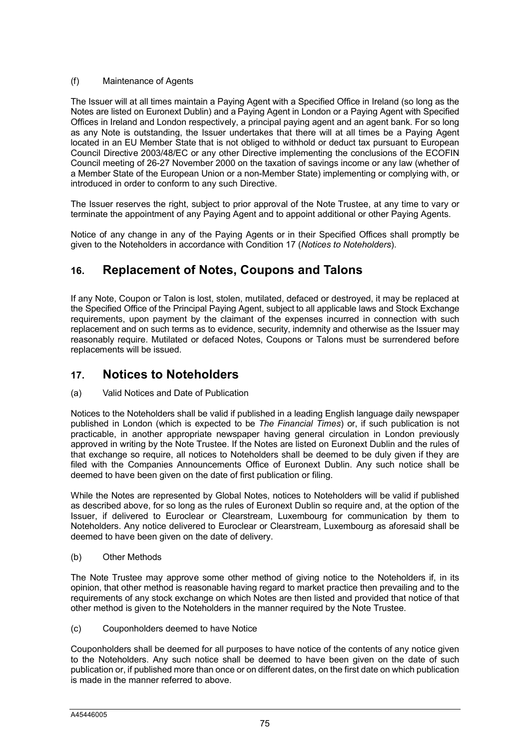(f) Maintenance of Agents

The Issuer will at all times maintain a Paying Agent with a Specified Office in Ireland (so long as the Notes are listed on Euronext Dublin) and a Paying Agent in London or a Paying Agent with Specified Offices in Ireland and London respectively, a principal paying agent and an agent bank. For so long as any Note is outstanding, the Issuer undertakes that there will at all times be a Paying Agent located in an EU Member State that is not obliged to withhold or deduct tax pursuant to European Council Directive 2003/48/EC or any other Directive implementing the conclusions of the ECOFIN Council meeting of 26-27 November 2000 on the taxation of savings income or any law (whether of a Member State of the European Union or a non-Member State) implementing or complying with, or introduced in order to conform to any such Directive.

The Issuer reserves the right, subject to prior approval of the Note Trustee, at any time to vary or terminate the appointment of any Paying Agent and to appoint additional or other Paying Agents.

Notice of any change in any of the Paying Agents or in their Specified Offices shall promptly be given to the Noteholders in accordance with Condition 17 (*Notices to Noteholders*).

## 16. Replacement of Notes, Coupons and Talons

If any Note, Coupon or Talon is lost, stolen, mutilated, defaced or destroyed, it may be replaced at the Specified Office of the Principal Paying Agent, subject to all applicable laws and Stock Exchange requirements, upon payment by the claimant of the expenses incurred in connection with such replacement and on such terms as to evidence, security, indemnity and otherwise as the Issuer may reasonably require. Mutilated or defaced Notes, Coupons or Talons must be surrendered before replacements will be issued.

## 17. Notices to Noteholders

(a) Valid Notices and Date of Publication

Notices to the Noteholders shall be valid if published in a leading English language daily newspaper published in London (which is expected to be *The Financial Times*) or, if such publication is not practicable, in another appropriate newspaper having general circulation in London previously approved in writing by the Note Trustee. If the Notes are listed on Euronext Dublin and the rules of that exchange so require, all notices to Noteholders shall be deemed to be duly given if they are filed with the Companies Announcements Office of Euronext Dublin. Any such notice shall be deemed to have been given on the date of first publication or filing.

While the Notes are represented by Global Notes, notices to Noteholders will be valid if published as described above, for so long as the rules of Euronext Dublin so require and, at the option of the Issuer, if delivered to Euroclear or Clearstream, Luxembourg for communication by them to Noteholders. Any notice delivered to Euroclear or Clearstream, Luxembourg as aforesaid shall be deemed to have been given on the date of delivery.

(b) Other Methods

The Note Trustee may approve some other method of giving notice to the Noteholders if, in its opinion, that other method is reasonable having regard to market practice then prevailing and to the requirements of any stock exchange on which Notes are then listed and provided that notice of that other method is given to the Noteholders in the manner required by the Note Trustee.

(c) Couponholders deemed to have Notice

Couponholders shall be deemed for all purposes to have notice of the contents of any notice given to the Noteholders. Any such notice shall be deemed to have been given on the date of such publication or, if published more than once or on different dates, on the first date on which publication is made in the manner referred to above.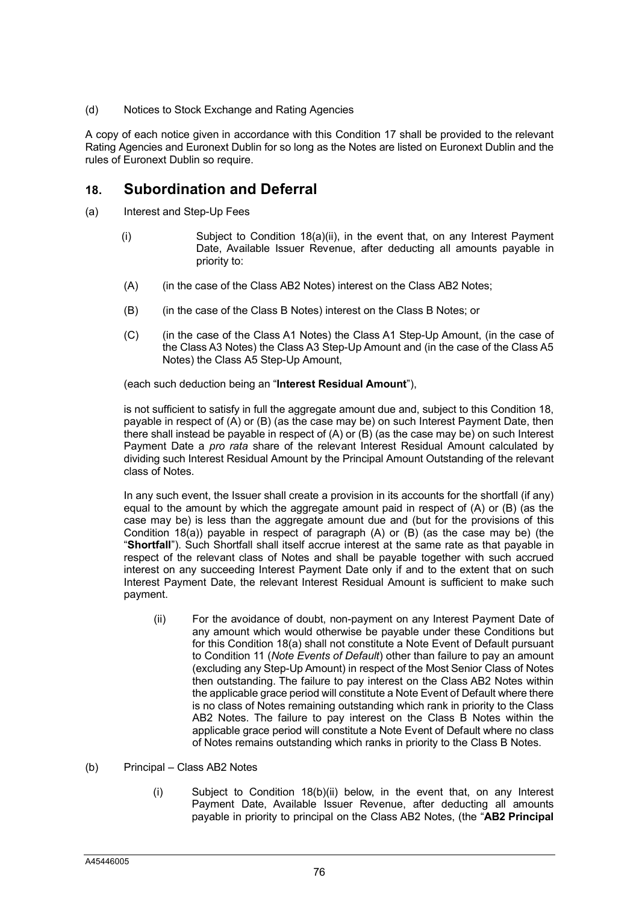(d) Notices to Stock Exchange and Rating Agencies

A copy of each notice given in accordance with this Condition 17 shall be provided to the relevant Rating Agencies and Euronext Dublin for so long as the Notes are listed on Euronext Dublin and the rules of Euronext Dublin so require.

## 18. Subordination and Deferral

(a) Interest and Step-Up Fees

(i) Subject to Condition 18(a)(ii), in the event that, on any Interest Payment Date, Available Issuer Revenue, after deducting all amounts payable in priority to:

(A) (in the case of the Class AB2 Notes) interest on the Class AB2 Notes;

(B) (in the case of the Class B Notes) interest on the Class B Notes; or

(C) (in the case of the Class A1 Notes) the Class A1 Step-Up Amount, (in the case of the Class A3 Notes) the Class A3 Step-Up Amount and (in the case of the Class A5 Notes) the Class A5 Step-Up Amount,

(each such deduction being an "**Interest Residual Amount**"),

is not sufficient to satisfy in full the aggregate amount due and, subject to this Condition 18, payable in respect of (A) or (B) (as the case may be) on such Interest Payment Date, then there shall instead be payable in respect of (A) or (B) (as the case may be) on such Interest Payment Date a *pro rata* share of the relevant Interest Residual Amount calculated by dividing such Interest Residual Amount by the Principal Amount Outstanding of the relevant class of Notes.

In any such event, the Issuer shall create a provision in its accounts for the shortfall (if any) equal to the amount by which the aggregate amount paid in respect of (A) or (B) (as the case may be) is less than the aggregate amount due and (but for the provisions of this Condition 18(a)) payable in respect of paragraph (A) or (B) (as the case may be) (the "**Shortfall**"). Such Shortfall shall itself accrue interest at the same rate as that payable in respect of the relevant class of Notes and shall be payable together with such accrued interest on any succeeding Interest Payment Date only if and to the extent that on such Interest Payment Date, the relevant Interest Residual Amount is sufficient to make such payment.

(ii) For the avoidance of doubt, non-payment on any Interest Payment Date of any amount which would otherwise be payable under these Conditions but for this Condition 18(a) shall not constitute a Note Event of Default pursuant to Condition 11 (*Note Events of Default*) other than failure to pay an amount (excluding any Step-Up Amount) in respect of the Most Senior Class of Notes then outstanding. The failure to pay interest on the Class AB2 Notes within the applicable grace period will constitute a Note Event of Default where there is no class of Notes remaining outstanding which rank in priority to the Class AB2 Notes. The failure to pay interest on the Class B Notes within the applicable grace period will constitute a Note Event of Default where no class of Notes remains outstanding which ranks in priority to the Class B Notes.

(b) Principal – Class AB2 Notes

(i) Subject to Condition 18(b)(ii) below, in the event that, on any Interest Payment Date, Available Issuer Revenue, after deducting all amounts payable in priority to principal on the Class AB2 Notes, (the "**AB2 Principal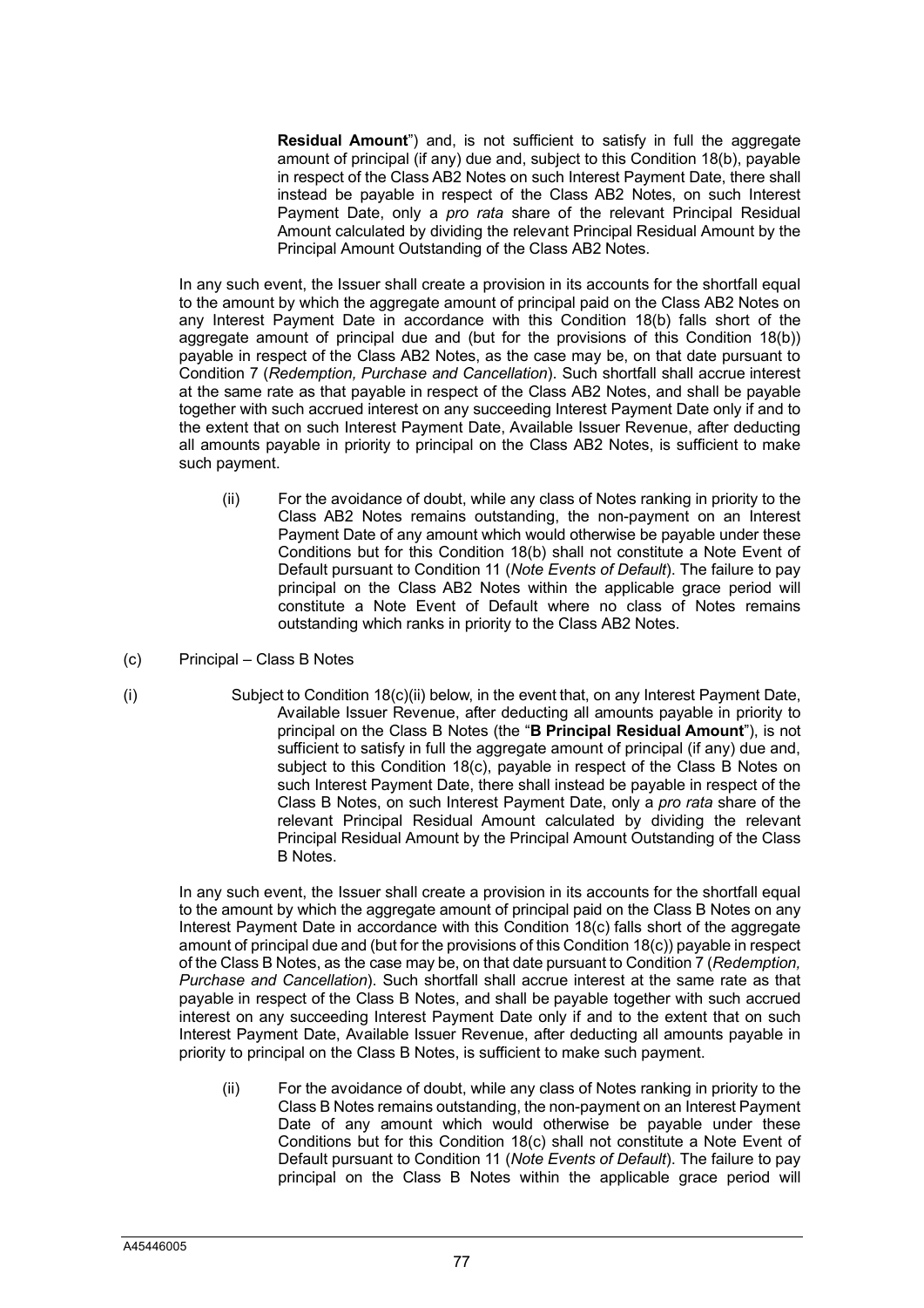**Residual Amount**") and, is not sufficient to satisfy in full the aggregate amount of principal (if any) due and, subject to this Condition 18(b), payable in respect of the Class AB2 Notes on such Interest Payment Date, there shall instead be payable in respect of the Class AB2 Notes, on such Interest Payment Date, only a *pro rata* share of the relevant Principal Residual Amount calculated by dividing the relevant Principal Residual Amount by the Principal Amount Outstanding of the Class AB2 Notes.

In any such event, the Issuer shall create a provision in its accounts for the shortfall equal to the amount by which the aggregate amount of principal paid on the Class AB2 Notes on any Interest Payment Date in accordance with this Condition 18(b) falls short of the aggregate amount of principal due and (but for the provisions of this Condition 18(b)) payable in respect of the Class AB2 Notes, as the case may be, on that date pursuant to Condition 7 (*Redemption, Purchase and Cancellation*). Such shortfall shall accrue interest at the same rate as that payable in respect of the Class AB2 Notes, and shall be payable together with such accrued interest on any succeeding Interest Payment Date only if and to the extent that on such Interest Payment Date, Available Issuer Revenue, after deducting all amounts payable in priority to principal on the Class AB2 Notes, is sufficient to make such payment.

(ii) For the avoidance of doubt, while any class of Notes ranking in priority to the Class AB2 Notes remains outstanding, the non-payment on an Interest Payment Date of any amount which would otherwise be payable under these Conditions but for this Condition 18(b) shall not constitute a Note Event of Default pursuant to Condition 11 (*Note Events of Default*). The failure to pay principal on the Class AB2 Notes within the applicable grace period will constitute a Note Event of Default where no class of Notes remains outstanding which ranks in priority to the Class AB2 Notes.

(c) Principal – Class B Notes

(i) Subject to Condition 18(c)(ii) below, in the event that, on any Interest Payment Date, Available Issuer Revenue, after deducting all amounts payable in priority to principal on the Class B Notes (the "**B Principal Residual Amount**"), is not sufficient to satisfy in full the aggregate amount of principal (if any) due and, subject to this Condition 18(c), payable in respect of the Class B Notes on such Interest Payment Date, there shall instead be payable in respect of the Class B Notes, on such Interest Payment Date, only a *pro rata* share of the relevant Principal Residual Amount calculated by dividing the relevant Principal Residual Amount by the Principal Amount Outstanding of the Class B Notes.

In any such event, the Issuer shall create a provision in its accounts for the shortfall equal to the amount by which the aggregate amount of principal paid on the Class B Notes on any Interest Payment Date in accordance with this Condition 18(c) falls short of the aggregate amount of principal due and (but for the provisions of this Condition 18(c)) payable in respect of the Class B Notes, as the case may be, on that date pursuant to Condition 7 (*Redemption, Purchase and Cancellation*). Such shortfall shall accrue interest at the same rate as that payable in respect of the Class B Notes, and shall be payable together with such accrued interest on any succeeding Interest Payment Date only if and to the extent that on such Interest Payment Date, Available Issuer Revenue, after deducting all amounts payable in priority to principal on the Class B Notes, is sufficient to make such payment.

(ii) For the avoidance of doubt, while any class of Notes ranking in priority to the Class B Notes remains outstanding, the non-payment on an Interest Payment Date of any amount which would otherwise be payable under these Conditions but for this Condition 18(c) shall not constitute a Note Event of Default pursuant to Condition 11 (*Note Events of Default*). The failure to pay principal on the Class B Notes within the applicable grace period will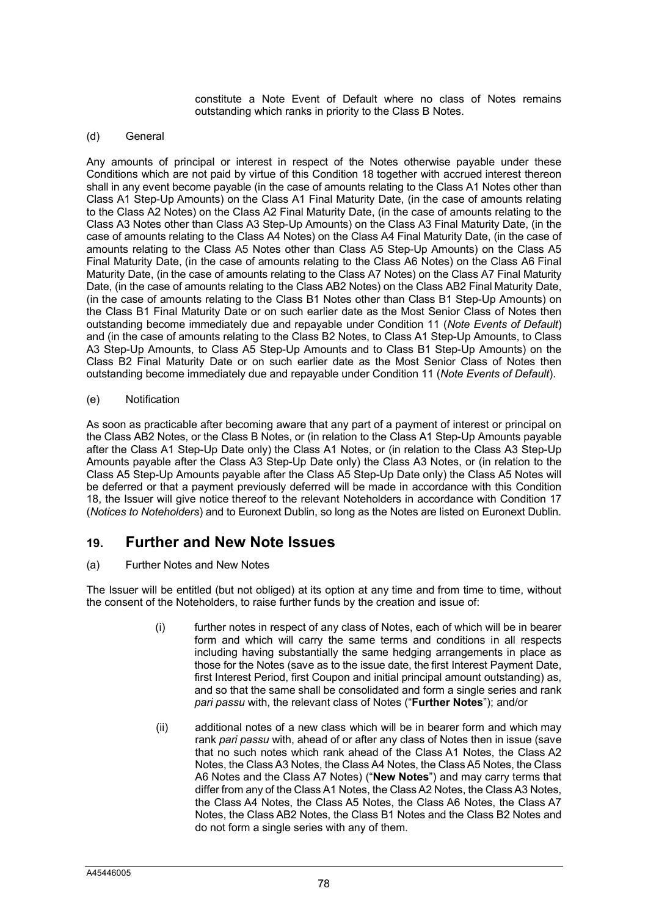constitute a Note Event of Default where no class of Notes remains outstanding which ranks in priority to the Class B Notes.

(d) General

Any amounts of principal or interest in respect of the Notes otherwise payable under these Conditions which are not paid by virtue of this Condition 18 together with accrued interest thereon shall in any event become payable (in the case of amounts relating to the Class A1 Notes other than Class A1 Step-Up Amounts) on the Class A1 Final Maturity Date, (in the case of amounts relating to the Class A2 Notes) on the Class A2 Final Maturity Date, (in the case of amounts relating to the Class A3 Notes other than Class A3 Step-Up Amounts) on the Class A3 Final Maturity Date, (in the case of amounts relating to the Class A4 Notes) on the Class A4 Final Maturity Date, (in the case of amounts relating to the Class A5 Notes other than Class A5 Step-Up Amounts) on the Class A5 Final Maturity Date, (in the case of amounts relating to the Class A6 Notes) on the Class A6 Final Maturity Date, (in the case of amounts relating to the Class A7 Notes) on the Class A7 Final Maturity Date, (in the case of amounts relating to the Class AB2 Notes) on the Class AB2 Final Maturity Date, (in the case of amounts relating to the Class B1 Notes other than Class B1 Step-Up Amounts) on the Class B1 Final Maturity Date or on such earlier date as the Most Senior Class of Notes then outstanding become immediately due and repayable under Condition 11 (*Note Events of Default*) and (in the case of amounts relating to the Class B2 Notes, to Class A1 Step-Up Amounts, to Class A3 Step-Up Amounts, to Class A5 Step-Up Amounts and to Class B1 Step-Up Amounts) on the Class B2 Final Maturity Date or on such earlier date as the Most Senior Class of Notes then outstanding become immediately due and repayable under Condition 11 (*Note Events of Default*).

(e) Notification

As soon as practicable after becoming aware that any part of a payment of interest or principal on the Class AB2 Notes, or the Class B Notes, or (in relation to the Class A1 Step-Up Amounts payable after the Class A1 Step-Up Date only) the Class A1 Notes, or (in relation to the Class A3 Step-Up Amounts payable after the Class A3 Step-Up Date only) the Class A3 Notes, or (in relation to the Class A5 Step-Up Amounts payable after the Class A5 Step-Up Date only) the Class A5 Notes will be deferred or that a payment previously deferred will be made in accordance with this Condition 18, the Issuer will give notice thereof to the relevant Noteholders in accordance with Condition 17 (*Notices to Noteholders*) and to Euronext Dublin, so long as the Notes are listed on Euronext Dublin.

## 19. Further and New Note Issues

(a) Further Notes and New Notes

The Issuer will be entitled (but not obliged) at its option at any time and from time to time, without the consent of the Noteholders, to raise further funds by the creation and issue of:

(i) further notes in respect of any class of Notes, each of which will be in bearer form and which will carry the same terms and conditions in all respects including having substantially the same hedging arrangements in place as those for the Notes (save as to the issue date, the first Interest Payment Date, first Interest Period, first Coupon and initial principal amount outstanding) as, and so that the same shall be consolidated and form a single series and rank *pari passu* with, the relevant class of Notes ("**Further Notes**"); and/or

(ii) additional notes of a new class which will be in bearer form and which may rank *pari passu* with, ahead of or after any class of Notes then in issue (save that no such notes which rank ahead of the Class A1 Notes, the Class A2 Notes, the Class A3 Notes, the Class A4 Notes, the Class A5 Notes, the Class A6 Notes and the Class A7 Notes) ("**New Notes**") and may carry terms that differ from any of the Class A1 Notes, the Class A2 Notes, the Class A3 Notes, the Class A4 Notes, the Class A5 Notes, the Class A6 Notes, the Class A7 Notes, the Class AB2 Notes, the Class B1 Notes and the Class B2 Notes and do not form a single series with any of them.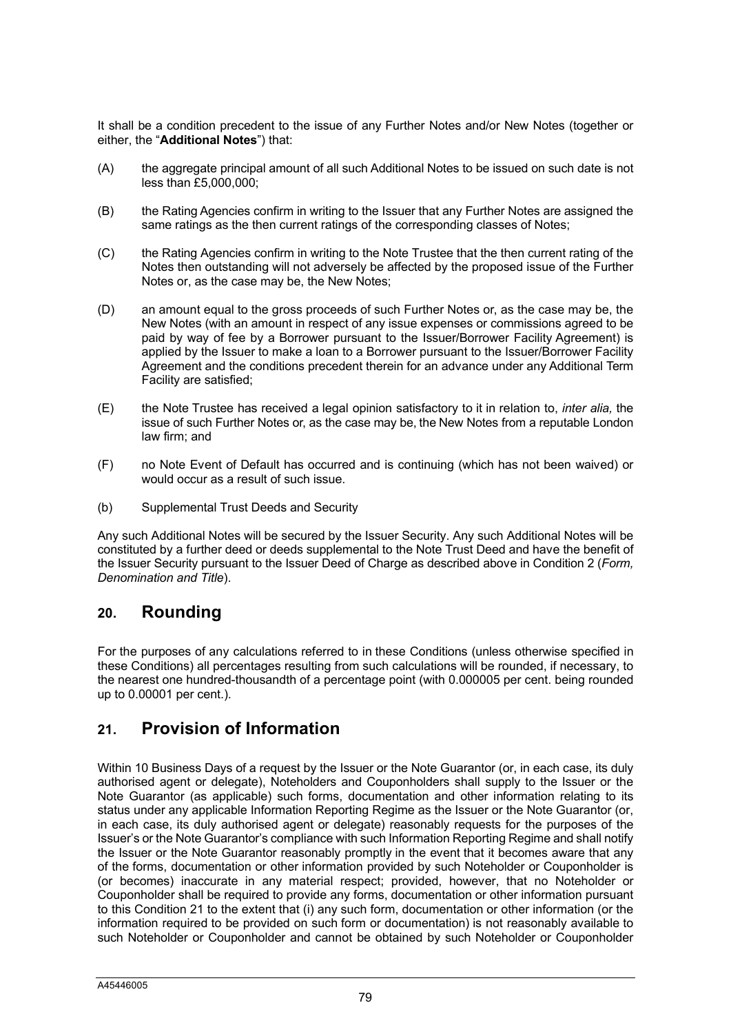It shall be a condition precedent to the issue of any Further Notes and/or New Notes (together or either, the "**Additional Notes**") that:

(A) the aggregate principal amount of all such Additional Notes to be issued on such date is not less than £5,000,000;

(B) the Rating Agencies confirm in writing to the Issuer that any Further Notes are assigned the same ratings as the then current ratings of the corresponding classes of Notes;

(C) the Rating Agencies confirm in writing to the Note Trustee that the then current rating of the Notes then outstanding will not adversely be affected by the proposed issue of the Further Notes or, as the case may be, the New Notes;

(D) an amount equal to the gross proceeds of such Further Notes or, as the case may be, the New Notes (with an amount in respect of any issue expenses or commissions agreed to be paid by way of fee by a Borrower pursuant to the Issuer/Borrower Facility Agreement) is applied by the Issuer to make a loan to a Borrower pursuant to the Issuer/Borrower Facility Agreement and the conditions precedent therein for an advance under any Additional Term Facility are satisfied;

(E) the Note Trustee has received a legal opinion satisfactory to it in relation to, *inter alia,* the issue of such Further Notes or, as the case may be, the New Notes from a reputable London law firm; and

(F) no Note Event of Default has occurred and is continuing (which has not been waived) or would occur as a result of such issue.

(b) Supplemental Trust Deeds and Security

Any such Additional Notes will be secured by the Issuer Security. Any such Additional Notes will be constituted by a further deed or deeds supplemental to the Note Trust Deed and have the benefit of the Issuer Security pursuant to the Issuer Deed of Charge as described above in Condition 2 (*Form, Denomination and Title*).

## 20. Rounding

For the purposes of any calculations referred to in these Conditions (unless otherwise specified in these Conditions) all percentages resulting from such calculations will be rounded, if necessary, to the nearest one hundred-thousandth of a percentage point (with 0.000005 per cent. being rounded up to 0.00001 per cent.).

## 21. Provision of Information

Within 10 Business Days of a request by the Issuer or the Note Guarantor (or, in each case, its duly authorised agent or delegate), Noteholders and Couponholders shall supply to the Issuer or the Note Guarantor (as applicable) such forms, documentation and other information relating to its status under any applicable Information Reporting Regime as the Issuer or the Note Guarantor (or, in each case, its duly authorised agent or delegate) reasonably requests for the purposes of the Issuer's or the Note Guarantor's compliance with such Information Reporting Regime and shall notify the Issuer or the Note Guarantor reasonably promptly in the event that it becomes aware that any of the forms, documentation or other information provided by such Noteholder or Couponholder is (or becomes) inaccurate in any material respect; provided, however, that no Noteholder or Couponholder shall be required to provide any forms, documentation or other information pursuant to this Condition 21 to the extent that (i) any such form, documentation or other information (or the information required to be provided on such form or documentation) is not reasonably available to such Noteholder or Couponholder and cannot be obtained by such Noteholder or Couponholder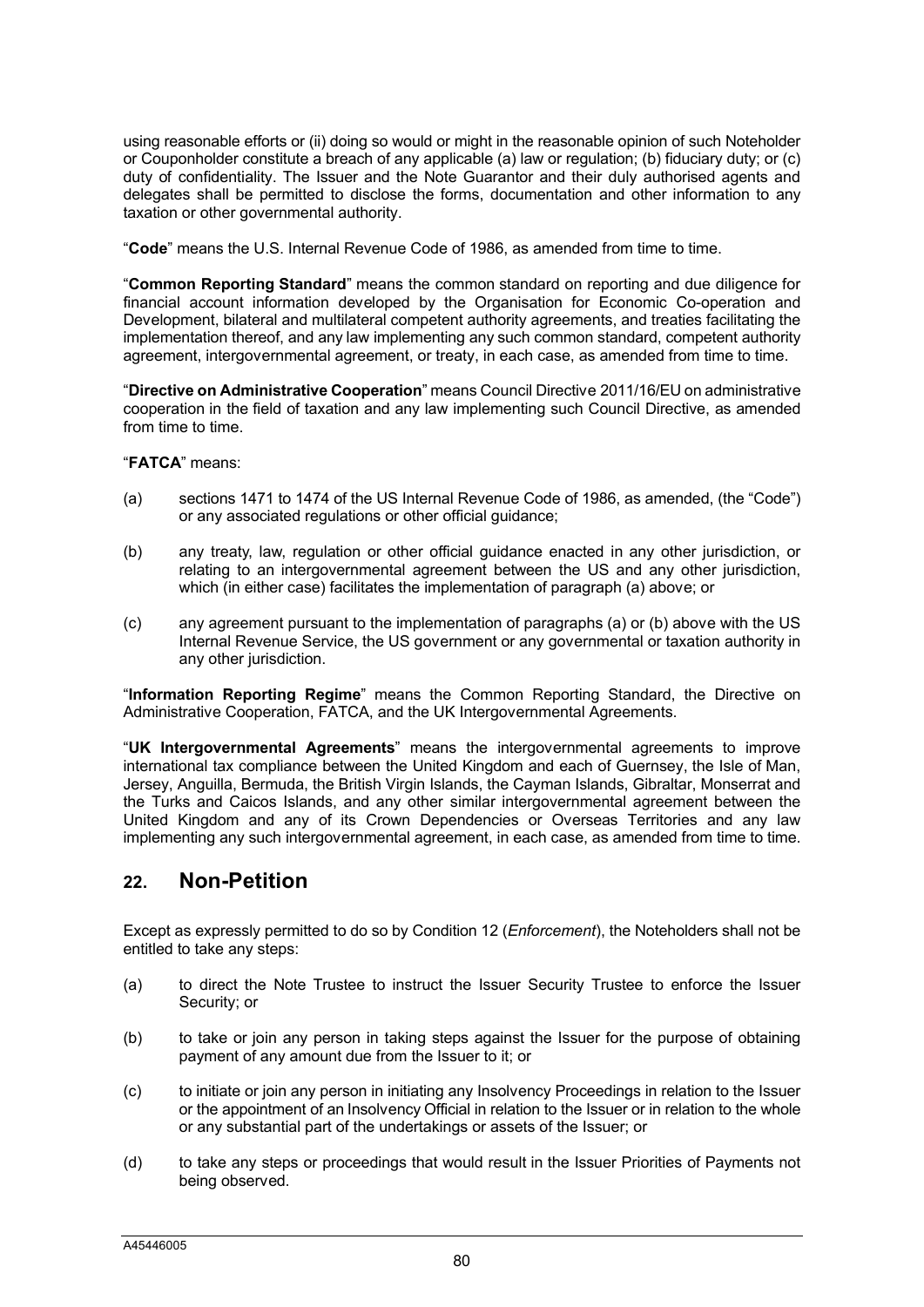using reasonable efforts or (ii) doing so would or might in the reasonable opinion of such Noteholder or Couponholder constitute a breach of any applicable (a) law or regulation; (b) fiduciary duty; or (c) duty of confidentiality. The Issuer and the Note Guarantor and their duly authorised agents and delegates shall be permitted to disclose the forms, documentation and other information to any taxation or other governmental authority.

"**Code**" means the U.S. Internal Revenue Code of 1986, as amended from time to time.

"**Common Reporting Standard**" means the common standard on reporting and due diligence for financial account information developed by the Organisation for Economic Co-operation and Development, bilateral and multilateral competent authority agreements, and treaties facilitating the implementation thereof, and any law implementing any such common standard, competent authority agreement, intergovernmental agreement, or treaty, in each case, as amended from time to time.

"**Directive on Administrative Cooperation**" means Council Directive 2011/16/EU on administrative cooperation in the field of taxation and any law implementing such Council Directive, as amended from time to time.

"**FATCA**" means:

(a) sections 1471 to 1474 of the US Internal Revenue Code of 1986, as amended, (the "Code") or any associated regulations or other official guidance;

(b) any treaty, law, regulation or other official guidance enacted in any other jurisdiction, or relating to an intergovernmental agreement between the US and any other jurisdiction, which (in either case) facilitates the implementation of paragraph (a) above; or

(c) any agreement pursuant to the implementation of paragraphs (a) or (b) above with the US Internal Revenue Service, the US government or any governmental or taxation authority in any other jurisdiction.

"**Information Reporting Regime**" means the Common Reporting Standard, the Directive on Administrative Cooperation, FATCA, and the UK Intergovernmental Agreements.

"**UK Intergovernmental Agreements**" means the intergovernmental agreements to improve international tax compliance between the United Kingdom and each of Guernsey, the Isle of Man, Jersey, Anguilla, Bermuda, the British Virgin Islands, the Cayman Islands, Gibraltar, Monserrat and the Turks and Caicos Islands, and any other similar intergovernmental agreement between the United Kingdom and any of its Crown Dependencies or Overseas Territories and any law implementing any such intergovernmental agreement, in each case, as amended from time to time.

## 22. Non-Petition

Except as expressly permitted to do so by Condition 12 (*Enforcement*), the Noteholders shall not be entitled to take any steps:

(a) to direct the Note Trustee to instruct the Issuer Security Trustee to enforce the Issuer Security; or

(b) to take or join any person in taking steps against the Issuer for the purpose of obtaining payment of any amount due from the Issuer to it; or

(c) to initiate or join any person in initiating any Insolvency Proceedings in relation to the Issuer or the appointment of an Insolvency Official in relation to the Issuer or in relation to the whole or any substantial part of the undertakings or assets of the Issuer; or

(d) to take any steps or proceedings that would result in the Issuer Priorities of Payments not being observed.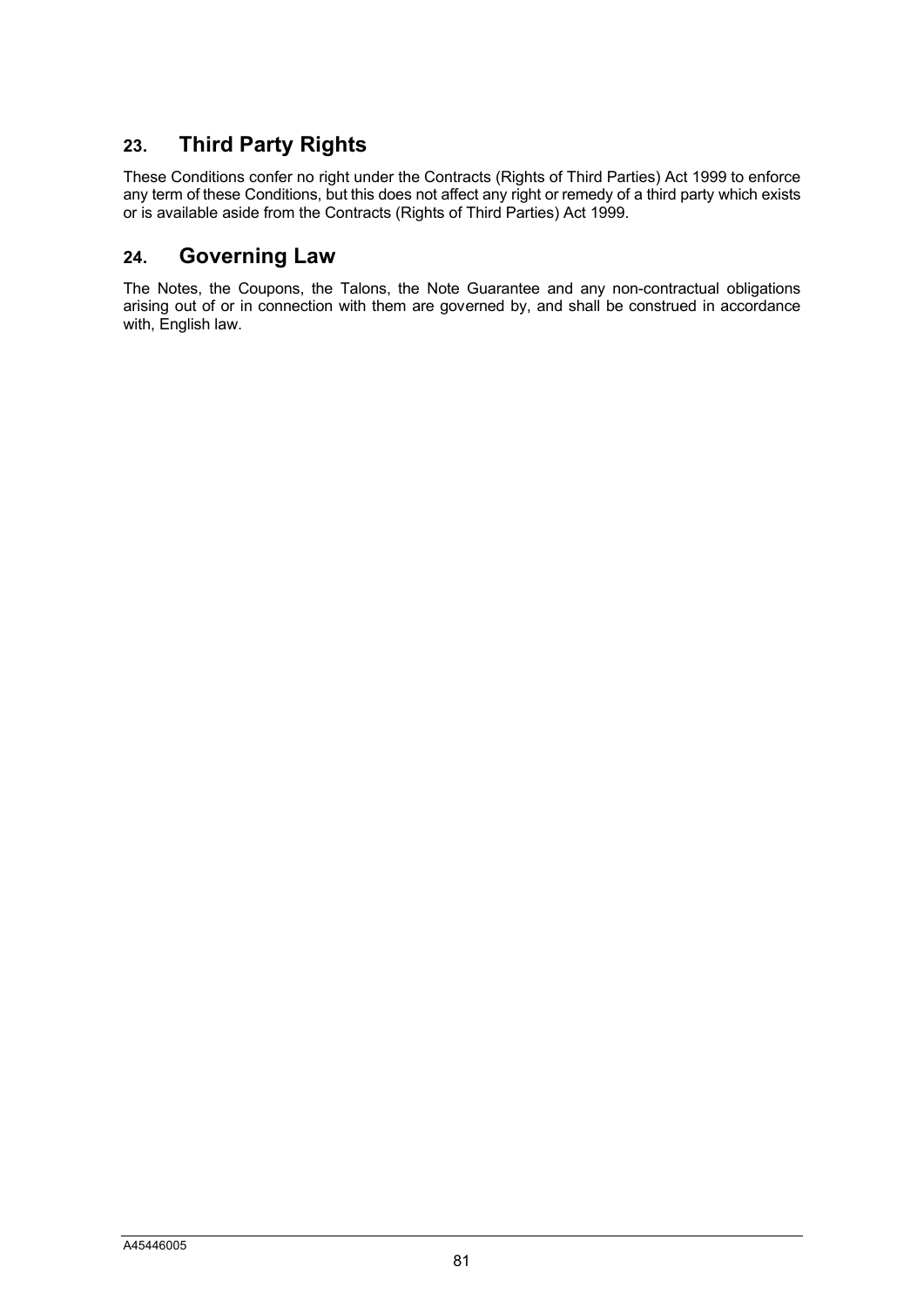## 23. Third Party Rights

These Conditions confer no right under the Contracts (Rights of Third Parties) Act 1999 to enforce any term of these Conditions, but this does not affect any right or remedy of a third party which exists or is available aside from the Contracts (Rights of Third Parties) Act 1999.

## 24. Governing Law

The Notes, the Coupons, the Talons, the Note Guarantee and any non-contractual obligations arising out of or in connection with them are governed by, and shall be construed in accordance with, English law.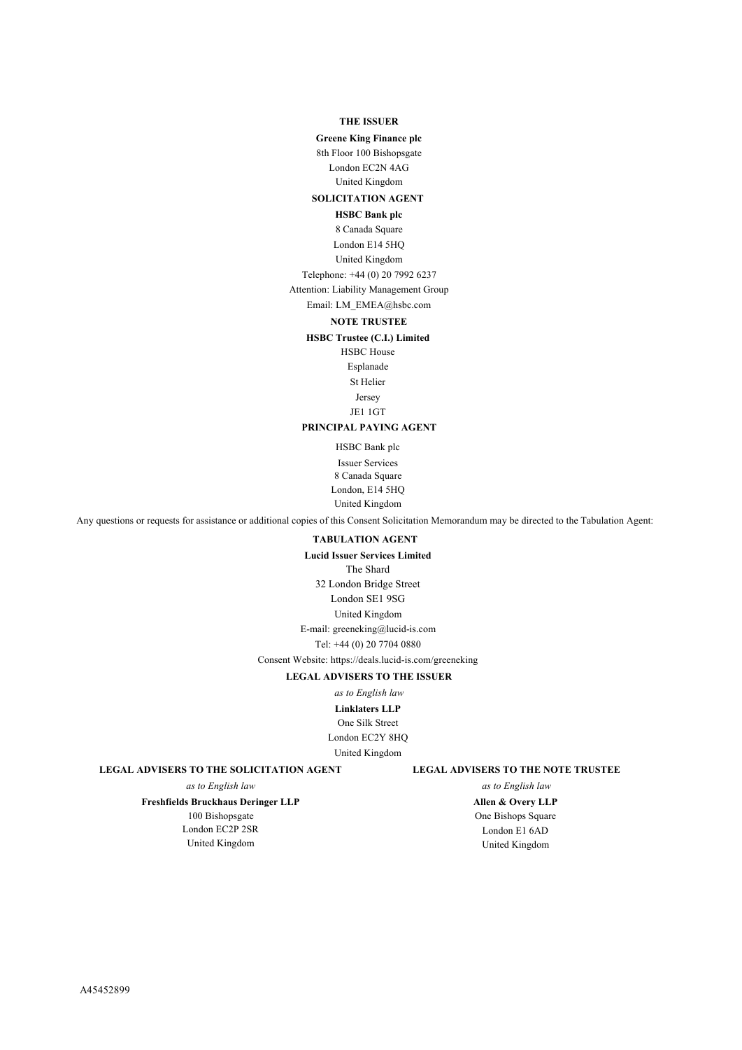**THE ISSUER**

**Greene King Finance plc**

8th Floor 100 Bishopsgate
London EC2N 4AG
United Kingdom

**SOLICITATION AGENT**

**HSBC Bank plc**

8 Canada Square
London E14 5HQ
United Kingdom
Telephone: +44 (0) 20 7992 6237
Attention: Liability Management Group
Email: LM_EMEA@hsbc.com

**NOTE TRUSTEE**

**HSBC Trustee (C.I.) Limited**

HSBC House
Esplanade
St Helier
Jersey
JE1 1GT

**PRINCIPAL PAYING AGENT**

HSBC Bank plc
Issuer Services
8 Canada Square
London, E14 5HQ
United Kingdom

Any questions or requests for assistance or additional copies of this Consent Solicitation Memorandum may be directed to the Tabulation Agent:

**TABULATION AGENT**

**Lucid Issuer Services Limited**

The Shard
32 London Bridge Street
London SE1 9SG
United Kingdom
E-mail: greeneking@lucid-is.com
Tel: +44 (0) 20 7704 0880
Consent Website: https://deals.lucid-is.com/greeneking

**LEGAL ADVISERS TO THE ISSUER**

*as to English law*

**Linklaters LLP**

One Silk Street
London EC2Y 8HQ
United Kingdom

**LEGAL ADVISERS TO THE SOLICITATION AGENT**

*as to English law*

**Freshfields Bruckhaus Deringer LLP**

100 Bishopsgate
London EC2P 2SR
United Kingdom

**LEGAL ADVISERS TO THE NOTE TRUSTEE**

*as to English law*

**Allen & Overy LLP**

One Bishops Square
London E1 6AD
United Kingdom

A45452899